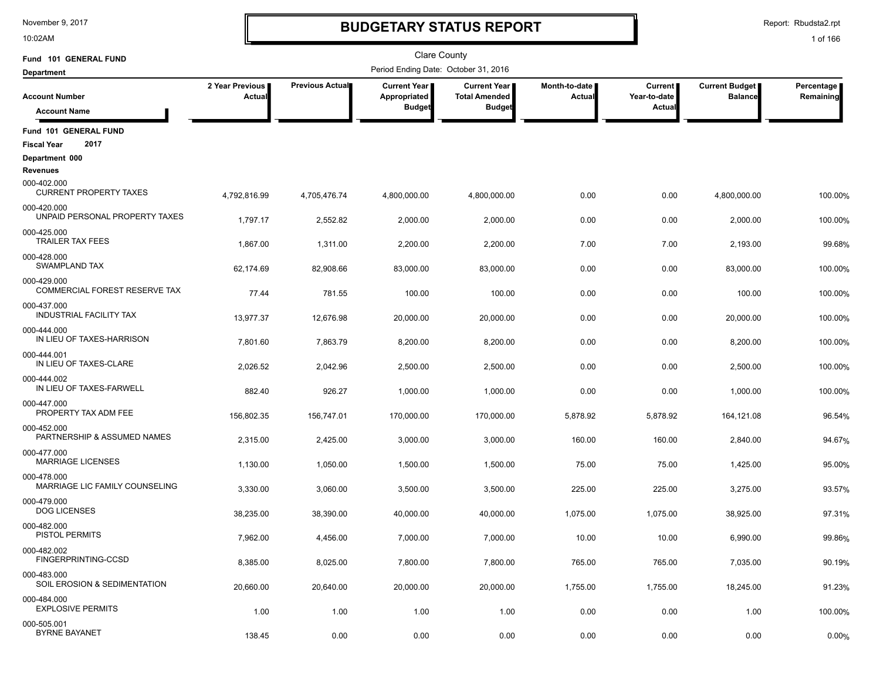November 9, 2017
10:02AM

# BUDGETARY STATUS REPORT

Report: Rbudsta2.rpt

Clare County

Fund 101 GENERAL FUND
Department

Period Ending Date: October 31, 2016

| Account Number / Account Name | 2 Year Previous Actual | Previous Actual | Current Year Appropriated Budget | Current Year Total Amended Budget | Month-to-date Actual | Current Year-to-date Actual | Current Budget Balance | Percentage Remaining |
|---|---|---|---|---|---|---|---|---|
| **Fund 101 GENERAL FUND** | | | | | | | | |
| **Fiscal Year 2017** | | | | | | | | |
| **Department 000** | | | | | | | | |
| **Revenues** | | | | | | | | |
| 000-402.000 CURRENT PROPERTY TAXES | 4,792,816.99 | 4,705,476.74 | 4,800,000.00 | 4,800,000.00 | 0.00 | 0.00 | 4,800,000.00 | 100.00% |
| 000-420.000 UNPAID PERSONAL PROPERTY TAXES | 1,797.17 | 2,552.82 | 2,000.00 | 2,000.00 | 0.00 | 0.00 | 2,000.00 | 100.00% |
| 000-425.000 TRAILER TAX FEES | 1,867.00 | 1,311.00 | 2,200.00 | 2,200.00 | 7.00 | 7.00 | 2,193.00 | 99.68% |
| 000-428.000 SWAMPLAND TAX | 62,174.69 | 82,908.66 | 83,000.00 | 83,000.00 | 0.00 | 0.00 | 83,000.00 | 100.00% |
| 000-429.000 COMMERCIAL FOREST RESERVE TAX | 77.44 | 781.55 | 100.00 | 100.00 | 0.00 | 0.00 | 100.00 | 100.00% |
| 000-437.000 INDUSTRIAL FACILITY TAX | 13,977.37 | 12,676.98 | 20,000.00 | 20,000.00 | 0.00 | 0.00 | 20,000.00 | 100.00% |
| 000-444.000 IN LIEU OF TAXES-HARRISON | 7,801.60 | 7,863.79 | 8,200.00 | 8,200.00 | 0.00 | 0.00 | 8,200.00 | 100.00% |
| 000-444.001 IN LIEU OF TAXES-CLARE | 2,026.52 | 2,042.96 | 2,500.00 | 2,500.00 | 0.00 | 0.00 | 2,500.00 | 100.00% |
| 000-444.002 IN LIEU OF TAXES-FARWELL | 882.40 | 926.27 | 1,000.00 | 1,000.00 | 0.00 | 0.00 | 1,000.00 | 100.00% |
| 000-447.000 PROPERTY TAX ADM FEE | 156,802.35 | 156,747.01 | 170,000.00 | 170,000.00 | 5,878.92 | 5,878.92 | 164,121.08 | 96.54% |
| 000-452.000 PARTNERSHIP & ASSUMED NAMES | 2,315.00 | 2,425.00 | 3,000.00 | 3,000.00 | 160.00 | 160.00 | 2,840.00 | 94.67% |
| 000-477.000 MARRIAGE LICENSES | 1,130.00 | 1,050.00 | 1,500.00 | 1,500.00 | 75.00 | 75.00 | 1,425.00 | 95.00% |
| 000-478.000 MARRIAGE LIC FAMILY COUNSELING | 3,330.00 | 3,060.00 | 3,500.00 | 3,500.00 | 225.00 | 225.00 | 3,275.00 | 93.57% |
| 000-479.000 DOG LICENSES | 38,235.00 | 38,390.00 | 40,000.00 | 40,000.00 | 1,075.00 | 1,075.00 | 38,925.00 | 97.31% |
| 000-482.000 PISTOL PERMITS | 7,962.00 | 4,456.00 | 7,000.00 | 7,000.00 | 10.00 | 10.00 | 6,990.00 | 99.86% |
| 000-482.002 FINGERPRINTING-CCSD | 8,385.00 | 8,025.00 | 7,800.00 | 7,800.00 | 765.00 | 765.00 | 7,035.00 | 90.19% |
| 000-483.000 SOIL EROSION & SEDIMENTATION | 20,660.00 | 20,640.00 | 20,000.00 | 20,000.00 | 1,755.00 | 1,755.00 | 18,245.00 | 91.23% |
| 000-484.000 EXPLOSIVE PERMITS | 1.00 | 1.00 | 1.00 | 1.00 | 0.00 | 0.00 | 1.00 | 100.00% |
| 000-505.001 BYRNE BAYANET | 138.45 | 0.00 | 0.00 | 0.00 | 0.00 | 0.00 | 0.00 | 0.00% |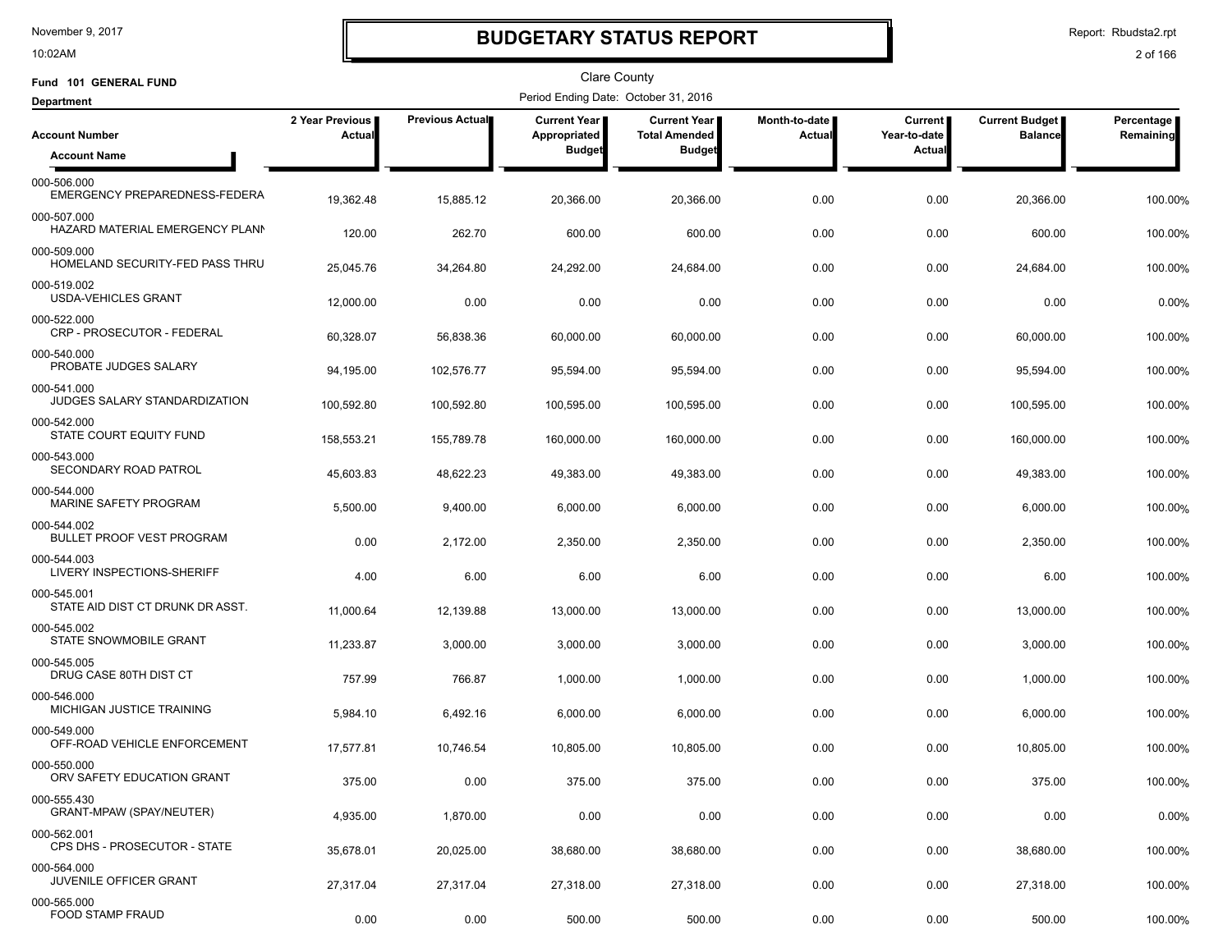# BUDGETARY STATUS REPORT

November 9, 2017
10:02AM

Report: Rbudsta2.rpt

Clare County

Fund 101 GENERAL FUND

Period Ending Date: October 31, 2016

Department

| Account Number / Account Name | 2 Year Previous Actual | Previous Actual | Current Year Appropriated Budget | Current Year Total Amended Budget | Month-to-date Actual | Current Year-to-date Actual | Current Budget Balance | Percentage Remaining |
|---|---|---|---|---|---|---|---|---|
| 000-506.000 EMERGENCY PREPAREDNESS-FEDERA | 19,362.48 | 15,885.12 | 20,366.00 | 20,366.00 | 0.00 | 0.00 | 20,366.00 | 100.00% |
| 000-507.000 HAZARD MATERIAL EMERGENCY PLANN | 120.00 | 262.70 | 600.00 | 600.00 | 0.00 | 0.00 | 600.00 | 100.00% |
| 000-509.000 HOMELAND SECURITY-FED PASS THRU | 25,045.76 | 34,264.80 | 24,292.00 | 24,684.00 | 0.00 | 0.00 | 24,684.00 | 100.00% |
| 000-519.002 USDA-VEHICLES GRANT | 12,000.00 | 0.00 | 0.00 | 0.00 | 0.00 | 0.00 | 0.00 | 0.00% |
| 000-522.000 CRP - PROSECUTOR - FEDERAL | 60,328.07 | 56,838.36 | 60,000.00 | 60,000.00 | 0.00 | 0.00 | 60,000.00 | 100.00% |
| 000-540.000 PROBATE JUDGES SALARY | 94,195.00 | 102,576.77 | 95,594.00 | 95,594.00 | 0.00 | 0.00 | 95,594.00 | 100.00% |
| 000-541.000 JUDGES SALARY STANDARDIZATION | 100,592.80 | 100,592.80 | 100,595.00 | 100,595.00 | 0.00 | 0.00 | 100,595.00 | 100.00% |
| 000-542.000 STATE COURT EQUITY FUND | 158,553.21 | 155,789.78 | 160,000.00 | 160,000.00 | 0.00 | 0.00 | 160,000.00 | 100.00% |
| 000-543.000 SECONDARY ROAD PATROL | 45,603.83 | 48,622.23 | 49,383.00 | 49,383.00 | 0.00 | 0.00 | 49,383.00 | 100.00% |
| 000-544.000 MARINE SAFETY PROGRAM | 5,500.00 | 9,400.00 | 6,000.00 | 6,000.00 | 0.00 | 0.00 | 6,000.00 | 100.00% |
| 000-544.002 BULLET PROOF VEST PROGRAM | 0.00 | 2,172.00 | 2,350.00 | 2,350.00 | 0.00 | 0.00 | 2,350.00 | 100.00% |
| 000-544.003 LIVERY INSPECTIONS-SHERIFF | 4.00 | 6.00 | 6.00 | 6.00 | 0.00 | 0.00 | 6.00 | 100.00% |
| 000-545.001 STATE AID DIST CT DRUNK DR ASST. | 11,000.64 | 12,139.88 | 13,000.00 | 13,000.00 | 0.00 | 0.00 | 13,000.00 | 100.00% |
| 000-545.002 STATE SNOWMOBILE GRANT | 11,233.87 | 3,000.00 | 3,000.00 | 3,000.00 | 0.00 | 0.00 | 3,000.00 | 100.00% |
| 000-545.005 DRUG CASE 80TH DIST CT | 757.99 | 766.87 | 1,000.00 | 1,000.00 | 0.00 | 0.00 | 1,000.00 | 100.00% |
| 000-546.000 MICHIGAN JUSTICE TRAINING | 5,984.10 | 6,492.16 | 6,000.00 | 6,000.00 | 0.00 | 0.00 | 6,000.00 | 100.00% |
| 000-549.000 OFF-ROAD VEHICLE ENFORCEMENT | 17,577.81 | 10,746.54 | 10,805.00 | 10,805.00 | 0.00 | 0.00 | 10,805.00 | 100.00% |
| 000-550.000 ORV SAFETY EDUCATION GRANT | 375.00 | 0.00 | 375.00 | 375.00 | 0.00 | 0.00 | 375.00 | 100.00% |
| 000-555.430 GRANT-MPAW (SPAY/NEUTER) | 4,935.00 | 1,870.00 | 0.00 | 0.00 | 0.00 | 0.00 | 0.00 | 0.00% |
| 000-562.001 CPS DHS - PROSECUTOR - STATE | 35,678.01 | 20,025.00 | 38,680.00 | 38,680.00 | 0.00 | 0.00 | 38,680.00 | 100.00% |
| 000-564.000 JUVENILE OFFICER GRANT | 27,317.04 | 27,317.04 | 27,318.00 | 27,318.00 | 0.00 | 0.00 | 27,318.00 | 100.00% |
| 000-565.000 FOOD STAMP FRAUD | 0.00 | 0.00 | 500.00 | 500.00 | 0.00 | 0.00 | 500.00 | 100.00% |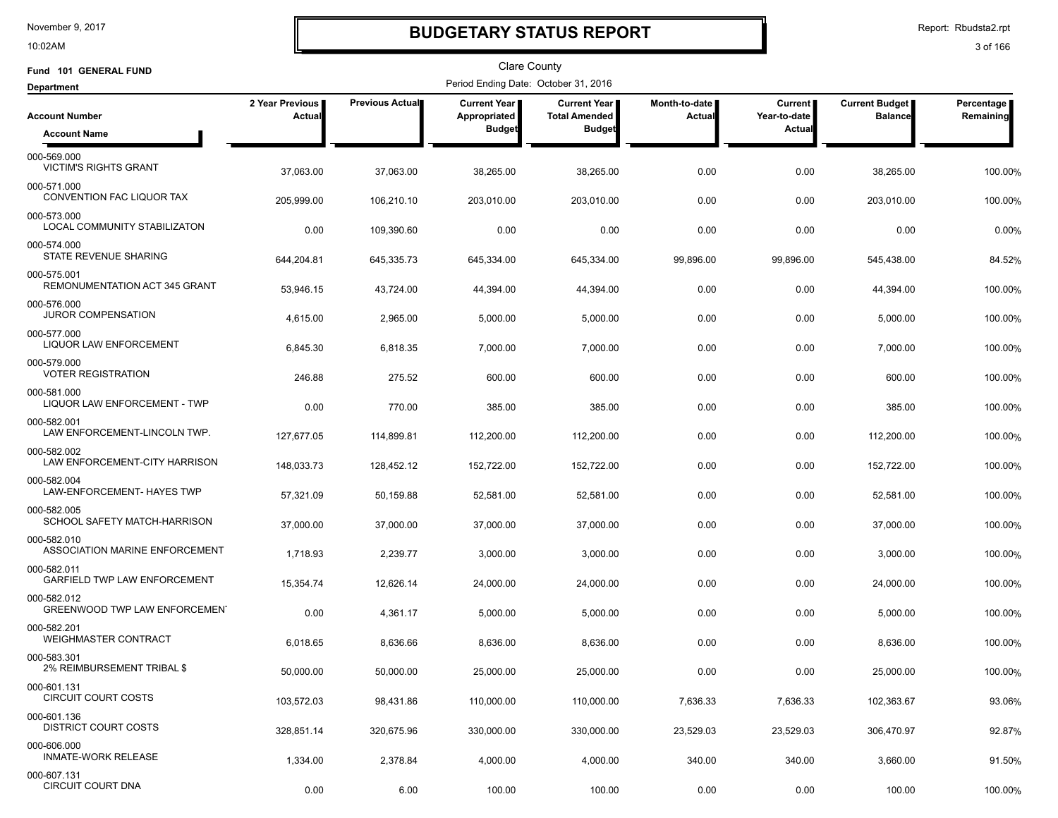# BUDGETARY STATUS REPORT

Clare County

Fund 101 GENERAL FUND

Department

Period Ending Date: October 31, 2016

| Account Number / Account Name | 2 Year Previous Actual | Previous Actual | Current Year Appropriated Budget | Current Year Total Amended Budget | Month-to-date Actual | Current Year-to-date Actual | Current Budget Balance | Percentage Remaining |
|---|---|---|---|---|---|---|---|---|
| 000-569.000 VICTIM'S RIGHTS GRANT | 37,063.00 | 37,063.00 | 38,265.00 | 38,265.00 | 0.00 | 0.00 | 38,265.00 | 100.00% |
| 000-571.000 CONVENTION FAC LIQUOR TAX | 205,999.00 | 106,210.10 | 203,010.00 | 203,010.00 | 0.00 | 0.00 | 203,010.00 | 100.00% |
| 000-573.000 LOCAL COMMUNITY STABILIZATON | 0.00 | 109,390.60 | 0.00 | 0.00 | 0.00 | 0.00 | 0.00 | 0.00% |
| 000-574.000 STATE REVENUE SHARING | 644,204.81 | 645,335.73 | 645,334.00 | 645,334.00 | 99,896.00 | 99,896.00 | 545,438.00 | 84.52% |
| 000-575.001 REMONUMENTATION ACT 345 GRANT | 53,946.15 | 43,724.00 | 44,394.00 | 44,394.00 | 0.00 | 0.00 | 44,394.00 | 100.00% |
| 000-576.000 JUROR COMPENSATION | 4,615.00 | 2,965.00 | 5,000.00 | 5,000.00 | 0.00 | 0.00 | 5,000.00 | 100.00% |
| 000-577.000 LIQUOR LAW ENFORCEMENT | 6,845.30 | 6,818.35 | 7,000.00 | 7,000.00 | 0.00 | 0.00 | 7,000.00 | 100.00% |
| 000-579.000 VOTER REGISTRATION | 246.88 | 275.52 | 600.00 | 600.00 | 0.00 | 0.00 | 600.00 | 100.00% |
| 000-581.000 LIQUOR LAW ENFORCEMENT - TWP | 0.00 | 770.00 | 385.00 | 385.00 | 0.00 | 0.00 | 385.00 | 100.00% |
| 000-582.001 LAW ENFORCEMENT-LINCOLN TWP. | 127,677.05 | 114,899.81 | 112,200.00 | 112,200.00 | 0.00 | 0.00 | 112,200.00 | 100.00% |
| 000-582.002 LAW ENFORCEMENT-CITY HARRISON | 148,033.73 | 128,452.12 | 152,722.00 | 152,722.00 | 0.00 | 0.00 | 152,722.00 | 100.00% |
| 000-582.004 LAW-ENFORCEMENT- HAYES TWP | 57,321.09 | 50,159.88 | 52,581.00 | 52,581.00 | 0.00 | 0.00 | 52,581.00 | 100.00% |
| 000-582.005 SCHOOL SAFETY MATCH-HARRISON | 37,000.00 | 37,000.00 | 37,000.00 | 37,000.00 | 0.00 | 0.00 | 37,000.00 | 100.00% |
| 000-582.010 ASSOCIATION MARINE ENFORCEMENT | 1,718.93 | 2,239.77 | 3,000.00 | 3,000.00 | 0.00 | 0.00 | 3,000.00 | 100.00% |
| 000-582.011 GARFIELD TWP LAW ENFORCEMENT | 15,354.74 | 12,626.14 | 24,000.00 | 24,000.00 | 0.00 | 0.00 | 24,000.00 | 100.00% |
| 000-582.012 GREENWOOD TWP LAW ENFORCEMENT | 0.00 | 4,361.17 | 5,000.00 | 5,000.00 | 0.00 | 0.00 | 5,000.00 | 100.00% |
| 000-582.201 WEIGHMASTER CONTRACT | 6,018.65 | 8,636.66 | 8,636.00 | 8,636.00 | 0.00 | 0.00 | 8,636.00 | 100.00% |
| 000-583.301 2% REIMBURSEMENT TRIBAL $ | 50,000.00 | 50,000.00 | 25,000.00 | 25,000.00 | 0.00 | 0.00 | 25,000.00 | 100.00% |
| 000-601.131 CIRCUIT COURT COSTS | 103,572.03 | 98,431.86 | 110,000.00 | 110,000.00 | 7,636.33 | 7,636.33 | 102,363.67 | 93.06% |
| 000-601.136 DISTRICT COURT COSTS | 328,851.14 | 320,675.96 | 330,000.00 | 330,000.00 | 23,529.03 | 23,529.03 | 306,470.97 | 92.87% |
| 000-606.000 INMATE-WORK RELEASE | 1,334.00 | 2,378.84 | 4,000.00 | 4,000.00 | 340.00 | 340.00 | 3,660.00 | 91.50% |
| 000-607.131 CIRCUIT COURT DNA | 0.00 | 6.00 | 100.00 | 100.00 | 0.00 | 0.00 | 100.00 | 100.00% |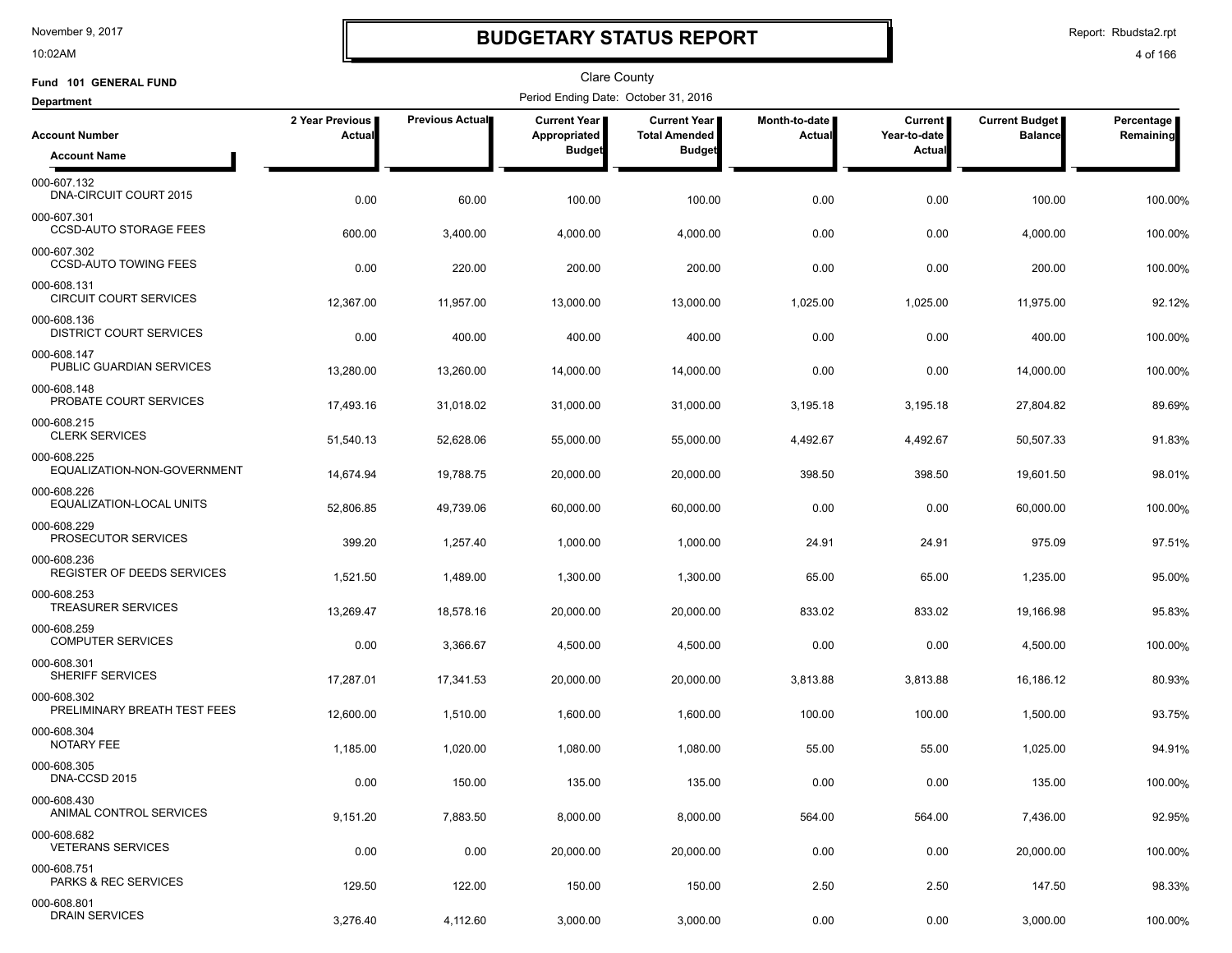# BUDGETARY STATUS REPORT

Clare County

Fund 101 GENERAL FUND

Department

Period Ending Date: October 31, 2016

| Account Number / Account Name | 2 Year Previous Actual | Previous Actual | Current Year Appropriated Budget | Current Year Total Amended Budget | Month-to-date Actual | Current Year-to-date Actual | Current Budget Balance | Percentage Remaining |
|---|---|---|---|---|---|---|---|---|
| 000-607.132 DNA-CIRCUIT COURT 2015 | 0.00 | 60.00 | 100.00 | 100.00 | 0.00 | 0.00 | 100.00 | 100.00% |
| 000-607.301 CCSD-AUTO STORAGE FEES | 600.00 | 3,400.00 | 4,000.00 | 4,000.00 | 0.00 | 0.00 | 4,000.00 | 100.00% |
| 000-607.302 CCSD-AUTO TOWING FEES | 0.00 | 220.00 | 200.00 | 200.00 | 0.00 | 0.00 | 200.00 | 100.00% |
| 000-608.131 CIRCUIT COURT SERVICES | 12,367.00 | 11,957.00 | 13,000.00 | 13,000.00 | 1,025.00 | 1,025.00 | 11,975.00 | 92.12% |
| 000-608.136 DISTRICT COURT SERVICES | 0.00 | 400.00 | 400.00 | 400.00 | 0.00 | 0.00 | 400.00 | 100.00% |
| 000-608.147 PUBLIC GUARDIAN SERVICES | 13,280.00 | 13,260.00 | 14,000.00 | 14,000.00 | 0.00 | 0.00 | 14,000.00 | 100.00% |
| 000-608.148 PROBATE COURT SERVICES | 17,493.16 | 31,018.02 | 31,000.00 | 31,000.00 | 3,195.18 | 3,195.18 | 27,804.82 | 89.69% |
| 000-608.215 CLERK SERVICES | 51,540.13 | 52,628.06 | 55,000.00 | 55,000.00 | 4,492.67 | 4,492.67 | 50,507.33 | 91.83% |
| 000-608.225 EQUALIZATION-NON-GOVERNMENT | 14,674.94 | 19,788.75 | 20,000.00 | 20,000.00 | 398.50 | 398.50 | 19,601.50 | 98.01% |
| 000-608.226 EQUALIZATION-LOCAL UNITS | 52,806.85 | 49,739.06 | 60,000.00 | 60,000.00 | 0.00 | 0.00 | 60,000.00 | 100.00% |
| 000-608.229 PROSECUTOR SERVICES | 399.20 | 1,257.40 | 1,000.00 | 1,000.00 | 24.91 | 24.91 | 975.09 | 97.51% |
| 000-608.236 REGISTER OF DEEDS SERVICES | 1,521.50 | 1,489.00 | 1,300.00 | 1,300.00 | 65.00 | 65.00 | 1,235.00 | 95.00% |
| 000-608.253 TREASURER SERVICES | 13,269.47 | 18,578.16 | 20,000.00 | 20,000.00 | 833.02 | 833.02 | 19,166.98 | 95.83% |
| 000-608.259 COMPUTER SERVICES | 0.00 | 3,366.67 | 4,500.00 | 4,500.00 | 0.00 | 0.00 | 4,500.00 | 100.00% |
| 000-608.301 SHERIFF SERVICES | 17,287.01 | 17,341.53 | 20,000.00 | 20,000.00 | 3,813.88 | 3,813.88 | 16,186.12 | 80.93% |
| 000-608.302 PRELIMINARY BREATH TEST FEES | 12,600.00 | 1,510.00 | 1,600.00 | 1,600.00 | 100.00 | 100.00 | 1,500.00 | 93.75% |
| 000-608.304 NOTARY FEE | 1,185.00 | 1,020.00 | 1,080.00 | 1,080.00 | 55.00 | 55.00 | 1,025.00 | 94.91% |
| 000-608.305 DNA-CCSD 2015 | 0.00 | 150.00 | 135.00 | 135.00 | 0.00 | 0.00 | 135.00 | 100.00% |
| 000-608.430 ANIMAL CONTROL SERVICES | 9,151.20 | 7,883.50 | 8,000.00 | 8,000.00 | 564.00 | 564.00 | 7,436.00 | 92.95% |
| 000-608.682 VETERANS SERVICES | 0.00 | 0.00 | 20,000.00 | 20,000.00 | 0.00 | 0.00 | 20,000.00 | 100.00% |
| 000-608.751 PARKS & REC SERVICES | 129.50 | 122.00 | 150.00 | 150.00 | 2.50 | 2.50 | 147.50 | 98.33% |
| 000-608.801 DRAIN SERVICES | 3,276.40 | 4,112.60 | 3,000.00 | 3,000.00 | 0.00 | 0.00 | 3,000.00 | 100.00% |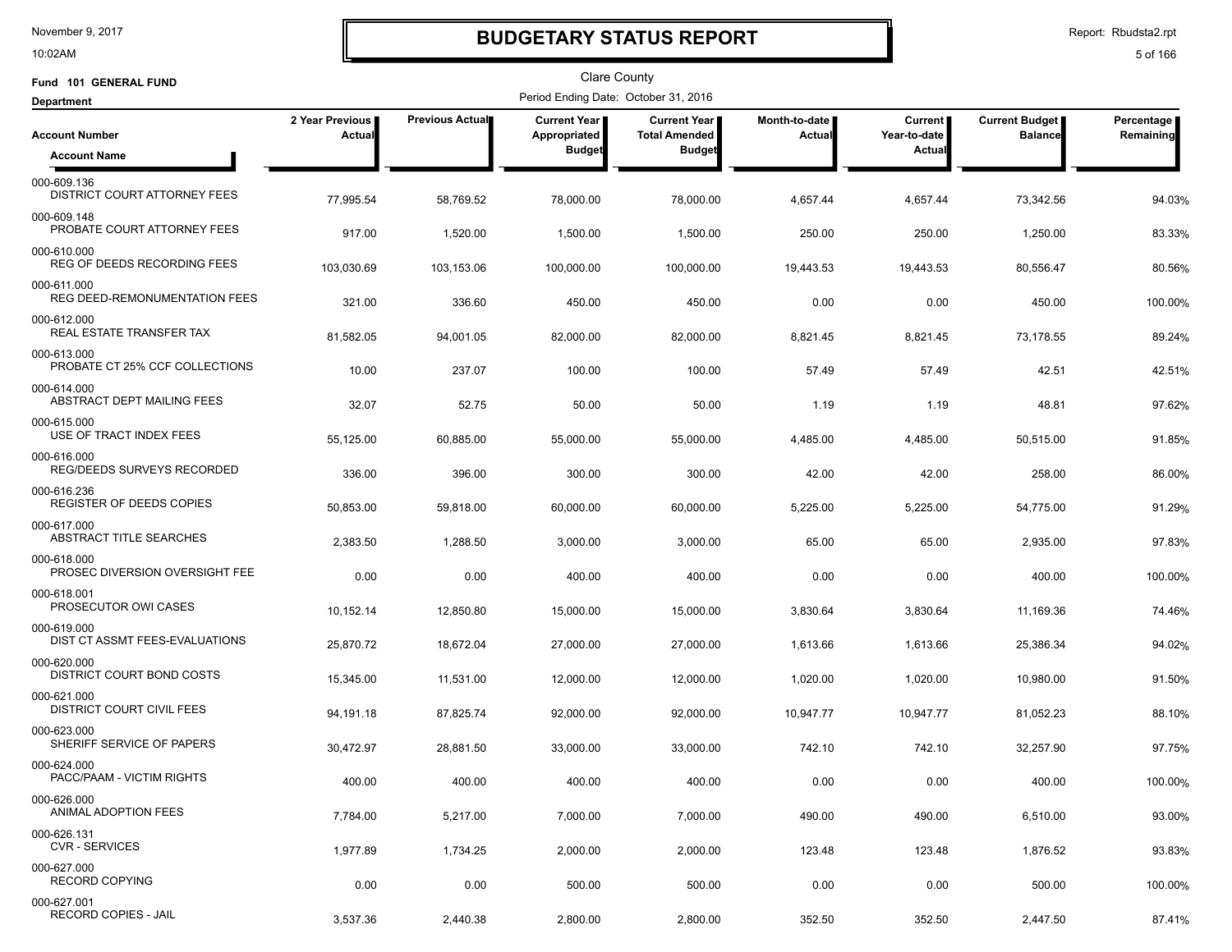# BUDGETARY STATUS REPORT

Clare County

Period Ending Date: October 31, 2016

Fund 101 GENERAL FUND

Department

| Account Number / Account Name | 2 Year Previous Actual | Previous Actual | Current Year Appropriated Budget | Current Year Total Amended Budget | Month-to-date Actual | Current Year-to-date Actual | Current Budget Balance | Percentage Remaining |
|---|---|---|---|---|---|---|---|---|
| 000-609.136 DISTRICT COURT ATTORNEY FEES | 77,995.54 | 58,769.52 | 78,000.00 | 78,000.00 | 4,657.44 | 4,657.44 | 73,342.56 | 94.03% |
| 000-609.148 PROBATE COURT ATTORNEY FEES | 917.00 | 1,520.00 | 1,500.00 | 1,500.00 | 250.00 | 250.00 | 1,250.00 | 83.33% |
| 000-610.000 REG OF DEEDS RECORDING FEES | 103,030.69 | 103,153.06 | 100,000.00 | 100,000.00 | 19,443.53 | 19,443.53 | 80,556.47 | 80.56% |
| 000-611.000 REG DEED-REMONUMENTATION FEES | 321.00 | 336.60 | 450.00 | 450.00 | 0.00 | 0.00 | 450.00 | 100.00% |
| 000-612.000 REAL ESTATE TRANSFER TAX | 81,582.05 | 94,001.05 | 82,000.00 | 82,000.00 | 8,821.45 | 8,821.45 | 73,178.55 | 89.24% |
| 000-613.000 PROBATE CT 25% CCF COLLECTIONS | 10.00 | 237.07 | 100.00 | 100.00 | 57.49 | 57.49 | 42.51 | 42.51% |
| 000-614.000 ABSTRACT DEPT MAILING FEES | 32.07 | 52.75 | 50.00 | 50.00 | 1.19 | 1.19 | 48.81 | 97.62% |
| 000-615.000 USE OF TRACT INDEX FEES | 55,125.00 | 60,885.00 | 55,000.00 | 55,000.00 | 4,485.00 | 4,485.00 | 50,515.00 | 91.85% |
| 000-616.000 REG/DEEDS SURVEYS RECORDED | 336.00 | 396.00 | 300.00 | 300.00 | 42.00 | 42.00 | 258.00 | 86.00% |
| 000-616.236 REGISTER OF DEEDS COPIES | 50,853.00 | 59,818.00 | 60,000.00 | 60,000.00 | 5,225.00 | 5,225.00 | 54,775.00 | 91.29% |
| 000-617.000 ABSTRACT TITLE SEARCHES | 2,383.50 | 1,288.50 | 3,000.00 | 3,000.00 | 65.00 | 65.00 | 2,935.00 | 97.83% |
| 000-618.000 PROSEC DIVERSION OVERSIGHT FEE | 0.00 | 0.00 | 400.00 | 400.00 | 0.00 | 0.00 | 400.00 | 100.00% |
| 000-618.001 PROSECUTOR OWI CASES | 10,152.14 | 12,850.80 | 15,000.00 | 15,000.00 | 3,830.64 | 3,830.64 | 11,169.36 | 74.46% |
| 000-619.000 DIST CT ASSMT FEES-EVALUATIONS | 25,870.72 | 18,672.04 | 27,000.00 | 27,000.00 | 1,613.66 | 1,613.66 | 25,386.34 | 94.02% |
| 000-620.000 DISTRICT COURT BOND COSTS | 15,345.00 | 11,531.00 | 12,000.00 | 12,000.00 | 1,020.00 | 1,020.00 | 10,980.00 | 91.50% |
| 000-621.000 DISTRICT COURT CIVIL FEES | 94,191.18 | 87,825.74 | 92,000.00 | 92,000.00 | 10,947.77 | 10,947.77 | 81,052.23 | 88.10% |
| 000-623.000 SHERIFF SERVICE OF PAPERS | 30,472.97 | 28,881.50 | 33,000.00 | 33,000.00 | 742.10 | 742.10 | 32,257.90 | 97.75% |
| 000-624.000 PACC/PAAM - VICTIM RIGHTS | 400.00 | 400.00 | 400.00 | 400.00 | 0.00 | 0.00 | 400.00 | 100.00% |
| 000-626.000 ANIMAL ADOPTION FEES | 7,784.00 | 5,217.00 | 7,000.00 | 7,000.00 | 490.00 | 490.00 | 6,510.00 | 93.00% |
| 000-626.131 CVR - SERVICES | 1,977.89 | 1,734.25 | 2,000.00 | 2,000.00 | 123.48 | 123.48 | 1,876.52 | 93.83% |
| 000-627.000 RECORD COPYING | 0.00 | 0.00 | 500.00 | 500.00 | 0.00 | 0.00 | 500.00 | 100.00% |
| 000-627.001 RECORD COPIES - JAIL | 3,537.36 | 2,440.38 | 2,800.00 | 2,800.00 | 352.50 | 352.50 | 2,447.50 | 87.41% |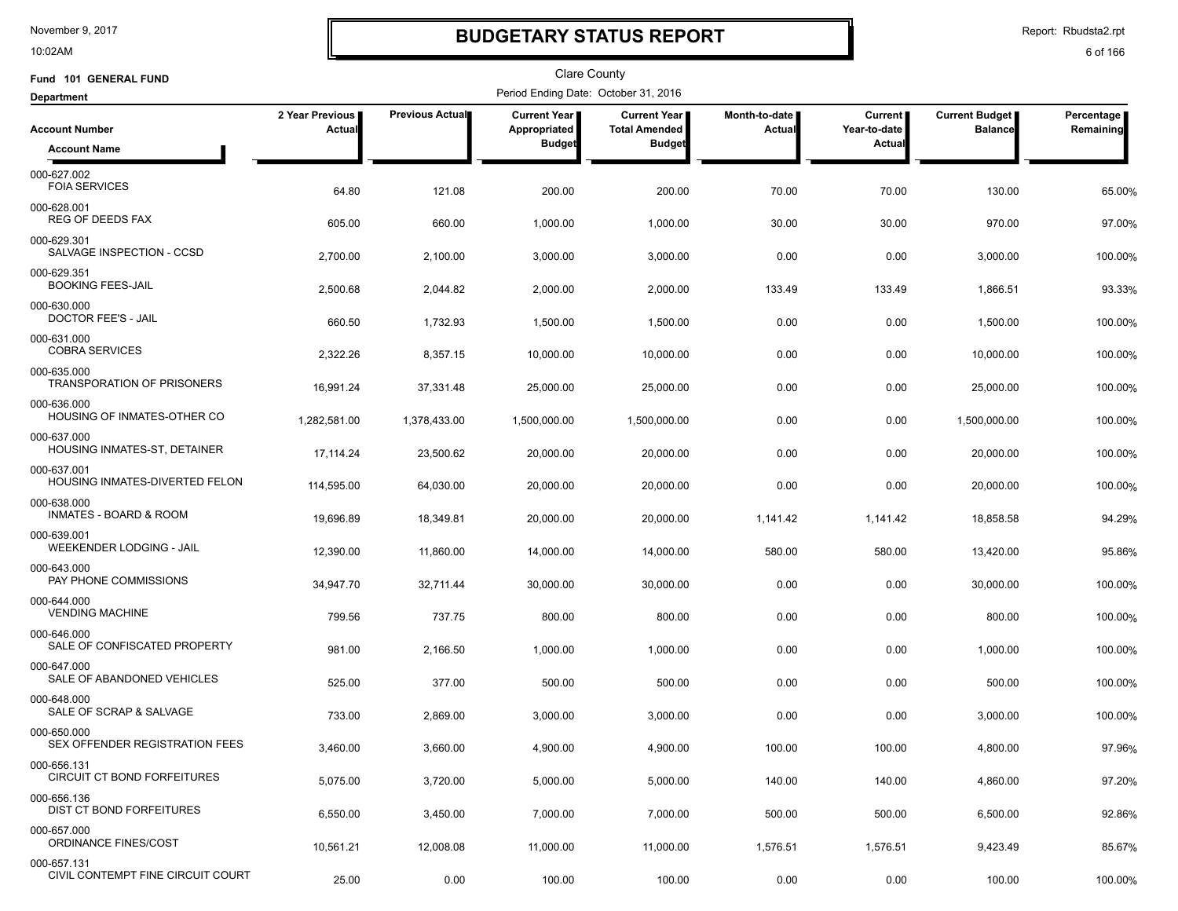# BUDGETARY STATUS REPORT

Clare County

Fund 101 GENERAL FUND

Period Ending Date: October 31, 2016

Department

| Account Number / Account Name | 2 Year Previous Actual | Previous Actual | Current Year Appropriated Budget | Current Year Total Amended Budget | Month-to-date Actual | Current Year-to-date Actual | Current Budget Balance | Percentage Remaining |
|---|---|---|---|---|---|---|---|---|
| 000-627.002 FOIA SERVICES | 64.80 | 121.08 | 200.00 | 200.00 | 70.00 | 70.00 | 130.00 | 65.00% |
| 000-628.001 REG OF DEEDS FAX | 605.00 | 660.00 | 1,000.00 | 1,000.00 | 30.00 | 30.00 | 970.00 | 97.00% |
| 000-629.301 SALVAGE INSPECTION - CCSD | 2,700.00 | 2,100.00 | 3,000.00 | 3,000.00 | 0.00 | 0.00 | 3,000.00 | 100.00% |
| 000-629.351 BOOKING FEES-JAIL | 2,500.68 | 2,044.82 | 2,000.00 | 2,000.00 | 133.49 | 133.49 | 1,866.51 | 93.33% |
| 000-630.000 DOCTOR FEE'S - JAIL | 660.50 | 1,732.93 | 1,500.00 | 1,500.00 | 0.00 | 0.00 | 1,500.00 | 100.00% |
| 000-631.000 COBRA SERVICES | 2,322.26 | 8,357.15 | 10,000.00 | 10,000.00 | 0.00 | 0.00 | 10,000.00 | 100.00% |
| 000-635.000 TRANSPORATION OF PRISONERS | 16,991.24 | 37,331.48 | 25,000.00 | 25,000.00 | 0.00 | 0.00 | 25,000.00 | 100.00% |
| 000-636.000 HOUSING OF INMATES-OTHER CO | 1,282,581.00 | 1,378,433.00 | 1,500,000.00 | 1,500,000.00 | 0.00 | 0.00 | 1,500,000.00 | 100.00% |
| 000-637.000 HOUSING INMATES-ST, DETAINER | 17,114.24 | 23,500.62 | 20,000.00 | 20,000.00 | 0.00 | 0.00 | 20,000.00 | 100.00% |
| 000-637.001 HOUSING INMATES-DIVERTED FELON | 114,595.00 | 64,030.00 | 20,000.00 | 20,000.00 | 0.00 | 0.00 | 20,000.00 | 100.00% |
| 000-638.000 INMATES - BOARD & ROOM | 19,696.89 | 18,349.81 | 20,000.00 | 20,000.00 | 1,141.42 | 1,141.42 | 18,858.58 | 94.29% |
| 000-639.001 WEEKENDER LODGING - JAIL | 12,390.00 | 11,860.00 | 14,000.00 | 14,000.00 | 580.00 | 580.00 | 13,420.00 | 95.86% |
| 000-643.000 PAY PHONE COMMISSIONS | 34,947.70 | 32,711.44 | 30,000.00 | 30,000.00 | 0.00 | 0.00 | 30,000.00 | 100.00% |
| 000-644.000 VENDING MACHINE | 799.56 | 737.75 | 800.00 | 800.00 | 0.00 | 0.00 | 800.00 | 100.00% |
| 000-646.000 SALE OF CONFISCATED PROPERTY | 981.00 | 2,166.50 | 1,000.00 | 1,000.00 | 0.00 | 0.00 | 1,000.00 | 100.00% |
| 000-647.000 SALE OF ABANDONED VEHICLES | 525.00 | 377.00 | 500.00 | 500.00 | 0.00 | 0.00 | 500.00 | 100.00% |
| 000-648.000 SALE OF SCRAP & SALVAGE | 733.00 | 2,869.00 | 3,000.00 | 3,000.00 | 0.00 | 0.00 | 3,000.00 | 100.00% |
| 000-650.000 SEX OFFENDER REGISTRATION FEES | 3,460.00 | 3,660.00 | 4,900.00 | 4,900.00 | 100.00 | 100.00 | 4,800.00 | 97.96% |
| 000-656.131 CIRCUIT CT BOND FORFEITURES | 5,075.00 | 3,720.00 | 5,000.00 | 5,000.00 | 140.00 | 140.00 | 4,860.00 | 97.20% |
| 000-656.136 DIST CT BOND FORFEITURES | 6,550.00 | 3,450.00 | 7,000.00 | 7,000.00 | 500.00 | 500.00 | 6,500.00 | 92.86% |
| 000-657.000 ORDINANCE FINES/COST | 10,561.21 | 12,008.08 | 11,000.00 | 11,000.00 | 1,576.51 | 1,576.51 | 9,423.49 | 85.67% |
| 000-657.131 CIVIL CONTEMPT FINE CIRCUIT COURT | 25.00 | 0.00 | 100.00 | 100.00 | 0.00 | 0.00 | 100.00 | 100.00% |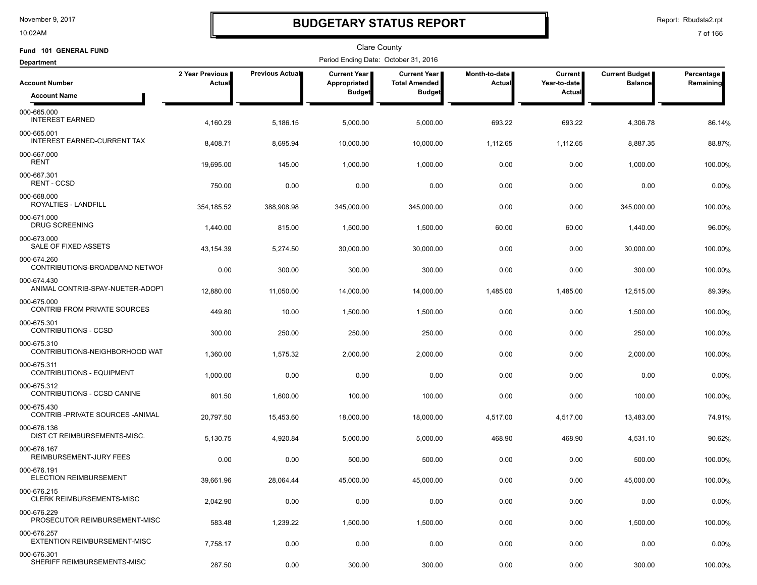# BUDGETARY STATUS REPORT

Clare County

Fund 101 GENERAL FUND

Department

Period Ending Date: October 31, 2016

| Account Number / Account Name | 2 Year Previous Actual | Previous Actual | Current Year Appropriated Budget | Current Year Total Amended Budget | Month-to-date Actual | Current Year-to-date Actual | Current Budget Balance | Percentage Remaining |
|---|---|---|---|---|---|---|---|---|
| 000-665.000 INTEREST EARNED | 4,160.29 | 5,186.15 | 5,000.00 | 5,000.00 | 693.22 | 693.22 | 4,306.78 | 86.14% |
| 000-665.001 INTEREST EARNED-CURRENT TAX | 8,408.71 | 8,695.94 | 10,000.00 | 10,000.00 | 1,112.65 | 1,112.65 | 8,887.35 | 88.87% |
| 000-667.000 RENT | 19,695.00 | 145.00 | 1,000.00 | 1,000.00 | 0.00 | 0.00 | 1,000.00 | 100.00% |
| 000-667.301 RENT - CCSD | 750.00 | 0.00 | 0.00 | 0.00 | 0.00 | 0.00 | 0.00 | 0.00% |
| 000-668.000 ROYALTIES - LANDFILL | 354,185.52 | 388,908.98 | 345,000.00 | 345,000.00 | 0.00 | 0.00 | 345,000.00 | 100.00% |
| 000-671.000 DRUG SCREENING | 1,440.00 | 815.00 | 1,500.00 | 1,500.00 | 60.00 | 60.00 | 1,440.00 | 96.00% |
| 000-673.000 SALE OF FIXED ASSETS | 43,154.39 | 5,274.50 | 30,000.00 | 30,000.00 | 0.00 | 0.00 | 30,000.00 | 100.00% |
| 000-674.260 CONTRIBUTIONS-BROADBAND NETWOI | 0.00 | 300.00 | 300.00 | 300.00 | 0.00 | 0.00 | 300.00 | 100.00% |
| 000-674.430 ANIMAL CONTRIB-SPAY-NUETER-ADOPT | 12,880.00 | 11,050.00 | 14,000.00 | 14,000.00 | 1,485.00 | 1,485.00 | 12,515.00 | 89.39% |
| 000-675.000 CONTRIB FROM PRIVATE SOURCES | 449.80 | 10.00 | 1,500.00 | 1,500.00 | 0.00 | 0.00 | 1,500.00 | 100.00% |
| 000-675.301 CONTRIBUTIONS - CCSD | 300.00 | 250.00 | 250.00 | 250.00 | 0.00 | 0.00 | 250.00 | 100.00% |
| 000-675.310 CONTRIBUTIONS-NEIGHBORHOOD WAT | 1,360.00 | 1,575.32 | 2,000.00 | 2,000.00 | 0.00 | 0.00 | 2,000.00 | 100.00% |
| 000-675.311 CONTRIBUTIONS - EQUIPMENT | 1,000.00 | 0.00 | 0.00 | 0.00 | 0.00 | 0.00 | 0.00 | 0.00% |
| 000-675.312 CONTRIBUTIONS - CCSD CANINE | 801.50 | 1,600.00 | 100.00 | 100.00 | 0.00 | 0.00 | 100.00 | 100.00% |
| 000-675.430 CONTRIB -PRIVATE SOURCES -ANIMAL | 20,797.50 | 15,453.60 | 18,000.00 | 18,000.00 | 4,517.00 | 4,517.00 | 13,483.00 | 74.91% |
| 000-676.136 DIST CT REIMBURSEMENTS-MISC. | 5,130.75 | 4,920.84 | 5,000.00 | 5,000.00 | 468.90 | 468.90 | 4,531.10 | 90.62% |
| 000-676.167 REIMBURSEMENT-JURY FEES | 0.00 | 0.00 | 500.00 | 500.00 | 0.00 | 0.00 | 500.00 | 100.00% |
| 000-676.191 ELECTION REIMBURSEMENT | 39,661.96 | 28,064.44 | 45,000.00 | 45,000.00 | 0.00 | 0.00 | 45,000.00 | 100.00% |
| 000-676.215 CLERK REIMBURSEMENTS-MISC | 2,042.90 | 0.00 | 0.00 | 0.00 | 0.00 | 0.00 | 0.00 | 0.00% |
| 000-676.229 PROSECUTOR REIMBURSEMENT-MISC | 583.48 | 1,239.22 | 1,500.00 | 1,500.00 | 0.00 | 0.00 | 1,500.00 | 100.00% |
| 000-676.257 EXTENTION REIMBURSEMENT-MISC | 7,758.17 | 0.00 | 0.00 | 0.00 | 0.00 | 0.00 | 0.00 | 0.00% |
| 000-676.301 SHERIFF REIMBURSEMENTS-MISC | 287.50 | 0.00 | 300.00 | 300.00 | 0.00 | 0.00 | 300.00 | 100.00% |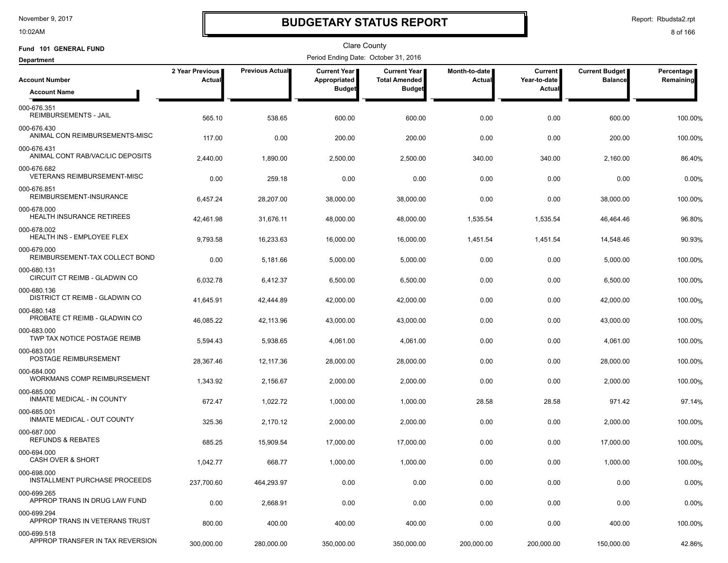# BUDGETARY STATUS REPORT

November 9, 2017
10:02AM

Report: Rbudsta2.rpt

Clare County

**Fund 101 GENERAL FUND**

Period Ending Date: October 31, 2016

**Department**

| Account Number / Account Name | 2 Year Previous Actual | Previous Actual | Current Year Appropriated Budget | Current Year Total Amended Budget | Month-to-date Actual | Current Year-to-date Actual | Current Budget Balance | Percentage Remaining |
|---|---|---|---|---|---|---|---|---|
| 000-676.351 REIMBURSEMENTS - JAIL | 565.10 | 538.65 | 600.00 | 600.00 | 0.00 | 0.00 | 600.00 | 100.00% |
| 000-676.430 ANIMAL CON REIMBURSEMENTS-MISC | 117.00 | 0.00 | 200.00 | 200.00 | 0.00 | 0.00 | 200.00 | 100.00% |
| 000-676.431 ANIMAL CONT RAB/VAC/LIC DEPOSITS | 2,440.00 | 1,890.00 | 2,500.00 | 2,500.00 | 340.00 | 340.00 | 2,160.00 | 86.40% |
| 000-676.682 VETERANS REIMBURSEMENT-MISC | 0.00 | 259.18 | 0.00 | 0.00 | 0.00 | 0.00 | 0.00 | 0.00% |
| 000-676.851 REIMBURSEMENT-INSURANCE | 6,457.24 | 28,207.00 | 38,000.00 | 38,000.00 | 0.00 | 0.00 | 38,000.00 | 100.00% |
| 000-678.000 HEALTH INSURANCE RETIREES | 42,461.98 | 31,676.11 | 48,000.00 | 48,000.00 | 1,535.54 | 1,535.54 | 46,464.46 | 96.80% |
| 000-678.002 HEALTH INS - EMPLOYEE FLEX | 9,793.58 | 16,233.63 | 16,000.00 | 16,000.00 | 1,451.54 | 1,451.54 | 14,548.46 | 90.93% |
| 000-679.000 REIMBURSEMENT-TAX COLLECT BOND | 0.00 | 5,181.66 | 5,000.00 | 5,000.00 | 0.00 | 0.00 | 5,000.00 | 100.00% |
| 000-680.131 CIRCUIT CT REIMB - GLADWIN CO | 6,032.78 | 6,412.37 | 6,500.00 | 6,500.00 | 0.00 | 0.00 | 6,500.00 | 100.00% |
| 000-680.136 DISTRICT CT REIMB - GLADWIN CO | 41,645.91 | 42,444.89 | 42,000.00 | 42,000.00 | 0.00 | 0.00 | 42,000.00 | 100.00% |
| 000-680.148 PROBATE CT REIMB - GLADWIN CO | 46,085.22 | 42,113.96 | 43,000.00 | 43,000.00 | 0.00 | 0.00 | 43,000.00 | 100.00% |
| 000-683.000 TWP TAX NOTICE POSTAGE REIMB | 5,594.43 | 5,938.65 | 4,061.00 | 4,061.00 | 0.00 | 0.00 | 4,061.00 | 100.00% |
| 000-683.001 POSTAGE REIMBURSEMENT | 28,367.46 | 12,117.36 | 28,000.00 | 28,000.00 | 0.00 | 0.00 | 28,000.00 | 100.00% |
| 000-684.000 WORKMANS COMP REIMBURSEMENT | 1,343.92 | 2,156.67 | 2,000.00 | 2,000.00 | 0.00 | 0.00 | 2,000.00 | 100.00% |
| 000-685.000 INMATE MEDICAL - IN COUNTY | 672.47 | 1,022.72 | 1,000.00 | 1,000.00 | 28.58 | 28.58 | 971.42 | 97.14% |
| 000-685.001 INMATE MEDICAL - OUT COUNTY | 325.36 | 2,170.12 | 2,000.00 | 2,000.00 | 0.00 | 0.00 | 2,000.00 | 100.00% |
| 000-687.000 REFUNDS & REBATES | 685.25 | 15,909.54 | 17,000.00 | 17,000.00 | 0.00 | 0.00 | 17,000.00 | 100.00% |
| 000-694.000 CASH OVER & SHORT | 1,042.77 | 668.77 | 1,000.00 | 1,000.00 | 0.00 | 0.00 | 1,000.00 | 100.00% |
| 000-698.000 INSTALLMENT PURCHASE PROCEEDS | 237,700.60 | 464,293.97 | 0.00 | 0.00 | 0.00 | 0.00 | 0.00 | 0.00% |
| 000-699.265 APPROP TRANS IN DRUG LAW FUND | 0.00 | 2,668.91 | 0.00 | 0.00 | 0.00 | 0.00 | 0.00 | 0.00% |
| 000-699.294 APPROP TRANS IN VETERANS TRUST | 800.00 | 400.00 | 400.00 | 400.00 | 0.00 | 0.00 | 400.00 | 100.00% |
| 000-699.518 APPROP TRANSFER IN TAX REVERSION | 300,000.00 | 280,000.00 | 350,000.00 | 350,000.00 | 200,000.00 | 200,000.00 | 150,000.00 | 42.86% |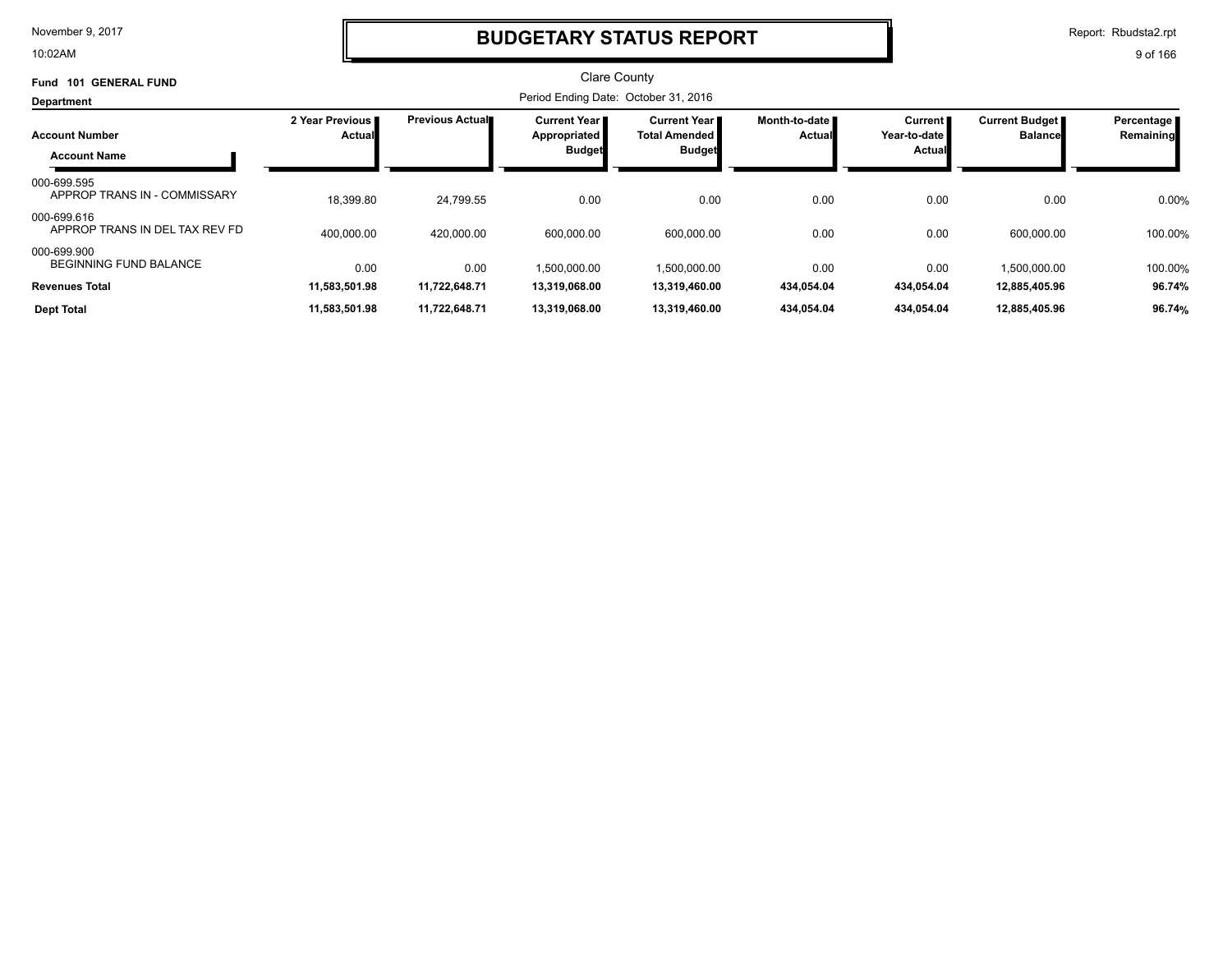# BUDGETARY STATUS REPORT

Clare County

Period Ending Date: October 31, 2016

**Fund 101 GENERAL FUND**

**Department**

| Account Number / Account Name | 2 Year Previous Actual | Previous Actual | Current Year Appropriated Budget | Current Year Total Amended Budget | Month-to-date Actual | Current Year-to-date Actual | Current Budget Balance | Percentage Remaining |
|---|---|---|---|---|---|---|---|---|
| 000-699.595 APPROP TRANS IN - COMMISSARY | 18,399.80 | 24,799.55 | 0.00 | 0.00 | 0.00 | 0.00 | 0.00 | 0.00% |
| 000-699.616 APPROP TRANS IN DEL TAX REV FD | 400,000.00 | 420,000.00 | 600,000.00 | 600,000.00 | 0.00 | 0.00 | 600,000.00 | 100.00% |
| 000-699.900 BEGINNING FUND BALANCE | 0.00 | 0.00 | 1,500,000.00 | 1,500,000.00 | 0.00 | 0.00 | 1,500,000.00 | 100.00% |
| **Revenues Total** | **11,583,501.98** | **11,722,648.71** | **13,319,068.00** | **13,319,460.00** | **434,054.04** | **434,054.04** | **12,885,405.96** | **96.74%** |
| **Dept Total** | **11,583,501.98** | **11,722,648.71** | **13,319,068.00** | **13,319,460.00** | **434,054.04** | **434,054.04** | **12,885,405.96** | **96.74%** |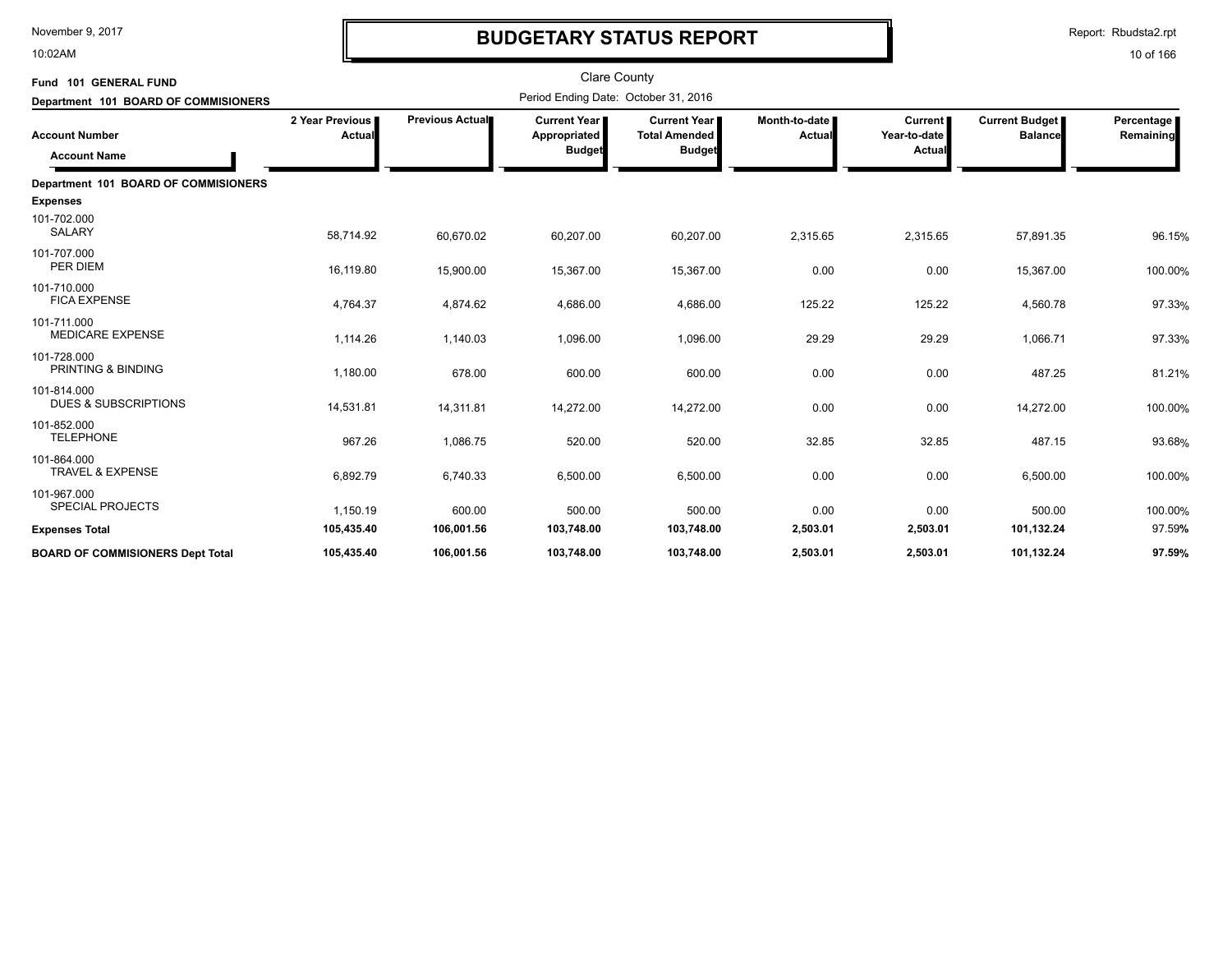# BUDGETARY STATUS REPORT

Clare County

Period Ending Date: October 31, 2016

**Fund 101 GENERAL FUND**

**Department 101 BOARD OF COMMISIONERS**

| Account Number / Account Name | 2 Year Previous Actual | Previous Actual | Current Year Appropriated Budget | Current Year Total Amended Budget | Month-to-date Actual | Current Year-to-date Actual | Current Budget Balance | Percentage Remaining |
|---|---|---|---|---|---|---|---|---|
| **Department 101 BOARD OF COMMISIONERS** | | | | | | | | |
| **Expenses** | | | | | | | | |
| 101-702.000 SALARY | 58,714.92 | 60,670.02 | 60,207.00 | 60,207.00 | 2,315.65 | 2,315.65 | 57,891.35 | 96.15% |
| 101-707.000 PER DIEM | 16,119.80 | 15,900.00 | 15,367.00 | 15,367.00 | 0.00 | 0.00 | 15,367.00 | 100.00% |
| 101-710.000 FICA EXPENSE | 4,764.37 | 4,874.62 | 4,686.00 | 4,686.00 | 125.22 | 125.22 | 4,560.78 | 97.33% |
| 101-711.000 MEDICARE EXPENSE | 1,114.26 | 1,140.03 | 1,096.00 | 1,096.00 | 29.29 | 29.29 | 1,066.71 | 97.33% |
| 101-728.000 PRINTING & BINDING | 1,180.00 | 678.00 | 600.00 | 600.00 | 0.00 | 0.00 | 487.25 | 81.21% |
| 101-814.000 DUES & SUBSCRIPTIONS | 14,531.81 | 14,311.81 | 14,272.00 | 14,272.00 | 0.00 | 0.00 | 14,272.00 | 100.00% |
| 101-852.000 TELEPHONE | 967.26 | 1,086.75 | 520.00 | 520.00 | 32.85 | 32.85 | 487.15 | 93.68% |
| 101-864.000 TRAVEL & EXPENSE | 6,892.79 | 6,740.33 | 6,500.00 | 6,500.00 | 0.00 | 0.00 | 6,500.00 | 100.00% |
| 101-967.000 SPECIAL PROJECTS | 1,150.19 | 600.00 | 500.00 | 500.00 | 0.00 | 0.00 | 500.00 | 100.00% |
| **Expenses Total** | **105,435.40** | **106,001.56** | **103,748.00** | **103,748.00** | **2,503.01** | **2,503.01** | **101,132.24** | 97.59% |
| **BOARD OF COMMISIONERS Dept Total** | **105,435.40** | **106,001.56** | **103,748.00** | **103,748.00** | **2,503.01** | **2,503.01** | **101,132.24** | **97.59%** |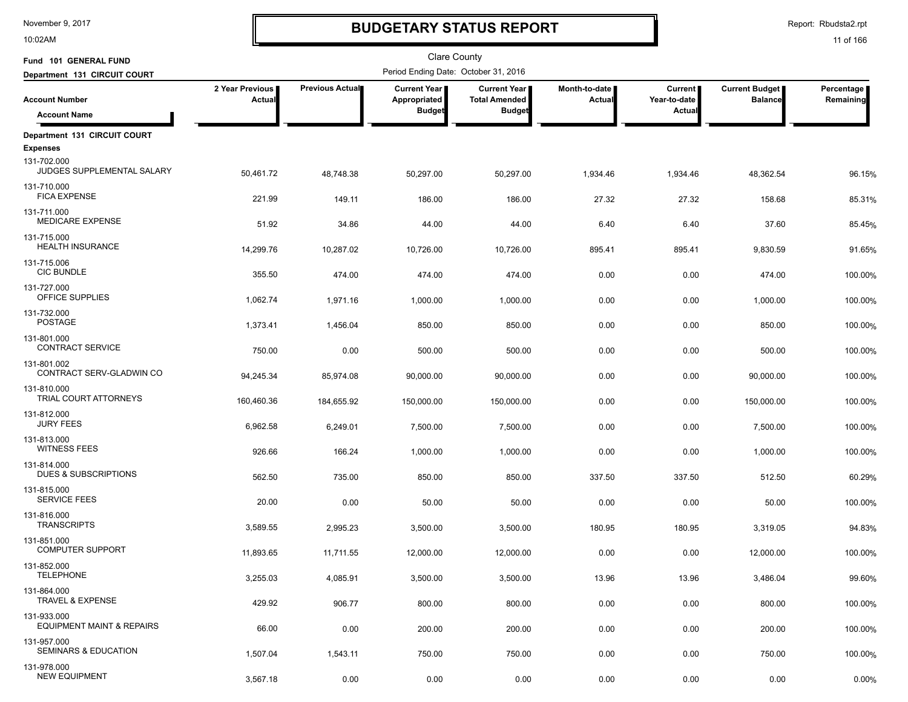# BUDGETARY STATUS REPORT

November 9, 2017
10:02AM

Report: Rbudsta2.rpt

Clare County

Fund 101 GENERAL FUND
Department 131 CIRCUIT COURT

Period Ending Date: October 31, 2016

| Account Number / Account Name | 2 Year Previous Actual | Previous Actual | Current Year Appropriated Budget | Current Year Total Amended Budget | Month-to-date Actual | Current Year-to-date Actual | Current Budget Balance | Percentage Remaining |
|---|---|---|---|---|---|---|---|---|
| **Department 131 CIRCUIT COURT** | | | | | | | | |
| **Expenses** | | | | | | | | |
| 131-702.000 JUDGES SUPPLEMENTAL SALARY | 50,461.72 | 48,748.38 | 50,297.00 | 50,297.00 | 1,934.46 | 1,934.46 | 48,362.54 | 96.15% |
| 131-710.000 FICA EXPENSE | 221.99 | 149.11 | 186.00 | 186.00 | 27.32 | 27.32 | 158.68 | 85.31% |
| 131-711.000 MEDICARE EXPENSE | 51.92 | 34.86 | 44.00 | 44.00 | 6.40 | 6.40 | 37.60 | 85.45% |
| 131-715.000 HEALTH INSURANCE | 14,299.76 | 10,287.02 | 10,726.00 | 10,726.00 | 895.41 | 895.41 | 9,830.59 | 91.65% |
| 131-715.006 CIC BUNDLE | 355.50 | 474.00 | 474.00 | 474.00 | 0.00 | 0.00 | 474.00 | 100.00% |
| 131-727.000 OFFICE SUPPLIES | 1,062.74 | 1,971.16 | 1,000.00 | 1,000.00 | 0.00 | 0.00 | 1,000.00 | 100.00% |
| 131-732.000 POSTAGE | 1,373.41 | 1,456.04 | 850.00 | 850.00 | 0.00 | 0.00 | 850.00 | 100.00% |
| 131-801.000 CONTRACT SERVICE | 750.00 | 0.00 | 500.00 | 500.00 | 0.00 | 0.00 | 500.00 | 100.00% |
| 131-801.002 CONTRACT SERV-GLADWIN CO | 94,245.34 | 85,974.08 | 90,000.00 | 90,000.00 | 0.00 | 0.00 | 90,000.00 | 100.00% |
| 131-810.000 TRIAL COURT ATTORNEYS | 160,460.36 | 184,655.92 | 150,000.00 | 150,000.00 | 0.00 | 0.00 | 150,000.00 | 100.00% |
| 131-812.000 JURY FEES | 6,962.58 | 6,249.01 | 7,500.00 | 7,500.00 | 0.00 | 0.00 | 7,500.00 | 100.00% |
| 131-813.000 WITNESS FEES | 926.66 | 166.24 | 1,000.00 | 1,000.00 | 0.00 | 0.00 | 1,000.00 | 100.00% |
| 131-814.000 DUES & SUBSCRIPTIONS | 562.50 | 735.00 | 850.00 | 850.00 | 337.50 | 337.50 | 512.50 | 60.29% |
| 131-815.000 SERVICE FEES | 20.00 | 0.00 | 50.00 | 50.00 | 0.00 | 0.00 | 50.00 | 100.00% |
| 131-816.000 TRANSCRIPTS | 3,589.55 | 2,995.23 | 3,500.00 | 3,500.00 | 180.95 | 180.95 | 3,319.05 | 94.83% |
| 131-851.000 COMPUTER SUPPORT | 11,893.65 | 11,711.55 | 12,000.00 | 12,000.00 | 0.00 | 0.00 | 12,000.00 | 100.00% |
| 131-852.000 TELEPHONE | 3,255.03 | 4,085.91 | 3,500.00 | 3,500.00 | 13.96 | 13.96 | 3,486.04 | 99.60% |
| 131-864.000 TRAVEL & EXPENSE | 429.92 | 906.77 | 800.00 | 800.00 | 0.00 | 0.00 | 800.00 | 100.00% |
| 131-933.000 EQUIPMENT MAINT & REPAIRS | 66.00 | 0.00 | 200.00 | 200.00 | 0.00 | 0.00 | 200.00 | 100.00% |
| 131-957.000 SEMINARS & EDUCATION | 1,507.04 | 1,543.11 | 750.00 | 750.00 | 0.00 | 0.00 | 750.00 | 100.00% |
| 131-978.000 NEW EQUIPMENT | 3,567.18 | 0.00 | 0.00 | 0.00 | 0.00 | 0.00 | 0.00 | 0.00% |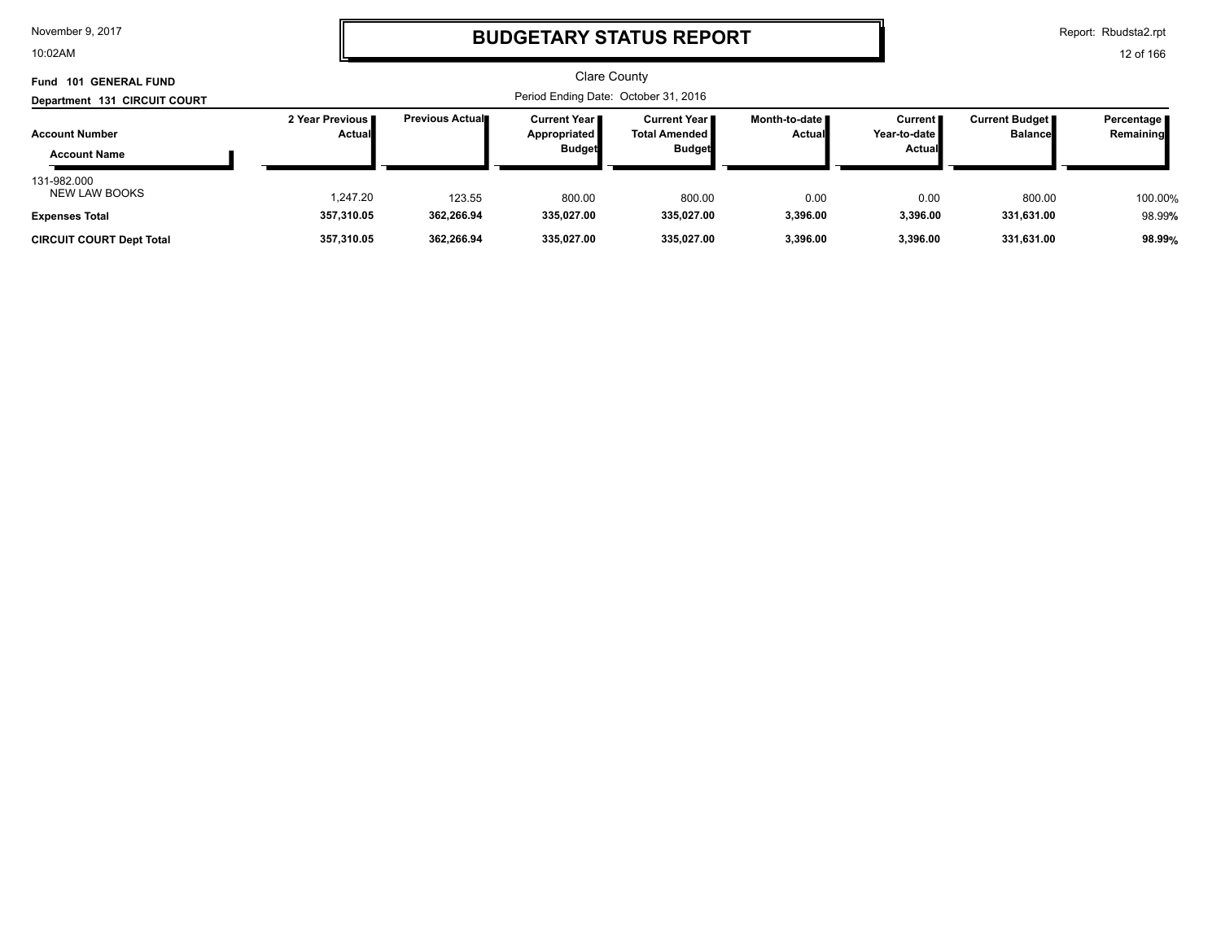# BUDGETARY STATUS REPORT

Clare County

**Fund 101 GENERAL FUND**

**Department 131 CIRCUIT COURT**

Period Ending Date: October 31, 2016

| Account Number / Account Name | 2 Year Previous Actual | Previous Actual | Current Year Appropriated Budget | Current Year Total Amended Budget | Month-to-date Actual | Current Year-to-date Actual | Current Budget Balance | Percentage Remaining |
|---|---|---|---|---|---|---|---|---|
| 131-982.000 NEW LAW BOOKS | 1,247.20 | 123.55 | 800.00 | 800.00 | 0.00 | 0.00 | 800.00 | 100.00% |
| **Expenses Total** | **357,310.05** | **362,266.94** | **335,027.00** | **335,027.00** | **3,396.00** | **3,396.00** | **331,631.00** | 98.99**%** |
| **CIRCUIT COURT Dept Total** | **357,310.05** | **362,266.94** | **335,027.00** | **335,027.00** | **3,396.00** | **3,396.00** | **331,631.00** | **98.99%** |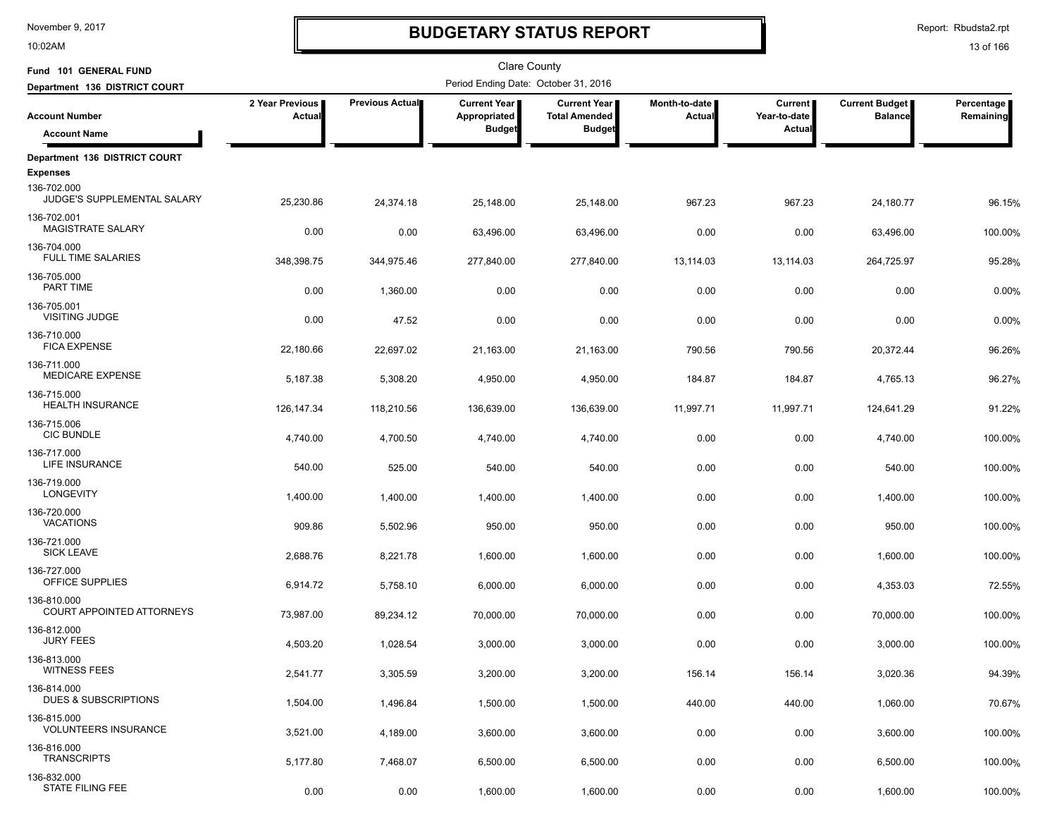# BUDGETARY STATUS REPORT

November 9, 2017
10:02AM

Report: Rbudsta2.rpt

Clare County

Fund 101 GENERAL FUND

Department 136 DISTRICT COURT

Period Ending Date: October 31, 2016

| Account Number / Account Name | 2 Year Previous Actual | Previous Actual | Current Year Appropriated Budget | Current Year Total Amended Budget | Month-to-date Actual | Current Year-to-date Actual | Current Budget Balance | Percentage Remaining |
|---|---|---|---|---|---|---|---|---|
| **Department 136 DISTRICT COURT** | | | | | | | | |
| **Expenses** | | | | | | | | |
| 136-702.000 JUDGE'S SUPPLEMENTAL SALARY | 25,230.86 | 24,374.18 | 25,148.00 | 25,148.00 | 967.23 | 967.23 | 24,180.77 | 96.15% |
| 136-702.001 MAGISTRATE SALARY | 0.00 | 0.00 | 63,496.00 | 63,496.00 | 0.00 | 0.00 | 63,496.00 | 100.00% |
| 136-704.000 FULL TIME SALARIES | 348,398.75 | 344,975.46 | 277,840.00 | 277,840.00 | 13,114.03 | 13,114.03 | 264,725.97 | 95.28% |
| 136-705.000 PART TIME | 0.00 | 1,360.00 | 0.00 | 0.00 | 0.00 | 0.00 | 0.00 | 0.00% |
| 136-705.001 VISITING JUDGE | 0.00 | 47.52 | 0.00 | 0.00 | 0.00 | 0.00 | 0.00 | 0.00% |
| 136-710.000 FICA EXPENSE | 22,180.66 | 22,697.02 | 21,163.00 | 21,163.00 | 790.56 | 790.56 | 20,372.44 | 96.26% |
| 136-711.000 MEDICARE EXPENSE | 5,187.38 | 5,308.20 | 4,950.00 | 4,950.00 | 184.87 | 184.87 | 4,765.13 | 96.27% |
| 136-715.000 HEALTH INSURANCE | 126,147.34 | 118,210.56 | 136,639.00 | 136,639.00 | 11,997.71 | 11,997.71 | 124,641.29 | 91.22% |
| 136-715.006 CIC BUNDLE | 4,740.00 | 4,700.50 | 4,740.00 | 4,740.00 | 0.00 | 0.00 | 4,740.00 | 100.00% |
| 136-717.000 LIFE INSURANCE | 540.00 | 525.00 | 540.00 | 540.00 | 0.00 | 0.00 | 540.00 | 100.00% |
| 136-719.000 LONGEVITY | 1,400.00 | 1,400.00 | 1,400.00 | 1,400.00 | 0.00 | 0.00 | 1,400.00 | 100.00% |
| 136-720.000 VACATIONS | 909.86 | 5,502.96 | 950.00 | 950.00 | 0.00 | 0.00 | 950.00 | 100.00% |
| 136-721.000 SICK LEAVE | 2,688.76 | 8,221.78 | 1,600.00 | 1,600.00 | 0.00 | 0.00 | 1,600.00 | 100.00% |
| 136-727.000 OFFICE SUPPLIES | 6,914.72 | 5,758.10 | 6,000.00 | 6,000.00 | 0.00 | 0.00 | 4,353.03 | 72.55% |
| 136-810.000 COURT APPOINTED ATTORNEYS | 73,987.00 | 89,234.12 | 70,000.00 | 70,000.00 | 0.00 | 0.00 | 70,000.00 | 100.00% |
| 136-812.000 JURY FEES | 4,503.20 | 1,028.54 | 3,000.00 | 3,000.00 | 0.00 | 0.00 | 3,000.00 | 100.00% |
| 136-813.000 WITNESS FEES | 2,541.77 | 3,305.59 | 3,200.00 | 3,200.00 | 156.14 | 156.14 | 3,020.36 | 94.39% |
| 136-814.000 DUES & SUBSCRIPTIONS | 1,504.00 | 1,496.84 | 1,500.00 | 1,500.00 | 440.00 | 440.00 | 1,060.00 | 70.67% |
| 136-815.000 VOLUNTEERS INSURANCE | 3,521.00 | 4,189.00 | 3,600.00 | 3,600.00 | 0.00 | 0.00 | 3,600.00 | 100.00% |
| 136-816.000 TRANSCRIPTS | 5,177.80 | 7,468.07 | 6,500.00 | 6,500.00 | 0.00 | 0.00 | 6,500.00 | 100.00% |
| 136-832.000 STATE FILING FEE | 0.00 | 0.00 | 1,600.00 | 1,600.00 | 0.00 | 0.00 | 1,600.00 | 100.00% |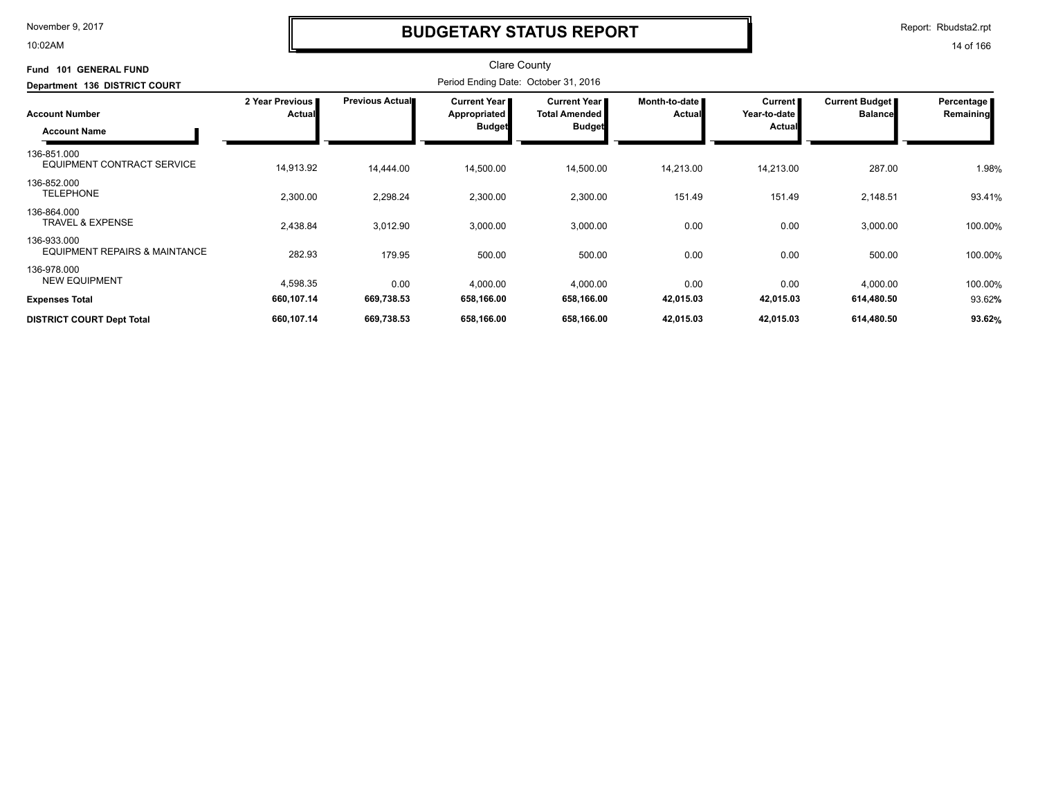# BUDGETARY STATUS REPORT

Clare County

**Fund 101 GENERAL FUND**

**Department 136 DISTRICT COURT**

Period Ending Date: October 31, 2016

| Account Number / Account Name | 2 Year Previous Actual | Previous Actual | Current Year Appropriated Budget | Current Year Total Amended Budget | Month-to-date Actual | Current Year-to-date Actual | Current Budget Balance | Percentage Remaining |
|---|---|---|---|---|---|---|---|---|
| 136-851.000 EQUIPMENT CONTRACT SERVICE | 14,913.92 | 14,444.00 | 14,500.00 | 14,500.00 | 14,213.00 | 14,213.00 | 287.00 | 1.98% |
| 136-852.000 TELEPHONE | 2,300.00 | 2,298.24 | 2,300.00 | 2,300.00 | 151.49 | 151.49 | 2,148.51 | 93.41% |
| 136-864.000 TRAVEL & EXPENSE | 2,438.84 | 3,012.90 | 3,000.00 | 3,000.00 | 0.00 | 0.00 | 3,000.00 | 100.00% |
| 136-933.000 EQUIPMENT REPAIRS & MAINTANCE | 282.93 | 179.95 | 500.00 | 500.00 | 0.00 | 0.00 | 500.00 | 100.00% |
| 136-978.000 NEW EQUIPMENT | 4,598.35 | 0.00 | 4,000.00 | 4,000.00 | 0.00 | 0.00 | 4,000.00 | 100.00% |
| **Expenses Total** | **660,107.14** | **669,738.53** | **658,166.00** | **658,166.00** | **42,015.03** | **42,015.03** | **614,480.50** | 93.62**%** |
| **DISTRICT COURT Dept Total** | **660,107.14** | **669,738.53** | **658,166.00** | **658,166.00** | **42,015.03** | **42,015.03** | **614,480.50** | **93.62%** |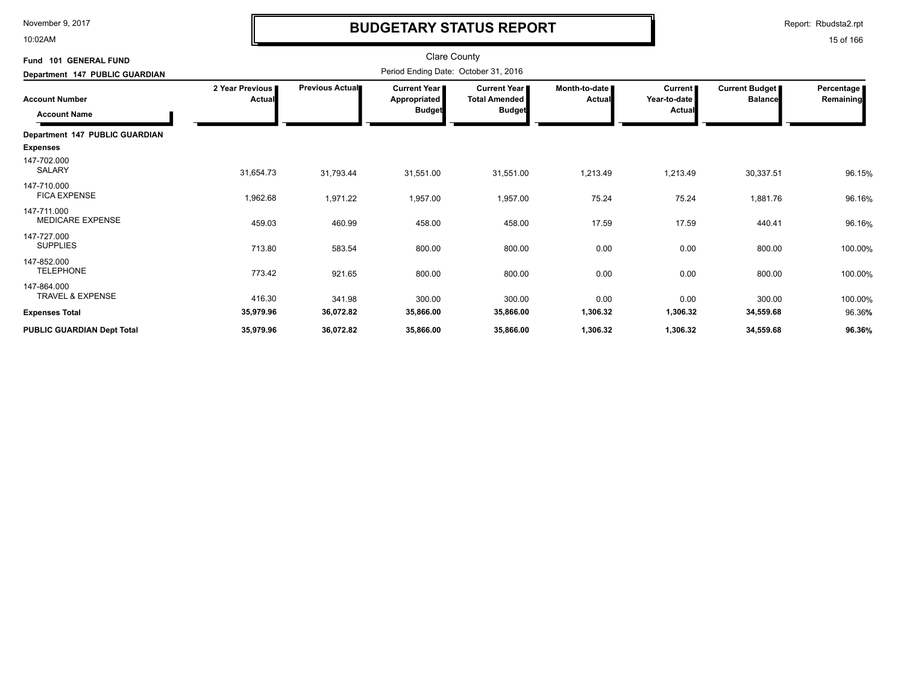# BUDGETARY STATUS REPORT

Clare County

Period Ending Date: October 31, 2016

**Fund 101 GENERAL FUND**

**Department 147 PUBLIC GUARDIAN**

| Account Number / Account Name | 2 Year Previous Actual | Previous Actual | Current Year Appropriated Budget | Current Year Total Amended Budget | Month-to-date Actual | Current Year-to-date Actual | Current Budget Balance | Percentage Remaining |
|---|---|---|---|---|---|---|---|---|
| **Department 147 PUBLIC GUARDIAN** | | | | | | | | |
| **Expenses** | | | | | | | | |
| 147-702.000 SALARY | 31,654.73 | 31,793.44 | 31,551.00 | 31,551.00 | 1,213.49 | 1,213.49 | 30,337.51 | 96.15% |
| 147-710.000 FICA EXPENSE | 1,962.68 | 1,971.22 | 1,957.00 | 1,957.00 | 75.24 | 75.24 | 1,881.76 | 96.16% |
| 147-711.000 MEDICARE EXPENSE | 459.03 | 460.99 | 458.00 | 458.00 | 17.59 | 17.59 | 440.41 | 96.16% |
| 147-727.000 SUPPLIES | 713.80 | 583.54 | 800.00 | 800.00 | 0.00 | 0.00 | 800.00 | 100.00% |
| 147-852.000 TELEPHONE | 773.42 | 921.65 | 800.00 | 800.00 | 0.00 | 0.00 | 800.00 | 100.00% |
| 147-864.000 TRAVEL & EXPENSE | 416.30 | 341.98 | 300.00 | 300.00 | 0.00 | 0.00 | 300.00 | 100.00% |
| **Expenses Total** | **35,979.96** | **36,072.82** | **35,866.00** | **35,866.00** | **1,306.32** | **1,306.32** | **34,559.68** | **96.36%** |
| **PUBLIC GUARDIAN Dept Total** | **35,979.96** | **36,072.82** | **35,866.00** | **35,866.00** | **1,306.32** | **1,306.32** | **34,559.68** | **96.36%** |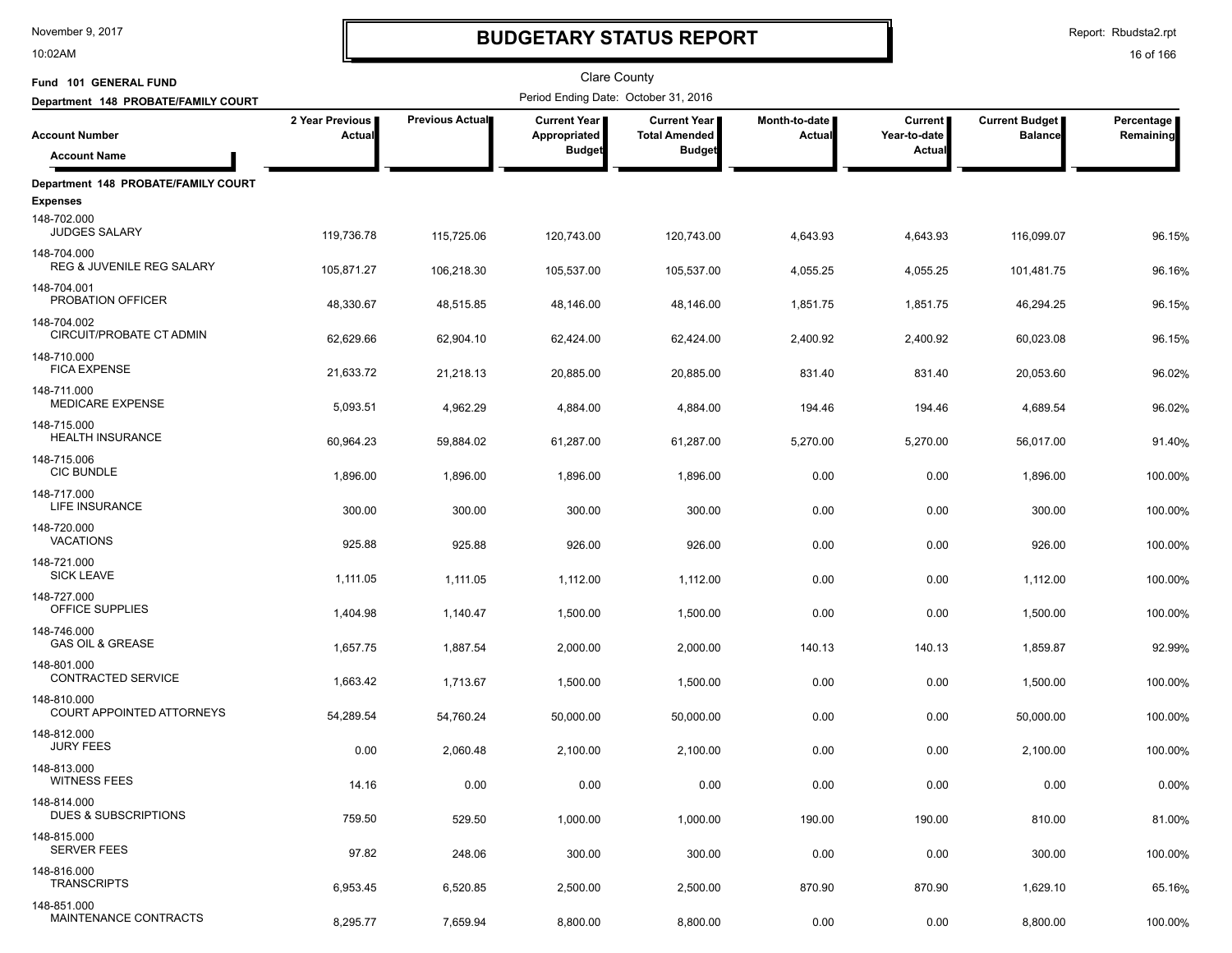# BUDGETARY STATUS REPORT

November 9, 2017
10:02AM

Report: Rbudsta2.rpt

Clare County

**Fund 101 GENERAL FUND**
**Department 148 PROBATE/FAMILY COURT**

Period Ending Date: October 31, 2016

| Account Number / Account Name | 2 Year Previous Actual | Previous Actual | Current Year Appropriated Budget | Current Year Total Amended Budget | Month-to-date Actual | Current Year-to-date Actual | Current Budget Balance | Percentage Remaining |
|---|---|---|---|---|---|---|---|---|
| **Department 148 PROBATE/FAMILY COURT** | | | | | | | | |
| **Expenses** | | | | | | | | |
| 148-702.000 JUDGES SALARY | 119,736.78 | 115,725.06 | 120,743.00 | 120,743.00 | 4,643.93 | 4,643.93 | 116,099.07 | 96.15% |
| 148-704.000 REG & JUVENILE REG SALARY | 105,871.27 | 106,218.30 | 105,537.00 | 105,537.00 | 4,055.25 | 4,055.25 | 101,481.75 | 96.16% |
| 148-704.001 PROBATION OFFICER | 48,330.67 | 48,515.85 | 48,146.00 | 48,146.00 | 1,851.75 | 1,851.75 | 46,294.25 | 96.15% |
| 148-704.002 CIRCUIT/PROBATE CT ADMIN | 62,629.66 | 62,904.10 | 62,424.00 | 62,424.00 | 2,400.92 | 2,400.92 | 60,023.08 | 96.15% |
| 148-710.000 FICA EXPENSE | 21,633.72 | 21,218.13 | 20,885.00 | 20,885.00 | 831.40 | 831.40 | 20,053.60 | 96.02% |
| 148-711.000 MEDICARE EXPENSE | 5,093.51 | 4,962.29 | 4,884.00 | 4,884.00 | 194.46 | 194.46 | 4,689.54 | 96.02% |
| 148-715.000 HEALTH INSURANCE | 60,964.23 | 59,884.02 | 61,287.00 | 61,287.00 | 5,270.00 | 5,270.00 | 56,017.00 | 91.40% |
| 148-715.006 CIC BUNDLE | 1,896.00 | 1,896.00 | 1,896.00 | 1,896.00 | 0.00 | 0.00 | 1,896.00 | 100.00% |
| 148-717.000 LIFE INSURANCE | 300.00 | 300.00 | 300.00 | 300.00 | 0.00 | 0.00 | 300.00 | 100.00% |
| 148-720.000 VACATIONS | 925.88 | 925.88 | 926.00 | 926.00 | 0.00 | 0.00 | 926.00 | 100.00% |
| 148-721.000 SICK LEAVE | 1,111.05 | 1,111.05 | 1,112.00 | 1,112.00 | 0.00 | 0.00 | 1,112.00 | 100.00% |
| 148-727.000 OFFICE SUPPLIES | 1,404.98 | 1,140.47 | 1,500.00 | 1,500.00 | 0.00 | 0.00 | 1,500.00 | 100.00% |
| 148-746.000 GAS OIL & GREASE | 1,657.75 | 1,887.54 | 2,000.00 | 2,000.00 | 140.13 | 140.13 | 1,859.87 | 92.99% |
| 148-801.000 CONTRACTED SERVICE | 1,663.42 | 1,713.67 | 1,500.00 | 1,500.00 | 0.00 | 0.00 | 1,500.00 | 100.00% |
| 148-810.000 COURT APPOINTED ATTORNEYS | 54,289.54 | 54,760.24 | 50,000.00 | 50,000.00 | 0.00 | 0.00 | 50,000.00 | 100.00% |
| 148-812.000 JURY FEES | 0.00 | 2,060.48 | 2,100.00 | 2,100.00 | 0.00 | 0.00 | 2,100.00 | 100.00% |
| 148-813.000 WITNESS FEES | 14.16 | 0.00 | 0.00 | 0.00 | 0.00 | 0.00 | 0.00 | 0.00% |
| 148-814.000 DUES & SUBSCRIPTIONS | 759.50 | 529.50 | 1,000.00 | 1,000.00 | 190.00 | 190.00 | 810.00 | 81.00% |
| 148-815.000 SERVER FEES | 97.82 | 248.06 | 300.00 | 300.00 | 0.00 | 0.00 | 300.00 | 100.00% |
| 148-816.000 TRANSCRIPTS | 6,953.45 | 6,520.85 | 2,500.00 | 2,500.00 | 870.90 | 870.90 | 1,629.10 | 65.16% |
| 148-851.000 MAINTENANCE CONTRACTS | 8,295.77 | 7,659.94 | 8,800.00 | 8,800.00 | 0.00 | 0.00 | 8,800.00 | 100.00% |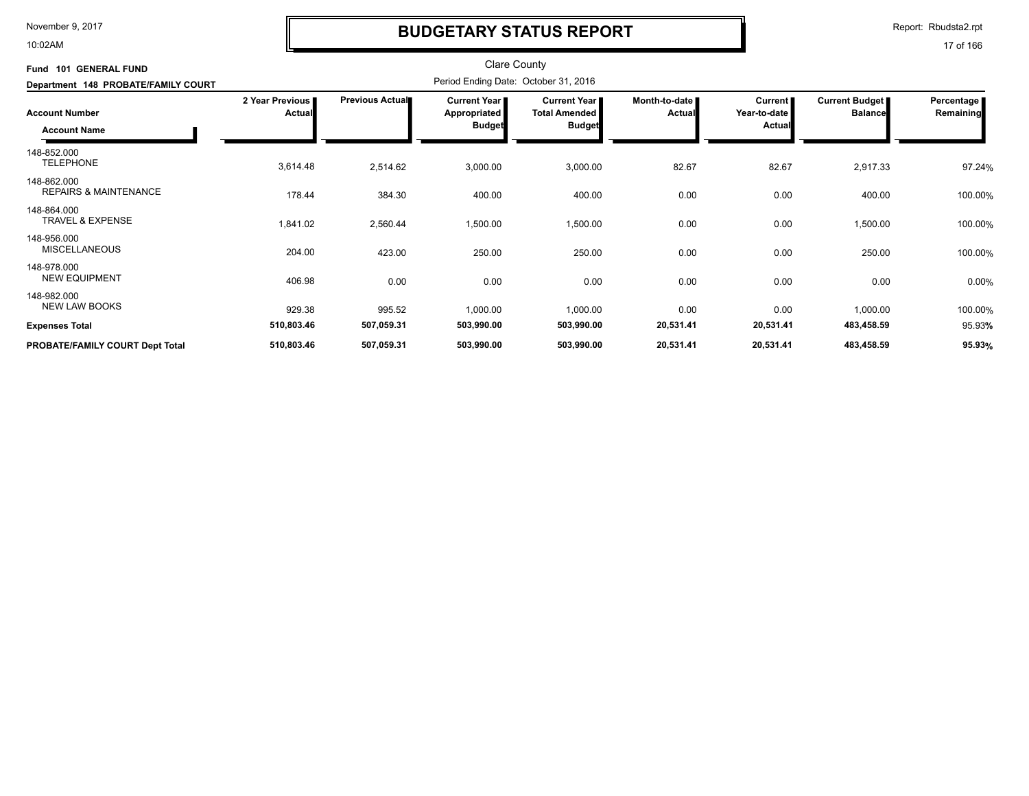# BUDGETARY STATUS REPORT

Clare County

Period Ending Date: October 31, 2016

**Fund 101 GENERAL FUND**

**Department 148 PROBATE/FAMILY COURT**

| Account Number / Account Name | 2 Year Previous Actual | Previous Actual | Current Year Appropriated Budget | Current Year Total Amended Budget | Month-to-date Actual | Current Year-to-date Actual | Current Budget Balance | Percentage Remaining |
|---|---|---|---|---|---|---|---|---|
| 148-852.000 TELEPHONE | 3,614.48 | 2,514.62 | 3,000.00 | 3,000.00 | 82.67 | 82.67 | 2,917.33 | 97.24% |
| 148-862.000 REPAIRS & MAINTENANCE | 178.44 | 384.30 | 400.00 | 400.00 | 0.00 | 0.00 | 400.00 | 100.00% |
| 148-864.000 TRAVEL & EXPENSE | 1,841.02 | 2,560.44 | 1,500.00 | 1,500.00 | 0.00 | 0.00 | 1,500.00 | 100.00% |
| 148-956.000 MISCELLANEOUS | 204.00 | 423.00 | 250.00 | 250.00 | 0.00 | 0.00 | 250.00 | 100.00% |
| 148-978.000 NEW EQUIPMENT | 406.98 | 0.00 | 0.00 | 0.00 | 0.00 | 0.00 | 0.00 | 0.00% |
| 148-982.000 NEW LAW BOOKS | 929.38 | 995.52 | 1,000.00 | 1,000.00 | 0.00 | 0.00 | 1,000.00 | 100.00% |
| **Expenses Total** | **510,803.46** | **507,059.31** | **503,990.00** | **503,990.00** | **20,531.41** | **20,531.41** | **483,458.59** | 95.93% |
| **PROBATE/FAMILY COURT Dept Total** | **510,803.46** | **507,059.31** | **503,990.00** | **503,990.00** | **20,531.41** | **20,531.41** | **483,458.59** | **95.93%** |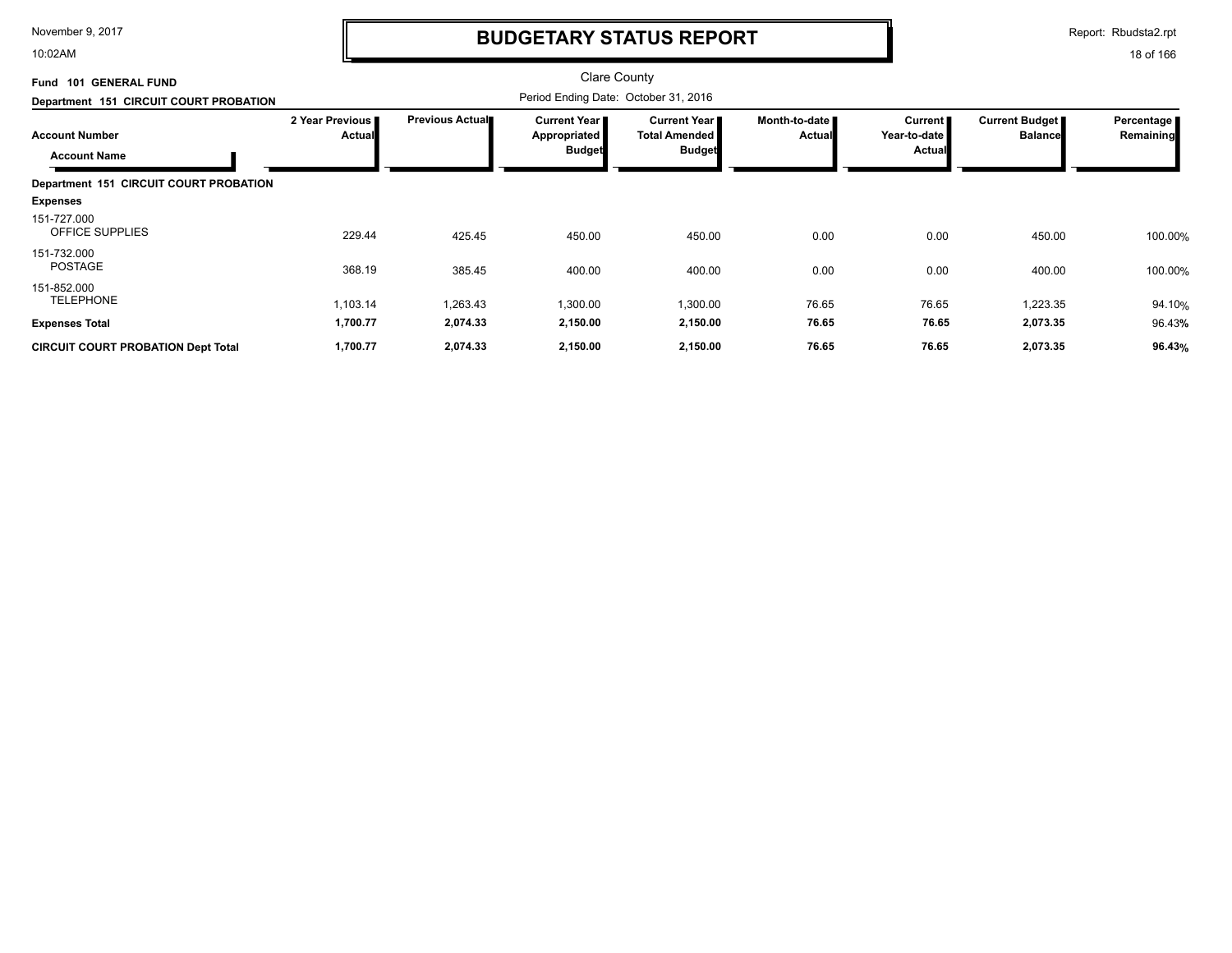# BUDGETARY STATUS REPORT

Clare County

Period Ending Date: October 31, 2016

**Fund 101 GENERAL FUND**

**Department 151 CIRCUIT COURT PROBATION**

| Account Number / Account Name | 2 Year Previous Actual | Previous Actual | Current Year Appropriated Budget | Current Year Total Amended Budget | Month-to-date Actual | Current Year-to-date Actual | Current Budget Balance | Percentage Remaining |
|---|---|---|---|---|---|---|---|---|
| **Department 151 CIRCUIT COURT PROBATION** | | | | | | | | |
| **Expenses** | | | | | | | | |
| 151-727.000 OFFICE SUPPLIES | 229.44 | 425.45 | 450.00 | 450.00 | 0.00 | 0.00 | 450.00 | 100.00% |
| 151-732.000 POSTAGE | 368.19 | 385.45 | 400.00 | 400.00 | 0.00 | 0.00 | 400.00 | 100.00% |
| 151-852.000 TELEPHONE | 1,103.14 | 1,263.43 | 1,300.00 | 1,300.00 | 76.65 | 76.65 | 1,223.35 | 94.10% |
| **Expenses Total** | **1,700.77** | **2,074.33** | **2,150.00** | **2,150.00** | **76.65** | **76.65** | **2,073.35** | **96.43%** |
| **CIRCUIT COURT PROBATION Dept Total** | **1,700.77** | **2,074.33** | **2,150.00** | **2,150.00** | **76.65** | **76.65** | **2,073.35** | **96.43%** |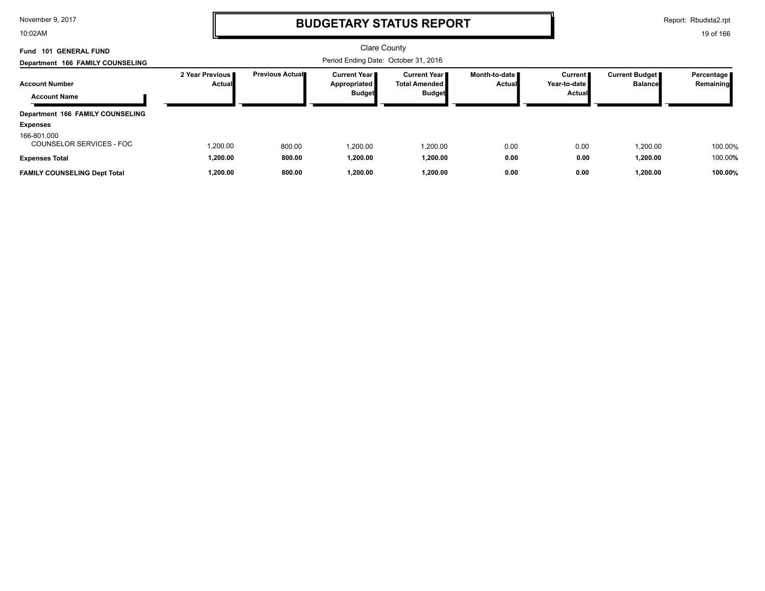# BUDGETARY STATUS REPORT

Clare County

**Fund 101 GENERAL FUND**

**Department 166 FAMILY COUNSELING**

Period Ending Date: October 31, 2016

| Account Number / Account Name | 2 Year Previous Actual | Previous Actual | Current Year Appropriated Budget | Current Year Total Amended Budget | Month-to-date Actual | Current Year-to-date Actual | Current Budget Balance | Percentage Remaining |
|---|---|---|---|---|---|---|---|---|
| **Department 166 FAMILY COUNSELING** | | | | | | | | |
| **Expenses** | | | | | | | | |
| 166-801.000 COUNSELOR SERVICES - FOC | 1,200.00 | 800.00 | 1,200.00 | 1,200.00 | 0.00 | 0.00 | 1,200.00 | 100.00% |
| **Expenses Total** | **1,200.00** | **800.00** | **1,200.00** | **1,200.00** | **0.00** | **0.00** | **1,200.00** | 100.00% |
| **FAMILY COUNSELING Dept Total** | **1,200.00** | **800.00** | **1,200.00** | **1,200.00** | **0.00** | **0.00** | **1,200.00** | **100.00%** |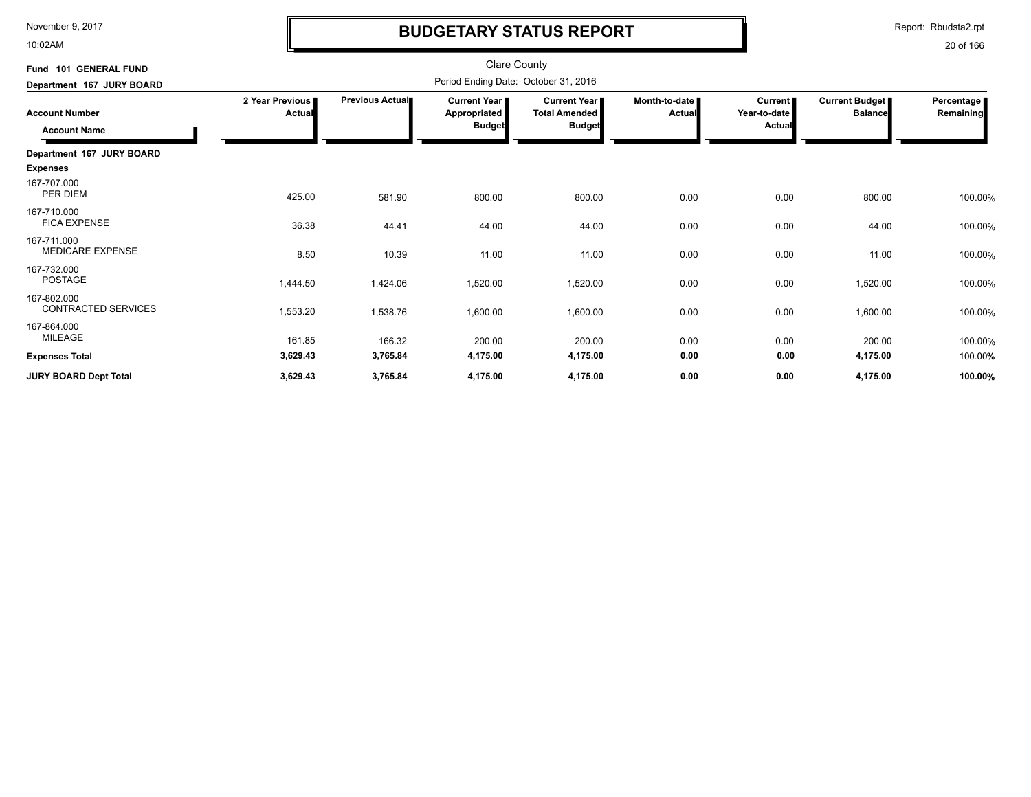# BUDGETARY STATUS REPORT

Clare County

**Fund 101 GENERAL FUND**

**Department 167 JURY BOARD**

Period Ending Date: October 31, 2016

| Account Number / Account Name | 2 Year Previous Actual | Previous Actual | Current Year Appropriated Budget | Current Year Total Amended Budget | Month-to-date Actual | Current Year-to-date Actual | Current Budget Balance | Percentage Remaining |
|---|---|---|---|---|---|---|---|---|
| **Department 167 JURY BOARD** | | | | | | | | |
| **Expenses** | | | | | | | | |
| 167-707.000 PER DIEM | 425.00 | 581.90 | 800.00 | 800.00 | 0.00 | 0.00 | 800.00 | 100.00% |
| 167-710.000 FICA EXPENSE | 36.38 | 44.41 | 44.00 | 44.00 | 0.00 | 0.00 | 44.00 | 100.00% |
| 167-711.000 MEDICARE EXPENSE | 8.50 | 10.39 | 11.00 | 11.00 | 0.00 | 0.00 | 11.00 | 100.00% |
| 167-732.000 POSTAGE | 1,444.50 | 1,424.06 | 1,520.00 | 1,520.00 | 0.00 | 0.00 | 1,520.00 | 100.00% |
| 167-802.000 CONTRACTED SERVICES | 1,553.20 | 1,538.76 | 1,600.00 | 1,600.00 | 0.00 | 0.00 | 1,600.00 | 100.00% |
| 167-864.000 MILEAGE | 161.85 | 166.32 | 200.00 | 200.00 | 0.00 | 0.00 | 200.00 | 100.00% |
| **Expenses Total** | **3,629.43** | **3,765.84** | **4,175.00** | **4,175.00** | **0.00** | **0.00** | **4,175.00** | 100.00% |
| **JURY BOARD Dept Total** | **3,629.43** | **3,765.84** | **4,175.00** | **4,175.00** | **0.00** | **0.00** | **4,175.00** | **100.00%** |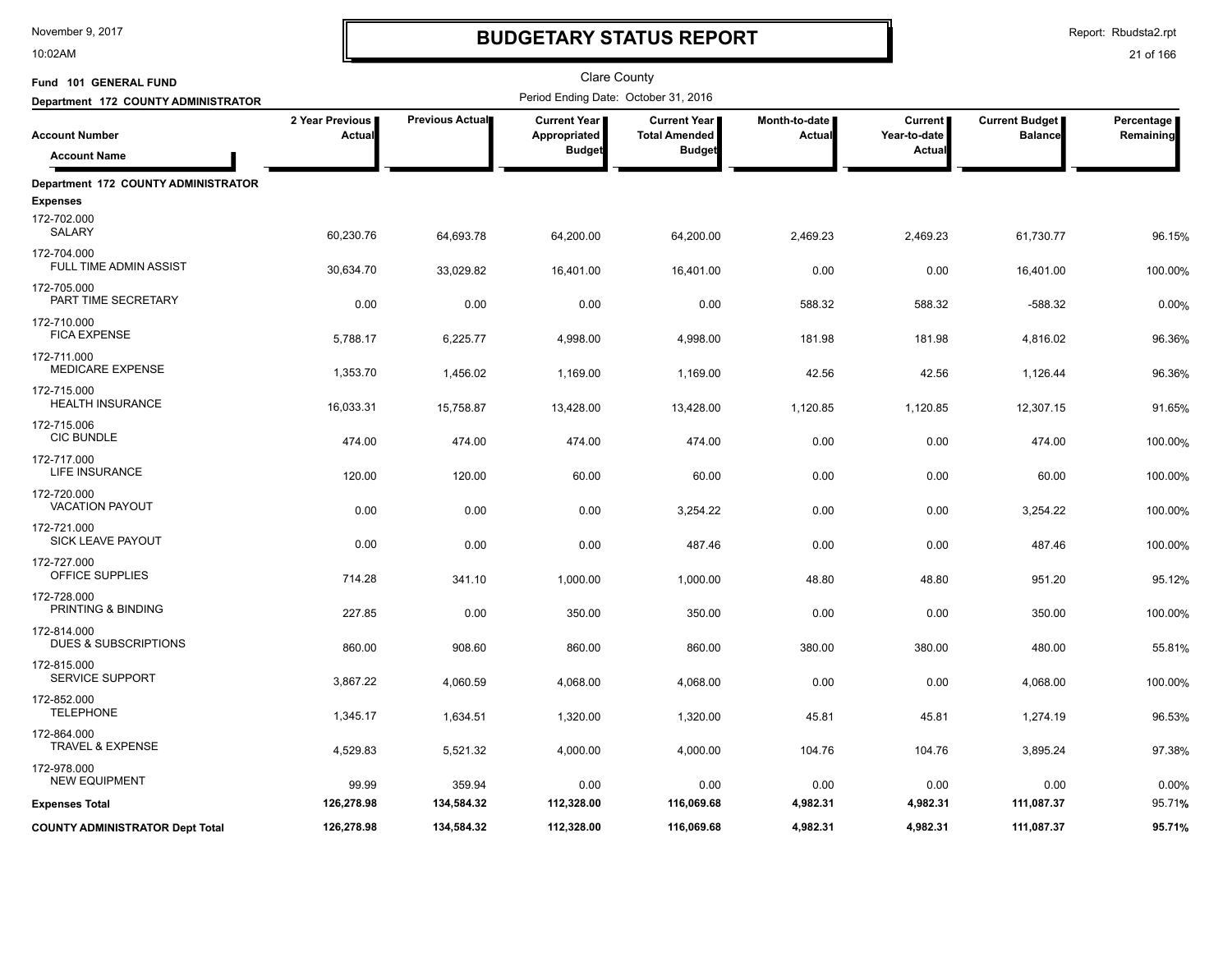# BUDGETARY STATUS REPORT

Clare County

Fund 101 GENERAL FUND

Department 172 COUNTY ADMINISTRATOR

Period Ending Date: October 31, 2016

| Account Number / Account Name | 2 Year Previous Actual | Previous Actual | Current Year Appropriated Budget | Current Year Total Amended Budget | Month-to-date Actual | Current Year-to-date Actual | Current Budget Balance | Percentage Remaining |
|---|---|---|---|---|---|---|---|---|
| **Department 172 COUNTY ADMINISTRATOR** | | | | | | | | |
| **Expenses** | | | | | | | | |
| 172-702.000 SALARY | 60,230.76 | 64,693.78 | 64,200.00 | 64,200.00 | 2,469.23 | 2,469.23 | 61,730.77 | 96.15% |
| 172-704.000 FULL TIME ADMIN ASSIST | 30,634.70 | 33,029.82 | 16,401.00 | 16,401.00 | 0.00 | 0.00 | 16,401.00 | 100.00% |
| 172-705.000 PART TIME SECRETARY | 0.00 | 0.00 | 0.00 | 0.00 | 588.32 | 588.32 | -588.32 | 0.00% |
| 172-710.000 FICA EXPENSE | 5,788.17 | 6,225.77 | 4,998.00 | 4,998.00 | 181.98 | 181.98 | 4,816.02 | 96.36% |
| 172-711.000 MEDICARE EXPENSE | 1,353.70 | 1,456.02 | 1,169.00 | 1,169.00 | 42.56 | 42.56 | 1,126.44 | 96.36% |
| 172-715.000 HEALTH INSURANCE | 16,033.31 | 15,758.87 | 13,428.00 | 13,428.00 | 1,120.85 | 1,120.85 | 12,307.15 | 91.65% |
| 172-715.006 CIC BUNDLE | 474.00 | 474.00 | 474.00 | 474.00 | 0.00 | 0.00 | 474.00 | 100.00% |
| 172-717.000 LIFE INSURANCE | 120.00 | 120.00 | 60.00 | 60.00 | 0.00 | 0.00 | 60.00 | 100.00% |
| 172-720.000 VACATION PAYOUT | 0.00 | 0.00 | 0.00 | 3,254.22 | 0.00 | 0.00 | 3,254.22 | 100.00% |
| 172-721.000 SICK LEAVE PAYOUT | 0.00 | 0.00 | 0.00 | 487.46 | 0.00 | 0.00 | 487.46 | 100.00% |
| 172-727.000 OFFICE SUPPLIES | 714.28 | 341.10 | 1,000.00 | 1,000.00 | 48.80 | 48.80 | 951.20 | 95.12% |
| 172-728.000 PRINTING & BINDING | 227.85 | 0.00 | 350.00 | 350.00 | 0.00 | 0.00 | 350.00 | 100.00% |
| 172-814.000 DUES & SUBSCRIPTIONS | 860.00 | 908.60 | 860.00 | 860.00 | 380.00 | 380.00 | 480.00 | 55.81% |
| 172-815.000 SERVICE SUPPORT | 3,867.22 | 4,060.59 | 4,068.00 | 4,068.00 | 0.00 | 0.00 | 4,068.00 | 100.00% |
| 172-852.000 TELEPHONE | 1,345.17 | 1,634.51 | 1,320.00 | 1,320.00 | 45.81 | 45.81 | 1,274.19 | 96.53% |
| 172-864.000 TRAVEL & EXPENSE | 4,529.83 | 5,521.32 | 4,000.00 | 4,000.00 | 104.76 | 104.76 | 3,895.24 | 97.38% |
| 172-978.000 NEW EQUIPMENT | 99.99 | 359.94 | 0.00 | 0.00 | 0.00 | 0.00 | 0.00 | 0.00% |
| **Expenses Total** | **126,278.98** | **134,584.32** | **112,328.00** | **116,069.68** | **4,982.31** | **4,982.31** | **111,087.37** | **95.71%** |
| **COUNTY ADMINISTRATOR Dept Total** | **126,278.98** | **134,584.32** | **112,328.00** | **116,069.68** | **4,982.31** | **4,982.31** | **111,087.37** | **95.71%** |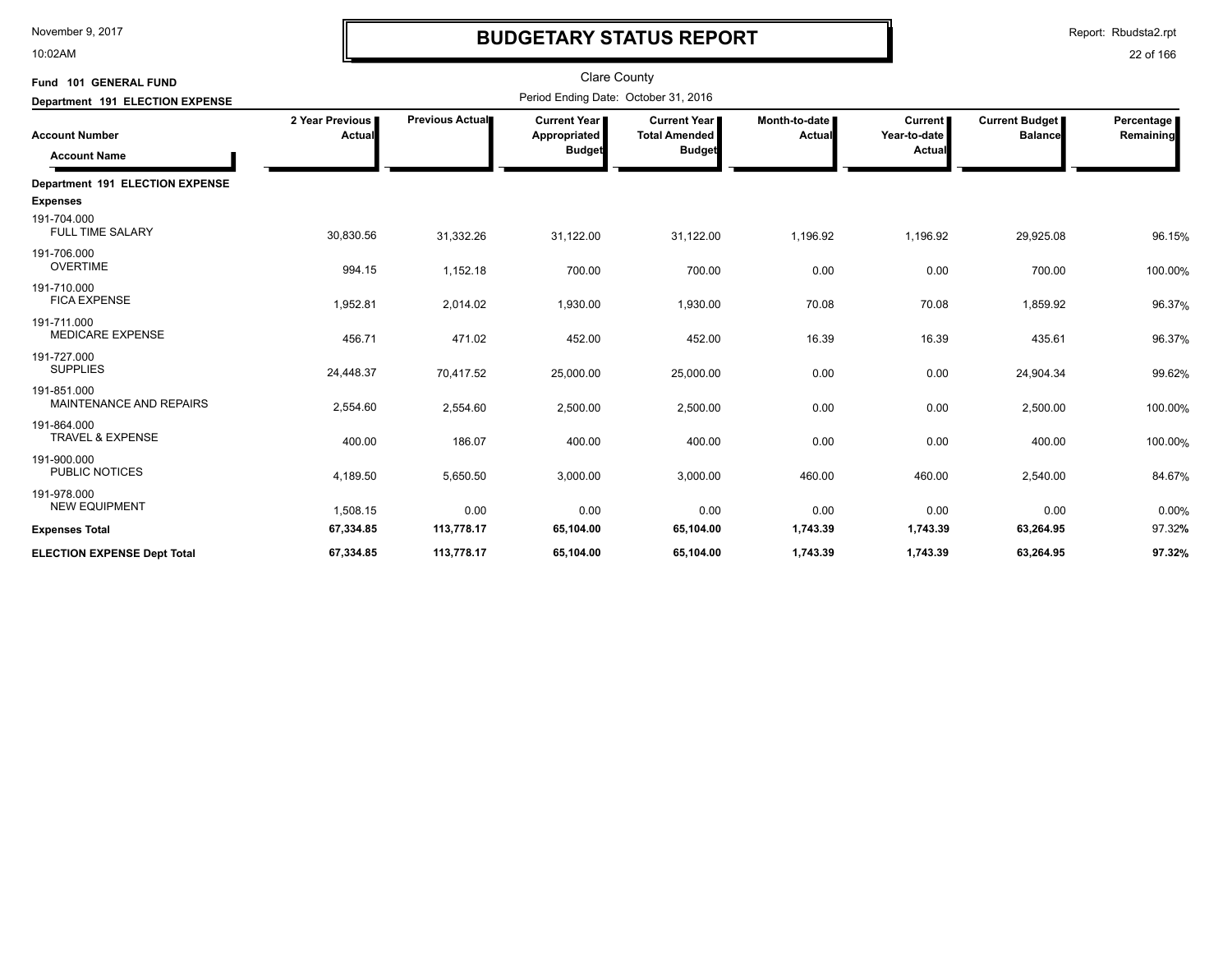# BUDGETARY STATUS REPORT

Clare County

**Fund 101 GENERAL FUND**

**Department 191 ELECTION EXPENSE**

Period Ending Date: October 31, 2016

| Account Number / Account Name | 2 Year Previous Actual | Previous Actual | Current Year Appropriated Budget | Current Year Total Amended Budget | Month-to-date Actual | Current Year-to-date Actual | Current Budget Balance | Percentage Remaining |
|---|---|---|---|---|---|---|---|---|
| **Department 191 ELECTION EXPENSE** | | | | | | | | |
| **Expenses** | | | | | | | | |
| 191-704.000 FULL TIME SALARY | 30,830.56 | 31,332.26 | 31,122.00 | 31,122.00 | 1,196.92 | 1,196.92 | 29,925.08 | 96.15% |
| 191-706.000 OVERTIME | 994.15 | 1,152.18 | 700.00 | 700.00 | 0.00 | 0.00 | 700.00 | 100.00% |
| 191-710.000 FICA EXPENSE | 1,952.81 | 2,014.02 | 1,930.00 | 1,930.00 | 70.08 | 70.08 | 1,859.92 | 96.37% |
| 191-711.000 MEDICARE EXPENSE | 456.71 | 471.02 | 452.00 | 452.00 | 16.39 | 16.39 | 435.61 | 96.37% |
| 191-727.000 SUPPLIES | 24,448.37 | 70,417.52 | 25,000.00 | 25,000.00 | 0.00 | 0.00 | 24,904.34 | 99.62% |
| 191-851.000 MAINTENANCE AND REPAIRS | 2,554.60 | 2,554.60 | 2,500.00 | 2,500.00 | 0.00 | 0.00 | 2,500.00 | 100.00% |
| 191-864.000 TRAVEL & EXPENSE | 400.00 | 186.07 | 400.00 | 400.00 | 0.00 | 0.00 | 400.00 | 100.00% |
| 191-900.000 PUBLIC NOTICES | 4,189.50 | 5,650.50 | 3,000.00 | 3,000.00 | 460.00 | 460.00 | 2,540.00 | 84.67% |
| 191-978.000 NEW EQUIPMENT | 1,508.15 | 0.00 | 0.00 | 0.00 | 0.00 | 0.00 | 0.00 | 0.00% |
| **Expenses Total** | **67,334.85** | **113,778.17** | **65,104.00** | **65,104.00** | **1,743.39** | **1,743.39** | **63,264.95** | 97.32% |
| **ELECTION EXPENSE Dept Total** | **67,334.85** | **113,778.17** | **65,104.00** | **65,104.00** | **1,743.39** | **1,743.39** | **63,264.95** | **97.32%** |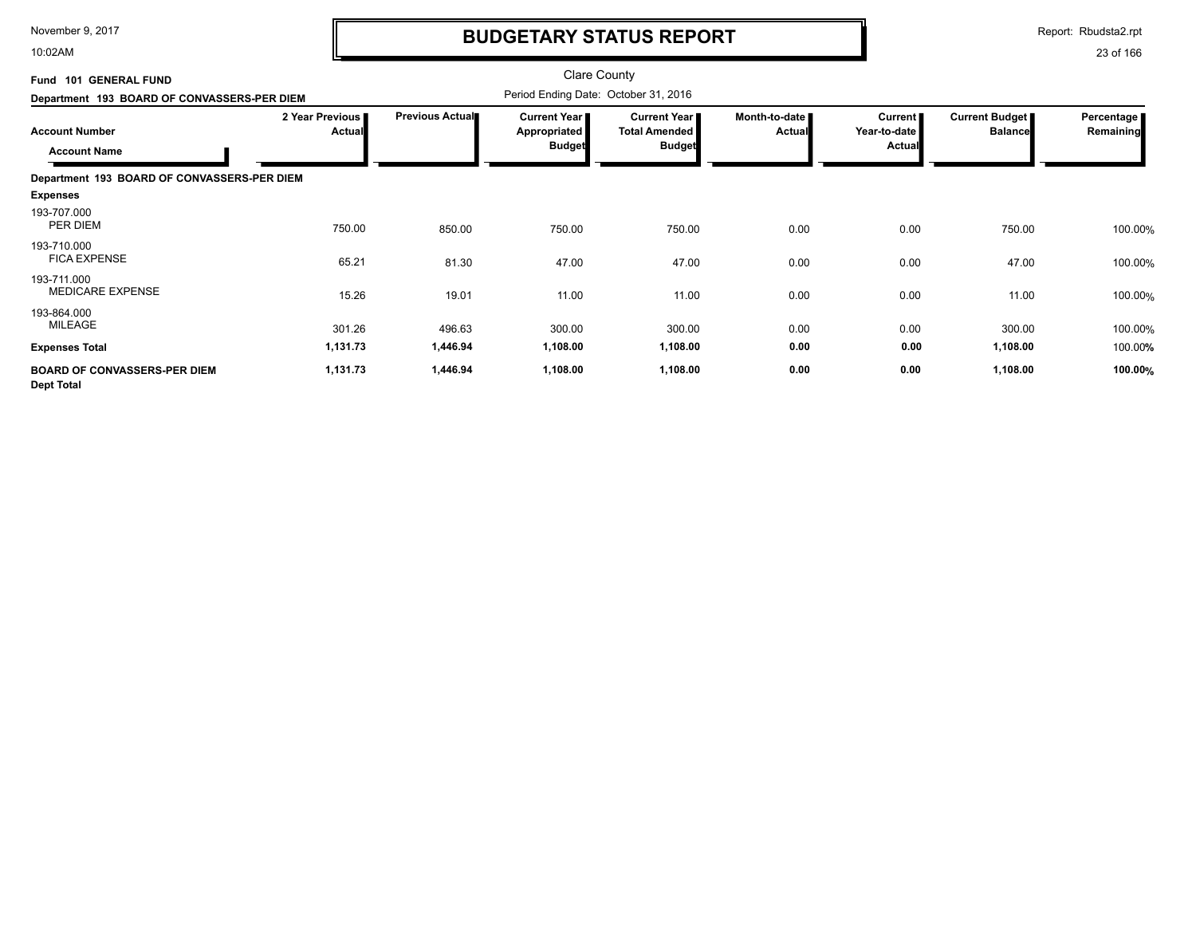# BUDGETARY STATUS REPORT

Clare County

Period Ending Date: October 31, 2016

**Fund 101 GENERAL FUND**

**Department 193 BOARD OF CONVASSERS-PER DIEM**

| Account Number / Account Name | 2 Year Previous Actual | Previous Actual | Current Year Appropriated Budget | Current Year Total Amended Budget | Month-to-date Actual | Current Year-to-date Actual | Current Budget Balance | Percentage Remaining |
|---|---|---|---|---|---|---|---|---|
| **Department 193 BOARD OF CONVASSERS-PER DIEM** | | | | | | | | |
| **Expenses** | | | | | | | | |
| 193-707.000 PER DIEM | 750.00 | 850.00 | 750.00 | 750.00 | 0.00 | 0.00 | 750.00 | 100.00% |
| 193-710.000 FICA EXPENSE | 65.21 | 81.30 | 47.00 | 47.00 | 0.00 | 0.00 | 47.00 | 100.00% |
| 193-711.000 MEDICARE EXPENSE | 15.26 | 19.01 | 11.00 | 11.00 | 0.00 | 0.00 | 11.00 | 100.00% |
| 193-864.000 MILEAGE | 301.26 | 496.63 | 300.00 | 300.00 | 0.00 | 0.00 | 300.00 | 100.00% |
| **Expenses Total** | **1,131.73** | **1,446.94** | **1,108.00** | **1,108.00** | **0.00** | **0.00** | **1,108.00** | 100.00% |
| **BOARD OF CONVASSERS-PER DIEM Dept Total** | **1,131.73** | **1,446.94** | **1,108.00** | **1,108.00** | **0.00** | **0.00** | **1,108.00** | **100.00%** |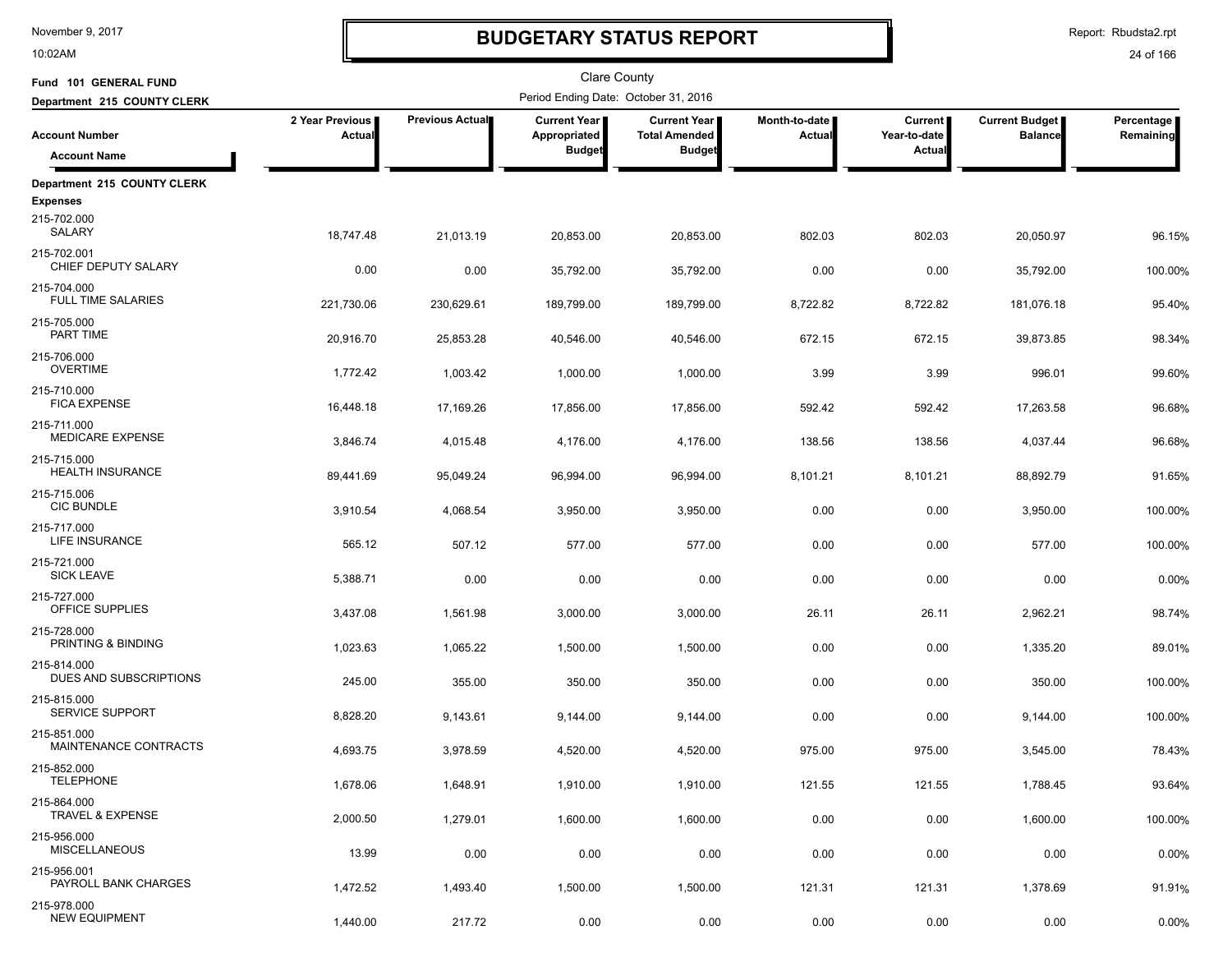# BUDGETARY STATUS REPORT

November 9, 2017
10:02AM

Report: Rbudsta2.rpt

Clare County

Fund 101 GENERAL FUND

Department 215 COUNTY CLERK

Period Ending Date: October 31, 2016

| Account Number / Account Name | 2 Year Previous Actual | Previous Actual | Current Year Appropriated Budget | Current Year Total Amended Budget | Month-to-date Actual | Current Year-to-date Actual | Current Budget Balance | Percentage Remaining |
|---|---|---|---|---|---|---|---|---|
| **Department 215 COUNTY CLERK** | | | | | | | | |
| **Expenses** | | | | | | | | |
| 215-702.000 SALARY | 18,747.48 | 21,013.19 | 20,853.00 | 20,853.00 | 802.03 | 802.03 | 20,050.97 | 96.15% |
| 215-702.001 CHIEF DEPUTY SALARY | 0.00 | 0.00 | 35,792.00 | 35,792.00 | 0.00 | 0.00 | 35,792.00 | 100.00% |
| 215-704.000 FULL TIME SALARIES | 221,730.06 | 230,629.61 | 189,799.00 | 189,799.00 | 8,722.82 | 8,722.82 | 181,076.18 | 95.40% |
| 215-705.000 PART TIME | 20,916.70 | 25,853.28 | 40,546.00 | 40,546.00 | 672.15 | 672.15 | 39,873.85 | 98.34% |
| 215-706.000 OVERTIME | 1,772.42 | 1,003.42 | 1,000.00 | 1,000.00 | 3.99 | 3.99 | 996.01 | 99.60% |
| 215-710.000 FICA EXPENSE | 16,448.18 | 17,169.26 | 17,856.00 | 17,856.00 | 592.42 | 592.42 | 17,263.58 | 96.68% |
| 215-711.000 MEDICARE EXPENSE | 3,846.74 | 4,015.48 | 4,176.00 | 4,176.00 | 138.56 | 138.56 | 4,037.44 | 96.68% |
| 215-715.000 HEALTH INSURANCE | 89,441.69 | 95,049.24 | 96,994.00 | 96,994.00 | 8,101.21 | 8,101.21 | 88,892.79 | 91.65% |
| 215-715.006 CIC BUNDLE | 3,910.54 | 4,068.54 | 3,950.00 | 3,950.00 | 0.00 | 0.00 | 3,950.00 | 100.00% |
| 215-717.000 LIFE INSURANCE | 565.12 | 507.12 | 577.00 | 577.00 | 0.00 | 0.00 | 577.00 | 100.00% |
| 215-721.000 SICK LEAVE | 5,388.71 | 0.00 | 0.00 | 0.00 | 0.00 | 0.00 | 0.00 | 0.00% |
| 215-727.000 OFFICE SUPPLIES | 3,437.08 | 1,561.98 | 3,000.00 | 3,000.00 | 26.11 | 26.11 | 2,962.21 | 98.74% |
| 215-728.000 PRINTING & BINDING | 1,023.63 | 1,065.22 | 1,500.00 | 1,500.00 | 0.00 | 0.00 | 1,335.20 | 89.01% |
| 215-814.000 DUES AND SUBSCRIPTIONS | 245.00 | 355.00 | 350.00 | 350.00 | 0.00 | 0.00 | 350.00 | 100.00% |
| 215-815.000 SERVICE SUPPORT | 8,828.20 | 9,143.61 | 9,144.00 | 9,144.00 | 0.00 | 0.00 | 9,144.00 | 100.00% |
| 215-851.000 MAINTENANCE CONTRACTS | 4,693.75 | 3,978.59 | 4,520.00 | 4,520.00 | 975.00 | 975.00 | 3,545.00 | 78.43% |
| 215-852.000 TELEPHONE | 1,678.06 | 1,648.91 | 1,910.00 | 1,910.00 | 121.55 | 121.55 | 1,788.45 | 93.64% |
| 215-864.000 TRAVEL & EXPENSE | 2,000.50 | 1,279.01 | 1,600.00 | 1,600.00 | 0.00 | 0.00 | 1,600.00 | 100.00% |
| 215-956.000 MISCELLANEOUS | 13.99 | 0.00 | 0.00 | 0.00 | 0.00 | 0.00 | 0.00 | 0.00% |
| 215-956.001 PAYROLL BANK CHARGES | 1,472.52 | 1,493.40 | 1,500.00 | 1,500.00 | 121.31 | 121.31 | 1,378.69 | 91.91% |
| 215-978.000 NEW EQUIPMENT | 1,440.00 | 217.72 | 0.00 | 0.00 | 0.00 | 0.00 | 0.00 | 0.00% |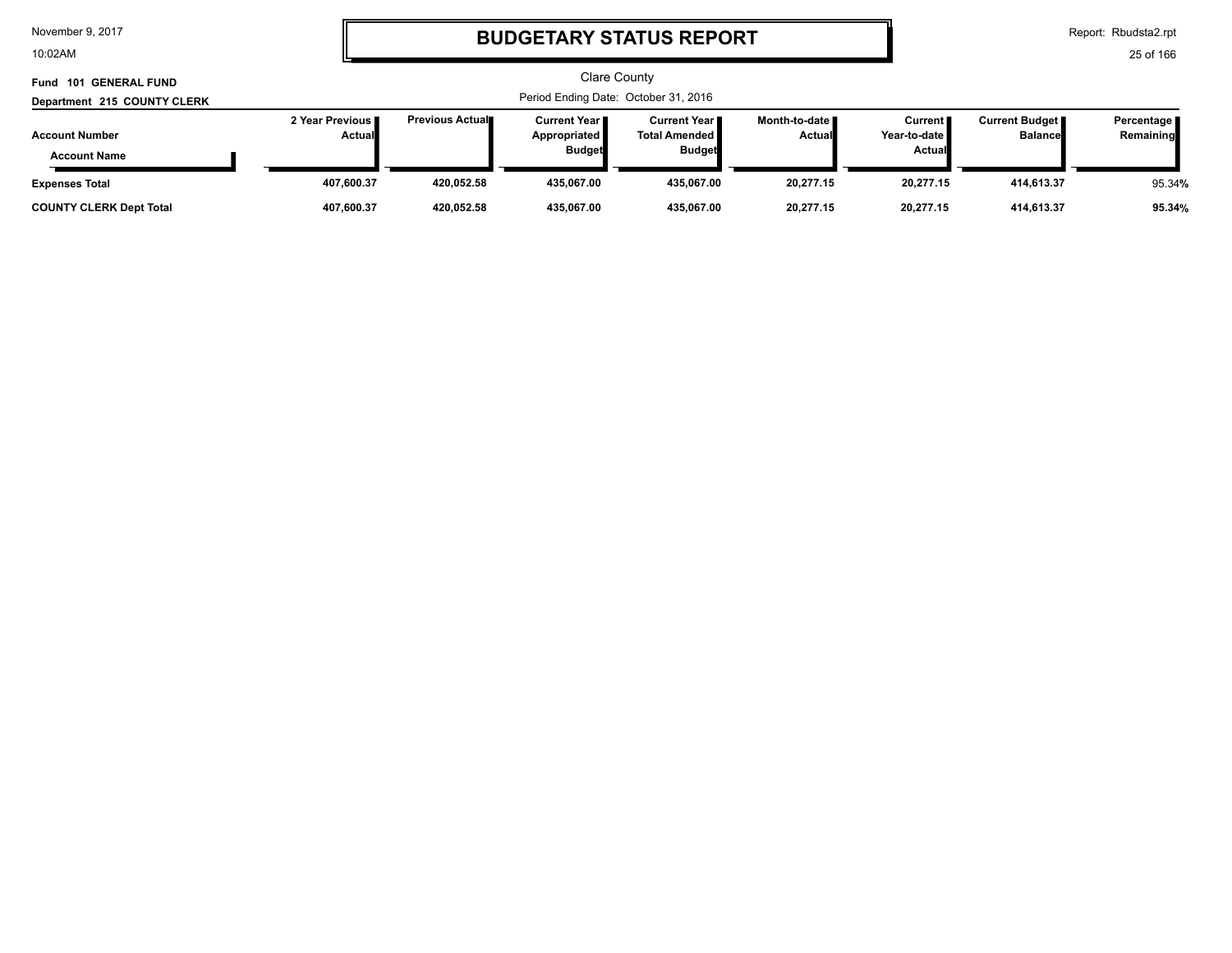# BUDGETARY STATUS REPORT

Clare County

Period Ending Date: October 31, 2016

**Fund 101 GENERAL FUND**

**Department 215 COUNTY CLERK**

| Account Number / Account Name | 2 Year Previous Actual | Previous Actual | Current Year Appropriated Budget | Current Year Total Amended Budget | Month-to-date Actual | Current Year-to-date Actual | Current Budget Balance | Percentage Remaining |
|---|---|---|---|---|---|---|---|---|
| **Expenses Total** | **407,600.37** | **420,052.58** | **435,067.00** | **435,067.00** | **20,277.15** | **20,277.15** | **414,613.37** | 95.34**%** |
| **COUNTY CLERK Dept Total** | **407,600.37** | **420,052.58** | **435,067.00** | **435,067.00** | **20,277.15** | **20,277.15** | **414,613.37** | **95.34%** |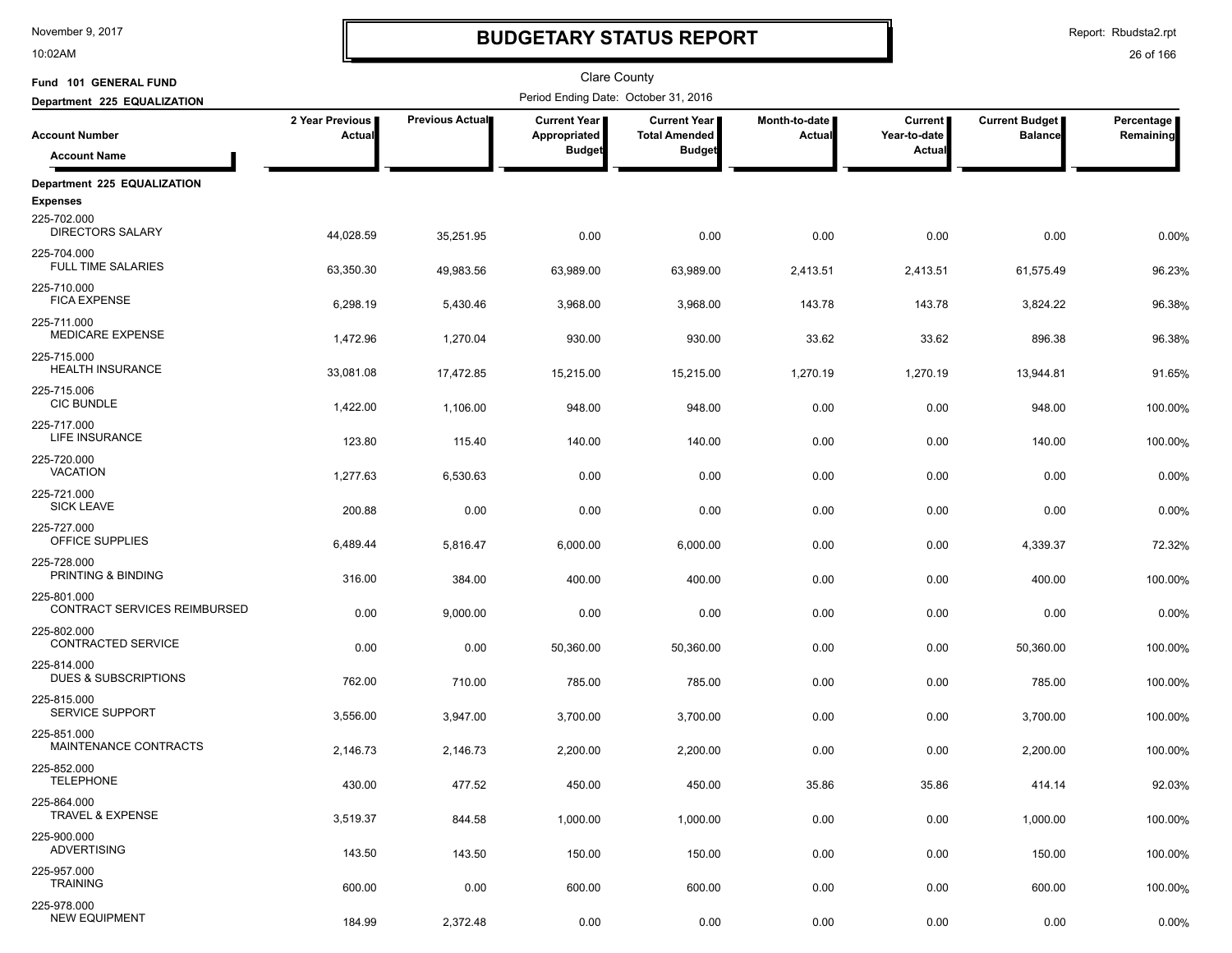# BUDGETARY STATUS REPORT

Clare County

**Fund 101 GENERAL FUND**

**Department 225 EQUALIZATION**

Period Ending Date: October 31, 2016

| Account Number / Account Name | 2 Year Previous Actual | Previous Actual | Current Year Appropriated Budget | Current Year Total Amended Budget | Month-to-date Actual | Current Year-to-date Actual | Current Budget Balance | Percentage Remaining |
|---|---|---|---|---|---|---|---|---|
| **Department 225 EQUALIZATION** | | | | | | | | |
| **Expenses** | | | | | | | | |
| 225-702.000 DIRECTORS SALARY | 44,028.59 | 35,251.95 | 0.00 | 0.00 | 0.00 | 0.00 | 0.00 | 0.00% |
| 225-704.000 FULL TIME SALARIES | 63,350.30 | 49,983.56 | 63,989.00 | 63,989.00 | 2,413.51 | 2,413.51 | 61,575.49 | 96.23% |
| 225-710.000 FICA EXPENSE | 6,298.19 | 5,430.46 | 3,968.00 | 3,968.00 | 143.78 | 143.78 | 3,824.22 | 96.38% |
| 225-711.000 MEDICARE EXPENSE | 1,472.96 | 1,270.04 | 930.00 | 930.00 | 33.62 | 33.62 | 896.38 | 96.38% |
| 225-715.000 HEALTH INSURANCE | 33,081.08 | 17,472.85 | 15,215.00 | 15,215.00 | 1,270.19 | 1,270.19 | 13,944.81 | 91.65% |
| 225-715.006 CIC BUNDLE | 1,422.00 | 1,106.00 | 948.00 | 948.00 | 0.00 | 0.00 | 948.00 | 100.00% |
| 225-717.000 LIFE INSURANCE | 123.80 | 115.40 | 140.00 | 140.00 | 0.00 | 0.00 | 140.00 | 100.00% |
| 225-720.000 VACATION | 1,277.63 | 6,530.63 | 0.00 | 0.00 | 0.00 | 0.00 | 0.00 | 0.00% |
| 225-721.000 SICK LEAVE | 200.88 | 0.00 | 0.00 | 0.00 | 0.00 | 0.00 | 0.00 | 0.00% |
| 225-727.000 OFFICE SUPPLIES | 6,489.44 | 5,816.47 | 6,000.00 | 6,000.00 | 0.00 | 0.00 | 4,339.37 | 72.32% |
| 225-728.000 PRINTING & BINDING | 316.00 | 384.00 | 400.00 | 400.00 | 0.00 | 0.00 | 400.00 | 100.00% |
| 225-801.000 CONTRACT SERVICES REIMBURSED | 0.00 | 9,000.00 | 0.00 | 0.00 | 0.00 | 0.00 | 0.00 | 0.00% |
| 225-802.000 CONTRACTED SERVICE | 0.00 | 0.00 | 50,360.00 | 50,360.00 | 0.00 | 0.00 | 50,360.00 | 100.00% |
| 225-814.000 DUES & SUBSCRIPTIONS | 762.00 | 710.00 | 785.00 | 785.00 | 0.00 | 0.00 | 785.00 | 100.00% |
| 225-815.000 SERVICE SUPPORT | 3,556.00 | 3,947.00 | 3,700.00 | 3,700.00 | 0.00 | 0.00 | 3,700.00 | 100.00% |
| 225-851.000 MAINTENANCE CONTRACTS | 2,146.73 | 2,146.73 | 2,200.00 | 2,200.00 | 0.00 | 0.00 | 2,200.00 | 100.00% |
| 225-852.000 TELEPHONE | 430.00 | 477.52 | 450.00 | 450.00 | 35.86 | 35.86 | 414.14 | 92.03% |
| 225-864.000 TRAVEL & EXPENSE | 3,519.37 | 844.58 | 1,000.00 | 1,000.00 | 0.00 | 0.00 | 1,000.00 | 100.00% |
| 225-900.000 ADVERTISING | 143.50 | 143.50 | 150.00 | 150.00 | 0.00 | 0.00 | 150.00 | 100.00% |
| 225-957.000 TRAINING | 600.00 | 0.00 | 600.00 | 600.00 | 0.00 | 0.00 | 600.00 | 100.00% |
| 225-978.000 NEW EQUIPMENT | 184.99 | 2,372.48 | 0.00 | 0.00 | 0.00 | 0.00 | 0.00 | 0.00% |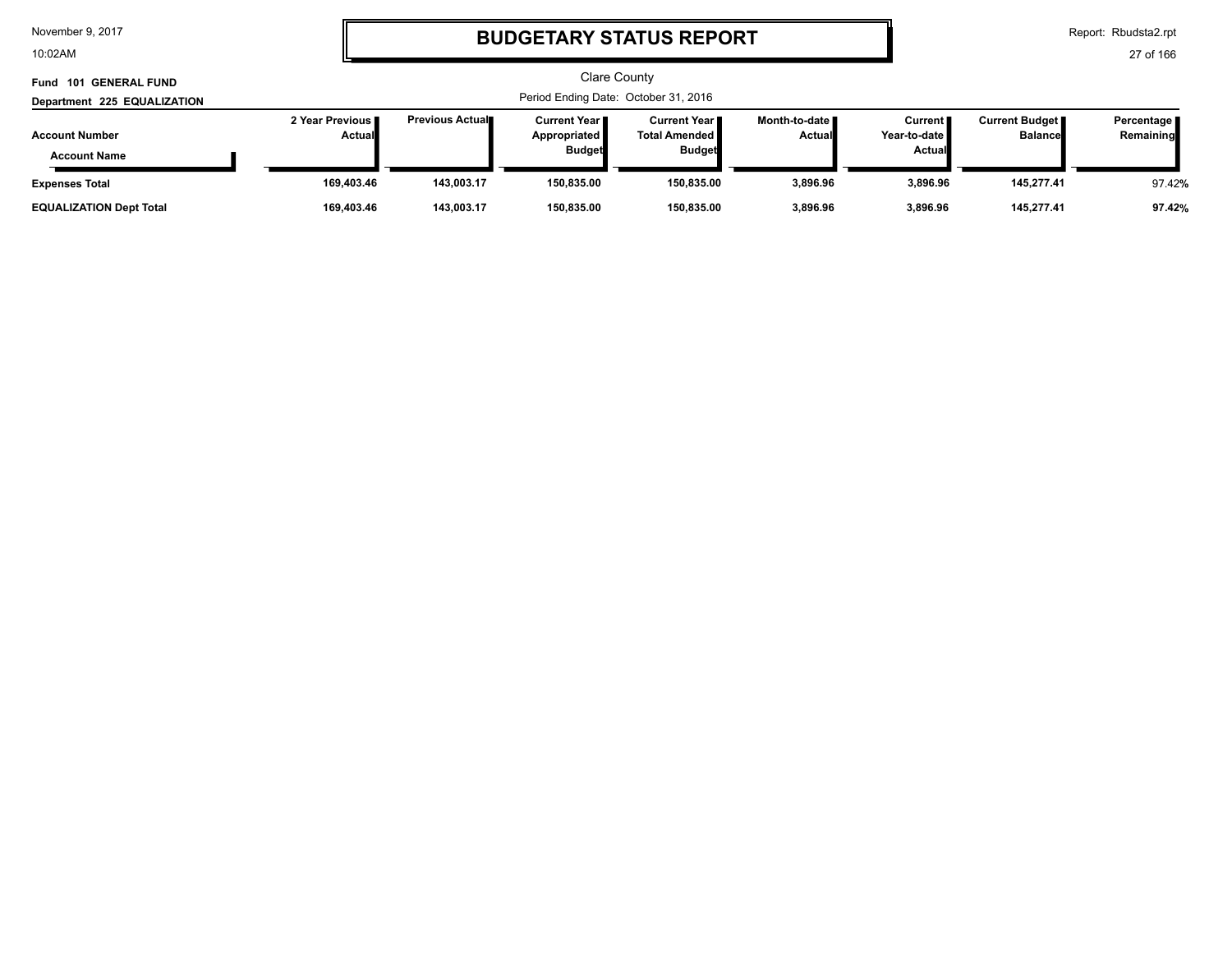# BUDGETARY STATUS REPORT

Clare County

**Fund 101 GENERAL FUND**

**Department 225 EQUALIZATION**

Period Ending Date: October 31, 2016

| Account Number / Account Name | 2 Year Previous Actual | Previous Actual | Current Year Appropriated Budget | Current Year Total Amended Budget | Month-to-date Actual | Current Year-to-date Actual | Current Budget Balance | Percentage Remaining |
|---|---|---|---|---|---|---|---|---|
| **Expenses Total** | **169,403.46** | **143,003.17** | **150,835.00** | **150,835.00** | **3,896.96** | **3,896.96** | **145,277.41** | 97.42% |
| **EQUALIZATION Dept Total** | **169,403.46** | **143,003.17** | **150,835.00** | **150,835.00** | **3,896.96** | **3,896.96** | **145,277.41** | **97.42%** |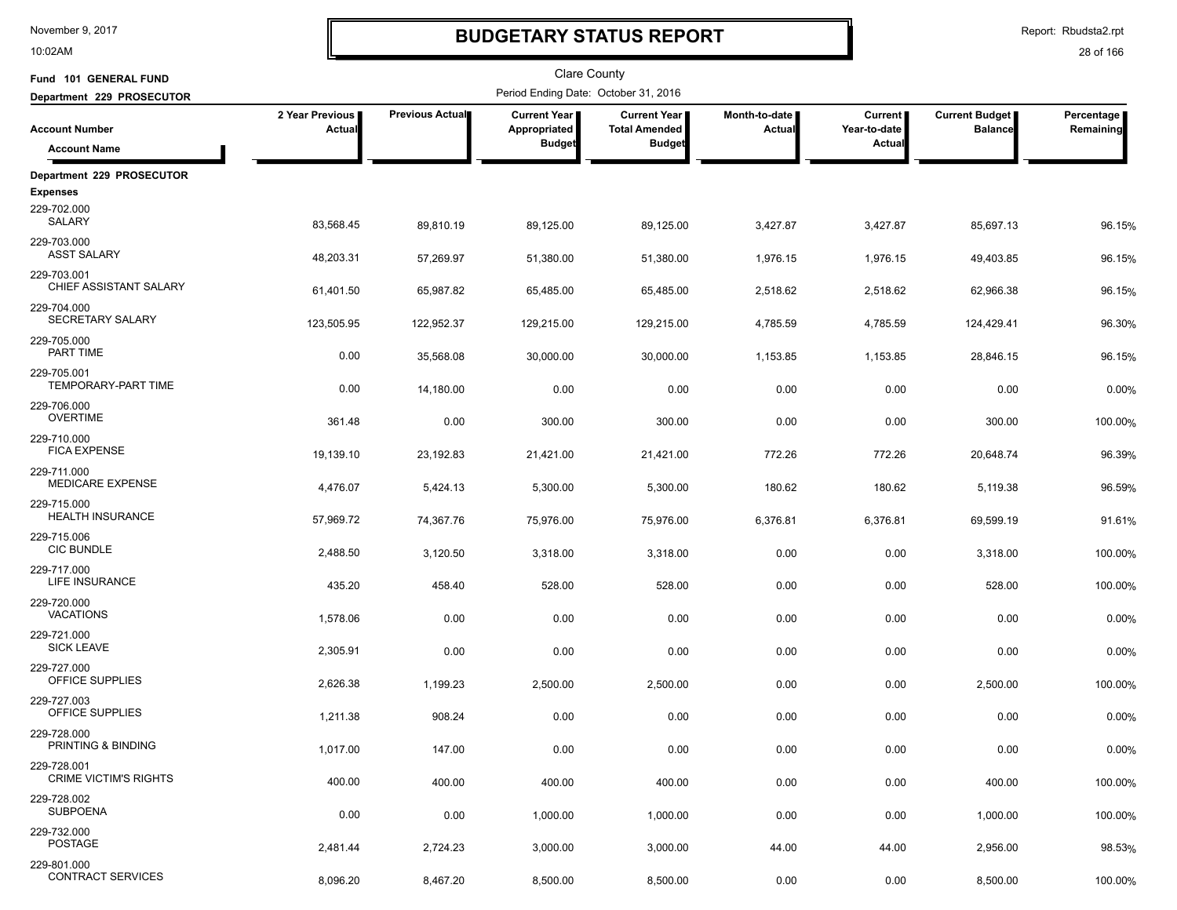# BUDGETARY STATUS REPORT

Clare County

Fund 101 GENERAL FUND

Department 229 PROSECUTOR

Period Ending Date: October 31, 2016

| Account Number / Account Name | 2 Year Previous Actual | Previous Actual | Current Year Appropriated Budget | Current Year Total Amended Budget | Month-to-date Actual | Current Year-to-date Actual | Current Budget Balance | Percentage Remaining |
|---|---|---|---|---|---|---|---|---|
| **Department 229 PROSECUTOR** | | | | | | | | |
| **Expenses** | | | | | | | | |
| 229-702.000 SALARY | 83,568.45 | 89,810.19 | 89,125.00 | 89,125.00 | 3,427.87 | 3,427.87 | 85,697.13 | 96.15% |
| 229-703.000 ASST SALARY | 48,203.31 | 57,269.97 | 51,380.00 | 51,380.00 | 1,976.15 | 1,976.15 | 49,403.85 | 96.15% |
| 229-703.001 CHIEF ASSISTANT SALARY | 61,401.50 | 65,987.82 | 65,485.00 | 65,485.00 | 2,518.62 | 2,518.62 | 62,966.38 | 96.15% |
| 229-704.000 SECRETARY SALARY | 123,505.95 | 122,952.37 | 129,215.00 | 129,215.00 | 4,785.59 | 4,785.59 | 124,429.41 | 96.30% |
| 229-705.000 PART TIME | 0.00 | 35,568.08 | 30,000.00 | 30,000.00 | 1,153.85 | 1,153.85 | 28,846.15 | 96.15% |
| 229-705.001 TEMPORARY-PART TIME | 0.00 | 14,180.00 | 0.00 | 0.00 | 0.00 | 0.00 | 0.00 | 0.00% |
| 229-706.000 OVERTIME | 361.48 | 0.00 | 300.00 | 300.00 | 0.00 | 0.00 | 300.00 | 100.00% |
| 229-710.000 FICA EXPENSE | 19,139.10 | 23,192.83 | 21,421.00 | 21,421.00 | 772.26 | 772.26 | 20,648.74 | 96.39% |
| 229-711.000 MEDICARE EXPENSE | 4,476.07 | 5,424.13 | 5,300.00 | 5,300.00 | 180.62 | 180.62 | 5,119.38 | 96.59% |
| 229-715.000 HEALTH INSURANCE | 57,969.72 | 74,367.76 | 75,976.00 | 75,976.00 | 6,376.81 | 6,376.81 | 69,599.19 | 91.61% |
| 229-715.006 CIC BUNDLE | 2,488.50 | 3,120.50 | 3,318.00 | 3,318.00 | 0.00 | 0.00 | 3,318.00 | 100.00% |
| 229-717.000 LIFE INSURANCE | 435.20 | 458.40 | 528.00 | 528.00 | 0.00 | 0.00 | 528.00 | 100.00% |
| 229-720.000 VACATIONS | 1,578.06 | 0.00 | 0.00 | 0.00 | 0.00 | 0.00 | 0.00 | 0.00% |
| 229-721.000 SICK LEAVE | 2,305.91 | 0.00 | 0.00 | 0.00 | 0.00 | 0.00 | 0.00 | 0.00% |
| 229-727.000 OFFICE SUPPLIES | 2,626.38 | 1,199.23 | 2,500.00 | 2,500.00 | 0.00 | 0.00 | 2,500.00 | 100.00% |
| 229-727.003 OFFICE SUPPLIES | 1,211.38 | 908.24 | 0.00 | 0.00 | 0.00 | 0.00 | 0.00 | 0.00% |
| 229-728.000 PRINTING & BINDING | 1,017.00 | 147.00 | 0.00 | 0.00 | 0.00 | 0.00 | 0.00 | 0.00% |
| 229-728.001 CRIME VICTIM'S RIGHTS | 400.00 | 400.00 | 400.00 | 400.00 | 0.00 | 0.00 | 400.00 | 100.00% |
| 229-728.002 SUBPOENA | 0.00 | 0.00 | 1,000.00 | 1,000.00 | 0.00 | 0.00 | 1,000.00 | 100.00% |
| 229-732.000 POSTAGE | 2,481.44 | 2,724.23 | 3,000.00 | 3,000.00 | 44.00 | 44.00 | 2,956.00 | 98.53% |
| 229-801.000 CONTRACT SERVICES | 8,096.20 | 8,467.20 | 8,500.00 | 8,500.00 | 0.00 | 0.00 | 8,500.00 | 100.00% |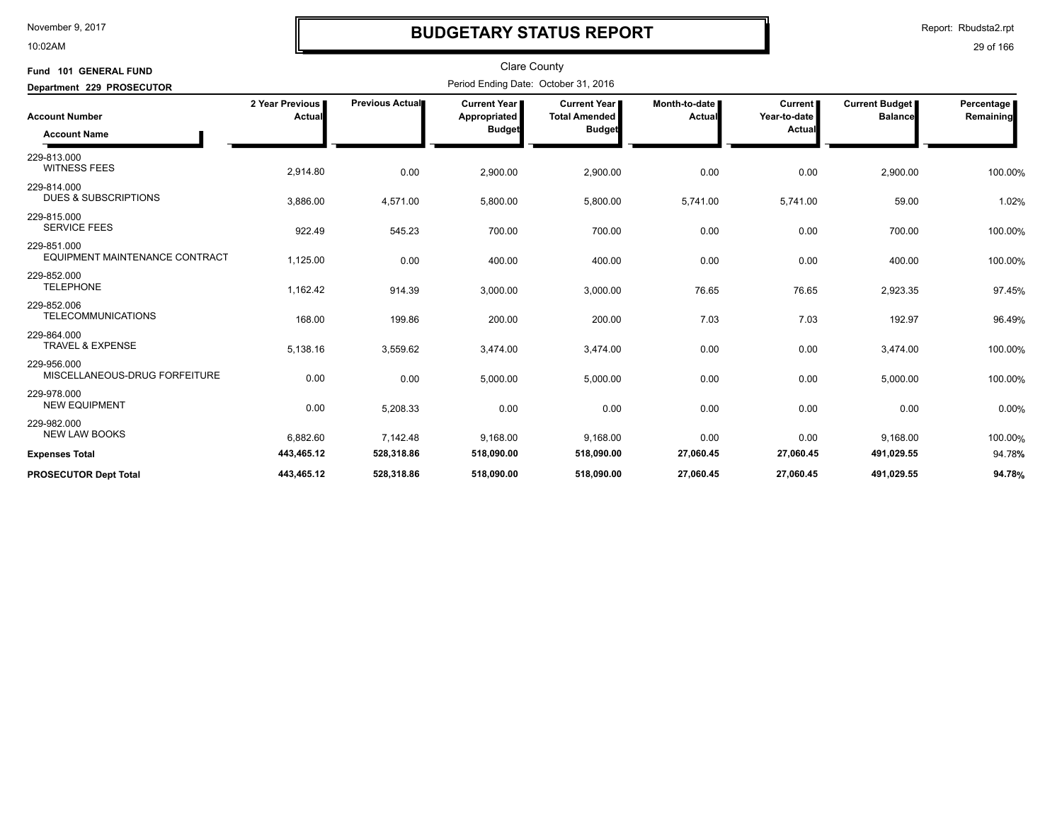# BUDGETARY STATUS REPORT

Clare County

Period Ending Date: October 31, 2016

**Fund 101 GENERAL FUND**

**Department 229 PROSECUTOR**

| Account Number / Account Name | 2 Year Previous Actual | Previous Actual | Current Year Appropriated Budget | Current Year Total Amended Budget | Month-to-date Actual | Current Year-to-date Actual | Current Budget Balance | Percentage Remaining |
|---|---|---|---|---|---|---|---|---|
| 229-813.000 WITNESS FEES | 2,914.80 | 0.00 | 2,900.00 | 2,900.00 | 0.00 | 0.00 | 2,900.00 | 100.00% |
| 229-814.000 DUES & SUBSCRIPTIONS | 3,886.00 | 4,571.00 | 5,800.00 | 5,800.00 | 5,741.00 | 5,741.00 | 59.00 | 1.02% |
| 229-815.000 SERVICE FEES | 922.49 | 545.23 | 700.00 | 700.00 | 0.00 | 0.00 | 700.00 | 100.00% |
| 229-851.000 EQUIPMENT MAINTENANCE CONTRACT | 1,125.00 | 0.00 | 400.00 | 400.00 | 0.00 | 0.00 | 400.00 | 100.00% |
| 229-852.000 TELEPHONE | 1,162.42 | 914.39 | 3,000.00 | 3,000.00 | 76.65 | 76.65 | 2,923.35 | 97.45% |
| 229-852.006 TELECOMMUNICATIONS | 168.00 | 199.86 | 200.00 | 200.00 | 7.03 | 7.03 | 192.97 | 96.49% |
| 229-864.000 TRAVEL & EXPENSE | 5,138.16 | 3,559.62 | 3,474.00 | 3,474.00 | 0.00 | 0.00 | 3,474.00 | 100.00% |
| 229-956.000 MISCELLANEOUS-DRUG FORFEITURE | 0.00 | 0.00 | 5,000.00 | 5,000.00 | 0.00 | 0.00 | 5,000.00 | 100.00% |
| 229-978.000 NEW EQUIPMENT | 0.00 | 5,208.33 | 0.00 | 0.00 | 0.00 | 0.00 | 0.00 | 0.00% |
| 229-982.000 NEW LAW BOOKS | 6,882.60 | 7,142.48 | 9,168.00 | 9,168.00 | 0.00 | 0.00 | 9,168.00 | 100.00% |
| **Expenses Total** | **443,465.12** | **528,318.86** | **518,090.00** | **518,090.00** | **27,060.45** | **27,060.45** | **491,029.55** | 94.78% |
| **PROSECUTOR Dept Total** | **443,465.12** | **528,318.86** | **518,090.00** | **518,090.00** | **27,060.45** | **27,060.45** | **491,029.55** | **94.78%** |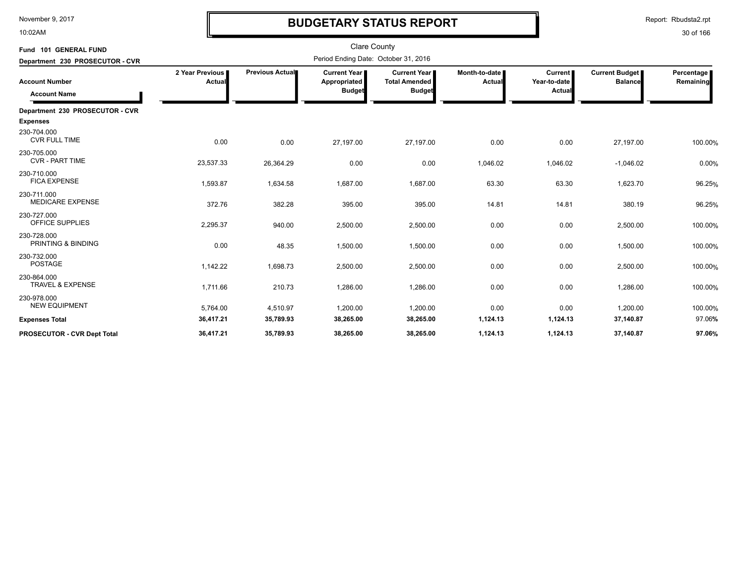# BUDGETARY STATUS REPORT

Clare County

Period Ending Date: October 31, 2016

**Fund 101 GENERAL FUND**

**Department 230 PROSECUTOR - CVR**

| Account Number / Account Name | 2 Year Previous Actual | Previous Actual | Current Year Appropriated Budget | Current Year Total Amended Budget | Month-to-date Actual | Current Year-to-date Actual | Current Budget Balance | Percentage Remaining |
|---|---|---|---|---|---|---|---|---|
| **Department 230 PROSECUTOR - CVR** | | | | | | | | |
| **Expenses** | | | | | | | | |
| 230-704.000 CVR FULL TIME | 0.00 | 0.00 | 27,197.00 | 27,197.00 | 0.00 | 0.00 | 27,197.00 | 100.00% |
| 230-705.000 CVR - PART TIME | 23,537.33 | 26,364.29 | 0.00 | 0.00 | 1,046.02 | 1,046.02 | -1,046.02 | 0.00% |
| 230-710.000 FICA EXPENSE | 1,593.87 | 1,634.58 | 1,687.00 | 1,687.00 | 63.30 | 63.30 | 1,623.70 | 96.25% |
| 230-711.000 MEDICARE EXPENSE | 372.76 | 382.28 | 395.00 | 395.00 | 14.81 | 14.81 | 380.19 | 96.25% |
| 230-727.000 OFFICE SUPPLIES | 2,295.37 | 940.00 | 2,500.00 | 2,500.00 | 0.00 | 0.00 | 2,500.00 | 100.00% |
| 230-728.000 PRINTING & BINDING | 0.00 | 48.35 | 1,500.00 | 1,500.00 | 0.00 | 0.00 | 1,500.00 | 100.00% |
| 230-732.000 POSTAGE | 1,142.22 | 1,698.73 | 2,500.00 | 2,500.00 | 0.00 | 0.00 | 2,500.00 | 100.00% |
| 230-864.000 TRAVEL & EXPENSE | 1,711.66 | 210.73 | 1,286.00 | 1,286.00 | 0.00 | 0.00 | 1,286.00 | 100.00% |
| 230-978.000 NEW EQUIPMENT | 5,764.00 | 4,510.97 | 1,200.00 | 1,200.00 | 0.00 | 0.00 | 1,200.00 | 100.00% |
| **Expenses Total** | **36,417.21** | **35,789.93** | **38,265.00** | **38,265.00** | **1,124.13** | **1,124.13** | **37,140.87** | 97.06% |
| **PROSECUTOR - CVR Dept Total** | **36,417.21** | **35,789.93** | **38,265.00** | **38,265.00** | **1,124.13** | **1,124.13** | **37,140.87** | **97.06%** |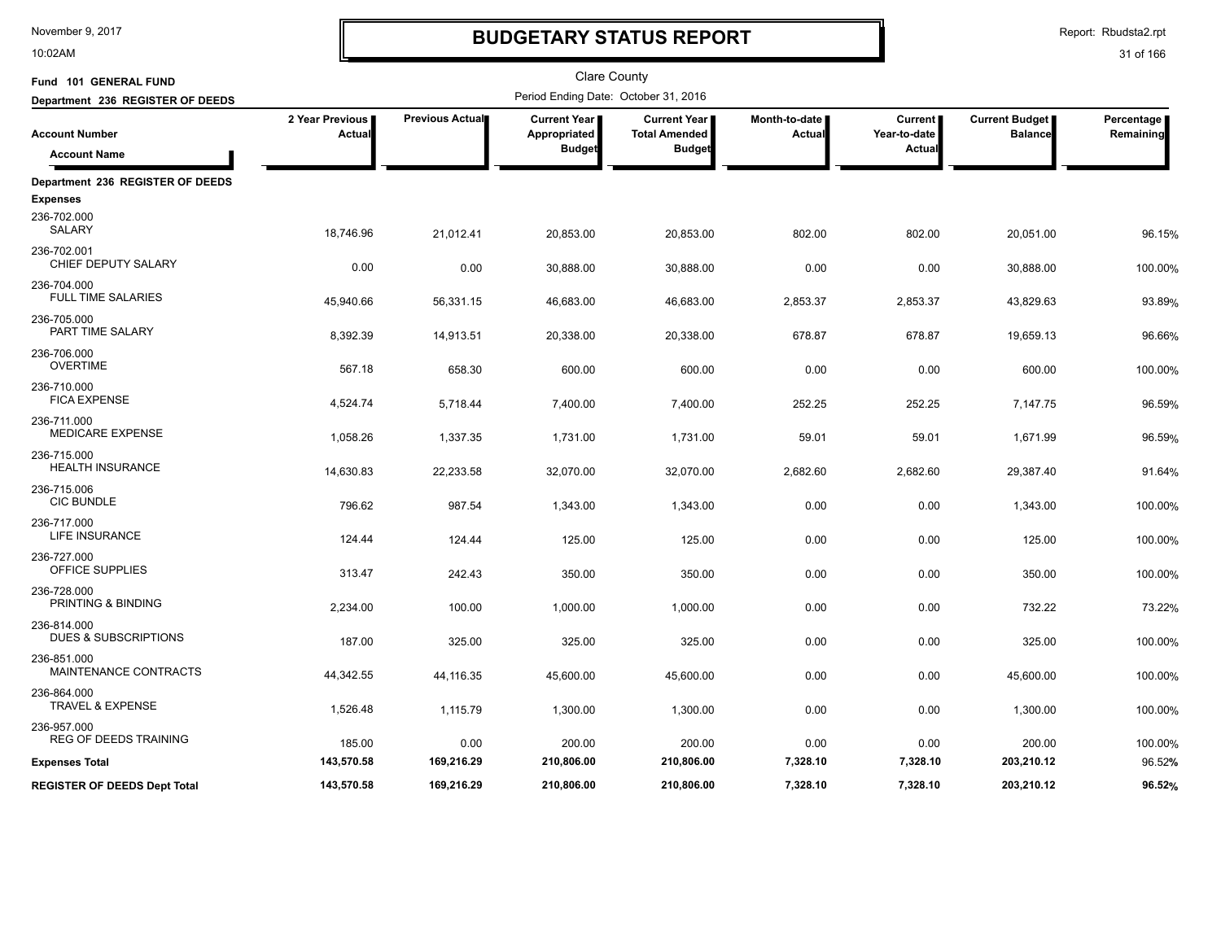# BUDGETARY STATUS REPORT

November 9, 2017
10:02AM

Report: Rbudsta2.rpt

Clare County

**Fund 101 GENERAL FUND**

**Department 236 REGISTER OF DEEDS**

Period Ending Date: October 31, 2016

| Account Number / Account Name | 2 Year Previous Actual | Previous Actual | Current Year Appropriated Budget | Current Year Total Amended Budget | Month-to-date Actual | Current Year-to-date Actual | Current Budget Balance | Percentage Remaining |
|---|---|---|---|---|---|---|---|---|
| **Department 236 REGISTER OF DEEDS** | | | | | | | | |
| **Expenses** | | | | | | | | |
| 236-702.000 SALARY | 18,746.96 | 21,012.41 | 20,853.00 | 20,853.00 | 802.00 | 802.00 | 20,051.00 | 96.15% |
| 236-702.001 CHIEF DEPUTY SALARY | 0.00 | 0.00 | 30,888.00 | 30,888.00 | 0.00 | 0.00 | 30,888.00 | 100.00% |
| 236-704.000 FULL TIME SALARIES | 45,940.66 | 56,331.15 | 46,683.00 | 46,683.00 | 2,853.37 | 2,853.37 | 43,829.63 | 93.89% |
| 236-705.000 PART TIME SALARY | 8,392.39 | 14,913.51 | 20,338.00 | 20,338.00 | 678.87 | 678.87 | 19,659.13 | 96.66% |
| 236-706.000 OVERTIME | 567.18 | 658.30 | 600.00 | 600.00 | 0.00 | 0.00 | 600.00 | 100.00% |
| 236-710.000 FICA EXPENSE | 4,524.74 | 5,718.44 | 7,400.00 | 7,400.00 | 252.25 | 252.25 | 7,147.75 | 96.59% |
| 236-711.000 MEDICARE EXPENSE | 1,058.26 | 1,337.35 | 1,731.00 | 1,731.00 | 59.01 | 59.01 | 1,671.99 | 96.59% |
| 236-715.000 HEALTH INSURANCE | 14,630.83 | 22,233.58 | 32,070.00 | 32,070.00 | 2,682.60 | 2,682.60 | 29,387.40 | 91.64% |
| 236-715.006 CIC BUNDLE | 796.62 | 987.54 | 1,343.00 | 1,343.00 | 0.00 | 0.00 | 1,343.00 | 100.00% |
| 236-717.000 LIFE INSURANCE | 124.44 | 124.44 | 125.00 | 125.00 | 0.00 | 0.00 | 125.00 | 100.00% |
| 236-727.000 OFFICE SUPPLIES | 313.47 | 242.43 | 350.00 | 350.00 | 0.00 | 0.00 | 350.00 | 100.00% |
| 236-728.000 PRINTING & BINDING | 2,234.00 | 100.00 | 1,000.00 | 1,000.00 | 0.00 | 0.00 | 732.22 | 73.22% |
| 236-814.000 DUES & SUBSCRIPTIONS | 187.00 | 325.00 | 325.00 | 325.00 | 0.00 | 0.00 | 325.00 | 100.00% |
| 236-851.000 MAINTENANCE CONTRACTS | 44,342.55 | 44,116.35 | 45,600.00 | 45,600.00 | 0.00 | 0.00 | 45,600.00 | 100.00% |
| 236-864.000 TRAVEL & EXPENSE | 1,526.48 | 1,115.79 | 1,300.00 | 1,300.00 | 0.00 | 0.00 | 1,300.00 | 100.00% |
| 236-957.000 REG OF DEEDS TRAINING | 185.00 | 0.00 | 200.00 | 200.00 | 0.00 | 0.00 | 200.00 | 100.00% |
| **Expenses Total** | **143,570.58** | **169,216.29** | **210,806.00** | **210,806.00** | **7,328.10** | **7,328.10** | **203,210.12** | **96.52%** |
| **REGISTER OF DEEDS Dept Total** | **143,570.58** | **169,216.29** | **210,806.00** | **210,806.00** | **7,328.10** | **7,328.10** | **203,210.12** | **96.52%** |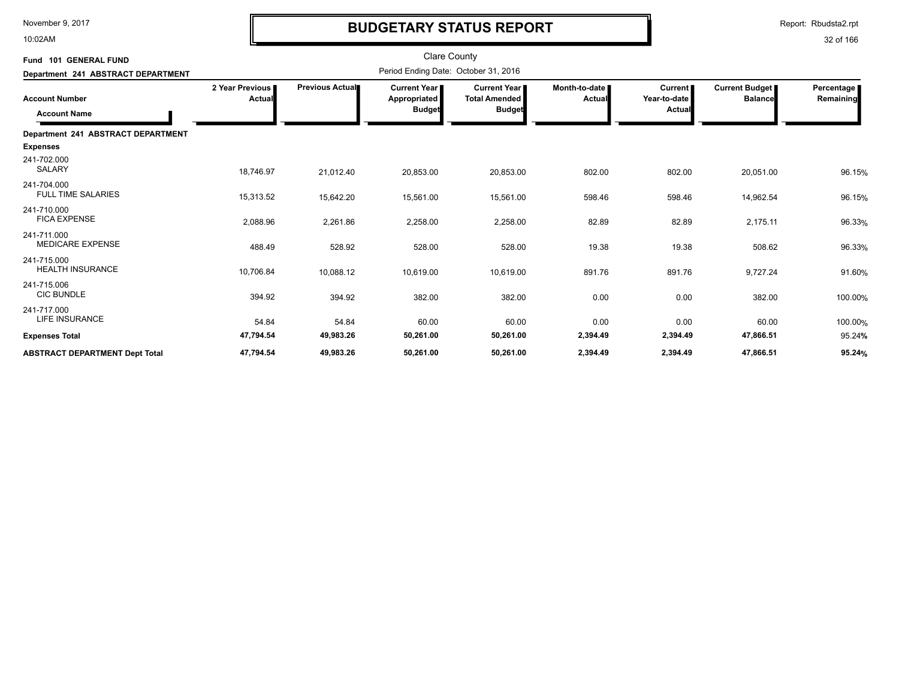# BUDGETARY STATUS REPORT

Clare County

Period Ending Date: October 31, 2016

**Fund 101 GENERAL FUND**

**Department 241 ABSTRACT DEPARTMENT**

| Account Number / Account Name | 2 Year Previous Actual | Previous Actual | Current Year Appropriated Budget | Current Year Total Amended Budget | Month-to-date Actual | Current Year-to-date Actual | Current Budget Balance | Percentage Remaining |
|---|---|---|---|---|---|---|---|---|
| **Department 241 ABSTRACT DEPARTMENT** | | | | | | | | |
| **Expenses** | | | | | | | | |
| 241-702.000 SALARY | 18,746.97 | 21,012.40 | 20,853.00 | 20,853.00 | 802.00 | 802.00 | 20,051.00 | 96.15% |
| 241-704.000 FULL TIME SALARIES | 15,313.52 | 15,642.20 | 15,561.00 | 15,561.00 | 598.46 | 598.46 | 14,962.54 | 96.15% |
| 241-710.000 FICA EXPENSE | 2,088.96 | 2,261.86 | 2,258.00 | 2,258.00 | 82.89 | 82.89 | 2,175.11 | 96.33% |
| 241-711.000 MEDICARE EXPENSE | 488.49 | 528.92 | 528.00 | 528.00 | 19.38 | 19.38 | 508.62 | 96.33% |
| 241-715.000 HEALTH INSURANCE | 10,706.84 | 10,088.12 | 10,619.00 | 10,619.00 | 891.76 | 891.76 | 9,727.24 | 91.60% |
| 241-715.006 CIC BUNDLE | 394.92 | 394.92 | 382.00 | 382.00 | 0.00 | 0.00 | 382.00 | 100.00% |
| 241-717.000 LIFE INSURANCE | 54.84 | 54.84 | 60.00 | 60.00 | 0.00 | 0.00 | 60.00 | 100.00% |
| **Expenses Total** | **47,794.54** | **49,983.26** | **50,261.00** | **50,261.00** | **2,394.49** | **2,394.49** | **47,866.51** | 95.24% |
| **ABSTRACT DEPARTMENT Dept Total** | **47,794.54** | **49,983.26** | **50,261.00** | **50,261.00** | **2,394.49** | **2,394.49** | **47,866.51** | **95.24%** |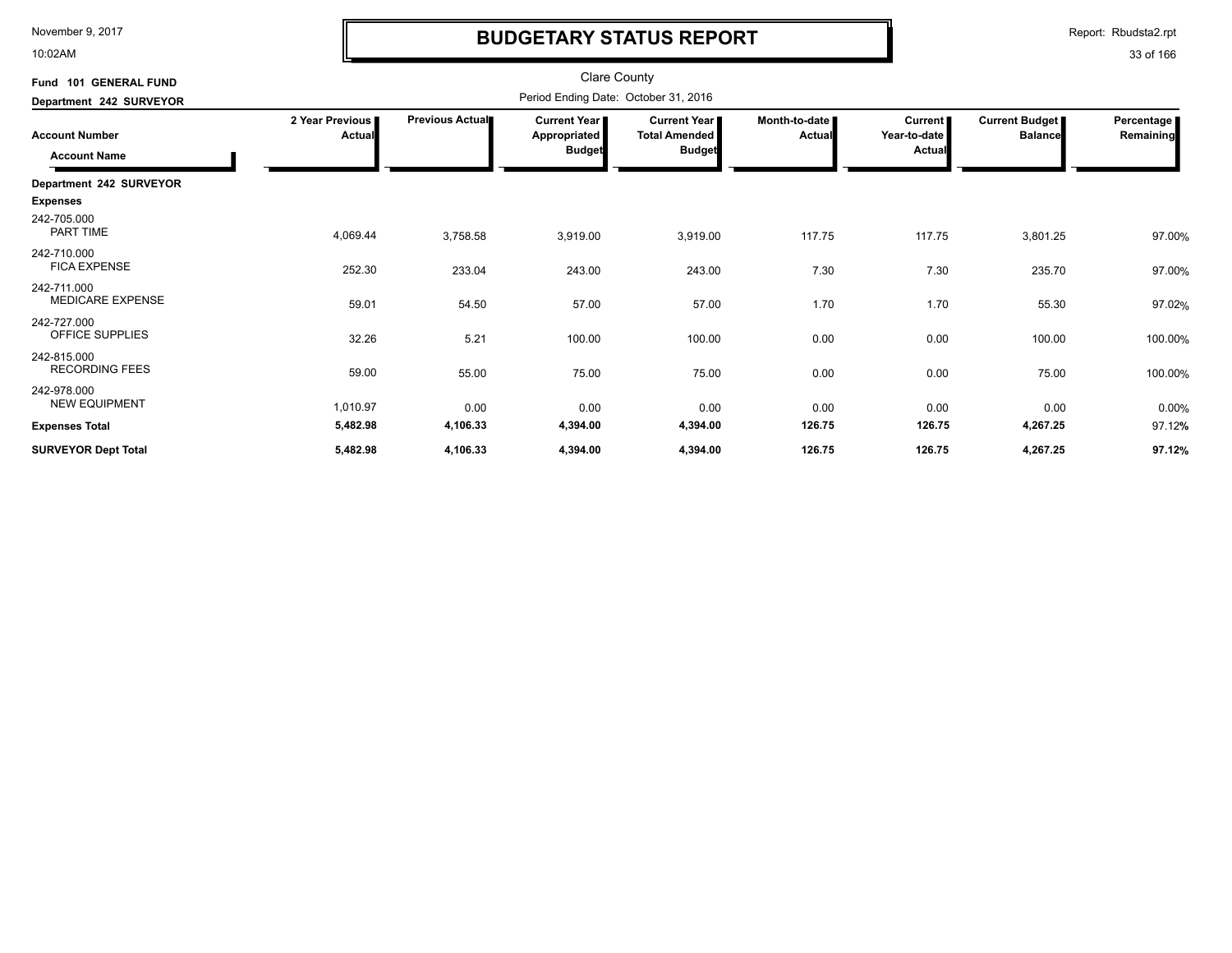# BUDGETARY STATUS REPORT

Clare County

Fund 101 GENERAL FUND

Department 242 SURVEYOR

Period Ending Date: October 31, 2016

| Account Number / Account Name | 2 Year Previous Actual | Previous Actual | Current Year Appropriated Budget | Current Year Total Amended Budget | Month-to-date Actual | Current Year-to-date Actual | Current Budget Balance | Percentage Remaining |
|---|---|---|---|---|---|---|---|---|
| **Department 242 SURVEYOR** | | | | | | | | |
| **Expenses** | | | | | | | | |
| 242-705.000 PART TIME | 4,069.44 | 3,758.58 | 3,919.00 | 3,919.00 | 117.75 | 117.75 | 3,801.25 | 97.00% |
| 242-710.000 FICA EXPENSE | 252.30 | 233.04 | 243.00 | 243.00 | 7.30 | 7.30 | 235.70 | 97.00% |
| 242-711.000 MEDICARE EXPENSE | 59.01 | 54.50 | 57.00 | 57.00 | 1.70 | 1.70 | 55.30 | 97.02% |
| 242-727.000 OFFICE SUPPLIES | 32.26 | 5.21 | 100.00 | 100.00 | 0.00 | 0.00 | 100.00 | 100.00% |
| 242-815.000 RECORDING FEES | 59.00 | 55.00 | 75.00 | 75.00 | 0.00 | 0.00 | 75.00 | 100.00% |
| 242-978.000 NEW EQUIPMENT | 1,010.97 | 0.00 | 0.00 | 0.00 | 0.00 | 0.00 | 0.00 | 0.00% |
| **Expenses Total** | **5,482.98** | **4,106.33** | **4,394.00** | **4,394.00** | **126.75** | **126.75** | **4,267.25** | 97.12% |
| **SURVEYOR Dept Total** | **5,482.98** | **4,106.33** | **4,394.00** | **4,394.00** | **126.75** | **126.75** | **4,267.25** | **97.12%** |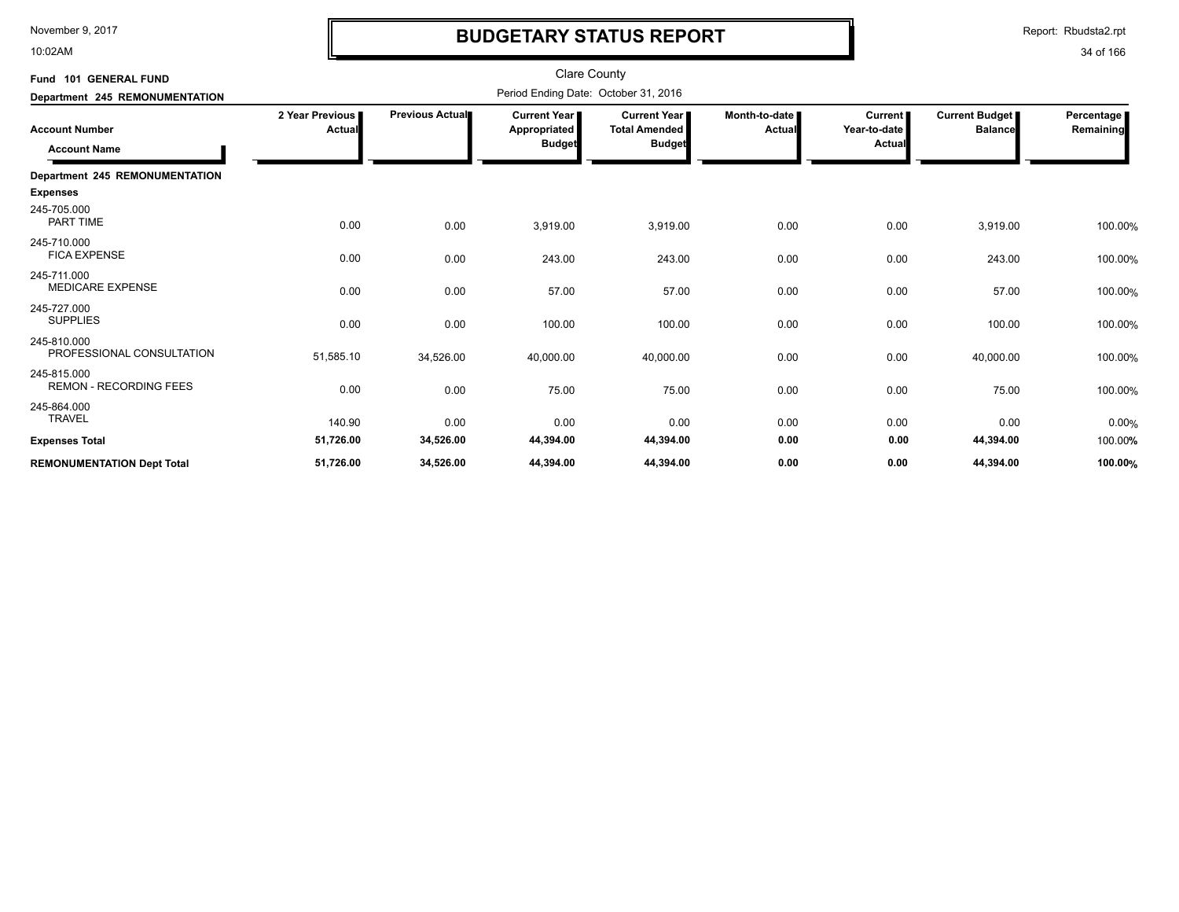November 9, 2017

10:02AM

# BUDGETARY STATUS REPORT

Report: Rbudsta2.rpt

Clare County

Fund 101 GENERAL FUND

Department 245 REMONUMENTATION

Period Ending Date: October 31, 2016

| Account Number / Account Name | 2 Year Previous Actual | Previous Actual | Current Year Appropriated Budget | Current Year Total Amended Budget | Month-to-date Actual | Current Year-to-date Actual | Current Budget Balance | Percentage Remaining |
|---|---|---|---|---|---|---|---|---|
| **Department 245 REMONUMENTATION** | | | | | | | | |
| **Expenses** | | | | | | | | |
| 245-705.000 PART TIME | 0.00 | 0.00 | 3,919.00 | 3,919.00 | 0.00 | 0.00 | 3,919.00 | 100.00% |
| 245-710.000 FICA EXPENSE | 0.00 | 0.00 | 243.00 | 243.00 | 0.00 | 0.00 | 243.00 | 100.00% |
| 245-711.000 MEDICARE EXPENSE | 0.00 | 0.00 | 57.00 | 57.00 | 0.00 | 0.00 | 57.00 | 100.00% |
| 245-727.000 SUPPLIES | 0.00 | 0.00 | 100.00 | 100.00 | 0.00 | 0.00 | 100.00 | 100.00% |
| 245-810.000 PROFESSIONAL CONSULTATION | 51,585.10 | 34,526.00 | 40,000.00 | 40,000.00 | 0.00 | 0.00 | 40,000.00 | 100.00% |
| 245-815.000 REMON - RECORDING FEES | 0.00 | 0.00 | 75.00 | 75.00 | 0.00 | 0.00 | 75.00 | 100.00% |
| 245-864.000 TRAVEL | 140.90 | 0.00 | 0.00 | 0.00 | 0.00 | 0.00 | 0.00 | 0.00% |
| **Expenses Total** | **51,726.00** | **34,526.00** | **44,394.00** | **44,394.00** | **0.00** | **0.00** | **44,394.00** | 100.00% |
| **REMONUMENTATION Dept Total** | **51,726.00** | **34,526.00** | **44,394.00** | **44,394.00** | **0.00** | **0.00** | **44,394.00** | **100.00%** |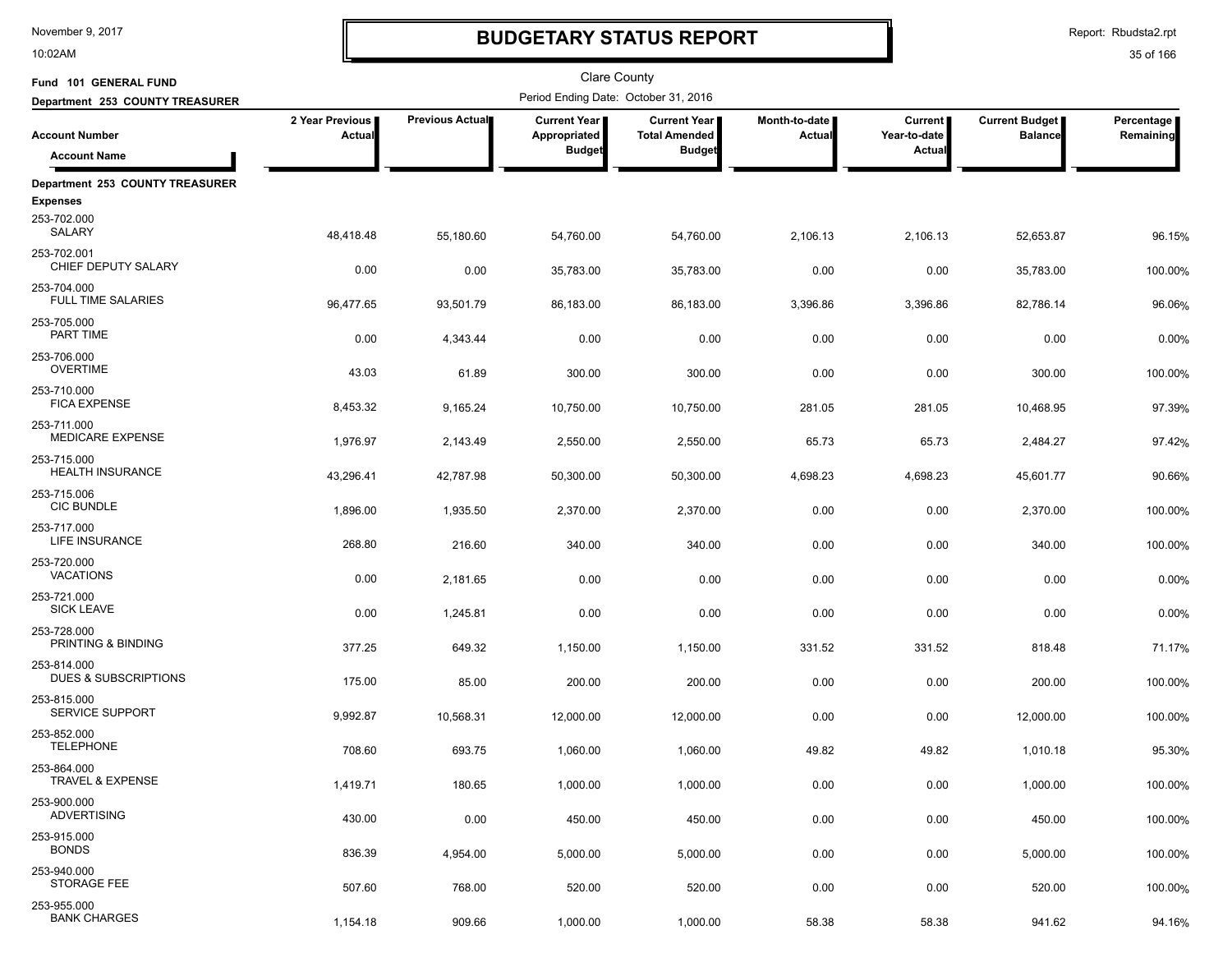# BUDGETARY STATUS REPORT

Clare County

Period Ending Date: October 31, 2016

**Fund 101 GENERAL FUND**

**Department 253 COUNTY TREASURER**

| Account Number / Account Name | 2 Year Previous Actual | Previous Actual | Current Year Appropriated Budget | Current Year Total Amended Budget | Month-to-date Actual | Current Year-to-date Actual | Current Budget Balance | Percentage Remaining |
|---|---|---|---|---|---|---|---|---|
| **Department 253 COUNTY TREASURER** | | | | | | | | |
| **Expenses** | | | | | | | | |
| 253-702.000 SALARY | 48,418.48 | 55,180.60 | 54,760.00 | 54,760.00 | 2,106.13 | 2,106.13 | 52,653.87 | 96.15% |
| 253-702.001 CHIEF DEPUTY SALARY | 0.00 | 0.00 | 35,783.00 | 35,783.00 | 0.00 | 0.00 | 35,783.00 | 100.00% |
| 253-704.000 FULL TIME SALARIES | 96,477.65 | 93,501.79 | 86,183.00 | 86,183.00 | 3,396.86 | 3,396.86 | 82,786.14 | 96.06% |
| 253-705.000 PART TIME | 0.00 | 4,343.44 | 0.00 | 0.00 | 0.00 | 0.00 | 0.00 | 0.00% |
| 253-706.000 OVERTIME | 43.03 | 61.89 | 300.00 | 300.00 | 0.00 | 0.00 | 300.00 | 100.00% |
| 253-710.000 FICA EXPENSE | 8,453.32 | 9,165.24 | 10,750.00 | 10,750.00 | 281.05 | 281.05 | 10,468.95 | 97.39% |
| 253-711.000 MEDICARE EXPENSE | 1,976.97 | 2,143.49 | 2,550.00 | 2,550.00 | 65.73 | 65.73 | 2,484.27 | 97.42% |
| 253-715.000 HEALTH INSURANCE | 43,296.41 | 42,787.98 | 50,300.00 | 50,300.00 | 4,698.23 | 4,698.23 | 45,601.77 | 90.66% |
| 253-715.006 CIC BUNDLE | 1,896.00 | 1,935.50 | 2,370.00 | 2,370.00 | 0.00 | 0.00 | 2,370.00 | 100.00% |
| 253-717.000 LIFE INSURANCE | 268.80 | 216.60 | 340.00 | 340.00 | 0.00 | 0.00 | 340.00 | 100.00% |
| 253-720.000 VACATIONS | 0.00 | 2,181.65 | 0.00 | 0.00 | 0.00 | 0.00 | 0.00 | 0.00% |
| 253-721.000 SICK LEAVE | 0.00 | 1,245.81 | 0.00 | 0.00 | 0.00 | 0.00 | 0.00 | 0.00% |
| 253-728.000 PRINTING & BINDING | 377.25 | 649.32 | 1,150.00 | 1,150.00 | 331.52 | 331.52 | 818.48 | 71.17% |
| 253-814.000 DUES & SUBSCRIPTIONS | 175.00 | 85.00 | 200.00 | 200.00 | 0.00 | 0.00 | 200.00 | 100.00% |
| 253-815.000 SERVICE SUPPORT | 9,992.87 | 10,568.31 | 12,000.00 | 12,000.00 | 0.00 | 0.00 | 12,000.00 | 100.00% |
| 253-852.000 TELEPHONE | 708.60 | 693.75 | 1,060.00 | 1,060.00 | 49.82 | 49.82 | 1,010.18 | 95.30% |
| 253-864.000 TRAVEL & EXPENSE | 1,419.71 | 180.65 | 1,000.00 | 1,000.00 | 0.00 | 0.00 | 1,000.00 | 100.00% |
| 253-900.000 ADVERTISING | 430.00 | 0.00 | 450.00 | 450.00 | 0.00 | 0.00 | 450.00 | 100.00% |
| 253-915.000 BONDS | 836.39 | 4,954.00 | 5,000.00 | 5,000.00 | 0.00 | 0.00 | 5,000.00 | 100.00% |
| 253-940.000 STORAGE FEE | 507.60 | 768.00 | 520.00 | 520.00 | 0.00 | 0.00 | 520.00 | 100.00% |
| 253-955.000 BANK CHARGES | 1,154.18 | 909.66 | 1,000.00 | 1,000.00 | 58.38 | 58.38 | 941.62 | 94.16% |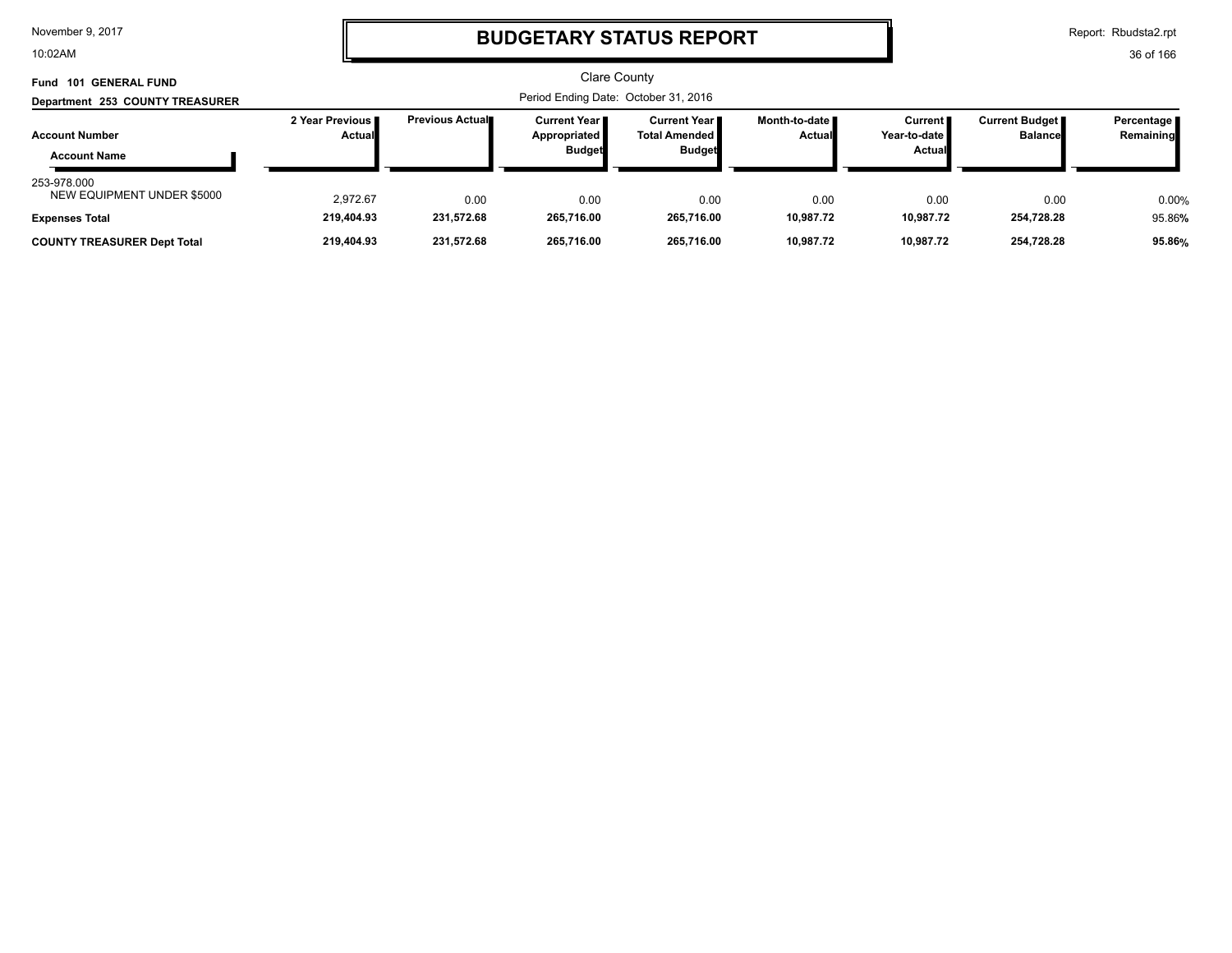# BUDGETARY STATUS REPORT

Clare County

Period Ending Date: October 31, 2016

**Fund 101 GENERAL FUND**

**Department 253 COUNTY TREASURER**

| Account Number / Account Name | 2 Year Previous Actual | Previous Actual | Current Year Appropriated Budget | Current Year Total Amended Budget | Month-to-date Actual | Current Year-to-date Actual | Current Budget Balance | Percentage Remaining |
|---|---|---|---|---|---|---|---|---|
| 253-978.000 NEW EQUIPMENT UNDER $5000 | 2,972.67 | 0.00 | 0.00 | 0.00 | 0.00 | 0.00 | 0.00 | 0.00% |
| **Expenses Total** | **219,404.93** | **231,572.68** | **265,716.00** | **265,716.00** | **10,987.72** | **10,987.72** | **254,728.28** | 95.86**%** |
| **COUNTY TREASURER Dept Total** | **219,404.93** | **231,572.68** | **265,716.00** | **265,716.00** | **10,987.72** | **10,987.72** | **254,728.28** | **95.86%** |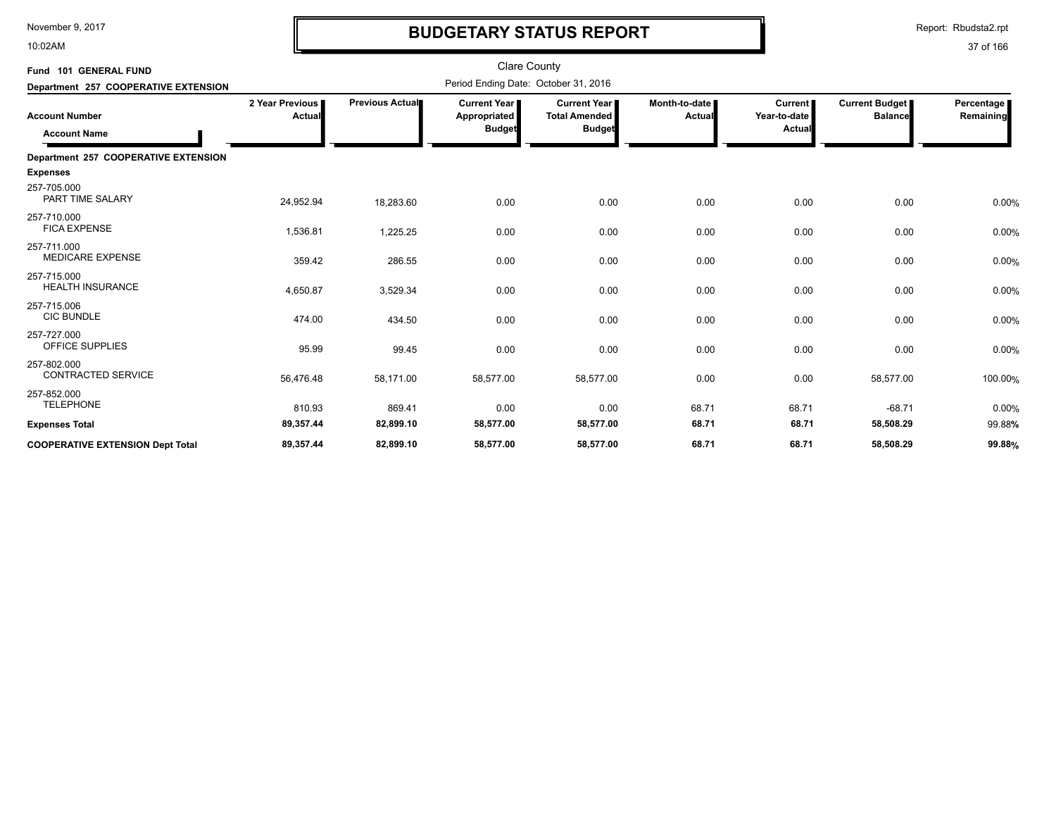# BUDGETARY STATUS REPORT

Clare County

Period Ending Date: October 31, 2016

Fund 101 GENERAL FUND

Department 257 COOPERATIVE EXTENSION

| Account Number / Account Name | 2 Year Previous Actual | Previous Actual | Current Year Appropriated Budget | Current Year Total Amended Budget | Month-to-date Actual | Current Year-to-date Actual | Current Budget Balance | Percentage Remaining |
|---|---|---|---|---|---|---|---|---|
| **Department 257 COOPERATIVE EXTENSION** | | | | | | | | |
| **Expenses** | | | | | | | | |
| 257-705.000 PART TIME SALARY | 24,952.94 | 18,283.60 | 0.00 | 0.00 | 0.00 | 0.00 | 0.00 | 0.00% |
| 257-710.000 FICA EXPENSE | 1,536.81 | 1,225.25 | 0.00 | 0.00 | 0.00 | 0.00 | 0.00 | 0.00% |
| 257-711.000 MEDICARE EXPENSE | 359.42 | 286.55 | 0.00 | 0.00 | 0.00 | 0.00 | 0.00 | 0.00% |
| 257-715.000 HEALTH INSURANCE | 4,650.87 | 3,529.34 | 0.00 | 0.00 | 0.00 | 0.00 | 0.00 | 0.00% |
| 257-715.006 CIC BUNDLE | 474.00 | 434.50 | 0.00 | 0.00 | 0.00 | 0.00 | 0.00 | 0.00% |
| 257-727.000 OFFICE SUPPLIES | 95.99 | 99.45 | 0.00 | 0.00 | 0.00 | 0.00 | 0.00 | 0.00% |
| 257-802.000 CONTRACTED SERVICE | 56,476.48 | 58,171.00 | 58,577.00 | 58,577.00 | 0.00 | 0.00 | 58,577.00 | 100.00% |
| 257-852.000 TELEPHONE | 810.93 | 869.41 | 0.00 | 0.00 | 68.71 | 68.71 | -68.71 | 0.00% |
| **Expenses Total** | **89,357.44** | **82,899.10** | **58,577.00** | **58,577.00** | **68.71** | **68.71** | **58,508.29** | 99.88% |
| **COOPERATIVE EXTENSION Dept Total** | **89,357.44** | **82,899.10** | **58,577.00** | **58,577.00** | **68.71** | **68.71** | **58,508.29** | **99.88%** |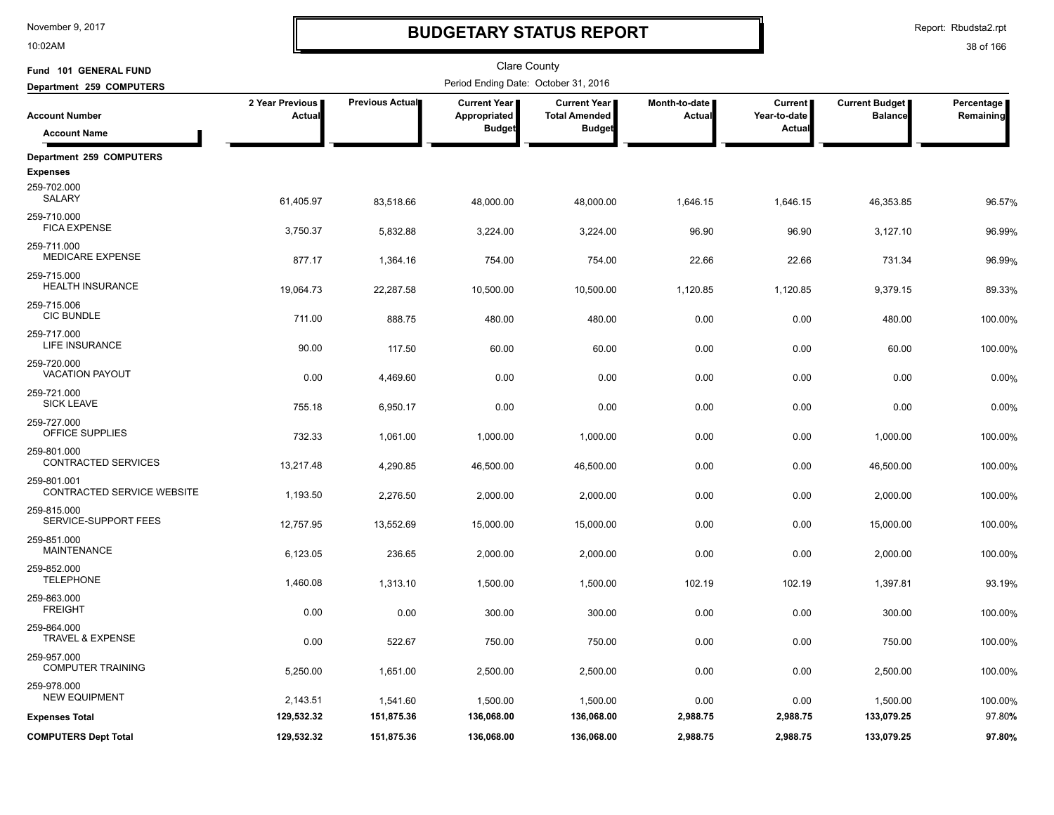# BUDGETARY STATUS REPORT

Clare County

Fund 101 GENERAL FUND

Department 259 COMPUTERS

Period Ending Date: October 31, 2016

| Account Number / Account Name | 2 Year Previous Actual | Previous Actual | Current Year Appropriated Budget | Current Year Total Amended Budget | Month-to-date Actual | Current Year-to-date Actual | Current Budget Balance | Percentage Remaining |
|---|---|---|---|---|---|---|---|---|
| **Department 259 COMPUTERS** | | | | | | | | |
| **Expenses** | | | | | | | | |
| 259-702.000 SALARY | 61,405.97 | 83,518.66 | 48,000.00 | 48,000.00 | 1,646.15 | 1,646.15 | 46,353.85 | 96.57% |
| 259-710.000 FICA EXPENSE | 3,750.37 | 5,832.88 | 3,224.00 | 3,224.00 | 96.90 | 96.90 | 3,127.10 | 96.99% |
| 259-711.000 MEDICARE EXPENSE | 877.17 | 1,364.16 | 754.00 | 754.00 | 22.66 | 22.66 | 731.34 | 96.99% |
| 259-715.000 HEALTH INSURANCE | 19,064.73 | 22,287.58 | 10,500.00 | 10,500.00 | 1,120.85 | 1,120.85 | 9,379.15 | 89.33% |
| 259-715.006 CIC BUNDLE | 711.00 | 888.75 | 480.00 | 480.00 | 0.00 | 0.00 | 480.00 | 100.00% |
| 259-717.000 LIFE INSURANCE | 90.00 | 117.50 | 60.00 | 60.00 | 0.00 | 0.00 | 60.00 | 100.00% |
| 259-720.000 VACATION PAYOUT | 0.00 | 4,469.60 | 0.00 | 0.00 | 0.00 | 0.00 | 0.00 | 0.00% |
| 259-721.000 SICK LEAVE | 755.18 | 6,950.17 | 0.00 | 0.00 | 0.00 | 0.00 | 0.00 | 0.00% |
| 259-727.000 OFFICE SUPPLIES | 732.33 | 1,061.00 | 1,000.00 | 1,000.00 | 0.00 | 0.00 | 1,000.00 | 100.00% |
| 259-801.000 CONTRACTED SERVICES | 13,217.48 | 4,290.85 | 46,500.00 | 46,500.00 | 0.00 | 0.00 | 46,500.00 | 100.00% |
| 259-801.001 CONTRACTED SERVICE WEBSITE | 1,193.50 | 2,276.50 | 2,000.00 | 2,000.00 | 0.00 | 0.00 | 2,000.00 | 100.00% |
| 259-815.000 SERVICE-SUPPORT FEES | 12,757.95 | 13,552.69 | 15,000.00 | 15,000.00 | 0.00 | 0.00 | 15,000.00 | 100.00% |
| 259-851.000 MAINTENANCE | 6,123.05 | 236.65 | 2,000.00 | 2,000.00 | 0.00 | 0.00 | 2,000.00 | 100.00% |
| 259-852.000 TELEPHONE | 1,460.08 | 1,313.10 | 1,500.00 | 1,500.00 | 102.19 | 102.19 | 1,397.81 | 93.19% |
| 259-863.000 FREIGHT | 0.00 | 0.00 | 300.00 | 300.00 | 0.00 | 0.00 | 300.00 | 100.00% |
| 259-864.000 TRAVEL & EXPENSE | 0.00 | 522.67 | 750.00 | 750.00 | 0.00 | 0.00 | 750.00 | 100.00% |
| 259-957.000 COMPUTER TRAINING | 5,250.00 | 1,651.00 | 2,500.00 | 2,500.00 | 0.00 | 0.00 | 2,500.00 | 100.00% |
| 259-978.000 NEW EQUIPMENT | 2,143.51 | 1,541.60 | 1,500.00 | 1,500.00 | 0.00 | 0.00 | 1,500.00 | 100.00% |
| **Expenses Total** | **129,532.32** | **151,875.36** | **136,068.00** | **136,068.00** | **2,988.75** | **2,988.75** | **133,079.25** | **97.80%** |
| **COMPUTERS Dept Total** | **129,532.32** | **151,875.36** | **136,068.00** | **136,068.00** | **2,988.75** | **2,988.75** | **133,079.25** | **97.80%** |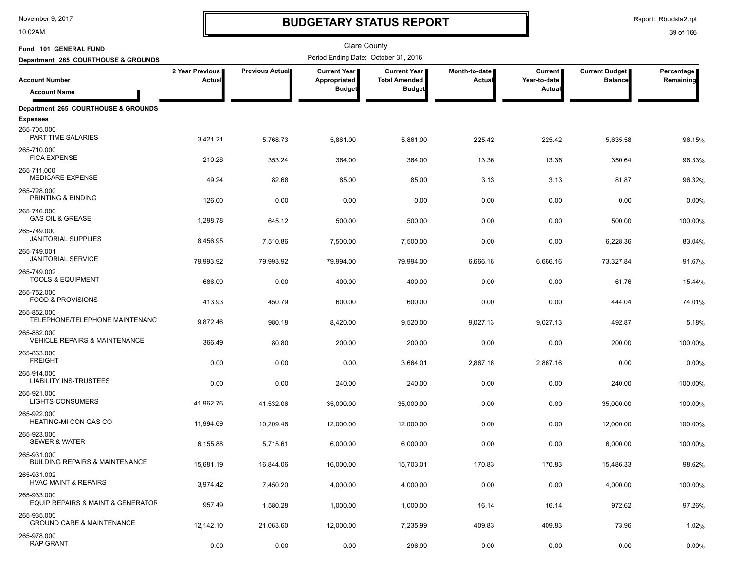# BUDGETARY STATUS REPORT

November 9, 2017
10:02AM

Report: Rbudsta2.rpt

Clare County

Period Ending Date: October 31, 2016

Fund 101 GENERAL FUND

Department 265 COURTHOUSE & GROUNDS

| Account Number / Account Name | 2 Year Previous Actual | Previous Actual | Current Year Appropriated Budget | Current Year Total Amended Budget | Month-to-date Actual | Current Year-to-date Actual | Current Budget Balance | Percentage Remaining |
|---|---|---|---|---|---|---|---|---|
| **Department 265 COURTHOUSE & GROUNDS** | | | | | | | | |
| **Expenses** | | | | | | | | |
| 265-705.000 PART TIME SALARIES | 3,421.21 | 5,768.73 | 5,861.00 | 5,861.00 | 225.42 | 225.42 | 5,635.58 | 96.15% |
| 265-710.000 FICA EXPENSE | 210.28 | 353.24 | 364.00 | 364.00 | 13.36 | 13.36 | 350.64 | 96.33% |
| 265-711.000 MEDICARE EXPENSE | 49.24 | 82.68 | 85.00 | 85.00 | 3.13 | 3.13 | 81.87 | 96.32% |
| 265-728.000 PRINTING & BINDING | 126.00 | 0.00 | 0.00 | 0.00 | 0.00 | 0.00 | 0.00 | 0.00% |
| 265-746.000 GAS OIL & GREASE | 1,298.78 | 645.12 | 500.00 | 500.00 | 0.00 | 0.00 | 500.00 | 100.00% |
| 265-749.000 JANITORIAL SUPPLIES | 8,456.95 | 7,510.86 | 7,500.00 | 7,500.00 | 0.00 | 0.00 | 6,228.36 | 83.04% |
| 265-749.001 JANITORIAL SERVICE | 79,993.92 | 79,993.92 | 79,994.00 | 79,994.00 | 6,666.16 | 6,666.16 | 73,327.84 | 91.67% |
| 265-749.002 TOOLS & EQUIPMENT | 686.09 | 0.00 | 400.00 | 400.00 | 0.00 | 0.00 | 61.76 | 15.44% |
| 265-752.000 FOOD & PROVISIONS | 413.93 | 450.79 | 600.00 | 600.00 | 0.00 | 0.00 | 444.04 | 74.01% |
| 265-852.000 TELEPHONE/TELEPHONE MAINTENANC | 9,872.46 | 980.18 | 8,420.00 | 9,520.00 | 9,027.13 | 9,027.13 | 492.87 | 5.18% |
| 265-862.000 VEHICLE REPAIRS & MAINTENANCE | 366.49 | 80.80 | 200.00 | 200.00 | 0.00 | 0.00 | 200.00 | 100.00% |
| 265-863.000 FREIGHT | 0.00 | 0.00 | 0.00 | 3,664.01 | 2,867.16 | 2,867.16 | 0.00 | 0.00% |
| 265-914.000 LIABILITY INS-TRUSTEES | 0.00 | 0.00 | 240.00 | 240.00 | 0.00 | 0.00 | 240.00 | 100.00% |
| 265-921.000 LIGHTS-CONSUMERS | 41,962.76 | 41,532.06 | 35,000.00 | 35,000.00 | 0.00 | 0.00 | 35,000.00 | 100.00% |
| 265-922.000 HEATING-MI CON GAS CO | 11,994.69 | 10,209.46 | 12,000.00 | 12,000.00 | 0.00 | 0.00 | 12,000.00 | 100.00% |
| 265-923.000 SEWER & WATER | 6,155.88 | 5,715.61 | 6,000.00 | 6,000.00 | 0.00 | 0.00 | 6,000.00 | 100.00% |
| 265-931.000 BUILDING REPAIRS & MAINTENANCE | 15,681.19 | 16,844.06 | 16,000.00 | 15,703.01 | 170.83 | 170.83 | 15,486.33 | 98.62% |
| 265-931.002 HVAC MAINT & REPAIRS | 3,974.42 | 7,450.20 | 4,000.00 | 4,000.00 | 0.00 | 0.00 | 4,000.00 | 100.00% |
| 265-933.000 EQUIP REPAIRS & MAINT & GENERATOR | 957.49 | 1,580.28 | 1,000.00 | 1,000.00 | 16.14 | 16.14 | 972.62 | 97.26% |
| 265-935.000 GROUND CARE & MAINTENANCE | 12,142.10 | 21,063.60 | 12,000.00 | 7,235.99 | 409.83 | 409.83 | 73.96 | 1.02% |
| 265-978.000 RAP GRANT | 0.00 | 0.00 | 0.00 | 296.99 | 0.00 | 0.00 | 0.00 | 0.00% |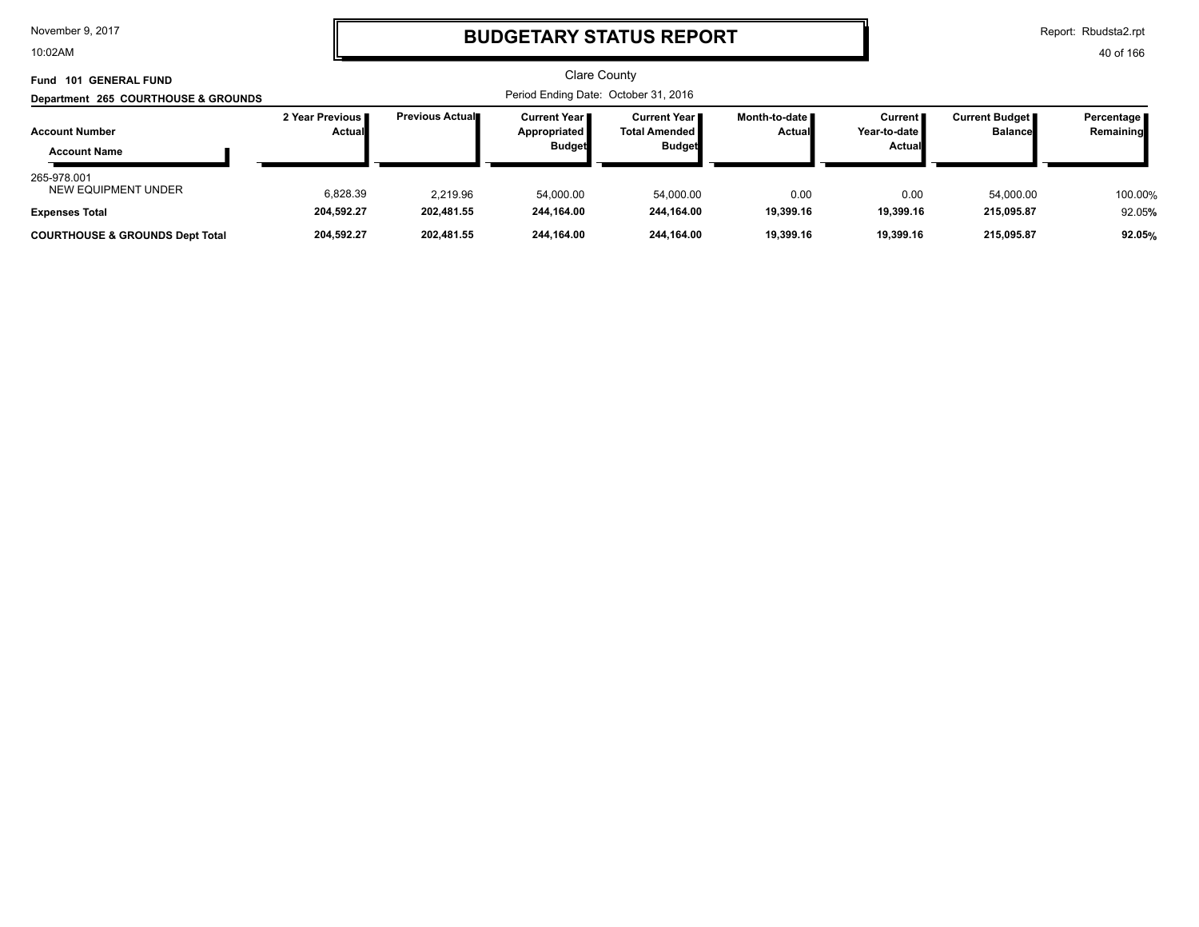# BUDGETARY STATUS REPORT

Clare County

**Fund 101 GENERAL FUND**

**Department 265 COURTHOUSE & GROUNDS**

Period Ending Date: October 31, 2016

| Account Number / Account Name | 2 Year Previous Actual | Previous Actual | Current Year Appropriated Budget | Current Year Total Amended Budget | Month-to-date Actual | Current Year-to-date Actual | Current Budget Balance | Percentage Remaining |
|---|---|---|---|---|---|---|---|---|
| 265-978.001 NEW EQUIPMENT UNDER | 6,828.39 | 2,219.96 | 54,000.00 | 54,000.00 | 0.00 | 0.00 | 54,000.00 | 100.00% |
| **Expenses Total** | **204,592.27** | **202,481.55** | **244,164.00** | **244,164.00** | **19,399.16** | **19,399.16** | **215,095.87** | 92.05**%** |
| **COURTHOUSE & GROUNDS Dept Total** | **204,592.27** | **202,481.55** | **244,164.00** | **244,164.00** | **19,399.16** | **19,399.16** | **215,095.87** | **92.05%** |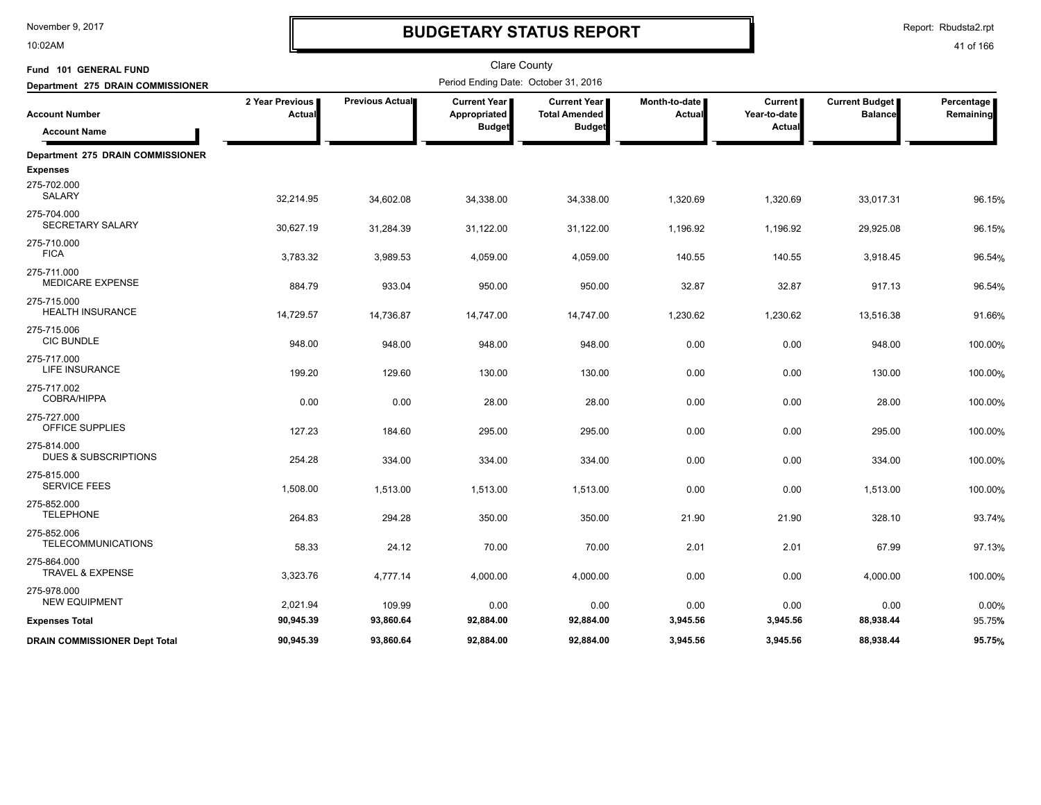# BUDGETARY STATUS REPORT

Clare County

Fund 101 GENERAL FUND

Department 275 DRAIN COMMISSIONER

Period Ending Date: October 31, 2016

| Account Number / Account Name | 2 Year Previous Actual | Previous Actual | Current Year Appropriated Budget | Current Year Total Amended Budget | Month-to-date Actual | Current Year-to-date Actual | Current Budget Balance | Percentage Remaining |
|---|---|---|---|---|---|---|---|---|
| **Department 275 DRAIN COMMISSIONER** | | | | | | | | |
| **Expenses** | | | | | | | | |
| 275-702.000 SALARY | 32,214.95 | 34,602.08 | 34,338.00 | 34,338.00 | 1,320.69 | 1,320.69 | 33,017.31 | 96.15% |
| 275-704.000 SECRETARY SALARY | 30,627.19 | 31,284.39 | 31,122.00 | 31,122.00 | 1,196.92 | 1,196.92 | 29,925.08 | 96.15% |
| 275-710.000 FICA | 3,783.32 | 3,989.53 | 4,059.00 | 4,059.00 | 140.55 | 140.55 | 3,918.45 | 96.54% |
| 275-711.000 MEDICARE EXPENSE | 884.79 | 933.04 | 950.00 | 950.00 | 32.87 | 32.87 | 917.13 | 96.54% |
| 275-715.000 HEALTH INSURANCE | 14,729.57 | 14,736.87 | 14,747.00 | 14,747.00 | 1,230.62 | 1,230.62 | 13,516.38 | 91.66% |
| 275-715.006 CIC BUNDLE | 948.00 | 948.00 | 948.00 | 948.00 | 0.00 | 0.00 | 948.00 | 100.00% |
| 275-717.000 LIFE INSURANCE | 199.20 | 129.60 | 130.00 | 130.00 | 0.00 | 0.00 | 130.00 | 100.00% |
| 275-717.002 COBRA/HIPPA | 0.00 | 0.00 | 28.00 | 28.00 | 0.00 | 0.00 | 28.00 | 100.00% |
| 275-727.000 OFFICE SUPPLIES | 127.23 | 184.60 | 295.00 | 295.00 | 0.00 | 0.00 | 295.00 | 100.00% |
| 275-814.000 DUES & SUBSCRIPTIONS | 254.28 | 334.00 | 334.00 | 334.00 | 0.00 | 0.00 | 334.00 | 100.00% |
| 275-815.000 SERVICE FEES | 1,508.00 | 1,513.00 | 1,513.00 | 1,513.00 | 0.00 | 0.00 | 1,513.00 | 100.00% |
| 275-852.000 TELEPHONE | 264.83 | 294.28 | 350.00 | 350.00 | 21.90 | 21.90 | 328.10 | 93.74% |
| 275-852.006 TELECOMMUNICATIONS | 58.33 | 24.12 | 70.00 | 70.00 | 2.01 | 2.01 | 67.99 | 97.13% |
| 275-864.000 TRAVEL & EXPENSE | 3,323.76 | 4,777.14 | 4,000.00 | 4,000.00 | 0.00 | 0.00 | 4,000.00 | 100.00% |
| 275-978.000 NEW EQUIPMENT | 2,021.94 | 109.99 | 0.00 | 0.00 | 0.00 | 0.00 | 0.00 | 0.00% |
| **Expenses Total** | **90,945.39** | **93,860.64** | **92,884.00** | **92,884.00** | **3,945.56** | **3,945.56** | **88,938.44** | **95.75%** |
| **DRAIN COMMISSIONER Dept Total** | **90,945.39** | **93,860.64** | **92,884.00** | **92,884.00** | **3,945.56** | **3,945.56** | **88,938.44** | **95.75%** |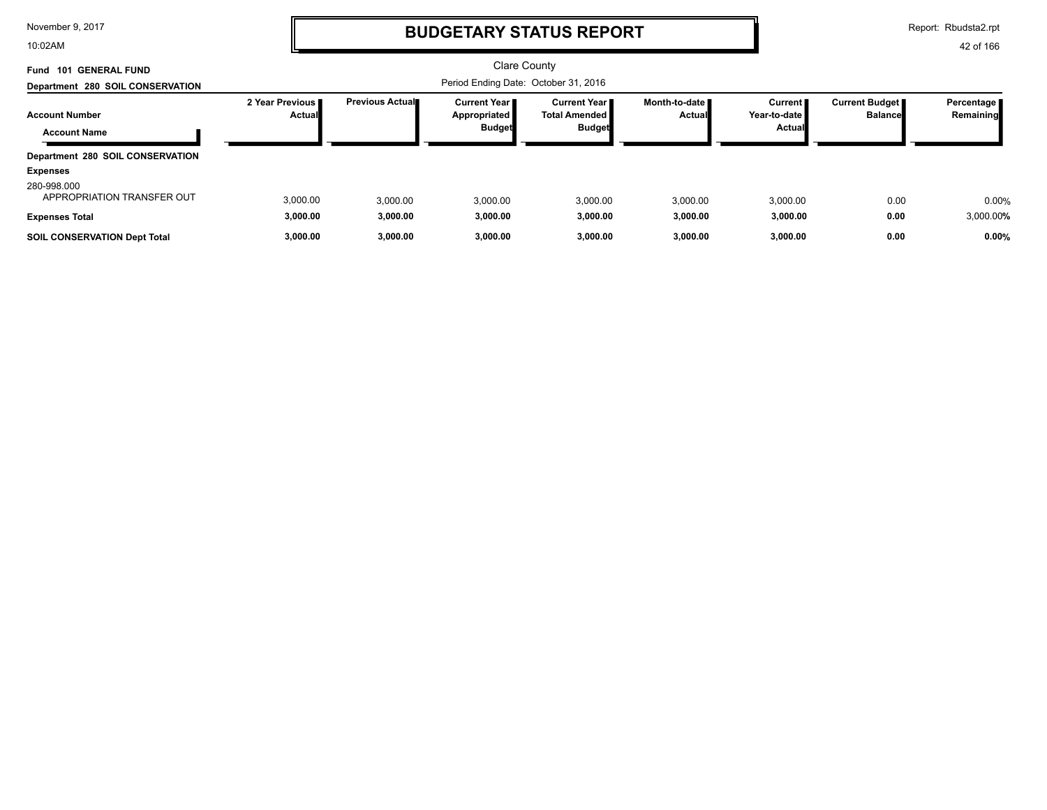# BUDGETARY STATUS REPORT

Clare County

**Fund 101 GENERAL FUND**

**Department 280 SOIL CONSERVATION**

Period Ending Date: October 31, 2016

| Account Number / Account Name | 2 Year Previous Actual | Previous Actual | Current Year Appropriated Budget | Current Year Total Amended Budget | Month-to-date Actual | Current Year-to-date Actual | Current Budget Balance | Percentage Remaining |
|---|---|---|---|---|---|---|---|---|
| **Department 280 SOIL CONSERVATION** | | | | | | | | |
| **Expenses** | | | | | | | | |
| 280-998.000 APPROPRIATION TRANSFER OUT | 3,000.00 | 3,000.00 | 3,000.00 | 3,000.00 | 3,000.00 | 3,000.00 | 0.00 | 0.00% |
| **Expenses Total** | **3,000.00** | **3,000.00** | **3,000.00** | **3,000.00** | **3,000.00** | **3,000.00** | **0.00** | 3,000.00**%** |
| **SOIL CONSERVATION Dept Total** | **3,000.00** | **3,000.00** | **3,000.00** | **3,000.00** | **3,000.00** | **3,000.00** | **0.00** | **0.00%** |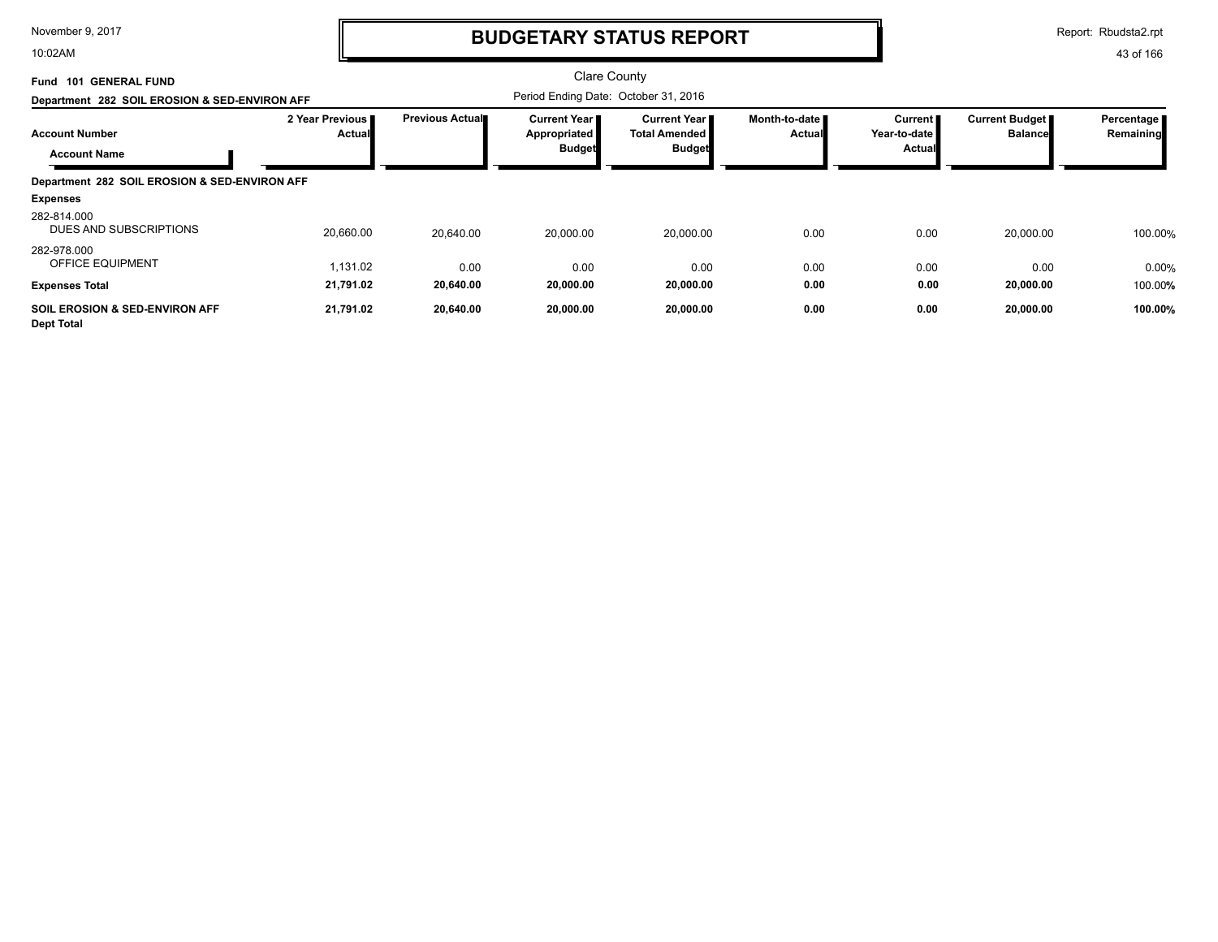# BUDGETARY STATUS REPORT

November 9, 2017
10:02AM

Report: Rbudsta2.rpt

Clare County

**Fund 101 GENERAL FUND**

**Department 282 SOIL EROSION & SED-ENVIRON AFF**

Period Ending Date: October 31, 2016

| Account Number / Account Name | 2 Year Previous Actual | Previous Actual | Current Year Appropriated Budget | Current Year Total Amended Budget | Month-to-date Actual | Current Year-to-date Actual | Current Budget Balance | Percentage Remaining |
|---|---|---|---|---|---|---|---|---|
| **Department 282 SOIL EROSION & SED-ENVIRON AFF** | | | | | | | | |
| **Expenses** | | | | | | | | |
| 282-814.000 DUES AND SUBSCRIPTIONS | 20,660.00 | 20,640.00 | 20,000.00 | 20,000.00 | 0.00 | 0.00 | 20,000.00 | 100.00% |
| 282-978.000 OFFICE EQUIPMENT | 1,131.02 | 0.00 | 0.00 | 0.00 | 0.00 | 0.00 | 0.00 | 0.00% |
| **Expenses Total** | **21,791.02** | **20,640.00** | **20,000.00** | **20,000.00** | **0.00** | **0.00** | **20,000.00** | 100.00% |
| **SOIL EROSION & SED-ENVIRON AFF Dept Total** | **21,791.02** | **20,640.00** | **20,000.00** | **20,000.00** | **0.00** | **0.00** | **20,000.00** | **100.00%** |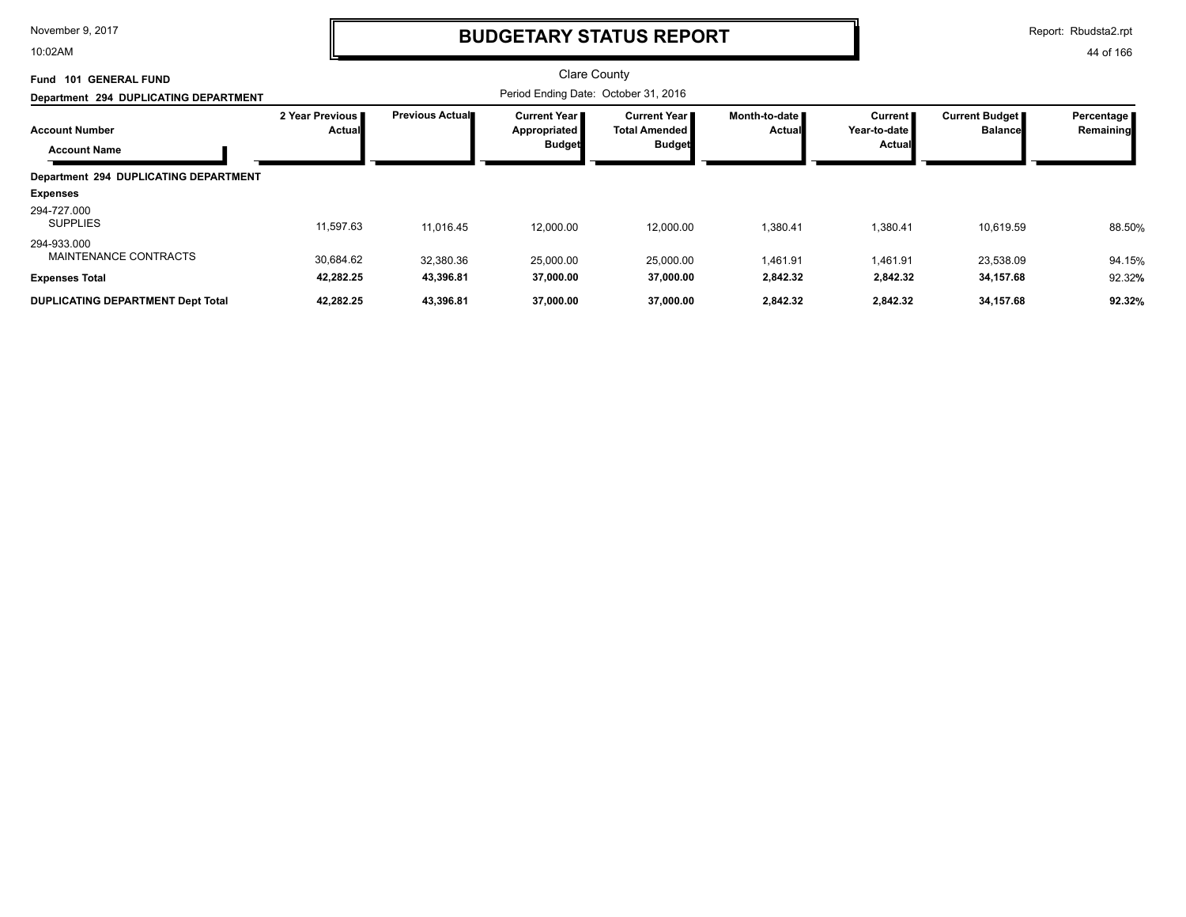# BUDGETARY STATUS REPORT

Clare County

**Fund 101 GENERAL FUND**

**Department 294 DUPLICATING DEPARTMENT**

Period Ending Date: October 31, 2016

| Account Number / Account Name | 2 Year Previous Actual | Previous Actual | Current Year Appropriated Budget | Current Year Total Amended Budget | Month-to-date Actual | Current Year-to-date Actual | Current Budget Balance | Percentage Remaining |
|---|---|---|---|---|---|---|---|---|
| **Department 294 DUPLICATING DEPARTMENT** | | | | | | | | |
| **Expenses** | | | | | | | | |
| 294-727.000 SUPPLIES | 11,597.63 | 11,016.45 | 12,000.00 | 12,000.00 | 1,380.41 | 1,380.41 | 10,619.59 | 88.50% |
| 294-933.000 MAINTENANCE CONTRACTS | 30,684.62 | 32,380.36 | 25,000.00 | 25,000.00 | 1,461.91 | 1,461.91 | 23,538.09 | 94.15% |
| **Expenses Total** | **42,282.25** | **43,396.81** | **37,000.00** | **37,000.00** | **2,842.32** | **2,842.32** | **34,157.68** | 92.32**%** |
| **DUPLICATING DEPARTMENT Dept Total** | **42,282.25** | **43,396.81** | **37,000.00** | **37,000.00** | **2,842.32** | **2,842.32** | **34,157.68** | **92.32%** |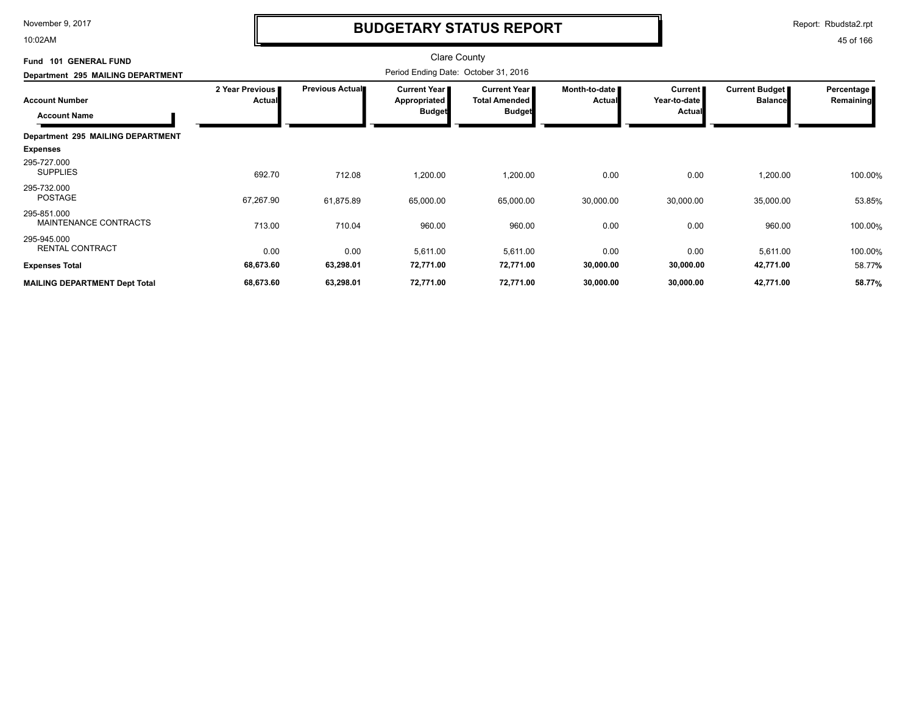# BUDGETARY STATUS REPORT

Clare County

Period Ending Date: October 31, 2016

**Fund 101 GENERAL FUND**

**Department 295 MAILING DEPARTMENT**

| Account Number / Account Name | 2 Year Previous Actual | Previous Actual | Current Year Appropriated Budget | Current Year Total Amended Budget | Month-to-date Actual | Current Year-to-date Actual | Current Budget Balance | Percentage Remaining |
|---|---|---|---|---|---|---|---|---|
| **Department 295 MAILING DEPARTMENT** | | | | | | | | |
| **Expenses** | | | | | | | | |
| 295-727.000 SUPPLIES | 692.70 | 712.08 | 1,200.00 | 1,200.00 | 0.00 | 0.00 | 1,200.00 | 100.00% |
| 295-732.000 POSTAGE | 67,267.90 | 61,875.89 | 65,000.00 | 65,000.00 | 30,000.00 | 30,000.00 | 35,000.00 | 53.85% |
| 295-851.000 MAINTENANCE CONTRACTS | 713.00 | 710.04 | 960.00 | 960.00 | 0.00 | 0.00 | 960.00 | 100.00% |
| 295-945.000 RENTAL CONTRACT | 0.00 | 0.00 | 5,611.00 | 5,611.00 | 0.00 | 0.00 | 5,611.00 | 100.00% |
| **Expenses Total** | **68,673.60** | **63,298.01** | **72,771.00** | **72,771.00** | **30,000.00** | **30,000.00** | **42,771.00** | 58.77% |
| **MAILING DEPARTMENT Dept Total** | **68,673.60** | **63,298.01** | **72,771.00** | **72,771.00** | **30,000.00** | **30,000.00** | **42,771.00** | **58.77%** |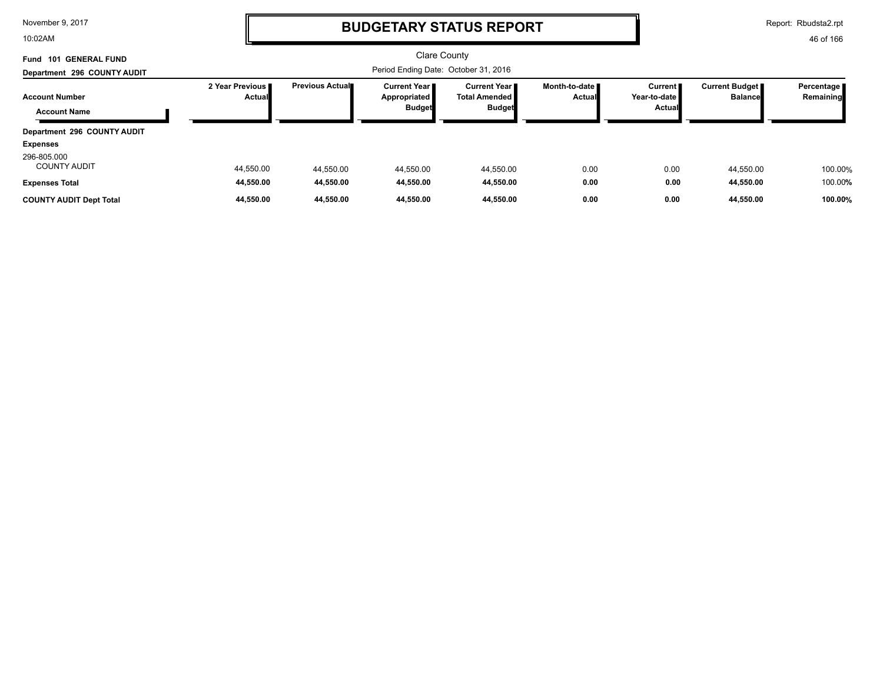# BUDGETARY STATUS REPORT

Clare County

Fund 101 GENERAL FUND

Department 296 COUNTY AUDIT

Period Ending Date: October 31, 2016

| Account Number / Account Name | 2 Year Previous Actual | Previous Actual | Current Year Appropriated Budget | Current Year Total Amended Budget | Month-to-date Actual | Current Year-to-date Actual | Current Budget Balance | Percentage Remaining |
|---|---|---|---|---|---|---|---|---|
| **Department 296 COUNTY AUDIT** | | | | | | | | |
| **Expenses** | | | | | | | | |
| 296-805.000 COUNTY AUDIT | 44,550.00 | 44,550.00 | 44,550.00 | 44,550.00 | 0.00 | 0.00 | 44,550.00 | 100.00% |
| **Expenses Total** | **44,550.00** | **44,550.00** | **44,550.00** | **44,550.00** | **0.00** | **0.00** | **44,550.00** | 100.00% |
| **COUNTY AUDIT Dept Total** | **44,550.00** | **44,550.00** | **44,550.00** | **44,550.00** | **0.00** | **0.00** | **44,550.00** | **100.00%** |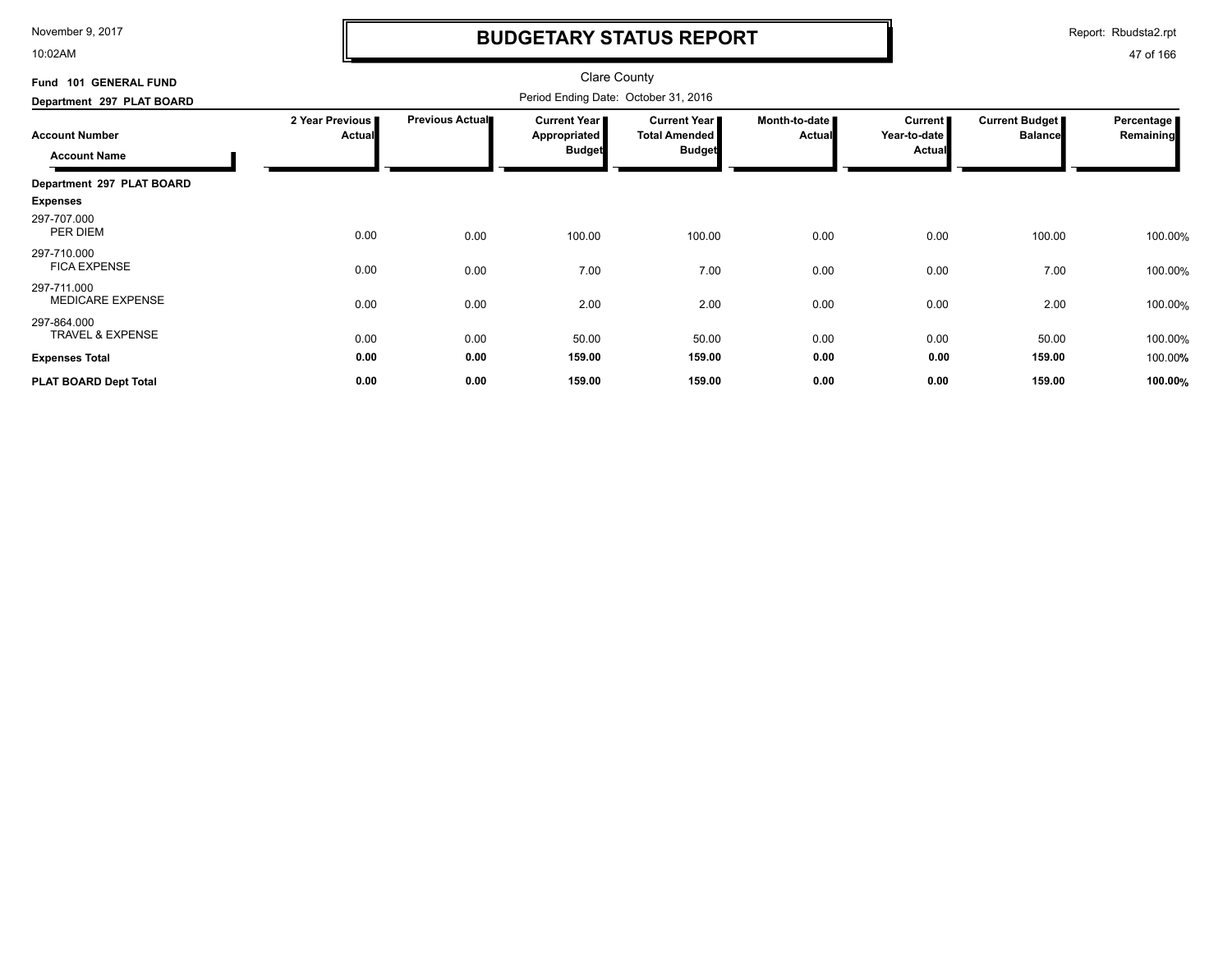# BUDGETARY STATUS REPORT

Clare County

Period Ending Date: October 31, 2016

**Fund 101 GENERAL FUND**

**Department 297 PLAT BOARD**

| Account Number / Account Name | 2 Year Previous Actual | Previous Actual | Current Year Appropriated Budget | Current Year Total Amended Budget | Month-to-date Actual | Current Year-to-date Actual | Current Budget Balance | Percentage Remaining |
|---|---|---|---|---|---|---|---|---|
| **Department 297 PLAT BOARD** | | | | | | | | |
| **Expenses** | | | | | | | | |
| 297-707.000 PER DIEM | 0.00 | 0.00 | 100.00 | 100.00 | 0.00 | 0.00 | 100.00 | 100.00% |
| 297-710.000 FICA EXPENSE | 0.00 | 0.00 | 7.00 | 7.00 | 0.00 | 0.00 | 7.00 | 100.00% |
| 297-711.000 MEDICARE EXPENSE | 0.00 | 0.00 | 2.00 | 2.00 | 0.00 | 0.00 | 2.00 | 100.00% |
| 297-864.000 TRAVEL & EXPENSE | 0.00 | 0.00 | 50.00 | 50.00 | 0.00 | 0.00 | 50.00 | 100.00% |
| **Expenses Total** | **0.00** | **0.00** | **159.00** | **159.00** | **0.00** | **0.00** | **159.00** | 100.00% |
| **PLAT BOARD Dept Total** | **0.00** | **0.00** | **159.00** | **159.00** | **0.00** | **0.00** | **159.00** | **100.00%** |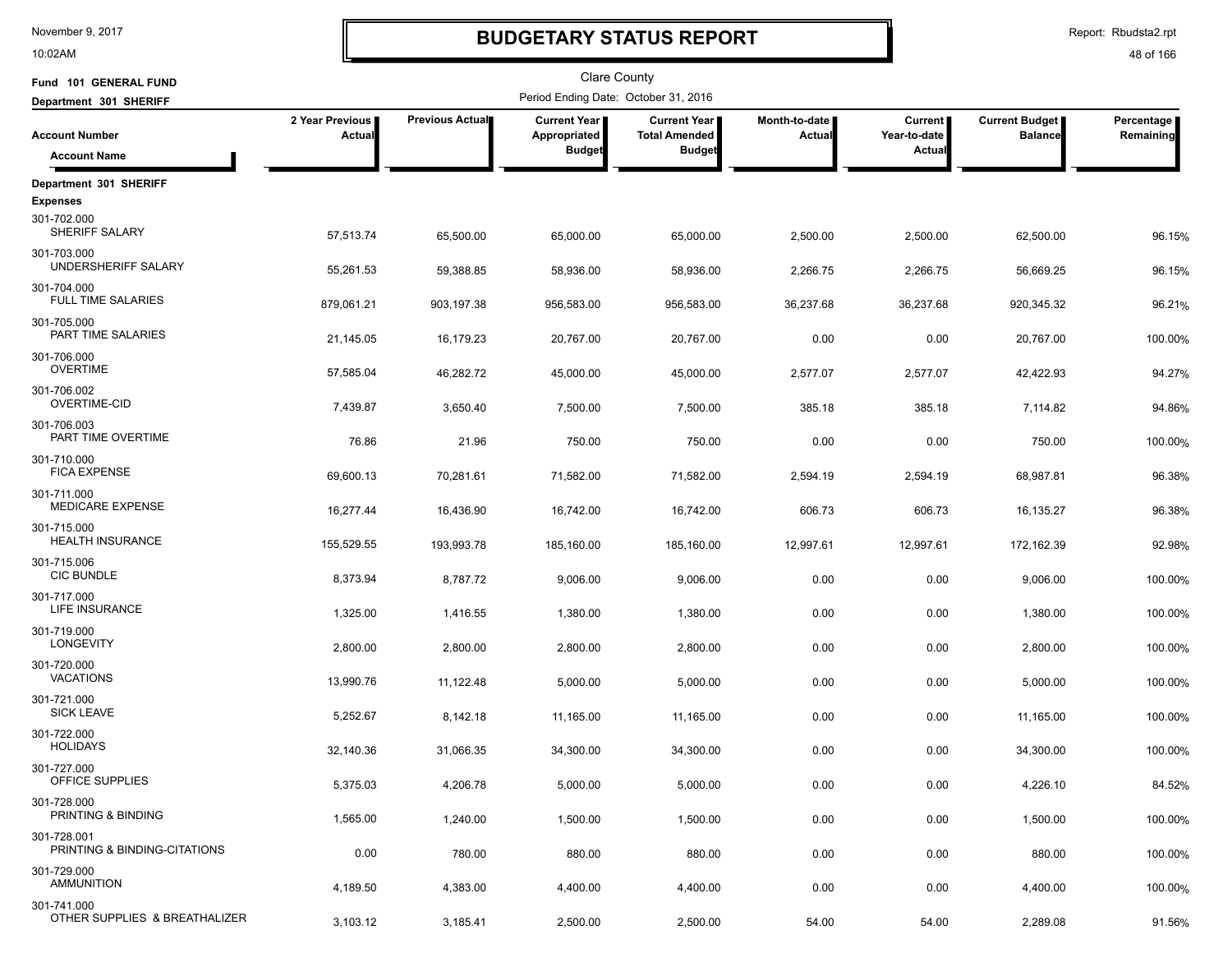# BUDGETARY STATUS REPORT

Clare County

**Fund 101 GENERAL FUND**

**Department 301 SHERIFF**

Period Ending Date: October 31, 2016

| Account Number / Account Name | 2 Year Previous Actual | Previous Actual | Current Year Appropriated Budget | Current Year Total Amended Budget | Month-to-date Actual | Current Year-to-date Actual | Current Budget Balance | Percentage Remaining |
|---|---|---|---|---|---|---|---|---|
| **Department 301 SHERIFF** | | | | | | | | |
| **Expenses** | | | | | | | | |
| 301-702.000 SHERIFF SALARY | 57,513.74 | 65,500.00 | 65,000.00 | 65,000.00 | 2,500.00 | 2,500.00 | 62,500.00 | 96.15% |
| 301-703.000 UNDERSHERIFF SALARY | 55,261.53 | 59,388.85 | 58,936.00 | 58,936.00 | 2,266.75 | 2,266.75 | 56,669.25 | 96.15% |
| 301-704.000 FULL TIME SALARIES | 879,061.21 | 903,197.38 | 956,583.00 | 956,583.00 | 36,237.68 | 36,237.68 | 920,345.32 | 96.21% |
| 301-705.000 PART TIME SALARIES | 21,145.05 | 16,179.23 | 20,767.00 | 20,767.00 | 0.00 | 0.00 | 20,767.00 | 100.00% |
| 301-706.000 OVERTIME | 57,585.04 | 46,282.72 | 45,000.00 | 45,000.00 | 2,577.07 | 2,577.07 | 42,422.93 | 94.27% |
| 301-706.002 OVERTIME-CID | 7,439.87 | 3,650.40 | 7,500.00 | 7,500.00 | 385.18 | 385.18 | 7,114.82 | 94.86% |
| 301-706.003 PART TIME OVERTIME | 76.86 | 21.96 | 750.00 | 750.00 | 0.00 | 0.00 | 750.00 | 100.00% |
| 301-710.000 FICA EXPENSE | 69,600.13 | 70,281.61 | 71,582.00 | 71,582.00 | 2,594.19 | 2,594.19 | 68,987.81 | 96.38% |
| 301-711.000 MEDICARE EXPENSE | 16,277.44 | 16,436.90 | 16,742.00 | 16,742.00 | 606.73 | 606.73 | 16,135.27 | 96.38% |
| 301-715.000 HEALTH INSURANCE | 155,529.55 | 193,993.78 | 185,160.00 | 185,160.00 | 12,997.61 | 12,997.61 | 172,162.39 | 92.98% |
| 301-715.006 CIC BUNDLE | 8,373.94 | 8,787.72 | 9,006.00 | 9,006.00 | 0.00 | 0.00 | 9,006.00 | 100.00% |
| 301-717.000 LIFE INSURANCE | 1,325.00 | 1,416.55 | 1,380.00 | 1,380.00 | 0.00 | 0.00 | 1,380.00 | 100.00% |
| 301-719.000 LONGEVITY | 2,800.00 | 2,800.00 | 2,800.00 | 2,800.00 | 0.00 | 0.00 | 2,800.00 | 100.00% |
| 301-720.000 VACATIONS | 13,990.76 | 11,122.48 | 5,000.00 | 5,000.00 | 0.00 | 0.00 | 5,000.00 | 100.00% |
| 301-721.000 SICK LEAVE | 5,252.67 | 8,142.18 | 11,165.00 | 11,165.00 | 0.00 | 0.00 | 11,165.00 | 100.00% |
| 301-722.000 HOLIDAYS | 32,140.36 | 31,066.35 | 34,300.00 | 34,300.00 | 0.00 | 0.00 | 34,300.00 | 100.00% |
| 301-727.000 OFFICE SUPPLIES | 5,375.03 | 4,206.78 | 5,000.00 | 5,000.00 | 0.00 | 0.00 | 4,226.10 | 84.52% |
| 301-728.000 PRINTING & BINDING | 1,565.00 | 1,240.00 | 1,500.00 | 1,500.00 | 0.00 | 0.00 | 1,500.00 | 100.00% |
| 301-728.001 PRINTING & BINDING-CITATIONS | 0.00 | 780.00 | 880.00 | 880.00 | 0.00 | 0.00 | 880.00 | 100.00% |
| 301-729.000 AMMUNITION | 4,189.50 | 4,383.00 | 4,400.00 | 4,400.00 | 0.00 | 0.00 | 4,400.00 | 100.00% |
| 301-741.000 OTHER SUPPLIES & BREATHALIZER | 3,103.12 | 3,185.41 | 2,500.00 | 2,500.00 | 54.00 | 54.00 | 2,289.08 | 91.56% |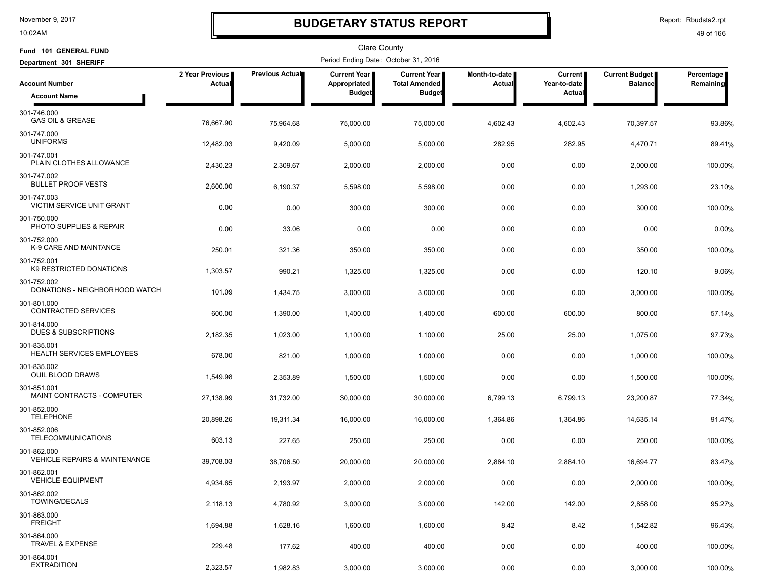November 9, 2017
10:02AM

# BUDGETARY STATUS REPORT

Report: Rbudsta2.rpt

Clare County

Fund 101 GENERAL FUND
Department 301 SHERIFF

Period Ending Date: October 31, 2016

| Account Number / Account Name | 2 Year Previous Actual | Previous Actual | Current Year Appropriated Budget | Current Year Total Amended Budget | Month-to-date Actual | Current Year-to-date Actual | Current Budget Balance | Percentage Remaining |
|---|---|---|---|---|---|---|---|---|
| 301-746.000 GAS OIL & GREASE | 76,667.90 | 75,964.68 | 75,000.00 | 75,000.00 | 4,602.43 | 4,602.43 | 70,397.57 | 93.86% |
| 301-747.000 UNIFORMS | 12,482.03 | 9,420.09 | 5,000.00 | 5,000.00 | 282.95 | 282.95 | 4,470.71 | 89.41% |
| 301-747.001 PLAIN CLOTHES ALLOWANCE | 2,430.23 | 2,309.67 | 2,000.00 | 2,000.00 | 0.00 | 0.00 | 2,000.00 | 100.00% |
| 301-747.002 BULLET PROOF VESTS | 2,600.00 | 6,190.37 | 5,598.00 | 5,598.00 | 0.00 | 0.00 | 1,293.00 | 23.10% |
| 301-747.003 VICTIM SERVICE UNIT GRANT | 0.00 | 0.00 | 300.00 | 300.00 | 0.00 | 0.00 | 300.00 | 100.00% |
| 301-750.000 PHOTO SUPPLIES & REPAIR | 0.00 | 33.06 | 0.00 | 0.00 | 0.00 | 0.00 | 0.00 | 0.00% |
| 301-752.000 K-9 CARE AND MAINTANCE | 250.01 | 321.36 | 350.00 | 350.00 | 0.00 | 0.00 | 350.00 | 100.00% |
| 301-752.001 K9 RESTRICTED DONATIONS | 1,303.57 | 990.21 | 1,325.00 | 1,325.00 | 0.00 | 0.00 | 120.10 | 9.06% |
| 301-752.002 DONATIONS - NEIGHBORHOOD WATCH | 101.09 | 1,434.75 | 3,000.00 | 3,000.00 | 0.00 | 0.00 | 3,000.00 | 100.00% |
| 301-801.000 CONTRACTED SERVICES | 600.00 | 1,390.00 | 1,400.00 | 1,400.00 | 600.00 | 600.00 | 800.00 | 57.14% |
| 301-814.000 DUES & SUBSCRIPTIONS | 2,182.35 | 1,023.00 | 1,100.00 | 1,100.00 | 25.00 | 25.00 | 1,075.00 | 97.73% |
| 301-835.001 HEALTH SERVICES EMPLOYEES | 678.00 | 821.00 | 1,000.00 | 1,000.00 | 0.00 | 0.00 | 1,000.00 | 100.00% |
| 301-835.002 OUIL BLOOD DRAWS | 1,549.98 | 2,353.89 | 1,500.00 | 1,500.00 | 0.00 | 0.00 | 1,500.00 | 100.00% |
| 301-851.001 MAINT CONTRACTS - COMPUTER | 27,138.99 | 31,732.00 | 30,000.00 | 30,000.00 | 6,799.13 | 6,799.13 | 23,200.87 | 77.34% |
| 301-852.000 TELEPHONE | 20,898.26 | 19,311.34 | 16,000.00 | 16,000.00 | 1,364.86 | 1,364.86 | 14,635.14 | 91.47% |
| 301-852.006 TELECOMMUNICATIONS | 603.13 | 227.65 | 250.00 | 250.00 | 0.00 | 0.00 | 250.00 | 100.00% |
| 301-862.000 VEHICLE REPAIRS & MAINTENANCE | 39,708.03 | 38,706.50 | 20,000.00 | 20,000.00 | 2,884.10 | 2,884.10 | 16,694.77 | 83.47% |
| 301-862.001 VEHICLE-EQUIPMENT | 4,934.65 | 2,193.97 | 2,000.00 | 2,000.00 | 0.00 | 0.00 | 2,000.00 | 100.00% |
| 301-862.002 TOWING/DECALS | 2,118.13 | 4,780.92 | 3,000.00 | 3,000.00 | 142.00 | 142.00 | 2,858.00 | 95.27% |
| 301-863.000 FREIGHT | 1,694.88 | 1,628.16 | 1,600.00 | 1,600.00 | 8.42 | 8.42 | 1,542.82 | 96.43% |
| 301-864.000 TRAVEL & EXPENSE | 229.48 | 177.62 | 400.00 | 400.00 | 0.00 | 0.00 | 400.00 | 100.00% |
| 301-864.001 EXTRADITION | 2,323.57 | 1,982.83 | 3,000.00 | 3,000.00 | 0.00 | 0.00 | 3,000.00 | 100.00% |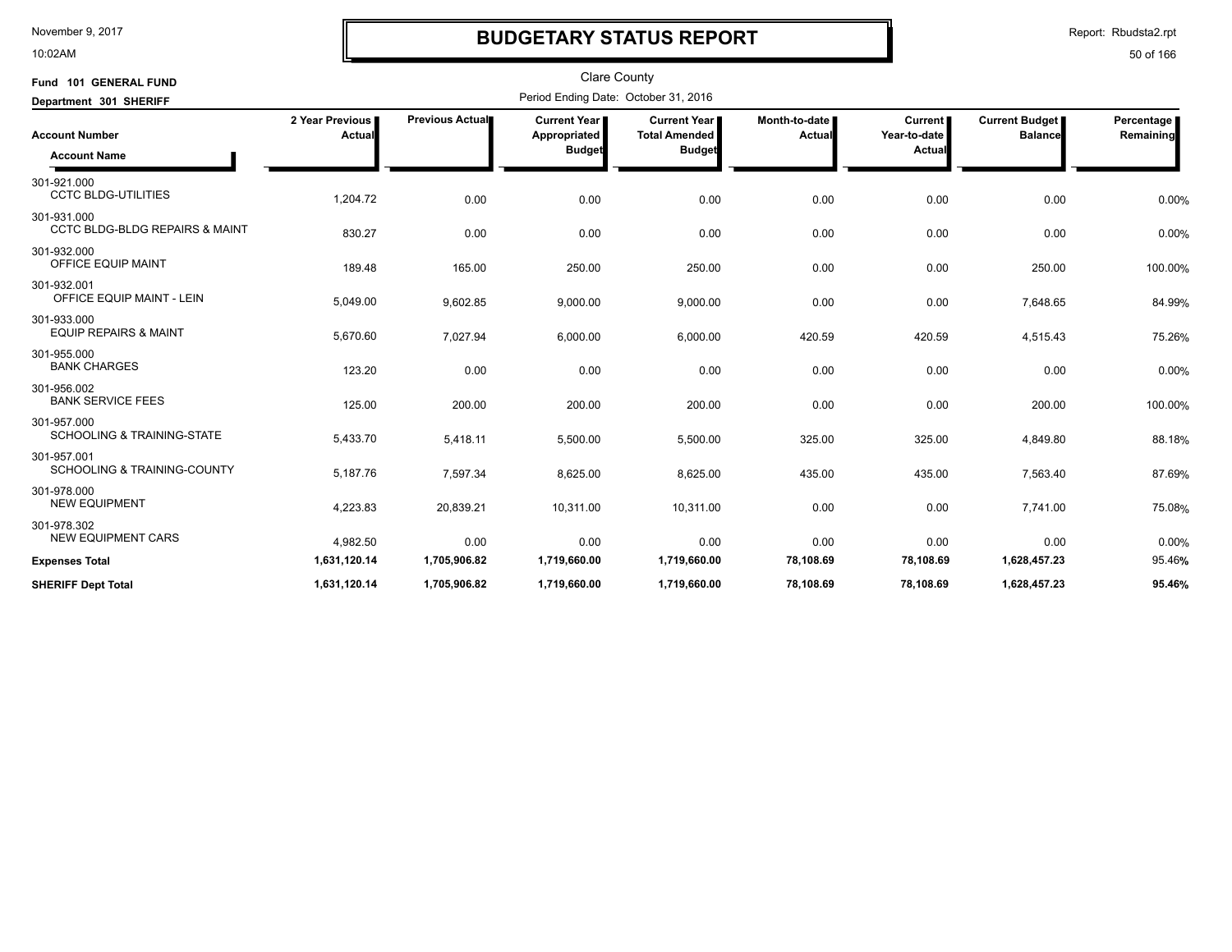# BUDGETARY STATUS REPORT

November 9, 2017
10:02AM

Report: Rbudsta2.rpt

Clare County

Period Ending Date: October 31, 2016

**Fund 101 GENERAL FUND**

**Department 301 SHERIFF**

| Account Number / Account Name | 2 Year Previous Actual | Previous Actual | Current Year Appropriated Budget | Current Year Total Amended Budget | Month-to-date Actual | Current Year-to-date Actual | Current Budget Balance | Percentage Remaining |
|---|---|---|---|---|---|---|---|---|
| 301-921.000 CCTC BLDG-UTILITIES | 1,204.72 | 0.00 | 0.00 | 0.00 | 0.00 | 0.00 | 0.00 | 0.00% |
| 301-931.000 CCTC BLDG-BLDG REPAIRS & MAINT | 830.27 | 0.00 | 0.00 | 0.00 | 0.00 | 0.00 | 0.00 | 0.00% |
| 301-932.000 OFFICE EQUIP MAINT | 189.48 | 165.00 | 250.00 | 250.00 | 0.00 | 0.00 | 250.00 | 100.00% |
| 301-932.001 OFFICE EQUIP MAINT - LEIN | 5,049.00 | 9,602.85 | 9,000.00 | 9,000.00 | 0.00 | 0.00 | 7,648.65 | 84.99% |
| 301-933.000 EQUIP REPAIRS & MAINT | 5,670.60 | 7,027.94 | 6,000.00 | 6,000.00 | 420.59 | 420.59 | 4,515.43 | 75.26% |
| 301-955.000 BANK CHARGES | 123.20 | 0.00 | 0.00 | 0.00 | 0.00 | 0.00 | 0.00 | 0.00% |
| 301-956.002 BANK SERVICE FEES | 125.00 | 200.00 | 200.00 | 200.00 | 0.00 | 0.00 | 200.00 | 100.00% |
| 301-957.000 SCHOOLING & TRAINING-STATE | 5,433.70 | 5,418.11 | 5,500.00 | 5,500.00 | 325.00 | 325.00 | 4,849.80 | 88.18% |
| 301-957.001 SCHOOLING & TRAINING-COUNTY | 5,187.76 | 7,597.34 | 8,625.00 | 8,625.00 | 435.00 | 435.00 | 7,563.40 | 87.69% |
| 301-978.000 NEW EQUIPMENT | 4,223.83 | 20,839.21 | 10,311.00 | 10,311.00 | 0.00 | 0.00 | 7,741.00 | 75.08% |
| 301-978.302 NEW EQUIPMENT CARS | 4,982.50 | 0.00 | 0.00 | 0.00 | 0.00 | 0.00 | 0.00 | 0.00% |
| **Expenses Total** | **1,631,120.14** | **1,705,906.82** | **1,719,660.00** | **1,719,660.00** | **78,108.69** | **78,108.69** | **1,628,457.23** | 95.46% |
| **SHERIFF Dept Total** | **1,631,120.14** | **1,705,906.82** | **1,719,660.00** | **1,719,660.00** | **78,108.69** | **78,108.69** | **1,628,457.23** | **95.46%** |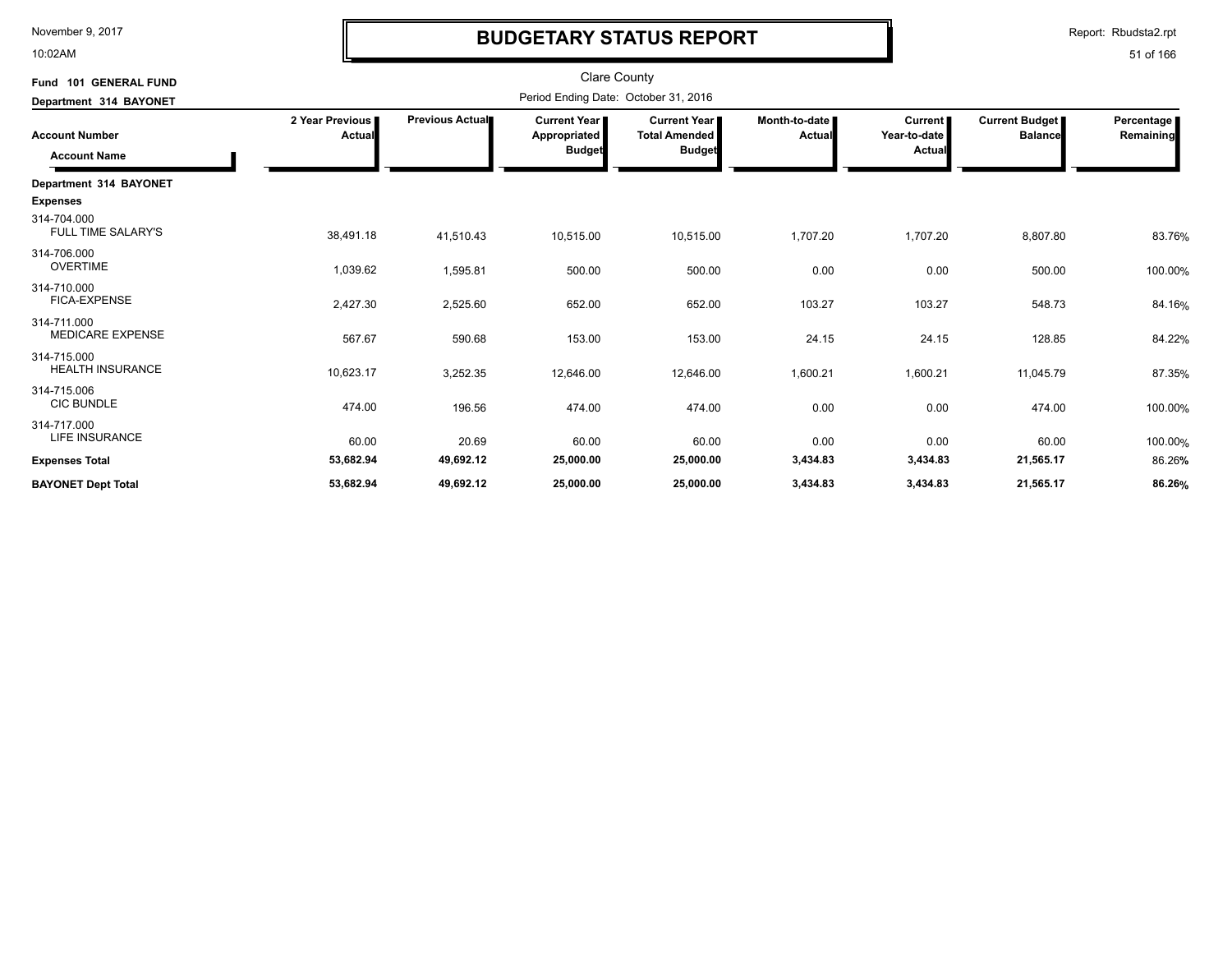# BUDGETARY STATUS REPORT

Clare County

Period Ending Date: October 31, 2016

**Fund 101 GENERAL FUND**

**Department 314 BAYONET**

| Account Number / Account Name | 2 Year Previous Actual | Previous Actual | Current Year Appropriated Budget | Current Year Total Amended Budget | Month-to-date Actual | Current Year-to-date Actual | Current Budget Balance | Percentage Remaining |
|---|---|---|---|---|---|---|---|---|
| **Department 314 BAYONET** | | | | | | | | |
| **Expenses** | | | | | | | | |
| 314-704.000 FULL TIME SALARY'S | 38,491.18 | 41,510.43 | 10,515.00 | 10,515.00 | 1,707.20 | 1,707.20 | 8,807.80 | 83.76% |
| 314-706.000 OVERTIME | 1,039.62 | 1,595.81 | 500.00 | 500.00 | 0.00 | 0.00 | 500.00 | 100.00% |
| 314-710.000 FICA-EXPENSE | 2,427.30 | 2,525.60 | 652.00 | 652.00 | 103.27 | 103.27 | 548.73 | 84.16% |
| 314-711.000 MEDICARE EXPENSE | 567.67 | 590.68 | 153.00 | 153.00 | 24.15 | 24.15 | 128.85 | 84.22% |
| 314-715.000 HEALTH INSURANCE | 10,623.17 | 3,252.35 | 12,646.00 | 12,646.00 | 1,600.21 | 1,600.21 | 11,045.79 | 87.35% |
| 314-715.006 CIC BUNDLE | 474.00 | 196.56 | 474.00 | 474.00 | 0.00 | 0.00 | 474.00 | 100.00% |
| 314-717.000 LIFE INSURANCE | 60.00 | 20.69 | 60.00 | 60.00 | 0.00 | 0.00 | 60.00 | 100.00% |
| **Expenses Total** | **53,682.94** | **49,692.12** | **25,000.00** | **25,000.00** | **3,434.83** | **3,434.83** | **21,565.17** | 86.26% |
| **BAYONET Dept Total** | **53,682.94** | **49,692.12** | **25,000.00** | **25,000.00** | **3,434.83** | **3,434.83** | **21,565.17** | **86.26%** |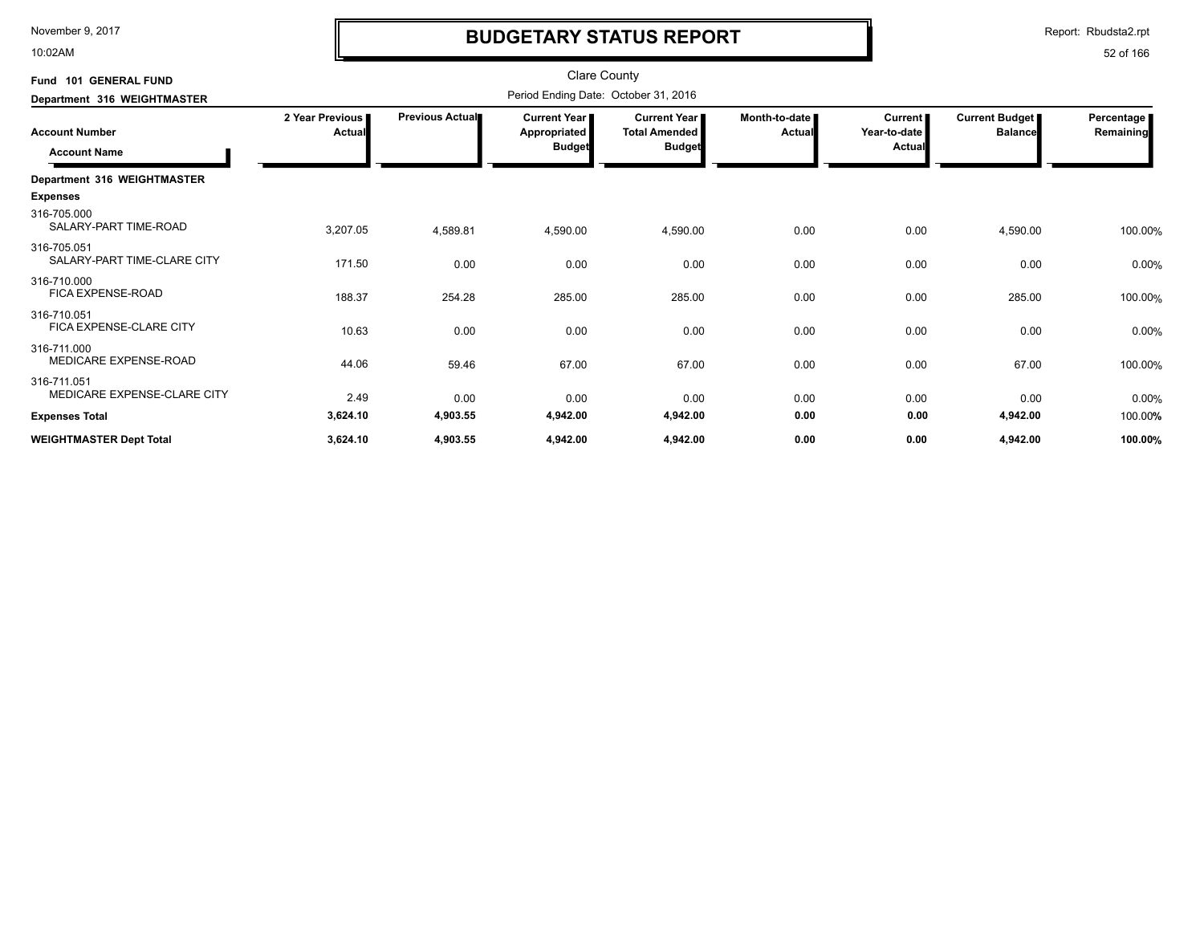# BUDGETARY STATUS REPORT

Clare County

Period Ending Date: October 31, 2016

Fund 101 GENERAL FUND

Department 316 WEIGHTMASTER

| Account Number / Account Name | 2 Year Previous Actual | Previous Actual | Current Year Appropriated Budget | Current Year Total Amended Budget | Month-to-date Actual | Current Year-to-date Actual | Current Budget Balance | Percentage Remaining |
|---|---|---|---|---|---|---|---|---|
| **Department 316 WEIGHTMASTER** | | | | | | | | |
| **Expenses** | | | | | | | | |
| 316-705.000 SALARY-PART TIME-ROAD | 3,207.05 | 4,589.81 | 4,590.00 | 4,590.00 | 0.00 | 0.00 | 4,590.00 | 100.00% |
| 316-705.051 SALARY-PART TIME-CLARE CITY | 171.50 | 0.00 | 0.00 | 0.00 | 0.00 | 0.00 | 0.00 | 0.00% |
| 316-710.000 FICA EXPENSE-ROAD | 188.37 | 254.28 | 285.00 | 285.00 | 0.00 | 0.00 | 285.00 | 100.00% |
| 316-710.051 FICA EXPENSE-CLARE CITY | 10.63 | 0.00 | 0.00 | 0.00 | 0.00 | 0.00 | 0.00 | 0.00% |
| 316-711.000 MEDICARE EXPENSE-ROAD | 44.06 | 59.46 | 67.00 | 67.00 | 0.00 | 0.00 | 67.00 | 100.00% |
| 316-711.051 MEDICARE EXPENSE-CLARE CITY | 2.49 | 0.00 | 0.00 | 0.00 | 0.00 | 0.00 | 0.00 | 0.00% |
| **Expenses Total** | **3,624.10** | **4,903.55** | **4,942.00** | **4,942.00** | **0.00** | **0.00** | **4,942.00** | 100.00% |
| **WEIGHTMASTER Dept Total** | **3,624.10** | **4,903.55** | **4,942.00** | **4,942.00** | **0.00** | **0.00** | **4,942.00** | **100.00%** |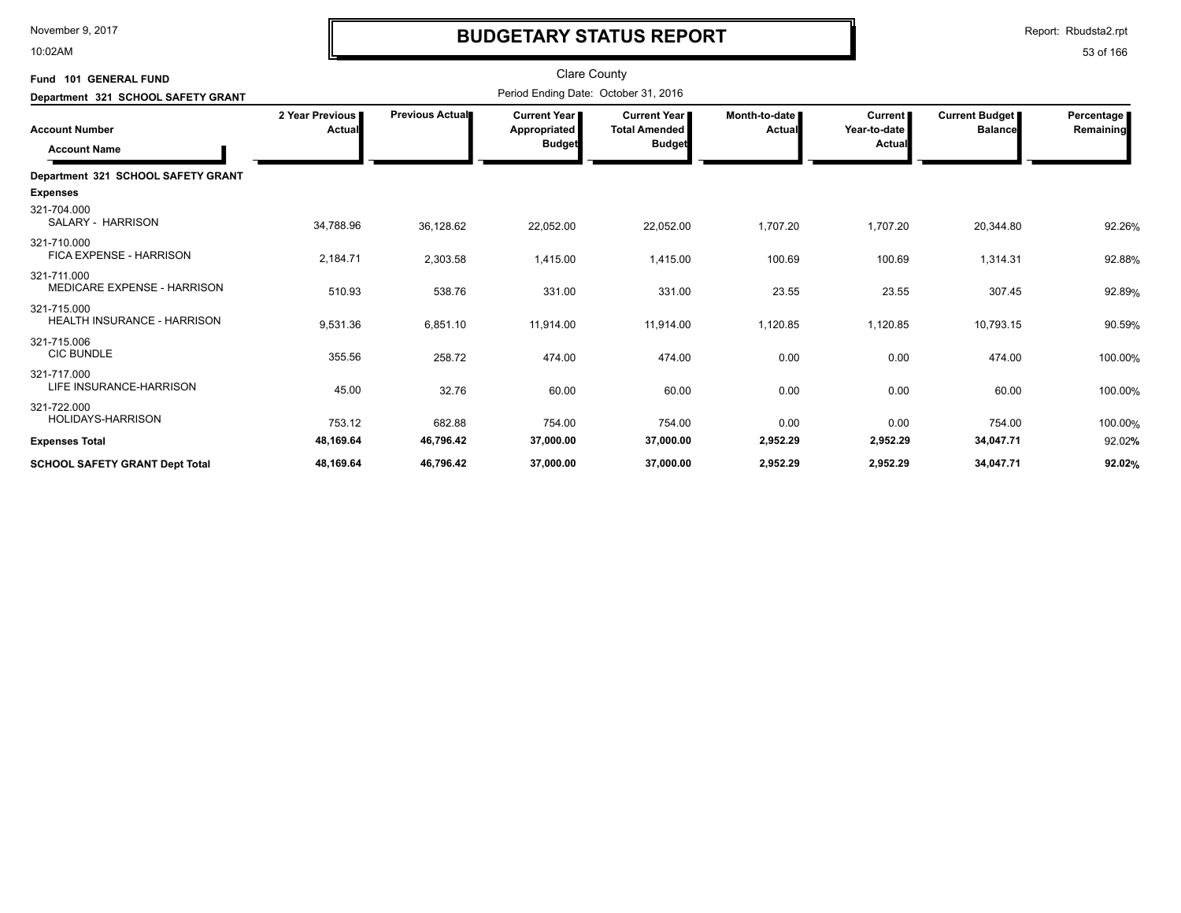# BUDGETARY STATUS REPORT

Clare County

Period Ending Date: October 31, 2016

**Fund 101 GENERAL FUND**

**Department 321 SCHOOL SAFETY GRANT**

| Account Number / Account Name | 2 Year Previous Actual | Previous Actual | Current Year Appropriated Budget | Current Year Total Amended Budget | Month-to-date Actual | Current Year-to-date Actual | Current Budget Balance | Percentage Remaining |
|---|---|---|---|---|---|---|---|---|
| **Department 321 SCHOOL SAFETY GRANT** | | | | | | | | |
| **Expenses** | | | | | | | | |
| 321-704.000 SALARY - HARRISON | 34,788.96 | 36,128.62 | 22,052.00 | 22,052.00 | 1,707.20 | 1,707.20 | 20,344.80 | 92.26% |
| 321-710.000 FICA EXPENSE - HARRISON | 2,184.71 | 2,303.58 | 1,415.00 | 1,415.00 | 100.69 | 100.69 | 1,314.31 | 92.88% |
| 321-711.000 MEDICARE EXPENSE - HARRISON | 510.93 | 538.76 | 331.00 | 331.00 | 23.55 | 23.55 | 307.45 | 92.89% |
| 321-715.000 HEALTH INSURANCE - HARRISON | 9,531.36 | 6,851.10 | 11,914.00 | 11,914.00 | 1,120.85 | 1,120.85 | 10,793.15 | 90.59% |
| 321-715.006 CIC BUNDLE | 355.56 | 258.72 | 474.00 | 474.00 | 0.00 | 0.00 | 474.00 | 100.00% |
| 321-717.000 LIFE INSURANCE-HARRISON | 45.00 | 32.76 | 60.00 | 60.00 | 0.00 | 0.00 | 60.00 | 100.00% |
| 321-722.000 HOLIDAYS-HARRISON | 753.12 | 682.88 | 754.00 | 754.00 | 0.00 | 0.00 | 754.00 | 100.00% |
| **Expenses Total** | **48,169.64** | **46,796.42** | **37,000.00** | **37,000.00** | **2,952.29** | **2,952.29** | **34,047.71** | 92.02% |
| **SCHOOL SAFETY GRANT Dept Total** | **48,169.64** | **46,796.42** | **37,000.00** | **37,000.00** | **2,952.29** | **2,952.29** | **34,047.71** | **92.02%** |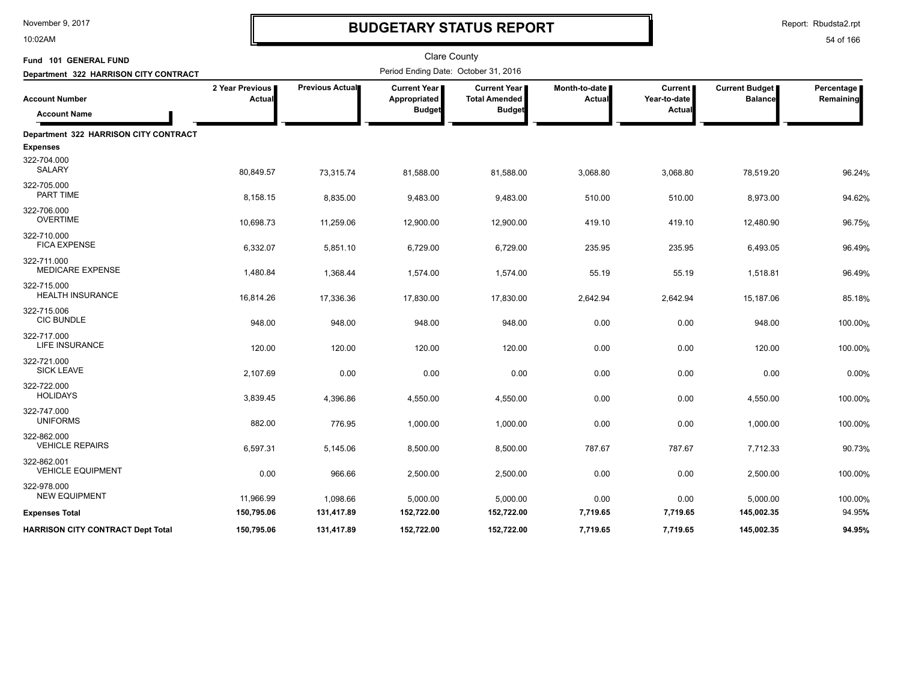# BUDGETARY STATUS REPORT

Clare County

Fund 101 GENERAL FUND

Department 322 HARRISON CITY CONTRACT

Period Ending Date: October 31, 2016

| Account Number / Account Name | 2 Year Previous Actual | Previous Actual | Current Year Appropriated Budget | Current Year Total Amended Budget | Month-to-date Actual | Current Year-to-date Actual | Current Budget Balance | Percentage Remaining |
|---|---|---|---|---|---|---|---|---|
| **Department 322 HARRISON CITY CONTRACT** | | | | | | | | |
| **Expenses** | | | | | | | | |
| 322-704.000 SALARY | 80,849.57 | 73,315.74 | 81,588.00 | 81,588.00 | 3,068.80 | 3,068.80 | 78,519.20 | 96.24% |
| 322-705.000 PART TIME | 8,158.15 | 8,835.00 | 9,483.00 | 9,483.00 | 510.00 | 510.00 | 8,973.00 | 94.62% |
| 322-706.000 OVERTIME | 10,698.73 | 11,259.06 | 12,900.00 | 12,900.00 | 419.10 | 419.10 | 12,480.90 | 96.75% |
| 322-710.000 FICA EXPENSE | 6,332.07 | 5,851.10 | 6,729.00 | 6,729.00 | 235.95 | 235.95 | 6,493.05 | 96.49% |
| 322-711.000 MEDICARE EXPENSE | 1,480.84 | 1,368.44 | 1,574.00 | 1,574.00 | 55.19 | 55.19 | 1,518.81 | 96.49% |
| 322-715.000 HEALTH INSURANCE | 16,814.26 | 17,336.36 | 17,830.00 | 17,830.00 | 2,642.94 | 2,642.94 | 15,187.06 | 85.18% |
| 322-715.006 CIC BUNDLE | 948.00 | 948.00 | 948.00 | 948.00 | 0.00 | 0.00 | 948.00 | 100.00% |
| 322-717.000 LIFE INSURANCE | 120.00 | 120.00 | 120.00 | 120.00 | 0.00 | 0.00 | 120.00 | 100.00% |
| 322-721.000 SICK LEAVE | 2,107.69 | 0.00 | 0.00 | 0.00 | 0.00 | 0.00 | 0.00 | 0.00% |
| 322-722.000 HOLIDAYS | 3,839.45 | 4,396.86 | 4,550.00 | 4,550.00 | 0.00 | 0.00 | 4,550.00 | 100.00% |
| 322-747.000 UNIFORMS | 882.00 | 776.95 | 1,000.00 | 1,000.00 | 0.00 | 0.00 | 1,000.00 | 100.00% |
| 322-862.000 VEHICLE REPAIRS | 6,597.31 | 5,145.06 | 8,500.00 | 8,500.00 | 787.67 | 787.67 | 7,712.33 | 90.73% |
| 322-862.001 VEHICLE EQUIPMENT | 0.00 | 966.66 | 2,500.00 | 2,500.00 | 0.00 | 0.00 | 2,500.00 | 100.00% |
| 322-978.000 NEW EQUIPMENT | 11,966.99 | 1,098.66 | 5,000.00 | 5,000.00 | 0.00 | 0.00 | 5,000.00 | 100.00% |
| **Expenses Total** | **150,795.06** | **131,417.89** | **152,722.00** | **152,722.00** | **7,719.65** | **7,719.65** | **145,002.35** | 94.95% |
| **HARRISON CITY CONTRACT Dept Total** | **150,795.06** | **131,417.89** | **152,722.00** | **152,722.00** | **7,719.65** | **7,719.65** | **145,002.35** | **94.95%** |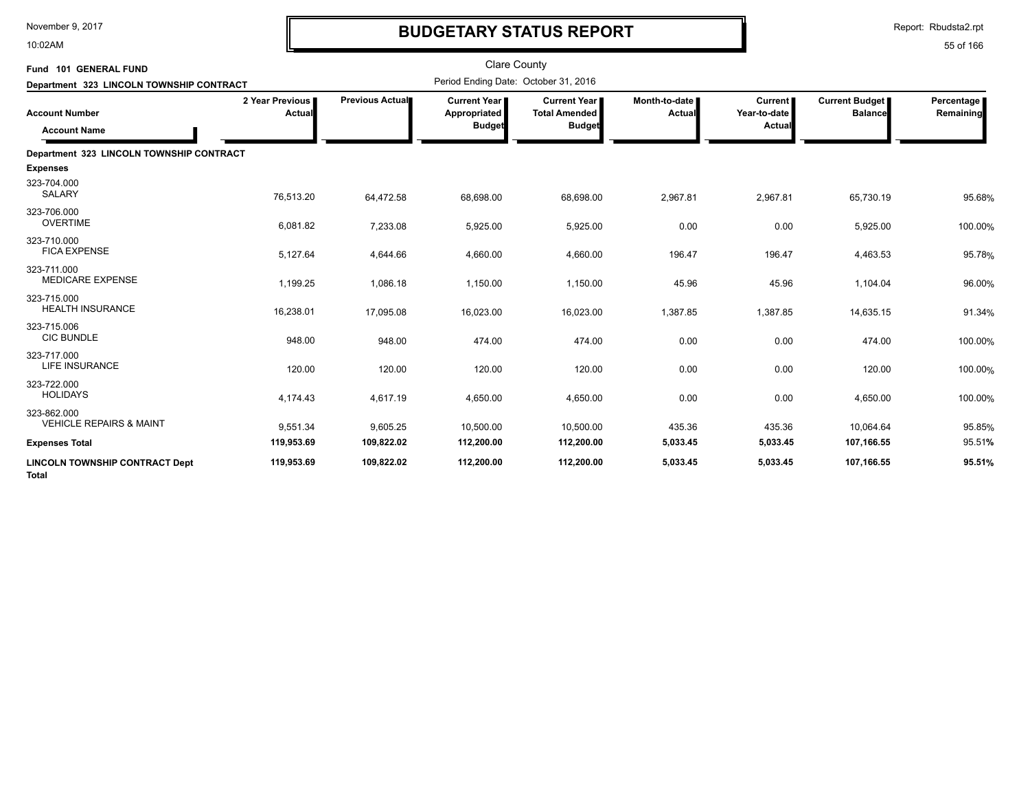# BUDGETARY STATUS REPORT

Report: Rbudsta2.rpt

November 9, 2017
10:02AM

Clare County

**Fund 101 GENERAL FUND**

**Department 323 LINCOLN TOWNSHIP CONTRACT**

Period Ending Date: October 31, 2016

| Account Number / Account Name | 2 Year Previous Actual | Previous Actual | Current Year Appropriated Budget | Current Year Total Amended Budget | Month-to-date Actual | Current Year-to-date Actual | Current Budget Balance | Percentage Remaining |
|---|---|---|---|---|---|---|---|---|
| **Department 323 LINCOLN TOWNSHIP CONTRACT** | | | | | | | | |
| **Expenses** | | | | | | | | |
| 323-704.000 SALARY | 76,513.20 | 64,472.58 | 68,698.00 | 68,698.00 | 2,967.81 | 2,967.81 | 65,730.19 | 95.68% |
| 323-706.000 OVERTIME | 6,081.82 | 7,233.08 | 5,925.00 | 5,925.00 | 0.00 | 0.00 | 5,925.00 | 100.00% |
| 323-710.000 FICA EXPENSE | 5,127.64 | 4,644.66 | 4,660.00 | 4,660.00 | 196.47 | 196.47 | 4,463.53 | 95.78% |
| 323-711.000 MEDICARE EXPENSE | 1,199.25 | 1,086.18 | 1,150.00 | 1,150.00 | 45.96 | 45.96 | 1,104.04 | 96.00% |
| 323-715.000 HEALTH INSURANCE | 16,238.01 | 17,095.08 | 16,023.00 | 16,023.00 | 1,387.85 | 1,387.85 | 14,635.15 | 91.34% |
| 323-715.006 CIC BUNDLE | 948.00 | 948.00 | 474.00 | 474.00 | 0.00 | 0.00 | 474.00 | 100.00% |
| 323-717.000 LIFE INSURANCE | 120.00 | 120.00 | 120.00 | 120.00 | 0.00 | 0.00 | 120.00 | 100.00% |
| 323-722.000 HOLIDAYS | 4,174.43 | 4,617.19 | 4,650.00 | 4,650.00 | 0.00 | 0.00 | 4,650.00 | 100.00% |
| 323-862.000 VEHICLE REPAIRS & MAINT | 9,551.34 | 9,605.25 | 10,500.00 | 10,500.00 | 435.36 | 435.36 | 10,064.64 | 95.85% |
| **Expenses Total** | **119,953.69** | **109,822.02** | **112,200.00** | **112,200.00** | **5,033.45** | **5,033.45** | **107,166.55** | **95.51%** |
| **LINCOLN TOWNSHIP CONTRACT Dept Total** | **119,953.69** | **109,822.02** | **112,200.00** | **112,200.00** | **5,033.45** | **5,033.45** | **107,166.55** | **95.51%** |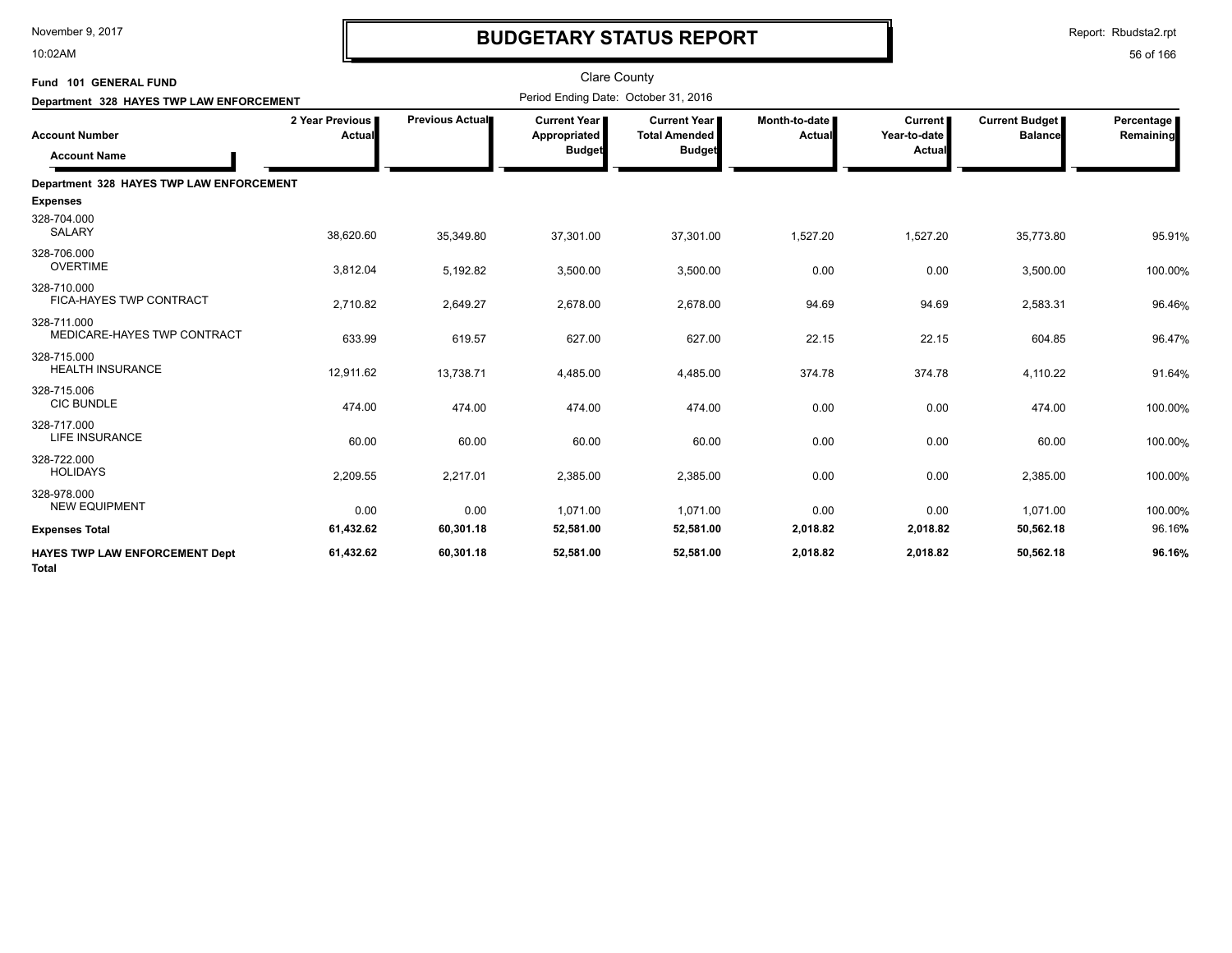# BUDGETARY STATUS REPORT

Clare County

Fund 101 GENERAL FUND

Department 328 HAYES TWP LAW ENFORCEMENT

Period Ending Date: October 31, 2016

| Account Number / Account Name | 2 Year Previous Actual | Previous Actual | Current Year Appropriated Budget | Current Year Total Amended Budget | Month-to-date Actual | Current Year-to-date Actual | Current Budget Balance | Percentage Remaining |
|---|---|---|---|---|---|---|---|---|
| **Department 328 HAYES TWP LAW ENFORCEMENT** | | | | | | | | |
| **Expenses** | | | | | | | | |
| 328-704.000 SALARY | 38,620.60 | 35,349.80 | 37,301.00 | 37,301.00 | 1,527.20 | 1,527.20 | 35,773.80 | 95.91% |
| 328-706.000 OVERTIME | 3,812.04 | 5,192.82 | 3,500.00 | 3,500.00 | 0.00 | 0.00 | 3,500.00 | 100.00% |
| 328-710.000 FICA-HAYES TWP CONTRACT | 2,710.82 | 2,649.27 | 2,678.00 | 2,678.00 | 94.69 | 94.69 | 2,583.31 | 96.46% |
| 328-711.000 MEDICARE-HAYES TWP CONTRACT | 633.99 | 619.57 | 627.00 | 627.00 | 22.15 | 22.15 | 604.85 | 96.47% |
| 328-715.000 HEALTH INSURANCE | 12,911.62 | 13,738.71 | 4,485.00 | 4,485.00 | 374.78 | 374.78 | 4,110.22 | 91.64% |
| 328-715.006 CIC BUNDLE | 474.00 | 474.00 | 474.00 | 474.00 | 0.00 | 0.00 | 474.00 | 100.00% |
| 328-717.000 LIFE INSURANCE | 60.00 | 60.00 | 60.00 | 60.00 | 0.00 | 0.00 | 60.00 | 100.00% |
| 328-722.000 HOLIDAYS | 2,209.55 | 2,217.01 | 2,385.00 | 2,385.00 | 0.00 | 0.00 | 2,385.00 | 100.00% |
| 328-978.000 NEW EQUIPMENT | 0.00 | 0.00 | 1,071.00 | 1,071.00 | 0.00 | 0.00 | 1,071.00 | 100.00% |
| **Expenses Total** | **61,432.62** | **60,301.18** | **52,581.00** | **52,581.00** | **2,018.82** | **2,018.82** | **50,562.18** | **96.16%** |
| **HAYES TWP LAW ENFORCEMENT Dept Total** | **61,432.62** | **60,301.18** | **52,581.00** | **52,581.00** | **2,018.82** | **2,018.82** | **50,562.18** | **96.16%** |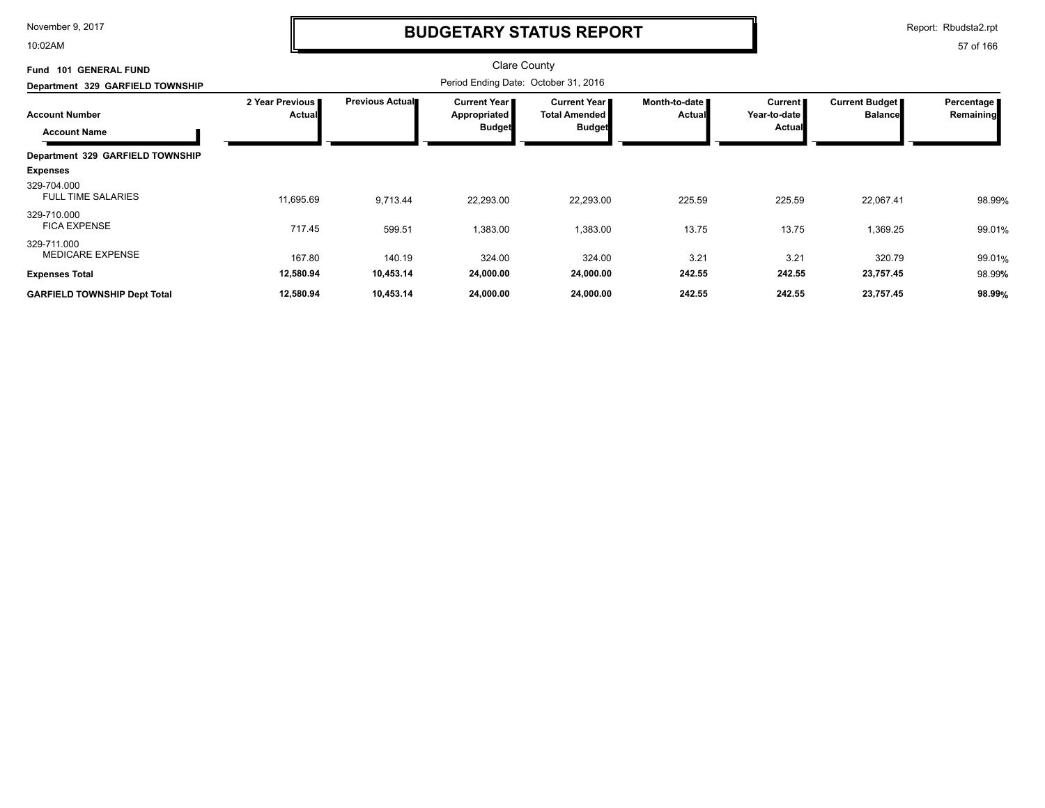# BUDGETARY STATUS REPORT

Clare County

Period Ending Date: October 31, 2016

November 9, 2017
10:02AM

Report: Rbudsta2.rpt

**Fund 101 GENERAL FUND**

**Department 329 GARFIELD TOWNSHIP**

| Account Number / Account Name | 2 Year Previous Actual | Previous Actual | Current Year Appropriated Budget | Current Year Total Amended Budget | Month-to-date Actual | Current Year-to-date Actual | Current Budget Balance | Percentage Remaining |
|---|---|---|---|---|---|---|---|---|
| **Department 329 GARFIELD TOWNSHIP** | | | | | | | | |
| **Expenses** | | | | | | | | |
| 329-704.000 FULL TIME SALARIES | 11,695.69 | 9,713.44 | 22,293.00 | 22,293.00 | 225.59 | 225.59 | 22,067.41 | 98.99% |
| 329-710.000 FICA EXPENSE | 717.45 | 599.51 | 1,383.00 | 1,383.00 | 13.75 | 13.75 | 1,369.25 | 99.01% |
| 329-711.000 MEDICARE EXPENSE | 167.80 | 140.19 | 324.00 | 324.00 | 3.21 | 3.21 | 320.79 | 99.01% |
| **Expenses Total** | **12,580.94** | **10,453.14** | **24,000.00** | **24,000.00** | **242.55** | **242.55** | **23,757.45** | 98.99% |
| **GARFIELD TOWNSHIP Dept Total** | **12,580.94** | **10,453.14** | **24,000.00** | **24,000.00** | **242.55** | **242.55** | **23,757.45** | **98.99%** |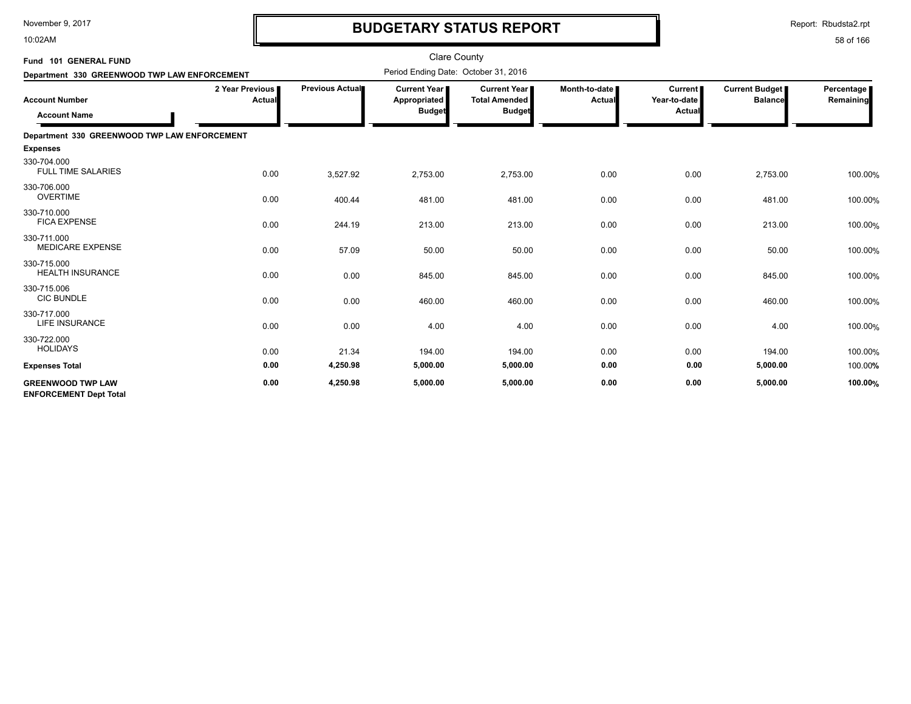# BUDGETARY STATUS REPORT

Clare County

Period Ending Date: October 31, 2016

**Fund 101 GENERAL FUND**

**Department 330 GREENWOOD TWP LAW ENFORCEMENT**

| Account Number / Account Name | 2 Year Previous Actual | Previous Actual | Current Year Appropriated Budget | Current Year Total Amended Budget | Month-to-date Actual | Current Year-to-date Actual | Current Budget Balance | Percentage Remaining |
|---|---|---|---|---|---|---|---|---|
| **Department 330 GREENWOOD TWP LAW ENFORCEMENT** | | | | | | | | |
| **Expenses** | | | | | | | | |
| 330-704.000 FULL TIME SALARIES | 0.00 | 3,527.92 | 2,753.00 | 2,753.00 | 0.00 | 0.00 | 2,753.00 | 100.00% |
| 330-706.000 OVERTIME | 0.00 | 400.44 | 481.00 | 481.00 | 0.00 | 0.00 | 481.00 | 100.00% |
| 330-710.000 FICA EXPENSE | 0.00 | 244.19 | 213.00 | 213.00 | 0.00 | 0.00 | 213.00 | 100.00% |
| 330-711.000 MEDICARE EXPENSE | 0.00 | 57.09 | 50.00 | 50.00 | 0.00 | 0.00 | 50.00 | 100.00% |
| 330-715.000 HEALTH INSURANCE | 0.00 | 0.00 | 845.00 | 845.00 | 0.00 | 0.00 | 845.00 | 100.00% |
| 330-715.006 CIC BUNDLE | 0.00 | 0.00 | 460.00 | 460.00 | 0.00 | 0.00 | 460.00 | 100.00% |
| 330-717.000 LIFE INSURANCE | 0.00 | 0.00 | 4.00 | 4.00 | 0.00 | 0.00 | 4.00 | 100.00% |
| 330-722.000 HOLIDAYS | 0.00 | 21.34 | 194.00 | 194.00 | 0.00 | 0.00 | 194.00 | 100.00% |
| **Expenses Total** | **0.00** | **4,250.98** | **5,000.00** | **5,000.00** | **0.00** | **0.00** | **5,000.00** | 100.00% |
| **GREENWOOD TWP LAW ENFORCEMENT Dept Total** | **0.00** | **4,250.98** | **5,000.00** | **5,000.00** | **0.00** | **0.00** | **5,000.00** | **100.00%** |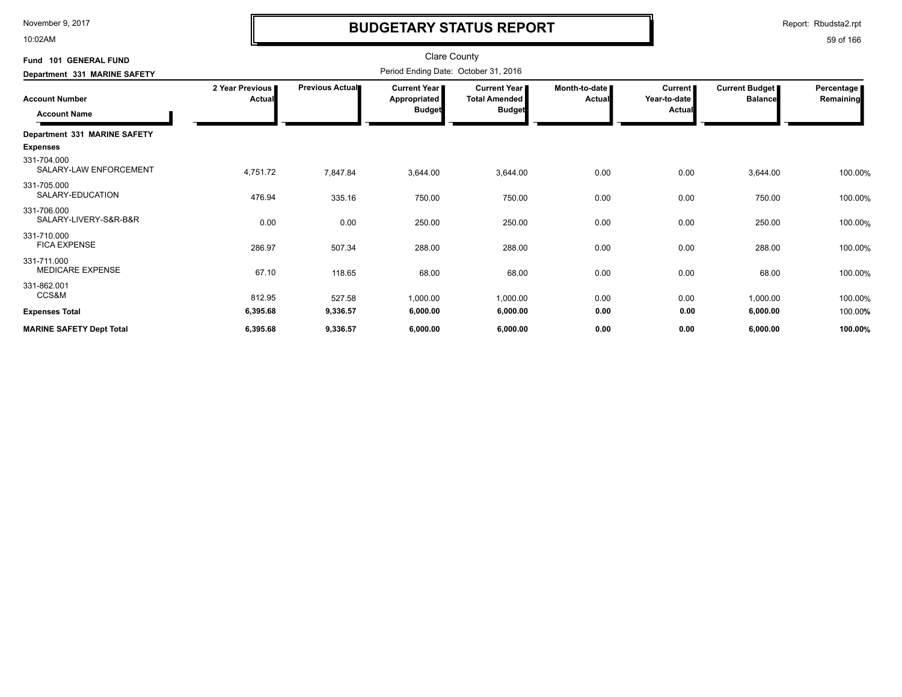# BUDGETARY STATUS REPORT

Clare County

Fund 101 GENERAL FUND

Department 331 MARINE SAFETY

Period Ending Date: October 31, 2016

| Account Number / Account Name | 2 Year Previous Actual | Previous Actual | Current Year Appropriated Budget | Current Year Total Amended Budget | Month-to-date Actual | Current Year-to-date Actual | Current Budget Balance | Percentage Remaining |
|---|---|---|---|---|---|---|---|---|
| **Department 331 MARINE SAFETY** | | | | | | | | |
| **Expenses** | | | | | | | | |
| 331-704.000 SALARY-LAW ENFORCEMENT | 4,751.72 | 7,847.84 | 3,644.00 | 3,644.00 | 0.00 | 0.00 | 3,644.00 | 100.00% |
| 331-705.000 SALARY-EDUCATION | 476.94 | 335.16 | 750.00 | 750.00 | 0.00 | 0.00 | 750.00 | 100.00% |
| 331-706.000 SALARY-LIVERY-S&R-B&R | 0.00 | 0.00 | 250.00 | 250.00 | 0.00 | 0.00 | 250.00 | 100.00% |
| 331-710.000 FICA EXPENSE | 286.97 | 507.34 | 288.00 | 288.00 | 0.00 | 0.00 | 288.00 | 100.00% |
| 331-711.000 MEDICARE EXPENSE | 67.10 | 118.65 | 68.00 | 68.00 | 0.00 | 0.00 | 68.00 | 100.00% |
| 331-862.001 CCS&M | 812.95 | 527.58 | 1,000.00 | 1,000.00 | 0.00 | 0.00 | 1,000.00 | 100.00% |
| **Expenses Total** | **6,395.68** | **9,336.57** | **6,000.00** | **6,000.00** | **0.00** | **0.00** | **6,000.00** | 100.00% |
| **MARINE SAFETY Dept Total** | **6,395.68** | **9,336.57** | **6,000.00** | **6,000.00** | **0.00** | **0.00** | **6,000.00** | **100.00%** |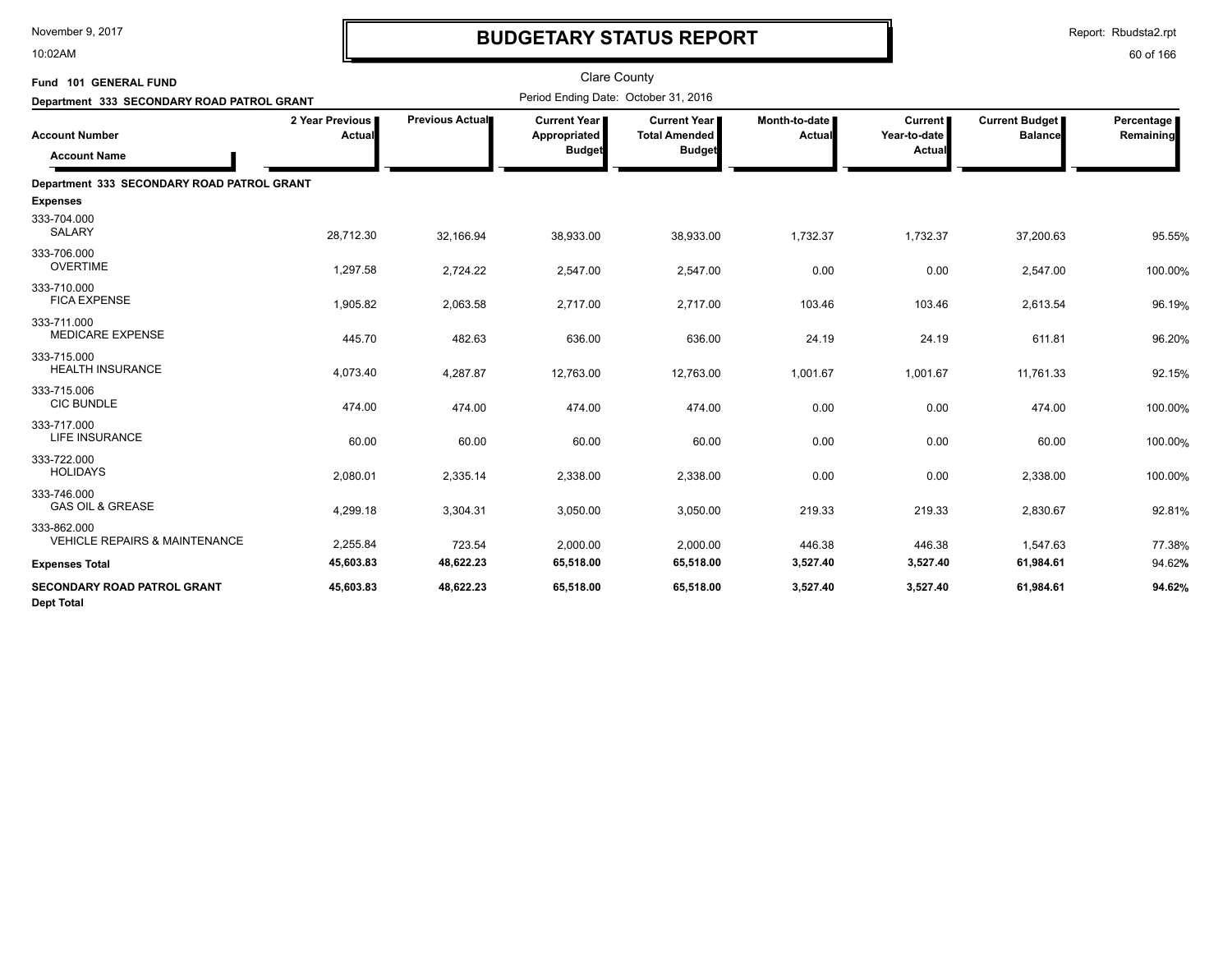# BUDGETARY STATUS REPORT

Clare County

Fund 101 GENERAL FUND

Department 333 SECONDARY ROAD PATROL GRANT

Period Ending Date: October 31, 2016

| Account Number / Account Name | 2 Year Previous Actual | Previous Actual | Current Year Appropriated Budget | Current Year Total Amended Budget | Month-to-date Actual | Current Year-to-date Actual | Current Budget Balance | Percentage Remaining |
|---|---|---|---|---|---|---|---|---|
| **Department 333 SECONDARY ROAD PATROL GRANT** | | | | | | | | |
| **Expenses** | | | | | | | | |
| 333-704.000 SALARY | 28,712.30 | 32,166.94 | 38,933.00 | 38,933.00 | 1,732.37 | 1,732.37 | 37,200.63 | 95.55% |
| 333-706.000 OVERTIME | 1,297.58 | 2,724.22 | 2,547.00 | 2,547.00 | 0.00 | 0.00 | 2,547.00 | 100.00% |
| 333-710.000 FICA EXPENSE | 1,905.82 | 2,063.58 | 2,717.00 | 2,717.00 | 103.46 | 103.46 | 2,613.54 | 96.19% |
| 333-711.000 MEDICARE EXPENSE | 445.70 | 482.63 | 636.00 | 636.00 | 24.19 | 24.19 | 611.81 | 96.20% |
| 333-715.000 HEALTH INSURANCE | 4,073.40 | 4,287.87 | 12,763.00 | 12,763.00 | 1,001.67 | 1,001.67 | 11,761.33 | 92.15% |
| 333-715.006 CIC BUNDLE | 474.00 | 474.00 | 474.00 | 474.00 | 0.00 | 0.00 | 474.00 | 100.00% |
| 333-717.000 LIFE INSURANCE | 60.00 | 60.00 | 60.00 | 60.00 | 0.00 | 0.00 | 60.00 | 100.00% |
| 333-722.000 HOLIDAYS | 2,080.01 | 2,335.14 | 2,338.00 | 2,338.00 | 0.00 | 0.00 | 2,338.00 | 100.00% |
| 333-746.000 GAS OIL & GREASE | 4,299.18 | 3,304.31 | 3,050.00 | 3,050.00 | 219.33 | 219.33 | 2,830.67 | 92.81% |
| 333-862.000 VEHICLE REPAIRS & MAINTENANCE | 2,255.84 | 723.54 | 2,000.00 | 2,000.00 | 446.38 | 446.38 | 1,547.63 | 77.38% |
| **Expenses Total** | **45,603.83** | **48,622.23** | **65,518.00** | **65,518.00** | **3,527.40** | **3,527.40** | **61,984.61** | 94.62% |
| **SECONDARY ROAD PATROL GRANT Dept Total** | **45,603.83** | **48,622.23** | **65,518.00** | **65,518.00** | **3,527.40** | **3,527.40** | **61,984.61** | **94.62%** |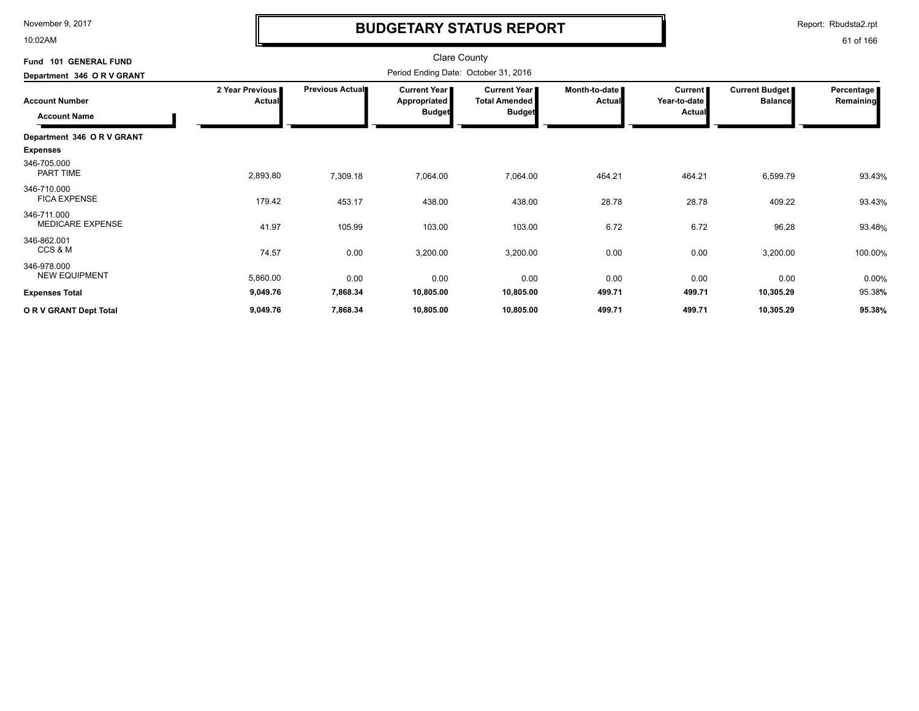# BUDGETARY STATUS REPORT

November 9, 2017
10:02AM

Report: Rbudsta2.rpt

Clare County

**Fund 101 GENERAL FUND**
**Department 346 O R V GRANT**

Period Ending Date: October 31, 2016

| Account Number / Account Name | 2 Year Previous Actual | Previous Actual | Current Year Appropriated Budget | Current Year Total Amended Budget | Month-to-date Actual | Current Year-to-date Actual | Current Budget Balance | Percentage Remaining |
|---|---|---|---|---|---|---|---|---|
| **Department 346 O R V GRANT** | | | | | | | | |
| **Expenses** | | | | | | | | |
| 346-705.000 PART TIME | 2,893.80 | 7,309.18 | 7,064.00 | 7,064.00 | 464.21 | 464.21 | 6,599.79 | 93.43% |
| 346-710.000 FICA EXPENSE | 179.42 | 453.17 | 438.00 | 438.00 | 28.78 | 28.78 | 409.22 | 93.43% |
| 346-711.000 MEDICARE EXPENSE | 41.97 | 105.99 | 103.00 | 103.00 | 6.72 | 6.72 | 96.28 | 93.48% |
| 346-862.001 CCS & M | 74.57 | 0.00 | 3,200.00 | 3,200.00 | 0.00 | 0.00 | 3,200.00 | 100.00% |
| 346-978.000 NEW EQUIPMENT | 5,860.00 | 0.00 | 0.00 | 0.00 | 0.00 | 0.00 | 0.00 | 0.00% |
| **Expenses Total** | **9,049.76** | **7,868.34** | **10,805.00** | **10,805.00** | **499.71** | **499.71** | **10,305.29** | 95.38% |
| **O R V GRANT Dept Total** | **9,049.76** | **7,868.34** | **10,805.00** | **10,805.00** | **499.71** | **499.71** | **10,305.29** | **95.38%** |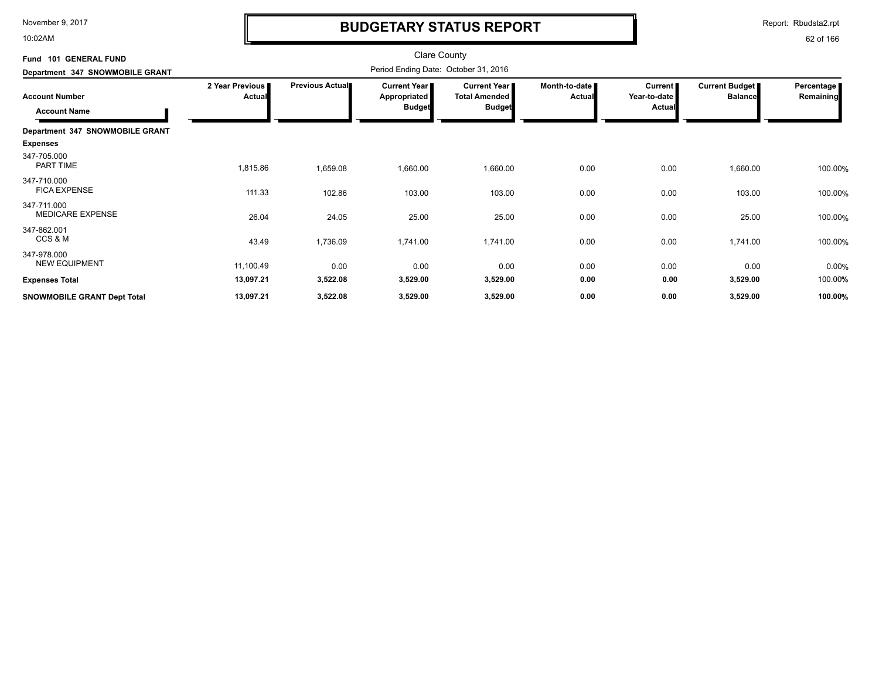# BUDGETARY STATUS REPORT

Clare County

Period Ending Date: October 31, 2016

**Fund 101 GENERAL FUND**

**Department 347 SNOWMOBILE GRANT**

| Account Number / Account Name | 2 Year Previous Actual | Previous Actual | Current Year Appropriated Budget | Current Year Total Amended Budget | Month-to-date Actual | Current Year-to-date Actual | Current Budget Balance | Percentage Remaining |
|---|---|---|---|---|---|---|---|---|
| **Department 347 SNOWMOBILE GRANT** | | | | | | | | |
| **Expenses** | | | | | | | | |
| 347-705.000 PART TIME | 1,815.86 | 1,659.08 | 1,660.00 | 1,660.00 | 0.00 | 0.00 | 1,660.00 | 100.00% |
| 347-710.000 FICA EXPENSE | 111.33 | 102.86 | 103.00 | 103.00 | 0.00 | 0.00 | 103.00 | 100.00% |
| 347-711.000 MEDICARE EXPENSE | 26.04 | 24.05 | 25.00 | 25.00 | 0.00 | 0.00 | 25.00 | 100.00% |
| 347-862.001 CCS & M | 43.49 | 1,736.09 | 1,741.00 | 1,741.00 | 0.00 | 0.00 | 1,741.00 | 100.00% |
| 347-978.000 NEW EQUIPMENT | 11,100.49 | 0.00 | 0.00 | 0.00 | 0.00 | 0.00 | 0.00 | 0.00% |
| **Expenses Total** | **13,097.21** | **3,522.08** | **3,529.00** | **3,529.00** | **0.00** | **0.00** | **3,529.00** | 100.00% |
| **SNOWMOBILE GRANT Dept Total** | **13,097.21** | **3,522.08** | **3,529.00** | **3,529.00** | **0.00** | **0.00** | **3,529.00** | **100.00%** |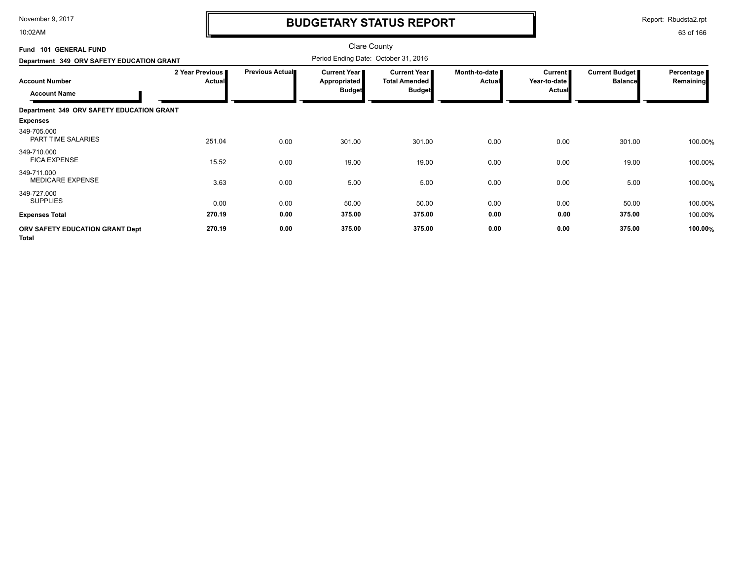# BUDGETARY STATUS REPORT

Clare County

Period Ending Date: October 31, 2016

Fund 101 GENERAL FUND

Department 349 ORV SAFETY EDUCATION GRANT

| Account Number / Account Name | 2 Year Previous Actual | Previous Actual | Current Year Appropriated Budget | Current Year Total Amended Budget | Month-to-date Actual | Current Year-to-date Actual | Current Budget Balance | Percentage Remaining |
|---|---|---|---|---|---|---|---|---|
| **Department 349 ORV SAFETY EDUCATION GRANT** | | | | | | | | |
| **Expenses** | | | | | | | | |
| 349-705.000 PART TIME SALARIES | 251.04 | 0.00 | 301.00 | 301.00 | 0.00 | 0.00 | 301.00 | 100.00% |
| 349-710.000 FICA EXPENSE | 15.52 | 0.00 | 19.00 | 19.00 | 0.00 | 0.00 | 19.00 | 100.00% |
| 349-711.000 MEDICARE EXPENSE | 3.63 | 0.00 | 5.00 | 5.00 | 0.00 | 0.00 | 5.00 | 100.00% |
| 349-727.000 SUPPLIES | 0.00 | 0.00 | 50.00 | 50.00 | 0.00 | 0.00 | 50.00 | 100.00% |
| **Expenses Total** | **270.19** | **0.00** | **375.00** | **375.00** | **0.00** | **0.00** | **375.00** | 100.00% |
| **ORV SAFETY EDUCATION GRANT Dept Total** | **270.19** | **0.00** | **375.00** | **375.00** | **0.00** | **0.00** | **375.00** | **100.00%** |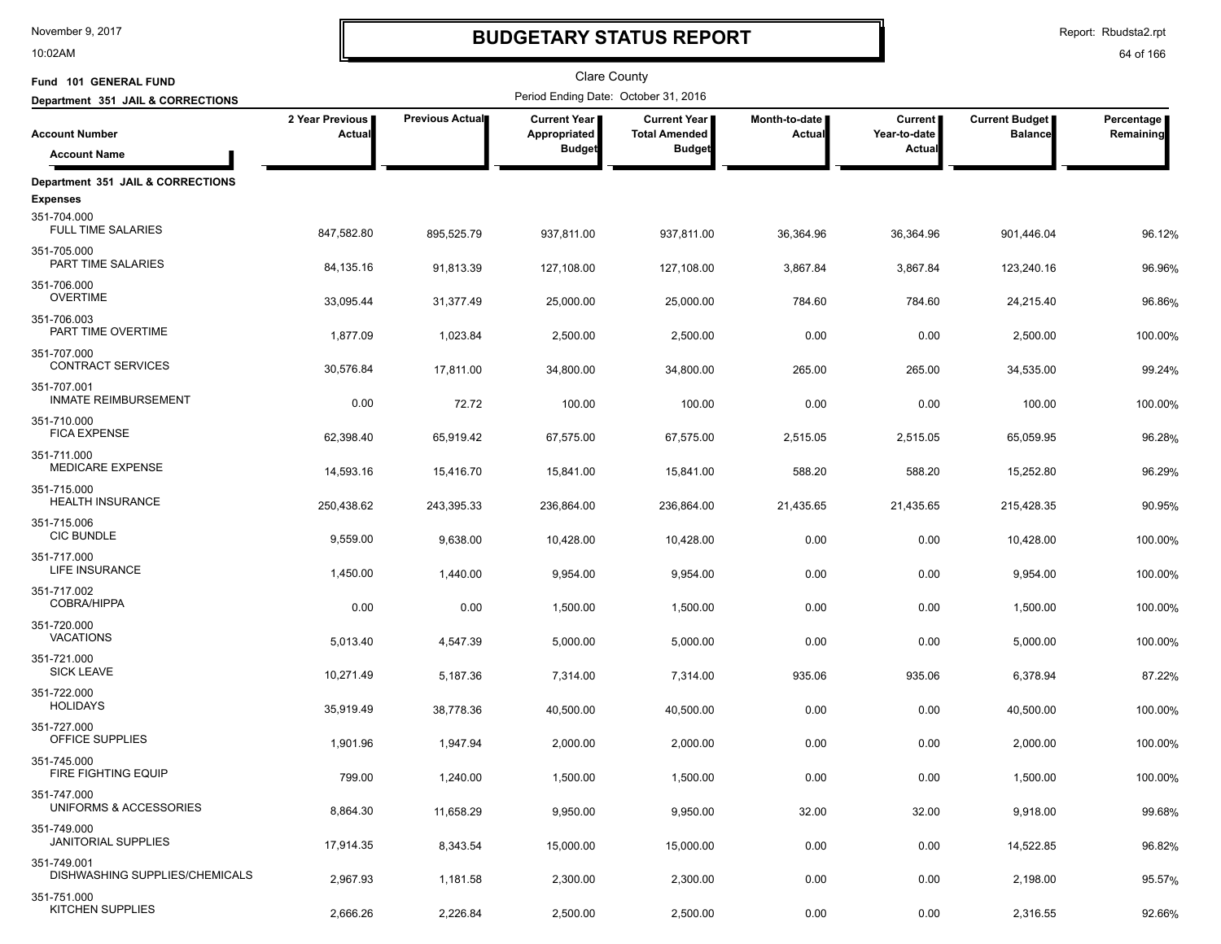# BUDGETARY STATUS REPORT

Clare County

**Fund 101 GENERAL FUND**

**Department 351 JAIL & CORRECTIONS**

Period Ending Date: October 31, 2016

| Account Number / Account Name | 2 Year Previous Actual | Previous Actual | Current Year Appropriated Budget | Current Year Total Amended Budget | Month-to-date Actual | Current Year-to-date Actual | Current Budget Balance | Percentage Remaining |
|---|---|---|---|---|---|---|---|---|
| **Department 351 JAIL & CORRECTIONS** | | | | | | | | |
| **Expenses** | | | | | | | | |
| 351-704.000 FULL TIME SALARIES | 847,582.80 | 895,525.79 | 937,811.00 | 937,811.00 | 36,364.96 | 36,364.96 | 901,446.04 | 96.12% |
| 351-705.000 PART TIME SALARIES | 84,135.16 | 91,813.39 | 127,108.00 | 127,108.00 | 3,867.84 | 3,867.84 | 123,240.16 | 96.96% |
| 351-706.000 OVERTIME | 33,095.44 | 31,377.49 | 25,000.00 | 25,000.00 | 784.60 | 784.60 | 24,215.40 | 96.86% |
| 351-706.003 PART TIME OVERTIME | 1,877.09 | 1,023.84 | 2,500.00 | 2,500.00 | 0.00 | 0.00 | 2,500.00 | 100.00% |
| 351-707.000 CONTRACT SERVICES | 30,576.84 | 17,811.00 | 34,800.00 | 34,800.00 | 265.00 | 265.00 | 34,535.00 | 99.24% |
| 351-707.001 INMATE REIMBURSEMENT | 0.00 | 72.72 | 100.00 | 100.00 | 0.00 | 0.00 | 100.00 | 100.00% |
| 351-710.000 FICA EXPENSE | 62,398.40 | 65,919.42 | 67,575.00 | 67,575.00 | 2,515.05 | 2,515.05 | 65,059.95 | 96.28% |
| 351-711.000 MEDICARE EXPENSE | 14,593.16 | 15,416.70 | 15,841.00 | 15,841.00 | 588.20 | 588.20 | 15,252.80 | 96.29% |
| 351-715.000 HEALTH INSURANCE | 250,438.62 | 243,395.33 | 236,864.00 | 236,864.00 | 21,435.65 | 21,435.65 | 215,428.35 | 90.95% |
| 351-715.006 CIC BUNDLE | 9,559.00 | 9,638.00 | 10,428.00 | 10,428.00 | 0.00 | 0.00 | 10,428.00 | 100.00% |
| 351-717.000 LIFE INSURANCE | 1,450.00 | 1,440.00 | 9,954.00 | 9,954.00 | 0.00 | 0.00 | 9,954.00 | 100.00% |
| 351-717.002 COBRA/HIPPA | 0.00 | 0.00 | 1,500.00 | 1,500.00 | 0.00 | 0.00 | 1,500.00 | 100.00% |
| 351-720.000 VACATIONS | 5,013.40 | 4,547.39 | 5,000.00 | 5,000.00 | 0.00 | 0.00 | 5,000.00 | 100.00% |
| 351-721.000 SICK LEAVE | 10,271.49 | 5,187.36 | 7,314.00 | 7,314.00 | 935.06 | 935.06 | 6,378.94 | 87.22% |
| 351-722.000 HOLIDAYS | 35,919.49 | 38,778.36 | 40,500.00 | 40,500.00 | 0.00 | 0.00 | 40,500.00 | 100.00% |
| 351-727.000 OFFICE SUPPLIES | 1,901.96 | 1,947.94 | 2,000.00 | 2,000.00 | 0.00 | 0.00 | 2,000.00 | 100.00% |
| 351-745.000 FIRE FIGHTING EQUIP | 799.00 | 1,240.00 | 1,500.00 | 1,500.00 | 0.00 | 0.00 | 1,500.00 | 100.00% |
| 351-747.000 UNIFORMS & ACCESSORIES | 8,864.30 | 11,658.29 | 9,950.00 | 9,950.00 | 32.00 | 32.00 | 9,918.00 | 99.68% |
| 351-749.000 JANITORIAL SUPPLIES | 17,914.35 | 8,343.54 | 15,000.00 | 15,000.00 | 0.00 | 0.00 | 14,522.85 | 96.82% |
| 351-749.001 DISHWASHING SUPPLIES/CHEMICALS | 2,967.93 | 1,181.58 | 2,300.00 | 2,300.00 | 0.00 | 0.00 | 2,198.00 | 95.57% |
| 351-751.000 KITCHEN SUPPLIES | 2,666.26 | 2,226.84 | 2,500.00 | 2,500.00 | 0.00 | 0.00 | 2,316.55 | 92.66% |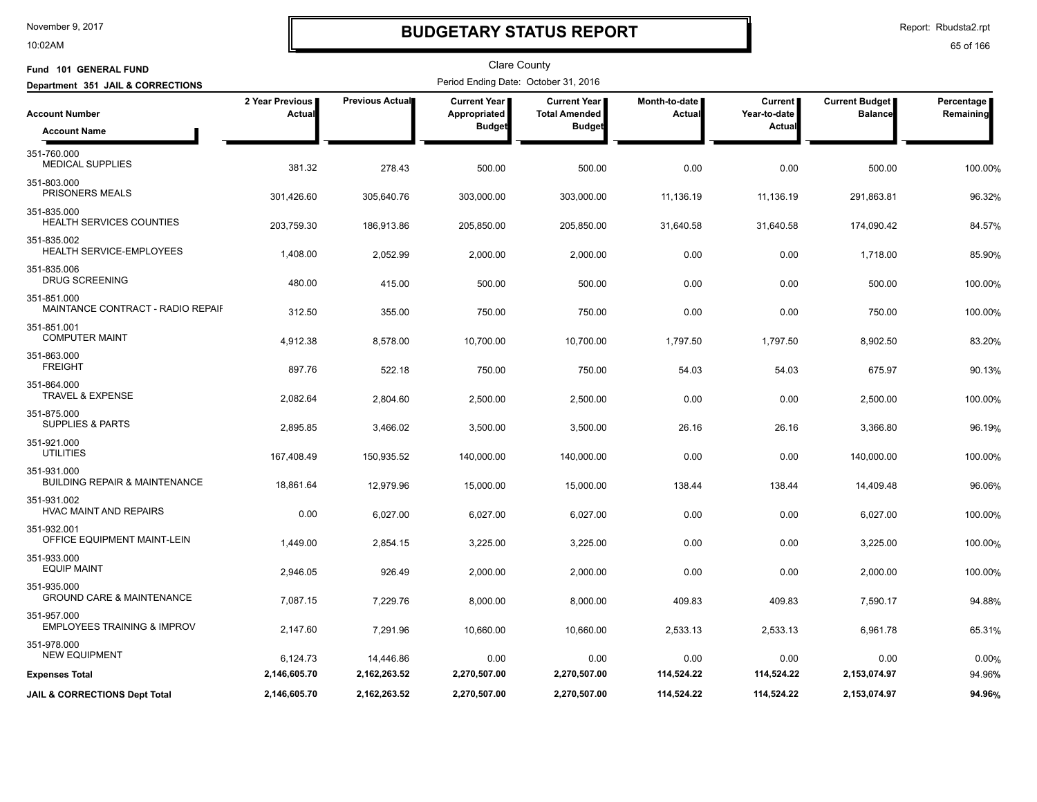# BUDGETARY STATUS REPORT

November 9, 2017
10:02AM

Report: Rbudsta2.rpt

Clare County

**Fund 101 GENERAL FUND**

**Department 351 JAIL & CORRECTIONS**

Period Ending Date: October 31, 2016

| Account Number / Account Name | 2 Year Previous Actual | Previous Actual | Current Year Appropriated Budget | Current Year Total Amended Budget | Month-to-date Actual | Current Year-to-date Actual | Current Budget Balance | Percentage Remaining |
|---|---|---|---|---|---|---|---|---|
| 351-760.000 MEDICAL SUPPLIES | 381.32 | 278.43 | 500.00 | 500.00 | 0.00 | 0.00 | 500.00 | 100.00% |
| 351-803.000 PRISONERS MEALS | 301,426.60 | 305,640.76 | 303,000.00 | 303,000.00 | 11,136.19 | 11,136.19 | 291,863.81 | 96.32% |
| 351-835.000 HEALTH SERVICES COUNTIES | 203,759.30 | 186,913.86 | 205,850.00 | 205,850.00 | 31,640.58 | 31,640.58 | 174,090.42 | 84.57% |
| 351-835.002 HEALTH SERVICE-EMPLOYEES | 1,408.00 | 2,052.99 | 2,000.00 | 2,000.00 | 0.00 | 0.00 | 1,718.00 | 85.90% |
| 351-835.006 DRUG SCREENING | 480.00 | 415.00 | 500.00 | 500.00 | 0.00 | 0.00 | 500.00 | 100.00% |
| 351-851.000 MAINTANCE CONTRACT - RADIO REPAIF | 312.50 | 355.00 | 750.00 | 750.00 | 0.00 | 0.00 | 750.00 | 100.00% |
| 351-851.001 COMPUTER MAINT | 4,912.38 | 8,578.00 | 10,700.00 | 10,700.00 | 1,797.50 | 1,797.50 | 8,902.50 | 83.20% |
| 351-863.000 FREIGHT | 897.76 | 522.18 | 750.00 | 750.00 | 54.03 | 54.03 | 675.97 | 90.13% |
| 351-864.000 TRAVEL & EXPENSE | 2,082.64 | 2,804.60 | 2,500.00 | 2,500.00 | 0.00 | 0.00 | 2,500.00 | 100.00% |
| 351-875.000 SUPPLIES & PARTS | 2,895.85 | 3,466.02 | 3,500.00 | 3,500.00 | 26.16 | 26.16 | 3,366.80 | 96.19% |
| 351-921.000 UTILITIES | 167,408.49 | 150,935.52 | 140,000.00 | 140,000.00 | 0.00 | 0.00 | 140,000.00 | 100.00% |
| 351-931.000 BUILDING REPAIR & MAINTENANCE | 18,861.64 | 12,979.96 | 15,000.00 | 15,000.00 | 138.44 | 138.44 | 14,409.48 | 96.06% |
| 351-931.002 HVAC MAINT AND REPAIRS | 0.00 | 6,027.00 | 6,027.00 | 6,027.00 | 0.00 | 0.00 | 6,027.00 | 100.00% |
| 351-932.001 OFFICE EQUIPMENT MAINT-LEIN | 1,449.00 | 2,854.15 | 3,225.00 | 3,225.00 | 0.00 | 0.00 | 3,225.00 | 100.00% |
| 351-933.000 EQUIP MAINT | 2,946.05 | 926.49 | 2,000.00 | 2,000.00 | 0.00 | 0.00 | 2,000.00 | 100.00% |
| 351-935.000 GROUND CARE & MAINTENANCE | 7,087.15 | 7,229.76 | 8,000.00 | 8,000.00 | 409.83 | 409.83 | 7,590.17 | 94.88% |
| 351-957.000 EMPLOYEES TRAINING & IMPROV | 2,147.60 | 7,291.96 | 10,660.00 | 10,660.00 | 2,533.13 | 2,533.13 | 6,961.78 | 65.31% |
| 351-978.000 NEW EQUIPMENT | 6,124.73 | 14,446.86 | 0.00 | 0.00 | 0.00 | 0.00 | 0.00 | 0.00% |
| **Expenses Total** | **2,146,605.70** | **2,162,263.52** | **2,270,507.00** | **2,270,507.00** | **114,524.22** | **114,524.22** | **2,153,074.97** | **94.96%** |
| **JAIL & CORRECTIONS Dept Total** | **2,146,605.70** | **2,162,263.52** | **2,270,507.00** | **2,270,507.00** | **114,524.22** | **114,524.22** | **2,153,074.97** | **94.96%** |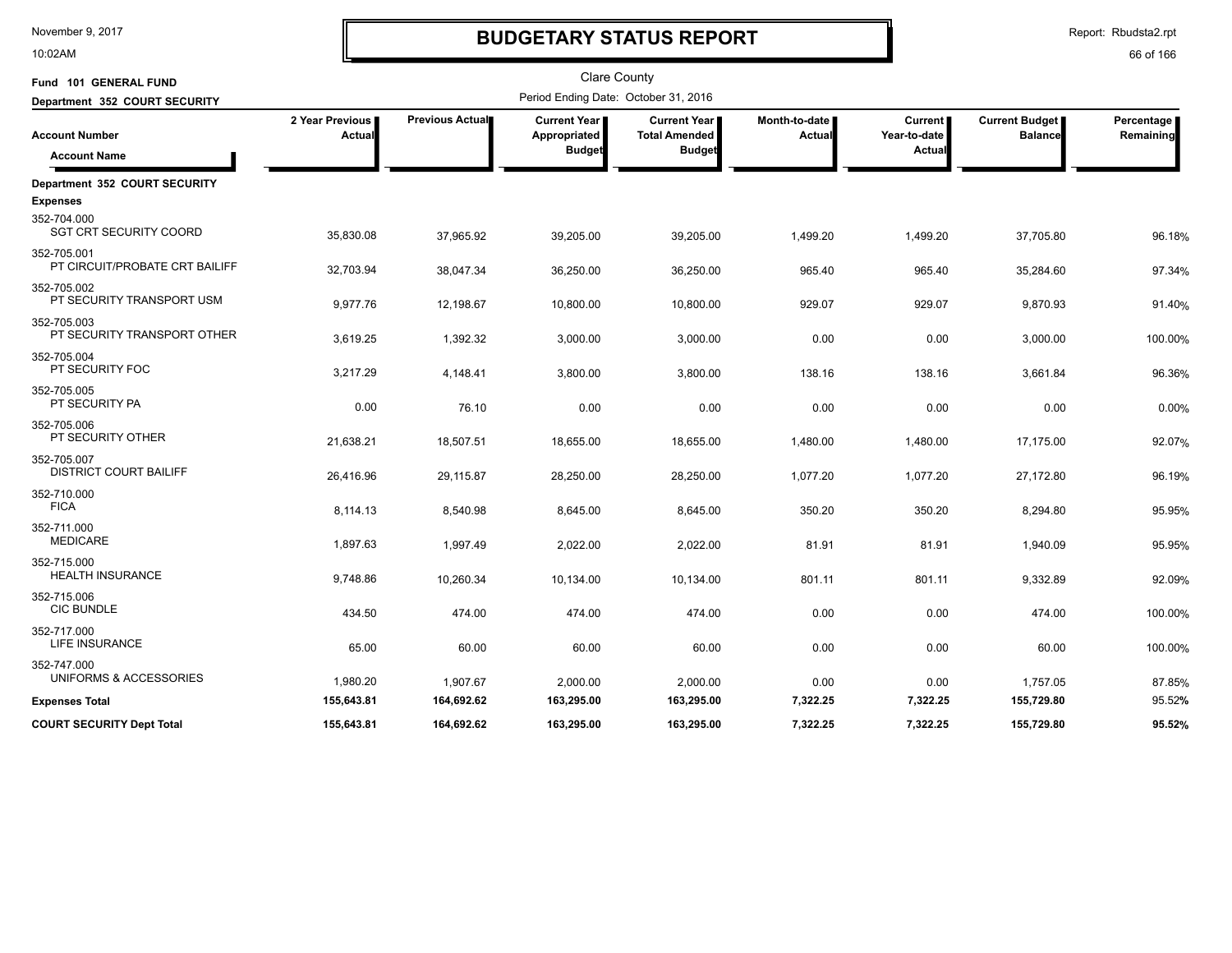# BUDGETARY STATUS REPORT

Clare County

**Fund 101 GENERAL FUND**

**Department 352 COURT SECURITY**

Period Ending Date: October 31, 2016

| Account Number / Account Name | 2 Year Previous Actual | Previous Actual | Current Year Appropriated Budget | Current Year Total Amended Budget | Month-to-date Actual | Current Year-to-date Actual | Current Budget Balance | Percentage Remaining |
|---|---|---|---|---|---|---|---|---|
| **Department 352 COURT SECURITY** | | | | | | | | |
| **Expenses** | | | | | | | | |
| 352-704.000 SGT CRT SECURITY COORD | 35,830.08 | 37,965.92 | 39,205.00 | 39,205.00 | 1,499.20 | 1,499.20 | 37,705.80 | 96.18% |
| 352-705.001 PT CIRCUIT/PROBATE CRT BAILIFF | 32,703.94 | 38,047.34 | 36,250.00 | 36,250.00 | 965.40 | 965.40 | 35,284.60 | 97.34% |
| 352-705.002 PT SECURITY TRANSPORT USM | 9,977.76 | 12,198.67 | 10,800.00 | 10,800.00 | 929.07 | 929.07 | 9,870.93 | 91.40% |
| 352-705.003 PT SECURITY TRANSPORT OTHER | 3,619.25 | 1,392.32 | 3,000.00 | 3,000.00 | 0.00 | 0.00 | 3,000.00 | 100.00% |
| 352-705.004 PT SECURITY FOC | 3,217.29 | 4,148.41 | 3,800.00 | 3,800.00 | 138.16 | 138.16 | 3,661.84 | 96.36% |
| 352-705.005 PT SECURITY PA | 0.00 | 76.10 | 0.00 | 0.00 | 0.00 | 0.00 | 0.00 | 0.00% |
| 352-705.006 PT SECURITY OTHER | 21,638.21 | 18,507.51 | 18,655.00 | 18,655.00 | 1,480.00 | 1,480.00 | 17,175.00 | 92.07% |
| 352-705.007 DISTRICT COURT BAILIFF | 26,416.96 | 29,115.87 | 28,250.00 | 28,250.00 | 1,077.20 | 1,077.20 | 27,172.80 | 96.19% |
| 352-710.000 FICA | 8,114.13 | 8,540.98 | 8,645.00 | 8,645.00 | 350.20 | 350.20 | 8,294.80 | 95.95% |
| 352-711.000 MEDICARE | 1,897.63 | 1,997.49 | 2,022.00 | 2,022.00 | 81.91 | 81.91 | 1,940.09 | 95.95% |
| 352-715.000 HEALTH INSURANCE | 9,748.86 | 10,260.34 | 10,134.00 | 10,134.00 | 801.11 | 801.11 | 9,332.89 | 92.09% |
| 352-715.006 CIC BUNDLE | 434.50 | 474.00 | 474.00 | 474.00 | 0.00 | 0.00 | 474.00 | 100.00% |
| 352-717.000 LIFE INSURANCE | 65.00 | 60.00 | 60.00 | 60.00 | 0.00 | 0.00 | 60.00 | 100.00% |
| 352-747.000 UNIFORMS & ACCESSORIES | 1,980.20 | 1,907.67 | 2,000.00 | 2,000.00 | 0.00 | 0.00 | 1,757.05 | 87.85% |
| **Expenses Total** | **155,643.81** | **164,692.62** | **163,295.00** | **163,295.00** | **7,322.25** | **7,322.25** | **155,729.80** | **95.52%** |
| **COURT SECURITY Dept Total** | **155,643.81** | **164,692.62** | **163,295.00** | **163,295.00** | **7,322.25** | **7,322.25** | **155,729.80** | **95.52%** |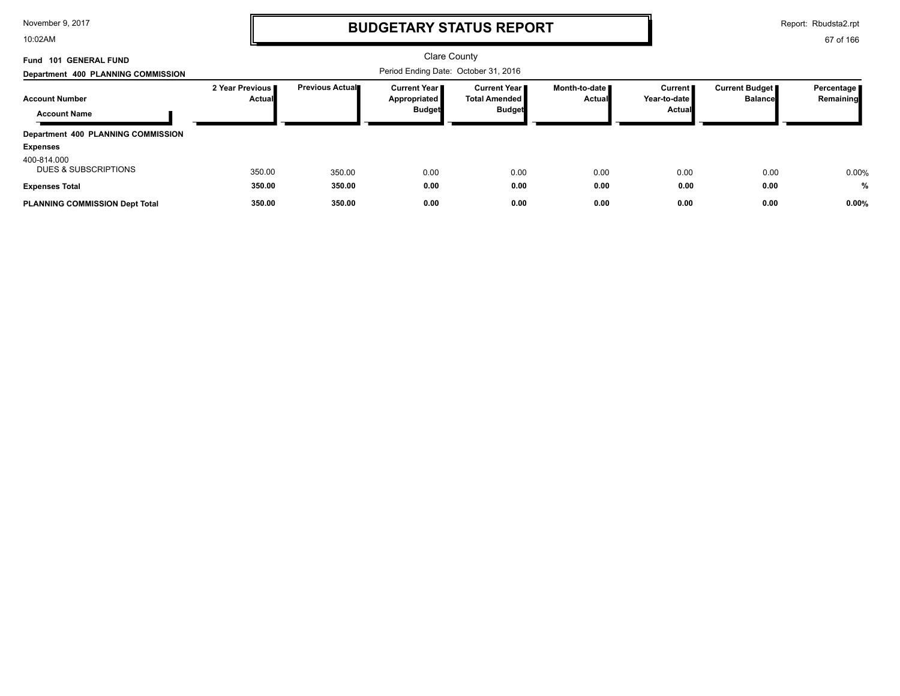# BUDGETARY STATUS REPORT

Clare County

Fund 101 GENERAL FUND

Department 400 PLANNING COMMISSION

Period Ending Date: October 31, 2016

| Account Number / Account Name | 2 Year Previous Actual | Previous Actual | Current Year Appropriated Budget | Current Year Total Amended Budget | Month-to-date Actual | Current Year-to-date Actual | Current Budget Balance | Percentage Remaining |
|---|---|---|---|---|---|---|---|---|
| **Department 400 PLANNING COMMISSION** | | | | | | | | |
| **Expenses** | | | | | | | | |
| 400-814.000 DUES & SUBSCRIPTIONS | 350.00 | 350.00 | 0.00 | 0.00 | 0.00 | 0.00 | 0.00 | 0.00% |
| **Expenses Total** | **350.00** | **350.00** | **0.00** | **0.00** | **0.00** | **0.00** | **0.00** | **%** |
| **PLANNING COMMISSION Dept Total** | **350.00** | **350.00** | **0.00** | **0.00** | **0.00** | **0.00** | **0.00** | **0.00%** |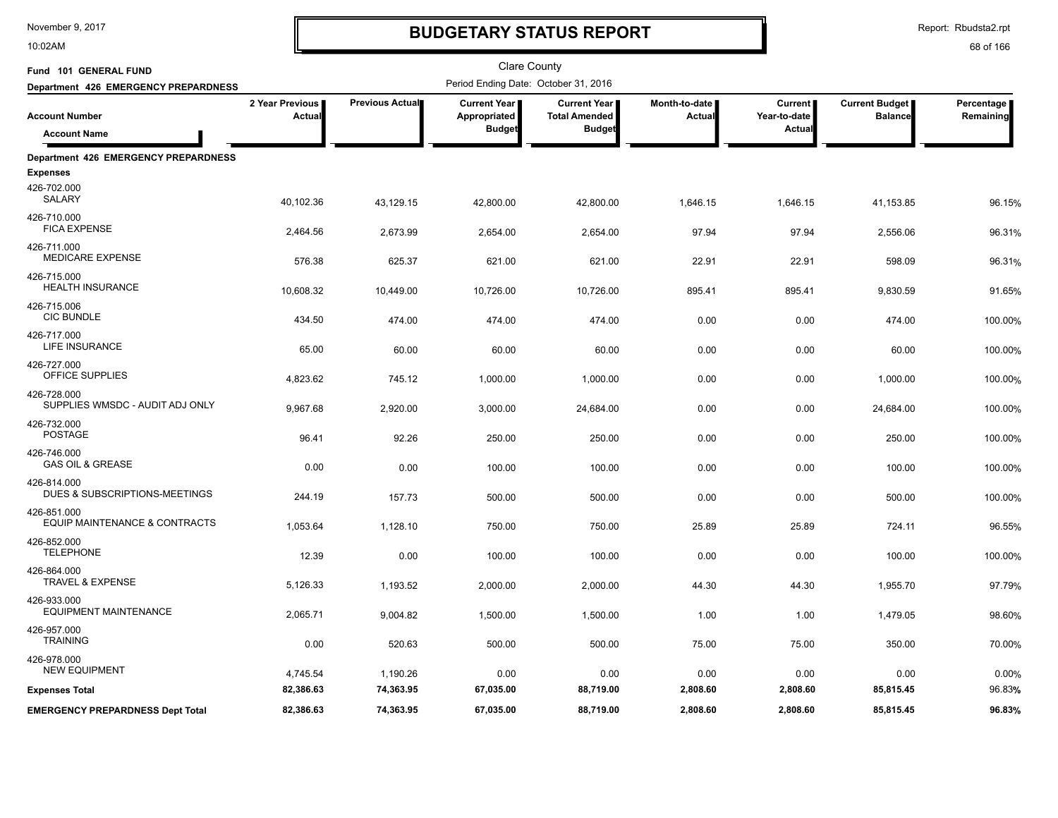# BUDGETARY STATUS REPORT

November 9, 2017
10:02AM

Report: Rbudsta2.rpt

Clare County

**Fund 101 GENERAL FUND**

**Department 426 EMERGENCY PREPARDNESS**

Period Ending Date: October 31, 2016

| Account Number / Account Name | 2 Year Previous Actual | Previous Actual | Current Year Appropriated Budget | Current Year Total Amended Budget | Month-to-date Actual | Current Year-to-date Actual | Current Budget Balance | Percentage Remaining |
|---|---|---|---|---|---|---|---|---|
| **Department 426 EMERGENCY PREPARDNESS** | | | | | | | | |
| **Expenses** | | | | | | | | |
| 426-702.000 SALARY | 40,102.36 | 43,129.15 | 42,800.00 | 42,800.00 | 1,646.15 | 1,646.15 | 41,153.85 | 96.15% |
| 426-710.000 FICA EXPENSE | 2,464.56 | 2,673.99 | 2,654.00 | 2,654.00 | 97.94 | 97.94 | 2,556.06 | 96.31% |
| 426-711.000 MEDICARE EXPENSE | 576.38 | 625.37 | 621.00 | 621.00 | 22.91 | 22.91 | 598.09 | 96.31% |
| 426-715.000 HEALTH INSURANCE | 10,608.32 | 10,449.00 | 10,726.00 | 10,726.00 | 895.41 | 895.41 | 9,830.59 | 91.65% |
| 426-715.006 CIC BUNDLE | 434.50 | 474.00 | 474.00 | 474.00 | 0.00 | 0.00 | 474.00 | 100.00% |
| 426-717.000 LIFE INSURANCE | 65.00 | 60.00 | 60.00 | 60.00 | 0.00 | 0.00 | 60.00 | 100.00% |
| 426-727.000 OFFICE SUPPLIES | 4,823.62 | 745.12 | 1,000.00 | 1,000.00 | 0.00 | 0.00 | 1,000.00 | 100.00% |
| 426-728.000 SUPPLIES WMSDC - AUDIT ADJ ONLY | 9,967.68 | 2,920.00 | 3,000.00 | 24,684.00 | 0.00 | 0.00 | 24,684.00 | 100.00% |
| 426-732.000 POSTAGE | 96.41 | 92.26 | 250.00 | 250.00 | 0.00 | 0.00 | 250.00 | 100.00% |
| 426-746.000 GAS OIL & GREASE | 0.00 | 0.00 | 100.00 | 100.00 | 0.00 | 0.00 | 100.00 | 100.00% |
| 426-814.000 DUES & SUBSCRIPTIONS-MEETINGS | 244.19 | 157.73 | 500.00 | 500.00 | 0.00 | 0.00 | 500.00 | 100.00% |
| 426-851.000 EQUIP MAINTENANCE & CONTRACTS | 1,053.64 | 1,128.10 | 750.00 | 750.00 | 25.89 | 25.89 | 724.11 | 96.55% |
| 426-852.000 TELEPHONE | 12.39 | 0.00 | 100.00 | 100.00 | 0.00 | 0.00 | 100.00 | 100.00% |
| 426-864.000 TRAVEL & EXPENSE | 5,126.33 | 1,193.52 | 2,000.00 | 2,000.00 | 44.30 | 44.30 | 1,955.70 | 97.79% |
| 426-933.000 EQUIPMENT MAINTENANCE | 2,065.71 | 9,004.82 | 1,500.00 | 1,500.00 | 1.00 | 1.00 | 1,479.05 | 98.60% |
| 426-957.000 TRAINING | 0.00 | 520.63 | 500.00 | 500.00 | 75.00 | 75.00 | 350.00 | 70.00% |
| 426-978.000 NEW EQUIPMENT | 4,745.54 | 1,190.26 | 0.00 | 0.00 | 0.00 | 0.00 | 0.00 | 0.00% |
| **Expenses Total** | **82,386.63** | **74,363.95** | **67,035.00** | **88,719.00** | **2,808.60** | **2,808.60** | **85,815.45** | **96.83%** |
| **EMERGENCY PREPARDNESS Dept Total** | **82,386.63** | **74,363.95** | **67,035.00** | **88,719.00** | **2,808.60** | **2,808.60** | **85,815.45** | **96.83%** |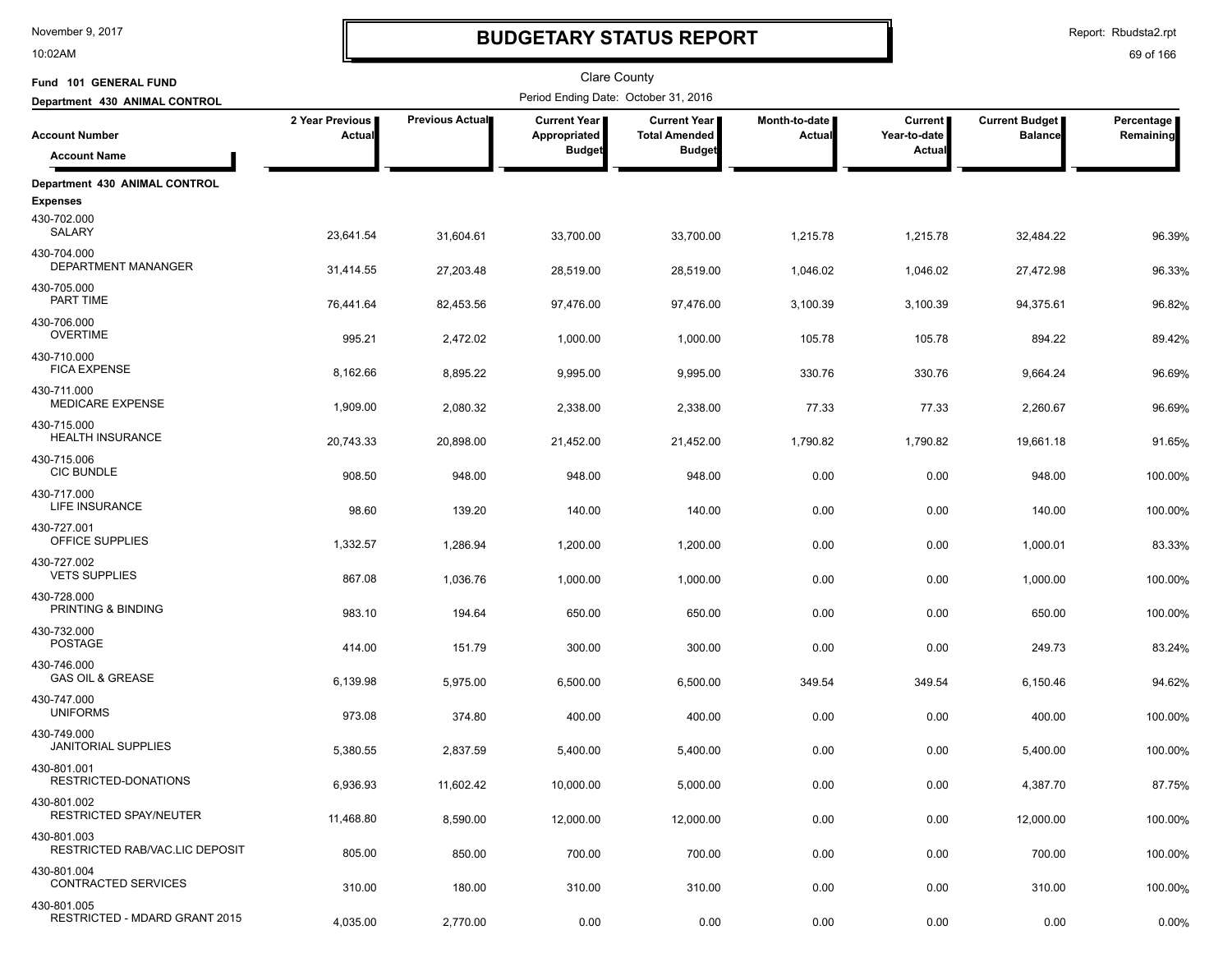# BUDGETARY STATUS REPORT

November 9, 2017
10:02AM

Report: Rbudsta2.rpt

Clare County

**Fund 101 GENERAL FUND**

**Department 430 ANIMAL CONTROL**

Period Ending Date: October 31, 2016

| Account Number / Account Name | 2 Year Previous Actual | Previous Actual | Current Year Appropriated Budget | Current Year Total Amended Budget | Month-to-date Actual | Current Year-to-date Actual | Current Budget Balance | Percentage Remaining |
|---|---|---|---|---|---|---|---|---|
| **Department 430 ANIMAL CONTROL** | | | | | | | | |
| **Expenses** | | | | | | | | |
| 430-702.000 SALARY | 23,641.54 | 31,604.61 | 33,700.00 | 33,700.00 | 1,215.78 | 1,215.78 | 32,484.22 | 96.39% |
| 430-704.000 DEPARTMENT MANANGER | 31,414.55 | 27,203.48 | 28,519.00 | 28,519.00 | 1,046.02 | 1,046.02 | 27,472.98 | 96.33% |
| 430-705.000 PART TIME | 76,441.64 | 82,453.56 | 97,476.00 | 97,476.00 | 3,100.39 | 3,100.39 | 94,375.61 | 96.82% |
| 430-706.000 OVERTIME | 995.21 | 2,472.02 | 1,000.00 | 1,000.00 | 105.78 | 105.78 | 894.22 | 89.42% |
| 430-710.000 FICA EXPENSE | 8,162.66 | 8,895.22 | 9,995.00 | 9,995.00 | 330.76 | 330.76 | 9,664.24 | 96.69% |
| 430-711.000 MEDICARE EXPENSE | 1,909.00 | 2,080.32 | 2,338.00 | 2,338.00 | 77.33 | 77.33 | 2,260.67 | 96.69% |
| 430-715.000 HEALTH INSURANCE | 20,743.33 | 20,898.00 | 21,452.00 | 21,452.00 | 1,790.82 | 1,790.82 | 19,661.18 | 91.65% |
| 430-715.006 CIC BUNDLE | 908.50 | 948.00 | 948.00 | 948.00 | 0.00 | 0.00 | 948.00 | 100.00% |
| 430-717.000 LIFE INSURANCE | 98.60 | 139.20 | 140.00 | 140.00 | 0.00 | 0.00 | 140.00 | 100.00% |
| 430-727.001 OFFICE SUPPLIES | 1,332.57 | 1,286.94 | 1,200.00 | 1,200.00 | 0.00 | 0.00 | 1,000.01 | 83.33% |
| 430-727.002 VETS SUPPLIES | 867.08 | 1,036.76 | 1,000.00 | 1,000.00 | 0.00 | 0.00 | 1,000.00 | 100.00% |
| 430-728.000 PRINTING & BINDING | 983.10 | 194.64 | 650.00 | 650.00 | 0.00 | 0.00 | 650.00 | 100.00% |
| 430-732.000 POSTAGE | 414.00 | 151.79 | 300.00 | 300.00 | 0.00 | 0.00 | 249.73 | 83.24% |
| 430-746.000 GAS OIL & GREASE | 6,139.98 | 5,975.00 | 6,500.00 | 6,500.00 | 349.54 | 349.54 | 6,150.46 | 94.62% |
| 430-747.000 UNIFORMS | 973.08 | 374.80 | 400.00 | 400.00 | 0.00 | 0.00 | 400.00 | 100.00% |
| 430-749.000 JANITORIAL SUPPLIES | 5,380.55 | 2,837.59 | 5,400.00 | 5,400.00 | 0.00 | 0.00 | 5,400.00 | 100.00% |
| 430-801.001 RESTRICTED-DONATIONS | 6,936.93 | 11,602.42 | 10,000.00 | 5,000.00 | 0.00 | 0.00 | 4,387.70 | 87.75% |
| 430-801.002 RESTRICTED SPAY/NEUTER | 11,468.80 | 8,590.00 | 12,000.00 | 12,000.00 | 0.00 | 0.00 | 12,000.00 | 100.00% |
| 430-801.003 RESTRICTED RAB/VAC.LIC DEPOSIT | 805.00 | 850.00 | 700.00 | 700.00 | 0.00 | 0.00 | 700.00 | 100.00% |
| 430-801.004 CONTRACTED SERVICES | 310.00 | 180.00 | 310.00 | 310.00 | 0.00 | 0.00 | 310.00 | 100.00% |
| 430-801.005 RESTRICTED - MDARD GRANT 2015 | 4,035.00 | 2,770.00 | 0.00 | 0.00 | 0.00 | 0.00 | 0.00 | 0.00% |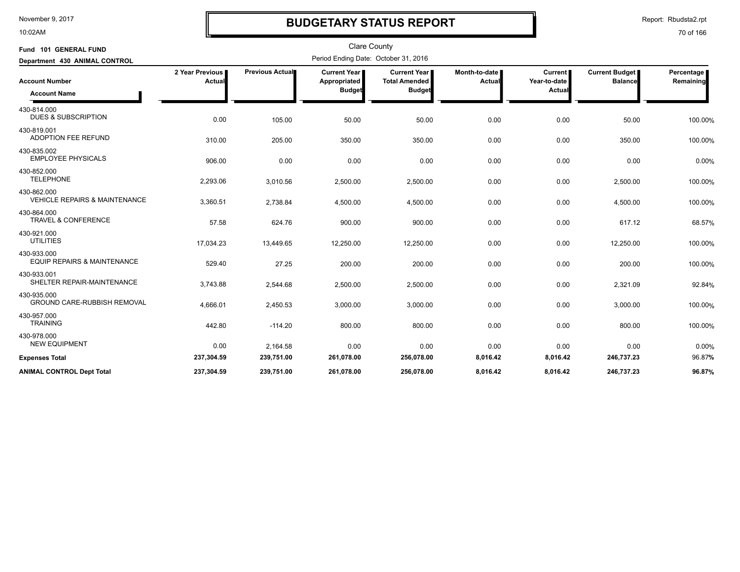# BUDGETARY STATUS REPORT

November 9, 2017
10:02AM

Report: Rbudsta2.rpt

Clare County

**Fund 101 GENERAL FUND**

**Department 430 ANIMAL CONTROL**

Period Ending Date: October 31, 2016

| Account Number / Account Name | 2 Year Previous Actual | Previous Actual | Current Year Appropriated Budget | Current Year Total Amended Budget | Month-to-date Actual | Current Year-to-date Actual | Current Budget Balance | Percentage Remaining |
|---|---|---|---|---|---|---|---|---|
| 430-814.000 DUES & SUBSCRIPTION | 0.00 | 105.00 | 50.00 | 50.00 | 0.00 | 0.00 | 50.00 | 100.00% |
| 430-819.001 ADOPTION FEE REFUND | 310.00 | 205.00 | 350.00 | 350.00 | 0.00 | 0.00 | 350.00 | 100.00% |
| 430-835.002 EMPLOYEE PHYSICALS | 906.00 | 0.00 | 0.00 | 0.00 | 0.00 | 0.00 | 0.00 | 0.00% |
| 430-852.000 TELEPHONE | 2,293.06 | 3,010.56 | 2,500.00 | 2,500.00 | 0.00 | 0.00 | 2,500.00 | 100.00% |
| 430-862.000 VEHICLE REPAIRS & MAINTENANCE | 3,360.51 | 2,738.84 | 4,500.00 | 4,500.00 | 0.00 | 0.00 | 4,500.00 | 100.00% |
| 430-864.000 TRAVEL & CONFERENCE | 57.58 | 624.76 | 900.00 | 900.00 | 0.00 | 0.00 | 617.12 | 68.57% |
| 430-921.000 UTILITIES | 17,034.23 | 13,449.65 | 12,250.00 | 12,250.00 | 0.00 | 0.00 | 12,250.00 | 100.00% |
| 430-933.000 EQUIP REPAIRS & MAINTENANCE | 529.40 | 27.25 | 200.00 | 200.00 | 0.00 | 0.00 | 200.00 | 100.00% |
| 430-933.001 SHELTER REPAIR-MAINTENANCE | 3,743.88 | 2,544.68 | 2,500.00 | 2,500.00 | 0.00 | 0.00 | 2,321.09 | 92.84% |
| 430-935.000 GROUND CARE-RUBBISH REMOVAL | 4,666.01 | 2,450.53 | 3,000.00 | 3,000.00 | 0.00 | 0.00 | 3,000.00 | 100.00% |
| 430-957.000 TRAINING | 442.80 | -114.20 | 800.00 | 800.00 | 0.00 | 0.00 | 800.00 | 100.00% |
| 430-978.000 NEW EQUIPMENT | 0.00 | 2,164.58 | 0.00 | 0.00 | 0.00 | 0.00 | 0.00 | 0.00% |
| **Expenses Total** | **237,304.59** | **239,751.00** | **261,078.00** | **256,078.00** | **8,016.42** | **8,016.42** | **246,737.23** | **96.87%** |
| **ANIMAL CONTROL Dept Total** | **237,304.59** | **239,751.00** | **261,078.00** | **256,078.00** | **8,016.42** | **8,016.42** | **246,737.23** | **96.87%** |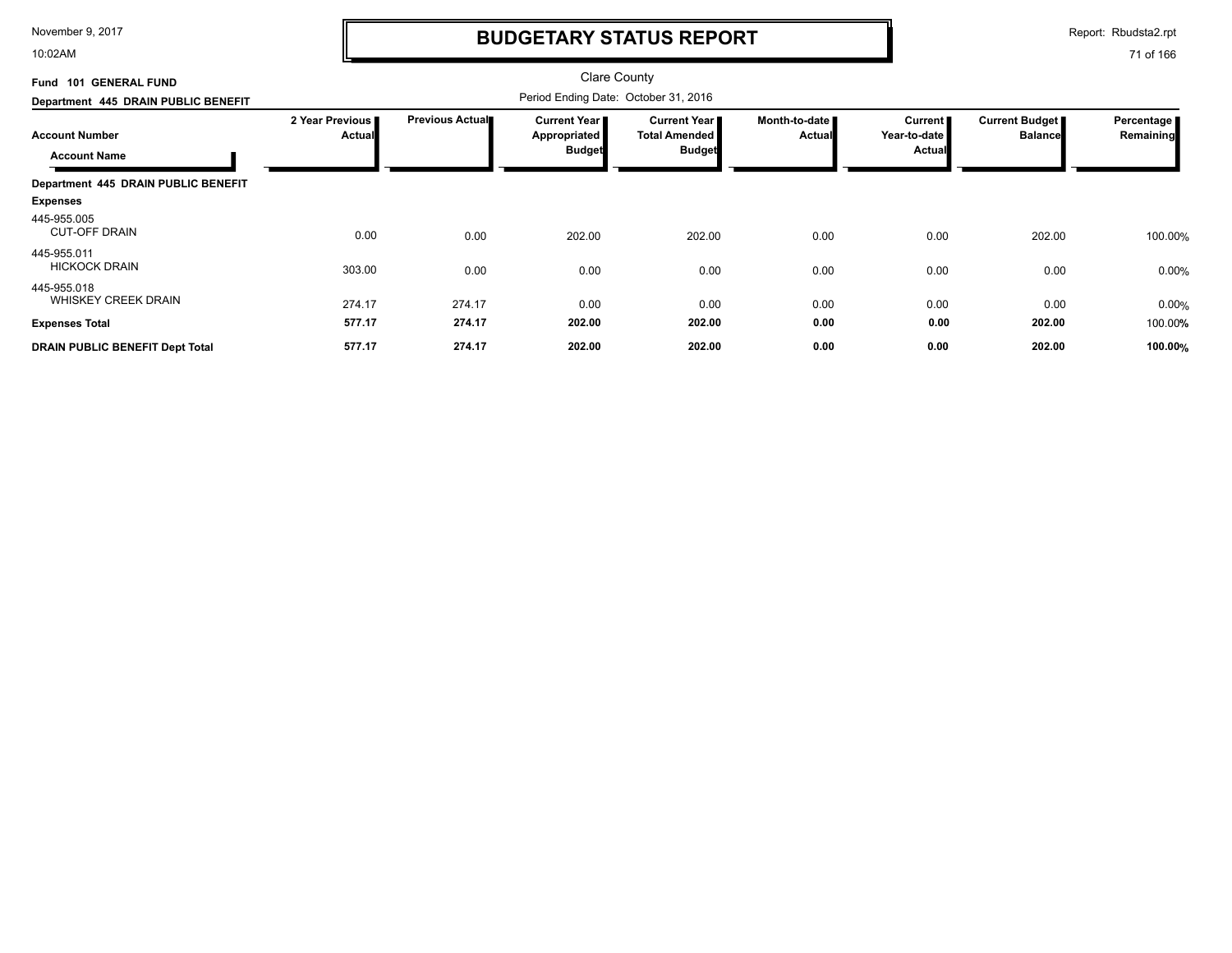# BUDGETARY STATUS REPORT

November 9, 2017
10:02AM

Report: Rbudsta2.rpt

Clare County

**Fund 101 GENERAL FUND**

**Department 445 DRAIN PUBLIC BENEFIT**

Period Ending Date: October 31, 2016

| Account Number / Account Name | 2 Year Previous Actual | Previous Actual | Current Year Appropriated Budget | Current Year Total Amended Budget | Month-to-date Actual | Current Year-to-date Actual | Current Budget Balance | Percentage Remaining |
|---|---|---|---|---|---|---|---|---|
| **Department 445 DRAIN PUBLIC BENEFIT** | | | | | | | | |
| **Expenses** | | | | | | | | |
| 445-955.005 CUT-OFF DRAIN | 0.00 | 0.00 | 202.00 | 202.00 | 0.00 | 0.00 | 202.00 | 100.00% |
| 445-955.011 HICKOCK DRAIN | 303.00 | 0.00 | 0.00 | 0.00 | 0.00 | 0.00 | 0.00 | 0.00% |
| 445-955.018 WHISKEY CREEK DRAIN | 274.17 | 274.17 | 0.00 | 0.00 | 0.00 | 0.00 | 0.00 | 0.00% |
| **Expenses Total** | **577.17** | **274.17** | **202.00** | **202.00** | **0.00** | **0.00** | **202.00** | 100.00% |
| **DRAIN PUBLIC BENEFIT Dept Total** | **577.17** | **274.17** | **202.00** | **202.00** | **0.00** | **0.00** | **202.00** | **100.00%** |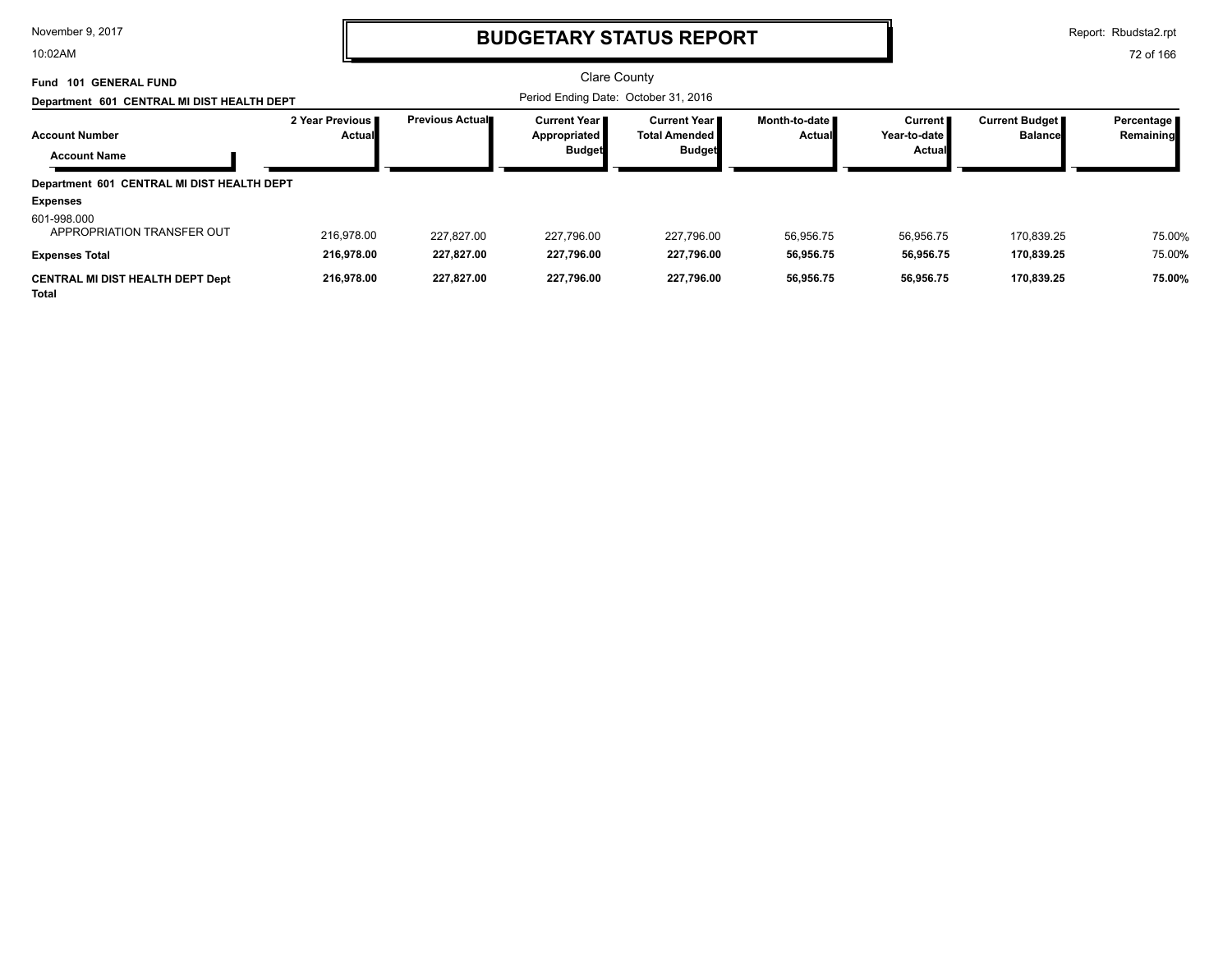# BUDGETARY STATUS REPORT

Clare County

Period Ending Date: October 31, 2016

**Fund 101 GENERAL FUND**

**Department 601 CENTRAL MI DIST HEALTH DEPT**

| Account Number / Account Name | 2 Year Previous Actual | Previous Actual | Current Year Appropriated Budget | Current Year Total Amended Budget | Month-to-date Actual | Current Year-to-date Actual | Current Budget Balance | Percentage Remaining |
|---|---|---|---|---|---|---|---|---|
| **Department 601 CENTRAL MI DIST HEALTH DEPT** | | | | | | | | |
| **Expenses** | | | | | | | | |
| 601-998.000 APPROPRIATION TRANSFER OUT | 216,978.00 | 227,827.00 | 227,796.00 | 227,796.00 | 56,956.75 | 56,956.75 | 170,839.25 | 75.00% |
| **Expenses Total** | **216,978.00** | **227,827.00** | **227,796.00** | **227,796.00** | **56,956.75** | **56,956.75** | **170,839.25** | 75.00% |
| **CENTRAL MI DIST HEALTH DEPT Dept Total** | **216,978.00** | **227,827.00** | **227,796.00** | **227,796.00** | **56,956.75** | **56,956.75** | **170,839.25** | **75.00%** |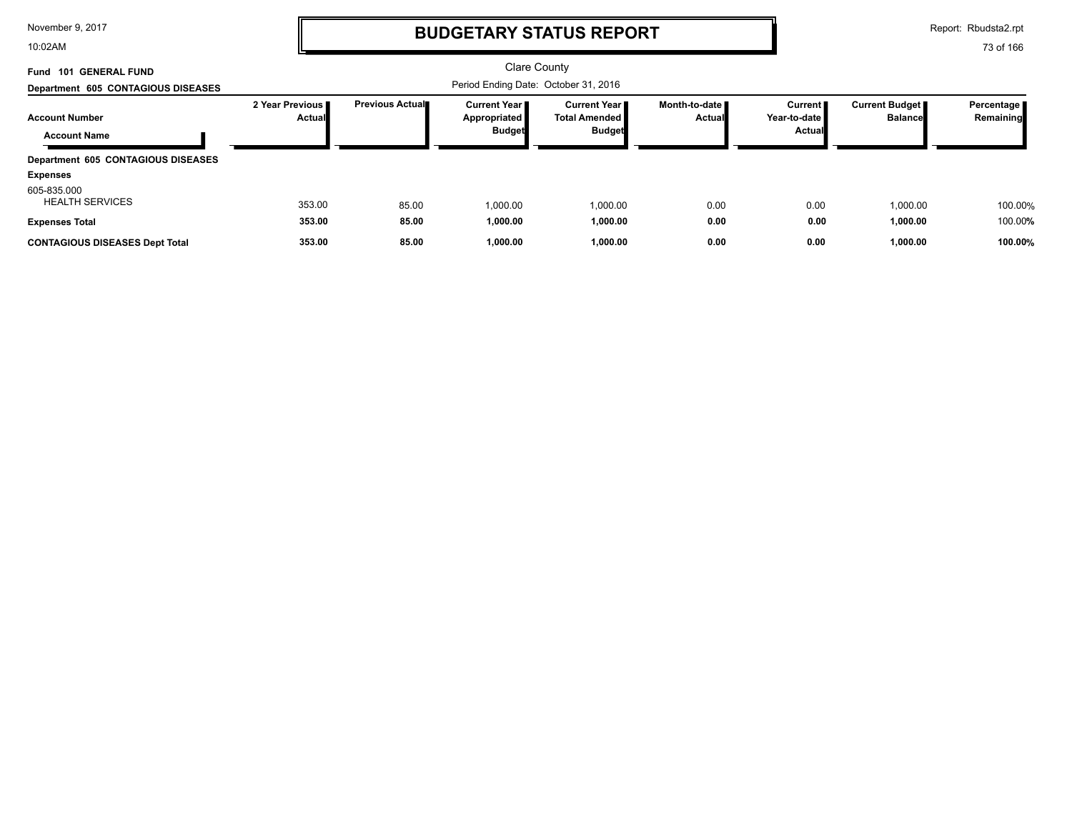# BUDGETARY STATUS REPORT

Clare County

Period Ending Date: October 31, 2016

**Fund 101 GENERAL FUND**

**Department 605 CONTAGIOUS DISEASES**

| Account Number / Account Name | 2 Year Previous Actual | Previous Actual | Current Year Appropriated Budget | Current Year Total Amended Budget | Month-to-date Actual | Current Year-to-date Actual | Current Budget Balance | Percentage Remaining |
|---|---|---|---|---|---|---|---|---|
| **Department 605 CONTAGIOUS DISEASES** | | | | | | | | |
| **Expenses** | | | | | | | | |
| 605-835.000 HEALTH SERVICES | 353.00 | 85.00 | 1,000.00 | 1,000.00 | 0.00 | 0.00 | 1,000.00 | 100.00% |
| **Expenses Total** | **353.00** | **85.00** | **1,000.00** | **1,000.00** | **0.00** | **0.00** | **1,000.00** | 100.00% |
| **CONTAGIOUS DISEASES Dept Total** | **353.00** | **85.00** | **1,000.00** | **1,000.00** | **0.00** | **0.00** | **1,000.00** | **100.00%** |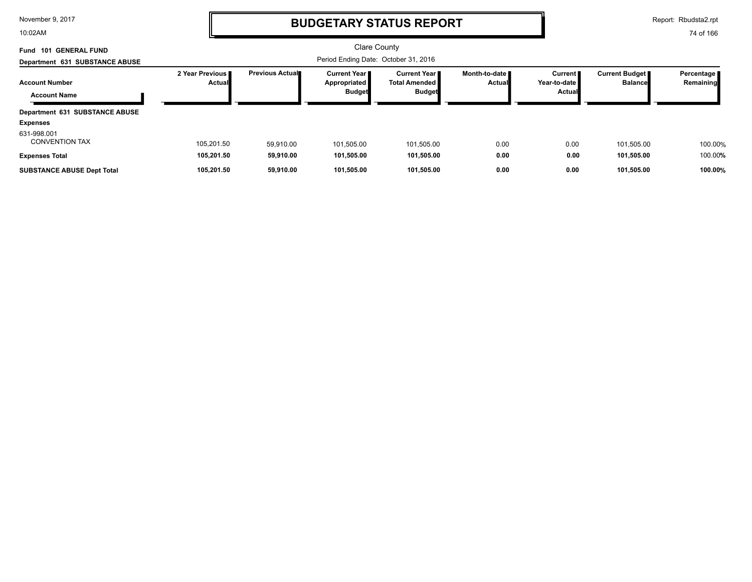# BUDGETARY STATUS REPORT

Clare County

Fund 101 GENERAL FUND

Department 631 SUBSTANCE ABUSE

Period Ending Date: October 31, 2016

| Account Number / Account Name | 2 Year Previous Actual | Previous Actual | Current Year Appropriated Budget | Current Year Total Amended Budget | Month-to-date Actual | Current Year-to-date Actual | Current Budget Balance | Percentage Remaining |
|---|---|---|---|---|---|---|---|---|
| **Department 631 SUBSTANCE ABUSE** | | | | | | | | |
| **Expenses** | | | | | | | | |
| 631-998.001 CONVENTION TAX | 105,201.50 | 59,910.00 | 101,505.00 | 101,505.00 | 0.00 | 0.00 | 101,505.00 | 100.00% |
| **Expenses Total** | **105,201.50** | **59,910.00** | **101,505.00** | **101,505.00** | **0.00** | **0.00** | **101,505.00** | 100.00% |
| **SUBSTANCE ABUSE Dept Total** | **105,201.50** | **59,910.00** | **101,505.00** | **101,505.00** | **0.00** | **0.00** | **101,505.00** | **100.00%** |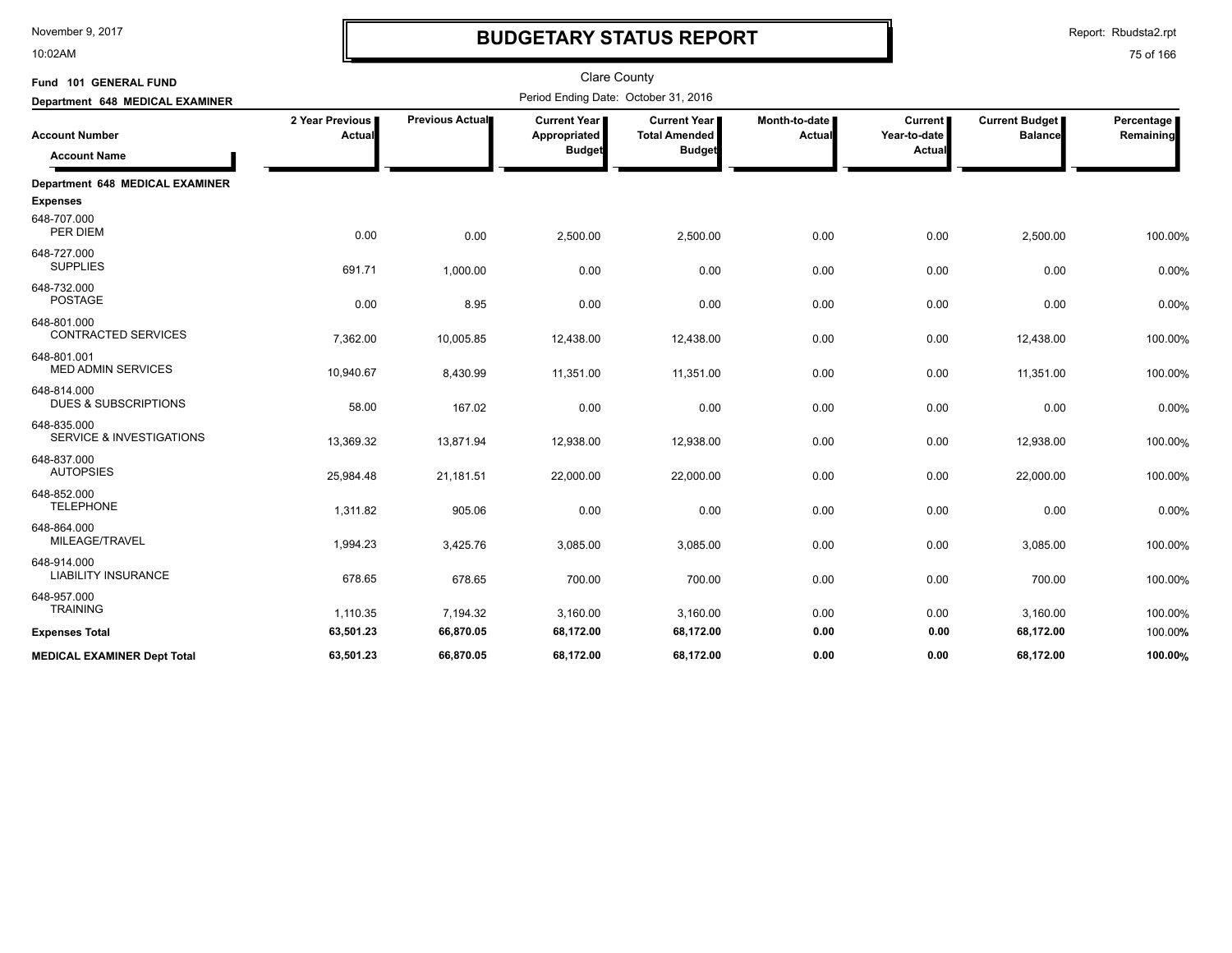# BUDGETARY STATUS REPORT

Clare County

Fund 101 GENERAL FUND

Department 648 MEDICAL EXAMINER

Period Ending Date: October 31, 2016

November 9, 2017 10:02AM

Report: Rbudsta2.rpt

| Account Number / Account Name | 2 Year Previous Actual | Previous Actual | Current Year Appropriated Budget | Current Year Total Amended Budget | Month-to-date Actual | Current Year-to-date Actual | Current Budget Balance | Percentage Remaining |
|---|---|---|---|---|---|---|---|---|
| **Department 648 MEDICAL EXAMINER** | | | | | | | | |
| **Expenses** | | | | | | | | |
| 648-707.000 PER DIEM | 0.00 | 0.00 | 2,500.00 | 2,500.00 | 0.00 | 0.00 | 2,500.00 | 100.00% |
| 648-727.000 SUPPLIES | 691.71 | 1,000.00 | 0.00 | 0.00 | 0.00 | 0.00 | 0.00 | 0.00% |
| 648-732.000 POSTAGE | 0.00 | 8.95 | 0.00 | 0.00 | 0.00 | 0.00 | 0.00 | 0.00% |
| 648-801.000 CONTRACTED SERVICES | 7,362.00 | 10,005.85 | 12,438.00 | 12,438.00 | 0.00 | 0.00 | 12,438.00 | 100.00% |
| 648-801.001 MED ADMIN SERVICES | 10,940.67 | 8,430.99 | 11,351.00 | 11,351.00 | 0.00 | 0.00 | 11,351.00 | 100.00% |
| 648-814.000 DUES & SUBSCRIPTIONS | 58.00 | 167.02 | 0.00 | 0.00 | 0.00 | 0.00 | 0.00 | 0.00% |
| 648-835.000 SERVICE & INVESTIGATIONS | 13,369.32 | 13,871.94 | 12,938.00 | 12,938.00 | 0.00 | 0.00 | 12,938.00 | 100.00% |
| 648-837.000 AUTOPSIES | 25,984.48 | 21,181.51 | 22,000.00 | 22,000.00 | 0.00 | 0.00 | 22,000.00 | 100.00% |
| 648-852.000 TELEPHONE | 1,311.82 | 905.06 | 0.00 | 0.00 | 0.00 | 0.00 | 0.00 | 0.00% |
| 648-864.000 MILEAGE/TRAVEL | 1,994.23 | 3,425.76 | 3,085.00 | 3,085.00 | 0.00 | 0.00 | 3,085.00 | 100.00% |
| 648-914.000 LIABILITY INSURANCE | 678.65 | 678.65 | 700.00 | 700.00 | 0.00 | 0.00 | 700.00 | 100.00% |
| 648-957.000 TRAINING | 1,110.35 | 7,194.32 | 3,160.00 | 3,160.00 | 0.00 | 0.00 | 3,160.00 | 100.00% |
| **Expenses Total** | **63,501.23** | **66,870.05** | **68,172.00** | **68,172.00** | **0.00** | **0.00** | **68,172.00** | 100.00% |
| **MEDICAL EXAMINER Dept Total** | **63,501.23** | **66,870.05** | **68,172.00** | **68,172.00** | **0.00** | **0.00** | **68,172.00** | **100.00%** |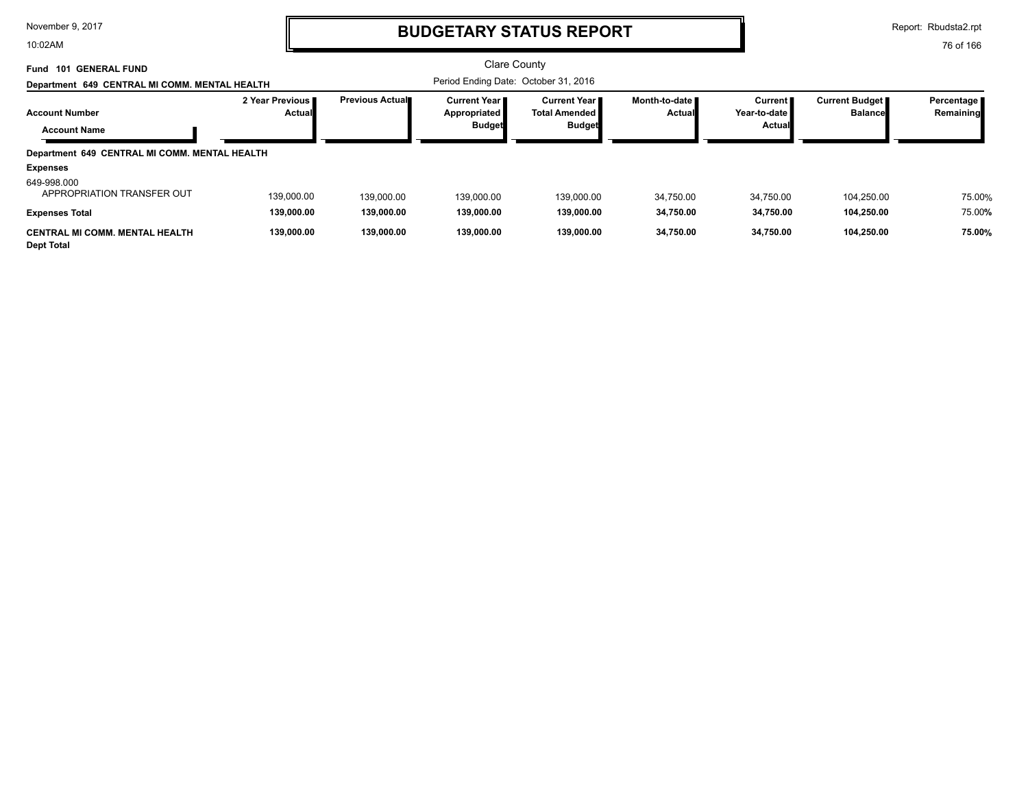# BUDGETARY STATUS REPORT

Clare County

Period Ending Date: October 31, 2016

**Fund 101 GENERAL FUND**

**Department 649 CENTRAL MI COMM. MENTAL HEALTH**

| Account Number / Account Name | 2 Year Previous Actual | Previous Actual | Current Year Appropriated Budget | Current Year Total Amended Budget | Month-to-date Actual | Current Year-to-date Actual | Current Budget Balance | Percentage Remaining |
|---|---|---|---|---|---|---|---|---|
| **Department 649 CENTRAL MI COMM. MENTAL HEALTH** | | | | | | | | |
| **Expenses** | | | | | | | | |
| 649-998.000 APPROPRIATION TRANSFER OUT | 139,000.00 | 139,000.00 | 139,000.00 | 139,000.00 | 34,750.00 | 34,750.00 | 104,250.00 | 75.00% |
| **Expenses Total** | **139,000.00** | **139,000.00** | **139,000.00** | **139,000.00** | **34,750.00** | **34,750.00** | **104,250.00** | 75.00% |
| **CENTRAL MI COMM. MENTAL HEALTH Dept Total** | **139,000.00** | **139,000.00** | **139,000.00** | **139,000.00** | **34,750.00** | **34,750.00** | **104,250.00** | **75.00%** |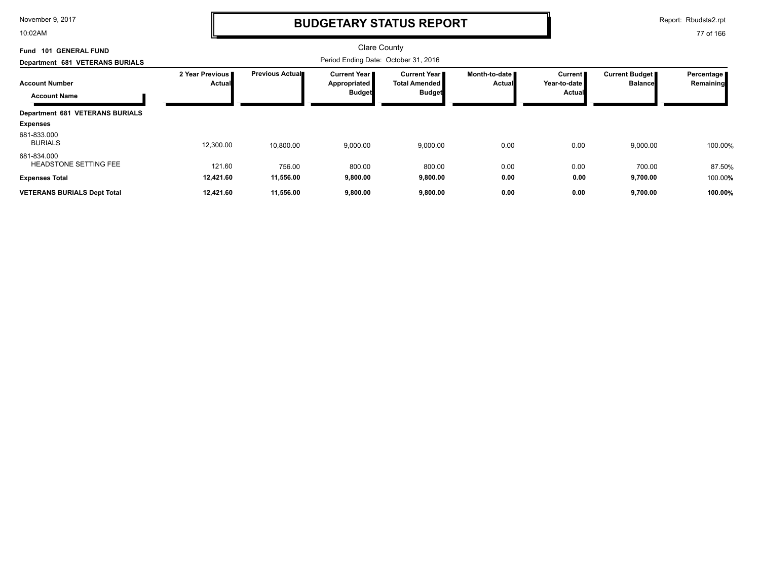November 9, 2017
10:02AM

# BUDGETARY STATUS REPORT

Report: Rbudsta2.rpt

Clare County

Fund 101 GENERAL FUND

Department 681 VETERANS BURIALS

Period Ending Date: October 31, 2016

| Account Number / Account Name | 2 Year Previous Actual | Previous Actual | Current Year Appropriated Budget | Current Year Total Amended Budget | Month-to-date Actual | Current Year-to-date Actual | Current Budget Balance | Percentage Remaining |
|---|---|---|---|---|---|---|---|---|
| **Department 681 VETERANS BURIALS** | | | | | | | | |
| **Expenses** | | | | | | | | |
| 681-833.000 BURIALS | 12,300.00 | 10,800.00 | 9,000.00 | 9,000.00 | 0.00 | 0.00 | 9,000.00 | 100.00% |
| 681-834.000 HEADSTONE SETTING FEE | 121.60 | 756.00 | 800.00 | 800.00 | 0.00 | 0.00 | 700.00 | 87.50% |
| **Expenses Total** | **12,421.60** | **11,556.00** | **9,800.00** | **9,800.00** | **0.00** | **0.00** | **9,700.00** | 100.00% |
| **VETERANS BURIALS Dept Total** | **12,421.60** | **11,556.00** | **9,800.00** | **9,800.00** | **0.00** | **0.00** | **9,700.00** | **100.00%** |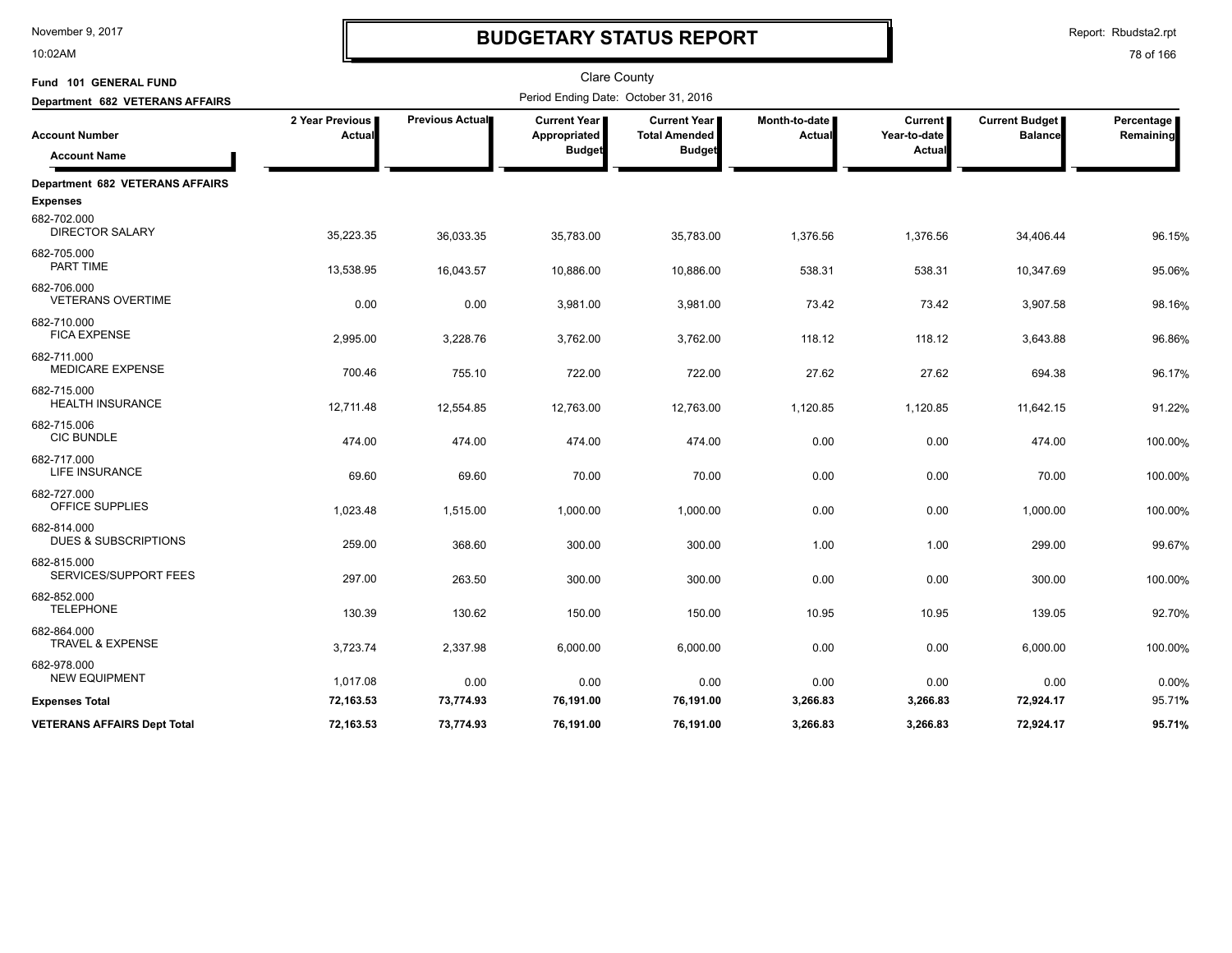# BUDGETARY STATUS REPORT

Report: Rbudsta2.rpt

November 9, 2017
10:02AM

Clare County

**Fund 101 GENERAL FUND**

**Department 682 VETERANS AFFAIRS**

Period Ending Date: October 31, 2016

| Account Number / Account Name | 2 Year Previous Actual | Previous Actual | Current Year Appropriated Budget | Current Year Total Amended Budget | Month-to-date Actual | Current Year-to-date Actual | Current Budget Balance | Percentage Remaining |
|---|---|---|---|---|---|---|---|---|
| **Department 682 VETERANS AFFAIRS** | | | | | | | | |
| **Expenses** | | | | | | | | |
| 682-702.000 DIRECTOR SALARY | 35,223.35 | 36,033.35 | 35,783.00 | 35,783.00 | 1,376.56 | 1,376.56 | 34,406.44 | 96.15% |
| 682-705.000 PART TIME | 13,538.95 | 16,043.57 | 10,886.00 | 10,886.00 | 538.31 | 538.31 | 10,347.69 | 95.06% |
| 682-706.000 VETERANS OVERTIME | 0.00 | 0.00 | 3,981.00 | 3,981.00 | 73.42 | 73.42 | 3,907.58 | 98.16% |
| 682-710.000 FICA EXPENSE | 2,995.00 | 3,228.76 | 3,762.00 | 3,762.00 | 118.12 | 118.12 | 3,643.88 | 96.86% |
| 682-711.000 MEDICARE EXPENSE | 700.46 | 755.10 | 722.00 | 722.00 | 27.62 | 27.62 | 694.38 | 96.17% |
| 682-715.000 HEALTH INSURANCE | 12,711.48 | 12,554.85 | 12,763.00 | 12,763.00 | 1,120.85 | 1,120.85 | 11,642.15 | 91.22% |
| 682-715.006 CIC BUNDLE | 474.00 | 474.00 | 474.00 | 474.00 | 0.00 | 0.00 | 474.00 | 100.00% |
| 682-717.000 LIFE INSURANCE | 69.60 | 69.60 | 70.00 | 70.00 | 0.00 | 0.00 | 70.00 | 100.00% |
| 682-727.000 OFFICE SUPPLIES | 1,023.48 | 1,515.00 | 1,000.00 | 1,000.00 | 0.00 | 0.00 | 1,000.00 | 100.00% |
| 682-814.000 DUES & SUBSCRIPTIONS | 259.00 | 368.60 | 300.00 | 300.00 | 1.00 | 1.00 | 299.00 | 99.67% |
| 682-815.000 SERVICES/SUPPORT FEES | 297.00 | 263.50 | 300.00 | 300.00 | 0.00 | 0.00 | 300.00 | 100.00% |
| 682-852.000 TELEPHONE | 130.39 | 130.62 | 150.00 | 150.00 | 10.95 | 10.95 | 139.05 | 92.70% |
| 682-864.000 TRAVEL & EXPENSE | 3,723.74 | 2,337.98 | 6,000.00 | 6,000.00 | 0.00 | 0.00 | 6,000.00 | 100.00% |
| 682-978.000 NEW EQUIPMENT | 1,017.08 | 0.00 | 0.00 | 0.00 | 0.00 | 0.00 | 0.00 | 0.00% |
| **Expenses Total** | **72,163.53** | **73,774.93** | **76,191.00** | **76,191.00** | **3,266.83** | **3,266.83** | **72,924.17** | **95.71%** |
| **VETERANS AFFAIRS Dept Total** | **72,163.53** | **73,774.93** | **76,191.00** | **76,191.00** | **3,266.83** | **3,266.83** | **72,924.17** | **95.71%** |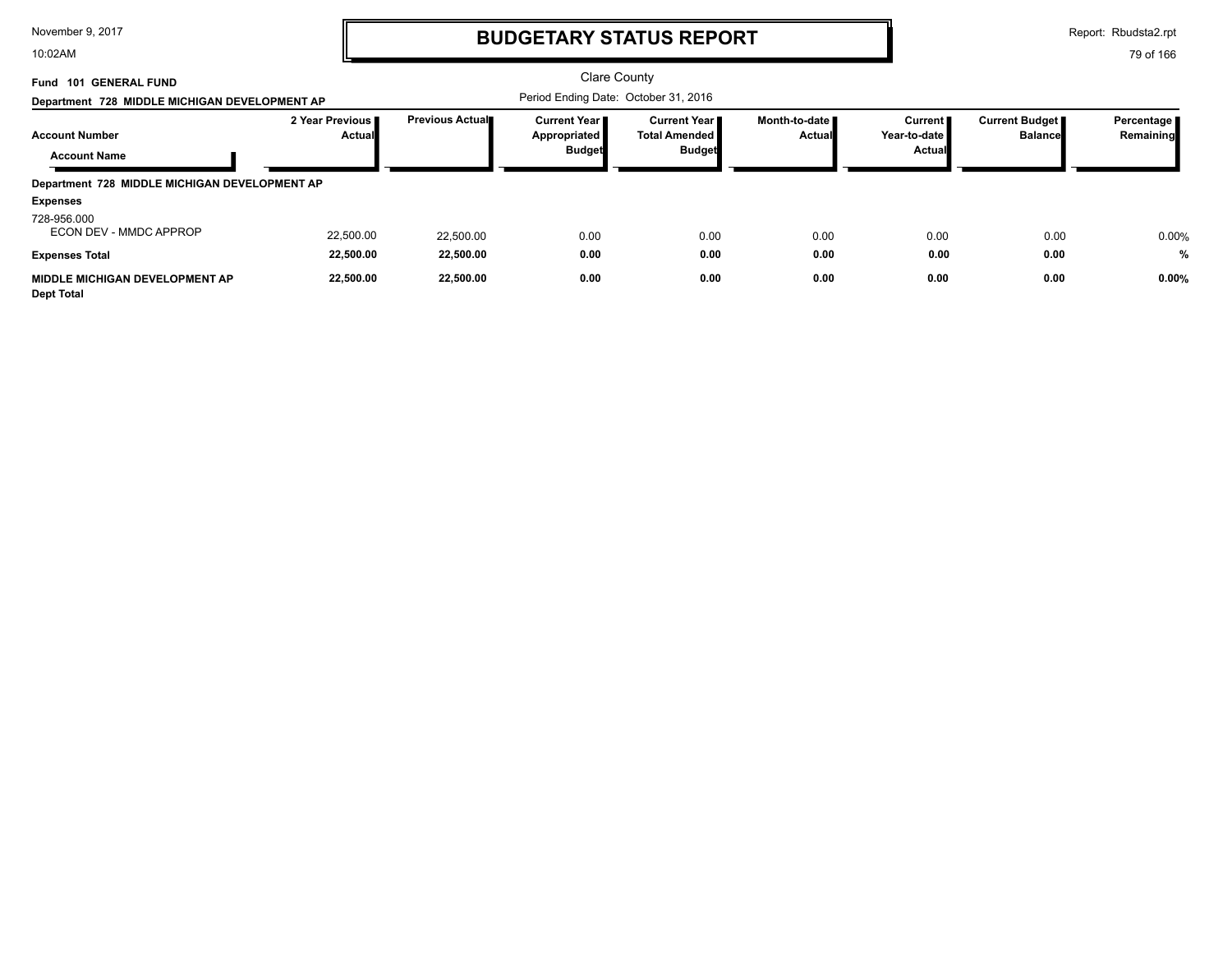# BUDGETARY STATUS REPORT

Clare County

Fund 101 GENERAL FUND

Department 728 MIDDLE MICHIGAN DEVELOPMENT AP

Period Ending Date: October 31, 2016

| Account Number / Account Name | 2 Year Previous Actual | Previous Actual | Current Year Appropriated Budget | Current Year Total Amended Budget | Month-to-date Actual | Current Year-to-date Actual | Current Budget Balance | Percentage Remaining |
|---|---|---|---|---|---|---|---|---|
| **Department 728 MIDDLE MICHIGAN DEVELOPMENT AP** | | | | | | | | |
| **Expenses** | | | | | | | | |
| 728-956.000 ECON DEV - MMDC APPROP | 22,500.00 | 22,500.00 | 0.00 | 0.00 | 0.00 | 0.00 | 0.00 | 0.00% |
| **Expenses Total** | **22,500.00** | **22,500.00** | **0.00** | **0.00** | **0.00** | **0.00** | **0.00** | **%** |
| **MIDDLE MICHIGAN DEVELOPMENT AP Dept Total** | **22,500.00** | **22,500.00** | **0.00** | **0.00** | **0.00** | **0.00** | **0.00** | **0.00%** |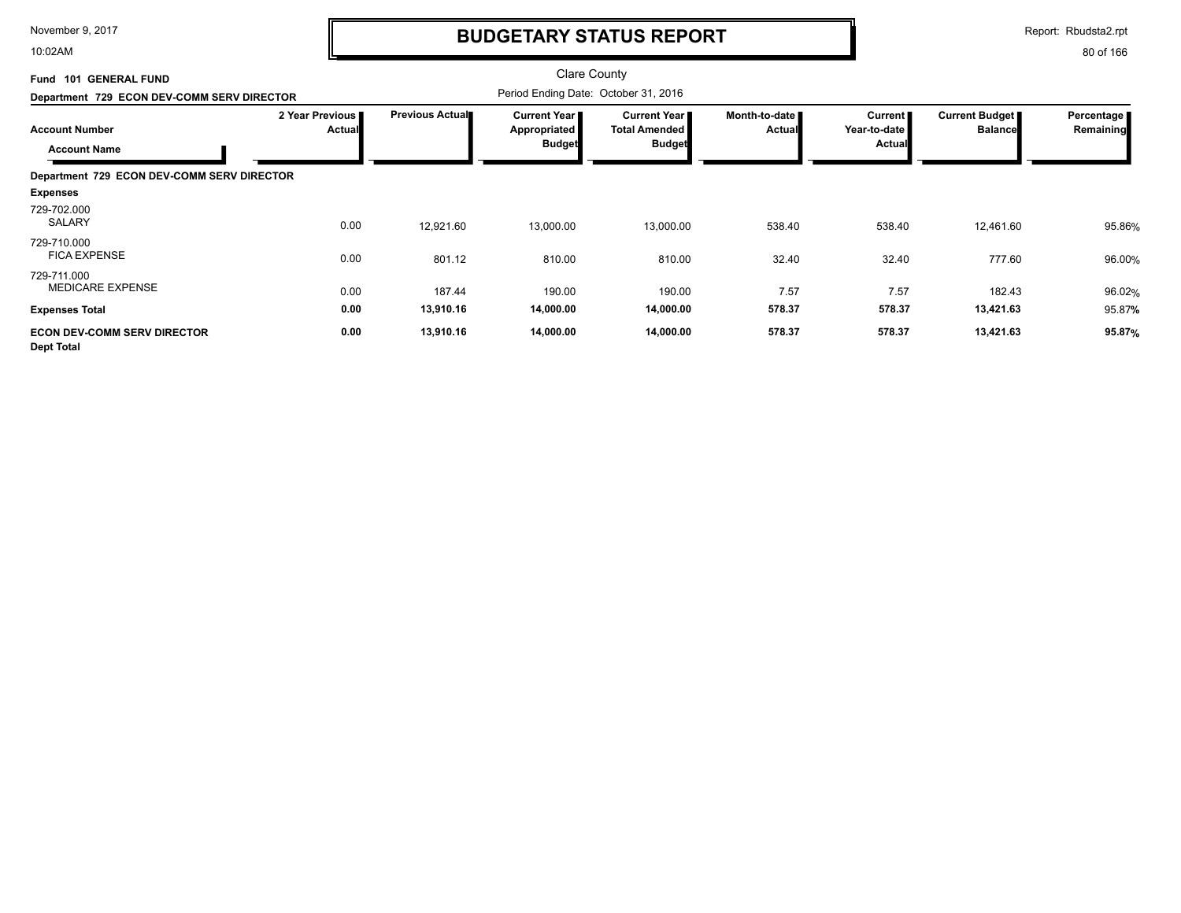# BUDGETARY STATUS REPORT

Clare County

Period Ending Date: October 31, 2016

Fund 101 GENERAL FUND

Department 729 ECON DEV-COMM SERV DIRECTOR

| Account Number / Account Name | 2 Year Previous Actual | Previous Actual | Current Year Appropriated Budget | Current Year Total Amended Budget | Month-to-date Actual | Current Year-to-date Actual | Current Budget Balance | Percentage Remaining |
|---|---|---|---|---|---|---|---|---|
| **Department 729 ECON DEV-COMM SERV DIRECTOR** | | | | | | | | |
| **Expenses** | | | | | | | | |
| 729-702.000 SALARY | 0.00 | 12,921.60 | 13,000.00 | 13,000.00 | 538.40 | 538.40 | 12,461.60 | 95.86% |
| 729-710.000 FICA EXPENSE | 0.00 | 801.12 | 810.00 | 810.00 | 32.40 | 32.40 | 777.60 | 96.00% |
| 729-711.000 MEDICARE EXPENSE | 0.00 | 187.44 | 190.00 | 190.00 | 7.57 | 7.57 | 182.43 | 96.02% |
| **Expenses Total** | **0.00** | **13,910.16** | **14,000.00** | **14,000.00** | **578.37** | **578.37** | **13,421.63** | **95.87%** |
| **ECON DEV-COMM SERV DIRECTOR Dept Total** | **0.00** | **13,910.16** | **14,000.00** | **14,000.00** | **578.37** | **578.37** | **13,421.63** | **95.87%** |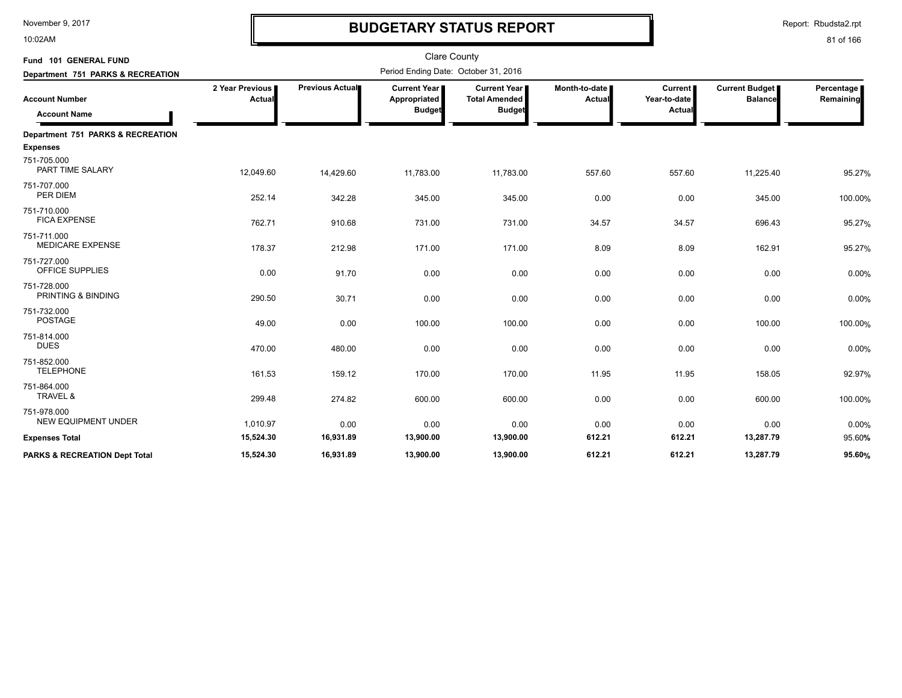# BUDGETARY STATUS REPORT

November 9, 2017
10:02AM

Report: Rbudsta2.rpt

Clare County

**Fund 101 GENERAL FUND**

**Department 751 PARKS & RECREATION**

Period Ending Date: October 31, 2016

| Account Number / Account Name | 2 Year Previous Actual | Previous Actual | Current Year Appropriated Budget | Current Year Total Amended Budget | Month-to-date Actual | Current Year-to-date Actual | Current Budget Balance | Percentage Remaining |
|---|---|---|---|---|---|---|---|---|
| **Department 751 PARKS & RECREATION** | | | | | | | | |
| **Expenses** | | | | | | | | |
| 751-705.000 PART TIME SALARY | 12,049.60 | 14,429.60 | 11,783.00 | 11,783.00 | 557.60 | 557.60 | 11,225.40 | 95.27% |
| 751-707.000 PER DIEM | 252.14 | 342.28 | 345.00 | 345.00 | 0.00 | 0.00 | 345.00 | 100.00% |
| 751-710.000 FICA EXPENSE | 762.71 | 910.68 | 731.00 | 731.00 | 34.57 | 34.57 | 696.43 | 95.27% |
| 751-711.000 MEDICARE EXPENSE | 178.37 | 212.98 | 171.00 | 171.00 | 8.09 | 8.09 | 162.91 | 95.27% |
| 751-727.000 OFFICE SUPPLIES | 0.00 | 91.70 | 0.00 | 0.00 | 0.00 | 0.00 | 0.00 | 0.00% |
| 751-728.000 PRINTING & BINDING | 290.50 | 30.71 | 0.00 | 0.00 | 0.00 | 0.00 | 0.00 | 0.00% |
| 751-732.000 POSTAGE | 49.00 | 0.00 | 100.00 | 100.00 | 0.00 | 0.00 | 100.00 | 100.00% |
| 751-814.000 DUES | 470.00 | 480.00 | 0.00 | 0.00 | 0.00 | 0.00 | 0.00 | 0.00% |
| 751-852.000 TELEPHONE | 161.53 | 159.12 | 170.00 | 170.00 | 11.95 | 11.95 | 158.05 | 92.97% |
| 751-864.000 TRAVEL & | 299.48 | 274.82 | 600.00 | 600.00 | 0.00 | 0.00 | 600.00 | 100.00% |
| 751-978.000 NEW EQUIPMENT UNDER | 1,010.97 | 0.00 | 0.00 | 0.00 | 0.00 | 0.00 | 0.00 | 0.00% |
| **Expenses Total** | **15,524.30** | **16,931.89** | **13,900.00** | **13,900.00** | **612.21** | **612.21** | **13,287.79** | 95.60% |
| **PARKS & RECREATION Dept Total** | **15,524.30** | **16,931.89** | **13,900.00** | **13,900.00** | **612.21** | **612.21** | **13,287.79** | **95.60%** |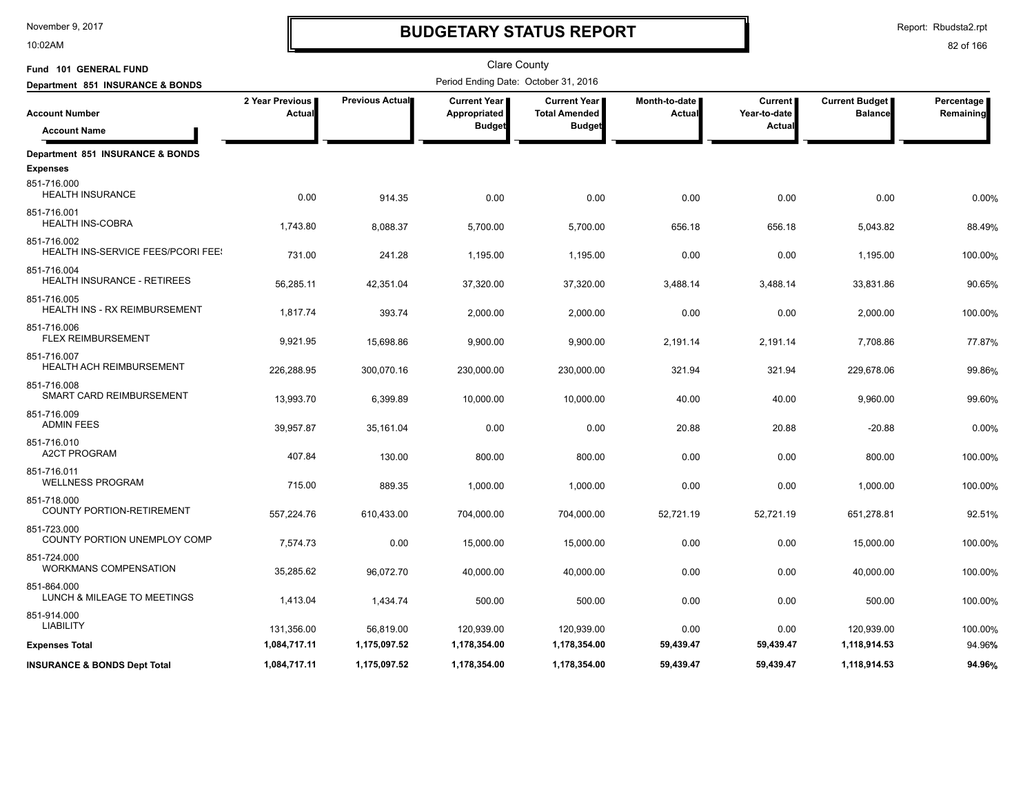# BUDGETARY STATUS REPORT

Clare County

**Fund 101 GENERAL FUND**

**Department 851 INSURANCE & BONDS**

Period Ending Date: October 31, 2016

| Account Number / Account Name | 2 Year Previous Actual | Previous Actual | Current Year Appropriated Budget | Current Year Total Amended Budget | Month-to-date Actual | Current Year-to-date Actual | Current Budget Balance | Percentage Remaining |
|---|---|---|---|---|---|---|---|---|
| **Department 851 INSURANCE & BONDS** | | | | | | | | |
| **Expenses** | | | | | | | | |
| 851-716.000 HEALTH INSURANCE | 0.00 | 914.35 | 0.00 | 0.00 | 0.00 | 0.00 | 0.00 | 0.00% |
| 851-716.001 HEALTH INS-COBRA | 1,743.80 | 8,088.37 | 5,700.00 | 5,700.00 | 656.18 | 656.18 | 5,043.82 | 88.49% |
| 851-716.002 HEALTH INS-SERVICE FEES/PCORI FEES | 731.00 | 241.28 | 1,195.00 | 1,195.00 | 0.00 | 0.00 | 1,195.00 | 100.00% |
| 851-716.004 HEALTH INSURANCE - RETIREES | 56,285.11 | 42,351.04 | 37,320.00 | 37,320.00 | 3,488.14 | 3,488.14 | 33,831.86 | 90.65% |
| 851-716.005 HEALTH INS - RX REIMBURSEMENT | 1,817.74 | 393.74 | 2,000.00 | 2,000.00 | 0.00 | 0.00 | 2,000.00 | 100.00% |
| 851-716.006 FLEX REIMBURSEMENT | 9,921.95 | 15,698.86 | 9,900.00 | 9,900.00 | 2,191.14 | 2,191.14 | 7,708.86 | 77.87% |
| 851-716.007 HEALTH ACH REIMBURSEMENT | 226,288.95 | 300,070.16 | 230,000.00 | 230,000.00 | 321.94 | 321.94 | 229,678.06 | 99.86% |
| 851-716.008 SMART CARD REIMBURSEMENT | 13,993.70 | 6,399.89 | 10,000.00 | 10,000.00 | 40.00 | 40.00 | 9,960.00 | 99.60% |
| 851-716.009 ADMIN FEES | 39,957.87 | 35,161.04 | 0.00 | 0.00 | 20.88 | 20.88 | -20.88 | 0.00% |
| 851-716.010 A2CT PROGRAM | 407.84 | 130.00 | 800.00 | 800.00 | 0.00 | 0.00 | 800.00 | 100.00% |
| 851-716.011 WELLNESS PROGRAM | 715.00 | 889.35 | 1,000.00 | 1,000.00 | 0.00 | 0.00 | 1,000.00 | 100.00% |
| 851-718.000 COUNTY PORTION-RETIREMENT | 557,224.76 | 610,433.00 | 704,000.00 | 704,000.00 | 52,721.19 | 52,721.19 | 651,278.81 | 92.51% |
| 851-723.000 COUNTY PORTION UNEMPLOY COMP | 7,574.73 | 0.00 | 15,000.00 | 15,000.00 | 0.00 | 0.00 | 15,000.00 | 100.00% |
| 851-724.000 WORKMANS COMPENSATION | 35,285.62 | 96,072.70 | 40,000.00 | 40,000.00 | 0.00 | 0.00 | 40,000.00 | 100.00% |
| 851-864.000 LUNCH & MILEAGE TO MEETINGS | 1,413.04 | 1,434.74 | 500.00 | 500.00 | 0.00 | 0.00 | 500.00 | 100.00% |
| 851-914.000 LIABILITY | 131,356.00 | 56,819.00 | 120,939.00 | 120,939.00 | 0.00 | 0.00 | 120,939.00 | 100.00% |
| **Expenses Total** | **1,084,717.11** | **1,175,097.52** | **1,178,354.00** | **1,178,354.00** | **59,439.47** | **59,439.47** | **1,118,914.53** | 94.96% |
| **INSURANCE & BONDS Dept Total** | **1,084,717.11** | **1,175,097.52** | **1,178,354.00** | **1,178,354.00** | **59,439.47** | **59,439.47** | **1,118,914.53** | **94.96%** |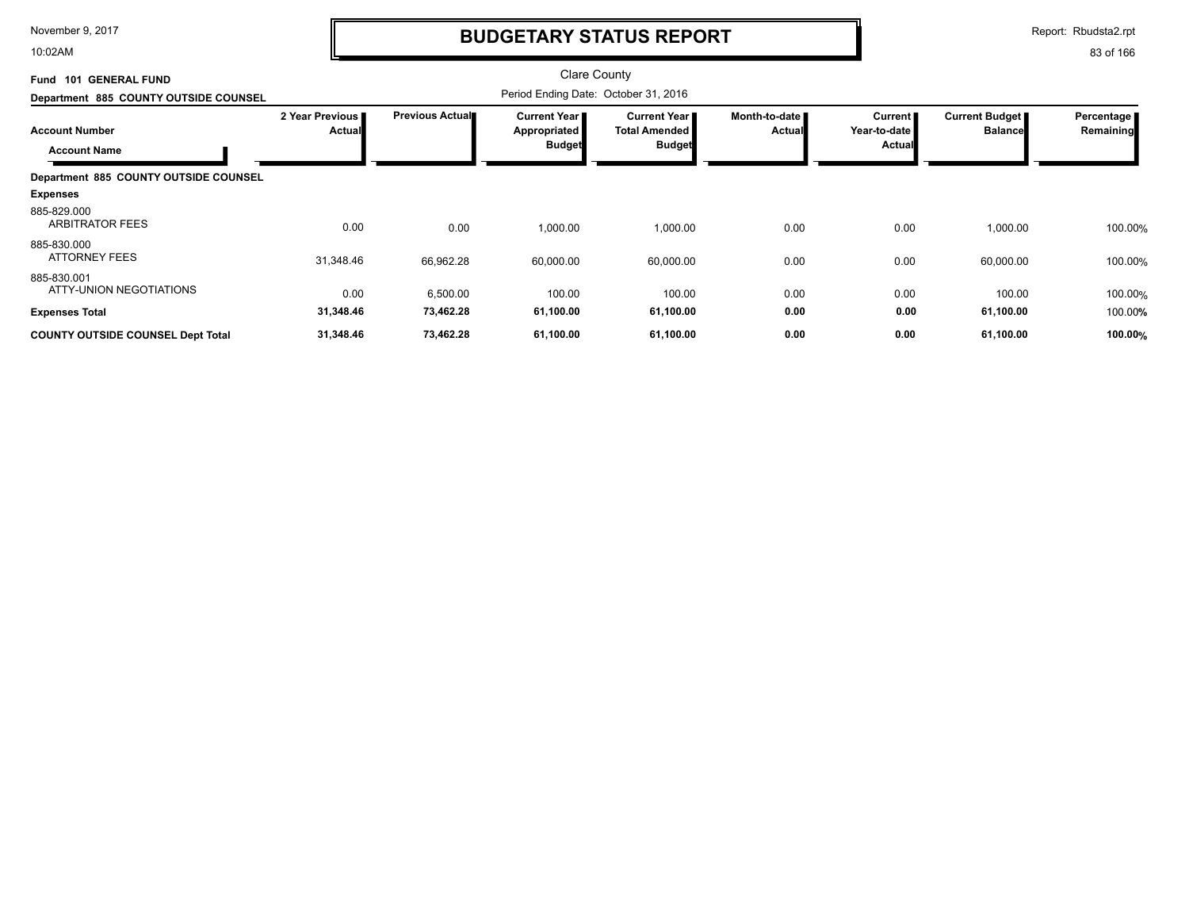# BUDGETARY STATUS REPORT

Clare County

**Fund 101 GENERAL FUND**

**Department 885 COUNTY OUTSIDE COUNSEL**

Period Ending Date: October 31, 2016

| Account Number / Account Name | 2 Year Previous Actual | Previous Actual | Current Year Appropriated Budget | Current Year Total Amended Budget | Month-to-date Actual | Current Year-to-date Actual | Current Budget Balance | Percentage Remaining |
|---|---|---|---|---|---|---|---|---|
| **Department 885 COUNTY OUTSIDE COUNSEL** | | | | | | | | |
| **Expenses** | | | | | | | | |
| 885-829.000 ARBITRATOR FEES | 0.00 | 0.00 | 1,000.00 | 1,000.00 | 0.00 | 0.00 | 1,000.00 | 100.00% |
| 885-830.000 ATTORNEY FEES | 31,348.46 | 66,962.28 | 60,000.00 | 60,000.00 | 0.00 | 0.00 | 60,000.00 | 100.00% |
| 885-830.001 ATTY-UNION NEGOTIATIONS | 0.00 | 6,500.00 | 100.00 | 100.00 | 0.00 | 0.00 | 100.00 | 100.00% |
| **Expenses Total** | **31,348.46** | **73,462.28** | **61,100.00** | **61,100.00** | **0.00** | **0.00** | **61,100.00** | 100.00% |
| **COUNTY OUTSIDE COUNSEL Dept Total** | **31,348.46** | **73,462.28** | **61,100.00** | **61,100.00** | **0.00** | **0.00** | **61,100.00** | **100.00%** |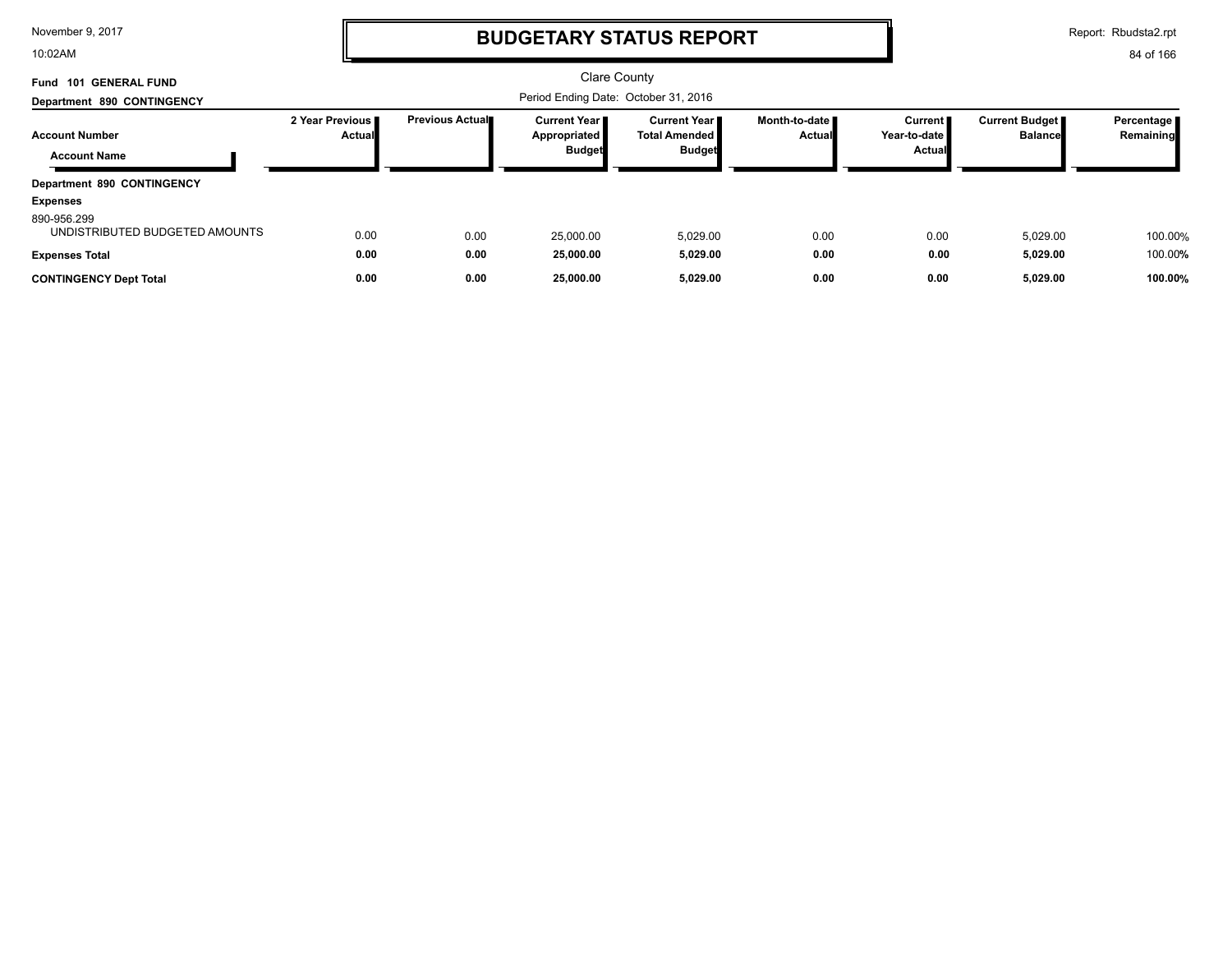# BUDGETARY STATUS REPORT

Clare County

Period Ending Date: October 31, 2016

**Fund 101 GENERAL FUND**

**Department 890 CONTINGENCY**

| Account Number / Account Name | 2 Year Previous Actual | Previous Actual | Current Year Appropriated Budget | Current Year Total Amended Budget | Month-to-date Actual | Current Year-to-date Actual | Current Budget Balance | Percentage Remaining |
|---|---|---|---|---|---|---|---|---|
| **Department 890 CONTINGENCY** | | | | | | | | |
| **Expenses** | | | | | | | | |
| 890-956.299 UNDISTRIBUTED BUDGETED AMOUNTS | 0.00 | 0.00 | 25,000.00 | 5,029.00 | 0.00 | 0.00 | 5,029.00 | 100.00% |
| **Expenses Total** | **0.00** | **0.00** | **25,000.00** | **5,029.00** | **0.00** | **0.00** | **5,029.00** | 100.00% |
| **CONTINGENCY Dept Total** | **0.00** | **0.00** | **25,000.00** | **5,029.00** | **0.00** | **0.00** | **5,029.00** | **100.00%** |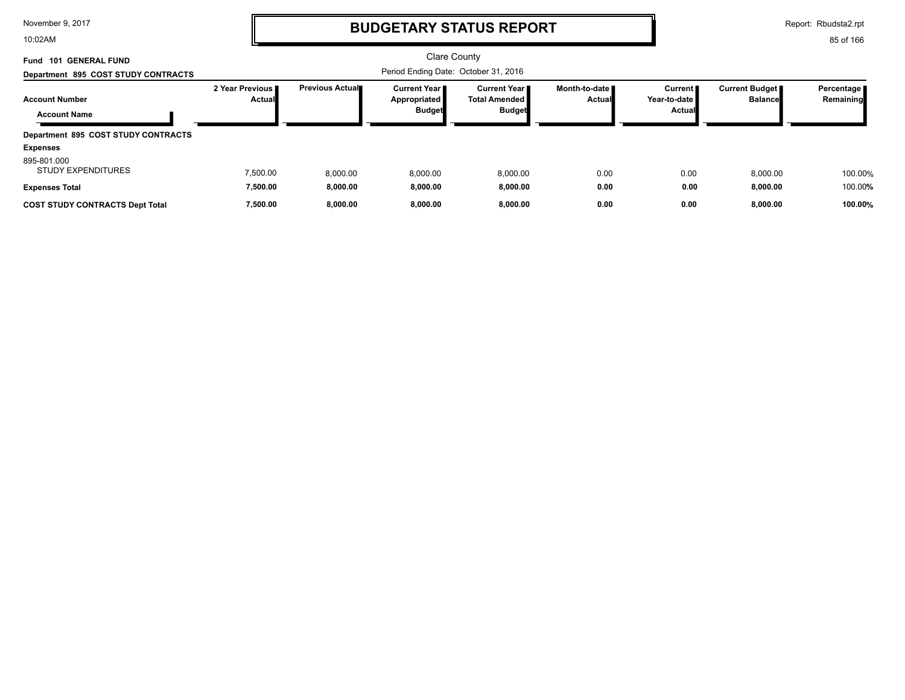# BUDGETARY STATUS REPORT

Clare County

Period Ending Date: October 31, 2016

**Fund 101 GENERAL FUND**

**Department 895 COST STUDY CONTRACTS**

| Account Number / Account Name | 2 Year Previous Actual | Previous Actual | Current Year Appropriated Budget | Current Year Total Amended Budget | Month-to-date Actual | Current Year-to-date Actual | Current Budget Balance | Percentage Remaining |
|---|---|---|---|---|---|---|---|---|
| **Department 895 COST STUDY CONTRACTS** | | | | | | | | |
| **Expenses** | | | | | | | | |
| 895-801.000 STUDY EXPENDITURES | 7,500.00 | 8,000.00 | 8,000.00 | 8,000.00 | 0.00 | 0.00 | 8,000.00 | 100.00% |
| **Expenses Total** | **7,500.00** | **8,000.00** | **8,000.00** | **8,000.00** | **0.00** | **0.00** | **8,000.00** | 100.00% |
| **COST STUDY CONTRACTS Dept Total** | **7,500.00** | **8,000.00** | **8,000.00** | **8,000.00** | **0.00** | **0.00** | **8,000.00** | **100.00%** |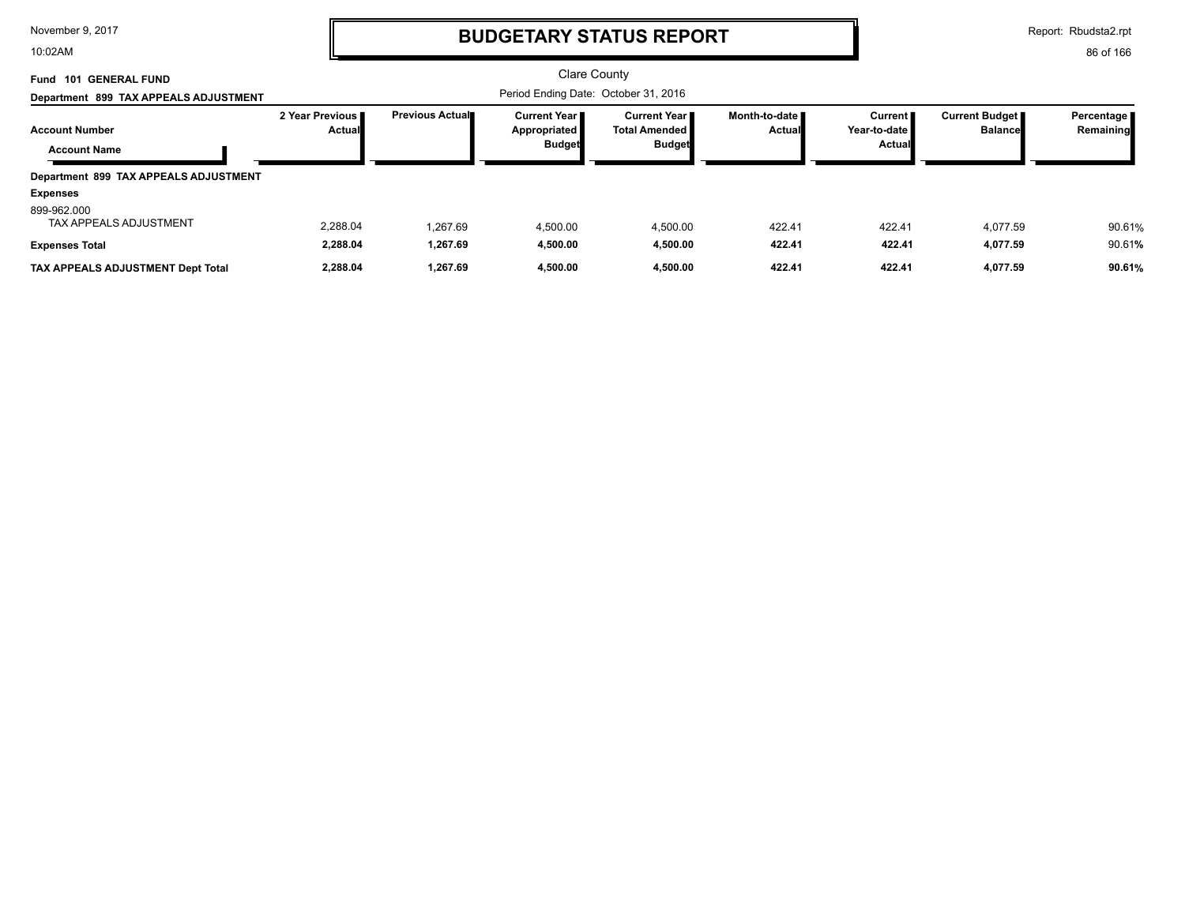# BUDGETARY STATUS REPORT

Clare County

Period Ending Date: October 31, 2016

**Fund 101 GENERAL FUND**

**Department 899 TAX APPEALS ADJUSTMENT**

| Account Number / Account Name | 2 Year Previous Actual | Previous Actual | Current Year Appropriated Budget | Current Year Total Amended Budget | Month-to-date Actual | Current Year-to-date Actual | Current Budget Balance | Percentage Remaining |
|---|---|---|---|---|---|---|---|---|
| **Department 899 TAX APPEALS ADJUSTMENT** | | | | | | | | |
| **Expenses** | | | | | | | | |
| 899-962.000 TAX APPEALS ADJUSTMENT | 2,288.04 | 1,267.69 | 4,500.00 | 4,500.00 | 422.41 | 422.41 | 4,077.59 | 90.61% |
| **Expenses Total** | **2,288.04** | **1,267.69** | **4,500.00** | **4,500.00** | **422.41** | **422.41** | **4,077.59** | 90.61**%** |
| **TAX APPEALS ADJUSTMENT Dept Total** | **2,288.04** | **1,267.69** | **4,500.00** | **4,500.00** | **422.41** | **422.41** | **4,077.59** | **90.61%** |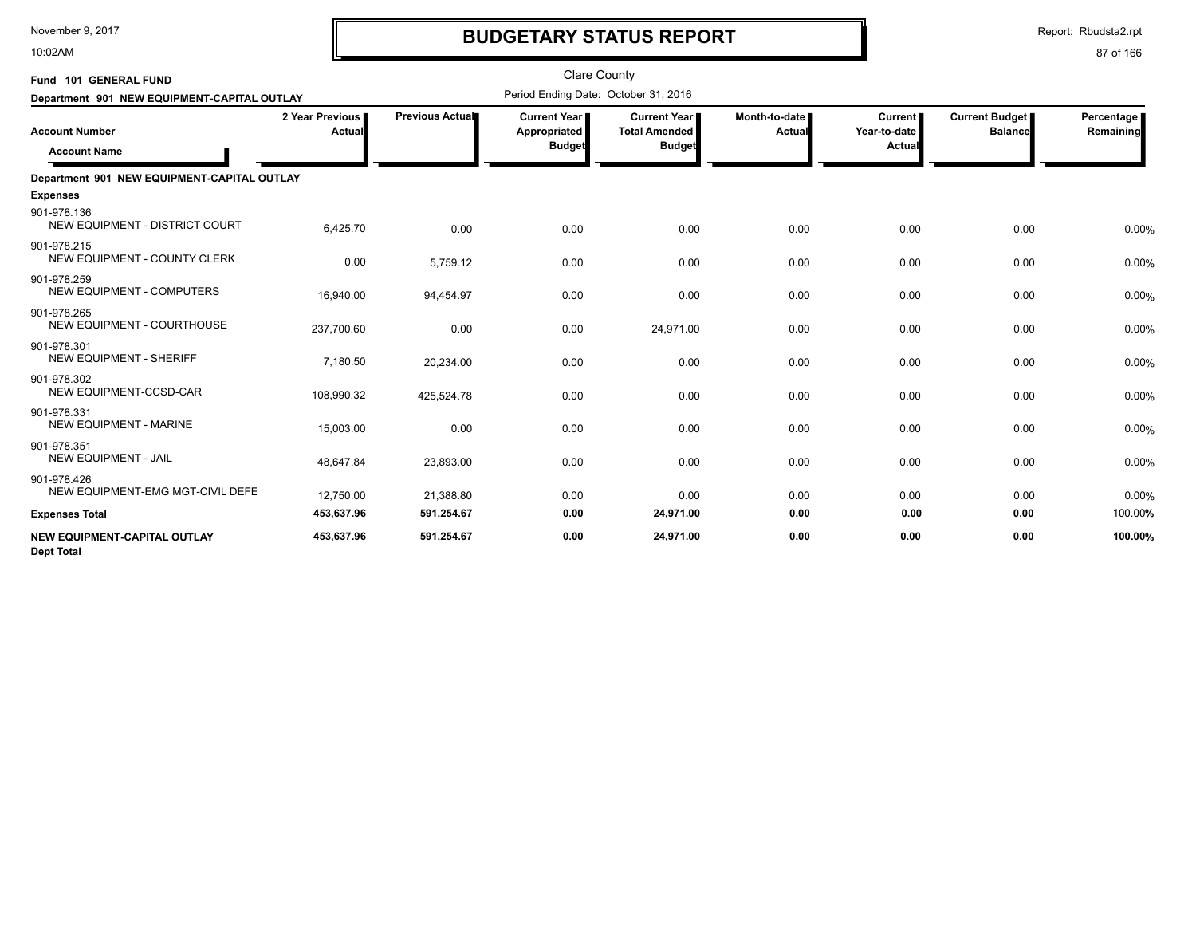# BUDGETARY STATUS REPORT

Clare County

Period Ending Date: October 31, 2016

**Fund 101 GENERAL FUND**

**Department 901 NEW EQUIPMENT-CAPITAL OUTLAY**

| Account Number / Account Name | 2 Year Previous Actual | Previous Actual | Current Year Appropriated Budget | Current Year Total Amended Budget | Month-to-date Actual | Current Year-to-date Actual | Current Budget Balance | Percentage Remaining |
|---|---|---|---|---|---|---|---|---|
| **Department 901 NEW EQUIPMENT-CAPITAL OUTLAY** | | | | | | | | |
| **Expenses** | | | | | | | | |
| 901-978.136 NEW EQUIPMENT - DISTRICT COURT | 6,425.70 | 0.00 | 0.00 | 0.00 | 0.00 | 0.00 | 0.00 | 0.00% |
| 901-978.215 NEW EQUIPMENT - COUNTY CLERK | 0.00 | 5,759.12 | 0.00 | 0.00 | 0.00 | 0.00 | 0.00 | 0.00% |
| 901-978.259 NEW EQUIPMENT - COMPUTERS | 16,940.00 | 94,454.97 | 0.00 | 0.00 | 0.00 | 0.00 | 0.00 | 0.00% |
| 901-978.265 NEW EQUIPMENT - COURTHOUSE | 237,700.60 | 0.00 | 0.00 | 24,971.00 | 0.00 | 0.00 | 0.00 | 0.00% |
| 901-978.301 NEW EQUIPMENT - SHERIFF | 7,180.50 | 20,234.00 | 0.00 | 0.00 | 0.00 | 0.00 | 0.00 | 0.00% |
| 901-978.302 NEW EQUIPMENT-CCSD-CAR | 108,990.32 | 425,524.78 | 0.00 | 0.00 | 0.00 | 0.00 | 0.00 | 0.00% |
| 901-978.331 NEW EQUIPMENT - MARINE | 15,003.00 | 0.00 | 0.00 | 0.00 | 0.00 | 0.00 | 0.00 | 0.00% |
| 901-978.351 NEW EQUIPMENT - JAIL | 48,647.84 | 23,893.00 | 0.00 | 0.00 | 0.00 | 0.00 | 0.00 | 0.00% |
| 901-978.426 NEW EQUIPMENT-EMG MGT-CIVIL DEFE | 12,750.00 | 21,388.80 | 0.00 | 0.00 | 0.00 | 0.00 | 0.00 | 0.00% |
| **Expenses Total** | **453,637.96** | **591,254.67** | **0.00** | **24,971.00** | **0.00** | **0.00** | **0.00** | 100.00% |
| **NEW EQUIPMENT-CAPITAL OUTLAY Dept Total** | **453,637.96** | **591,254.67** | **0.00** | **24,971.00** | **0.00** | **0.00** | **0.00** | **100.00%** |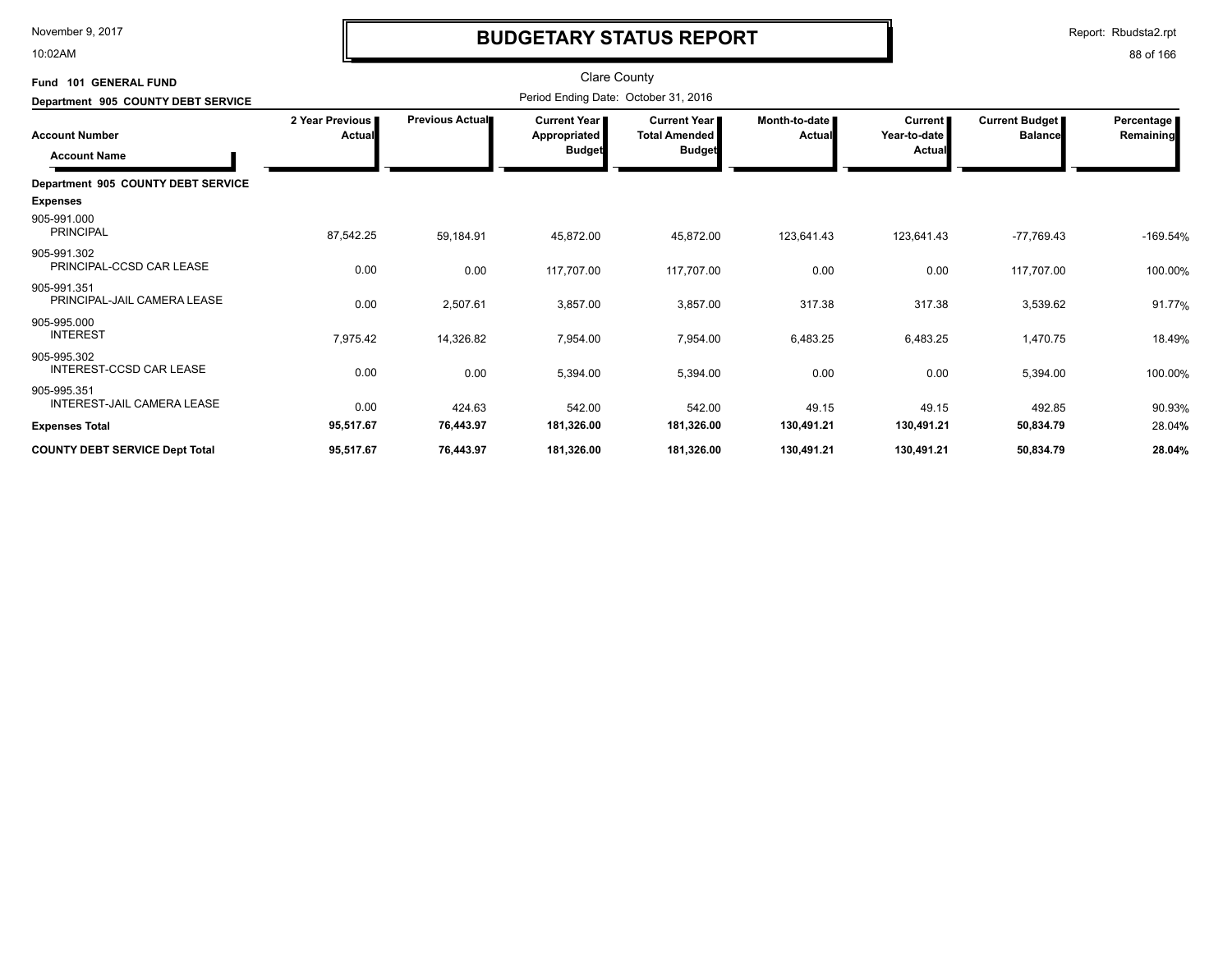# BUDGETARY STATUS REPORT

Clare County

Period Ending Date: October 31, 2016

Fund 101 GENERAL FUND

Department 905 COUNTY DEBT SERVICE

| Account Number / Account Name | 2 Year Previous Actual | Previous Actual | Current Year Appropriated Budget | Current Year Total Amended Budget | Month-to-date Actual | Current Year-to-date Actual | Current Budget Balance | Percentage Remaining |
|---|---|---|---|---|---|---|---|---|
| **Department 905 COUNTY DEBT SERVICE** | | | | | | | | |
| **Expenses** | | | | | | | | |
| 905-991.000 PRINCIPAL | 87,542.25 | 59,184.91 | 45,872.00 | 45,872.00 | 123,641.43 | 123,641.43 | -77,769.43 | -169.54% |
| 905-991.302 PRINCIPAL-CCSD CAR LEASE | 0.00 | 0.00 | 117,707.00 | 117,707.00 | 0.00 | 0.00 | 117,707.00 | 100.00% |
| 905-991.351 PRINCIPAL-JAIL CAMERA LEASE | 0.00 | 2,507.61 | 3,857.00 | 3,857.00 | 317.38 | 317.38 | 3,539.62 | 91.77% |
| 905-995.000 INTEREST | 7,975.42 | 14,326.82 | 7,954.00 | 7,954.00 | 6,483.25 | 6,483.25 | 1,470.75 | 18.49% |
| 905-995.302 INTEREST-CCSD CAR LEASE | 0.00 | 0.00 | 5,394.00 | 5,394.00 | 0.00 | 0.00 | 5,394.00 | 100.00% |
| 905-995.351 INTEREST-JAIL CAMERA LEASE | 0.00 | 424.63 | 542.00 | 542.00 | 49.15 | 49.15 | 492.85 | 90.93% |
| **Expenses Total** | **95,517.67** | **76,443.97** | **181,326.00** | **181,326.00** | **130,491.21** | **130,491.21** | **50,834.79** | 28.04% |
| **COUNTY DEBT SERVICE Dept Total** | **95,517.67** | **76,443.97** | **181,326.00** | **181,326.00** | **130,491.21** | **130,491.21** | **50,834.79** | **28.04%** |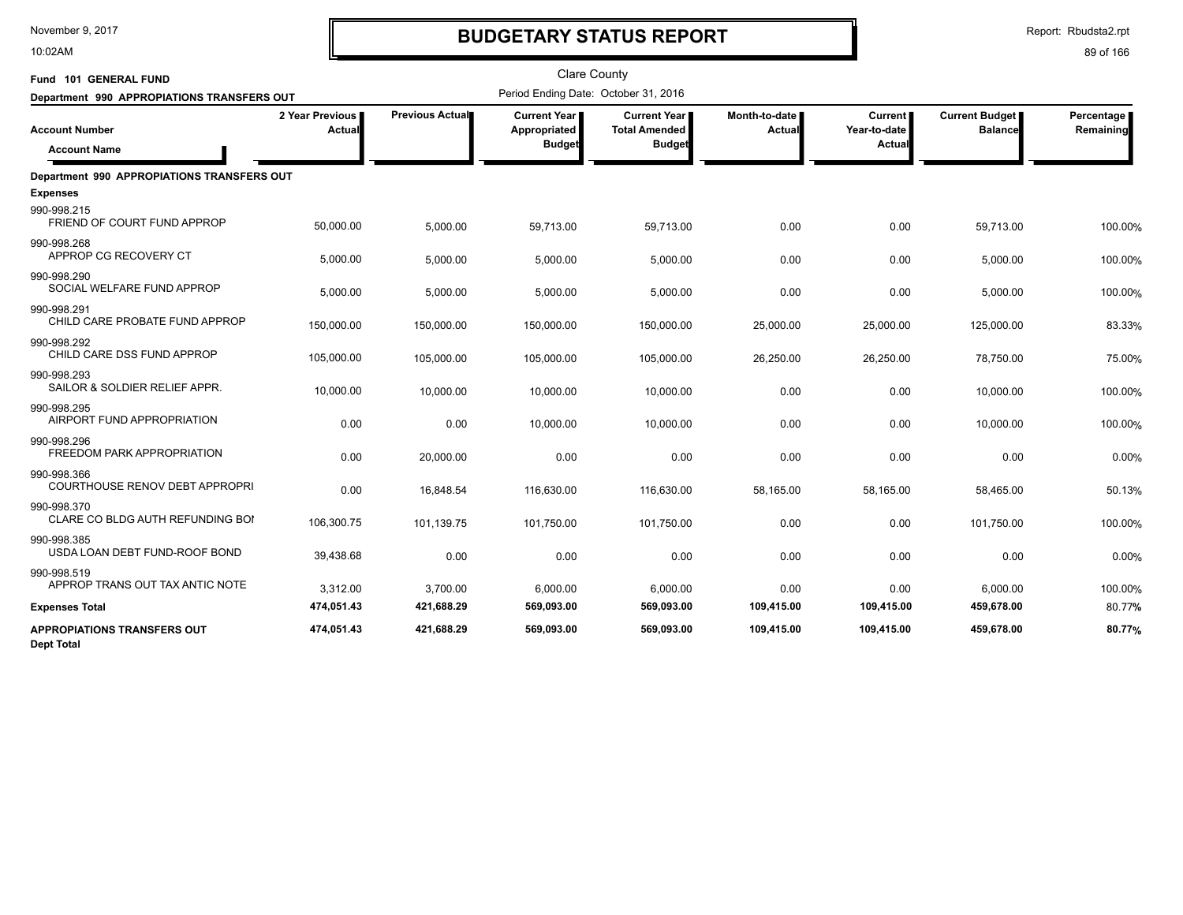November 9, 2017
10:02AM

# BUDGETARY STATUS REPORT

Report: Rbudsta2.rpt

Clare County

Fund 101 GENERAL FUND

Department 990 APPROPIATIONS TRANSFERS OUT

Period Ending Date: October 31, 2016

| Account Number / Account Name | 2 Year Previous Actual | Previous Actual | Current Year Appropriated Budget | Current Year Total Amended Budget | Month-to-date Actual | Current Year-to-date Actual | Current Budget Balance | Percentage Remaining |
|---|---|---|---|---|---|---|---|---|
| **Department 990 APPROPIATIONS TRANSFERS OUT** | | | | | | | | |
| **Expenses** | | | | | | | | |
| 990-998.215 FRIEND OF COURT FUND APPROP | 50,000.00 | 5,000.00 | 59,713.00 | 59,713.00 | 0.00 | 0.00 | 59,713.00 | 100.00% |
| 990-998.268 APPROP CG RECOVERY CT | 5,000.00 | 5,000.00 | 5,000.00 | 5,000.00 | 0.00 | 0.00 | 5,000.00 | 100.00% |
| 990-998.290 SOCIAL WELFARE FUND APPROP | 5,000.00 | 5,000.00 | 5,000.00 | 5,000.00 | 0.00 | 0.00 | 5,000.00 | 100.00% |
| 990-998.291 CHILD CARE PROBATE FUND APPROP | 150,000.00 | 150,000.00 | 150,000.00 | 150,000.00 | 25,000.00 | 25,000.00 | 125,000.00 | 83.33% |
| 990-998.292 CHILD CARE DSS FUND APPROP | 105,000.00 | 105,000.00 | 105,000.00 | 105,000.00 | 26,250.00 | 26,250.00 | 78,750.00 | 75.00% |
| 990-998.293 SAILOR & SOLDIER RELIEF APPR. | 10,000.00 | 10,000.00 | 10,000.00 | 10,000.00 | 0.00 | 0.00 | 10,000.00 | 100.00% |
| 990-998.295 AIRPORT FUND APPROPRIATION | 0.00 | 0.00 | 10,000.00 | 10,000.00 | 0.00 | 0.00 | 10,000.00 | 100.00% |
| 990-998.296 FREEDOM PARK APPROPRIATION | 0.00 | 20,000.00 | 0.00 | 0.00 | 0.00 | 0.00 | 0.00 | 0.00% |
| 990-998.366 COURTHOUSE RENOV DEBT APPROPRI | 0.00 | 16,848.54 | 116,630.00 | 116,630.00 | 58,165.00 | 58,165.00 | 58,465.00 | 50.13% |
| 990-998.370 CLARE CO BLDG AUTH REFUNDING BOI | 106,300.75 | 101,139.75 | 101,750.00 | 101,750.00 | 0.00 | 0.00 | 101,750.00 | 100.00% |
| 990-998.385 USDA LOAN DEBT FUND-ROOF BOND | 39,438.68 | 0.00 | 0.00 | 0.00 | 0.00 | 0.00 | 0.00 | 0.00% |
| 990-998.519 APPROP TRANS OUT TAX ANTIC NOTE | 3,312.00 | 3,700.00 | 6,000.00 | 6,000.00 | 0.00 | 0.00 | 6,000.00 | 100.00% |
| **Expenses Total** | **474,051.43** | **421,688.29** | **569,093.00** | **569,093.00** | **109,415.00** | **109,415.00** | **459,678.00** | **80.77%** |
| **APPROPIATIONS TRANSFERS OUT Dept Total** | **474,051.43** | **421,688.29** | **569,093.00** | **569,093.00** | **109,415.00** | **109,415.00** | **459,678.00** | **80.77%** |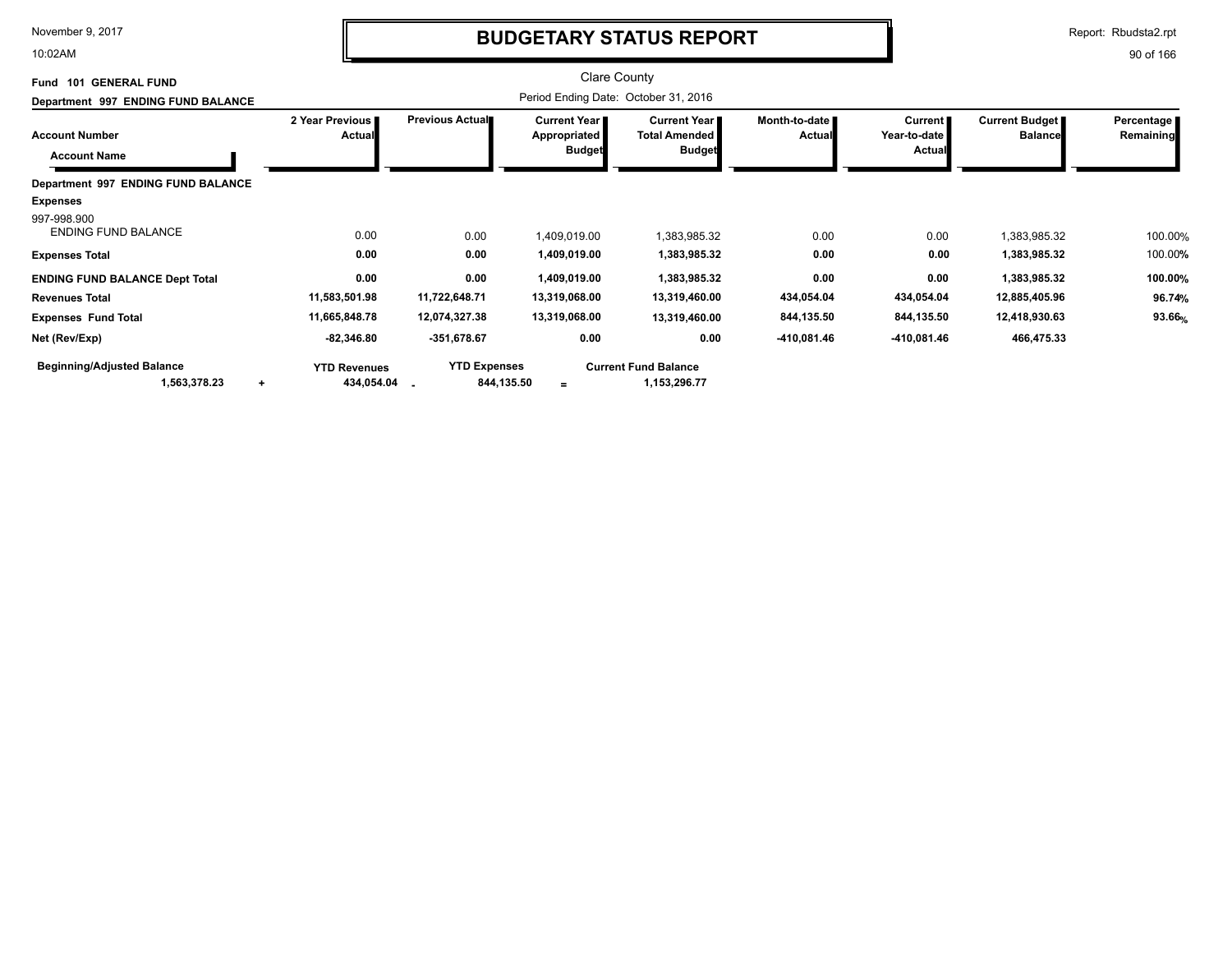# BUDGETARY STATUS REPORT

Clare County

Period Ending Date: October 31, 2016

**Fund 101 GENERAL FUND**

**Department 997 ENDING FUND BALANCE**

| Account Number / Account Name | 2 Year Previous Actual | Previous Actual | Current Year Appropriated Budget | Current Year Total Amended Budget | Month-to-date Actual | Current Year-to-date Actual | Current Budget Balance | Percentage Remaining |
|---|---|---|---|---|---|---|---|---|
| **Department 997 ENDING FUND BALANCE** | | | | | | | | |
| **Expenses** | | | | | | | | |
| 997-998.900 ENDING FUND BALANCE | 0.00 | 0.00 | 1,409,019.00 | 1,383,985.32 | 0.00 | 0.00 | 1,383,985.32 | 100.00% |
| **Expenses Total** | **0.00** | **0.00** | **1,409,019.00** | **1,383,985.32** | **0.00** | **0.00** | **1,383,985.32** | 100.00% |
| **ENDING FUND BALANCE Dept Total** | **0.00** | **0.00** | **1,409,019.00** | **1,383,985.32** | **0.00** | **0.00** | **1,383,985.32** | **100.00%** |
| **Revenues Total** | **11,583,501.98** | **11,722,648.71** | **13,319,068.00** | **13,319,460.00** | **434,054.04** | **434,054.04** | **12,885,405.96** | **96.74%** |
| **Expenses Fund Total** | **11,665,848.78** | **12,074,327.38** | **13,319,068.00** | **13,319,460.00** | **844,135.50** | **844,135.50** | **12,418,930.63** | **93.66%** |
| **Net (Rev/Exp)** | **-82,346.80** | **-351,678.67** | **0.00** | **0.00** | **-410,081.46** | **-410,081.46** | **466,475.33** | |

| Beginning/Adjusted Balance | | YTD Revenues | | YTD Expenses | | Current Fund Balance |
|---|---|---|---|---|---|---|
| **1,563,378.23** | + | **434,054.04** | - | **844,135.50** | = | **1,153,296.77** |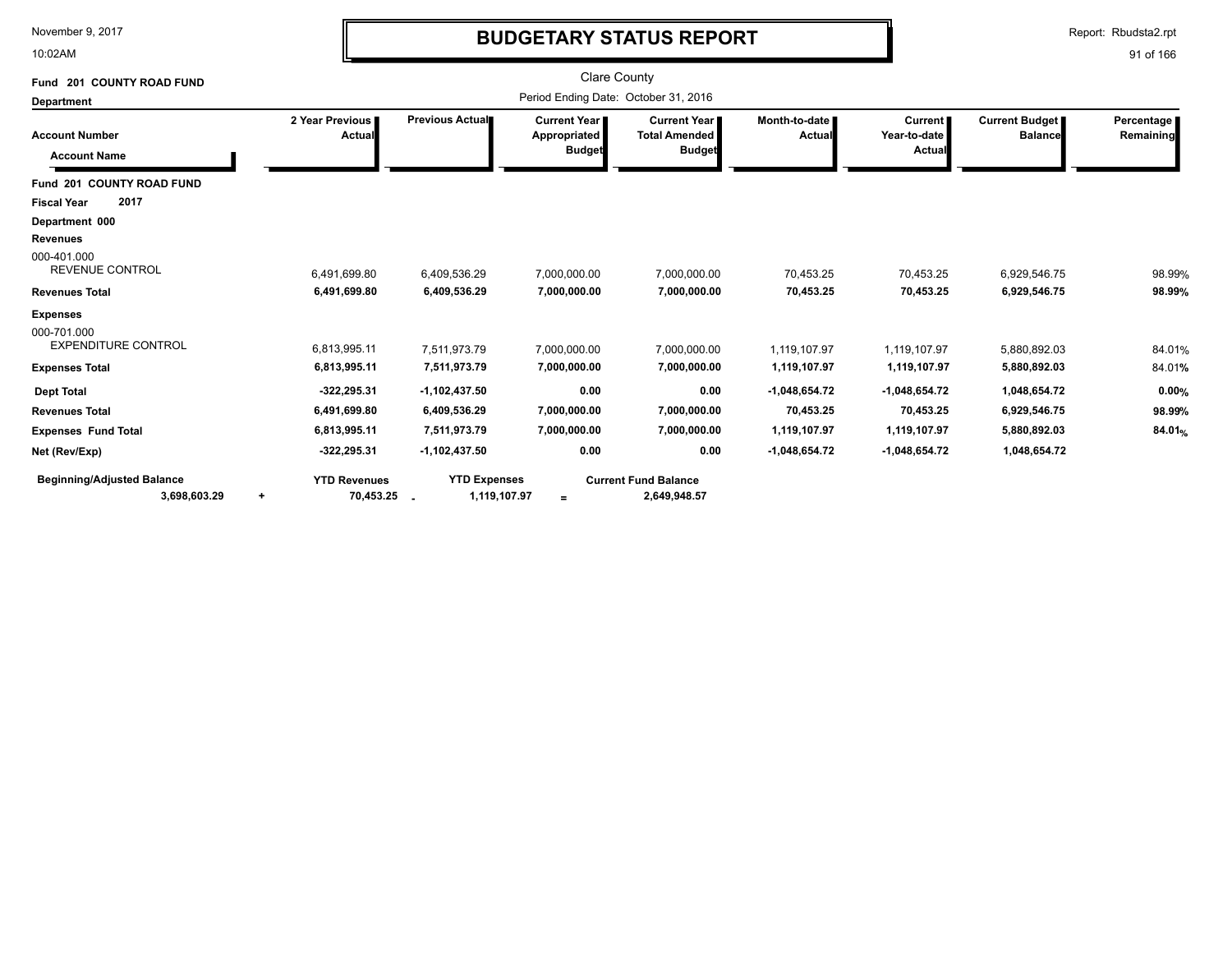# BUDGETARY STATUS REPORT

Clare County

Period Ending Date: October 31, 2016

November 9, 2017
10:02AM

Report: Rbudsta2.rpt

**Fund 201 COUNTY ROAD FUND**

**Department**

| Account Number / Account Name | 2 Year Previous Actual | Previous Actual | Current Year Appropriated Budget | Current Year Total Amended Budget | Month-to-date Actual | Current Year-to-date Actual | Current Budget Balance | Percentage Remaining |
|---|---|---|---|---|---|---|---|---|
| **Fund 201 COUNTY ROAD FUND** | | | | | | | | |
| **Fiscal Year 2017** | | | | | | | | |
| **Department 000** | | | | | | | | |
| **Revenues** | | | | | | | | |
| 000-401.000 REVENUE CONTROL | 6,491,699.80 | 6,409,536.29 | 7,000,000.00 | 7,000,000.00 | 70,453.25 | 70,453.25 | 6,929,546.75 | 98.99% |
| **Revenues Total** | **6,491,699.80** | **6,409,536.29** | **7,000,000.00** | **7,000,000.00** | **70,453.25** | **70,453.25** | **6,929,546.75** | **98.99%** |
| **Expenses** | | | | | | | | |
| 000-701.000 EXPENDITURE CONTROL | 6,813,995.11 | 7,511,973.79 | 7,000,000.00 | 7,000,000.00 | 1,119,107.97 | 1,119,107.97 | 5,880,892.03 | 84.01% |
| **Expenses Total** | **6,813,995.11** | **7,511,973.79** | **7,000,000.00** | **7,000,000.00** | **1,119,107.97** | **1,119,107.97** | **5,880,892.03** | 84.01% |
| **Dept Total** | **-322,295.31** | **-1,102,437.50** | **0.00** | **0.00** | **-1,048,654.72** | **-1,048,654.72** | **1,048,654.72** | **0.00%** |
| **Revenues Total** | **6,491,699.80** | **6,409,536.29** | **7,000,000.00** | **7,000,000.00** | **70,453.25** | **70,453.25** | **6,929,546.75** | **98.99%** |
| **Expenses Fund Total** | **6,813,995.11** | **7,511,973.79** | **7,000,000.00** | **7,000,000.00** | **1,119,107.97** | **1,119,107.97** | **5,880,892.03** | **84.01%** |
| **Net (Rev/Exp)** | **-322,295.31** | **-1,102,437.50** | **0.00** | **0.00** | **-1,048,654.72** | **-1,048,654.72** | **1,048,654.72** | |

| Beginning/Adjusted Balance | | YTD Revenues | | YTD Expenses | | Current Fund Balance |
|---|---|---|---|---|---|---|
| 3,698,603.29 | + | 70,453.25 | - | 1,119,107.97 | = | 2,649,948.57 |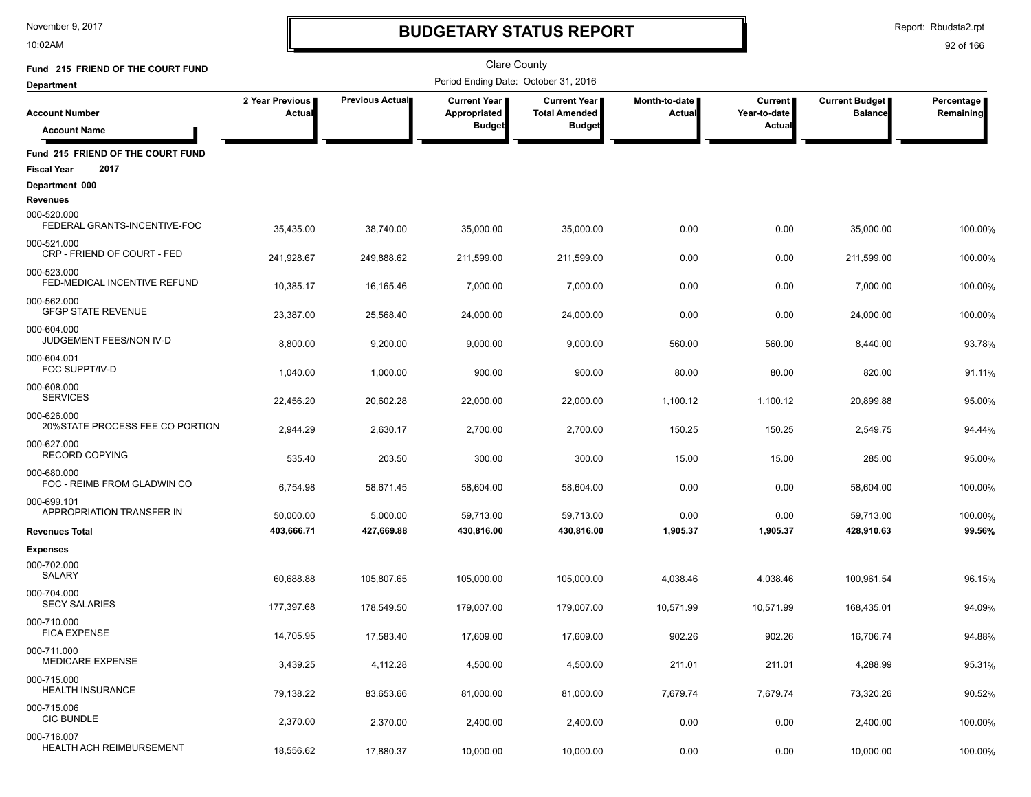# BUDGETARY STATUS REPORT

November 9, 2017
10:02AM

Report: Rbudsta2.rpt

Clare County

Period Ending Date: October 31, 2016

**Fund 215 FRIEND OF THE COURT FUND**

**Department**

| Account Number / Account Name | 2 Year Previous Actual | Previous Actual | Current Year Appropriated Budget | Current Year Total Amended Budget | Month-to-date Actual | Current Year-to-date Actual | Current Budget Balance | Percentage Remaining |
|---|---|---|---|---|---|---|---|---|
| **Fund 215 FRIEND OF THE COURT FUND** | | | | | | | | |
| **Fiscal Year 2017** | | | | | | | | |
| **Department 000** | | | | | | | | |
| **Revenues** | | | | | | | | |
| 000-520.000 FEDERAL GRANTS-INCENTIVE-FOC | 35,435.00 | 38,740.00 | 35,000.00 | 35,000.00 | 0.00 | 0.00 | 35,000.00 | 100.00% |
| 000-521.000 CRP - FRIEND OF COURT - FED | 241,928.67 | 249,888.62 | 211,599.00 | 211,599.00 | 0.00 | 0.00 | 211,599.00 | 100.00% |
| 000-523.000 FED-MEDICAL INCENTIVE REFUND | 10,385.17 | 16,165.46 | 7,000.00 | 7,000.00 | 0.00 | 0.00 | 7,000.00 | 100.00% |
| 000-562.000 GFGP STATE REVENUE | 23,387.00 | 25,568.40 | 24,000.00 | 24,000.00 | 0.00 | 0.00 | 24,000.00 | 100.00% |
| 000-604.000 JUDGEMENT FEES/NON IV-D | 8,800.00 | 9,200.00 | 9,000.00 | 9,000.00 | 560.00 | 560.00 | 8,440.00 | 93.78% |
| 000-604.001 FOC SUPPT/IV-D | 1,040.00 | 1,000.00 | 900.00 | 900.00 | 80.00 | 80.00 | 820.00 | 91.11% |
| 000-608.000 SERVICES | 22,456.20 | 20,602.28 | 22,000.00 | 22,000.00 | 1,100.12 | 1,100.12 | 20,899.88 | 95.00% |
| 000-626.000 20%STATE PROCESS FEE CO PORTION | 2,944.29 | 2,630.17 | 2,700.00 | 2,700.00 | 150.25 | 150.25 | 2,549.75 | 94.44% |
| 000-627.000 RECORD COPYING | 535.40 | 203.50 | 300.00 | 300.00 | 15.00 | 15.00 | 285.00 | 95.00% |
| 000-680.000 FOC - REIMB FROM GLADWIN CO | 6,754.98 | 58,671.45 | 58,604.00 | 58,604.00 | 0.00 | 0.00 | 58,604.00 | 100.00% |
| 000-699.101 APPROPRIATION TRANSFER IN | 50,000.00 | 5,000.00 | 59,713.00 | 59,713.00 | 0.00 | 0.00 | 59,713.00 | 100.00% |
| **Revenues Total** | **403,666.71** | **427,669.88** | **430,816.00** | **430,816.00** | **1,905.37** | **1,905.37** | **428,910.63** | **99.56%** |
| **Expenses** | | | | | | | | |
| 000-702.000 SALARY | 60,688.88 | 105,807.65 | 105,000.00 | 105,000.00 | 4,038.46 | 4,038.46 | 100,961.54 | 96.15% |
| 000-704.000 SECY SALARIES | 177,397.68 | 178,549.50 | 179,007.00 | 179,007.00 | 10,571.99 | 10,571.99 | 168,435.01 | 94.09% |
| 000-710.000 FICA EXPENSE | 14,705.95 | 17,583.40 | 17,609.00 | 17,609.00 | 902.26 | 902.26 | 16,706.74 | 94.88% |
| 000-711.000 MEDICARE EXPENSE | 3,439.25 | 4,112.28 | 4,500.00 | 4,500.00 | 211.01 | 211.01 | 4,288.99 | 95.31% |
| 000-715.000 HEALTH INSURANCE | 79,138.22 | 83,653.66 | 81,000.00 | 81,000.00 | 7,679.74 | 7,679.74 | 73,320.26 | 90.52% |
| 000-715.006 CIC BUNDLE | 2,370.00 | 2,370.00 | 2,400.00 | 2,400.00 | 0.00 | 0.00 | 2,400.00 | 100.00% |
| 000-716.007 HEALTH ACH REIMBURSEMENT | 18,556.62 | 17,880.37 | 10,000.00 | 10,000.00 | 0.00 | 0.00 | 10,000.00 | 100.00% |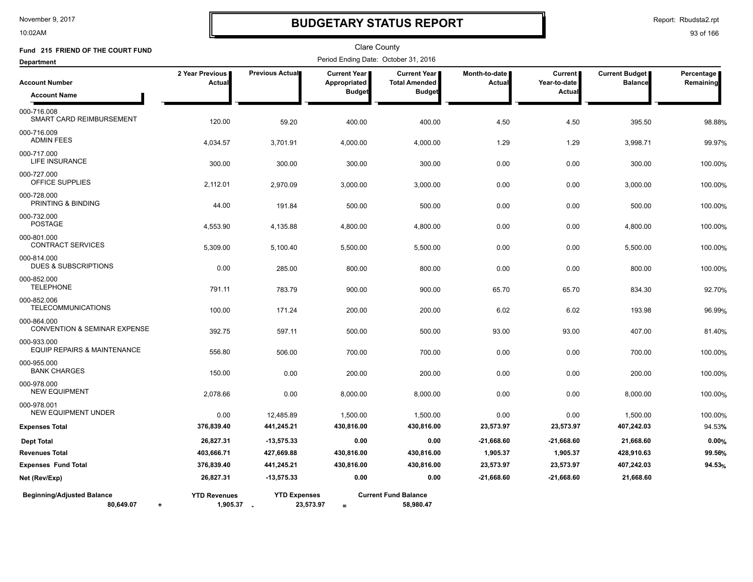# BUDGETARY STATUS REPORT

November 9, 2017
10:02AM

Report: Rbudsta2.rpt

Clare County

**Fund 215 FRIEND OF THE COURT FUND**

**Department**

Period Ending Date: October 31, 2016

| Account Number / Account Name | 2 Year Previous Actual | Previous Actual | Current Year Appropriated Budget | Current Year Total Amended Budget | Month-to-date Actual | Current Year-to-date Actual | Current Budget Balance | Percentage Remaining |
|---|---|---|---|---|---|---|---|---|
| 000-716.008 SMART CARD REIMBURSEMENT | 120.00 | 59.20 | 400.00 | 400.00 | 4.50 | 4.50 | 395.50 | 98.88% |
| 000-716.009 ADMIN FEES | 4,034.57 | 3,701.91 | 4,000.00 | 4,000.00 | 1.29 | 1.29 | 3,998.71 | 99.97% |
| 000-717.000 LIFE INSURANCE | 300.00 | 300.00 | 300.00 | 300.00 | 0.00 | 0.00 | 300.00 | 100.00% |
| 000-727.000 OFFICE SUPPLIES | 2,112.01 | 2,970.09 | 3,000.00 | 3,000.00 | 0.00 | 0.00 | 3,000.00 | 100.00% |
| 000-728.000 PRINTING & BINDING | 44.00 | 191.84 | 500.00 | 500.00 | 0.00 | 0.00 | 500.00 | 100.00% |
| 000-732.000 POSTAGE | 4,553.90 | 4,135.88 | 4,800.00 | 4,800.00 | 0.00 | 0.00 | 4,800.00 | 100.00% |
| 000-801.000 CONTRACT SERVICES | 5,309.00 | 5,100.40 | 5,500.00 | 5,500.00 | 0.00 | 0.00 | 5,500.00 | 100.00% |
| 000-814.000 DUES & SUBSCRIPTIONS | 0.00 | 285.00 | 800.00 | 800.00 | 0.00 | 0.00 | 800.00 | 100.00% |
| 000-852.000 TELEPHONE | 791.11 | 783.79 | 900.00 | 900.00 | 65.70 | 65.70 | 834.30 | 92.70% |
| 000-852.006 TELECOMMUNICATIONS | 100.00 | 171.24 | 200.00 | 200.00 | 6.02 | 6.02 | 193.98 | 96.99% |
| 000-864.000 CONVENTION & SEMINAR EXPENSE | 392.75 | 597.11 | 500.00 | 500.00 | 93.00 | 93.00 | 407.00 | 81.40% |
| 000-933.000 EQUIP REPAIRS & MAINTENANCE | 556.80 | 506.00 | 700.00 | 700.00 | 0.00 | 0.00 | 700.00 | 100.00% |
| 000-955.000 BANK CHARGES | 150.00 | 0.00 | 200.00 | 200.00 | 0.00 | 0.00 | 200.00 | 100.00% |
| 000-978.000 NEW EQUIPMENT | 2,078.66 | 0.00 | 8,000.00 | 8,000.00 | 0.00 | 0.00 | 8,000.00 | 100.00% |
| 000-978.001 NEW EQUIPMENT UNDER | 0.00 | 12,485.89 | 1,500.00 | 1,500.00 | 0.00 | 0.00 | 1,500.00 | 100.00% |
| **Expenses Total** | **376,839.40** | **441,245.21** | **430,816.00** | **430,816.00** | **23,573.97** | **23,573.97** | **407,242.03** | 94.53% |
| **Dept Total** | **26,827.31** | **-13,575.33** | **0.00** | **0.00** | **-21,668.60** | **-21,668.60** | **21,668.60** | **0.00%** |
| **Revenues Total** | **403,666.71** | **427,669.88** | **430,816.00** | **430,816.00** | **1,905.37** | **1,905.37** | **428,910.63** | **99.56%** |
| **Expenses Fund Total** | **376,839.40** | **441,245.21** | **430,816.00** | **430,816.00** | **23,573.97** | **23,573.97** | **407,242.03** | **94.53%** |
| **Net (Rev/Exp)** | **26,827.31** | **-13,575.33** | **0.00** | **0.00** | **-21,668.60** | **-21,668.60** | **21,668.60** | |

| Beginning/Adjusted Balance | | YTD Revenues | | YTD Expenses | | Current Fund Balance |
|---|---|---|---|---|---|---|
| 80,649.07 | + | 1,905.37 | - | 23,573.97 | = | 58,980.47 |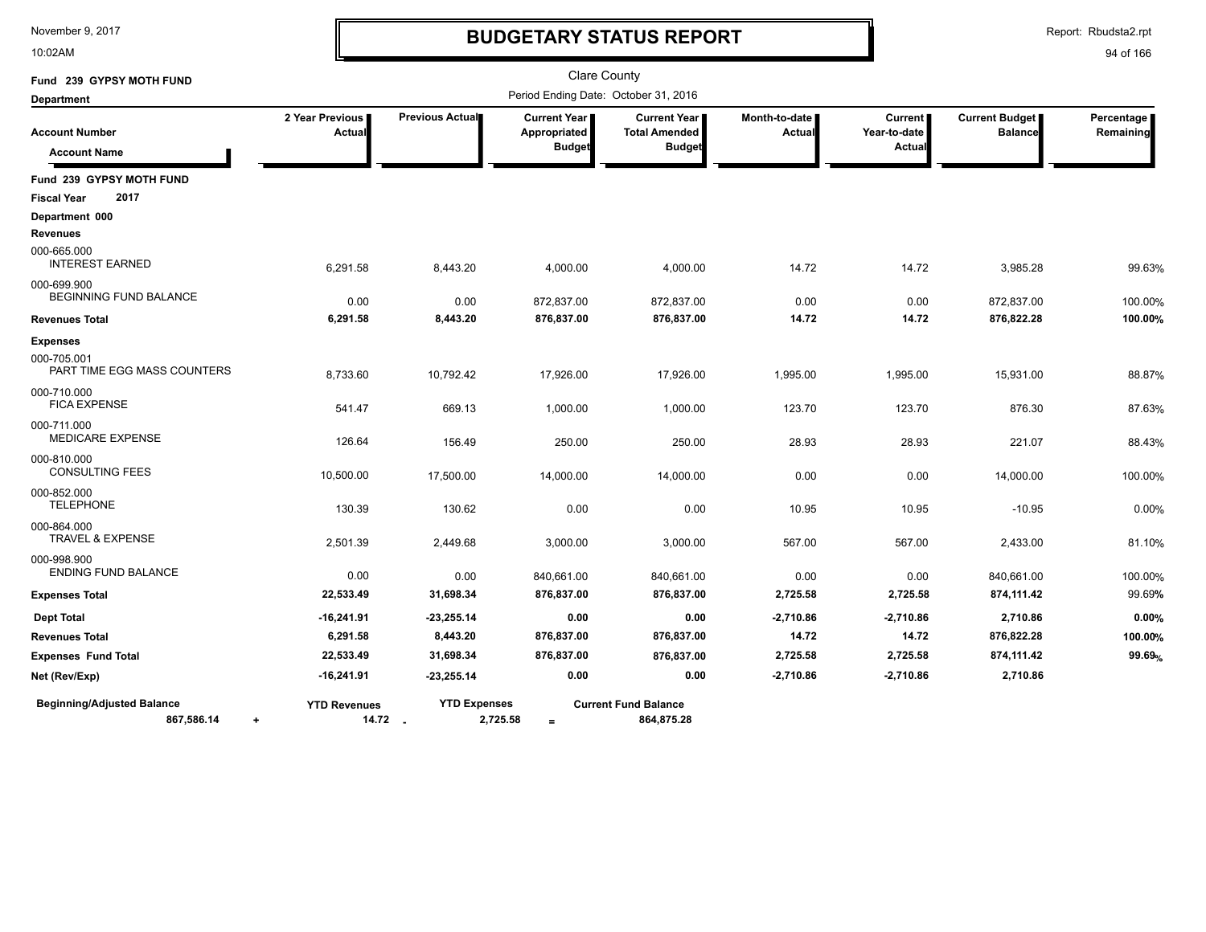November 9, 2017
10:02AM

# BUDGETARY STATUS REPORT

Report: Rbudsta2.rpt

Clare County

Period Ending Date: October 31, 2016

**Fund 239 GYPSY MOTH FUND**

**Department**

| Account Number / Account Name | 2 Year Previous Actual | Previous Actual | Current Year Appropriated Budget | Current Year Total Amended Budget | Month-to-date Actual | Current Year-to-date Actual | Current Budget Balance | Percentage Remaining |
|---|---|---|---|---|---|---|---|---|
| **Fund 239 GYPSY MOTH FUND** | | | | | | | | |
| **Fiscal Year 2017** | | | | | | | | |
| **Department 000** | | | | | | | | |
| **Revenues** | | | | | | | | |
| 000-665.000 INTEREST EARNED | 6,291.58 | 8,443.20 | 4,000.00 | 4,000.00 | 14.72 | 14.72 | 3,985.28 | 99.63% |
| 000-699.900 BEGINNING FUND BALANCE | 0.00 | 0.00 | 872,837.00 | 872,837.00 | 0.00 | 0.00 | 872,837.00 | 100.00% |
| **Revenues Total** | **6,291.58** | **8,443.20** | **876,837.00** | **876,837.00** | **14.72** | **14.72** | **876,822.28** | **100.00%** |
| **Expenses** | | | | | | | | |
| 000-705.001 PART TIME EGG MASS COUNTERS | 8,733.60 | 10,792.42 | 17,926.00 | 17,926.00 | 1,995.00 | 1,995.00 | 15,931.00 | 88.87% |
| 000-710.000 FICA EXPENSE | 541.47 | 669.13 | 1,000.00 | 1,000.00 | 123.70 | 123.70 | 876.30 | 87.63% |
| 000-711.000 MEDICARE EXPENSE | 126.64 | 156.49 | 250.00 | 250.00 | 28.93 | 28.93 | 221.07 | 88.43% |
| 000-810.000 CONSULTING FEES | 10,500.00 | 17,500.00 | 14,000.00 | 14,000.00 | 0.00 | 0.00 | 14,000.00 | 100.00% |
| 000-852.000 TELEPHONE | 130.39 | 130.62 | 0.00 | 0.00 | 10.95 | 10.95 | -10.95 | 0.00% |
| 000-864.000 TRAVEL & EXPENSE | 2,501.39 | 2,449.68 | 3,000.00 | 3,000.00 | 567.00 | 567.00 | 2,433.00 | 81.10% |
| 000-998.900 ENDING FUND BALANCE | 0.00 | 0.00 | 840,661.00 | 840,661.00 | 0.00 | 0.00 | 840,661.00 | 100.00% |
| **Expenses Total** | **22,533.49** | **31,698.34** | **876,837.00** | **876,837.00** | **2,725.58** | **2,725.58** | **874,111.42** | 99.69% |
| **Dept Total** | **-16,241.91** | **-23,255.14** | **0.00** | **0.00** | **-2,710.86** | **-2,710.86** | **2,710.86** | **0.00%** |
| **Revenues Total** | **6,291.58** | **8,443.20** | **876,837.00** | **876,837.00** | **14.72** | **14.72** | **876,822.28** | **100.00%** |
| **Expenses Fund Total** | **22,533.49** | **31,698.34** | **876,837.00** | **876,837.00** | **2,725.58** | **2,725.58** | **874,111.42** | **99.69%** |
| **Net (Rev/Exp)** | **-16,241.91** | **-23,255.14** | **0.00** | **0.00** | **-2,710.86** | **-2,710.86** | **2,710.86** | |

| Beginning/Adjusted Balance | | YTD Revenues | | YTD Expenses | | Current Fund Balance |
|---|---|---|---|---|---|---|
| 867,586.14 | + | 14.72 | - | 2,725.58 | = | 864,875.28 |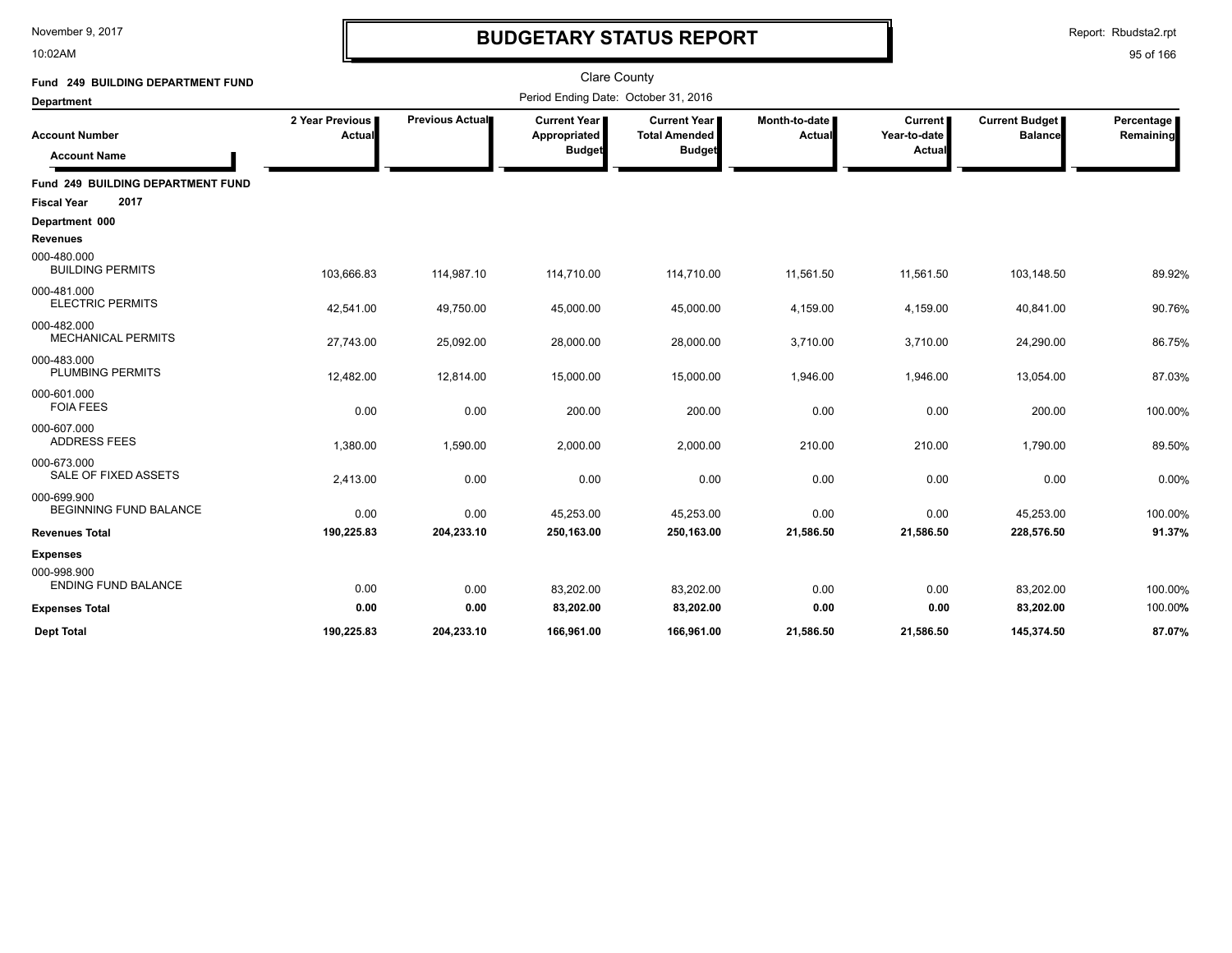# BUDGETARY STATUS REPORT

November 9, 2017
10:02AM

Report: Rbudsta2.rpt

Clare County

**Fund 249 BUILDING DEPARTMENT FUND**

**Department**

Period Ending Date: October 31, 2016

| Account Number / Account Name | 2 Year Previous Actual | Previous Actual | Current Year Appropriated Budget | Current Year Total Amended Budget | Month-to-date Actual | Current Year-to-date Actual | Current Budget Balance | Percentage Remaining |
|---|---|---|---|---|---|---|---|---|
| **Fund 249 BUILDING DEPARTMENT FUND** | | | | | | | | |
| **Fiscal Year 2017** | | | | | | | | |
| **Department 000** | | | | | | | | |
| **Revenues** | | | | | | | | |
| 000-480.000 BUILDING PERMITS | 103,666.83 | 114,987.10 | 114,710.00 | 114,710.00 | 11,561.50 | 11,561.50 | 103,148.50 | 89.92% |
| 000-481.000 ELECTRIC PERMITS | 42,541.00 | 49,750.00 | 45,000.00 | 45,000.00 | 4,159.00 | 4,159.00 | 40,841.00 | 90.76% |
| 000-482.000 MECHANICAL PERMITS | 27,743.00 | 25,092.00 | 28,000.00 | 28,000.00 | 3,710.00 | 3,710.00 | 24,290.00 | 86.75% |
| 000-483.000 PLUMBING PERMITS | 12,482.00 | 12,814.00 | 15,000.00 | 15,000.00 | 1,946.00 | 1,946.00 | 13,054.00 | 87.03% |
| 000-601.000 FOIA FEES | 0.00 | 0.00 | 200.00 | 200.00 | 0.00 | 0.00 | 200.00 | 100.00% |
| 000-607.000 ADDRESS FEES | 1,380.00 | 1,590.00 | 2,000.00 | 2,000.00 | 210.00 | 210.00 | 1,790.00 | 89.50% |
| 000-673.000 SALE OF FIXED ASSETS | 2,413.00 | 0.00 | 0.00 | 0.00 | 0.00 | 0.00 | 0.00 | 0.00% |
| 000-699.900 BEGINNING FUND BALANCE | 0.00 | 0.00 | 45,253.00 | 45,253.00 | 0.00 | 0.00 | 45,253.00 | 100.00% |
| **Revenues Total** | **190,225.83** | **204,233.10** | **250,163.00** | **250,163.00** | **21,586.50** | **21,586.50** | **228,576.50** | **91.37%** |
| **Expenses** | | | | | | | | |
| 000-998.900 ENDING FUND BALANCE | 0.00 | 0.00 | 83,202.00 | 83,202.00 | 0.00 | 0.00 | 83,202.00 | 100.00% |
| **Expenses Total** | **0.00** | **0.00** | **83,202.00** | **83,202.00** | **0.00** | **0.00** | **83,202.00** | **100.00%** |
| **Dept Total** | **190,225.83** | **204,233.10** | **166,961.00** | **166,961.00** | **21,586.50** | **21,586.50** | **145,374.50** | **87.07%** |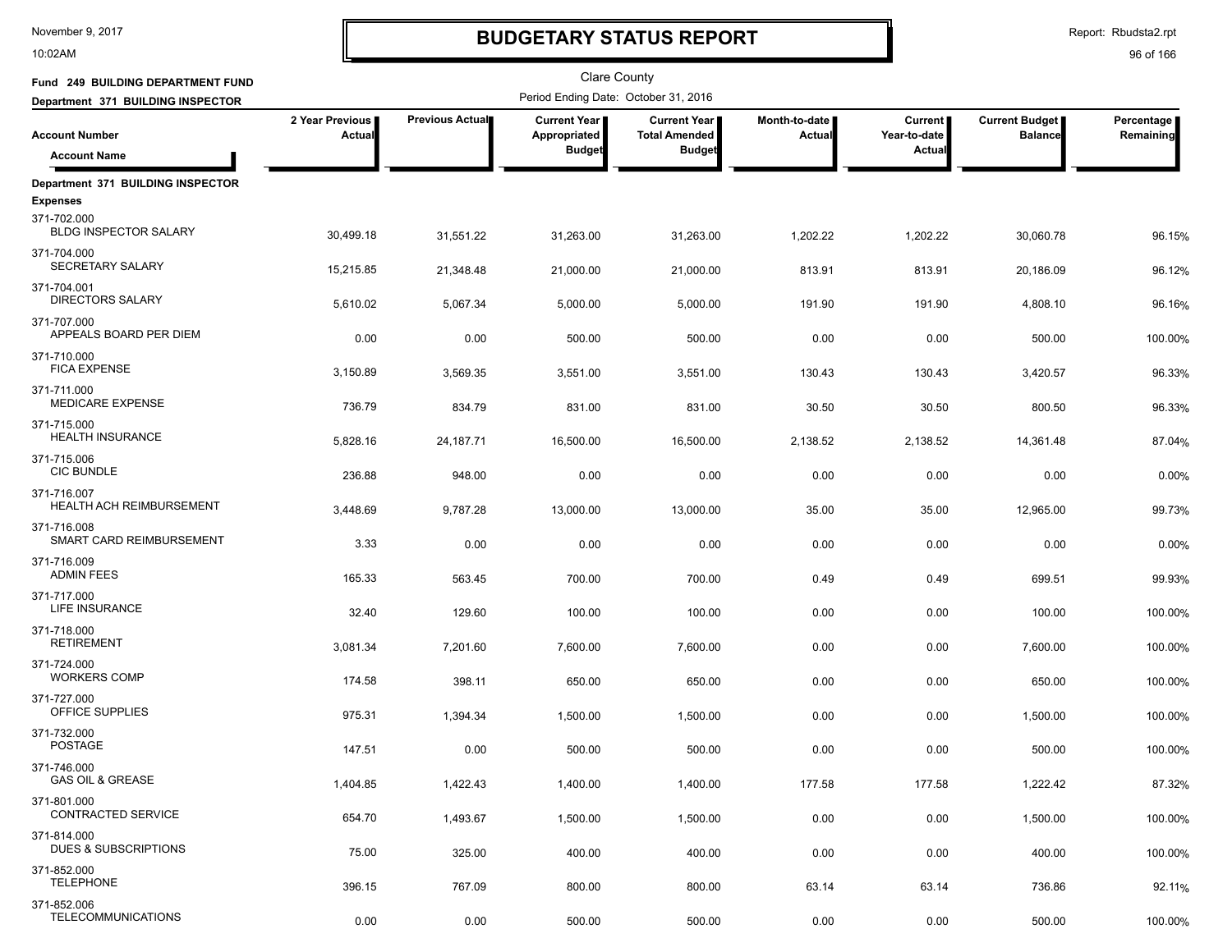# BUDGETARY STATUS REPORT

Clare County

Period Ending Date: October 31, 2016

**Fund 249 BUILDING DEPARTMENT FUND**

**Department 371 BUILDING INSPECTOR**

| Account Number / Account Name | 2 Year Previous Actual | Previous Actual | Current Year Appropriated Budget | Current Year Total Amended Budget | Month-to-date Actual | Current Year-to-date Actual | Current Budget Balance | Percentage Remaining |
|---|---|---|---|---|---|---|---|---|
| **Department 371 BUILDING INSPECTOR** | | | | | | | | |
| **Expenses** | | | | | | | | |
| 371-702.000 BLDG INSPECTOR SALARY | 30,499.18 | 31,551.22 | 31,263.00 | 31,263.00 | 1,202.22 | 1,202.22 | 30,060.78 | 96.15% |
| 371-704.000 SECRETARY SALARY | 15,215.85 | 21,348.48 | 21,000.00 | 21,000.00 | 813.91 | 813.91 | 20,186.09 | 96.12% |
| 371-704.001 DIRECTORS SALARY | 5,610.02 | 5,067.34 | 5,000.00 | 5,000.00 | 191.90 | 191.90 | 4,808.10 | 96.16% |
| 371-707.000 APPEALS BOARD PER DIEM | 0.00 | 0.00 | 500.00 | 500.00 | 0.00 | 0.00 | 500.00 | 100.00% |
| 371-710.000 FICA EXPENSE | 3,150.89 | 3,569.35 | 3,551.00 | 3,551.00 | 130.43 | 130.43 | 3,420.57 | 96.33% |
| 371-711.000 MEDICARE EXPENSE | 736.79 | 834.79 | 831.00 | 831.00 | 30.50 | 30.50 | 800.50 | 96.33% |
| 371-715.000 HEALTH INSURANCE | 5,828.16 | 24,187.71 | 16,500.00 | 16,500.00 | 2,138.52 | 2,138.52 | 14,361.48 | 87.04% |
| 371-715.006 CIC BUNDLE | 236.88 | 948.00 | 0.00 | 0.00 | 0.00 | 0.00 | 0.00 | 0.00% |
| 371-716.007 HEALTH ACH REIMBURSEMENT | 3,448.69 | 9,787.28 | 13,000.00 | 13,000.00 | 35.00 | 35.00 | 12,965.00 | 99.73% |
| 371-716.008 SMART CARD REIMBURSEMENT | 3.33 | 0.00 | 0.00 | 0.00 | 0.00 | 0.00 | 0.00 | 0.00% |
| 371-716.009 ADMIN FEES | 165.33 | 563.45 | 700.00 | 700.00 | 0.49 | 0.49 | 699.51 | 99.93% |
| 371-717.000 LIFE INSURANCE | 32.40 | 129.60 | 100.00 | 100.00 | 0.00 | 0.00 | 100.00 | 100.00% |
| 371-718.000 RETIREMENT | 3,081.34 | 7,201.60 | 7,600.00 | 7,600.00 | 0.00 | 0.00 | 7,600.00 | 100.00% |
| 371-724.000 WORKERS COMP | 174.58 | 398.11 | 650.00 | 650.00 | 0.00 | 0.00 | 650.00 | 100.00% |
| 371-727.000 OFFICE SUPPLIES | 975.31 | 1,394.34 | 1,500.00 | 1,500.00 | 0.00 | 0.00 | 1,500.00 | 100.00% |
| 371-732.000 POSTAGE | 147.51 | 0.00 | 500.00 | 500.00 | 0.00 | 0.00 | 500.00 | 100.00% |
| 371-746.000 GAS OIL & GREASE | 1,404.85 | 1,422.43 | 1,400.00 | 1,400.00 | 177.58 | 177.58 | 1,222.42 | 87.32% |
| 371-801.000 CONTRACTED SERVICE | 654.70 | 1,493.67 | 1,500.00 | 1,500.00 | 0.00 | 0.00 | 1,500.00 | 100.00% |
| 371-814.000 DUES & SUBSCRIPTIONS | 75.00 | 325.00 | 400.00 | 400.00 | 0.00 | 0.00 | 400.00 | 100.00% |
| 371-852.000 TELEPHONE | 396.15 | 767.09 | 800.00 | 800.00 | 63.14 | 63.14 | 736.86 | 92.11% |
| 371-852.006 TELECOMMUNICATIONS | 0.00 | 0.00 | 500.00 | 500.00 | 0.00 | 0.00 | 500.00 | 100.00% |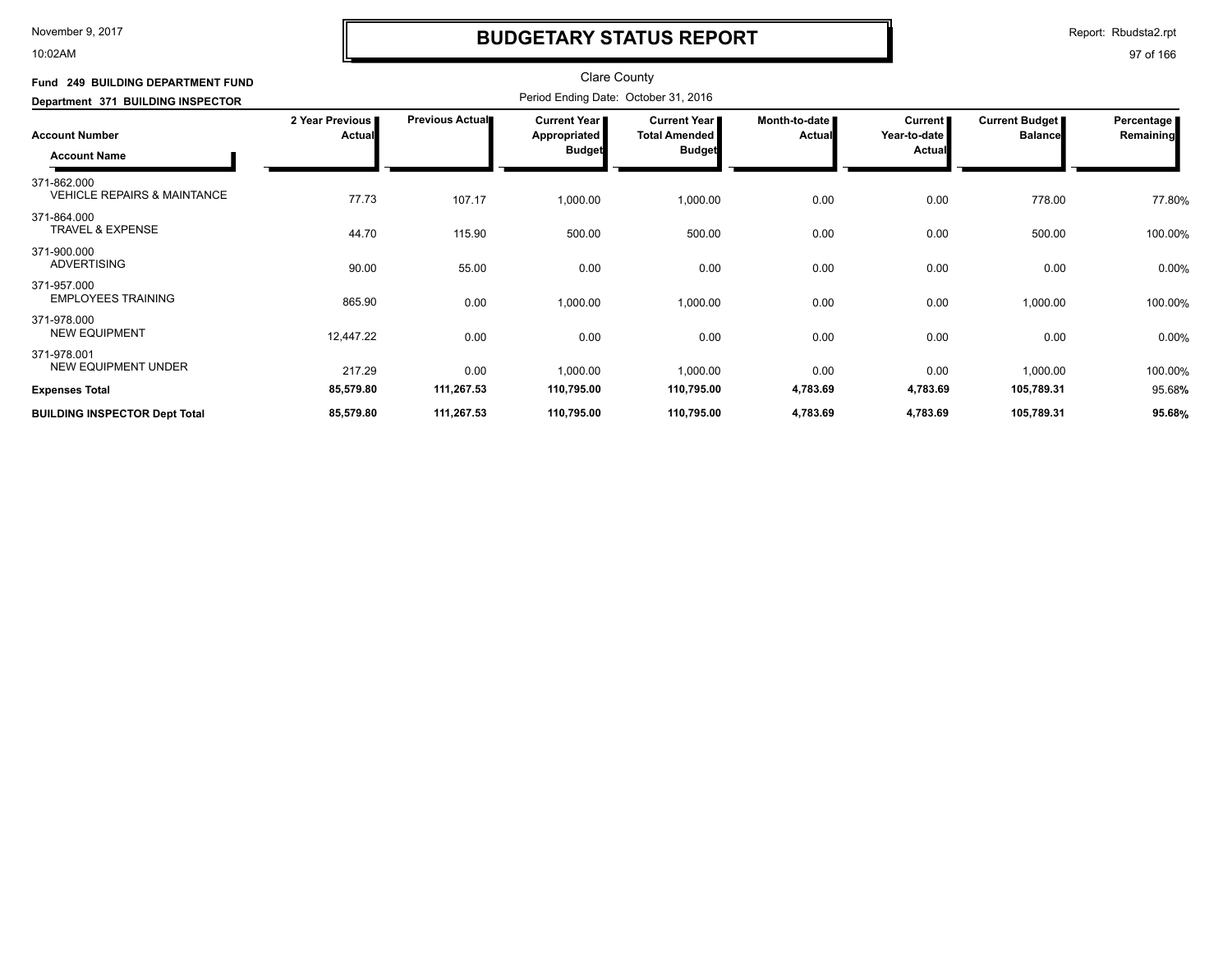# BUDGETARY STATUS REPORT

Clare County

Period Ending Date: October 31, 2016

**Fund 249 BUILDING DEPARTMENT FUND**

**Department 371 BUILDING INSPECTOR**

| Account Number / Account Name | 2 Year Previous Actual | Previous Actual | Current Year Appropriated Budget | Current Year Total Amended Budget | Month-to-date Actual | Current Year-to-date Actual | Current Budget Balance | Percentage Remaining |
|---|---|---|---|---|---|---|---|---|
| 371-862.000 VEHICLE REPAIRS & MAINTANCE | 77.73 | 107.17 | 1,000.00 | 1,000.00 | 0.00 | 0.00 | 778.00 | 77.80% |
| 371-864.000 TRAVEL & EXPENSE | 44.70 | 115.90 | 500.00 | 500.00 | 0.00 | 0.00 | 500.00 | 100.00% |
| 371-900.000 ADVERTISING | 90.00 | 55.00 | 0.00 | 0.00 | 0.00 | 0.00 | 0.00 | 0.00% |
| 371-957.000 EMPLOYEES TRAINING | 865.90 | 0.00 | 1,000.00 | 1,000.00 | 0.00 | 0.00 | 1,000.00 | 100.00% |
| 371-978.000 NEW EQUIPMENT | 12,447.22 | 0.00 | 0.00 | 0.00 | 0.00 | 0.00 | 0.00 | 0.00% |
| 371-978.001 NEW EQUIPMENT UNDER | 217.29 | 0.00 | 1,000.00 | 1,000.00 | 0.00 | 0.00 | 1,000.00 | 100.00% |
| **Expenses Total** | **85,579.80** | **111,267.53** | **110,795.00** | **110,795.00** | **4,783.69** | **4,783.69** | **105,789.31** | 95.68% |
| **BUILDING INSPECTOR Dept Total** | **85,579.80** | **111,267.53** | **110,795.00** | **110,795.00** | **4,783.69** | **4,783.69** | **105,789.31** | **95.68%** |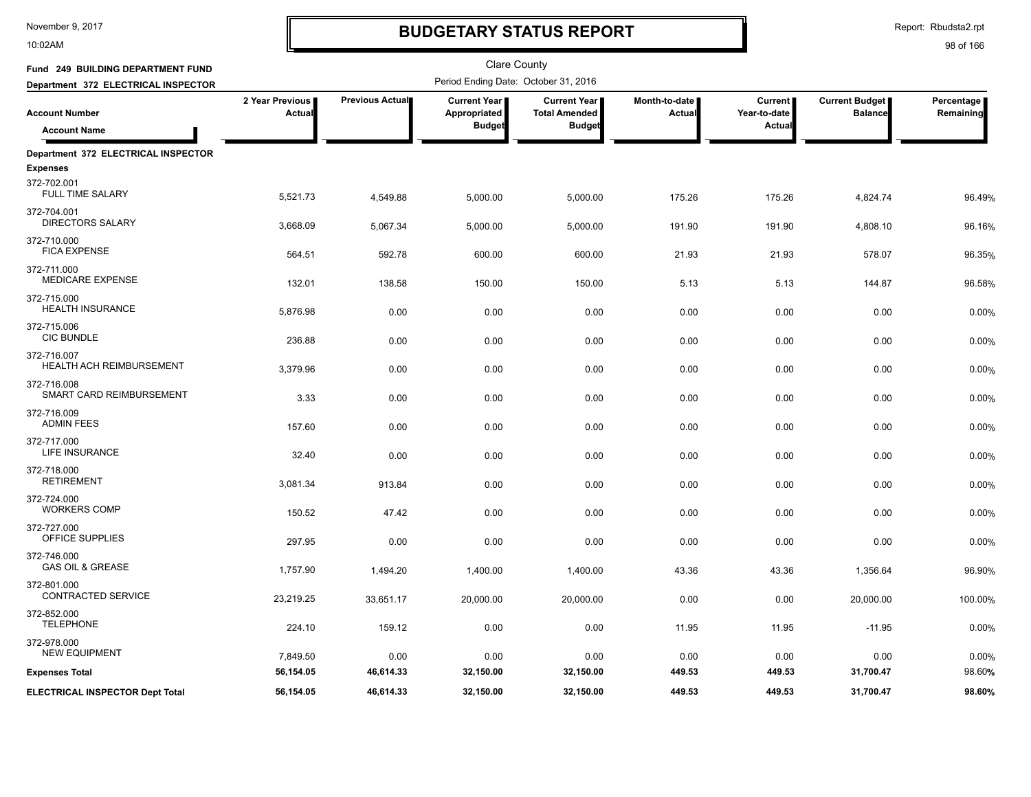# BUDGETARY STATUS REPORT

Clare County

**Fund 249 BUILDING DEPARTMENT FUND**

**Department 372 ELECTRICAL INSPECTOR**

Period Ending Date: October 31, 2016

| Account Number / Account Name | 2 Year Previous Actual | Previous Actual | Current Year Appropriated Budget | Current Year Total Amended Budget | Month-to-date Actual | Current Year-to-date Actual | Current Budget Balance | Percentage Remaining |
|---|---|---|---|---|---|---|---|---|
| **Department 372 ELECTRICAL INSPECTOR** | | | | | | | | |
| **Expenses** | | | | | | | | |
| 372-702.001 FULL TIME SALARY | 5,521.73 | 4,549.88 | 5,000.00 | 5,000.00 | 175.26 | 175.26 | 4,824.74 | 96.49% |
| 372-704.001 DIRECTORS SALARY | 3,668.09 | 5,067.34 | 5,000.00 | 5,000.00 | 191.90 | 191.90 | 4,808.10 | 96.16% |
| 372-710.000 FICA EXPENSE | 564.51 | 592.78 | 600.00 | 600.00 | 21.93 | 21.93 | 578.07 | 96.35% |
| 372-711.000 MEDICARE EXPENSE | 132.01 | 138.58 | 150.00 | 150.00 | 5.13 | 5.13 | 144.87 | 96.58% |
| 372-715.000 HEALTH INSURANCE | 5,876.98 | 0.00 | 0.00 | 0.00 | 0.00 | 0.00 | 0.00 | 0.00% |
| 372-715.006 CIC BUNDLE | 236.88 | 0.00 | 0.00 | 0.00 | 0.00 | 0.00 | 0.00 | 0.00% |
| 372-716.007 HEALTH ACH REIMBURSEMENT | 3,379.96 | 0.00 | 0.00 | 0.00 | 0.00 | 0.00 | 0.00 | 0.00% |
| 372-716.008 SMART CARD REIMBURSEMENT | 3.33 | 0.00 | 0.00 | 0.00 | 0.00 | 0.00 | 0.00 | 0.00% |
| 372-716.009 ADMIN FEES | 157.60 | 0.00 | 0.00 | 0.00 | 0.00 | 0.00 | 0.00 | 0.00% |
| 372-717.000 LIFE INSURANCE | 32.40 | 0.00 | 0.00 | 0.00 | 0.00 | 0.00 | 0.00 | 0.00% |
| 372-718.000 RETIREMENT | 3,081.34 | 913.84 | 0.00 | 0.00 | 0.00 | 0.00 | 0.00 | 0.00% |
| 372-724.000 WORKERS COMP | 150.52 | 47.42 | 0.00 | 0.00 | 0.00 | 0.00 | 0.00 | 0.00% |
| 372-727.000 OFFICE SUPPLIES | 297.95 | 0.00 | 0.00 | 0.00 | 0.00 | 0.00 | 0.00 | 0.00% |
| 372-746.000 GAS OIL & GREASE | 1,757.90 | 1,494.20 | 1,400.00 | 1,400.00 | 43.36 | 43.36 | 1,356.64 | 96.90% |
| 372-801.000 CONTRACTED SERVICE | 23,219.25 | 33,651.17 | 20,000.00 | 20,000.00 | 0.00 | 0.00 | 20,000.00 | 100.00% |
| 372-852.000 TELEPHONE | 224.10 | 159.12 | 0.00 | 0.00 | 11.95 | 11.95 | -11.95 | 0.00% |
| 372-978.000 NEW EQUIPMENT | 7,849.50 | 0.00 | 0.00 | 0.00 | 0.00 | 0.00 | 0.00 | 0.00% |
| **Expenses Total** | **56,154.05** | **46,614.33** | **32,150.00** | **32,150.00** | **449.53** | **449.53** | **31,700.47** | **98.60%** |
| **ELECTRICAL INSPECTOR Dept Total** | **56,154.05** | **46,614.33** | **32,150.00** | **32,150.00** | **449.53** | **449.53** | **31,700.47** | **98.60%** |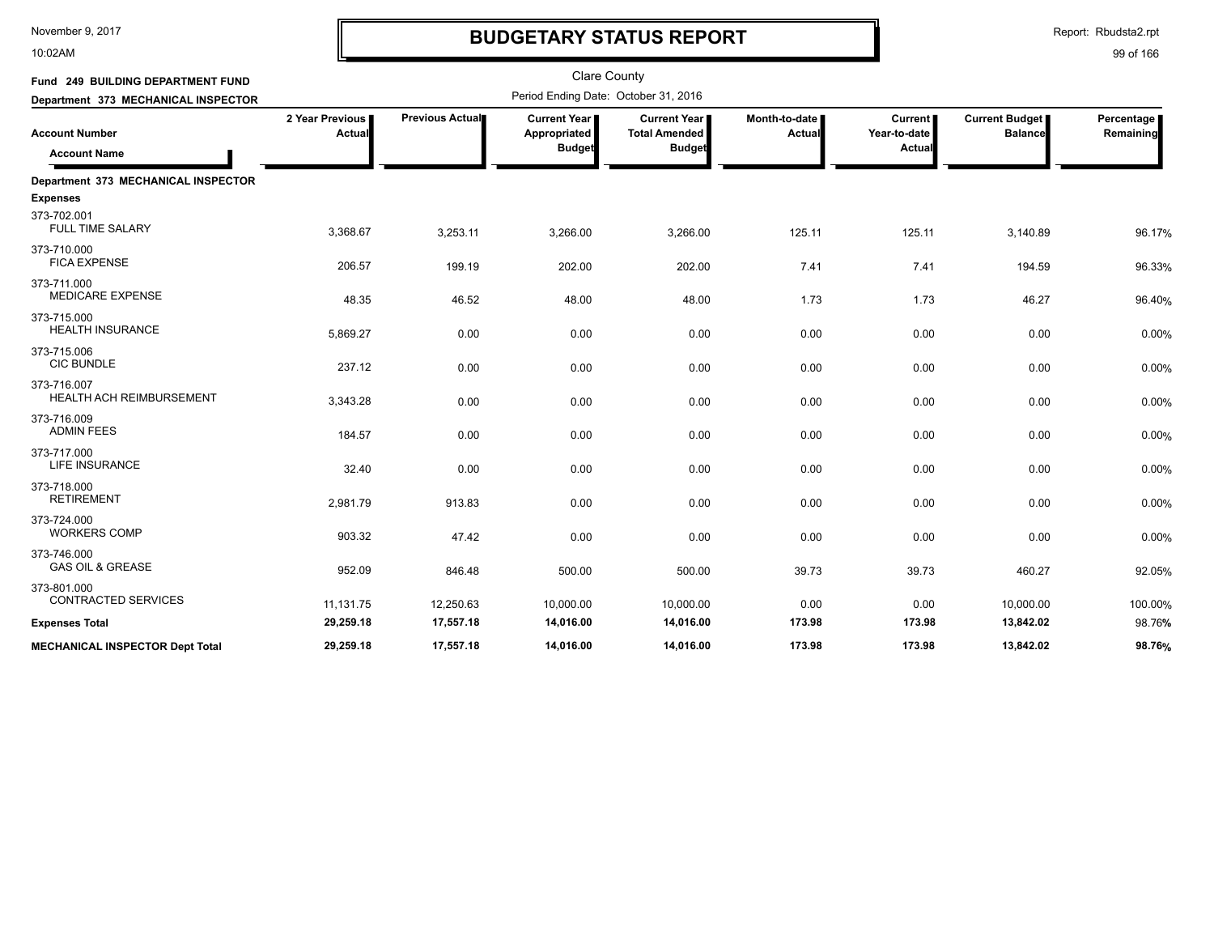# BUDGETARY STATUS REPORT

Clare County

Period Ending Date: October 31, 2016

**Fund 249 BUILDING DEPARTMENT FUND**

**Department 373 MECHANICAL INSPECTOR**

| Account Number / Account Name | 2 Year Previous Actual | Previous Actual | Current Year Appropriated Budget | Current Year Total Amended Budget | Month-to-date Actual | Current Year-to-date Actual | Current Budget Balance | Percentage Remaining |
|---|---|---|---|---|---|---|---|---|
| **Department 373 MECHANICAL INSPECTOR** | | | | | | | | |
| **Expenses** | | | | | | | | |
| 373-702.001 FULL TIME SALARY | 3,368.67 | 3,253.11 | 3,266.00 | 3,266.00 | 125.11 | 125.11 | 3,140.89 | 96.17% |
| 373-710.000 FICA EXPENSE | 206.57 | 199.19 | 202.00 | 202.00 | 7.41 | 7.41 | 194.59 | 96.33% |
| 373-711.000 MEDICARE EXPENSE | 48.35 | 46.52 | 48.00 | 48.00 | 1.73 | 1.73 | 46.27 | 96.40% |
| 373-715.000 HEALTH INSURANCE | 5,869.27 | 0.00 | 0.00 | 0.00 | 0.00 | 0.00 | 0.00 | 0.00% |
| 373-715.006 CIC BUNDLE | 237.12 | 0.00 | 0.00 | 0.00 | 0.00 | 0.00 | 0.00 | 0.00% |
| 373-716.007 HEALTH ACH REIMBURSEMENT | 3,343.28 | 0.00 | 0.00 | 0.00 | 0.00 | 0.00 | 0.00 | 0.00% |
| 373-716.009 ADMIN FEES | 184.57 | 0.00 | 0.00 | 0.00 | 0.00 | 0.00 | 0.00 | 0.00% |
| 373-717.000 LIFE INSURANCE | 32.40 | 0.00 | 0.00 | 0.00 | 0.00 | 0.00 | 0.00 | 0.00% |
| 373-718.000 RETIREMENT | 2,981.79 | 913.83 | 0.00 | 0.00 | 0.00 | 0.00 | 0.00 | 0.00% |
| 373-724.000 WORKERS COMP | 903.32 | 47.42 | 0.00 | 0.00 | 0.00 | 0.00 | 0.00 | 0.00% |
| 373-746.000 GAS OIL & GREASE | 952.09 | 846.48 | 500.00 | 500.00 | 39.73 | 39.73 | 460.27 | 92.05% |
| 373-801.000 CONTRACTED SERVICES | 11,131.75 | 12,250.63 | 10,000.00 | 10,000.00 | 0.00 | 0.00 | 10,000.00 | 100.00% |
| **Expenses Total** | **29,259.18** | **17,557.18** | **14,016.00** | **14,016.00** | **173.98** | **173.98** | **13,842.02** | 98.76% |
| **MECHANICAL INSPECTOR Dept Total** | **29,259.18** | **17,557.18** | **14,016.00** | **14,016.00** | **173.98** | **173.98** | **13,842.02** | **98.76%** |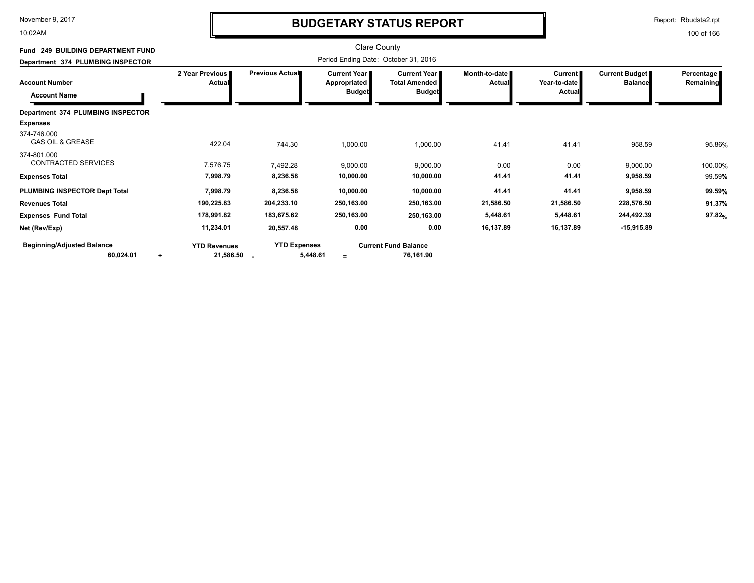# BUDGETARY STATUS REPORT

Clare County

**Fund 249 BUILDING DEPARTMENT FUND**

**Department 374 PLUMBING INSPECTOR**

Period Ending Date: October 31, 2016

| Account Number / Account Name | 2 Year Previous Actual | Previous Actual | Current Year Appropriated Budget | Current Year Total Amended Budget | Month-to-date Actual | Current Year-to-date Actual | Current Budget Balance | Percentage Remaining |
|---|---|---|---|---|---|---|---|---|
| **Department 374 PLUMBING INSPECTOR** | | | | | | | | |
| **Expenses** | | | | | | | | |
| 374-746.000 GAS OIL & GREASE | 422.04 | 744.30 | 1,000.00 | 1,000.00 | 41.41 | 41.41 | 958.59 | 95.86% |
| 374-801.000 CONTRACTED SERVICES | 7,576.75 | 7,492.28 | 9,000.00 | 9,000.00 | 0.00 | 0.00 | 9,000.00 | 100.00% |
| **Expenses Total** | **7,998.79** | **8,236.58** | **10,000.00** | **10,000.00** | **41.41** | **41.41** | **9,958.59** | 99.59% |
| **PLUMBING INSPECTOR Dept Total** | **7,998.79** | **8,236.58** | **10,000.00** | **10,000.00** | **41.41** | **41.41** | **9,958.59** | **99.59%** |
| **Revenues Total** | **190,225.83** | **204,233.10** | **250,163.00** | **250,163.00** | **21,586.50** | **21,586.50** | **228,576.50** | **91.37%** |
| **Expenses Fund Total** | **178,991.82** | **183,675.62** | **250,163.00** | **250,163.00** | **5,448.61** | **5,448.61** | **244,492.39** | **97.82%** |
| **Net (Rev/Exp)** | **11,234.01** | **20,557.48** | **0.00** | **0.00** | **16,137.89** | **16,137.89** | **-15,915.89** | |

| Beginning/Adjusted Balance | | YTD Revenues | | YTD Expenses | | Current Fund Balance |
|---|---|---|---|---|---|---|
| **60,024.01** | + | **21,586.50** | - | **5,448.61** | = | **76,161.90** |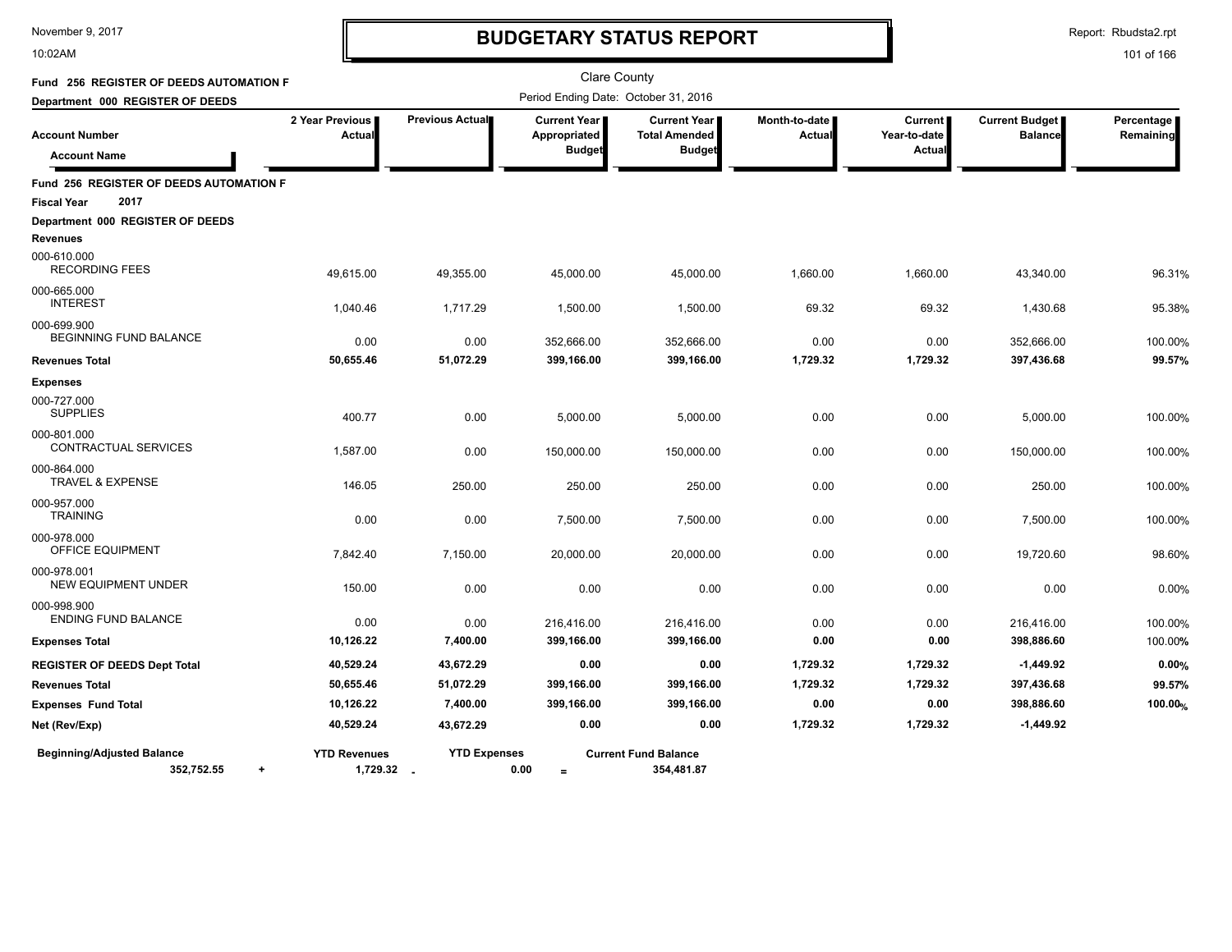# BUDGETARY STATUS REPORT

Clare County

Period Ending Date: October 31, 2016

**Fund 256 REGISTER OF DEEDS AUTOMATION F**

**Department 000 REGISTER OF DEEDS**

| Account Number / Account Name | 2 Year Previous Actual | Previous Actual | Current Year Appropriated Budget | Current Year Total Amended Budget | Month-to-date Actual | Current Year-to-date Actual | Current Budget Balance | Percentage Remaining |
|---|---|---|---|---|---|---|---|---|
| **Fund 256 REGISTER OF DEEDS AUTOMATION F** | | | | | | | | |
| **Fiscal Year 2017** | | | | | | | | |
| **Department 000 REGISTER OF DEEDS** | | | | | | | | |
| **Revenues** | | | | | | | | |
| 000-610.000 RECORDING FEES | 49,615.00 | 49,355.00 | 45,000.00 | 45,000.00 | 1,660.00 | 1,660.00 | 43,340.00 | 96.31% |
| 000-665.000 INTEREST | 1,040.46 | 1,717.29 | 1,500.00 | 1,500.00 | 69.32 | 69.32 | 1,430.68 | 95.38% |
| 000-699.900 BEGINNING FUND BALANCE | 0.00 | 0.00 | 352,666.00 | 352,666.00 | 0.00 | 0.00 | 352,666.00 | 100.00% |
| **Revenues Total** | **50,655.46** | **51,072.29** | **399,166.00** | **399,166.00** | **1,729.32** | **1,729.32** | **397,436.68** | **99.57%** |
| **Expenses** | | | | | | | | |
| 000-727.000 SUPPLIES | 400.77 | 0.00 | 5,000.00 | 5,000.00 | 0.00 | 0.00 | 5,000.00 | 100.00% |
| 000-801.000 CONTRACTUAL SERVICES | 1,587.00 | 0.00 | 150,000.00 | 150,000.00 | 0.00 | 0.00 | 150,000.00 | 100.00% |
| 000-864.000 TRAVEL & EXPENSE | 146.05 | 250.00 | 250.00 | 250.00 | 0.00 | 0.00 | 250.00 | 100.00% |
| 000-957.000 TRAINING | 0.00 | 0.00 | 7,500.00 | 7,500.00 | 0.00 | 0.00 | 7,500.00 | 100.00% |
| 000-978.000 OFFICE EQUIPMENT | 7,842.40 | 7,150.00 | 20,000.00 | 20,000.00 | 0.00 | 0.00 | 19,720.60 | 98.60% |
| 000-978.001 NEW EQUIPMENT UNDER | 150.00 | 0.00 | 0.00 | 0.00 | 0.00 | 0.00 | 0.00 | 0.00% |
| 000-998.900 ENDING FUND BALANCE | 0.00 | 0.00 | 216,416.00 | 216,416.00 | 0.00 | 0.00 | 216,416.00 | 100.00% |
| **Expenses Total** | **10,126.22** | **7,400.00** | **399,166.00** | **399,166.00** | **0.00** | **0.00** | **398,886.60** | 100.00% |
| **REGISTER OF DEEDS Dept Total** | **40,529.24** | **43,672.29** | **0.00** | **0.00** | **1,729.32** | **1,729.32** | **-1,449.92** | **0.00%** |
| **Revenues Total** | **50,655.46** | **51,072.29** | **399,166.00** | **399,166.00** | **1,729.32** | **1,729.32** | **397,436.68** | **99.57%** |
| **Expenses Fund Total** | **10,126.22** | **7,400.00** | **399,166.00** | **399,166.00** | **0.00** | **0.00** | **398,886.60** | **100.00%** |
| **Net (Rev/Exp)** | **40,529.24** | **43,672.29** | **0.00** | **0.00** | **1,729.32** | **1,729.32** | **-1,449.92** | |

| Beginning/Adjusted Balance | | YTD Revenues | | YTD Expenses | | Current Fund Balance |
|---|---|---|---|---|---|---|
| 352,752.55 | + | 1,729.32 | - | 0.00 | = | 354,481.87 |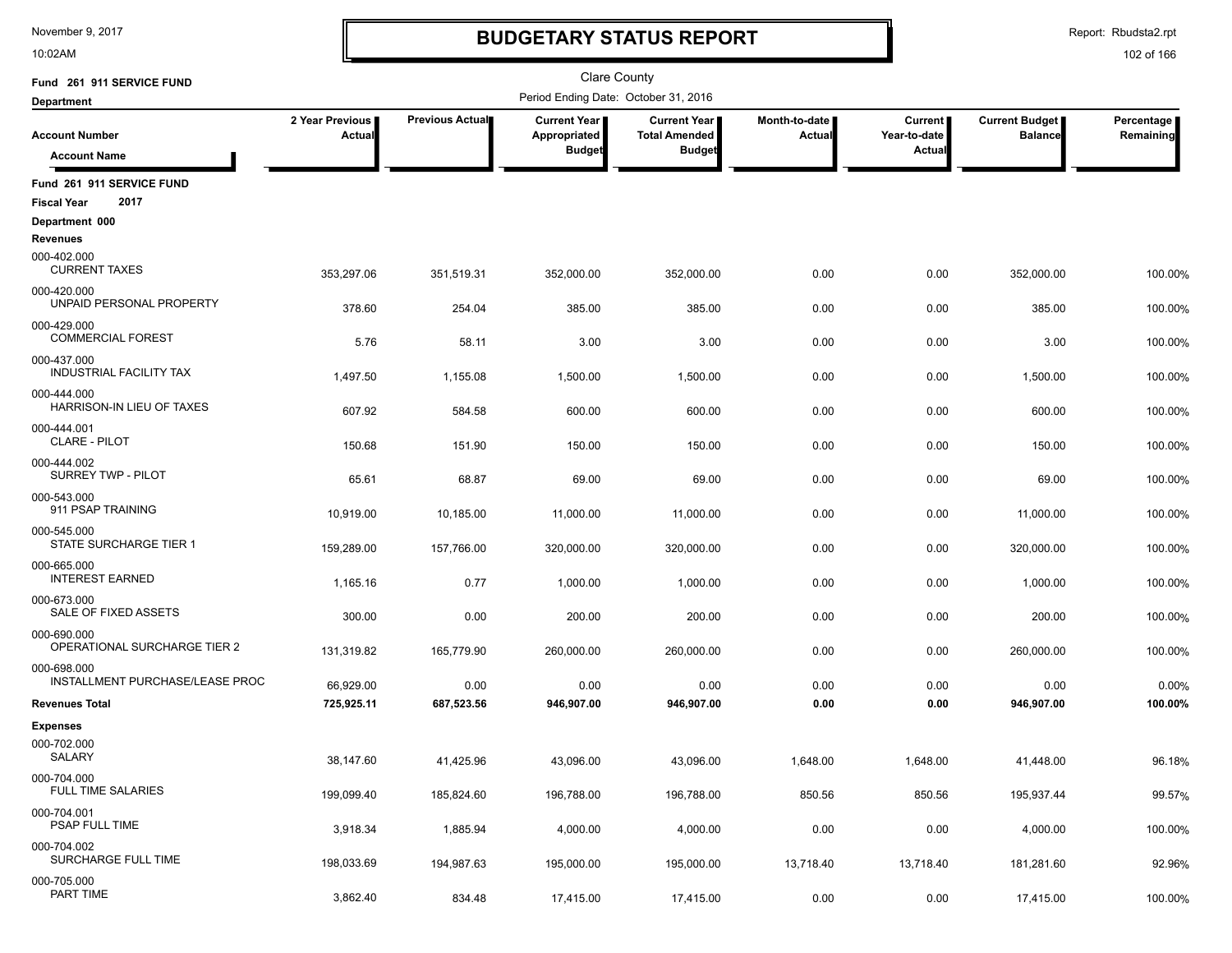# BUDGETARY STATUS REPORT

Clare County

Fund 261 911 SERVICE FUND

Department

Period Ending Date: October 31, 2016

| Account Number / Account Name | 2 Year Previous Actual | Previous Actual | Current Year Appropriated Budget | Current Year Total Amended Budget | Month-to-date Actual | Current Year-to-date Actual | Current Budget Balance | Percentage Remaining |
|---|---|---|---|---|---|---|---|---|
| **Fund 261 911 SERVICE FUND** | | | | | | | | |
| **Fiscal Year 2017** | | | | | | | | |
| **Department 000** | | | | | | | | |
| **Revenues** | | | | | | | | |
| 000-402.000 CURRENT TAXES | 353,297.06 | 351,519.31 | 352,000.00 | 352,000.00 | 0.00 | 0.00 | 352,000.00 | 100.00% |
| 000-420.000 UNPAID PERSONAL PROPERTY | 378.60 | 254.04 | 385.00 | 385.00 | 0.00 | 0.00 | 385.00 | 100.00% |
| 000-429.000 COMMERCIAL FOREST | 5.76 | 58.11 | 3.00 | 3.00 | 0.00 | 0.00 | 3.00 | 100.00% |
| 000-437.000 INDUSTRIAL FACILITY TAX | 1,497.50 | 1,155.08 | 1,500.00 | 1,500.00 | 0.00 | 0.00 | 1,500.00 | 100.00% |
| 000-444.000 HARRISON-IN LIEU OF TAXES | 607.92 | 584.58 | 600.00 | 600.00 | 0.00 | 0.00 | 600.00 | 100.00% |
| 000-444.001 CLARE - PILOT | 150.68 | 151.90 | 150.00 | 150.00 | 0.00 | 0.00 | 150.00 | 100.00% |
| 000-444.002 SURREY TWP - PILOT | 65.61 | 68.87 | 69.00 | 69.00 | 0.00 | 0.00 | 69.00 | 100.00% |
| 000-543.000 911 PSAP TRAINING | 10,919.00 | 10,185.00 | 11,000.00 | 11,000.00 | 0.00 | 0.00 | 11,000.00 | 100.00% |
| 000-545.000 STATE SURCHARGE TIER 1 | 159,289.00 | 157,766.00 | 320,000.00 | 320,000.00 | 0.00 | 0.00 | 320,000.00 | 100.00% |
| 000-665.000 INTEREST EARNED | 1,165.16 | 0.77 | 1,000.00 | 1,000.00 | 0.00 | 0.00 | 1,000.00 | 100.00% |
| 000-673.000 SALE OF FIXED ASSETS | 300.00 | 0.00 | 200.00 | 200.00 | 0.00 | 0.00 | 200.00 | 100.00% |
| 000-690.000 OPERATIONAL SURCHARGE TIER 2 | 131,319.82 | 165,779.90 | 260,000.00 | 260,000.00 | 0.00 | 0.00 | 260,000.00 | 100.00% |
| 000-698.000 INSTALLMENT PURCHASE/LEASE PROC | 66,929.00 | 0.00 | 0.00 | 0.00 | 0.00 | 0.00 | 0.00 | 0.00% |
| **Revenues Total** | **725,925.11** | **687,523.56** | **946,907.00** | **946,907.00** | **0.00** | **0.00** | **946,907.00** | **100.00%** |
| **Expenses** | | | | | | | | |
| 000-702.000 SALARY | 38,147.60 | 41,425.96 | 43,096.00 | 43,096.00 | 1,648.00 | 1,648.00 | 41,448.00 | 96.18% |
| 000-704.000 FULL TIME SALARIES | 199,099.40 | 185,824.60 | 196,788.00 | 196,788.00 | 850.56 | 850.56 | 195,937.44 | 99.57% |
| 000-704.001 PSAP FULL TIME | 3,918.34 | 1,885.94 | 4,000.00 | 4,000.00 | 0.00 | 0.00 | 4,000.00 | 100.00% |
| 000-704.002 SURCHARGE FULL TIME | 198,033.69 | 194,987.63 | 195,000.00 | 195,000.00 | 13,718.40 | 13,718.40 | 181,281.60 | 92.96% |
| 000-705.000 PART TIME | 3,862.40 | 834.48 | 17,415.00 | 17,415.00 | 0.00 | 0.00 | 17,415.00 | 100.00% |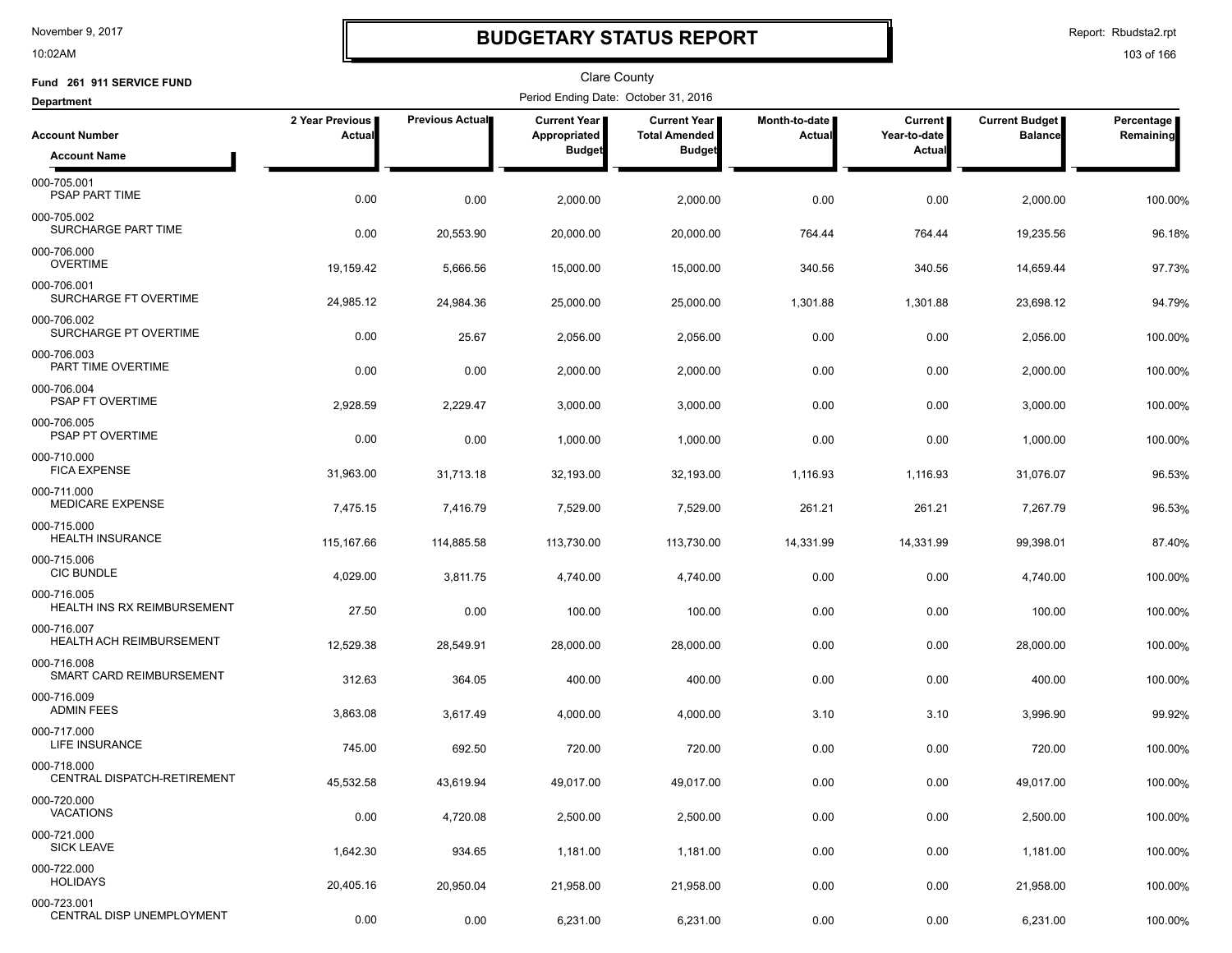# BUDGETARY STATUS REPORT

Clare County

Fund 261 911 SERVICE FUND

Department

Period Ending Date: October 31, 2016

| Account Number / Account Name | 2 Year Previous Actual | Previous Actual | Current Year Appropriated Budget | Current Year Total Amended Budget | Month-to-date Actual | Current Year-to-date Actual | Current Budget Balance | Percentage Remaining |
|---|---|---|---|---|---|---|---|---|
| 000-705.001 PSAP PART TIME | 0.00 | 0.00 | 2,000.00 | 2,000.00 | 0.00 | 0.00 | 2,000.00 | 100.00% |
| 000-705.002 SURCHARGE PART TIME | 0.00 | 20,553.90 | 20,000.00 | 20,000.00 | 764.44 | 764.44 | 19,235.56 | 96.18% |
| 000-706.000 OVERTIME | 19,159.42 | 5,666.56 | 15,000.00 | 15,000.00 | 340.56 | 340.56 | 14,659.44 | 97.73% |
| 000-706.001 SURCHARGE FT OVERTIME | 24,985.12 | 24,984.36 | 25,000.00 | 25,000.00 | 1,301.88 | 1,301.88 | 23,698.12 | 94.79% |
| 000-706.002 SURCHARGE PT OVERTIME | 0.00 | 25.67 | 2,056.00 | 2,056.00 | 0.00 | 0.00 | 2,056.00 | 100.00% |
| 000-706.003 PART TIME OVERTIME | 0.00 | 0.00 | 2,000.00 | 2,000.00 | 0.00 | 0.00 | 2,000.00 | 100.00% |
| 000-706.004 PSAP FT OVERTIME | 2,928.59 | 2,229.47 | 3,000.00 | 3,000.00 | 0.00 | 0.00 | 3,000.00 | 100.00% |
| 000-706.005 PSAP PT OVERTIME | 0.00 | 0.00 | 1,000.00 | 1,000.00 | 0.00 | 0.00 | 1,000.00 | 100.00% |
| 000-710.000 FICA EXPENSE | 31,963.00 | 31,713.18 | 32,193.00 | 32,193.00 | 1,116.93 | 1,116.93 | 31,076.07 | 96.53% |
| 000-711.000 MEDICARE EXPENSE | 7,475.15 | 7,416.79 | 7,529.00 | 7,529.00 | 261.21 | 261.21 | 7,267.79 | 96.53% |
| 000-715.000 HEALTH INSURANCE | 115,167.66 | 114,885.58 | 113,730.00 | 113,730.00 | 14,331.99 | 14,331.99 | 99,398.01 | 87.40% |
| 000-715.006 CIC BUNDLE | 4,029.00 | 3,811.75 | 4,740.00 | 4,740.00 | 0.00 | 0.00 | 4,740.00 | 100.00% |
| 000-716.005 HEALTH INS RX REIMBURSEMENT | 27.50 | 0.00 | 100.00 | 100.00 | 0.00 | 0.00 | 100.00 | 100.00% |
| 000-716.007 HEALTH ACH REIMBURSEMENT | 12,529.38 | 28,549.91 | 28,000.00 | 28,000.00 | 0.00 | 0.00 | 28,000.00 | 100.00% |
| 000-716.008 SMART CARD REIMBURSEMENT | 312.63 | 364.05 | 400.00 | 400.00 | 0.00 | 0.00 | 400.00 | 100.00% |
| 000-716.009 ADMIN FEES | 3,863.08 | 3,617.49 | 4,000.00 | 4,000.00 | 3.10 | 3.10 | 3,996.90 | 99.92% |
| 000-717.000 LIFE INSURANCE | 745.00 | 692.50 | 720.00 | 720.00 | 0.00 | 0.00 | 720.00 | 100.00% |
| 000-718.000 CENTRAL DISPATCH-RETIREMENT | 45,532.58 | 43,619.94 | 49,017.00 | 49,017.00 | 0.00 | 0.00 | 49,017.00 | 100.00% |
| 000-720.000 VACATIONS | 0.00 | 4,720.08 | 2,500.00 | 2,500.00 | 0.00 | 0.00 | 2,500.00 | 100.00% |
| 000-721.000 SICK LEAVE | 1,642.30 | 934.65 | 1,181.00 | 1,181.00 | 0.00 | 0.00 | 1,181.00 | 100.00% |
| 000-722.000 HOLIDAYS | 20,405.16 | 20,950.04 | 21,958.00 | 21,958.00 | 0.00 | 0.00 | 21,958.00 | 100.00% |
| 000-723.001 CENTRAL DISP UNEMPLOYMENT | 0.00 | 0.00 | 6,231.00 | 6,231.00 | 0.00 | 0.00 | 6,231.00 | 100.00% |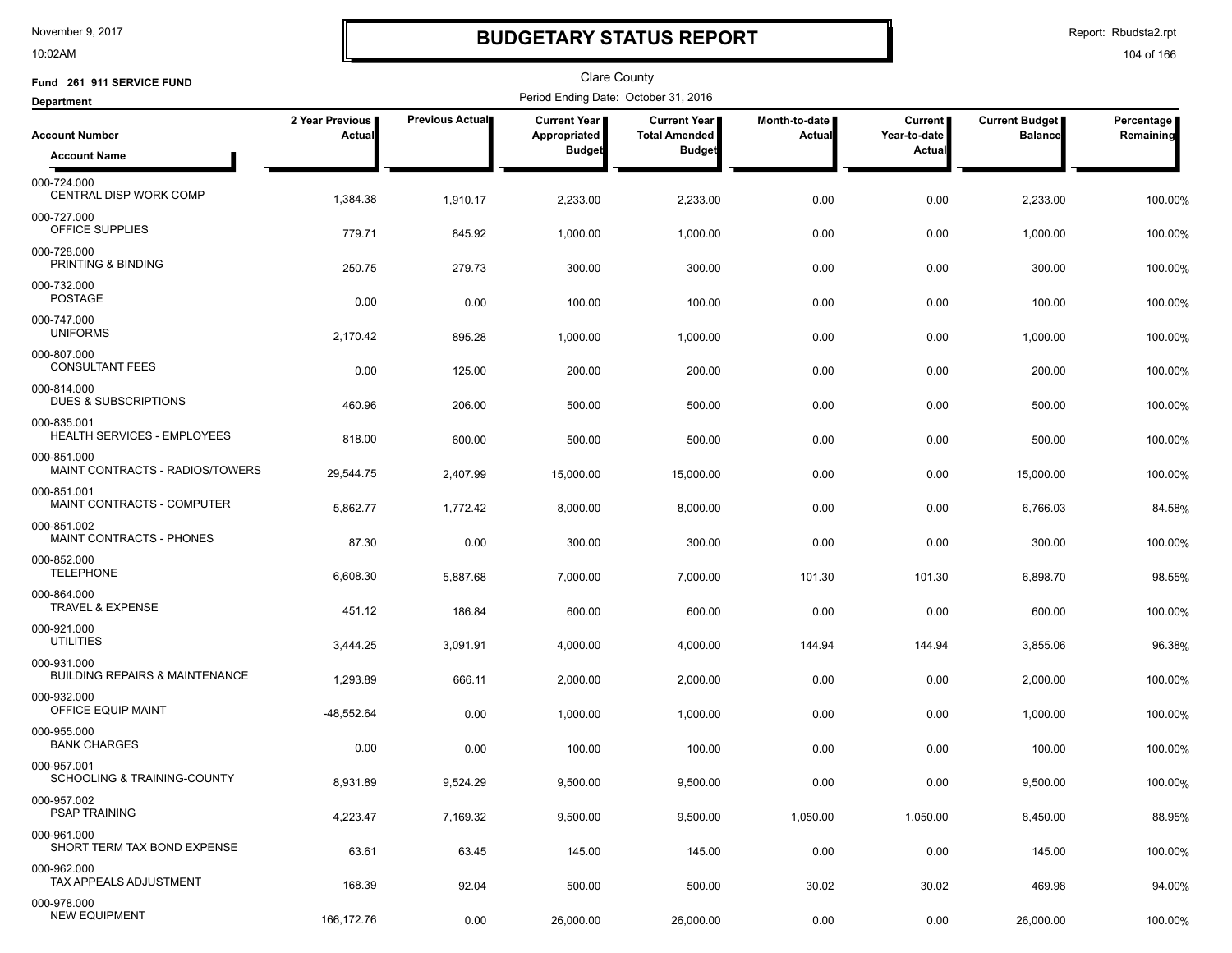# BUDGETARY STATUS REPORT

Clare County

Fund 261 911 SERVICE FUND

Department

Period Ending Date: October 31, 2016

| Account Number / Account Name | 2 Year Previous Actual | Previous Actual | Current Year Appropriated Budget | Current Year Total Amended Budget | Month-to-date Actual | Current Year-to-date Actual | Current Budget Balance | Percentage Remaining |
|---|---|---|---|---|---|---|---|---|
| 000-724.000 CENTRAL DISP WORK COMP | 1,384.38 | 1,910.17 | 2,233.00 | 2,233.00 | 0.00 | 0.00 | 2,233.00 | 100.00% |
| 000-727.000 OFFICE SUPPLIES | 779.71 | 845.92 | 1,000.00 | 1,000.00 | 0.00 | 0.00 | 1,000.00 | 100.00% |
| 000-728.000 PRINTING & BINDING | 250.75 | 279.73 | 300.00 | 300.00 | 0.00 | 0.00 | 300.00 | 100.00% |
| 000-732.000 POSTAGE | 0.00 | 0.00 | 100.00 | 100.00 | 0.00 | 0.00 | 100.00 | 100.00% |
| 000-747.000 UNIFORMS | 2,170.42 | 895.28 | 1,000.00 | 1,000.00 | 0.00 | 0.00 | 1,000.00 | 100.00% |
| 000-807.000 CONSULTANT FEES | 0.00 | 125.00 | 200.00 | 200.00 | 0.00 | 0.00 | 200.00 | 100.00% |
| 000-814.000 DUES & SUBSCRIPTIONS | 460.96 | 206.00 | 500.00 | 500.00 | 0.00 | 0.00 | 500.00 | 100.00% |
| 000-835.001 HEALTH SERVICES - EMPLOYEES | 818.00 | 600.00 | 500.00 | 500.00 | 0.00 | 0.00 | 500.00 | 100.00% |
| 000-851.000 MAINT CONTRACTS - RADIOS/TOWERS | 29,544.75 | 2,407.99 | 15,000.00 | 15,000.00 | 0.00 | 0.00 | 15,000.00 | 100.00% |
| 000-851.001 MAINT CONTRACTS - COMPUTER | 5,862.77 | 1,772.42 | 8,000.00 | 8,000.00 | 0.00 | 0.00 | 6,766.03 | 84.58% |
| 000-851.002 MAINT CONTRACTS - PHONES | 87.30 | 0.00 | 300.00 | 300.00 | 0.00 | 0.00 | 300.00 | 100.00% |
| 000-852.000 TELEPHONE | 6,608.30 | 5,887.68 | 7,000.00 | 7,000.00 | 101.30 | 101.30 | 6,898.70 | 98.55% |
| 000-864.000 TRAVEL & EXPENSE | 451.12 | 186.84 | 600.00 | 600.00 | 0.00 | 0.00 | 600.00 | 100.00% |
| 000-921.000 UTILITIES | 3,444.25 | 3,091.91 | 4,000.00 | 4,000.00 | 144.94 | 144.94 | 3,855.06 | 96.38% |
| 000-931.000 BUILDING REPAIRS & MAINTENANCE | 1,293.89 | 666.11 | 2,000.00 | 2,000.00 | 0.00 | 0.00 | 2,000.00 | 100.00% |
| 000-932.000 OFFICE EQUIP MAINT | -48,552.64 | 0.00 | 1,000.00 | 1,000.00 | 0.00 | 0.00 | 1,000.00 | 100.00% |
| 000-955.000 BANK CHARGES | 0.00 | 0.00 | 100.00 | 100.00 | 0.00 | 0.00 | 100.00 | 100.00% |
| 000-957.001 SCHOOLING & TRAINING-COUNTY | 8,931.89 | 9,524.29 | 9,500.00 | 9,500.00 | 0.00 | 0.00 | 9,500.00 | 100.00% |
| 000-957.002 PSAP TRAINING | 4,223.47 | 7,169.32 | 9,500.00 | 9,500.00 | 1,050.00 | 1,050.00 | 8,450.00 | 88.95% |
| 000-961.000 SHORT TERM TAX BOND EXPENSE | 63.61 | 63.45 | 145.00 | 145.00 | 0.00 | 0.00 | 145.00 | 100.00% |
| 000-962.000 TAX APPEALS ADJUSTMENT | 168.39 | 92.04 | 500.00 | 500.00 | 30.02 | 30.02 | 469.98 | 94.00% |
| 000-978.000 NEW EQUIPMENT | 166,172.76 | 0.00 | 26,000.00 | 26,000.00 | 0.00 | 0.00 | 26,000.00 | 100.00% |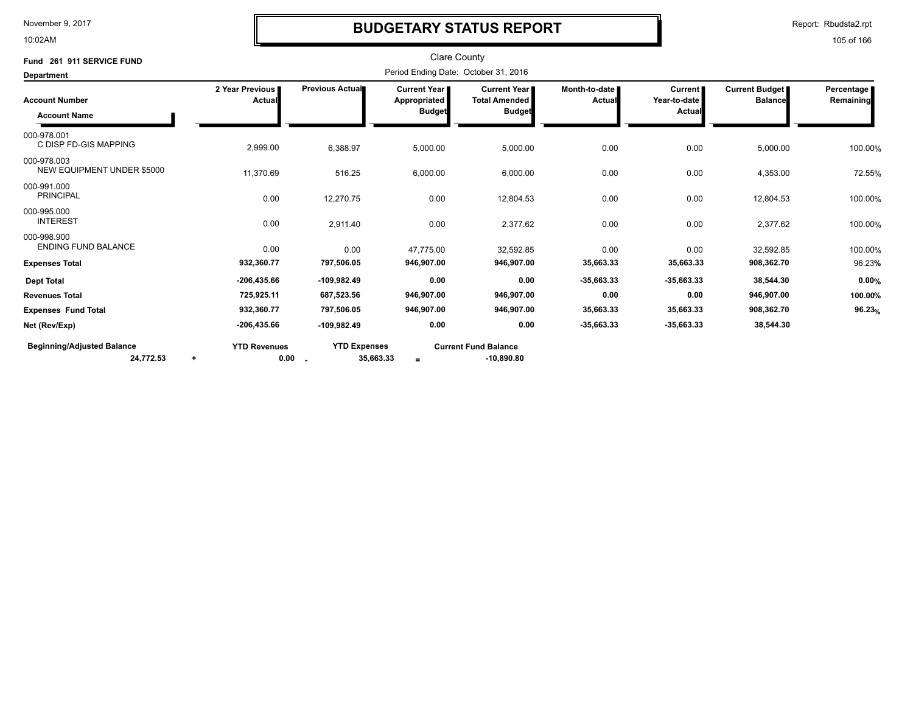November 9, 2017
10:02AM

# BUDGETARY STATUS REPORT

Report: Rbudsta2.rpt

Clare County

**Fund 261 911 SERVICE FUND**

**Department**

Period Ending Date: October 31, 2016

| Account Number / Account Name | 2 Year Previous Actual | Previous Actual | Current Year Appropriated Budget | Current Year Total Amended Budget | Month-to-date Actual | Current Year-to-date Actual | Current Budget Balance | Percentage Remaining |
|---|---|---|---|---|---|---|---|---|
| 000-978.001 C DISP FD-GIS MAPPING | 2,999.00 | 6,388.97 | 5,000.00 | 5,000.00 | 0.00 | 0.00 | 5,000.00 | 100.00% |
| 000-978.003 NEW EQUIPMENT UNDER $5000 | 11,370.69 | 516.25 | 6,000.00 | 6,000.00 | 0.00 | 0.00 | 4,353.00 | 72.55% |
| 000-991.000 PRINCIPAL | 0.00 | 12,270.75 | 0.00 | 12,804.53 | 0.00 | 0.00 | 12,804.53 | 100.00% |
| 000-995.000 INTEREST | 0.00 | 2,911.40 | 0.00 | 2,377.62 | 0.00 | 0.00 | 2,377.62 | 100.00% |
| 000-998.900 ENDING FUND BALANCE | 0.00 | 0.00 | 47,775.00 | 32,592.85 | 0.00 | 0.00 | 32,592.85 | 100.00% |
| **Expenses Total** | **932,360.77** | **797,506.05** | **946,907.00** | **946,907.00** | **35,663.33** | **35,663.33** | **908,362.70** | 96.23% |
| **Dept Total** | **-206,435.66** | **-109,982.49** | **0.00** | **0.00** | **-35,663.33** | **-35,663.33** | **38,544.30** | **0.00%** |
| **Revenues Total** | **725,925.11** | **687,523.56** | **946,907.00** | **946,907.00** | **0.00** | **0.00** | **946,907.00** | **100.00%** |
| **Expenses Fund Total** | **932,360.77** | **797,506.05** | **946,907.00** | **946,907.00** | **35,663.33** | **35,663.33** | **908,362.70** | **96.23%** |
| **Net (Rev/Exp)** | **-206,435.66** | **-109,982.49** | **0.00** | **0.00** | **-35,663.33** | **-35,663.33** | **38,544.30** | |

| Beginning/Adjusted Balance | | YTD Revenues | | YTD Expenses | | Current Fund Balance |
|---|---|---|---|---|---|---|
| **24,772.53** | + | **0.00** | - | **35,663.33** | = | **-10,890.80** |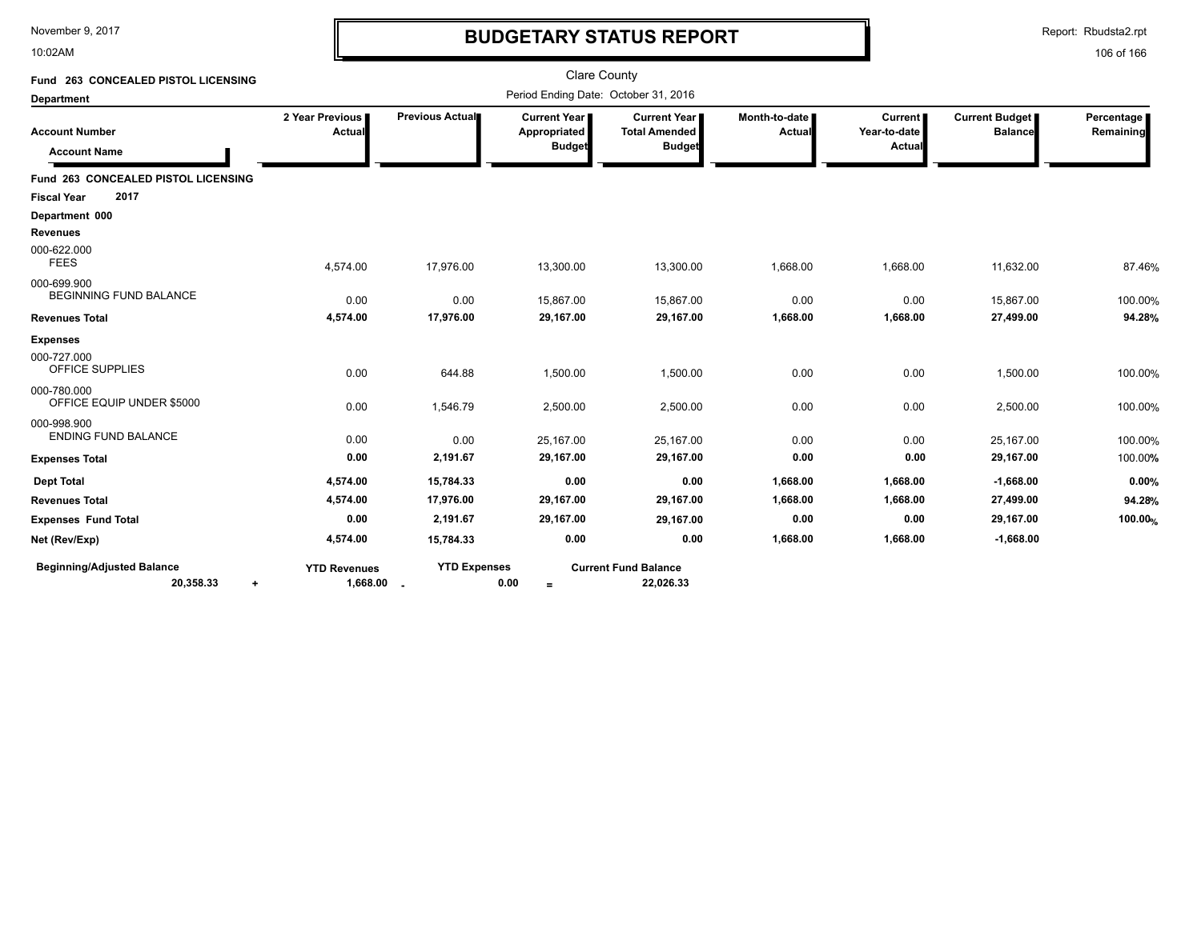November 9, 2017
10:02AM

# BUDGETARY STATUS REPORT

Report: Rbudsta2.rpt

Clare County

**Fund 263 CONCEALED PISTOL LICENSING**

**Department**

Period Ending Date: October 31, 2016

| Account Number / Account Name | 2 Year Previous Actual | Previous Actual | Current Year Appropriated Budget | Current Year Total Amended Budget | Month-to-date Actual | Current Year-to-date Actual | Current Budget Balance | Percentage Remaining |
|---|---|---|---|---|---|---|---|---|
| **Fund 263 CONCEALED PISTOL LICENSING** | | | | | | | | |
| **Fiscal Year 2017** | | | | | | | | |
| **Department 000** | | | | | | | | |
| **Revenues** | | | | | | | | |
| 000-622.000 FEES | 4,574.00 | 17,976.00 | 13,300.00 | 13,300.00 | 1,668.00 | 1,668.00 | 11,632.00 | 87.46% |
| 000-699.900 BEGINNING FUND BALANCE | 0.00 | 0.00 | 15,867.00 | 15,867.00 | 0.00 | 0.00 | 15,867.00 | 100.00% |
| **Revenues Total** | **4,574.00** | **17,976.00** | **29,167.00** | **29,167.00** | **1,668.00** | **1,668.00** | **27,499.00** | **94.28%** |
| **Expenses** | | | | | | | | |
| 000-727.000 OFFICE SUPPLIES | 0.00 | 644.88 | 1,500.00 | 1,500.00 | 0.00 | 0.00 | 1,500.00 | 100.00% |
| 000-780.000 OFFICE EQUIP UNDER $5000 | 0.00 | 1,546.79 | 2,500.00 | 2,500.00 | 0.00 | 0.00 | 2,500.00 | 100.00% |
| 000-998.900 ENDING FUND BALANCE | 0.00 | 0.00 | 25,167.00 | 25,167.00 | 0.00 | 0.00 | 25,167.00 | 100.00% |
| **Expenses Total** | **0.00** | **2,191.67** | **29,167.00** | **29,167.00** | **0.00** | **0.00** | **29,167.00** | 100.00% |
| **Dept Total** | **4,574.00** | **15,784.33** | **0.00** | **0.00** | **1,668.00** | **1,668.00** | **-1,668.00** | **0.00%** |
| **Revenues Total** | **4,574.00** | **17,976.00** | **29,167.00** | **29,167.00** | **1,668.00** | **1,668.00** | **27,499.00** | **94.28%** |
| **Expenses Fund Total** | **0.00** | **2,191.67** | **29,167.00** | **29,167.00** | **0.00** | **0.00** | **29,167.00** | **100.00%** |
| **Net (Rev/Exp)** | **4,574.00** | **15,784.33** | **0.00** | **0.00** | **1,668.00** | **1,668.00** | **-1,668.00** | |

| Beginning/Adjusted Balance | | YTD Revenues | | YTD Expenses | | Current Fund Balance |
|---|---|---|---|---|---|---|
| **20,358.33** | + | **1,668.00** | - | **0.00** | = | **22,026.33** |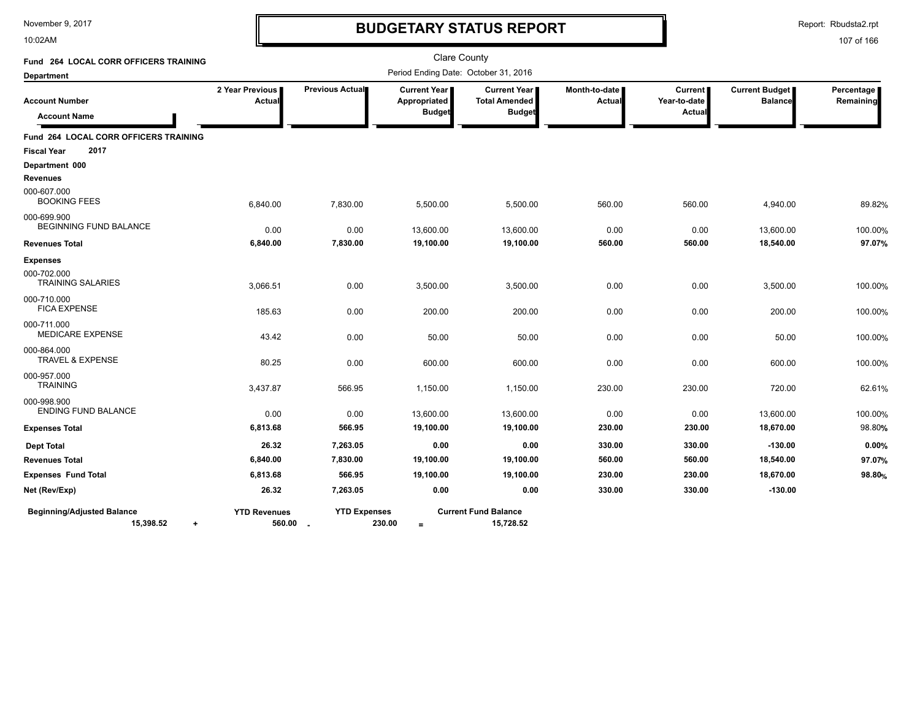# BUDGETARY STATUS REPORT

Clare County

Period Ending Date: October 31, 2016

**Fund 264 LOCAL CORR OFFICERS TRAINING**

**Department**

| Account Number / Account Name | 2 Year Previous Actual | Previous Actual | Current Year Appropriated Budget | Current Year Total Amended Budget | Month-to-date Actual | Current Year-to-date Actual | Current Budget Balance | Percentage Remaining |
|---|---|---|---|---|---|---|---|---|
| **Fund 264 LOCAL CORR OFFICERS TRAINING** | | | | | | | | |
| **Fiscal Year 2017** | | | | | | | | |
| **Department 000** | | | | | | | | |
| **Revenues** | | | | | | | | |
| 000-607.000 BOOKING FEES | 6,840.00 | 7,830.00 | 5,500.00 | 5,500.00 | 560.00 | 560.00 | 4,940.00 | 89.82% |
| 000-699.900 BEGINNING FUND BALANCE | 0.00 | 0.00 | 13,600.00 | 13,600.00 | 0.00 | 0.00 | 13,600.00 | 100.00% |
| **Revenues Total** | **6,840.00** | **7,830.00** | **19,100.00** | **19,100.00** | **560.00** | **560.00** | **18,540.00** | **97.07%** |
| **Expenses** | | | | | | | | |
| 000-702.000 TRAINING SALARIES | 3,066.51 | 0.00 | 3,500.00 | 3,500.00 | 0.00 | 0.00 | 3,500.00 | 100.00% |
| 000-710.000 FICA EXPENSE | 185.63 | 0.00 | 200.00 | 200.00 | 0.00 | 0.00 | 200.00 | 100.00% |
| 000-711.000 MEDICARE EXPENSE | 43.42 | 0.00 | 50.00 | 50.00 | 0.00 | 0.00 | 50.00 | 100.00% |
| 000-864.000 TRAVEL & EXPENSE | 80.25 | 0.00 | 600.00 | 600.00 | 0.00 | 0.00 | 600.00 | 100.00% |
| 000-957.000 TRAINING | 3,437.87 | 566.95 | 1,150.00 | 1,150.00 | 230.00 | 230.00 | 720.00 | 62.61% |
| 000-998.900 ENDING FUND BALANCE | 0.00 | 0.00 | 13,600.00 | 13,600.00 | 0.00 | 0.00 | 13,600.00 | 100.00% |
| **Expenses Total** | **6,813.68** | **566.95** | **19,100.00** | **19,100.00** | **230.00** | **230.00** | **18,670.00** | 98.80% |
| **Dept Total** | **26.32** | **7,263.05** | **0.00** | **0.00** | **330.00** | **330.00** | **-130.00** | **0.00%** |
| **Revenues Total** | **6,840.00** | **7,830.00** | **19,100.00** | **19,100.00** | **560.00** | **560.00** | **18,540.00** | **97.07%** |
| **Expenses Fund Total** | **6,813.68** | **566.95** | **19,100.00** | **19,100.00** | **230.00** | **230.00** | **18,670.00** | **98.80%** |
| **Net (Rev/Exp)** | **26.32** | **7,263.05** | **0.00** | **0.00** | **330.00** | **330.00** | **-130.00** | |

| Beginning/Adjusted Balance | | YTD Revenues | | YTD Expenses | | Current Fund Balance |
|---|---|---|---|---|---|---|
| **15,398.52** | **+** | **560.00** | **-** | **230.00** | **=** | **15,728.52** |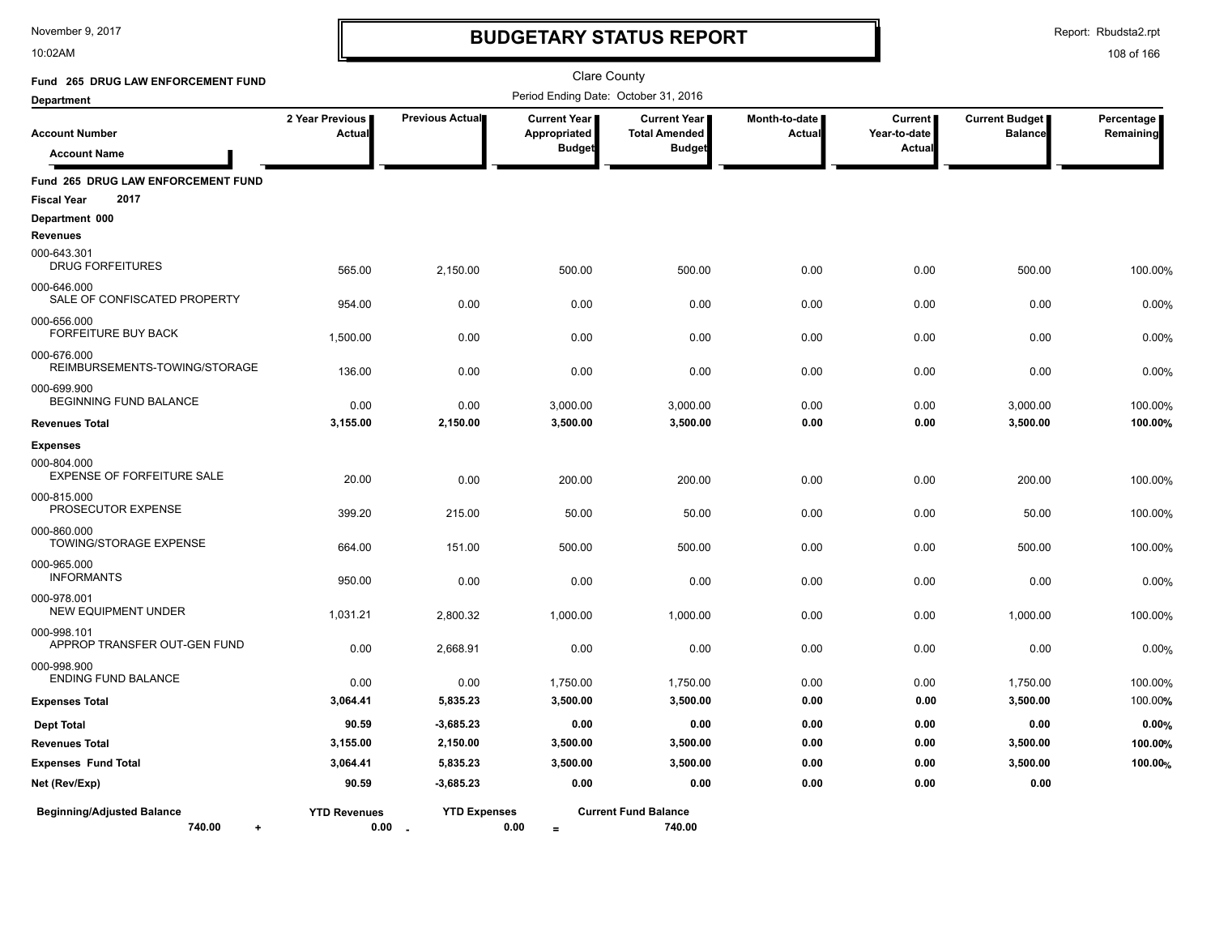November 9, 2017
10:02AM

# BUDGETARY STATUS REPORT

Report: Rbudsta2.rpt

Clare County

Fund 265 DRUG LAW ENFORCEMENT FUND

Department

Period Ending Date: October 31, 2016

| Account Number / Account Name | 2 Year Previous Actual | Previous Actual | Current Year Appropriated Budget | Current Year Total Amended Budget | Month-to-date Actual | Current Year-to-date Actual | Current Budget Balance | Percentage Remaining |
|---|---|---|---|---|---|---|---|---|
| **Fund 265 DRUG LAW ENFORCEMENT FUND** | | | | | | | | |
| **Fiscal Year 2017** | | | | | | | | |
| **Department 000** | | | | | | | | |
| **Revenues** | | | | | | | | |
| 000-643.301 DRUG FORFEITURES | 565.00 | 2,150.00 | 500.00 | 500.00 | 0.00 | 0.00 | 500.00 | 100.00% |
| 000-646.000 SALE OF CONFISCATED PROPERTY | 954.00 | 0.00 | 0.00 | 0.00 | 0.00 | 0.00 | 0.00 | 0.00% |
| 000-656.000 FORFEITURE BUY BACK | 1,500.00 | 0.00 | 0.00 | 0.00 | 0.00 | 0.00 | 0.00 | 0.00% |
| 000-676.000 REIMBURSEMENTS-TOWING/STORAGE | 136.00 | 0.00 | 0.00 | 0.00 | 0.00 | 0.00 | 0.00 | 0.00% |
| 000-699.900 BEGINNING FUND BALANCE | 0.00 | 0.00 | 3,000.00 | 3,000.00 | 0.00 | 0.00 | 3,000.00 | 100.00% |
| **Revenues Total** | **3,155.00** | **2,150.00** | **3,500.00** | **3,500.00** | **0.00** | **0.00** | **3,500.00** | **100.00%** |
| **Expenses** | | | | | | | | |
| 000-804.000 EXPENSE OF FORFEITURE SALE | 20.00 | 0.00 | 200.00 | 200.00 | 0.00 | 0.00 | 200.00 | 100.00% |
| 000-815.000 PROSECUTOR EXPENSE | 399.20 | 215.00 | 50.00 | 50.00 | 0.00 | 0.00 | 50.00 | 100.00% |
| 000-860.000 TOWING/STORAGE EXPENSE | 664.00 | 151.00 | 500.00 | 500.00 | 0.00 | 0.00 | 500.00 | 100.00% |
| 000-965.000 INFORMANTS | 950.00 | 0.00 | 0.00 | 0.00 | 0.00 | 0.00 | 0.00 | 0.00% |
| 000-978.001 NEW EQUIPMENT UNDER | 1,031.21 | 2,800.32 | 1,000.00 | 1,000.00 | 0.00 | 0.00 | 1,000.00 | 100.00% |
| 000-998.101 APPROP TRANSFER OUT-GEN FUND | 0.00 | 2,668.91 | 0.00 | 0.00 | 0.00 | 0.00 | 0.00 | 0.00% |
| 000-998.900 ENDING FUND BALANCE | 0.00 | 0.00 | 1,750.00 | 1,750.00 | 0.00 | 0.00 | 1,750.00 | 100.00% |
| **Expenses Total** | **3,064.41** | **5,835.23** | **3,500.00** | **3,500.00** | **0.00** | **0.00** | **3,500.00** | 100.00% |
| **Dept Total** | **90.59** | **-3,685.23** | **0.00** | **0.00** | **0.00** | **0.00** | **0.00** | **0.00%** |
| **Revenues Total** | **3,155.00** | **2,150.00** | **3,500.00** | **3,500.00** | **0.00** | **0.00** | **3,500.00** | **100.00%** |
| **Expenses Fund Total** | **3,064.41** | **5,835.23** | **3,500.00** | **3,500.00** | **0.00** | **0.00** | **3,500.00** | **100.00%** |
| **Net (Rev/Exp)** | **90.59** | **-3,685.23** | **0.00** | **0.00** | **0.00** | **0.00** | **0.00** | |

| Beginning/Adjusted Balance | | YTD Revenues | | YTD Expenses | | Current Fund Balance |
|---|---|---|---|---|---|---|
| **740.00** | + | **0.00** | - | **0.00** | = | **740.00** |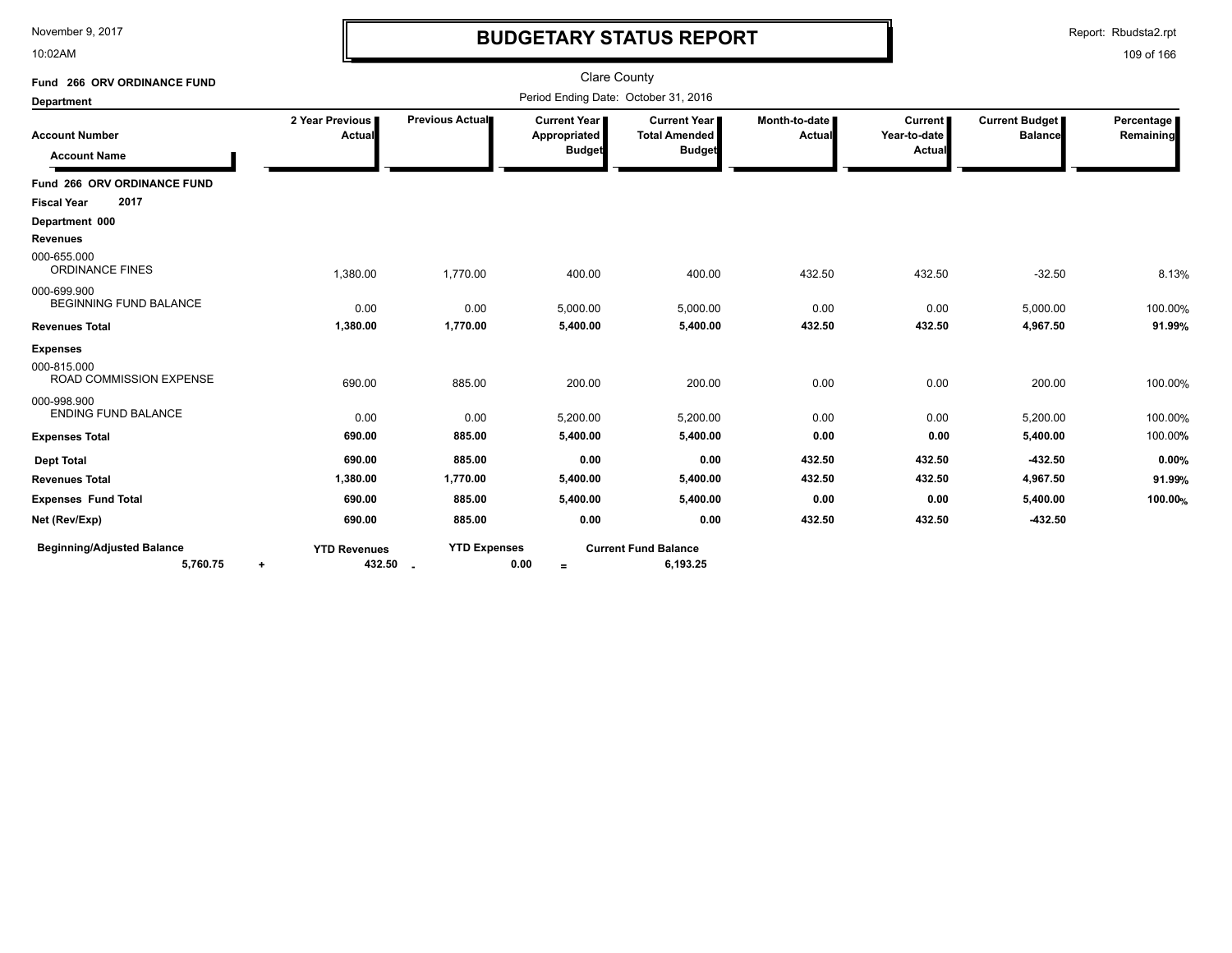# BUDGETARY STATUS REPORT

November 9, 2017
10:02AM

Report: Rbudsta2.rpt

Clare County

Period Ending Date: October 31, 2016

**Fund 266 ORV ORDINANCE FUND**

**Department**

| Account Number / Account Name | 2 Year Previous Actual | Previous Actual | Current Year Appropriated Budget | Current Year Total Amended Budget | Month-to-date Actual | Current Year-to-date Actual | Current Budget Balance | Percentage Remaining |
|---|---|---|---|---|---|---|---|---|
| **Fund 266 ORV ORDINANCE FUND** | | | | | | | | |
| **Fiscal Year 2017** | | | | | | | | |
| **Department 000** | | | | | | | | |
| **Revenues** | | | | | | | | |
| 000-655.000 ORDINANCE FINES | 1,380.00 | 1,770.00 | 400.00 | 400.00 | 432.50 | 432.50 | -32.50 | 8.13% |
| 000-699.900 BEGINNING FUND BALANCE | 0.00 | 0.00 | 5,000.00 | 5,000.00 | 0.00 | 0.00 | 5,000.00 | 100.00% |
| **Revenues Total** | **1,380.00** | **1,770.00** | **5,400.00** | **5,400.00** | **432.50** | **432.50** | **4,967.50** | **91.99%** |
| **Expenses** | | | | | | | | |
| 000-815.000 ROAD COMMISSION EXPENSE | 690.00 | 885.00 | 200.00 | 200.00 | 0.00 | 0.00 | 200.00 | 100.00% |
| 000-998.900 ENDING FUND BALANCE | 0.00 | 0.00 | 5,200.00 | 5,200.00 | 0.00 | 0.00 | 5,200.00 | 100.00% |
| **Expenses Total** | **690.00** | **885.00** | **5,400.00** | **5,400.00** | **0.00** | **0.00** | **5,400.00** | 100.00% |
| **Dept Total** | **690.00** | **885.00** | **0.00** | **0.00** | **432.50** | **432.50** | **-432.50** | **0.00%** |
| **Revenues Total** | **1,380.00** | **1,770.00** | **5,400.00** | **5,400.00** | **432.50** | **432.50** | **4,967.50** | **91.99%** |
| **Expenses Fund Total** | **690.00** | **885.00** | **5,400.00** | **5,400.00** | **0.00** | **0.00** | **5,400.00** | **100.00%** |
| **Net (Rev/Exp)** | **690.00** | **885.00** | **0.00** | **0.00** | **432.50** | **432.50** | **-432.50** | |

| Beginning/Adjusted Balance | | YTD Revenues | | YTD Expenses | | Current Fund Balance |
|---|---|---|---|---|---|---|
| 5,760.75 | + | 432.50 | - | 0.00 | = | 6,193.25 |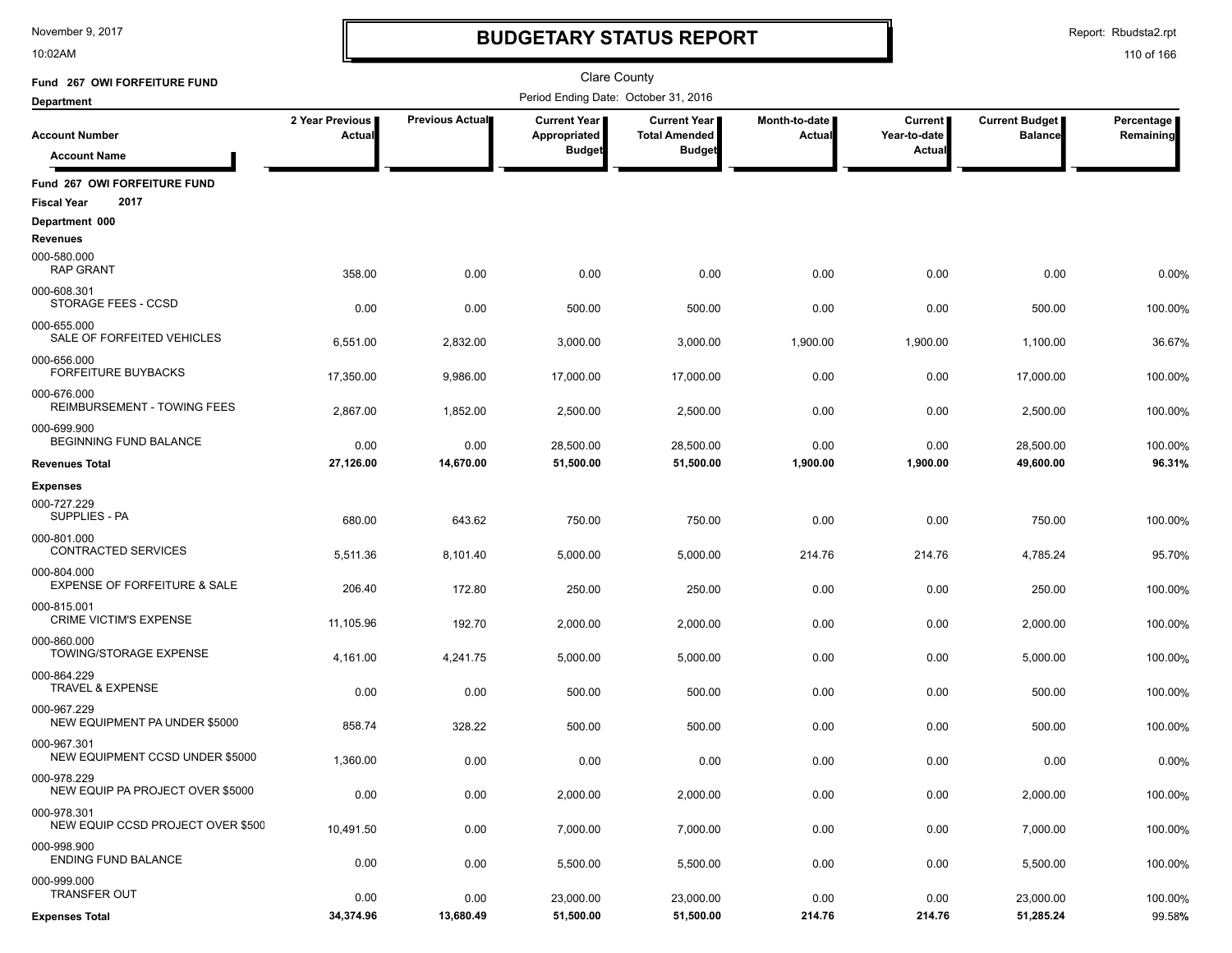# BUDGETARY STATUS REPORT

November 9, 2017
10:02AM

Report: Rbudsta2.rpt

Clare County

**Fund 267 OWI FORFEITURE FUND**

**Department**

Period Ending Date: October 31, 2016

| Account Number / Account Name | 2 Year Previous Actual | Previous Actual | Current Year Appropriated Budget | Current Year Total Amended Budget | Month-to-date Actual | Current Year-to-date Actual | Current Budget Balance | Percentage Remaining |
|---|---|---|---|---|---|---|---|---|
| **Fund 267 OWI FORFEITURE FUND** | | | | | | | | |
| **Fiscal Year 2017** | | | | | | | | |
| **Department 000** | | | | | | | | |
| **Revenues** | | | | | | | | |
| 000-580.000 RAP GRANT | 358.00 | 0.00 | 0.00 | 0.00 | 0.00 | 0.00 | 0.00 | 0.00% |
| 000-608.301 STORAGE FEES - CCSD | 0.00 | 0.00 | 500.00 | 500.00 | 0.00 | 0.00 | 500.00 | 100.00% |
| 000-655.000 SALE OF FORFEITED VEHICLES | 6,551.00 | 2,832.00 | 3,000.00 | 3,000.00 | 1,900.00 | 1,900.00 | 1,100.00 | 36.67% |
| 000-656.000 FORFEITURE BUYBACKS | 17,350.00 | 9,986.00 | 17,000.00 | 17,000.00 | 0.00 | 0.00 | 17,000.00 | 100.00% |
| 000-676.000 REIMBURSEMENT - TOWING FEES | 2,867.00 | 1,852.00 | 2,500.00 | 2,500.00 | 0.00 | 0.00 | 2,500.00 | 100.00% |
| 000-699.900 BEGINNING FUND BALANCE | 0.00 | 0.00 | 28,500.00 | 28,500.00 | 0.00 | 0.00 | 28,500.00 | 100.00% |
| **Revenues Total** | **27,126.00** | **14,670.00** | **51,500.00** | **51,500.00** | **1,900.00** | **1,900.00** | **49,600.00** | **96.31%** |
| **Expenses** | | | | | | | | |
| 000-727.229 SUPPLIES - PA | 680.00 | 643.62 | 750.00 | 750.00 | 0.00 | 0.00 | 750.00 | 100.00% |
| 000-801.000 CONTRACTED SERVICES | 5,511.36 | 8,101.40 | 5,000.00 | 5,000.00 | 214.76 | 214.76 | 4,785.24 | 95.70% |
| 000-804.000 EXPENSE OF FORFEITURE & SALE | 206.40 | 172.80 | 250.00 | 250.00 | 0.00 | 0.00 | 250.00 | 100.00% |
| 000-815.001 CRIME VICTIM'S EXPENSE | 11,105.96 | 192.70 | 2,000.00 | 2,000.00 | 0.00 | 0.00 | 2,000.00 | 100.00% |
| 000-860.000 TOWING/STORAGE EXPENSE | 4,161.00 | 4,241.75 | 5,000.00 | 5,000.00 | 0.00 | 0.00 | 5,000.00 | 100.00% |
| 000-864.229 TRAVEL & EXPENSE | 0.00 | 0.00 | 500.00 | 500.00 | 0.00 | 0.00 | 500.00 | 100.00% |
| 000-967.229 NEW EQUIPMENT PA UNDER $5000 | 858.74 | 328.22 | 500.00 | 500.00 | 0.00 | 0.00 | 500.00 | 100.00% |
| 000-967.301 NEW EQUIPMENT CCSD UNDER $5000 | 1,360.00 | 0.00 | 0.00 | 0.00 | 0.00 | 0.00 | 0.00 | 0.00% |
| 000-978.229 NEW EQUIP PA PROJECT OVER $5000 | 0.00 | 0.00 | 2,000.00 | 2,000.00 | 0.00 | 0.00 | 2,000.00 | 100.00% |
| 000-978.301 NEW EQUIP CCSD PROJECT OVER $500 | 10,491.50 | 0.00 | 7,000.00 | 7,000.00 | 0.00 | 0.00 | 7,000.00 | 100.00% |
| 000-998.900 ENDING FUND BALANCE | 0.00 | 0.00 | 5,500.00 | 5,500.00 | 0.00 | 0.00 | 5,500.00 | 100.00% |
| 000-999.000 TRANSFER OUT | 0.00 | 0.00 | 23,000.00 | 23,000.00 | 0.00 | 0.00 | 23,000.00 | 100.00% |
| **Expenses Total** | **34,374.96** | **13,680.49** | **51,500.00** | **51,500.00** | **214.76** | **214.76** | **51,285.24** | **99.58%** |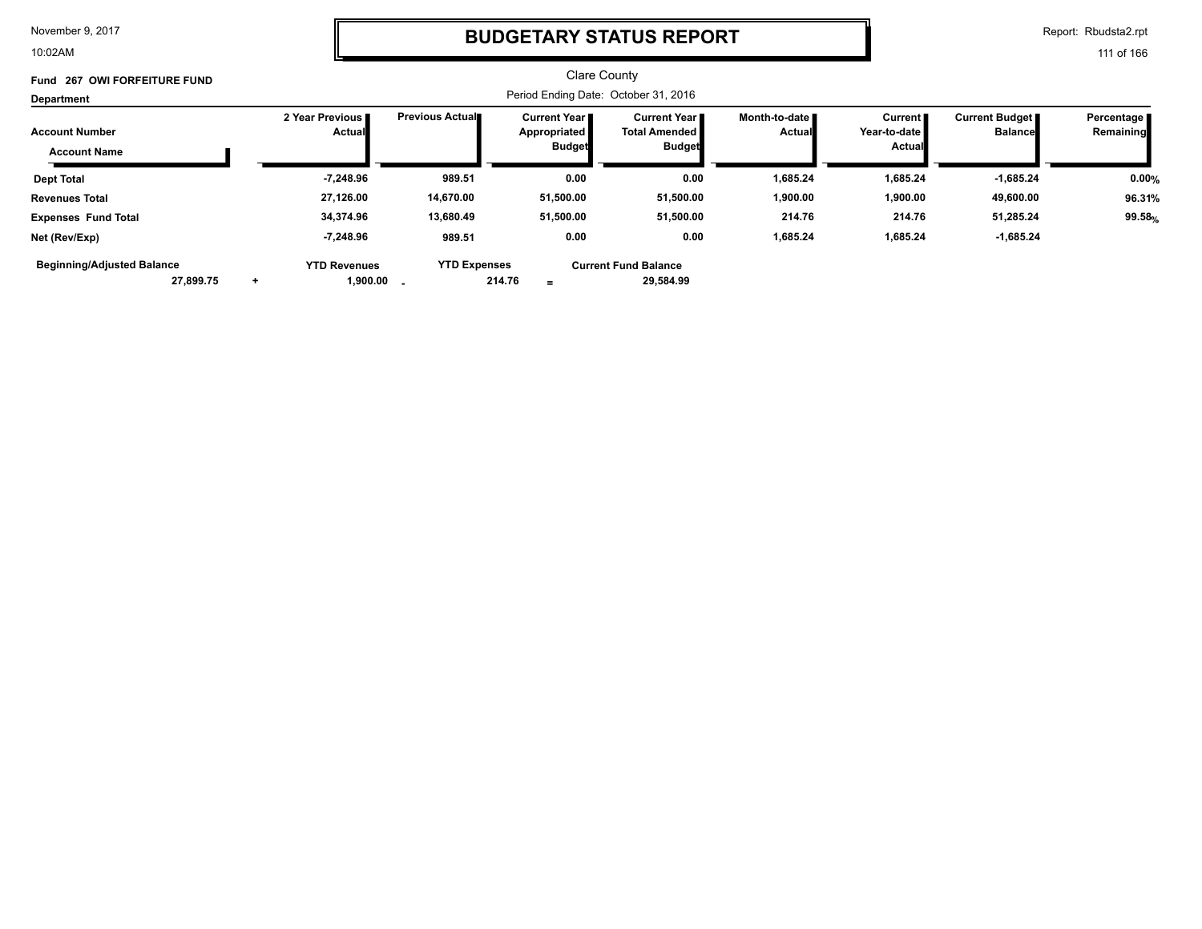# BUDGETARY STATUS REPORT

Clare County

**Fund 267 OWI FORFEITURE FUND**

**Department**

Period Ending Date: October 31, 2016

| Account Number / Account Name | 2 Year Previous Actual | Previous Actual | Current Year Appropriated Budget | Current Year Total Amended Budget | Month-to-date Actual | Current Year-to-date Actual | Current Budget Balance | Percentage Remaining |
|---|---|---|---|---|---|---|---|---|
| **Dept Total** | -7,248.96 | 989.51 | 0.00 | 0.00 | 1,685.24 | 1,685.24 | -1,685.24 | 0.00% |
| **Revenues Total** | 27,126.00 | 14,670.00 | 51,500.00 | 51,500.00 | 1,900.00 | 1,900.00 | 49,600.00 | 96.31% |
| **Expenses Fund Total** | 34,374.96 | 13,680.49 | 51,500.00 | 51,500.00 | 214.76 | 214.76 | 51,285.24 | 99.58% |
| **Net (Rev/Exp)** | -7,248.96 | 989.51 | 0.00 | 0.00 | 1,685.24 | 1,685.24 | -1,685.24 | |

| Beginning/Adjusted Balance | | YTD Revenues | | YTD Expenses | | Current Fund Balance |
|---|---|---|---|---|---|---|
| 27,899.75 | + | 1,900.00 | - | 214.76 | = | 29,584.99 |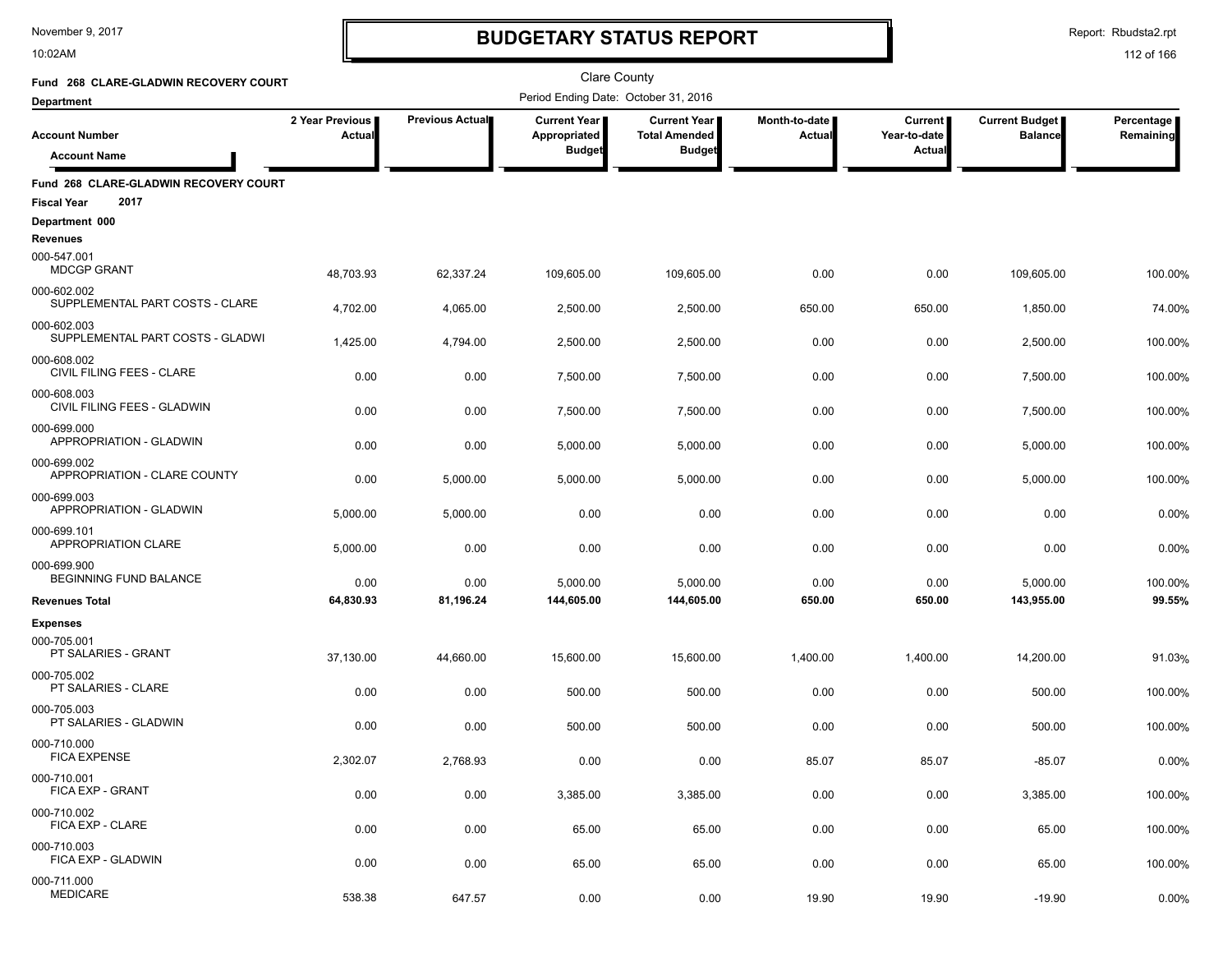# BUDGETARY STATUS REPORT

Clare County

**Fund 268 CLARE-GLADWIN RECOVERY COURT**

**Department**

Period Ending Date: October 31, 2016

| Account Number / Account Name | 2 Year Previous Actual | Previous Actual | Current Year Appropriated Budget | Current Year Total Amended Budget | Month-to-date Actual | Current Year-to-date Actual | Current Budget Balance | Percentage Remaining |
|---|---|---|---|---|---|---|---|---|
| **Fund 268 CLARE-GLADWIN RECOVERY COURT** | | | | | | | | |
| **Fiscal Year 2017** | | | | | | | | |
| **Department 000** | | | | | | | | |
| **Revenues** | | | | | | | | |
| 000-547.001 MDCGP GRANT | 48,703.93 | 62,337.24 | 109,605.00 | 109,605.00 | 0.00 | 0.00 | 109,605.00 | 100.00% |
| 000-602.002 SUPPLEMENTAL PART COSTS - CLARE | 4,702.00 | 4,065.00 | 2,500.00 | 2,500.00 | 650.00 | 650.00 | 1,850.00 | 74.00% |
| 000-602.003 SUPPLEMENTAL PART COSTS - GLADWI | 1,425.00 | 4,794.00 | 2,500.00 | 2,500.00 | 0.00 | 0.00 | 2,500.00 | 100.00% |
| 000-608.002 CIVIL FILING FEES - CLARE | 0.00 | 0.00 | 7,500.00 | 7,500.00 | 0.00 | 0.00 | 7,500.00 | 100.00% |
| 000-608.003 CIVIL FILING FEES - GLADWIN | 0.00 | 0.00 | 7,500.00 | 7,500.00 | 0.00 | 0.00 | 7,500.00 | 100.00% |
| 000-699.000 APPROPRIATION - GLADWIN | 0.00 | 0.00 | 5,000.00 | 5,000.00 | 0.00 | 0.00 | 5,000.00 | 100.00% |
| 000-699.002 APPROPRIATION - CLARE COUNTY | 0.00 | 5,000.00 | 5,000.00 | 5,000.00 | 0.00 | 0.00 | 5,000.00 | 100.00% |
| 000-699.003 APPROPRIATION - GLADWIN | 5,000.00 | 5,000.00 | 0.00 | 0.00 | 0.00 | 0.00 | 0.00 | 0.00% |
| 000-699.101 APPROPRIATION CLARE | 5,000.00 | 0.00 | 0.00 | 0.00 | 0.00 | 0.00 | 0.00 | 0.00% |
| 000-699.900 BEGINNING FUND BALANCE | 0.00 | 0.00 | 5,000.00 | 5,000.00 | 0.00 | 0.00 | 5,000.00 | 100.00% |
| **Revenues Total** | **64,830.93** | **81,196.24** | **144,605.00** | **144,605.00** | **650.00** | **650.00** | **143,955.00** | **99.55%** |
| **Expenses** | | | | | | | | |
| 000-705.001 PT SALARIES - GRANT | 37,130.00 | 44,660.00 | 15,600.00 | 15,600.00 | 1,400.00 | 1,400.00 | 14,200.00 | 91.03% |
| 000-705.002 PT SALARIES - CLARE | 0.00 | 0.00 | 500.00 | 500.00 | 0.00 | 0.00 | 500.00 | 100.00% |
| 000-705.003 PT SALARIES - GLADWIN | 0.00 | 0.00 | 500.00 | 500.00 | 0.00 | 0.00 | 500.00 | 100.00% |
| 000-710.000 FICA EXPENSE | 2,302.07 | 2,768.93 | 0.00 | 0.00 | 85.07 | 85.07 | -85.07 | 0.00% |
| 000-710.001 FICA EXP - GRANT | 0.00 | 0.00 | 3,385.00 | 3,385.00 | 0.00 | 0.00 | 3,385.00 | 100.00% |
| 000-710.002 FICA EXP - CLARE | 0.00 | 0.00 | 65.00 | 65.00 | 0.00 | 0.00 | 65.00 | 100.00% |
| 000-710.003 FICA EXP - GLADWIN | 0.00 | 0.00 | 65.00 | 65.00 | 0.00 | 0.00 | 65.00 | 100.00% |
| 000-711.000 MEDICARE | 538.38 | 647.57 | 0.00 | 0.00 | 19.90 | 19.90 | -19.90 | 0.00% |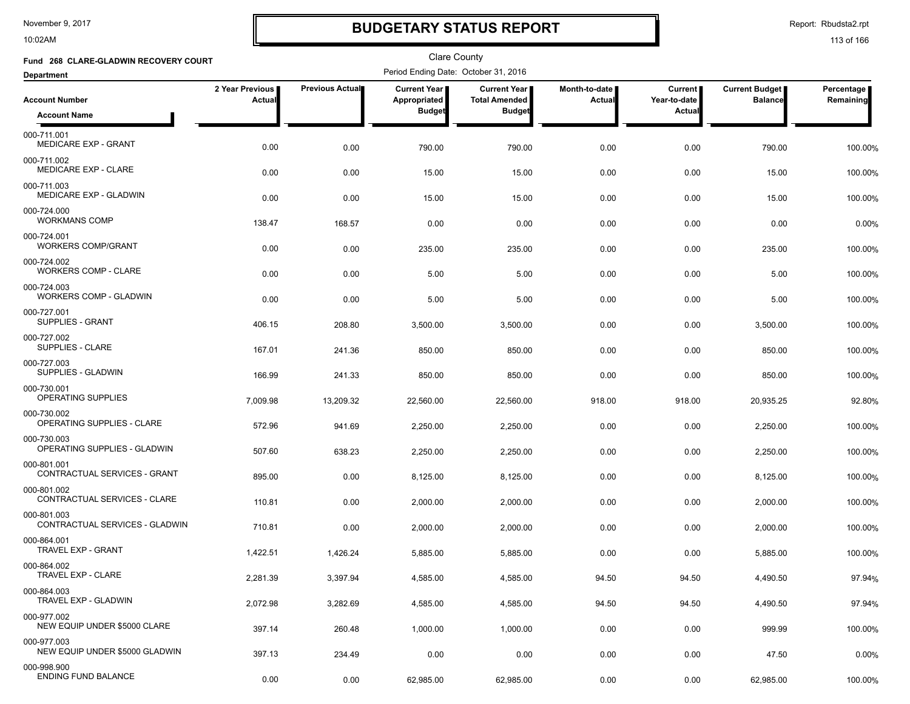# BUDGETARY STATUS REPORT

Clare County

**Fund 268 CLARE-GLADWIN RECOVERY COURT**

**Department**

Period Ending Date: October 31, 2016

| Account Number / Account Name | 2 Year Previous Actual | Previous Actual | Current Year Appropriated Budget | Current Year Total Amended Budget | Month-to-date Actual | Current Year-to-date Actual | Current Budget Balance | Percentage Remaining |
|---|---|---|---|---|---|---|---|---|
| 000-711.001 MEDICARE EXP - GRANT | 0.00 | 0.00 | 790.00 | 790.00 | 0.00 | 0.00 | 790.00 | 100.00% |
| 000-711.002 MEDICARE EXP - CLARE | 0.00 | 0.00 | 15.00 | 15.00 | 0.00 | 0.00 | 15.00 | 100.00% |
| 000-711.003 MEDICARE EXP - GLADWIN | 0.00 | 0.00 | 15.00 | 15.00 | 0.00 | 0.00 | 15.00 | 100.00% |
| 000-724.000 WORKMANS COMP | 138.47 | 168.57 | 0.00 | 0.00 | 0.00 | 0.00 | 0.00 | 0.00% |
| 000-724.001 WORKERS COMP/GRANT | 0.00 | 0.00 | 235.00 | 235.00 | 0.00 | 0.00 | 235.00 | 100.00% |
| 000-724.002 WORKERS COMP - CLARE | 0.00 | 0.00 | 5.00 | 5.00 | 0.00 | 0.00 | 5.00 | 100.00% |
| 000-724.003 WORKERS COMP - GLADWIN | 0.00 | 0.00 | 5.00 | 5.00 | 0.00 | 0.00 | 5.00 | 100.00% |
| 000-727.001 SUPPLIES - GRANT | 406.15 | 208.80 | 3,500.00 | 3,500.00 | 0.00 | 0.00 | 3,500.00 | 100.00% |
| 000-727.002 SUPPLIES - CLARE | 167.01 | 241.36 | 850.00 | 850.00 | 0.00 | 0.00 | 850.00 | 100.00% |
| 000-727.003 SUPPLIES - GLADWIN | 166.99 | 241.33 | 850.00 | 850.00 | 0.00 | 0.00 | 850.00 | 100.00% |
| 000-730.001 OPERATING SUPPLIES | 7,009.98 | 13,209.32 | 22,560.00 | 22,560.00 | 918.00 | 918.00 | 20,935.25 | 92.80% |
| 000-730.002 OPERATING SUPPLIES - CLARE | 572.96 | 941.69 | 2,250.00 | 2,250.00 | 0.00 | 0.00 | 2,250.00 | 100.00% |
| 000-730.003 OPERATING SUPPLIES - GLADWIN | 507.60 | 638.23 | 2,250.00 | 2,250.00 | 0.00 | 0.00 | 2,250.00 | 100.00% |
| 000-801.001 CONTRACTUAL SERVICES - GRANT | 895.00 | 0.00 | 8,125.00 | 8,125.00 | 0.00 | 0.00 | 8,125.00 | 100.00% |
| 000-801.002 CONTRACTUAL SERVICES - CLARE | 110.81 | 0.00 | 2,000.00 | 2,000.00 | 0.00 | 0.00 | 2,000.00 | 100.00% |
| 000-801.003 CONTRACTUAL SERVICES - GLADWIN | 710.81 | 0.00 | 2,000.00 | 2,000.00 | 0.00 | 0.00 | 2,000.00 | 100.00% |
| 000-864.001 TRAVEL EXP - GRANT | 1,422.51 | 1,426.24 | 5,885.00 | 5,885.00 | 0.00 | 0.00 | 5,885.00 | 100.00% |
| 000-864.002 TRAVEL EXP - CLARE | 2,281.39 | 3,397.94 | 4,585.00 | 4,585.00 | 94.50 | 94.50 | 4,490.50 | 97.94% |
| 000-864.003 TRAVEL EXP - GLADWIN | 2,072.98 | 3,282.69 | 4,585.00 | 4,585.00 | 94.50 | 94.50 | 4,490.50 | 97.94% |
| 000-977.002 NEW EQUIP UNDER $5000 CLARE | 397.14 | 260.48 | 1,000.00 | 1,000.00 | 0.00 | 0.00 | 999.99 | 100.00% |
| 000-977.003 NEW EQUIP UNDER $5000 GLADWIN | 397.13 | 234.49 | 0.00 | 0.00 | 0.00 | 0.00 | 47.50 | 0.00% |
| 000-998.900 ENDING FUND BALANCE | 0.00 | 0.00 | 62,985.00 | 62,985.00 | 0.00 | 0.00 | 62,985.00 | 100.00% |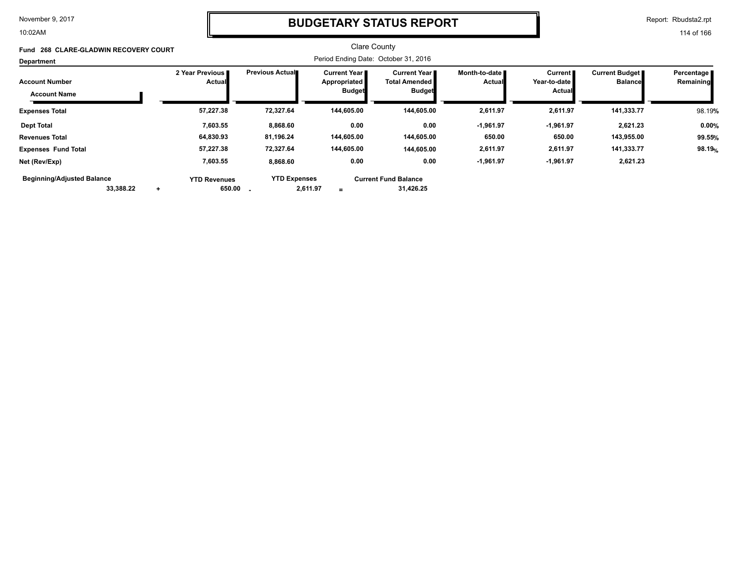# BUDGETARY STATUS REPORT

Clare County

**Fund 268 CLARE-GLADWIN RECOVERY COURT**

Period Ending Date: October 31, 2016

**Department**

| Account Number / Account Name | 2 Year Previous Actual | Previous Actual | Current Year Appropriated Budget | Current Year Total Amended Budget | Month-to-date Actual | Current Year-to-date Actual | Current Budget Balance | Percentage Remaining |
|---|---|---|---|---|---|---|---|---|
| **Expenses Total** | 57,227.38 | 72,327.64 | 144,605.00 | 144,605.00 | 2,611.97 | 2,611.97 | 141,333.77 | 98.19% |
| **Dept Total** | 7,603.55 | 8,868.60 | 0.00 | 0.00 | -1,961.97 | -1,961.97 | 2,621.23 | 0.00% |
| **Revenues Total** | 64,830.93 | 81,196.24 | 144,605.00 | 144,605.00 | 650.00 | 650.00 | 143,955.00 | 99.55% |
| **Expenses Fund Total** | 57,227.38 | 72,327.64 | 144,605.00 | 144,605.00 | 2,611.97 | 2,611.97 | 141,333.77 | 98.19% |
| **Net (Rev/Exp)** | 7,603.55 | 8,868.60 | 0.00 | 0.00 | -1,961.97 | -1,961.97 | 2,621.23 | |

| Beginning/Adjusted Balance | | YTD Revenues | | YTD Expenses | | Current Fund Balance |
|---|---|---|---|---|---|---|
| 33,388.22 | + | 650.00 | - | 2,611.97 | = | 31,426.25 |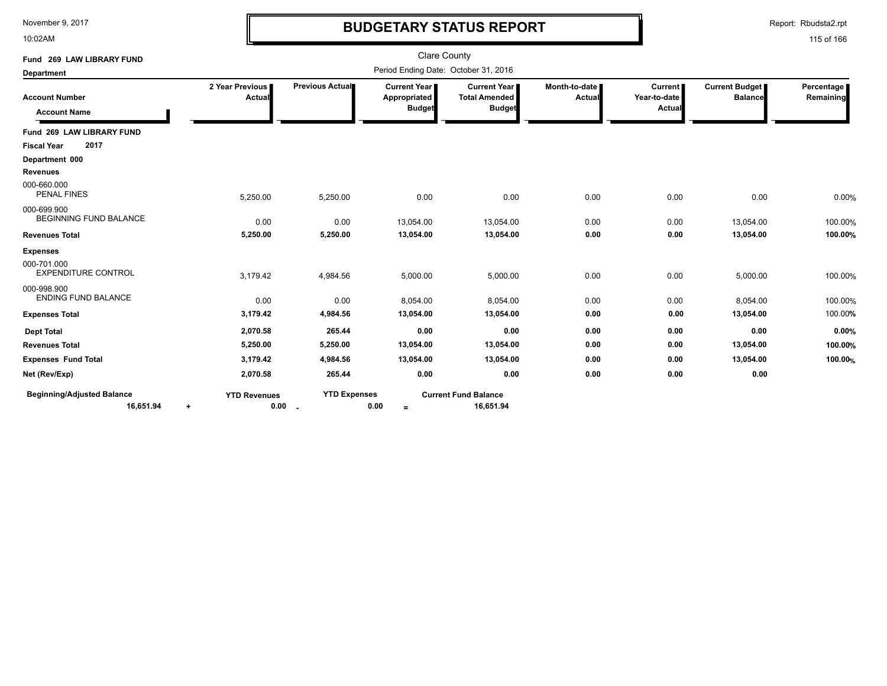# BUDGETARY STATUS REPORT

Clare County

Period Ending Date: October 31, 2016

**Fund 269 LAW LIBRARY FUND**

**Department**

| Account Number / Account Name | 2 Year Previous Actual | Previous Actual | Current Year Appropriated Budget | Current Year Total Amended Budget | Month-to-date Actual | Current Year-to-date Actual | Current Budget Balance | Percentage Remaining |
|---|---|---|---|---|---|---|---|---|
| **Fund 269 LAW LIBRARY FUND** | | | | | | | | |
| **Fiscal Year 2017** | | | | | | | | |
| **Department 000** | | | | | | | | |
| **Revenues** | | | | | | | | |
| 000-660.000 PENAL FINES | 5,250.00 | 5,250.00 | 0.00 | 0.00 | 0.00 | 0.00 | 0.00 | 0.00% |
| 000-699.900 BEGINNING FUND BALANCE | 0.00 | 0.00 | 13,054.00 | 13,054.00 | 0.00 | 0.00 | 13,054.00 | 100.00% |
| **Revenues Total** | **5,250.00** | **5,250.00** | **13,054.00** | **13,054.00** | **0.00** | **0.00** | **13,054.00** | **100.00%** |
| **Expenses** | | | | | | | | |
| 000-701.000 EXPENDITURE CONTROL | 3,179.42 | 4,984.56 | 5,000.00 | 5,000.00 | 0.00 | 0.00 | 5,000.00 | 100.00% |
| 000-998.900 ENDING FUND BALANCE | 0.00 | 0.00 | 8,054.00 | 8,054.00 | 0.00 | 0.00 | 8,054.00 | 100.00% |
| **Expenses Total** | **3,179.42** | **4,984.56** | **13,054.00** | **13,054.00** | **0.00** | **0.00** | **13,054.00** | 100.00% |
| **Dept Total** | **2,070.58** | **265.44** | **0.00** | **0.00** | **0.00** | **0.00** | **0.00** | **0.00%** |
| **Revenues Total** | **5,250.00** | **5,250.00** | **13,054.00** | **13,054.00** | **0.00** | **0.00** | **13,054.00** | **100.00%** |
| **Expenses Fund Total** | **3,179.42** | **4,984.56** | **13,054.00** | **13,054.00** | **0.00** | **0.00** | **13,054.00** | **100.00%** |
| **Net (Rev/Exp)** | **2,070.58** | **265.44** | **0.00** | **0.00** | **0.00** | **0.00** | **0.00** | |

| Beginning/Adjusted Balance | | YTD Revenues | | YTD Expenses | | Current Fund Balance |
|---|---|---|---|---|---|---|
| **16,651.94** | + | **0.00** | - | **0.00** | = | **16,651.94** |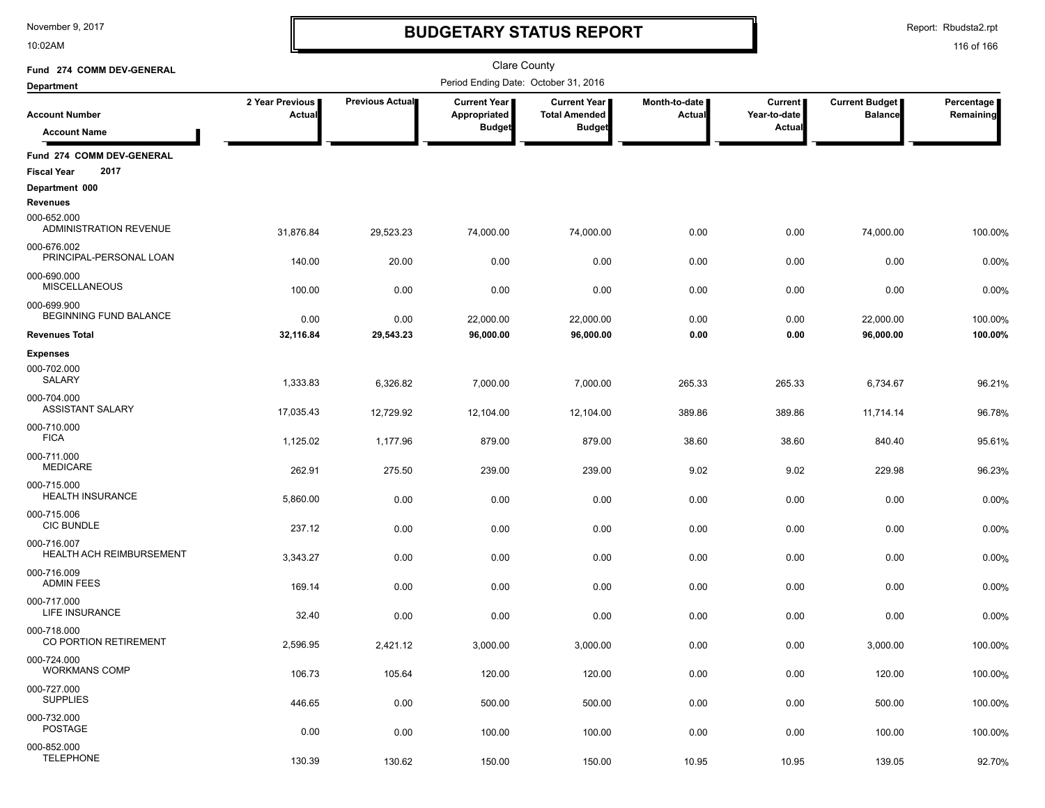# BUDGETARY STATUS REPORT

Clare County

Fund 274 COMM DEV-GENERAL

Department

Period Ending Date: October 31, 2016

| Account Number / Account Name | 2 Year Previous Actual | Previous Actual | Current Year Appropriated Budget | Current Year Total Amended Budget | Month-to-date Actual | Current Year-to-date Actual | Current Budget Balance | Percentage Remaining |
|---|---|---|---|---|---|---|---|---|
| **Fund 274 COMM DEV-GENERAL** | | | | | | | | |
| **Fiscal Year 2017** | | | | | | | | |
| **Department 000** | | | | | | | | |
| **Revenues** | | | | | | | | |
| 000-652.000 ADMINISTRATION REVENUE | 31,876.84 | 29,523.23 | 74,000.00 | 74,000.00 | 0.00 | 0.00 | 74,000.00 | 100.00% |
| 000-676.002 PRINCIPAL-PERSONAL LOAN | 140.00 | 20.00 | 0.00 | 0.00 | 0.00 | 0.00 | 0.00 | 0.00% |
| 000-690.000 MISCELLANEOUS | 100.00 | 0.00 | 0.00 | 0.00 | 0.00 | 0.00 | 0.00 | 0.00% |
| 000-699.900 BEGINNING FUND BALANCE | 0.00 | 0.00 | 22,000.00 | 22,000.00 | 0.00 | 0.00 | 22,000.00 | 100.00% |
| **Revenues Total** | **32,116.84** | **29,543.23** | **96,000.00** | **96,000.00** | **0.00** | **0.00** | **96,000.00** | **100.00%** |
| **Expenses** | | | | | | | | |
| 000-702.000 SALARY | 1,333.83 | 6,326.82 | 7,000.00 | 7,000.00 | 265.33 | 265.33 | 6,734.67 | 96.21% |
| 000-704.000 ASSISTANT SALARY | 17,035.43 | 12,729.92 | 12,104.00 | 12,104.00 | 389.86 | 389.86 | 11,714.14 | 96.78% |
| 000-710.000 FICA | 1,125.02 | 1,177.96 | 879.00 | 879.00 | 38.60 | 38.60 | 840.40 | 95.61% |
| 000-711.000 MEDICARE | 262.91 | 275.50 | 239.00 | 239.00 | 9.02 | 9.02 | 229.98 | 96.23% |
| 000-715.000 HEALTH INSURANCE | 5,860.00 | 0.00 | 0.00 | 0.00 | 0.00 | 0.00 | 0.00 | 0.00% |
| 000-715.006 CIC BUNDLE | 237.12 | 0.00 | 0.00 | 0.00 | 0.00 | 0.00 | 0.00 | 0.00% |
| 000-716.007 HEALTH ACH REIMBURSEMENT | 3,343.27 | 0.00 | 0.00 | 0.00 | 0.00 | 0.00 | 0.00 | 0.00% |
| 000-716.009 ADMIN FEES | 169.14 | 0.00 | 0.00 | 0.00 | 0.00 | 0.00 | 0.00 | 0.00% |
| 000-717.000 LIFE INSURANCE | 32.40 | 0.00 | 0.00 | 0.00 | 0.00 | 0.00 | 0.00 | 0.00% |
| 000-718.000 CO PORTION RETIREMENT | 2,596.95 | 2,421.12 | 3,000.00 | 3,000.00 | 0.00 | 0.00 | 3,000.00 | 100.00% |
| 000-724.000 WORKMANS COMP | 106.73 | 105.64 | 120.00 | 120.00 | 0.00 | 0.00 | 120.00 | 100.00% |
| 000-727.000 SUPPLIES | 446.65 | 0.00 | 500.00 | 500.00 | 0.00 | 0.00 | 500.00 | 100.00% |
| 000-732.000 POSTAGE | 0.00 | 0.00 | 100.00 | 100.00 | 0.00 | 0.00 | 100.00 | 100.00% |
| 000-852.000 TELEPHONE | 130.39 | 130.62 | 150.00 | 150.00 | 10.95 | 10.95 | 139.05 | 92.70% |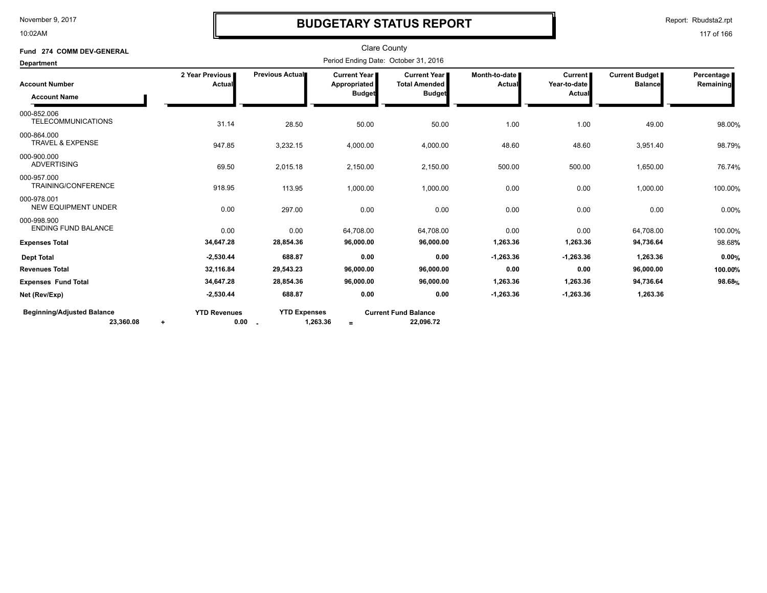# BUDGETARY STATUS REPORT

Clare County

**Fund 274 COMM DEV-GENERAL**

Period Ending Date: October 31, 2016

**Department**

| Account Number / Account Name | 2 Year Previous Actual | Previous Actual | Current Year Appropriated Budget | Current Year Total Amended Budget | Month-to-date Actual | Current Year-to-date Actual | Current Budget Balance | Percentage Remaining |
|---|---|---|---|---|---|---|---|---|
| 000-852.006 TELECOMMUNICATIONS | 31.14 | 28.50 | 50.00 | 50.00 | 1.00 | 1.00 | 49.00 | 98.00% |
| 000-864.000 TRAVEL & EXPENSE | 947.85 | 3,232.15 | 4,000.00 | 4,000.00 | 48.60 | 48.60 | 3,951.40 | 98.79% |
| 000-900.000 ADVERTISING | 69.50 | 2,015.18 | 2,150.00 | 2,150.00 | 500.00 | 500.00 | 1,650.00 | 76.74% |
| 000-957.000 TRAINING/CONFERENCE | 918.95 | 113.95 | 1,000.00 | 1,000.00 | 0.00 | 0.00 | 1,000.00 | 100.00% |
| 000-978.001 NEW EQUIPMENT UNDER | 0.00 | 297.00 | 0.00 | 0.00 | 0.00 | 0.00 | 0.00 | 0.00% |
| 000-998.900 ENDING FUND BALANCE | 0.00 | 0.00 | 64,708.00 | 64,708.00 | 0.00 | 0.00 | 64,708.00 | 100.00% |
| **Expenses Total** | **34,647.28** | **28,854.36** | **96,000.00** | **96,000.00** | **1,263.36** | **1,263.36** | **94,736.64** | 98.68% |
| **Dept Total** | **-2,530.44** | **688.87** | **0.00** | **0.00** | **-1,263.36** | **-1,263.36** | **1,263.36** | **0.00%** |
| **Revenues Total** | **32,116.84** | **29,543.23** | **96,000.00** | **96,000.00** | **0.00** | **0.00** | **96,000.00** | **100.00%** |
| **Expenses Fund Total** | **34,647.28** | **28,854.36** | **96,000.00** | **96,000.00** | **1,263.36** | **1,263.36** | **94,736.64** | **98.68%** |
| **Net (Rev/Exp)** | **-2,530.44** | **688.87** | **0.00** | **0.00** | **-1,263.36** | **-1,263.36** | **1,263.36** | |

| Beginning/Adjusted Balance | | YTD Revenues | | YTD Expenses | | Current Fund Balance |
|---|---|---|---|---|---|---|
| **23,360.08** | + | **0.00** | - | **1,263.36** | = | **22,096.72** |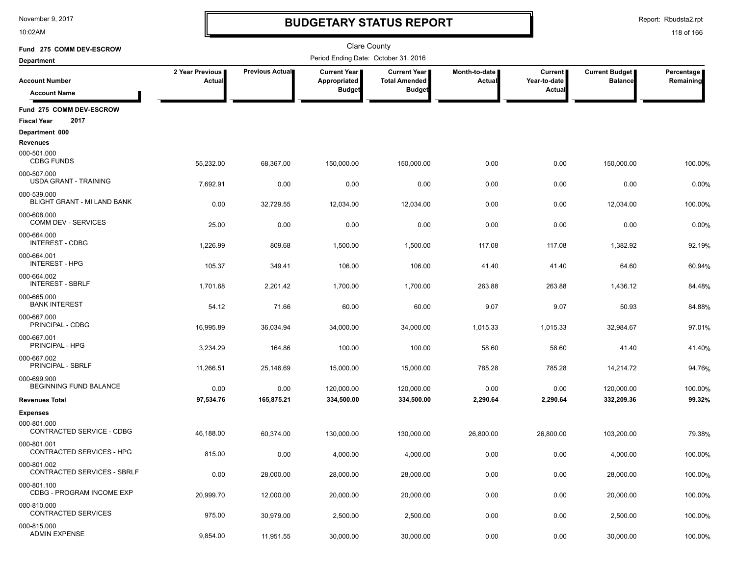# BUDGETARY STATUS REPORT

November 9, 2017
10:02AM

Report: Rbudsta2.rpt

Clare County

**Fund 275 COMM DEV-ESCROW**

**Department**

Period Ending Date: October 31, 2016

| Account Number / Account Name | 2 Year Previous Actual | Previous Actual | Current Year Appropriated Budget | Current Year Total Amended Budget | Month-to-date Actual | Current Year-to-date Actual | Current Budget Balance | Percentage Remaining |
|---|---|---|---|---|---|---|---|---|
| **Fund 275 COMM DEV-ESCROW** | | | | | | | | |
| **Fiscal Year 2017** | | | | | | | | |
| **Department 000** | | | | | | | | |
| **Revenues** | | | | | | | | |
| 000-501.000 CDBG FUNDS | 55,232.00 | 68,367.00 | 150,000.00 | 150,000.00 | 0.00 | 0.00 | 150,000.00 | 100.00% |
| 000-507.000 USDA GRANT - TRAINING | 7,692.91 | 0.00 | 0.00 | 0.00 | 0.00 | 0.00 | 0.00 | 0.00% |
| 000-539.000 BLIGHT GRANT - MI LAND BANK | 0.00 | 32,729.55 | 12,034.00 | 12,034.00 | 0.00 | 0.00 | 12,034.00 | 100.00% |
| 000-608.000 COMM DEV - SERVICES | 25.00 | 0.00 | 0.00 | 0.00 | 0.00 | 0.00 | 0.00 | 0.00% |
| 000-664.000 INTEREST - CDBG | 1,226.99 | 809.68 | 1,500.00 | 1,500.00 | 117.08 | 117.08 | 1,382.92 | 92.19% |
| 000-664.001 INTEREST - HPG | 105.37 | 349.41 | 106.00 | 106.00 | 41.40 | 41.40 | 64.60 | 60.94% |
| 000-664.002 INTEREST - SBRLF | 1,701.68 | 2,201.42 | 1,700.00 | 1,700.00 | 263.88 | 263.88 | 1,436.12 | 84.48% |
| 000-665.000 BANK INTEREST | 54.12 | 71.66 | 60.00 | 60.00 | 9.07 | 9.07 | 50.93 | 84.88% |
| 000-667.000 PRINCIPAL - CDBG | 16,995.89 | 36,034.94 | 34,000.00 | 34,000.00 | 1,015.33 | 1,015.33 | 32,984.67 | 97.01% |
| 000-667.001 PRINCIPAL - HPG | 3,234.29 | 164.86 | 100.00 | 100.00 | 58.60 | 58.60 | 41.40 | 41.40% |
| 000-667.002 PRINCIPAL - SBRLF | 11,266.51 | 25,146.69 | 15,000.00 | 15,000.00 | 785.28 | 785.28 | 14,214.72 | 94.76% |
| 000-699.900 BEGINNING FUND BALANCE | 0.00 | 0.00 | 120,000.00 | 120,000.00 | 0.00 | 0.00 | 120,000.00 | 100.00% |
| **Revenues Total** | **97,534.76** | **165,875.21** | **334,500.00** | **334,500.00** | **2,290.64** | **2,290.64** | **332,209.36** | **99.32%** |
| **Expenses** | | | | | | | | |
| 000-801.000 CONTRACTED SERVICE - CDBG | 46,188.00 | 60,374.00 | 130,000.00 | 130,000.00 | 26,800.00 | 26,800.00 | 103,200.00 | 79.38% |
| 000-801.001 CONTRACTED SERVICES - HPG | 815.00 | 0.00 | 4,000.00 | 4,000.00 | 0.00 | 0.00 | 4,000.00 | 100.00% |
| 000-801.002 CONTRACTED SERVICES - SBRLF | 0.00 | 28,000.00 | 28,000.00 | 28,000.00 | 0.00 | 0.00 | 28,000.00 | 100.00% |
| 000-801.100 CDBG - PROGRAM INCOME EXP | 20,999.70 | 12,000.00 | 20,000.00 | 20,000.00 | 0.00 | 0.00 | 20,000.00 | 100.00% |
| 000-810.000 CONTRACTED SERVICES | 975.00 | 30,979.00 | 2,500.00 | 2,500.00 | 0.00 | 0.00 | 2,500.00 | 100.00% |
| 000-815.000 ADMIN EXPENSE | 9,854.00 | 11,951.55 | 30,000.00 | 30,000.00 | 0.00 | 0.00 | 30,000.00 | 100.00% |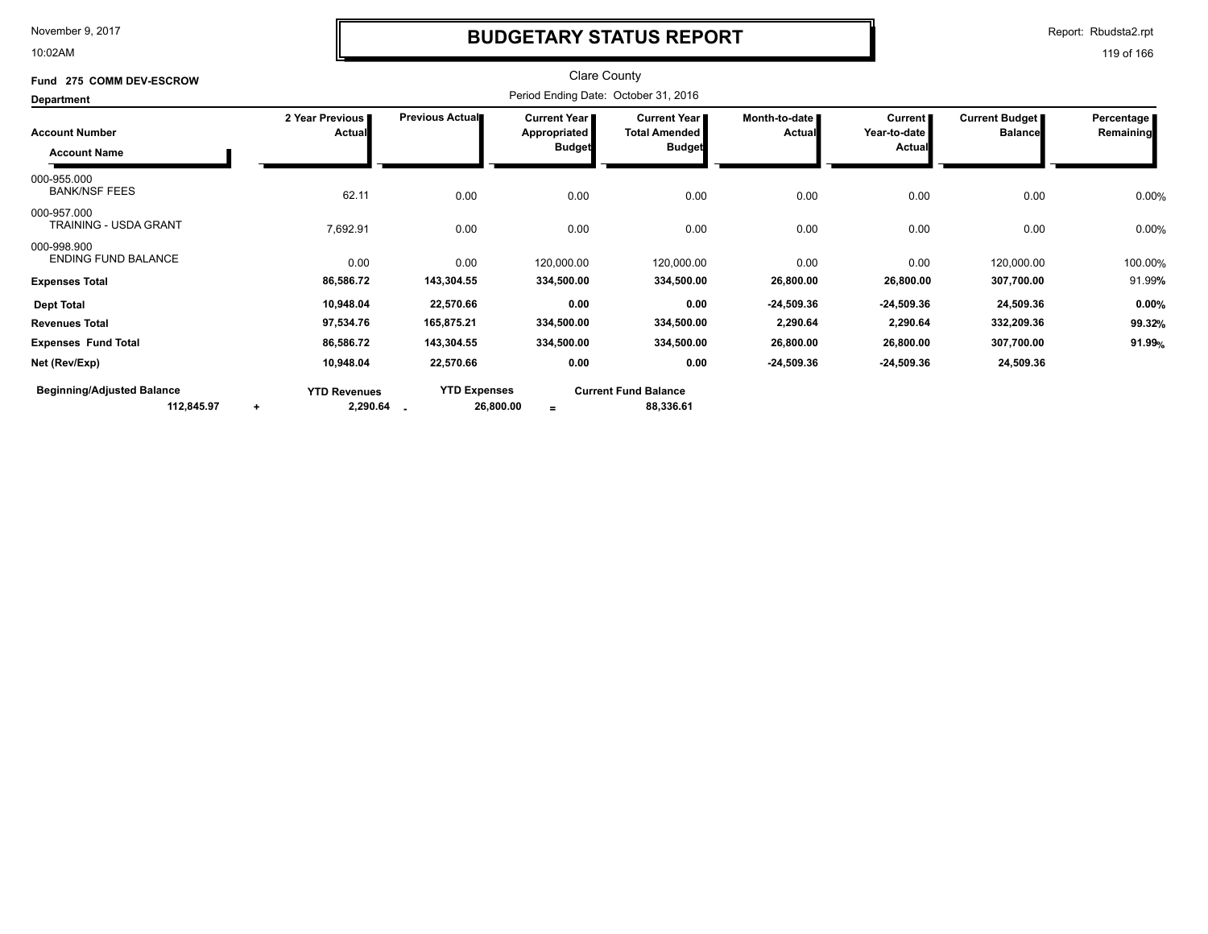# BUDGETARY STATUS REPORT

November 9, 2017
10:02AM

Report: Rbudsta2.rpt

Clare County

**Fund 275 COMM DEV-ESCROW**

**Department**

Period Ending Date: October 31, 2016

| Account Number / Account Name | 2 Year Previous Actual | Previous Actual | Current Year Appropriated Budget | Current Year Total Amended Budget | Month-to-date Actual | Current Year-to-date Actual | Current Budget Balance | Percentage Remaining |
|---|---|---|---|---|---|---|---|---|
| 000-955.000 BANK/NSF FEES | 62.11 | 0.00 | 0.00 | 0.00 | 0.00 | 0.00 | 0.00 | 0.00% |
| 000-957.000 TRAINING - USDA GRANT | 7,692.91 | 0.00 | 0.00 | 0.00 | 0.00 | 0.00 | 0.00 | 0.00% |
| 000-998.900 ENDING FUND BALANCE | 0.00 | 0.00 | 120,000.00 | 120,000.00 | 0.00 | 0.00 | 120,000.00 | 100.00% |
| **Expenses Total** | **86,586.72** | **143,304.55** | **334,500.00** | **334,500.00** | **26,800.00** | **26,800.00** | **307,700.00** | 91.99% |
| **Dept Total** | **10,948.04** | **22,570.66** | **0.00** | **0.00** | **-24,509.36** | **-24,509.36** | **24,509.36** | **0.00%** |
| **Revenues Total** | **97,534.76** | **165,875.21** | **334,500.00** | **334,500.00** | **2,290.64** | **2,290.64** | **332,209.36** | **99.32%** |
| **Expenses Fund Total** | **86,586.72** | **143,304.55** | **334,500.00** | **334,500.00** | **26,800.00** | **26,800.00** | **307,700.00** | **91.99%** |
| **Net (Rev/Exp)** | **10,948.04** | **22,570.66** | **0.00** | **0.00** | **-24,509.36** | **-24,509.36** | **24,509.36** | |

| Beginning/Adjusted Balance | | YTD Revenues | | YTD Expenses | | Current Fund Balance |
|---|---|---|---|---|---|---|
| 112,845.97 | + | 2,290.64 | - | 26,800.00 | = | 88,336.61 |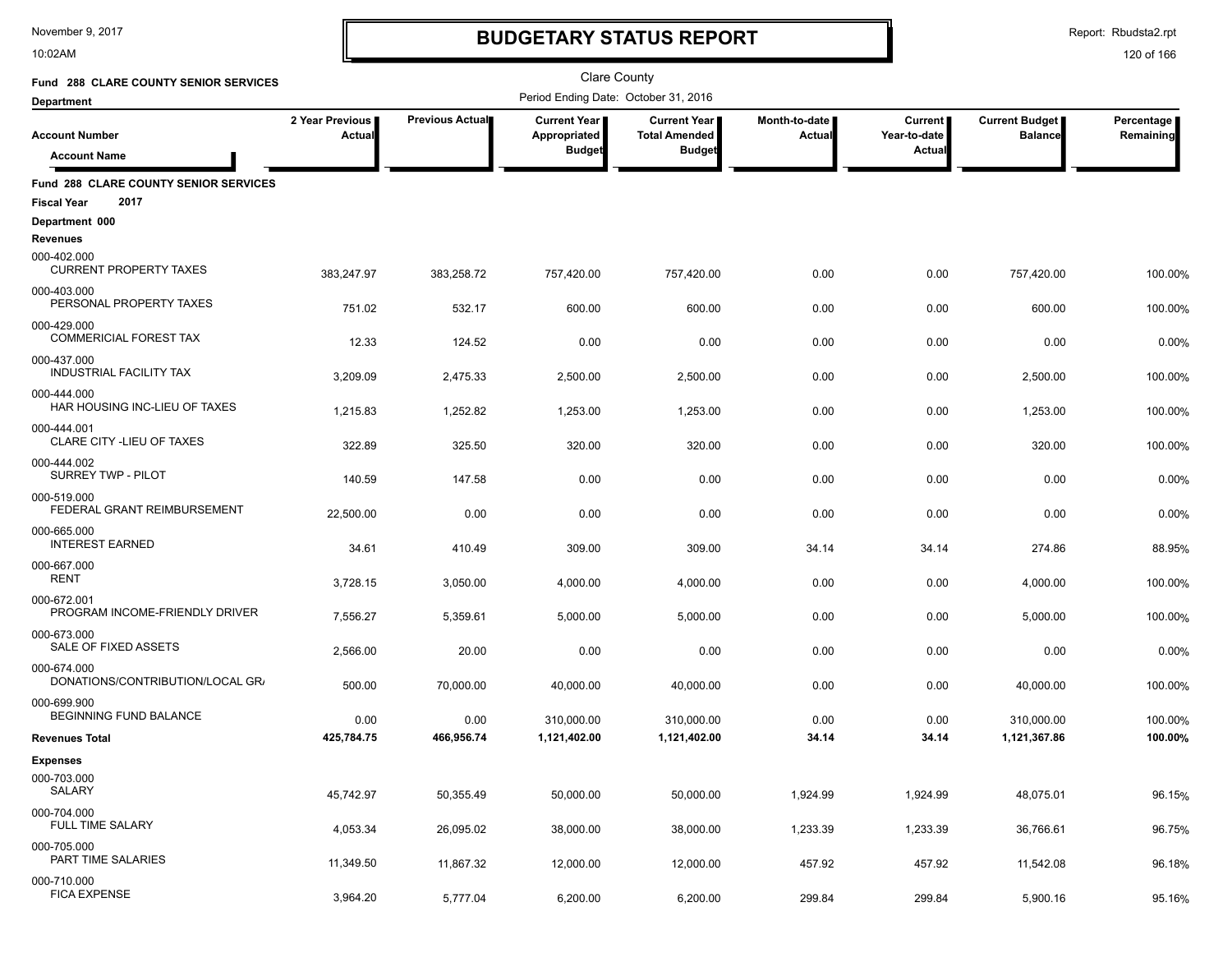# BUDGETARY STATUS REPORT

Clare County

**Fund 288 CLARE COUNTY SENIOR SERVICES**

**Department**

Period Ending Date: October 31, 2016

| Account Number / Account Name | 2 Year Previous Actual | Previous Actual | Current Year Appropriated Budget | Current Year Total Amended Budget | Month-to-date Actual | Current Year-to-date Actual | Current Budget Balance | Percentage Remaining |
|---|---|---|---|---|---|---|---|---|
| **Fund 288 CLARE COUNTY SENIOR SERVICES** | | | | | | | | |
| **Fiscal Year 2017** | | | | | | | | |
| **Department 000** | | | | | | | | |
| **Revenues** | | | | | | | | |
| 000-402.000 CURRENT PROPERTY TAXES | 383,247.97 | 383,258.72 | 757,420.00 | 757,420.00 | 0.00 | 0.00 | 757,420.00 | 100.00% |
| 000-403.000 PERSONAL PROPERTY TAXES | 751.02 | 532.17 | 600.00 | 600.00 | 0.00 | 0.00 | 600.00 | 100.00% |
| 000-429.000 COMMERICIAL FOREST TAX | 12.33 | 124.52 | 0.00 | 0.00 | 0.00 | 0.00 | 0.00 | 0.00% |
| 000-437.000 INDUSTRIAL FACILITY TAX | 3,209.09 | 2,475.33 | 2,500.00 | 2,500.00 | 0.00 | 0.00 | 2,500.00 | 100.00% |
| 000-444.000 HAR HOUSING INC-LIEU OF TAXES | 1,215.83 | 1,252.82 | 1,253.00 | 1,253.00 | 0.00 | 0.00 | 1,253.00 | 100.00% |
| 000-444.001 CLARE CITY -LIEU OF TAXES | 322.89 | 325.50 | 320.00 | 320.00 | 0.00 | 0.00 | 320.00 | 100.00% |
| 000-444.002 SURREY TWP - PILOT | 140.59 | 147.58 | 0.00 | 0.00 | 0.00 | 0.00 | 0.00 | 0.00% |
| 000-519.000 FEDERAL GRANT REIMBURSEMENT | 22,500.00 | 0.00 | 0.00 | 0.00 | 0.00 | 0.00 | 0.00 | 0.00% |
| 000-665.000 INTEREST EARNED | 34.61 | 410.49 | 309.00 | 309.00 | 34.14 | 34.14 | 274.86 | 88.95% |
| 000-667.000 RENT | 3,728.15 | 3,050.00 | 4,000.00 | 4,000.00 | 0.00 | 0.00 | 4,000.00 | 100.00% |
| 000-672.001 PROGRAM INCOME-FRIENDLY DRIVER | 7,556.27 | 5,359.61 | 5,000.00 | 5,000.00 | 0.00 | 0.00 | 5,000.00 | 100.00% |
| 000-673.000 SALE OF FIXED ASSETS | 2,566.00 | 20.00 | 0.00 | 0.00 | 0.00 | 0.00 | 0.00 | 0.00% |
| 000-674.000 DONATIONS/CONTRIBUTION/LOCAL GR/ | 500.00 | 70,000.00 | 40,000.00 | 40,000.00 | 0.00 | 0.00 | 40,000.00 | 100.00% |
| 000-699.900 BEGINNING FUND BALANCE | 0.00 | 0.00 | 310,000.00 | 310,000.00 | 0.00 | 0.00 | 310,000.00 | 100.00% |
| **Revenues Total** | **425,784.75** | **466,956.74** | **1,121,402.00** | **1,121,402.00** | **34.14** | **34.14** | **1,121,367.86** | **100.00%** |
| **Expenses** | | | | | | | | |
| 000-703.000 SALARY | 45,742.97 | 50,355.49 | 50,000.00 | 50,000.00 | 1,924.99 | 1,924.99 | 48,075.01 | 96.15% |
| 000-704.000 FULL TIME SALARY | 4,053.34 | 26,095.02 | 38,000.00 | 38,000.00 | 1,233.39 | 1,233.39 | 36,766.61 | 96.75% |
| 000-705.000 PART TIME SALARIES | 11,349.50 | 11,867.32 | 12,000.00 | 12,000.00 | 457.92 | 457.92 | 11,542.08 | 96.18% |
| 000-710.000 FICA EXPENSE | 3,964.20 | 5,777.04 | 6,200.00 | 6,200.00 | 299.84 | 299.84 | 5,900.16 | 95.16% |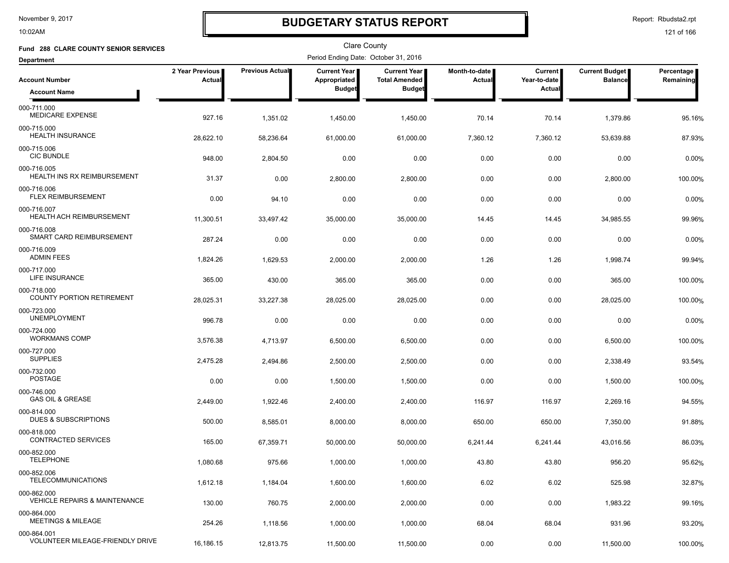# BUDGETARY STATUS REPORT

Clare County

**Fund 288 CLARE COUNTY SENIOR SERVICES**

**Department**

Period Ending Date: October 31, 2016

| Account Number / Account Name | 2 Year Previous Actual | Previous Actual | Current Year Appropriated Budget | Current Year Total Amended Budget | Month-to-date Actual | Current Year-to-date Actual | Current Budget Balance | Percentage Remaining |
|---|---|---|---|---|---|---|---|---|
| 000-711.000 MEDICARE EXPENSE | 927.16 | 1,351.02 | 1,450.00 | 1,450.00 | 70.14 | 70.14 | 1,379.86 | 95.16% |
| 000-715.000 HEALTH INSURANCE | 28,622.10 | 58,236.64 | 61,000.00 | 61,000.00 | 7,360.12 | 7,360.12 | 53,639.88 | 87.93% |
| 000-715.006 CIC BUNDLE | 948.00 | 2,804.50 | 0.00 | 0.00 | 0.00 | 0.00 | 0.00 | 0.00% |
| 000-716.005 HEALTH INS RX REIMBURSEMENT | 31.37 | 0.00 | 2,800.00 | 2,800.00 | 0.00 | 0.00 | 2,800.00 | 100.00% |
| 000-716.006 FLEX REIMBURSEMENT | 0.00 | 94.10 | 0.00 | 0.00 | 0.00 | 0.00 | 0.00 | 0.00% |
| 000-716.007 HEALTH ACH REIMBURSEMENT | 11,300.51 | 33,497.42 | 35,000.00 | 35,000.00 | 14.45 | 14.45 | 34,985.55 | 99.96% |
| 000-716.008 SMART CARD REIMBURSEMENT | 287.24 | 0.00 | 0.00 | 0.00 | 0.00 | 0.00 | 0.00 | 0.00% |
| 000-716.009 ADMIN FEES | 1,824.26 | 1,629.53 | 2,000.00 | 2,000.00 | 1.26 | 1.26 | 1,998.74 | 99.94% |
| 000-717.000 LIFE INSURANCE | 365.00 | 430.00 | 365.00 | 365.00 | 0.00 | 0.00 | 365.00 | 100.00% |
| 000-718.000 COUNTY PORTION RETIREMENT | 28,025.31 | 33,227.38 | 28,025.00 | 28,025.00 | 0.00 | 0.00 | 28,025.00 | 100.00% |
| 000-723.000 UNEMPLOYMENT | 996.78 | 0.00 | 0.00 | 0.00 | 0.00 | 0.00 | 0.00 | 0.00% |
| 000-724.000 WORKMANS COMP | 3,576.38 | 4,713.97 | 6,500.00 | 6,500.00 | 0.00 | 0.00 | 6,500.00 | 100.00% |
| 000-727.000 SUPPLIES | 2,475.28 | 2,494.86 | 2,500.00 | 2,500.00 | 0.00 | 0.00 | 2,338.49 | 93.54% |
| 000-732.000 POSTAGE | 0.00 | 0.00 | 1,500.00 | 1,500.00 | 0.00 | 0.00 | 1,500.00 | 100.00% |
| 000-746.000 GAS OIL & GREASE | 2,449.00 | 1,922.46 | 2,400.00 | 2,400.00 | 116.97 | 116.97 | 2,269.16 | 94.55% |
| 000-814.000 DUES & SUBSCRIPTIONS | 500.00 | 8,585.01 | 8,000.00 | 8,000.00 | 650.00 | 650.00 | 7,350.00 | 91.88% |
| 000-818.000 CONTRACTED SERVICES | 165.00 | 67,359.71 | 50,000.00 | 50,000.00 | 6,241.44 | 6,241.44 | 43,016.56 | 86.03% |
| 000-852.000 TELEPHONE | 1,080.68 | 975.66 | 1,000.00 | 1,000.00 | 43.80 | 43.80 | 956.20 | 95.62% |
| 000-852.006 TELECOMMUNICATIONS | 1,612.18 | 1,184.04 | 1,600.00 | 1,600.00 | 6.02 | 6.02 | 525.98 | 32.87% |
| 000-862.000 VEHICLE REPAIRS & MAINTENANCE | 130.00 | 760.75 | 2,000.00 | 2,000.00 | 0.00 | 0.00 | 1,983.22 | 99.16% |
| 000-864.000 MEETINGS & MILEAGE | 254.26 | 1,118.56 | 1,000.00 | 1,000.00 | 68.04 | 68.04 | 931.96 | 93.20% |
| 000-864.001 VOLUNTEER MILEAGE-FRIENDLY DRIVE | 16,186.15 | 12,813.75 | 11,500.00 | 11,500.00 | 0.00 | 0.00 | 11,500.00 | 100.00% |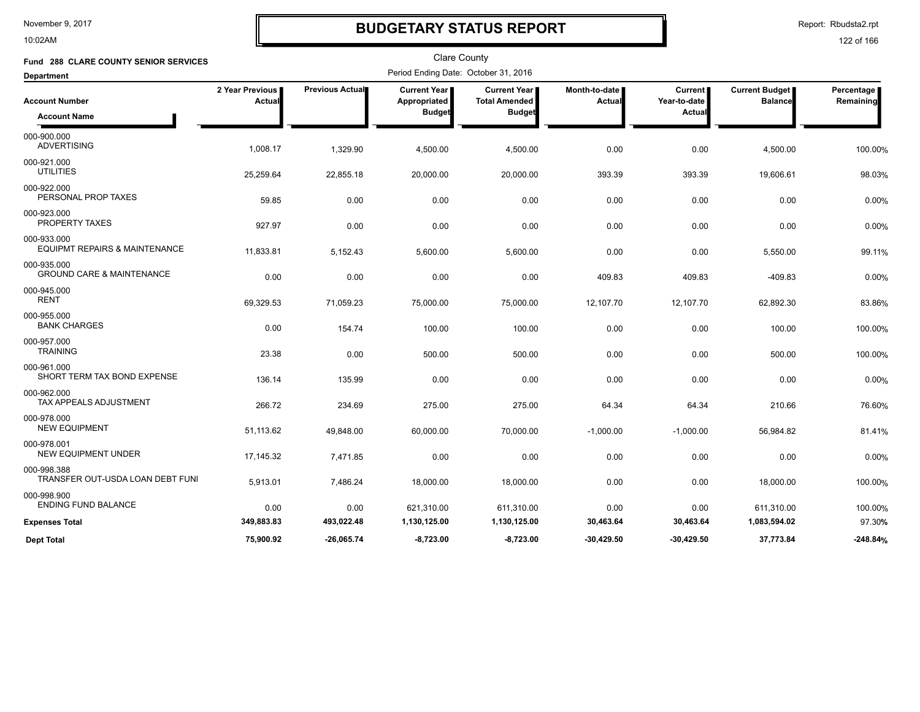# BUDGETARY STATUS REPORT

November 9, 2017
10:02AM

Report: Rbudsta2.rpt

Clare County

**Fund 288 CLARE COUNTY SENIOR SERVICES**

Period Ending Date: October 31, 2016

**Department**

| Account Number / Account Name | 2 Year Previous Actual | Previous Actual | Current Year Appropriated Budget | Current Year Total Amended Budget | Month-to-date Actual | Current Year-to-date Actual | Current Budget Balance | Percentage Remaining |
|---|---|---|---|---|---|---|---|---|
| 000-900.000 ADVERTISING | 1,008.17 | 1,329.90 | 4,500.00 | 4,500.00 | 0.00 | 0.00 | 4,500.00 | 100.00% |
| 000-921.000 UTILITIES | 25,259.64 | 22,855.18 | 20,000.00 | 20,000.00 | 393.39 | 393.39 | 19,606.61 | 98.03% |
| 000-922.000 PERSONAL PROP TAXES | 59.85 | 0.00 | 0.00 | 0.00 | 0.00 | 0.00 | 0.00 | 0.00% |
| 000-923.000 PROPERTY TAXES | 927.97 | 0.00 | 0.00 | 0.00 | 0.00 | 0.00 | 0.00 | 0.00% |
| 000-933.000 EQUIPMT REPAIRS & MAINTENANCE | 11,833.81 | 5,152.43 | 5,600.00 | 5,600.00 | 0.00 | 0.00 | 5,550.00 | 99.11% |
| 000-935.000 GROUND CARE & MAINTENANCE | 0.00 | 0.00 | 0.00 | 0.00 | 409.83 | 409.83 | -409.83 | 0.00% |
| 000-945.000 RENT | 69,329.53 | 71,059.23 | 75,000.00 | 75,000.00 | 12,107.70 | 12,107.70 | 62,892.30 | 83.86% |
| 000-955.000 BANK CHARGES | 0.00 | 154.74 | 100.00 | 100.00 | 0.00 | 0.00 | 100.00 | 100.00% |
| 000-957.000 TRAINING | 23.38 | 0.00 | 500.00 | 500.00 | 0.00 | 0.00 | 500.00 | 100.00% |
| 000-961.000 SHORT TERM TAX BOND EXPENSE | 136.14 | 135.99 | 0.00 | 0.00 | 0.00 | 0.00 | 0.00 | 0.00% |
| 000-962.000 TAX APPEALS ADJUSTMENT | 266.72 | 234.69 | 275.00 | 275.00 | 64.34 | 64.34 | 210.66 | 76.60% |
| 000-978.000 NEW EQUIPMENT | 51,113.62 | 49,848.00 | 60,000.00 | 70,000.00 | -1,000.00 | -1,000.00 | 56,984.82 | 81.41% |
| 000-978.001 NEW EQUIPMENT UNDER | 17,145.32 | 7,471.85 | 0.00 | 0.00 | 0.00 | 0.00 | 0.00 | 0.00% |
| 000-998.388 TRANSFER OUT-USDA LOAN DEBT FUNI | 5,913.01 | 7,486.24 | 18,000.00 | 18,000.00 | 0.00 | 0.00 | 18,000.00 | 100.00% |
| 000-998.900 ENDING FUND BALANCE | 0.00 | 0.00 | 621,310.00 | 611,310.00 | 0.00 | 0.00 | 611,310.00 | 100.00% |
| **Expenses Total** | **349,883.83** | **493,022.48** | **1,130,125.00** | **1,130,125.00** | **30,463.64** | **30,463.64** | **1,083,594.02** | **97.30%** |
| **Dept Total** | **75,900.92** | **-26,065.74** | **-8,723.00** | **-8,723.00** | **-30,429.50** | **-30,429.50** | **37,773.84** | **-248.84%** |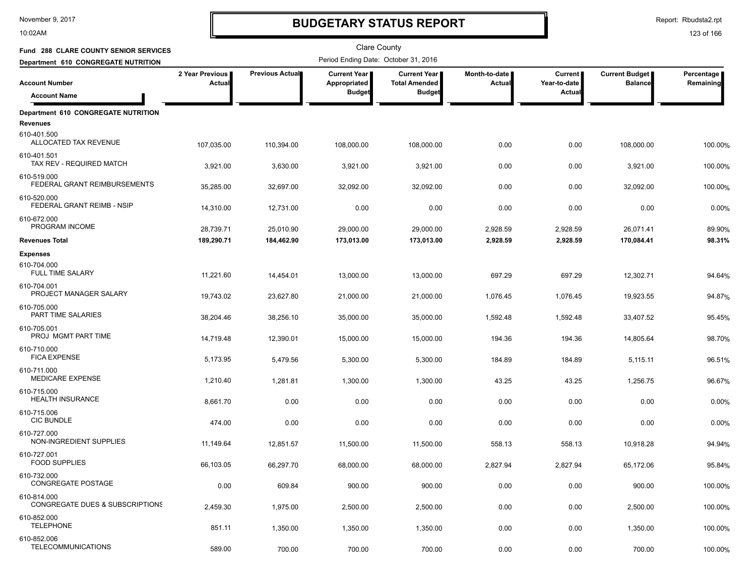# BUDGETARY STATUS REPORT

Clare County

**Fund 288 CLARE COUNTY SENIOR SERVICES**

**Department 610 CONGREGATE NUTRITION**

Period Ending Date: October 31, 2016

| Account Number / Account Name | 2 Year Previous Actual | Previous Actual | Current Year Appropriated Budget | Current Year Total Amended Budget | Month-to-date Actual | Current Year-to-date Actual | Current Budget Balance | Percentage Remaining |
|---|---|---|---|---|---|---|---|---|
| **Department 610 CONGREGATE NUTRITION** | | | | | | | | |
| **Revenues** | | | | | | | | |
| 610-401.500 ALLOCATED TAX REVENUE | 107,035.00 | 110,394.00 | 108,000.00 | 108,000.00 | 0.00 | 0.00 | 108,000.00 | 100.00% |
| 610-401.501 TAX REV - REQUIRED MATCH | 3,921.00 | 3,630.00 | 3,921.00 | 3,921.00 | 0.00 | 0.00 | 3,921.00 | 100.00% |
| 610-519.000 FEDERAL GRANT REIMBURSEMENTS | 35,285.00 | 32,697.00 | 32,092.00 | 32,092.00 | 0.00 | 0.00 | 32,092.00 | 100.00% |
| 610-520.000 FEDERAL GRANT REIMB - NSIP | 14,310.00 | 12,731.00 | 0.00 | 0.00 | 0.00 | 0.00 | 0.00 | 0.00% |
| 610-672.000 PROGRAM INCOME | 28,739.71 | 25,010.90 | 29,000.00 | 29,000.00 | 2,928.59 | 2,928.59 | 26,071.41 | 89.90% |
| **Revenues Total** | **189,290.71** | **184,462.90** | **173,013.00** | **173,013.00** | **2,928.59** | **2,928.59** | **170,084.41** | **98.31%** |
| **Expenses** | | | | | | | | |
| 610-704.000 FULL TIME SALARY | 11,221.60 | 14,454.01 | 13,000.00 | 13,000.00 | 697.29 | 697.29 | 12,302.71 | 94.64% |
| 610-704.001 PROJECT MANAGER SALARY | 19,743.02 | 23,627.80 | 21,000.00 | 21,000.00 | 1,076.45 | 1,076.45 | 19,923.55 | 94.87% |
| 610-705.000 PART TIME SALARIES | 38,204.46 | 38,256.10 | 35,000.00 | 35,000.00 | 1,592.48 | 1,592.48 | 33,407.52 | 95.45% |
| 610-705.001 PROJ MGMT PART TIME | 14,719.48 | 12,390.01 | 15,000.00 | 15,000.00 | 194.36 | 194.36 | 14,805.64 | 98.70% |
| 610-710.000 FICA EXPENSE | 5,173.95 | 5,479.56 | 5,300.00 | 5,300.00 | 184.89 | 184.89 | 5,115.11 | 96.51% |
| 610-711.000 MEDICARE EXPENSE | 1,210.40 | 1,281.81 | 1,300.00 | 1,300.00 | 43.25 | 43.25 | 1,256.75 | 96.67% |
| 610-715.000 HEALTH INSURANCE | 8,661.70 | 0.00 | 0.00 | 0.00 | 0.00 | 0.00 | 0.00 | 0.00% |
| 610-715.006 CIC BUNDLE | 474.00 | 0.00 | 0.00 | 0.00 | 0.00 | 0.00 | 0.00 | 0.00% |
| 610-727.000 NON-INGREDIENT SUPPLIES | 11,149.64 | 12,851.57 | 11,500.00 | 11,500.00 | 558.13 | 558.13 | 10,918.28 | 94.94% |
| 610-727.001 FOOD SUPPLIES | 66,103.05 | 66,297.70 | 68,000.00 | 68,000.00 | 2,827.94 | 2,827.94 | 65,172.06 | 95.84% |
| 610-732.000 CONGREGATE POSTAGE | 0.00 | 609.84 | 900.00 | 900.00 | 0.00 | 0.00 | 900.00 | 100.00% |
| 610-814.000 CONGREGATE DUES & SUBSCRIPTIONS | 2,459.30 | 1,975.00 | 2,500.00 | 2,500.00 | 0.00 | 0.00 | 2,500.00 | 100.00% |
| 610-852.000 TELEPHONE | 851.11 | 1,350.00 | 1,350.00 | 1,350.00 | 0.00 | 0.00 | 1,350.00 | 100.00% |
| 610-852.006 TELECOMMUNICATIONS | 589.00 | 700.00 | 700.00 | 700.00 | 0.00 | 0.00 | 700.00 | 100.00% |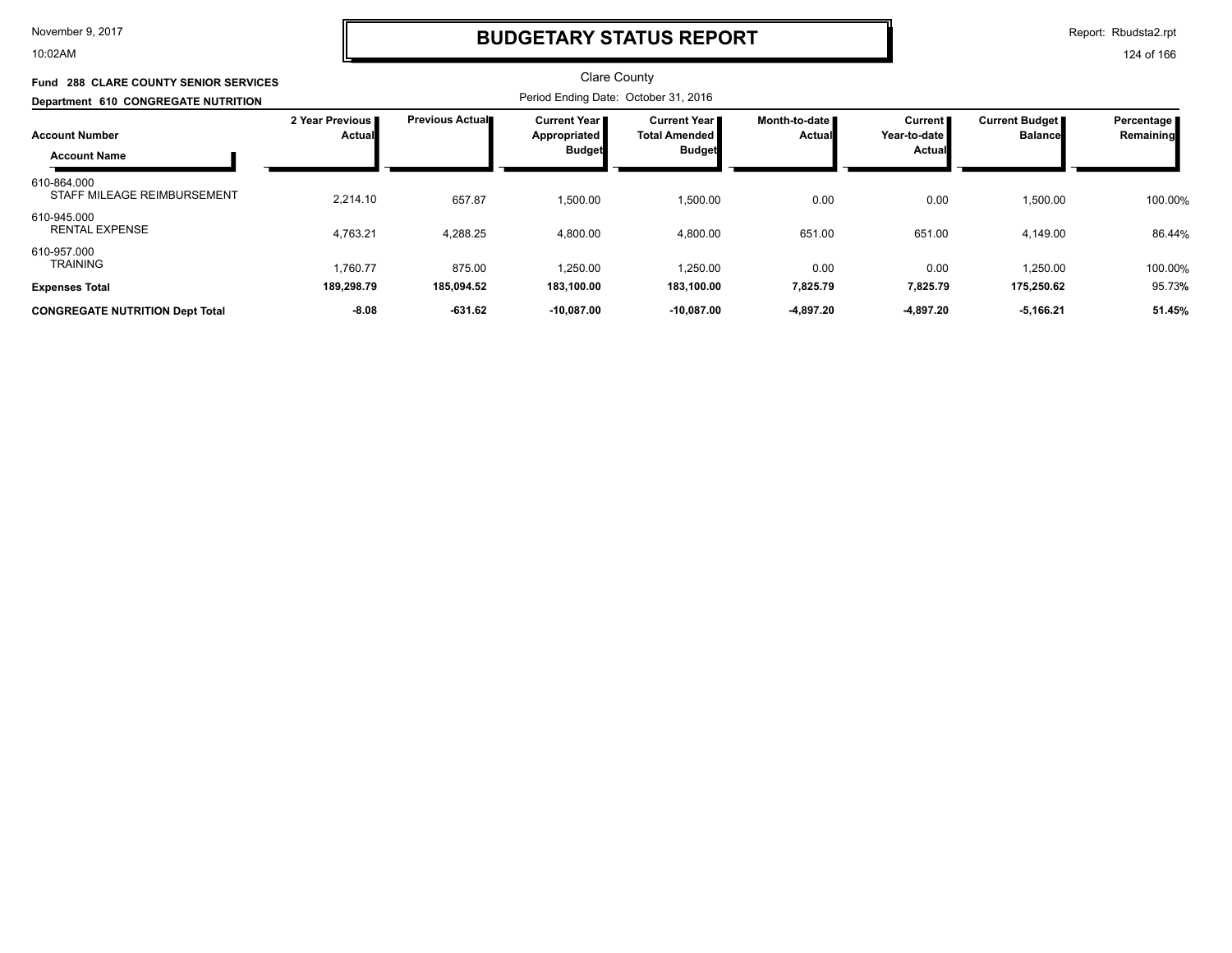# BUDGETARY STATUS REPORT

Clare County

**Fund 288 CLARE COUNTY SENIOR SERVICES**

**Department 610 CONGREGATE NUTRITION**

Period Ending Date: October 31, 2016

| Account Number / Account Name | 2 Year Previous Actual | Previous Actual | Current Year Appropriated Budget | Current Year Total Amended Budget | Month-to-date Actual | Current Year-to-date Actual | Current Budget Balance | Percentage Remaining |
|---|---|---|---|---|---|---|---|---|
| 610-864.000 STAFF MILEAGE REIMBURSEMENT | 2,214.10 | 657.87 | 1,500.00 | 1,500.00 | 0.00 | 0.00 | 1,500.00 | 100.00% |
| 610-945.000 RENTAL EXPENSE | 4,763.21 | 4,288.25 | 4,800.00 | 4,800.00 | 651.00 | 651.00 | 4,149.00 | 86.44% |
| 610-957.000 TRAINING | 1,760.77 | 875.00 | 1,250.00 | 1,250.00 | 0.00 | 0.00 | 1,250.00 | 100.00% |
| **Expenses Total** | **189,298.79** | **185,094.52** | **183,100.00** | **183,100.00** | **7,825.79** | **7,825.79** | **175,250.62** | 95.73% |
| **CONGREGATE NUTRITION Dept Total** | **-8.08** | **-631.62** | **-10,087.00** | **-10,087.00** | **-4,897.20** | **-4,897.20** | **-5,166.21** | **51.45%** |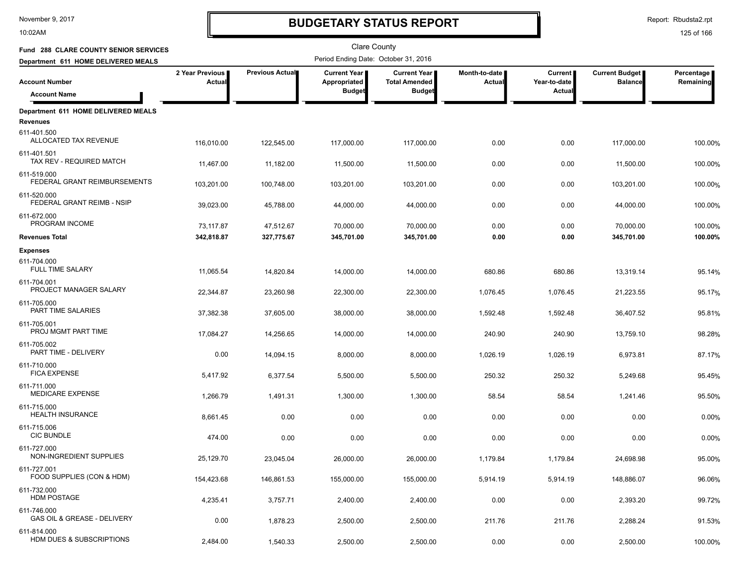# BUDGETARY STATUS REPORT

Clare County

Fund 288 CLARE COUNTY SENIOR SERVICES

Department 611 HOME DELIVERED MEALS

Period Ending Date: October 31, 2016

| Account Number / Account Name | 2 Year Previous Actual | Previous Actual | Current Year Appropriated Budget | Current Year Total Amended Budget | Month-to-date Actual | Current Year-to-date Actual | Current Budget Balance | Percentage Remaining |
|---|---|---|---|---|---|---|---|---|
| **Department 611 HOME DELIVERED MEALS** | | | | | | | | |
| **Revenues** | | | | | | | | |
| 611-401.500 ALLOCATED TAX REVENUE | 116,010.00 | 122,545.00 | 117,000.00 | 117,000.00 | 0.00 | 0.00 | 117,000.00 | 100.00% |
| 611-401.501 TAX REV - REQUIRED MATCH | 11,467.00 | 11,182.00 | 11,500.00 | 11,500.00 | 0.00 | 0.00 | 11,500.00 | 100.00% |
| 611-519.000 FEDERAL GRANT REIMBURSEMENTS | 103,201.00 | 100,748.00 | 103,201.00 | 103,201.00 | 0.00 | 0.00 | 103,201.00 | 100.00% |
| 611-520.000 FEDERAL GRANT REIMB - NSIP | 39,023.00 | 45,788.00 | 44,000.00 | 44,000.00 | 0.00 | 0.00 | 44,000.00 | 100.00% |
| 611-672.000 PROGRAM INCOME | 73,117.87 | 47,512.67 | 70,000.00 | 70,000.00 | 0.00 | 0.00 | 70,000.00 | 100.00% |
| **Revenues Total** | **342,818.87** | **327,775.67** | **345,701.00** | **345,701.00** | **0.00** | **0.00** | **345,701.00** | **100.00%** |
| **Expenses** | | | | | | | | |
| 611-704.000 FULL TIME SALARY | 11,065.54 | 14,820.84 | 14,000.00 | 14,000.00 | 680.86 | 680.86 | 13,319.14 | 95.14% |
| 611-704.001 PROJECT MANAGER SALARY | 22,344.87 | 23,260.98 | 22,300.00 | 22,300.00 | 1,076.45 | 1,076.45 | 21,223.55 | 95.17% |
| 611-705.000 PART TIME SALARIES | 37,382.38 | 37,605.00 | 38,000.00 | 38,000.00 | 1,592.48 | 1,592.48 | 36,407.52 | 95.81% |
| 611-705.001 PROJ MGMT PART TIME | 17,084.27 | 14,256.65 | 14,000.00 | 14,000.00 | 240.90 | 240.90 | 13,759.10 | 98.28% |
| 611-705.002 PART TIME - DELIVERY | 0.00 | 14,094.15 | 8,000.00 | 8,000.00 | 1,026.19 | 1,026.19 | 6,973.81 | 87.17% |
| 611-710.000 FICA EXPENSE | 5,417.92 | 6,377.54 | 5,500.00 | 5,500.00 | 250.32 | 250.32 | 5,249.68 | 95.45% |
| 611-711.000 MEDICARE EXPENSE | 1,266.79 | 1,491.31 | 1,300.00 | 1,300.00 | 58.54 | 58.54 | 1,241.46 | 95.50% |
| 611-715.000 HEALTH INSURANCE | 8,661.45 | 0.00 | 0.00 | 0.00 | 0.00 | 0.00 | 0.00 | 0.00% |
| 611-715.006 CIC BUNDLE | 474.00 | 0.00 | 0.00 | 0.00 | 0.00 | 0.00 | 0.00 | 0.00% |
| 611-727.000 NON-INGREDIENT SUPPLIES | 25,129.70 | 23,045.04 | 26,000.00 | 26,000.00 | 1,179.84 | 1,179.84 | 24,698.98 | 95.00% |
| 611-727.001 FOOD SUPPLIES (CON & HDM) | 154,423.68 | 146,861.53 | 155,000.00 | 155,000.00 | 5,914.19 | 5,914.19 | 148,886.07 | 96.06% |
| 611-732.000 HDM POSTAGE | 4,235.41 | 3,757.71 | 2,400.00 | 2,400.00 | 0.00 | 0.00 | 2,393.20 | 99.72% |
| 611-746.000 GAS OIL & GREASE - DELIVERY | 0.00 | 1,878.23 | 2,500.00 | 2,500.00 | 211.76 | 211.76 | 2,288.24 | 91.53% |
| 611-814.000 HDM DUES & SUBSCRIPTIONS | 2,484.00 | 1,540.33 | 2,500.00 | 2,500.00 | 0.00 | 0.00 | 2,500.00 | 100.00% |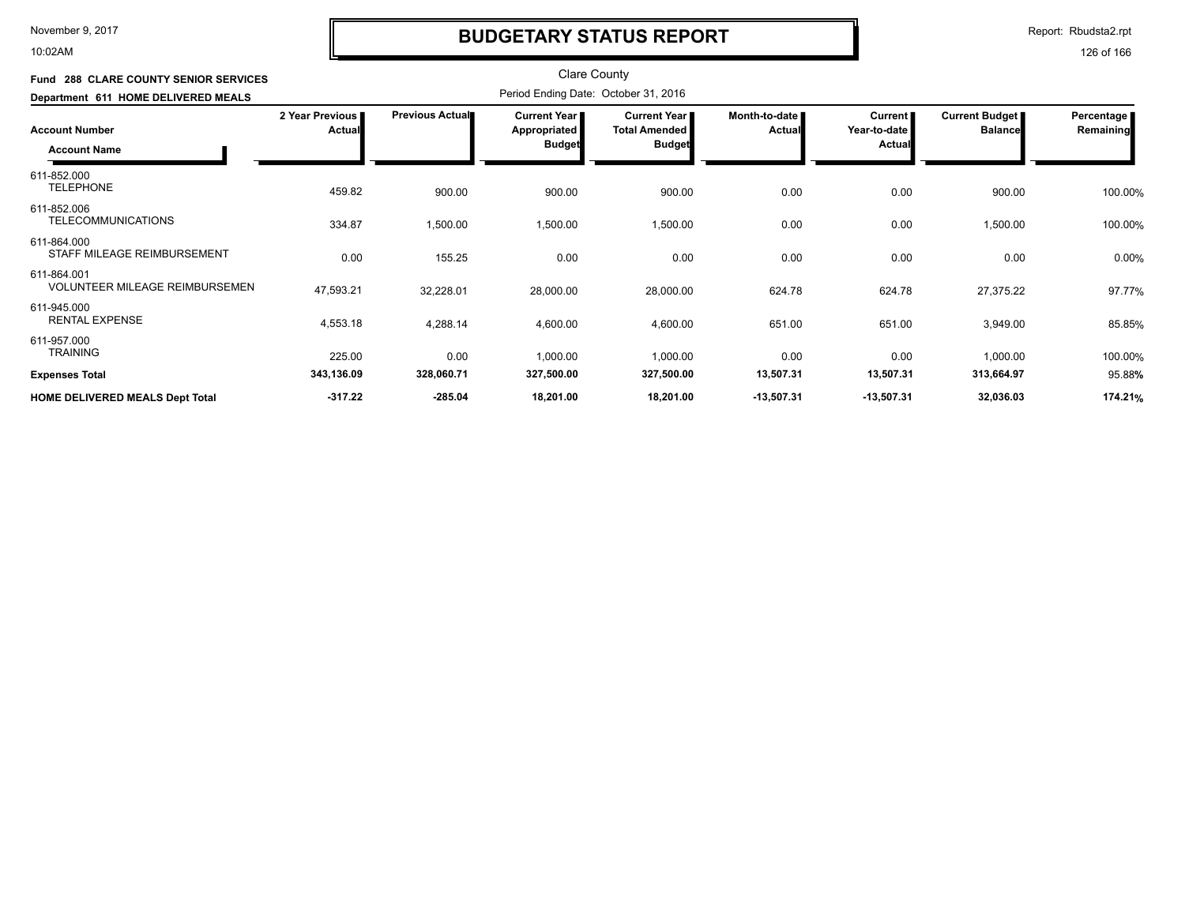# BUDGETARY STATUS REPORT

Clare County

Period Ending Date: October 31, 2016

**Fund 288 CLARE COUNTY SENIOR SERVICES**

**Department 611 HOME DELIVERED MEALS**

| Account Number / Account Name | 2 Year Previous Actual | Previous Actual | Current Year Appropriated Budget | Current Year Total Amended Budget | Month-to-date Actual | Current Year-to-date Actual | Current Budget Balance | Percentage Remaining |
|---|---|---|---|---|---|---|---|---|
| 611-852.000 TELEPHONE | 459.82 | 900.00 | 900.00 | 900.00 | 0.00 | 0.00 | 900.00 | 100.00% |
| 611-852.006 TELECOMMUNICATIONS | 334.87 | 1,500.00 | 1,500.00 | 1,500.00 | 0.00 | 0.00 | 1,500.00 | 100.00% |
| 611-864.000 STAFF MILEAGE REIMBURSEMENT | 0.00 | 155.25 | 0.00 | 0.00 | 0.00 | 0.00 | 0.00 | 0.00% |
| 611-864.001 VOLUNTEER MILEAGE REIMBURSEMEN | 47,593.21 | 32,228.01 | 28,000.00 | 28,000.00 | 624.78 | 624.78 | 27,375.22 | 97.77% |
| 611-945.000 RENTAL EXPENSE | 4,553.18 | 4,288.14 | 4,600.00 | 4,600.00 | 651.00 | 651.00 | 3,949.00 | 85.85% |
| 611-957.000 TRAINING | 225.00 | 0.00 | 1,000.00 | 1,000.00 | 0.00 | 0.00 | 1,000.00 | 100.00% |
| **Expenses Total** | **343,136.09** | **328,060.71** | **327,500.00** | **327,500.00** | **13,507.31** | **13,507.31** | **313,664.97** | **95.88%** |
| **HOME DELIVERED MEALS Dept Total** | **-317.22** | **-285.04** | **18,201.00** | **18,201.00** | **-13,507.31** | **-13,507.31** | **32,036.03** | **174.21%** |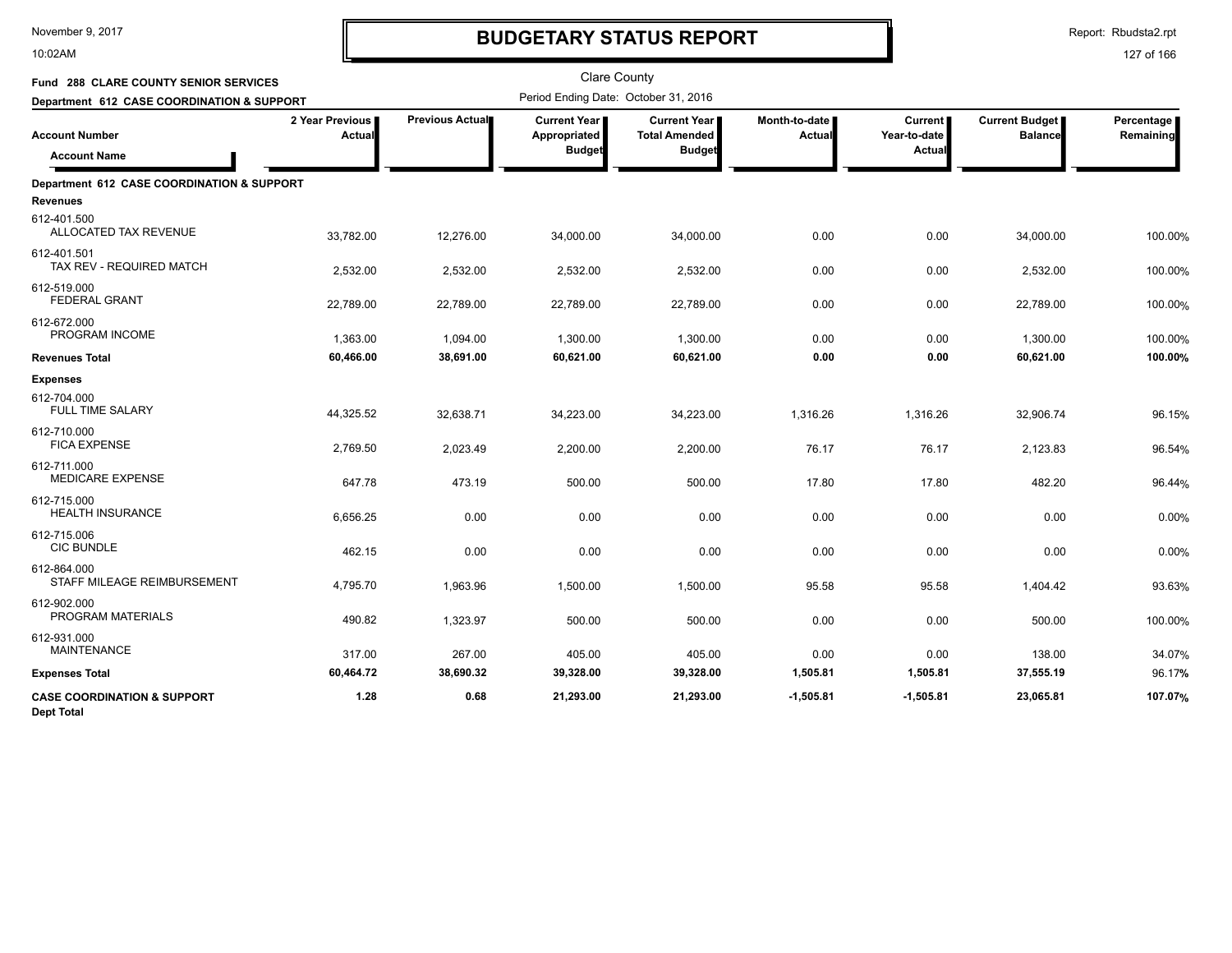# BUDGETARY STATUS REPORT

Clare County

Period Ending Date: October 31, 2016

November 9, 2017
10:02AM

Report: Rbudsta2.rpt

**Fund 288 CLARE COUNTY SENIOR SERVICES**

**Department 612 CASE COORDINATION & SUPPORT**

| Account Number / Account Name | 2 Year Previous Actual | Previous Actual | Current Year Appropriated Budget | Current Year Total Amended Budget | Month-to-date Actual | Current Year-to-date Actual | Current Budget Balance | Percentage Remaining |
|---|---|---|---|---|---|---|---|---|
| **Department 612 CASE COORDINATION & SUPPORT** | | | | | | | | |
| **Revenues** | | | | | | | | |
| 612-401.500 ALLOCATED TAX REVENUE | 33,782.00 | 12,276.00 | 34,000.00 | 34,000.00 | 0.00 | 0.00 | 34,000.00 | 100.00% |
| 612-401.501 TAX REV - REQUIRED MATCH | 2,532.00 | 2,532.00 | 2,532.00 | 2,532.00 | 0.00 | 0.00 | 2,532.00 | 100.00% |
| 612-519.000 FEDERAL GRANT | 22,789.00 | 22,789.00 | 22,789.00 | 22,789.00 | 0.00 | 0.00 | 22,789.00 | 100.00% |
| 612-672.000 PROGRAM INCOME | 1,363.00 | 1,094.00 | 1,300.00 | 1,300.00 | 0.00 | 0.00 | 1,300.00 | 100.00% |
| **Revenues Total** | **60,466.00** | **38,691.00** | **60,621.00** | **60,621.00** | **0.00** | **0.00** | **60,621.00** | **100.00%** |
| **Expenses** | | | | | | | | |
| 612-704.000 FULL TIME SALARY | 44,325.52 | 32,638.71 | 34,223.00 | 34,223.00 | 1,316.26 | 1,316.26 | 32,906.74 | 96.15% |
| 612-710.000 FICA EXPENSE | 2,769.50 | 2,023.49 | 2,200.00 | 2,200.00 | 76.17 | 76.17 | 2,123.83 | 96.54% |
| 612-711.000 MEDICARE EXPENSE | 647.78 | 473.19 | 500.00 | 500.00 | 17.80 | 17.80 | 482.20 | 96.44% |
| 612-715.000 HEALTH INSURANCE | 6,656.25 | 0.00 | 0.00 | 0.00 | 0.00 | 0.00 | 0.00 | 0.00% |
| 612-715.006 CIC BUNDLE | 462.15 | 0.00 | 0.00 | 0.00 | 0.00 | 0.00 | 0.00 | 0.00% |
| 612-864.000 STAFF MILEAGE REIMBURSEMENT | 4,795.70 | 1,963.96 | 1,500.00 | 1,500.00 | 95.58 | 95.58 | 1,404.42 | 93.63% |
| 612-902.000 PROGRAM MATERIALS | 490.82 | 1,323.97 | 500.00 | 500.00 | 0.00 | 0.00 | 500.00 | 100.00% |
| 612-931.000 MAINTENANCE | 317.00 | 267.00 | 405.00 | 405.00 | 0.00 | 0.00 | 138.00 | 34.07% |
| **Expenses Total** | **60,464.72** | **38,690.32** | **39,328.00** | **39,328.00** | **1,505.81** | **1,505.81** | **37,555.19** | **96.17%** |
| **CASE COORDINATION & SUPPORT Dept Total** | **1.28** | **0.68** | **21,293.00** | **21,293.00** | **-1,505.81** | **-1,505.81** | **23,065.81** | **107.07%** |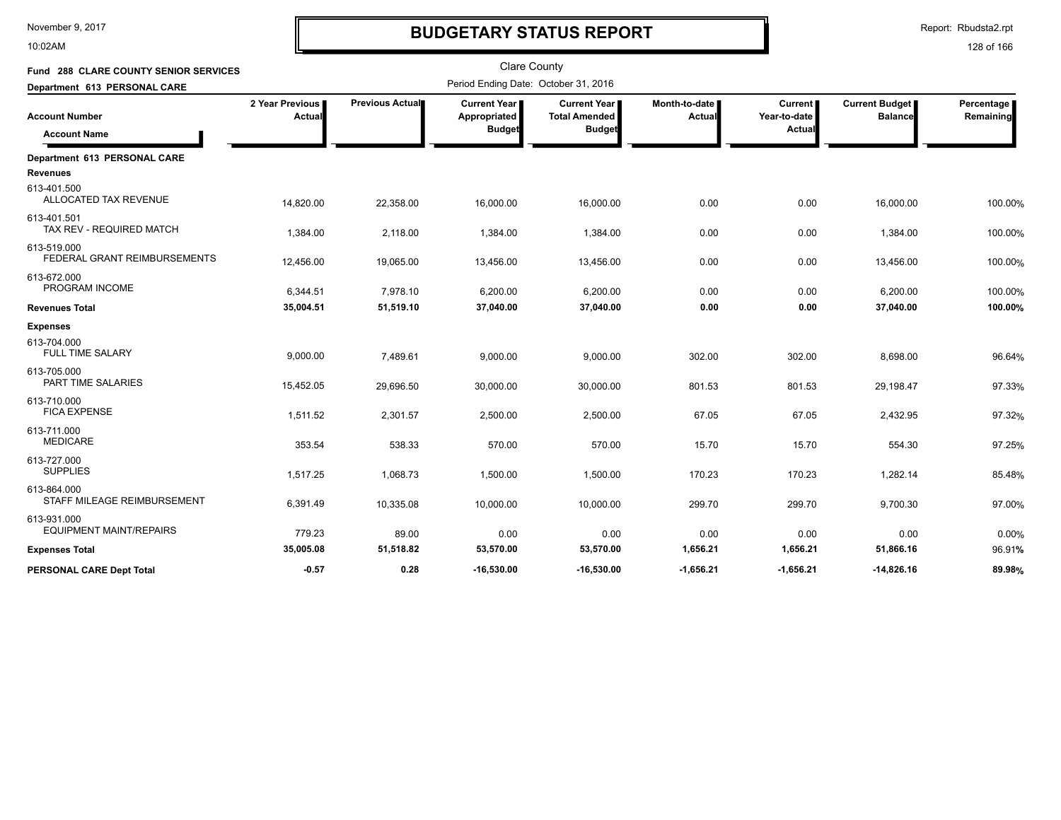# BUDGETARY STATUS REPORT

November 9, 2017
10:02AM

Report: Rbudsta2.rpt

Clare County

**Fund 288 CLARE COUNTY SENIOR SERVICES**

**Department 613 PERSONAL CARE**

Period Ending Date: October 31, 2016

| Account Number / Account Name | 2 Year Previous Actual | Previous Actual | Current Year Appropriated Budget | Current Year Total Amended Budget | Month-to-date Actual | Current Year-to-date Actual | Current Budget Balance | Percentage Remaining |
|---|---|---|---|---|---|---|---|---|
| **Department 613 PERSONAL CARE** | | | | | | | | |
| **Revenues** | | | | | | | | |
| 613-401.500 ALLOCATED TAX REVENUE | 14,820.00 | 22,358.00 | 16,000.00 | 16,000.00 | 0.00 | 0.00 | 16,000.00 | 100.00% |
| 613-401.501 TAX REV - REQUIRED MATCH | 1,384.00 | 2,118.00 | 1,384.00 | 1,384.00 | 0.00 | 0.00 | 1,384.00 | 100.00% |
| 613-519.000 FEDERAL GRANT REIMBURSEMENTS | 12,456.00 | 19,065.00 | 13,456.00 | 13,456.00 | 0.00 | 0.00 | 13,456.00 | 100.00% |
| 613-672.000 PROGRAM INCOME | 6,344.51 | 7,978.10 | 6,200.00 | 6,200.00 | 0.00 | 0.00 | 6,200.00 | 100.00% |
| **Revenues Total** | **35,004.51** | **51,519.10** | **37,040.00** | **37,040.00** | **0.00** | **0.00** | **37,040.00** | **100.00%** |
| **Expenses** | | | | | | | | |
| 613-704.000 FULL TIME SALARY | 9,000.00 | 7,489.61 | 9,000.00 | 9,000.00 | 302.00 | 302.00 | 8,698.00 | 96.64% |
| 613-705.000 PART TIME SALARIES | 15,452.05 | 29,696.50 | 30,000.00 | 30,000.00 | 801.53 | 801.53 | 29,198.47 | 97.33% |
| 613-710.000 FICA EXPENSE | 1,511.52 | 2,301.57 | 2,500.00 | 2,500.00 | 67.05 | 67.05 | 2,432.95 | 97.32% |
| 613-711.000 MEDICARE | 353.54 | 538.33 | 570.00 | 570.00 | 15.70 | 15.70 | 554.30 | 97.25% |
| 613-727.000 SUPPLIES | 1,517.25 | 1,068.73 | 1,500.00 | 1,500.00 | 170.23 | 170.23 | 1,282.14 | 85.48% |
| 613-864.000 STAFF MILEAGE REIMBURSEMENT | 6,391.49 | 10,335.08 | 10,000.00 | 10,000.00 | 299.70 | 299.70 | 9,700.30 | 97.00% |
| 613-931.000 EQUIPMENT MAINT/REPAIRS | 779.23 | 89.00 | 0.00 | 0.00 | 0.00 | 0.00 | 0.00 | 0.00% |
| **Expenses Total** | **35,005.08** | **51,518.82** | **53,570.00** | **53,570.00** | **1,656.21** | **1,656.21** | **51,866.16** | 96.91% |
| **PERSONAL CARE Dept Total** | **-0.57** | **0.28** | **-16,530.00** | **-16,530.00** | **-1,656.21** | **-1,656.21** | **-14,826.16** | **89.98%** |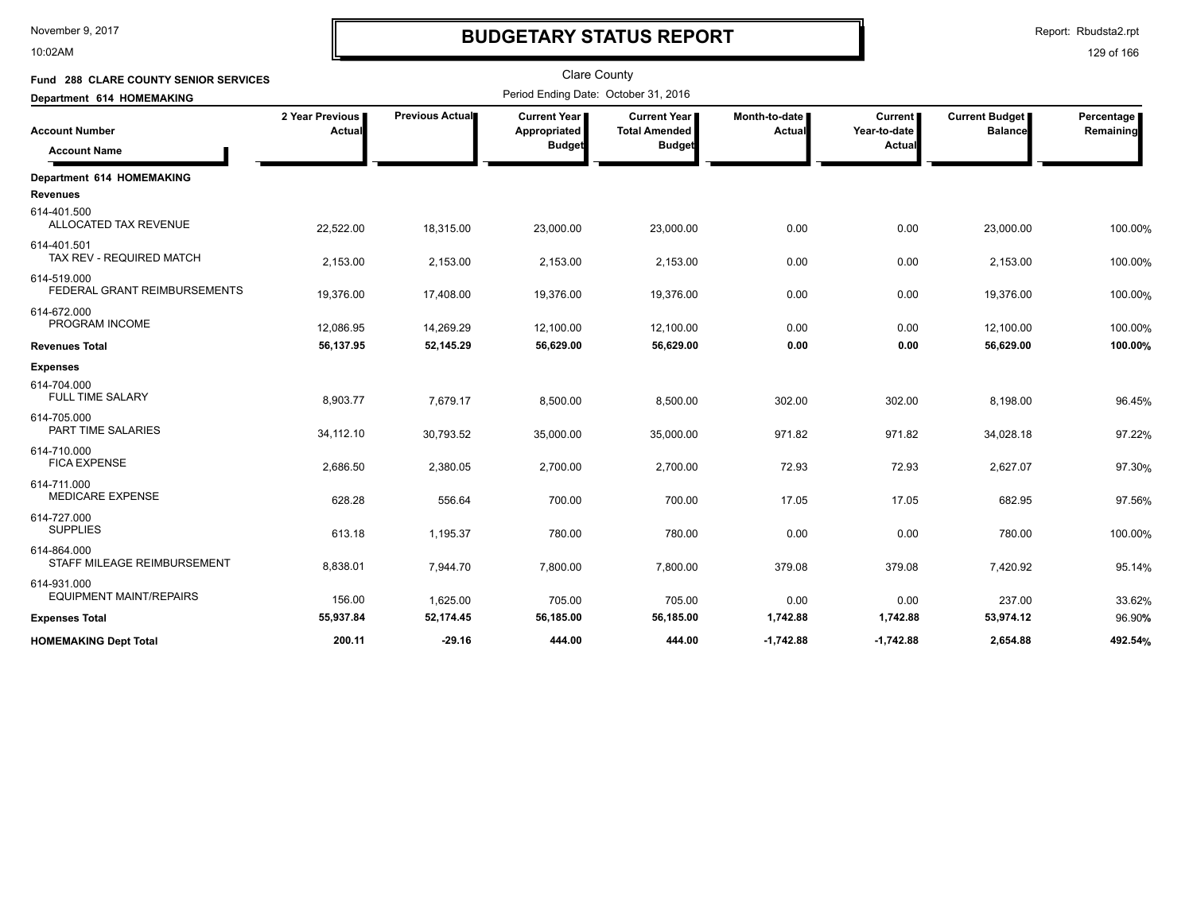November 9, 2017
10:02AM

# BUDGETARY STATUS REPORT

Report: Rbudsta2.rpt

Clare County

**Fund 288 CLARE COUNTY SENIOR SERVICES**

**Department 614 HOMEMAKING**

Period Ending Date: October 31, 2016

| Account Number / Account Name | 2 Year Previous Actual | Previous Actual | Current Year Appropriated Budget | Current Year Total Amended Budget | Month-to-date Actual | Current Year-to-date Actual | Current Budget Balance | Percentage Remaining |
|---|---|---|---|---|---|---|---|---|
| **Department 614 HOMEMAKING** | | | | | | | | |
| **Revenues** | | | | | | | | |
| 614-401.500 ALLOCATED TAX REVENUE | 22,522.00 | 18,315.00 | 23,000.00 | 23,000.00 | 0.00 | 0.00 | 23,000.00 | 100.00% |
| 614-401.501 TAX REV - REQUIRED MATCH | 2,153.00 | 2,153.00 | 2,153.00 | 2,153.00 | 0.00 | 0.00 | 2,153.00 | 100.00% |
| 614-519.000 FEDERAL GRANT REIMBURSEMENTS | 19,376.00 | 17,408.00 | 19,376.00 | 19,376.00 | 0.00 | 0.00 | 19,376.00 | 100.00% |
| 614-672.000 PROGRAM INCOME | 12,086.95 | 14,269.29 | 12,100.00 | 12,100.00 | 0.00 | 0.00 | 12,100.00 | 100.00% |
| **Revenues Total** | **56,137.95** | **52,145.29** | **56,629.00** | **56,629.00** | **0.00** | **0.00** | **56,629.00** | **100.00%** |
| **Expenses** | | | | | | | | |
| 614-704.000 FULL TIME SALARY | 8,903.77 | 7,679.17 | 8,500.00 | 8,500.00 | 302.00 | 302.00 | 8,198.00 | 96.45% |
| 614-705.000 PART TIME SALARIES | 34,112.10 | 30,793.52 | 35,000.00 | 35,000.00 | 971.82 | 971.82 | 34,028.18 | 97.22% |
| 614-710.000 FICA EXPENSE | 2,686.50 | 2,380.05 | 2,700.00 | 2,700.00 | 72.93 | 72.93 | 2,627.07 | 97.30% |
| 614-711.000 MEDICARE EXPENSE | 628.28 | 556.64 | 700.00 | 700.00 | 17.05 | 17.05 | 682.95 | 97.56% |
| 614-727.000 SUPPLIES | 613.18 | 1,195.37 | 780.00 | 780.00 | 0.00 | 0.00 | 780.00 | 100.00% |
| 614-864.000 STAFF MILEAGE REIMBURSEMENT | 8,838.01 | 7,944.70 | 7,800.00 | 7,800.00 | 379.08 | 379.08 | 7,420.92 | 95.14% |
| 614-931.000 EQUIPMENT MAINT/REPAIRS | 156.00 | 1,625.00 | 705.00 | 705.00 | 0.00 | 0.00 | 237.00 | 33.62% |
| **Expenses Total** | **55,937.84** | **52,174.45** | **56,185.00** | **56,185.00** | **1,742.88** | **1,742.88** | **53,974.12** | **96.90%** |
| **HOMEMAKING Dept Total** | **200.11** | **-29.16** | **444.00** | **444.00** | **-1,742.88** | **-1,742.88** | **2,654.88** | **492.54%** |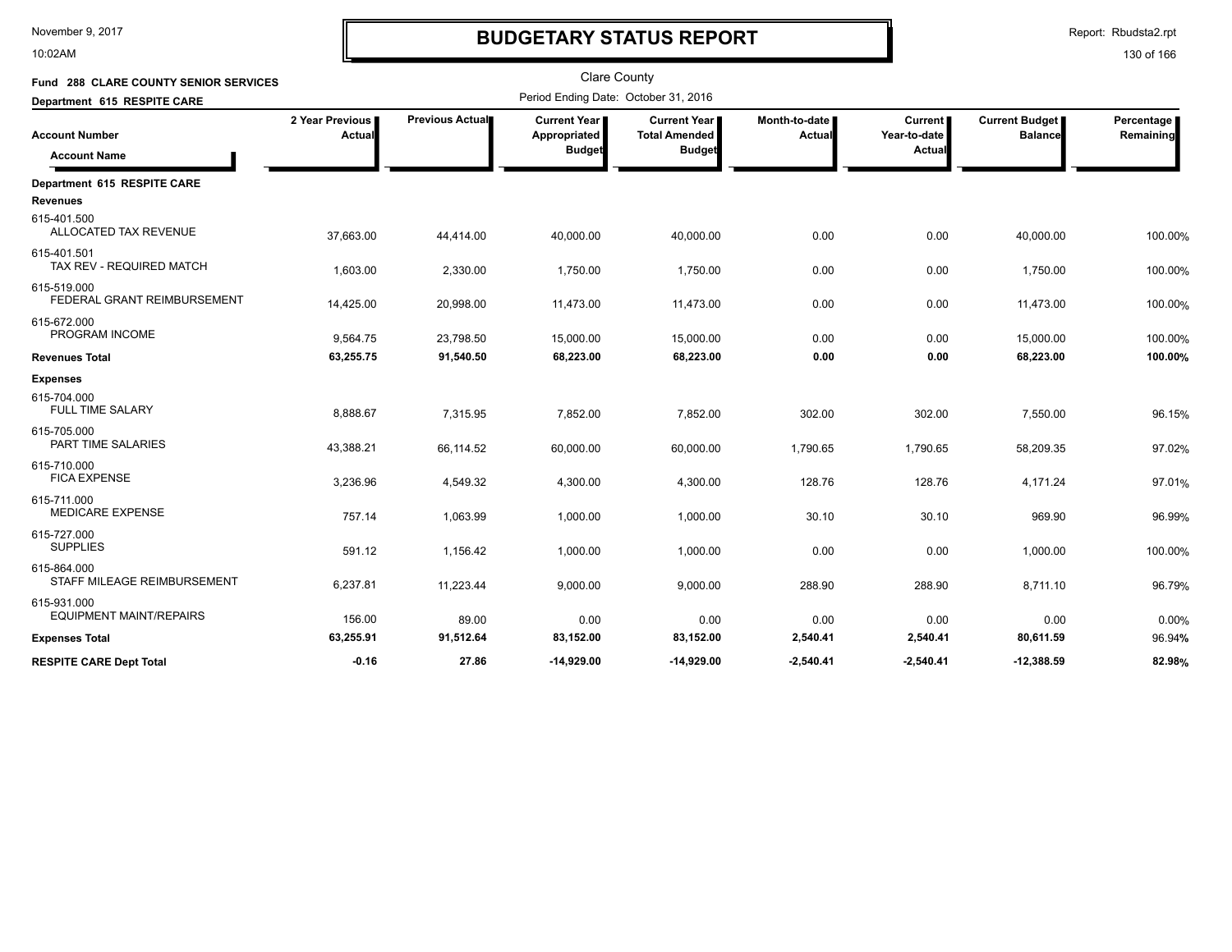# BUDGETARY STATUS REPORT

Clare County

**Fund 288 CLARE COUNTY SENIOR SERVICES**

**Department 615 RESPITE CARE**

Period Ending Date: October 31, 2016

| Account Number / Account Name | 2 Year Previous Actual | Previous Actual | Current Year Appropriated Budget | Current Year Total Amended Budget | Month-to-date Actual | Current Year-to-date Actual | Current Budget Balance | Percentage Remaining |
|---|---|---|---|---|---|---|---|---|
| **Department 615 RESPITE CARE** | | | | | | | | |
| **Revenues** | | | | | | | | |
| 615-401.500 ALLOCATED TAX REVENUE | 37,663.00 | 44,414.00 | 40,000.00 | 40,000.00 | 0.00 | 0.00 | 40,000.00 | 100.00% |
| 615-401.501 TAX REV - REQUIRED MATCH | 1,603.00 | 2,330.00 | 1,750.00 | 1,750.00 | 0.00 | 0.00 | 1,750.00 | 100.00% |
| 615-519.000 FEDERAL GRANT REIMBURSEMENT | 14,425.00 | 20,998.00 | 11,473.00 | 11,473.00 | 0.00 | 0.00 | 11,473.00 | 100.00% |
| 615-672.000 PROGRAM INCOME | 9,564.75 | 23,798.50 | 15,000.00 | 15,000.00 | 0.00 | 0.00 | 15,000.00 | 100.00% |
| **Revenues Total** | **63,255.75** | **91,540.50** | **68,223.00** | **68,223.00** | **0.00** | **0.00** | **68,223.00** | **100.00%** |
| **Expenses** | | | | | | | | |
| 615-704.000 FULL TIME SALARY | 8,888.67 | 7,315.95 | 7,852.00 | 7,852.00 | 302.00 | 302.00 | 7,550.00 | 96.15% |
| 615-705.000 PART TIME SALARIES | 43,388.21 | 66,114.52 | 60,000.00 | 60,000.00 | 1,790.65 | 1,790.65 | 58,209.35 | 97.02% |
| 615-710.000 FICA EXPENSE | 3,236.96 | 4,549.32 | 4,300.00 | 4,300.00 | 128.76 | 128.76 | 4,171.24 | 97.01% |
| 615-711.000 MEDICARE EXPENSE | 757.14 | 1,063.99 | 1,000.00 | 1,000.00 | 30.10 | 30.10 | 969.90 | 96.99% |
| 615-727.000 SUPPLIES | 591.12 | 1,156.42 | 1,000.00 | 1,000.00 | 0.00 | 0.00 | 1,000.00 | 100.00% |
| 615-864.000 STAFF MILEAGE REIMBURSEMENT | 6,237.81 | 11,223.44 | 9,000.00 | 9,000.00 | 288.90 | 288.90 | 8,711.10 | 96.79% |
| 615-931.000 EQUIPMENT MAINT/REPAIRS | 156.00 | 89.00 | 0.00 | 0.00 | 0.00 | 0.00 | 0.00 | 0.00% |
| **Expenses Total** | **63,255.91** | **91,512.64** | **83,152.00** | **83,152.00** | **2,540.41** | **2,540.41** | **80,611.59** | 96.94% |
| **RESPITE CARE Dept Total** | **-0.16** | **27.86** | **-14,929.00** | **-14,929.00** | **-2,540.41** | **-2,540.41** | **-12,388.59** | **82.98%** |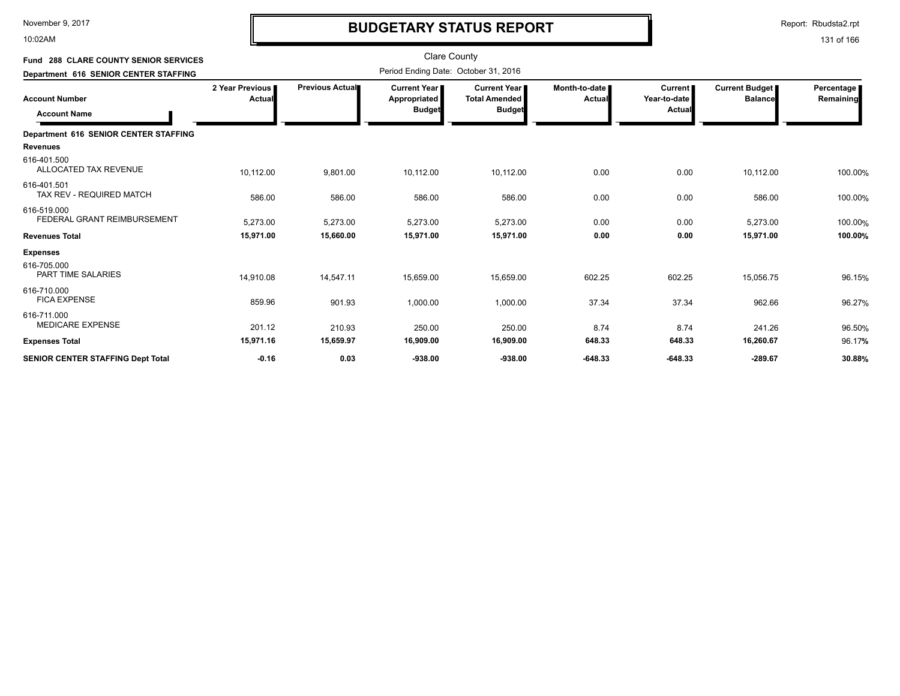# BUDGETARY STATUS REPORT

Clare County

Period Ending Date: October 31, 2016

**Fund 288 CLARE COUNTY SENIOR SERVICES**

**Department 616 SENIOR CENTER STAFFING**

| Account Number / Account Name | 2 Year Previous Actual | Previous Actual | Current Year Appropriated Budget | Current Year Total Amended Budget | Month-to-date Actual | Current Year-to-date Actual | Current Budget Balance | Percentage Remaining |
|---|---|---|---|---|---|---|---|---|
| **Department 616 SENIOR CENTER STAFFING** | | | | | | | | |
| **Revenues** | | | | | | | | |
| 616-401.500 ALLOCATED TAX REVENUE | 10,112.00 | 9,801.00 | 10,112.00 | 10,112.00 | 0.00 | 0.00 | 10,112.00 | 100.00% |
| 616-401.501 TAX REV - REQUIRED MATCH | 586.00 | 586.00 | 586.00 | 586.00 | 0.00 | 0.00 | 586.00 | 100.00% |
| 616-519.000 FEDERAL GRANT REIMBURSEMENT | 5,273.00 | 5,273.00 | 5,273.00 | 5,273.00 | 0.00 | 0.00 | 5,273.00 | 100.00% |
| **Revenues Total** | **15,971.00** | **15,660.00** | **15,971.00** | **15,971.00** | **0.00** | **0.00** | **15,971.00** | **100.00%** |
| **Expenses** | | | | | | | | |
| 616-705.000 PART TIME SALARIES | 14,910.08 | 14,547.11 | 15,659.00 | 15,659.00 | 602.25 | 602.25 | 15,056.75 | 96.15% |
| 616-710.000 FICA EXPENSE | 859.96 | 901.93 | 1,000.00 | 1,000.00 | 37.34 | 37.34 | 962.66 | 96.27% |
| 616-711.000 MEDICARE EXPENSE | 201.12 | 210.93 | 250.00 | 250.00 | 8.74 | 8.74 | 241.26 | 96.50% |
| **Expenses Total** | **15,971.16** | **15,659.97** | **16,909.00** | **16,909.00** | **648.33** | **648.33** | **16,260.67** | **96.17%** |
| **SENIOR CENTER STAFFING Dept Total** | **-0.16** | **0.03** | **-938.00** | **-938.00** | **-648.33** | **-648.33** | **-289.67** | **30.88%** |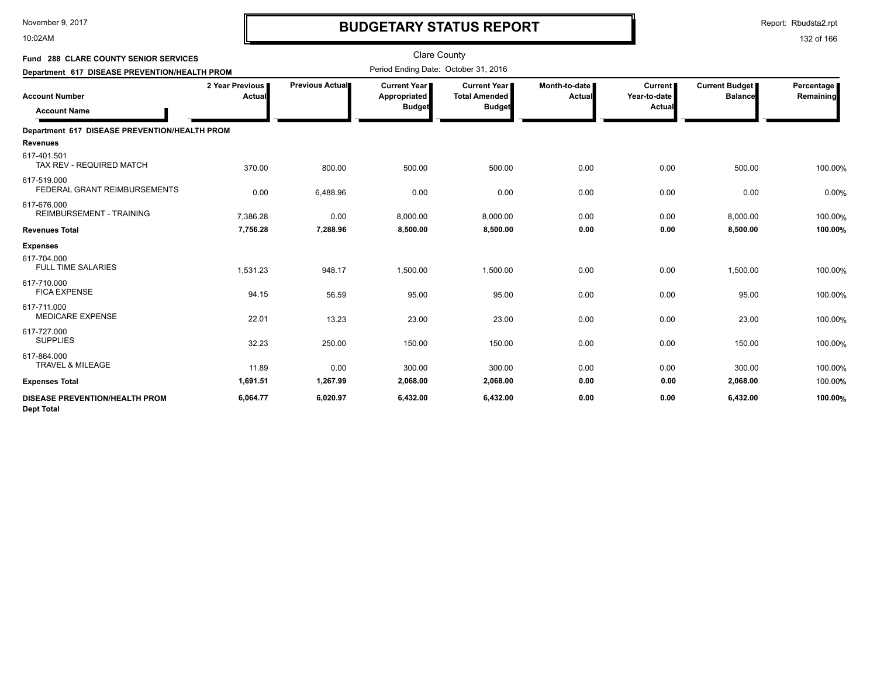# BUDGETARY STATUS REPORT

Clare County

**Fund 288 CLARE COUNTY SENIOR SERVICES**

**Department 617 DISEASE PREVENTION/HEALTH PROM**

Period Ending Date: October 31, 2016

| Account Number / Account Name | 2 Year Previous Actual | Previous Actual | Current Year Appropriated Budget | Current Year Total Amended Budget | Month-to-date Actual | Current Year-to-date Actual | Current Budget Balance | Percentage Remaining |
|---|---|---|---|---|---|---|---|---|
| **Department 617 DISEASE PREVENTION/HEALTH PROM** | | | | | | | | |
| **Revenues** | | | | | | | | |
| 617-401.501 TAX REV - REQUIRED MATCH | 370.00 | 800.00 | 500.00 | 500.00 | 0.00 | 0.00 | 500.00 | 100.00% |
| 617-519.000 FEDERAL GRANT REIMBURSEMENTS | 0.00 | 6,488.96 | 0.00 | 0.00 | 0.00 | 0.00 | 0.00 | 0.00% |
| 617-676.000 REIMBURSEMENT - TRAINING | 7,386.28 | 0.00 | 8,000.00 | 8,000.00 | 0.00 | 0.00 | 8,000.00 | 100.00% |
| **Revenues Total** | **7,756.28** | **7,288.96** | **8,500.00** | **8,500.00** | **0.00** | **0.00** | **8,500.00** | **100.00%** |
| **Expenses** | | | | | | | | |
| 617-704.000 FULL TIME SALARIES | 1,531.23 | 948.17 | 1,500.00 | 1,500.00 | 0.00 | 0.00 | 1,500.00 | 100.00% |
| 617-710.000 FICA EXPENSE | 94.15 | 56.59 | 95.00 | 95.00 | 0.00 | 0.00 | 95.00 | 100.00% |
| 617-711.000 MEDICARE EXPENSE | 22.01 | 13.23 | 23.00 | 23.00 | 0.00 | 0.00 | 23.00 | 100.00% |
| 617-727.000 SUPPLIES | 32.23 | 250.00 | 150.00 | 150.00 | 0.00 | 0.00 | 150.00 | 100.00% |
| 617-864.000 TRAVEL & MILEAGE | 11.89 | 0.00 | 300.00 | 300.00 | 0.00 | 0.00 | 300.00 | 100.00% |
| **Expenses Total** | **1,691.51** | **1,267.99** | **2,068.00** | **2,068.00** | **0.00** | **0.00** | **2,068.00** | 100.00% |
| **DISEASE PREVENTION/HEALTH PROM Dept Total** | **6,064.77** | **6,020.97** | **6,432.00** | **6,432.00** | **0.00** | **0.00** | **6,432.00** | **100.00%** |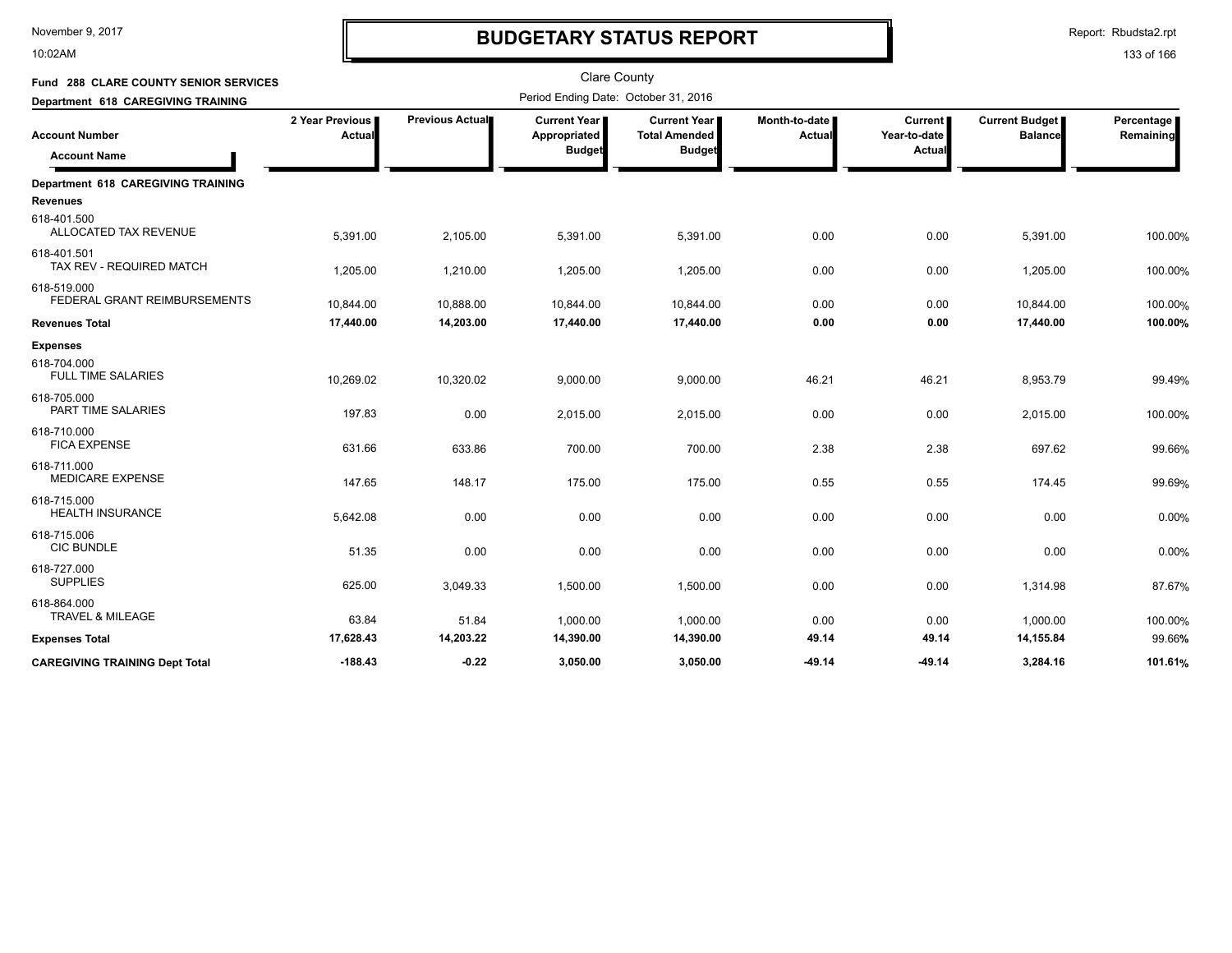# BUDGETARY STATUS REPORT

Clare County

Period Ending Date: October 31, 2016

**Fund 288 CLARE COUNTY SENIOR SERVICES**

**Department 618 CAREGIVING TRAINING**

| Account Number / Account Name | 2 Year Previous Actual | Previous Actual | Current Year Appropriated Budget | Current Year Total Amended Budget | Month-to-date Actual | Current Year-to-date Actual | Current Budget Balance | Percentage Remaining |
|---|---|---|---|---|---|---|---|---|
| **Department 618 CAREGIVING TRAINING** | | | | | | | | |
| **Revenues** | | | | | | | | |
| 618-401.500 ALLOCATED TAX REVENUE | 5,391.00 | 2,105.00 | 5,391.00 | 5,391.00 | 0.00 | 0.00 | 5,391.00 | 100.00% |
| 618-401.501 TAX REV - REQUIRED MATCH | 1,205.00 | 1,210.00 | 1,205.00 | 1,205.00 | 0.00 | 0.00 | 1,205.00 | 100.00% |
| 618-519.000 FEDERAL GRANT REIMBURSEMENTS | 10,844.00 | 10,888.00 | 10,844.00 | 10,844.00 | 0.00 | 0.00 | 10,844.00 | 100.00% |
| **Revenues Total** | **17,440.00** | **14,203.00** | **17,440.00** | **17,440.00** | **0.00** | **0.00** | **17,440.00** | **100.00%** |
| **Expenses** | | | | | | | | |
| 618-704.000 FULL TIME SALARIES | 10,269.02 | 10,320.02 | 9,000.00 | 9,000.00 | 46.21 | 46.21 | 8,953.79 | 99.49% |
| 618-705.000 PART TIME SALARIES | 197.83 | 0.00 | 2,015.00 | 2,015.00 | 0.00 | 0.00 | 2,015.00 | 100.00% |
| 618-710.000 FICA EXPENSE | 631.66 | 633.86 | 700.00 | 700.00 | 2.38 | 2.38 | 697.62 | 99.66% |
| 618-711.000 MEDICARE EXPENSE | 147.65 | 148.17 | 175.00 | 175.00 | 0.55 | 0.55 | 174.45 | 99.69% |
| 618-715.000 HEALTH INSURANCE | 5,642.08 | 0.00 | 0.00 | 0.00 | 0.00 | 0.00 | 0.00 | 0.00% |
| 618-715.006 CIC BUNDLE | 51.35 | 0.00 | 0.00 | 0.00 | 0.00 | 0.00 | 0.00 | 0.00% |
| 618-727.000 SUPPLIES | 625.00 | 3,049.33 | 1,500.00 | 1,500.00 | 0.00 | 0.00 | 1,314.98 | 87.67% |
| 618-864.000 TRAVEL & MILEAGE | 63.84 | 51.84 | 1,000.00 | 1,000.00 | 0.00 | 0.00 | 1,000.00 | 100.00% |
| **Expenses Total** | **17,628.43** | **14,203.22** | **14,390.00** | **14,390.00** | **49.14** | **49.14** | **14,155.84** | 99.66% |
| **CAREGIVING TRAINING Dept Total** | **-188.43** | **-0.22** | **3,050.00** | **3,050.00** | **-49.14** | **-49.14** | **3,284.16** | **101.61%** |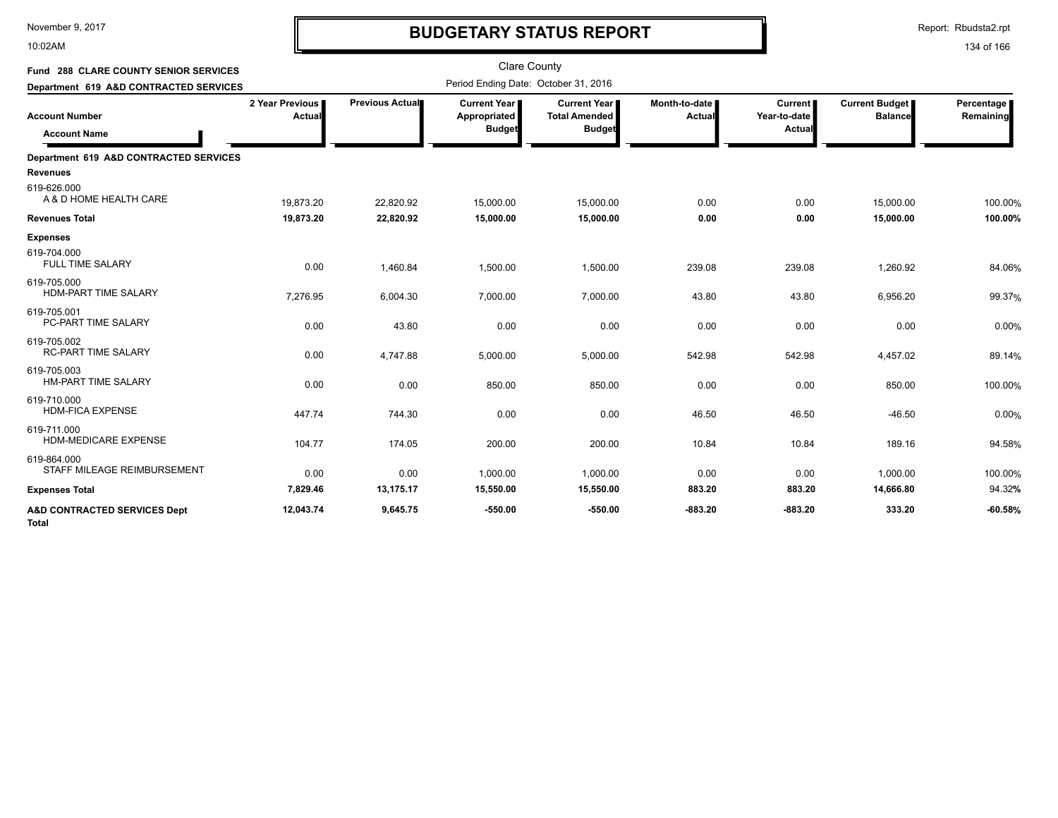# BUDGETARY STATUS REPORT

November 9, 2017
10:02AM

Report: Rbudsta2.rpt

Clare County

**Fund 288 CLARE COUNTY SENIOR SERVICES**

**Department 619 A&D CONTRACTED SERVICES**

Period Ending Date: October 31, 2016

| Account Number / Account Name | 2 Year Previous Actual | Previous Actual | Current Year Appropriated Budget | Current Year Total Amended Budget | Month-to-date Actual | Current Year-to-date Actual | Current Budget Balance | Percentage Remaining |
|---|---|---|---|---|---|---|---|---|
| **Department 619 A&D CONTRACTED SERVICES** | | | | | | | | |
| **Revenues** | | | | | | | | |
| 619-626.000 A & D HOME HEALTH CARE | 19,873.20 | 22,820.92 | 15,000.00 | 15,000.00 | 0.00 | 0.00 | 15,000.00 | 100.00% |
| **Revenues Total** | **19,873.20** | **22,820.92** | **15,000.00** | **15,000.00** | **0.00** | **0.00** | **15,000.00** | **100.00%** |
| **Expenses** | | | | | | | | |
| 619-704.000 FULL TIME SALARY | 0.00 | 1,460.84 | 1,500.00 | 1,500.00 | 239.08 | 239.08 | 1,260.92 | 84.06% |
| 619-705.000 HDM-PART TIME SALARY | 7,276.95 | 6,004.30 | 7,000.00 | 7,000.00 | 43.80 | 43.80 | 6,956.20 | 99.37% |
| 619-705.001 PC-PART TIME SALARY | 0.00 | 43.80 | 0.00 | 0.00 | 0.00 | 0.00 | 0.00 | 0.00% |
| 619-705.002 RC-PART TIME SALARY | 0.00 | 4,747.88 | 5,000.00 | 5,000.00 | 542.98 | 542.98 | 4,457.02 | 89.14% |
| 619-705.003 HM-PART TIME SALARY | 0.00 | 0.00 | 850.00 | 850.00 | 0.00 | 0.00 | 850.00 | 100.00% |
| 619-710.000 HDM-FICA EXPENSE | 447.74 | 744.30 | 0.00 | 0.00 | 46.50 | 46.50 | -46.50 | 0.00% |
| 619-711.000 HDM-MEDICARE EXPENSE | 104.77 | 174.05 | 200.00 | 200.00 | 10.84 | 10.84 | 189.16 | 94.58% |
| 619-864.000 STAFF MILEAGE REIMBURSEMENT | 0.00 | 0.00 | 1,000.00 | 1,000.00 | 0.00 | 0.00 | 1,000.00 | 100.00% |
| **Expenses Total** | **7,829.46** | **13,175.17** | **15,550.00** | **15,550.00** | **883.20** | **883.20** | **14,666.80** | 94.32% |
| **A&D CONTRACTED SERVICES Dept Total** | **12,043.74** | **9,645.75** | **-550.00** | **-550.00** | **-883.20** | **-883.20** | **333.20** | **-60.58%** |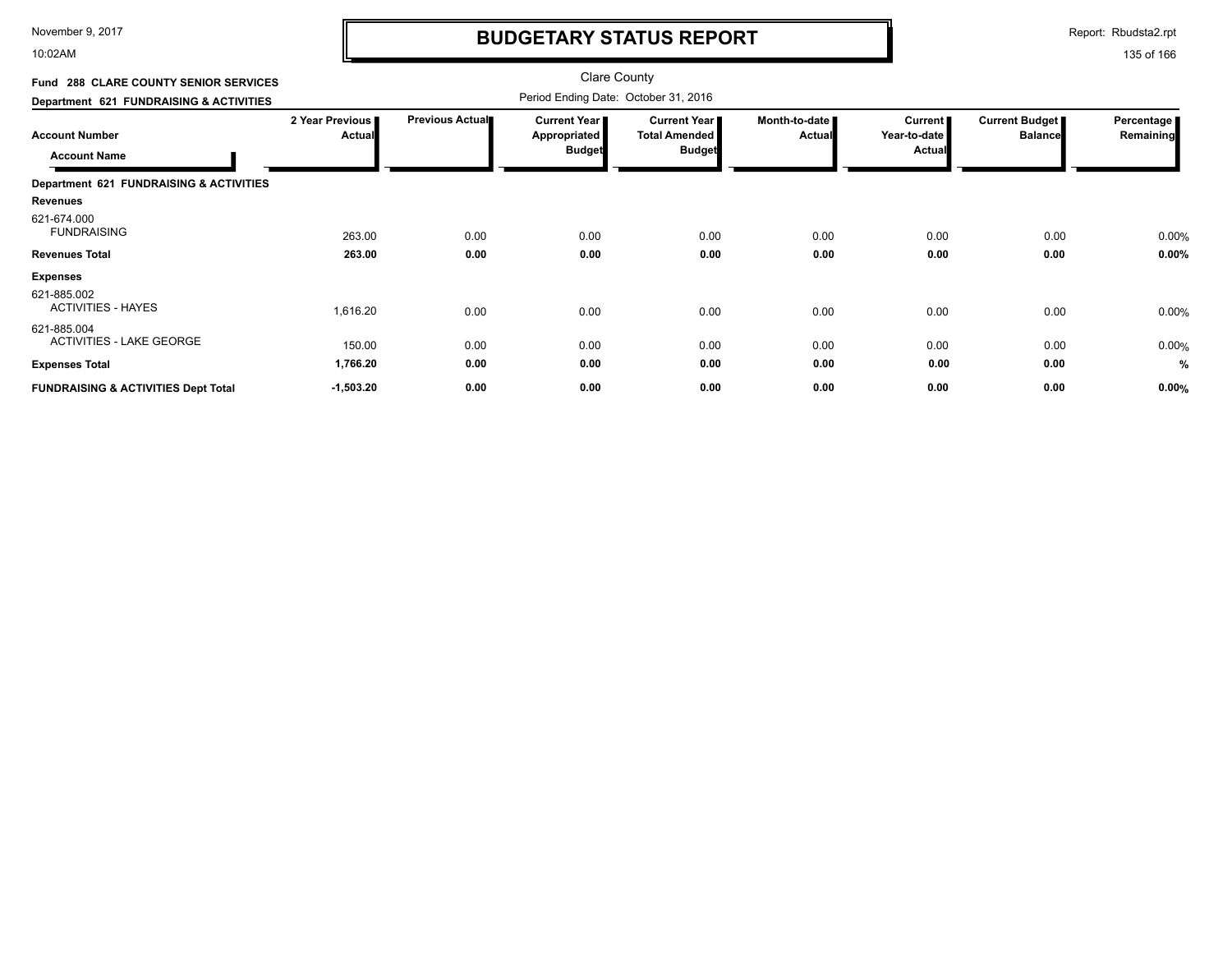# BUDGETARY STATUS REPORT

Clare County

Period Ending Date: October 31, 2016

**Fund 288 CLARE COUNTY SENIOR SERVICES**

**Department 621 FUNDRAISING & ACTIVITIES**

| Account Number / Account Name | 2 Year Previous Actual | Previous Actual | Current Year Appropriated Budget | Current Year Total Amended Budget | Month-to-date Actual | Current Year-to-date Actual | Current Budget Balance | Percentage Remaining |
|---|---|---|---|---|---|---|---|---|
| **Department 621 FUNDRAISING & ACTIVITIES** | | | | | | | | |
| **Revenues** | | | | | | | | |
| 621-674.000 FUNDRAISING | 263.00 | 0.00 | 0.00 | 0.00 | 0.00 | 0.00 | 0.00 | 0.00% |
| **Revenues Total** | **263.00** | **0.00** | **0.00** | **0.00** | **0.00** | **0.00** | **0.00** | **0.00%** |
| **Expenses** | | | | | | | | |
| 621-885.002 ACTIVITIES - HAYES | 1,616.20 | 0.00 | 0.00 | 0.00 | 0.00 | 0.00 | 0.00 | 0.00% |
| 621-885.004 ACTIVITIES - LAKE GEORGE | 150.00 | 0.00 | 0.00 | 0.00 | 0.00 | 0.00 | 0.00 | 0.00% |
| **Expenses Total** | **1,766.20** | **0.00** | **0.00** | **0.00** | **0.00** | **0.00** | **0.00** | **%** |
| **FUNDRAISING & ACTIVITIES Dept Total** | **-1,503.20** | **0.00** | **0.00** | **0.00** | **0.00** | **0.00** | **0.00** | **0.00%** |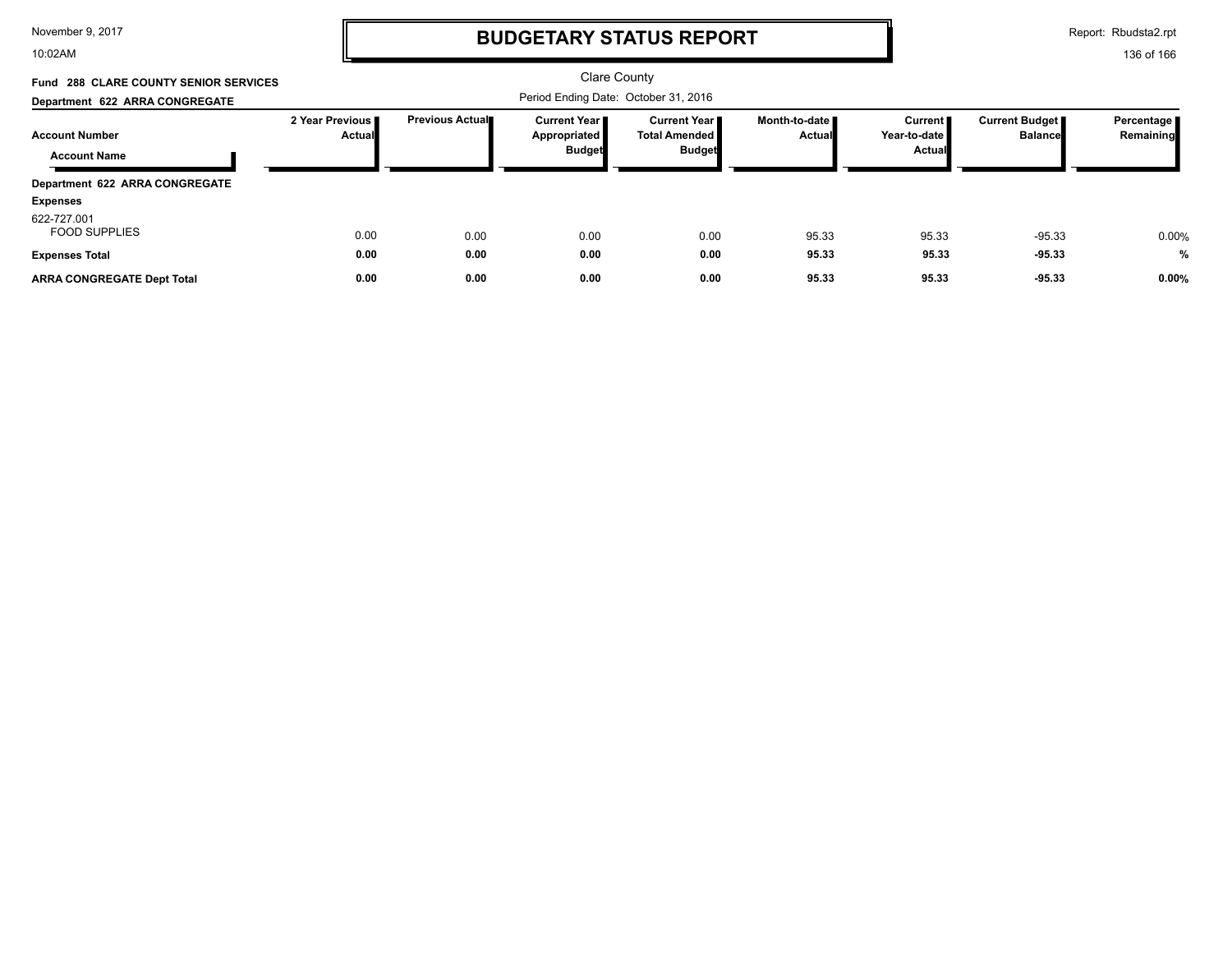# BUDGETARY STATUS REPORT

Clare County

Period Ending Date: October 31, 2016

**Fund 288 CLARE COUNTY SENIOR SERVICES**

**Department 622 ARRA CONGREGATE**

| Account Number / Account Name | 2 Year Previous Actual | Previous Actual | Current Year Appropriated Budget | Current Year Total Amended Budget | Month-to-date Actual | Current Year-to-date Actual | Current Budget Balance | Percentage Remaining |
|---|---|---|---|---|---|---|---|---|
| **Department 622 ARRA CONGREGATE** | | | | | | | | |
| **Expenses** | | | | | | | | |
| 622-727.001 FOOD SUPPLIES | 0.00 | 0.00 | 0.00 | 0.00 | 95.33 | 95.33 | -95.33 | 0.00% |
| **Expenses Total** | **0.00** | **0.00** | **0.00** | **0.00** | **95.33** | **95.33** | **-95.33** | **%** |
| **ARRA CONGREGATE Dept Total** | **0.00** | **0.00** | **0.00** | **0.00** | **95.33** | **95.33** | **-95.33** | **0.00%** |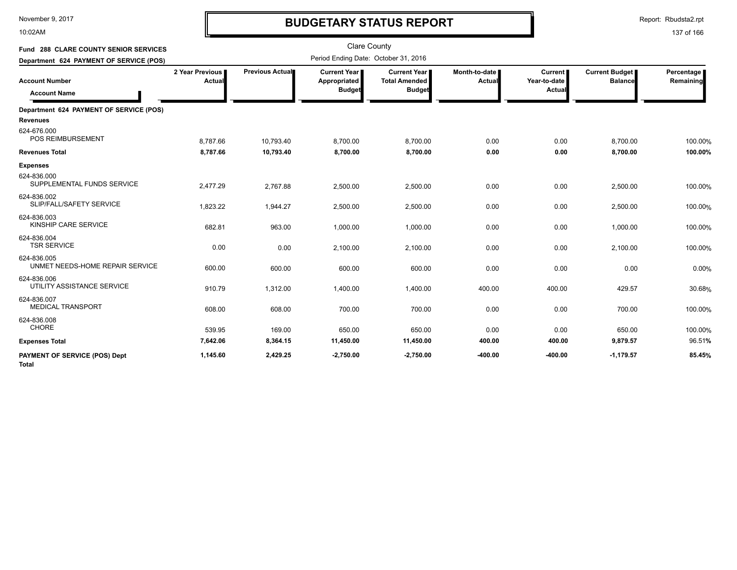# BUDGETARY STATUS REPORT

November 9, 2017
10:02AM

Report: Rbudsta2.rpt

Clare County

**Fund 288 CLARE COUNTY SENIOR SERVICES**

**Department 624 PAYMENT OF SERVICE (POS)**

Period Ending Date: October 31, 2016

| Account Number / Account Name | 2 Year Previous Actual | Previous Actual | Current Year Appropriated Budget | Current Year Total Amended Budget | Month-to-date Actual | Current Year-to-date Actual | Current Budget Balance | Percentage Remaining |
|---|---|---|---|---|---|---|---|---|
| **Department 624 PAYMENT OF SERVICE (POS)** | | | | | | | | |
| **Revenues** | | | | | | | | |
| 624-676.000 POS REIMBURSEMENT | 8,787.66 | 10,793.40 | 8,700.00 | 8,700.00 | 0.00 | 0.00 | 8,700.00 | 100.00% |
| **Revenues Total** | **8,787.66** | **10,793.40** | **8,700.00** | **8,700.00** | **0.00** | **0.00** | **8,700.00** | **100.00%** |
| **Expenses** | | | | | | | | |
| 624-836.000 SUPPLEMENTAL FUNDS SERVICE | 2,477.29 | 2,767.88 | 2,500.00 | 2,500.00 | 0.00 | 0.00 | 2,500.00 | 100.00% |
| 624-836.002 SLIP/FALL/SAFETY SERVICE | 1,823.22 | 1,944.27 | 2,500.00 | 2,500.00 | 0.00 | 0.00 | 2,500.00 | 100.00% |
| 624-836.003 KINSHIP CARE SERVICE | 682.81 | 963.00 | 1,000.00 | 1,000.00 | 0.00 | 0.00 | 1,000.00 | 100.00% |
| 624-836.004 TSR SERVICE | 0.00 | 0.00 | 2,100.00 | 2,100.00 | 0.00 | 0.00 | 2,100.00 | 100.00% |
| 624-836.005 UNMET NEEDS-HOME REPAIR SERVICE | 600.00 | 600.00 | 600.00 | 600.00 | 0.00 | 0.00 | 0.00 | 0.00% |
| 624-836.006 UTILITY ASSISTANCE SERVICE | 910.79 | 1,312.00 | 1,400.00 | 1,400.00 | 400.00 | 400.00 | 429.57 | 30.68% |
| 624-836.007 MEDICAL TRANSPORT | 608.00 | 608.00 | 700.00 | 700.00 | 0.00 | 0.00 | 700.00 | 100.00% |
| 624-836.008 CHORE | 539.95 | 169.00 | 650.00 | 650.00 | 0.00 | 0.00 | 650.00 | 100.00% |
| **Expenses Total** | **7,642.06** | **8,364.15** | **11,450.00** | **11,450.00** | **400.00** | **400.00** | **9,879.57** | 96.51% |
| **PAYMENT OF SERVICE (POS) Dept Total** | **1,145.60** | **2,429.25** | **-2,750.00** | **-2,750.00** | **-400.00** | **-400.00** | **-1,179.57** | **85.45%** |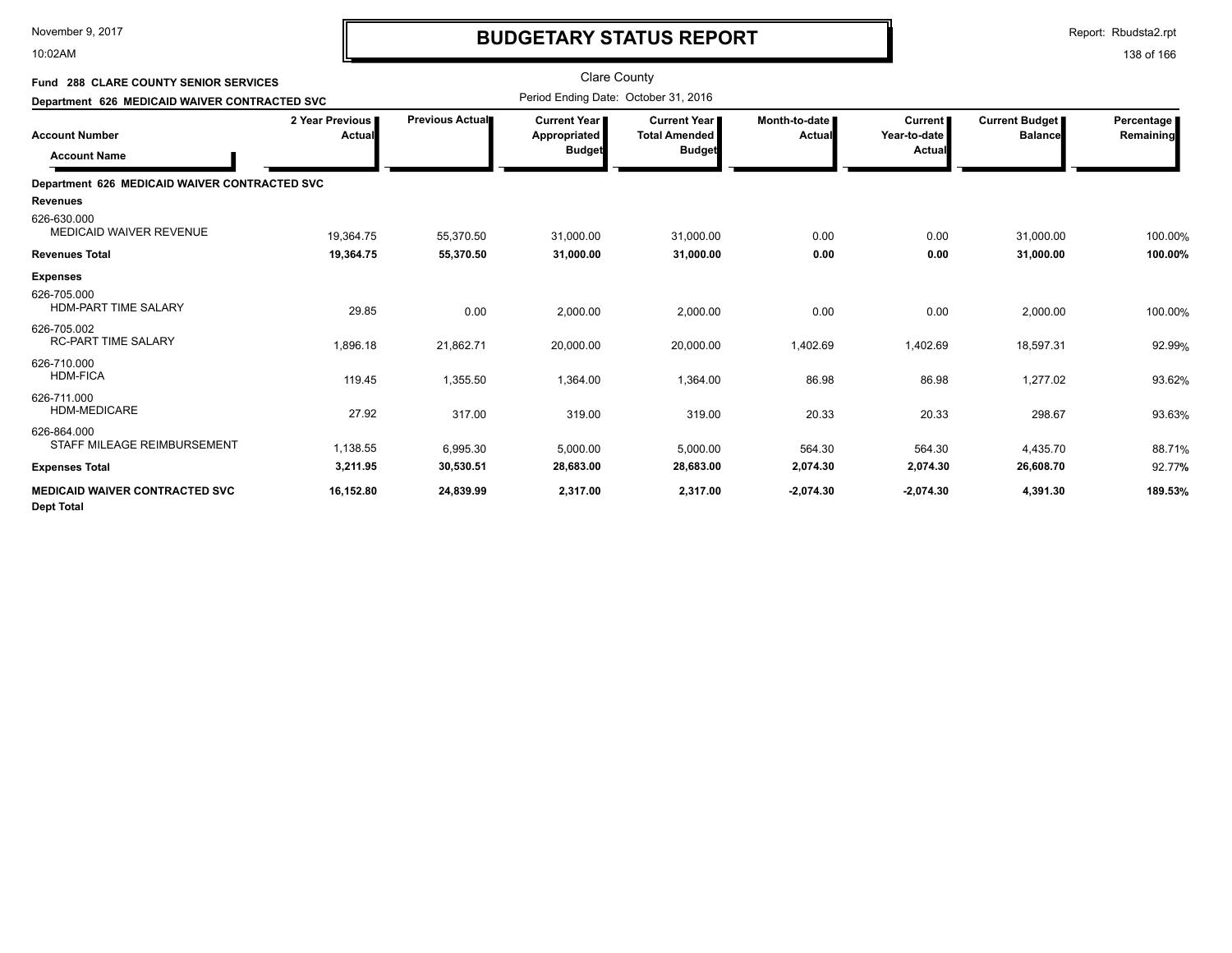# BUDGETARY STATUS REPORT

Clare County

**Fund 288 CLARE COUNTY SENIOR SERVICES**

**Department 626 MEDICAID WAIVER CONTRACTED SVC**

Period Ending Date: October 31, 2016

| Account Number / Account Name | 2 Year Previous Actual | Previous Actual | Current Year Appropriated Budget | Current Year Total Amended Budget | Month-to-date Actual | Current Year-to-date Actual | Current Budget Balance | Percentage Remaining |
|---|---|---|---|---|---|---|---|---|
| **Department 626 MEDICAID WAIVER CONTRACTED SVC** | | | | | | | | |
| **Revenues** | | | | | | | | |
| 626-630.000 MEDICAID WAIVER REVENUE | 19,364.75 | 55,370.50 | 31,000.00 | 31,000.00 | 0.00 | 0.00 | 31,000.00 | 100.00% |
| **Revenues Total** | **19,364.75** | **55,370.50** | **31,000.00** | **31,000.00** | **0.00** | **0.00** | **31,000.00** | **100.00%** |
| **Expenses** | | | | | | | | |
| 626-705.000 HDM-PART TIME SALARY | 29.85 | 0.00 | 2,000.00 | 2,000.00 | 0.00 | 0.00 | 2,000.00 | 100.00% |
| 626-705.002 RC-PART TIME SALARY | 1,896.18 | 21,862.71 | 20,000.00 | 20,000.00 | 1,402.69 | 1,402.69 | 18,597.31 | 92.99% |
| 626-710.000 HDM-FICA | 119.45 | 1,355.50 | 1,364.00 | 1,364.00 | 86.98 | 86.98 | 1,277.02 | 93.62% |
| 626-711.000 HDM-MEDICARE | 27.92 | 317.00 | 319.00 | 319.00 | 20.33 | 20.33 | 298.67 | 93.63% |
| 626-864.000 STAFF MILEAGE REIMBURSEMENT | 1,138.55 | 6,995.30 | 5,000.00 | 5,000.00 | 564.30 | 564.30 | 4,435.70 | 88.71% |
| **Expenses Total** | **3,211.95** | **30,530.51** | **28,683.00** | **28,683.00** | **2,074.30** | **2,074.30** | **26,608.70** | **92.77%** |
| **MEDICAID WAIVER CONTRACTED SVC Dept Total** | **16,152.80** | **24,839.99** | **2,317.00** | **2,317.00** | **-2,074.30** | **-2,074.30** | **4,391.30** | **189.53%** |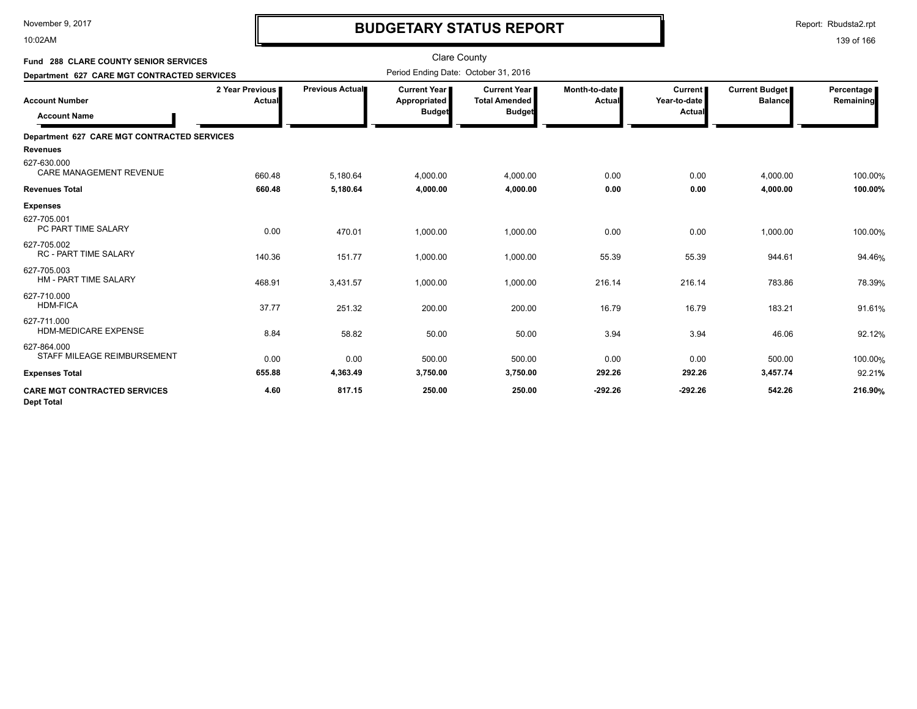# BUDGETARY STATUS REPORT

Clare County

**Fund 288 CLARE COUNTY SENIOR SERVICES**

**Department 627 CARE MGT CONTRACTED SERVICES**

Period Ending Date: October 31, 2016

| Account Number / Account Name | 2 Year Previous Actual | Previous Actual | Current Year Appropriated Budget | Current Year Total Amended Budget | Month-to-date Actual | Current Year-to-date Actual | Current Budget Balance | Percentage Remaining |
|---|---|---|---|---|---|---|---|---|
| **Department 627 CARE MGT CONTRACTED SERVICES** | | | | | | | | |
| **Revenues** | | | | | | | | |
| 627-630.000 CARE MANAGEMENT REVENUE | 660.48 | 5,180.64 | 4,000.00 | 4,000.00 | 0.00 | 0.00 | 4,000.00 | 100.00% |
| **Revenues Total** | **660.48** | **5,180.64** | **4,000.00** | **4,000.00** | **0.00** | **0.00** | **4,000.00** | **100.00%** |
| **Expenses** | | | | | | | | |
| 627-705.001 PC PART TIME SALARY | 0.00 | 470.01 | 1,000.00 | 1,000.00 | 0.00 | 0.00 | 1,000.00 | 100.00% |
| 627-705.002 RC - PART TIME SALARY | 140.36 | 151.77 | 1,000.00 | 1,000.00 | 55.39 | 55.39 | 944.61 | 94.46% |
| 627-705.003 HM - PART TIME SALARY | 468.91 | 3,431.57 | 1,000.00 | 1,000.00 | 216.14 | 216.14 | 783.86 | 78.39% |
| 627-710.000 HDM-FICA | 37.77 | 251.32 | 200.00 | 200.00 | 16.79 | 16.79 | 183.21 | 91.61% |
| 627-711.000 HDM-MEDICARE EXPENSE | 8.84 | 58.82 | 50.00 | 50.00 | 3.94 | 3.94 | 46.06 | 92.12% |
| 627-864.000 STAFF MILEAGE REIMBURSEMENT | 0.00 | 0.00 | 500.00 | 500.00 | 0.00 | 0.00 | 500.00 | 100.00% |
| **Expenses Total** | **655.88** | **4,363.49** | **3,750.00** | **3,750.00** | **292.26** | **292.26** | **3,457.74** | **92.21%** |
| **CARE MGT CONTRACTED SERVICES Dept Total** | **4.60** | **817.15** | **250.00** | **250.00** | **-292.26** | **-292.26** | **542.26** | **216.90%** |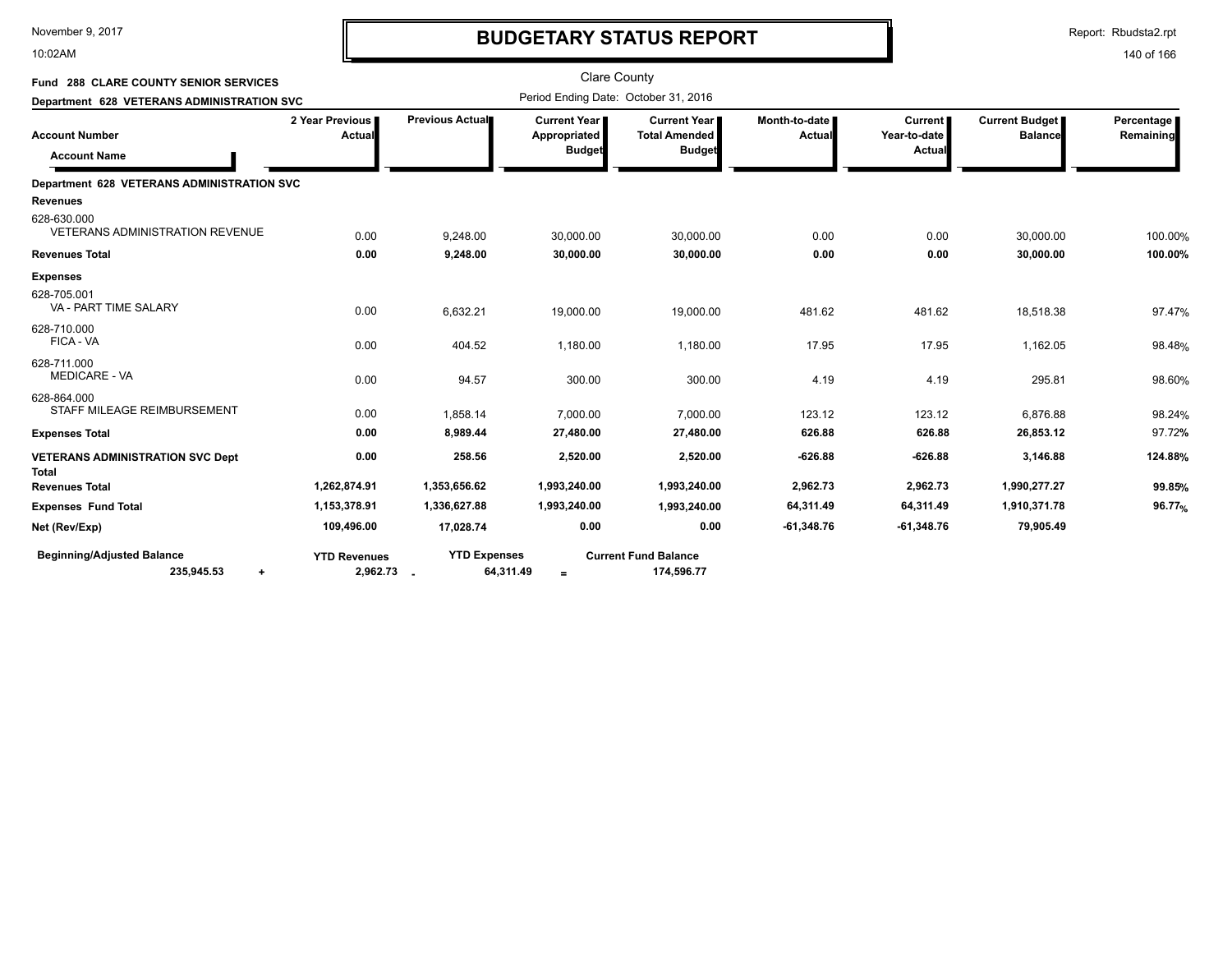# BUDGETARY STATUS REPORT

Clare County

Period Ending Date: October 31, 2016

**Fund 288 CLARE COUNTY SENIOR SERVICES**

**Department 628 VETERANS ADMINISTRATION SVC**

| Account Number / Account Name | 2 Year Previous Actual | Previous Actual | Current Year Appropriated Budget | Current Year Total Amended Budget | Month-to-date Actual | Current Year-to-date Actual | Current Budget Balance | Percentage Remaining |
|---|---|---|---|---|---|---|---|---|
| **Department 628 VETERANS ADMINISTRATION SVC** | | | | | | | | |
| **Revenues** | | | | | | | | |
| 628-630.000 VETERANS ADMINISTRATION REVENUE | 0.00 | 9,248.00 | 30,000.00 | 30,000.00 | 0.00 | 0.00 | 30,000.00 | 100.00% |
| **Revenues Total** | **0.00** | **9,248.00** | **30,000.00** | **30,000.00** | **0.00** | **0.00** | **30,000.00** | **100.00%** |
| **Expenses** | | | | | | | | |
| 628-705.001 VA - PART TIME SALARY | 0.00 | 6,632.21 | 19,000.00 | 19,000.00 | 481.62 | 481.62 | 18,518.38 | 97.47% |
| 628-710.000 FICA - VA | 0.00 | 404.52 | 1,180.00 | 1,180.00 | 17.95 | 17.95 | 1,162.05 | 98.48% |
| 628-711.000 MEDICARE - VA | 0.00 | 94.57 | 300.00 | 300.00 | 4.19 | 4.19 | 295.81 | 98.60% |
| 628-864.000 STAFF MILEAGE REIMBURSEMENT | 0.00 | 1,858.14 | 7,000.00 | 7,000.00 | 123.12 | 123.12 | 6,876.88 | 98.24% |
| **Expenses Total** | **0.00** | **8,989.44** | **27,480.00** | **27,480.00** | **626.88** | **626.88** | **26,853.12** | 97.72% |
| **VETERANS ADMINISTRATION SVC Dept Total** | **0.00** | **258.56** | **2,520.00** | **2,520.00** | **-626.88** | **-626.88** | **3,146.88** | **124.88%** |
| **Revenues Total** | **1,262,874.91** | **1,353,656.62** | **1,993,240.00** | **1,993,240.00** | **2,962.73** | **2,962.73** | **1,990,277.27** | **99.85%** |
| **Expenses Fund Total** | **1,153,378.91** | **1,336,627.88** | **1,993,240.00** | **1,993,240.00** | **64,311.49** | **64,311.49** | **1,910,371.78** | **96.77%** |
| **Net (Rev/Exp)** | **109,496.00** | **17,028.74** | **0.00** | **0.00** | **-61,348.76** | **-61,348.76** | **79,905.49** | |

| Beginning/Adjusted Balance | | YTD Revenues | | YTD Expenses | | Current Fund Balance |
|---|---|---|---|---|---|---|
| **235,945.53** | + | **2,962.73** | - | **64,311.49** | = | **174,596.77** |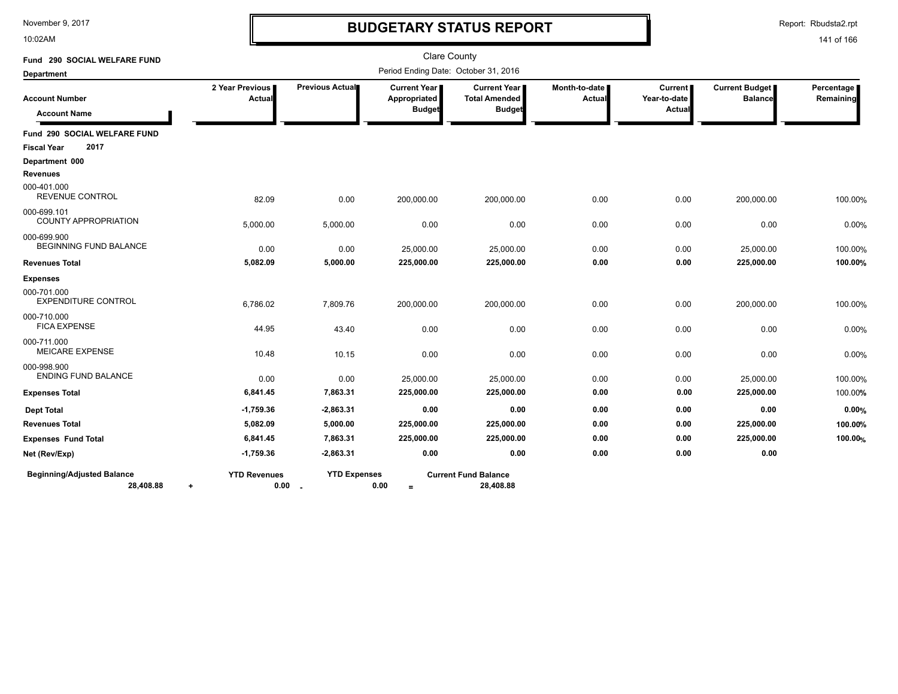# BUDGETARY STATUS REPORT

Clare County

Period Ending Date: October 31, 2016

**Fund 290 SOCIAL WELFARE FUND**

**Department**

| Account Number / Account Name | 2 Year Previous Actual | Previous Actual | Current Year Appropriated Budget | Current Year Total Amended Budget | Month-to-date Actual | Current Year-to-date Actual | Current Budget Balance | Percentage Remaining |
|---|---|---|---|---|---|---|---|---|
| **Fund 290 SOCIAL WELFARE FUND** | | | | | | | | |
| **Fiscal Year 2017** | | | | | | | | |
| **Department 000** | | | | | | | | |
| **Revenues** | | | | | | | | |
| 000-401.000 REVENUE CONTROL | 82.09 | 0.00 | 200,000.00 | 200,000.00 | 0.00 | 0.00 | 200,000.00 | 100.00% |
| 000-699.101 COUNTY APPROPRIATION | 5,000.00 | 5,000.00 | 0.00 | 0.00 | 0.00 | 0.00 | 0.00 | 0.00% |
| 000-699.900 BEGINNING FUND BALANCE | 0.00 | 0.00 | 25,000.00 | 25,000.00 | 0.00 | 0.00 | 25,000.00 | 100.00% |
| **Revenues Total** | **5,082.09** | **5,000.00** | **225,000.00** | **225,000.00** | **0.00** | **0.00** | **225,000.00** | **100.00%** |
| **Expenses** | | | | | | | | |
| 000-701.000 EXPENDITURE CONTROL | 6,786.02 | 7,809.76 | 200,000.00 | 200,000.00 | 0.00 | 0.00 | 200,000.00 | 100.00% |
| 000-710.000 FICA EXPENSE | 44.95 | 43.40 | 0.00 | 0.00 | 0.00 | 0.00 | 0.00 | 0.00% |
| 000-711.000 MEICARE EXPENSE | 10.48 | 10.15 | 0.00 | 0.00 | 0.00 | 0.00 | 0.00 | 0.00% |
| 000-998.900 ENDING FUND BALANCE | 0.00 | 0.00 | 25,000.00 | 25,000.00 | 0.00 | 0.00 | 25,000.00 | 100.00% |
| **Expenses Total** | **6,841.45** | **7,863.31** | **225,000.00** | **225,000.00** | **0.00** | **0.00** | **225,000.00** | 100.00% |
| **Dept Total** | **-1,759.36** | **-2,863.31** | **0.00** | **0.00** | **0.00** | **0.00** | **0.00** | **0.00%** |
| **Revenues Total** | **5,082.09** | **5,000.00** | **225,000.00** | **225,000.00** | **0.00** | **0.00** | **225,000.00** | **100.00%** |
| **Expenses Fund Total** | **6,841.45** | **7,863.31** | **225,000.00** | **225,000.00** | **0.00** | **0.00** | **225,000.00** | **100.00%** |
| **Net (Rev/Exp)** | **-1,759.36** | **-2,863.31** | **0.00** | **0.00** | **0.00** | **0.00** | **0.00** | |

| Beginning/Adjusted Balance | | YTD Revenues | | YTD Expenses | | Current Fund Balance |
|---|---|---|---|---|---|---|
| 28,408.88 | + | 0.00 | - | 0.00 | = | 28,408.88 |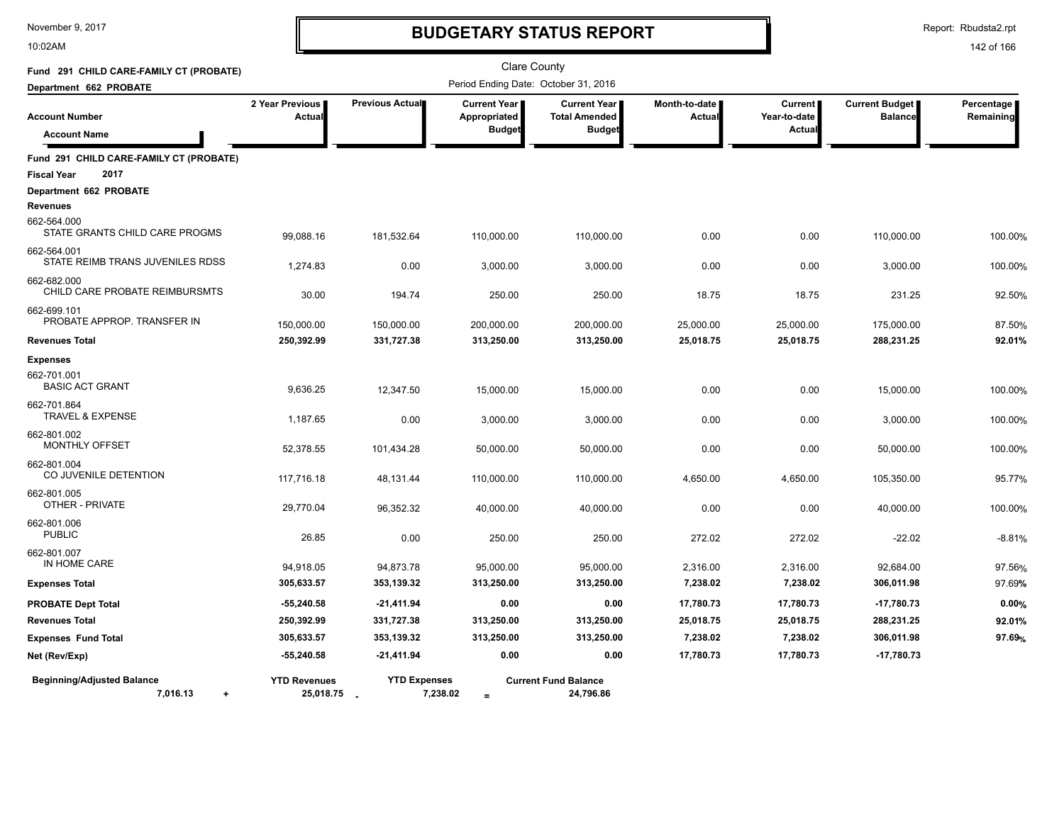# BUDGETARY STATUS REPORT

November 9, 2017
10:02AM

Report: Rbudsta2.rpt

Clare County

Period Ending Date: October 31, 2016

**Fund 291 CHILD CARE-FAMILY CT (PROBATE)**
**Department 662 PROBATE**

| Account Number / Account Name | 2 Year Previous Actual | Previous Actual | Current Year Appropriated Budget | Current Year Total Amended Budget | Month-to-date Actual | Current Year-to-date Actual | Current Budget Balance | Percentage Remaining |
|---|---|---|---|---|---|---|---|---|
| **Fund 291 CHILD CARE-FAMILY CT (PROBATE)** | | | | | | | | |
| **Fiscal Year 2017** | | | | | | | | |
| **Department 662 PROBATE** | | | | | | | | |
| **Revenues** | | | | | | | | |
| 662-564.000 STATE GRANTS CHILD CARE PROGMS | 99,088.16 | 181,532.64 | 110,000.00 | 110,000.00 | 0.00 | 0.00 | 110,000.00 | 100.00% |
| 662-564.001 STATE REIMB TRANS JUVENILES RDSS | 1,274.83 | 0.00 | 3,000.00 | 3,000.00 | 0.00 | 0.00 | 3,000.00 | 100.00% |
| 662-682.000 CHILD CARE PROBATE REIMBURSMTS | 30.00 | 194.74 | 250.00 | 250.00 | 18.75 | 18.75 | 231.25 | 92.50% |
| 662-699.101 PROBATE APPROP. TRANSFER IN | 150,000.00 | 150,000.00 | 200,000.00 | 200,000.00 | 25,000.00 | 25,000.00 | 175,000.00 | 87.50% |
| **Revenues Total** | **250,392.99** | **331,727.38** | **313,250.00** | **313,250.00** | **25,018.75** | **25,018.75** | **288,231.25** | **92.01%** |
| **Expenses** | | | | | | | | |
| 662-701.001 BASIC ACT GRANT | 9,636.25 | 12,347.50 | 15,000.00 | 15,000.00 | 0.00 | 0.00 | 15,000.00 | 100.00% |
| 662-701.864 TRAVEL & EXPENSE | 1,187.65 | 0.00 | 3,000.00 | 3,000.00 | 0.00 | 0.00 | 3,000.00 | 100.00% |
| 662-801.002 MONTHLY OFFSET | 52,378.55 | 101,434.28 | 50,000.00 | 50,000.00 | 0.00 | 0.00 | 50,000.00 | 100.00% |
| 662-801.004 CO JUVENILE DETENTION | 117,716.18 | 48,131.44 | 110,000.00 | 110,000.00 | 4,650.00 | 4,650.00 | 105,350.00 | 95.77% |
| 662-801.005 OTHER - PRIVATE | 29,770.04 | 96,352.32 | 40,000.00 | 40,000.00 | 0.00 | 0.00 | 40,000.00 | 100.00% |
| 662-801.006 PUBLIC | 26.85 | 0.00 | 250.00 | 250.00 | 272.02 | 272.02 | -22.02 | -8.81% |
| 662-801.007 IN HOME CARE | 94,918.05 | 94,873.78 | 95,000.00 | 95,000.00 | 2,316.00 | 2,316.00 | 92,684.00 | 97.56% |
| **Expenses Total** | **305,633.57** | **353,139.32** | **313,250.00** | **313,250.00** | **7,238.02** | **7,238.02** | **306,011.98** | 97.69% |
| **PROBATE Dept Total** | **-55,240.58** | **-21,411.94** | **0.00** | **0.00** | **17,780.73** | **17,780.73** | **-17,780.73** | **0.00%** |
| **Revenues Total** | **250,392.99** | **331,727.38** | **313,250.00** | **313,250.00** | **25,018.75** | **25,018.75** | **288,231.25** | **92.01%** |
| **Expenses Fund Total** | **305,633.57** | **353,139.32** | **313,250.00** | **313,250.00** | **7,238.02** | **7,238.02** | **306,011.98** | **97.69%** |
| **Net (Rev/Exp)** | **-55,240.58** | **-21,411.94** | **0.00** | **0.00** | **17,780.73** | **17,780.73** | **-17,780.73** | |

| Beginning/Adjusted Balance | | YTD Revenues | | YTD Expenses | | Current Fund Balance |
|---|---|---|---|---|---|---|
| 7,016.13 | + | 25,018.75 | - | 7,238.02 | = | 24,796.86 |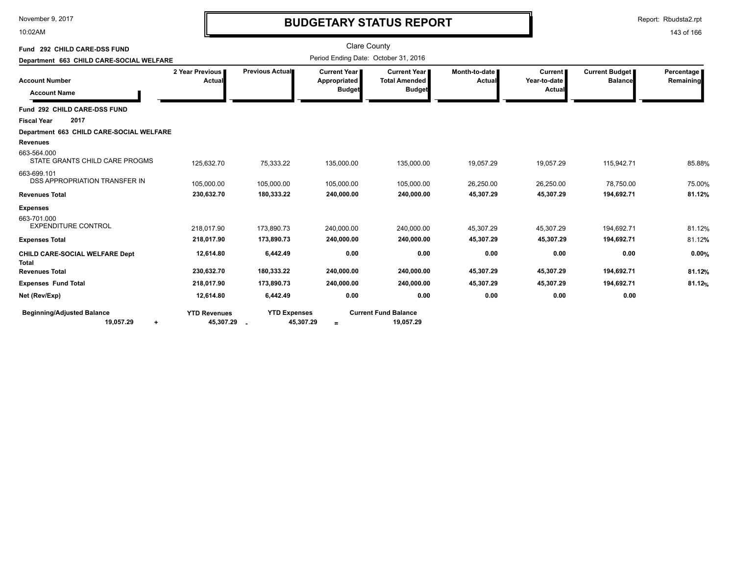# BUDGETARY STATUS REPORT

November 9, 2017
10:02AM

Report: Rbudsta2.rpt

Clare County

Fund 292 CHILD CARE-DSS FUND
Department 663 CHILD CARE-SOCIAL WELFARE

Period Ending Date: October 31, 2016

| Account Number / Account Name | 2 Year Previous Actual | Previous Actual | Current Year Appropriated Budget | Current Year Total Amended Budget | Month-to-date Actual | Current Year-to-date Actual | Current Budget Balance | Percentage Remaining |
|---|---|---|---|---|---|---|---|---|
| **Fund 292 CHILD CARE-DSS FUND** | | | | | | | | |
| **Fiscal Year 2017** | | | | | | | | |
| **Department 663 CHILD CARE-SOCIAL WELFARE** | | | | | | | | |
| **Revenues** | | | | | | | | |
| 663-564.000 STATE GRANTS CHILD CARE PROGMS | 125,632.70 | 75,333.22 | 135,000.00 | 135,000.00 | 19,057.29 | 19,057.29 | 115,942.71 | 85.88% |
| 663-699.101 DSS APPROPRIATION TRANSFER IN | 105,000.00 | 105,000.00 | 105,000.00 | 105,000.00 | 26,250.00 | 26,250.00 | 78,750.00 | 75.00% |
| **Revenues Total** | **230,632.70** | **180,333.22** | **240,000.00** | **240,000.00** | **45,307.29** | **45,307.29** | **194,692.71** | **81.12%** |
| **Expenses** | | | | | | | | |
| 663-701.000 EXPENDITURE CONTROL | 218,017.90 | 173,890.73 | 240,000.00 | 240,000.00 | 45,307.29 | 45,307.29 | 194,692.71 | 81.12% |
| **Expenses Total** | **218,017.90** | **173,890.73** | **240,000.00** | **240,000.00** | **45,307.29** | **45,307.29** | **194,692.71** | 81.12% |
| **CHILD CARE-SOCIAL WELFARE Dept Total** | **12,614.80** | **6,442.49** | **0.00** | **0.00** | **0.00** | **0.00** | **0.00** | **0.00%** |
| **Revenues Total** | **230,632.70** | **180,333.22** | **240,000.00** | **240,000.00** | **45,307.29** | **45,307.29** | **194,692.71** | **81.12%** |
| **Expenses Fund Total** | **218,017.90** | **173,890.73** | **240,000.00** | **240,000.00** | **45,307.29** | **45,307.29** | **194,692.71** | **81.12%** |
| **Net (Rev/Exp)** | **12,614.80** | **6,442.49** | **0.00** | **0.00** | **0.00** | **0.00** | **0.00** | |

| Beginning/Adjusted Balance | | YTD Revenues | | YTD Expenses | | Current Fund Balance |
|---|---|---|---|---|---|---|
| 19,057.29 | + | 45,307.29 | - | 45,307.29 | = | 19,057.29 |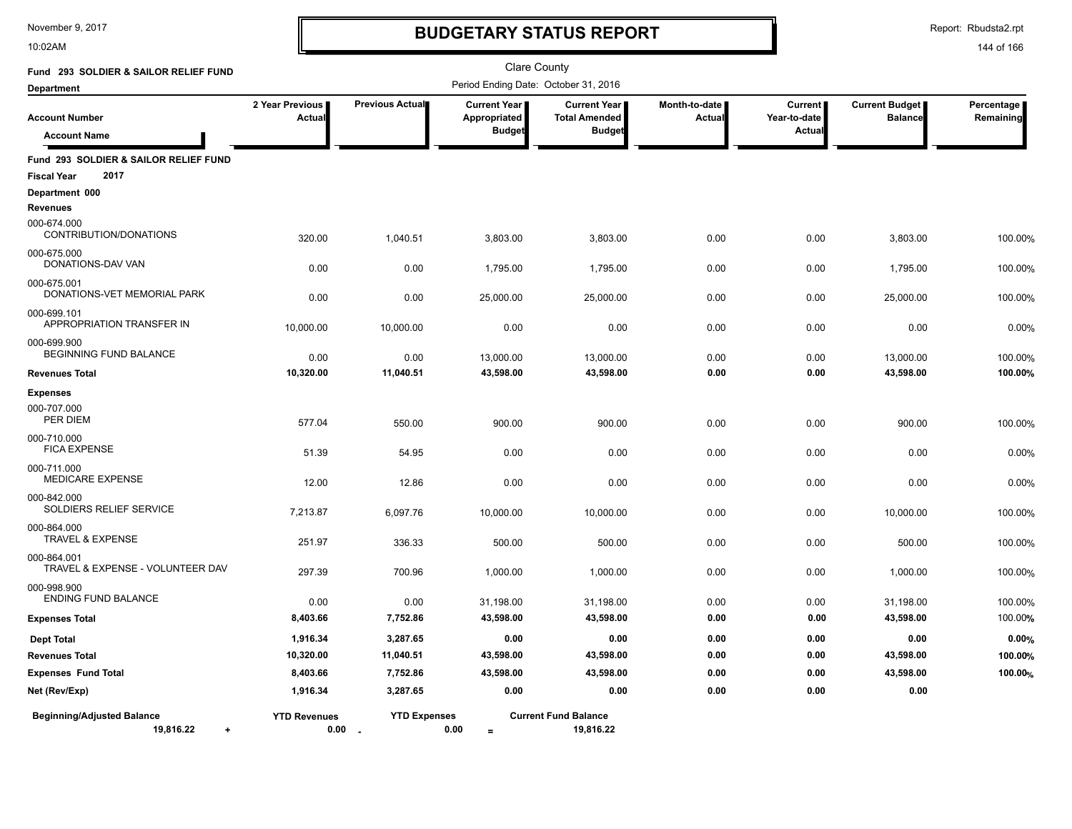# BUDGETARY STATUS REPORT

Clare County

Period Ending Date: October 31, 2016

**Fund 293 SOLDIER & SAILOR RELIEF FUND**

**Department**

| Account Number / Account Name | 2 Year Previous Actual | Previous Actual | Current Year Appropriated Budget | Current Year Total Amended Budget | Month-to-date Actual | Current Year-to-date Actual | Current Budget Balance | Percentage Remaining |
|---|---|---|---|---|---|---|---|---|
| **Fund 293 SOLDIER & SAILOR RELIEF FUND** | | | | | | | | |
| **Fiscal Year 2017** | | | | | | | | |
| **Department 000** | | | | | | | | |
| **Revenues** | | | | | | | | |
| 000-674.000 CONTRIBUTION/DONATIONS | 320.00 | 1,040.51 | 3,803.00 | 3,803.00 | 0.00 | 0.00 | 3,803.00 | 100.00% |
| 000-675.000 DONATIONS-DAV VAN | 0.00 | 0.00 | 1,795.00 | 1,795.00 | 0.00 | 0.00 | 1,795.00 | 100.00% |
| 000-675.001 DONATIONS-VET MEMORIAL PARK | 0.00 | 0.00 | 25,000.00 | 25,000.00 | 0.00 | 0.00 | 25,000.00 | 100.00% |
| 000-699.101 APPROPRIATION TRANSFER IN | 10,000.00 | 10,000.00 | 0.00 | 0.00 | 0.00 | 0.00 | 0.00 | 0.00% |
| 000-699.900 BEGINNING FUND BALANCE | 0.00 | 0.00 | 13,000.00 | 13,000.00 | 0.00 | 0.00 | 13,000.00 | 100.00% |
| **Revenues Total** | **10,320.00** | **11,040.51** | **43,598.00** | **43,598.00** | **0.00** | **0.00** | **43,598.00** | **100.00%** |
| **Expenses** | | | | | | | | |
| 000-707.000 PER DIEM | 577.04 | 550.00 | 900.00 | 900.00 | 0.00 | 0.00 | 900.00 | 100.00% |
| 000-710.000 FICA EXPENSE | 51.39 | 54.95 | 0.00 | 0.00 | 0.00 | 0.00 | 0.00 | 0.00% |
| 000-711.000 MEDICARE EXPENSE | 12.00 | 12.86 | 0.00 | 0.00 | 0.00 | 0.00 | 0.00 | 0.00% |
| 000-842.000 SOLDIERS RELIEF SERVICE | 7,213.87 | 6,097.76 | 10,000.00 | 10,000.00 | 0.00 | 0.00 | 10,000.00 | 100.00% |
| 000-864.000 TRAVEL & EXPENSE | 251.97 | 336.33 | 500.00 | 500.00 | 0.00 | 0.00 | 500.00 | 100.00% |
| 000-864.001 TRAVEL & EXPENSE - VOLUNTEER DAV | 297.39 | 700.96 | 1,000.00 | 1,000.00 | 0.00 | 0.00 | 1,000.00 | 100.00% |
| 000-998.900 ENDING FUND BALANCE | 0.00 | 0.00 | 31,198.00 | 31,198.00 | 0.00 | 0.00 | 31,198.00 | 100.00% |
| **Expenses Total** | **8,403.66** | **7,752.86** | **43,598.00** | **43,598.00** | **0.00** | **0.00** | **43,598.00** | 100.00% |
| **Dept Total** | **1,916.34** | **3,287.65** | **0.00** | **0.00** | **0.00** | **0.00** | **0.00** | **0.00%** |
| **Revenues Total** | **10,320.00** | **11,040.51** | **43,598.00** | **43,598.00** | **0.00** | **0.00** | **43,598.00** | **100.00%** |
| **Expenses Fund Total** | **8,403.66** | **7,752.86** | **43,598.00** | **43,598.00** | **0.00** | **0.00** | **43,598.00** | **100.00%** |
| **Net (Rev/Exp)** | **1,916.34** | **3,287.65** | **0.00** | **0.00** | **0.00** | **0.00** | **0.00** | |

| Beginning/Adjusted Balance | | YTD Revenues | | YTD Expenses | | Current Fund Balance |
|---|---|---|---|---|---|---|
| 19,816.22 | + | 0.00 | - | 0.00 | = | 19,816.22 |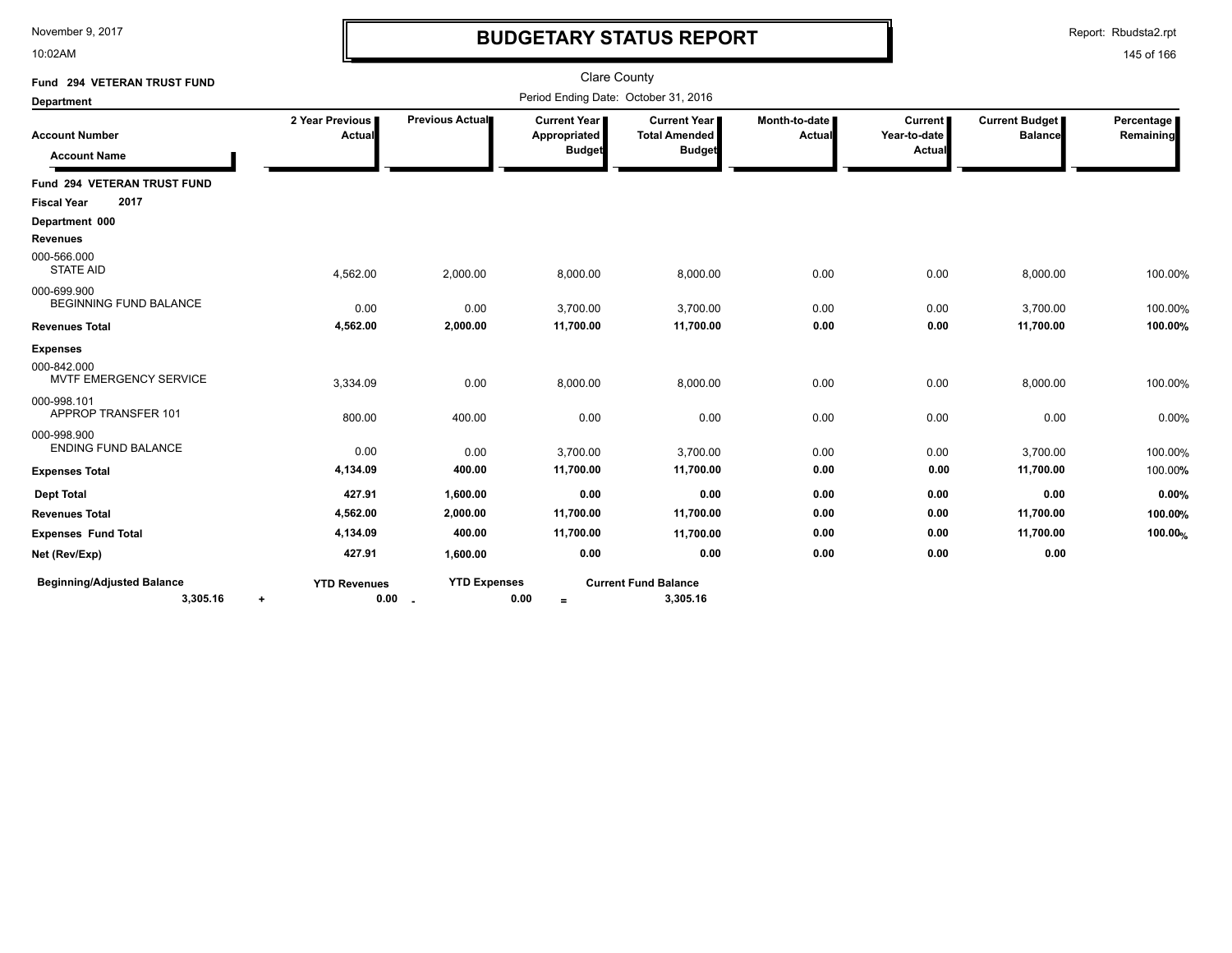# BUDGETARY STATUS REPORT

November 9, 2017
10:02AM

Report: Rbudsta2.rpt

Clare County

Period Ending Date: October 31, 2016

**Fund 294 VETERAN TRUST FUND**

**Department**

| Account Number / Account Name | 2 Year Previous Actual | Previous Actual | Current Year Appropriated Budget | Current Year Total Amended Budget | Month-to-date Actual | Current Year-to-date Actual | Current Budget Balance | Percentage Remaining |
|---|---|---|---|---|---|---|---|---|
| **Fund 294 VETERAN TRUST FUND** | | | | | | | | |
| **Fiscal Year 2017** | | | | | | | | |
| **Department 000** | | | | | | | | |
| **Revenues** | | | | | | | | |
| 000-566.000 STATE AID | 4,562.00 | 2,000.00 | 8,000.00 | 8,000.00 | 0.00 | 0.00 | 8,000.00 | 100.00% |
| 000-699.900 BEGINNING FUND BALANCE | 0.00 | 0.00 | 3,700.00 | 3,700.00 | 0.00 | 0.00 | 3,700.00 | 100.00% |
| **Revenues Total** | **4,562.00** | **2,000.00** | **11,700.00** | **11,700.00** | **0.00** | **0.00** | **11,700.00** | **100.00%** |
| **Expenses** | | | | | | | | |
| 000-842.000 MVTF EMERGENCY SERVICE | 3,334.09 | 0.00 | 8,000.00 | 8,000.00 | 0.00 | 0.00 | 8,000.00 | 100.00% |
| 000-998.101 APPROP TRANSFER 101 | 800.00 | 400.00 | 0.00 | 0.00 | 0.00 | 0.00 | 0.00 | 0.00% |
| 000-998.900 ENDING FUND BALANCE | 0.00 | 0.00 | 3,700.00 | 3,700.00 | 0.00 | 0.00 | 3,700.00 | 100.00% |
| **Expenses Total** | **4,134.09** | **400.00** | **11,700.00** | **11,700.00** | **0.00** | **0.00** | **11,700.00** | 100.00% |
| **Dept Total** | **427.91** | **1,600.00** | **0.00** | **0.00** | **0.00** | **0.00** | **0.00** | **0.00%** |
| **Revenues Total** | **4,562.00** | **2,000.00** | **11,700.00** | **11,700.00** | **0.00** | **0.00** | **11,700.00** | **100.00%** |
| **Expenses Fund Total** | **4,134.09** | **400.00** | **11,700.00** | **11,700.00** | **0.00** | **0.00** | **11,700.00** | **100.00%** |
| **Net (Rev/Exp)** | **427.91** | **1,600.00** | **0.00** | **0.00** | **0.00** | **0.00** | **0.00** | |

| Beginning/Adjusted Balance | | YTD Revenues | | YTD Expenses | | Current Fund Balance |
|---|---|---|---|---|---|---|
| 3,305.16 | + | 0.00 | - | 0.00 | = | 3,305.16 |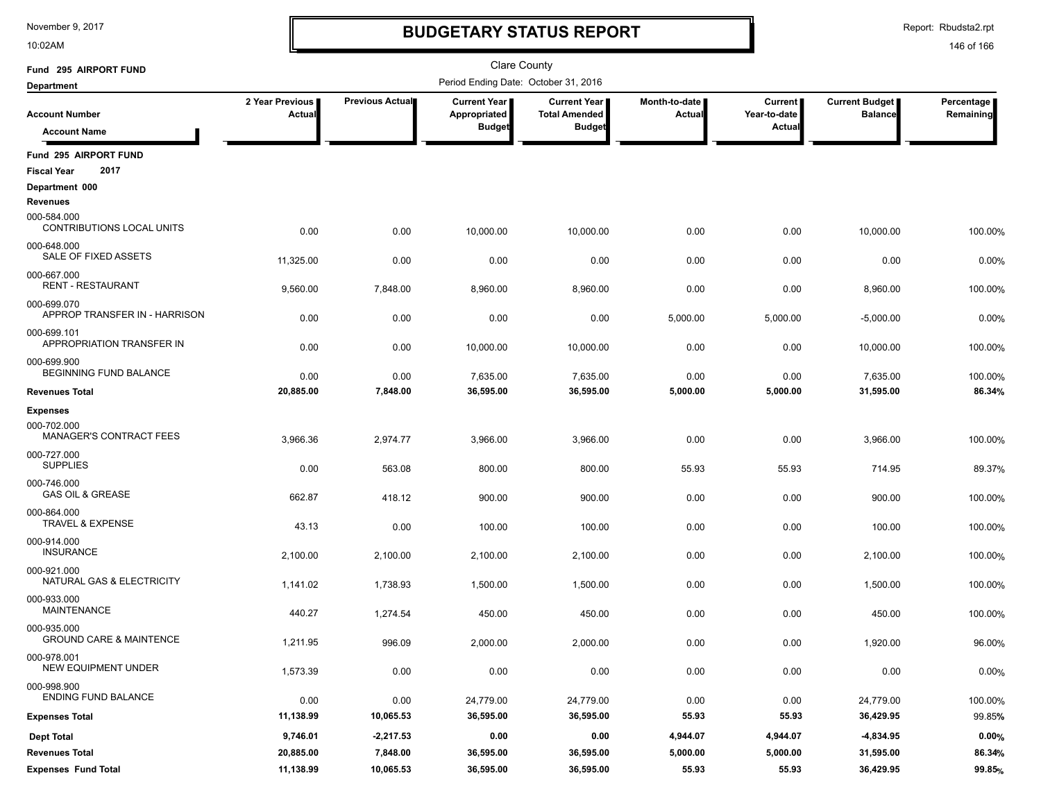# BUDGETARY STATUS REPORT

November 9, 2017
10:02AM

Report: Rbudsta2.rpt

Clare County

Fund 295 AIRPORT FUND
Department

Period Ending Date: October 31, 2016

| Account Number / Account Name | 2 Year Previous Actual | Previous Actual | Current Year Appropriated Budget | Current Year Total Amended Budget | Month-to-date Actual | Current Year-to-date Actual | Current Budget Balance | Percentage Remaining |
|---|---|---|---|---|---|---|---|---|
| **Fund 295 AIRPORT FUND** | | | | | | | | |
| **Fiscal Year 2017** | | | | | | | | |
| **Department 000** | | | | | | | | |
| **Revenues** | | | | | | | | |
| 000-584.000 CONTRIBUTIONS LOCAL UNITS | 0.00 | 0.00 | 10,000.00 | 10,000.00 | 0.00 | 0.00 | 10,000.00 | 100.00% |
| 000-648.000 SALE OF FIXED ASSETS | 11,325.00 | 0.00 | 0.00 | 0.00 | 0.00 | 0.00 | 0.00 | 0.00% |
| 000-667.000 RENT - RESTAURANT | 9,560.00 | 7,848.00 | 8,960.00 | 8,960.00 | 0.00 | 0.00 | 8,960.00 | 100.00% |
| 000-699.070 APPROP TRANSFER IN - HARRISON | 0.00 | 0.00 | 0.00 | 0.00 | 5,000.00 | 5,000.00 | -5,000.00 | 0.00% |
| 000-699.101 APPROPRIATION TRANSFER IN | 0.00 | 0.00 | 10,000.00 | 10,000.00 | 0.00 | 0.00 | 10,000.00 | 100.00% |
| 000-699.900 BEGINNING FUND BALANCE | 0.00 | 0.00 | 7,635.00 | 7,635.00 | 0.00 | 0.00 | 7,635.00 | 100.00% |
| **Revenues Total** | **20,885.00** | **7,848.00** | **36,595.00** | **36,595.00** | **5,000.00** | **5,000.00** | **31,595.00** | **86.34%** |
| **Expenses** | | | | | | | | |
| 000-702.000 MANAGER'S CONTRACT FEES | 3,966.36 | 2,974.77 | 3,966.00 | 3,966.00 | 0.00 | 0.00 | 3,966.00 | 100.00% |
| 000-727.000 SUPPLIES | 0.00 | 563.08 | 800.00 | 800.00 | 55.93 | 55.93 | 714.95 | 89.37% |
| 000-746.000 GAS OIL & GREASE | 662.87 | 418.12 | 900.00 | 900.00 | 0.00 | 0.00 | 900.00 | 100.00% |
| 000-864.000 TRAVEL & EXPENSE | 43.13 | 0.00 | 100.00 | 100.00 | 0.00 | 0.00 | 100.00 | 100.00% |
| 000-914.000 INSURANCE | 2,100.00 | 2,100.00 | 2,100.00 | 2,100.00 | 0.00 | 0.00 | 2,100.00 | 100.00% |
| 000-921.000 NATURAL GAS & ELECTRICITY | 1,141.02 | 1,738.93 | 1,500.00 | 1,500.00 | 0.00 | 0.00 | 1,500.00 | 100.00% |
| 000-933.000 MAINTENANCE | 440.27 | 1,274.54 | 450.00 | 450.00 | 0.00 | 0.00 | 450.00 | 100.00% |
| 000-935.000 GROUND CARE & MAINTENCE | 1,211.95 | 996.09 | 2,000.00 | 2,000.00 | 0.00 | 0.00 | 1,920.00 | 96.00% |
| 000-978.001 NEW EQUIPMENT UNDER | 1,573.39 | 0.00 | 0.00 | 0.00 | 0.00 | 0.00 | 0.00 | 0.00% |
| 000-998.900 ENDING FUND BALANCE | 0.00 | 0.00 | 24,779.00 | 24,779.00 | 0.00 | 0.00 | 24,779.00 | 100.00% |
| **Expenses Total** | **11,138.99** | **10,065.53** | **36,595.00** | **36,595.00** | **55.93** | **55.93** | **36,429.95** | 99.85% |
| **Dept Total** | **9,746.01** | **-2,217.53** | **0.00** | **0.00** | **4,944.07** | **4,944.07** | **-4,834.95** | **0.00%** |
| **Revenues Total** | **20,885.00** | **7,848.00** | **36,595.00** | **36,595.00** | **5,000.00** | **5,000.00** | **31,595.00** | **86.34%** |
| **Expenses Fund Total** | **11,138.99** | **10,065.53** | **36,595.00** | **36,595.00** | **55.93** | **55.93** | **36,429.95** | **99.85%** |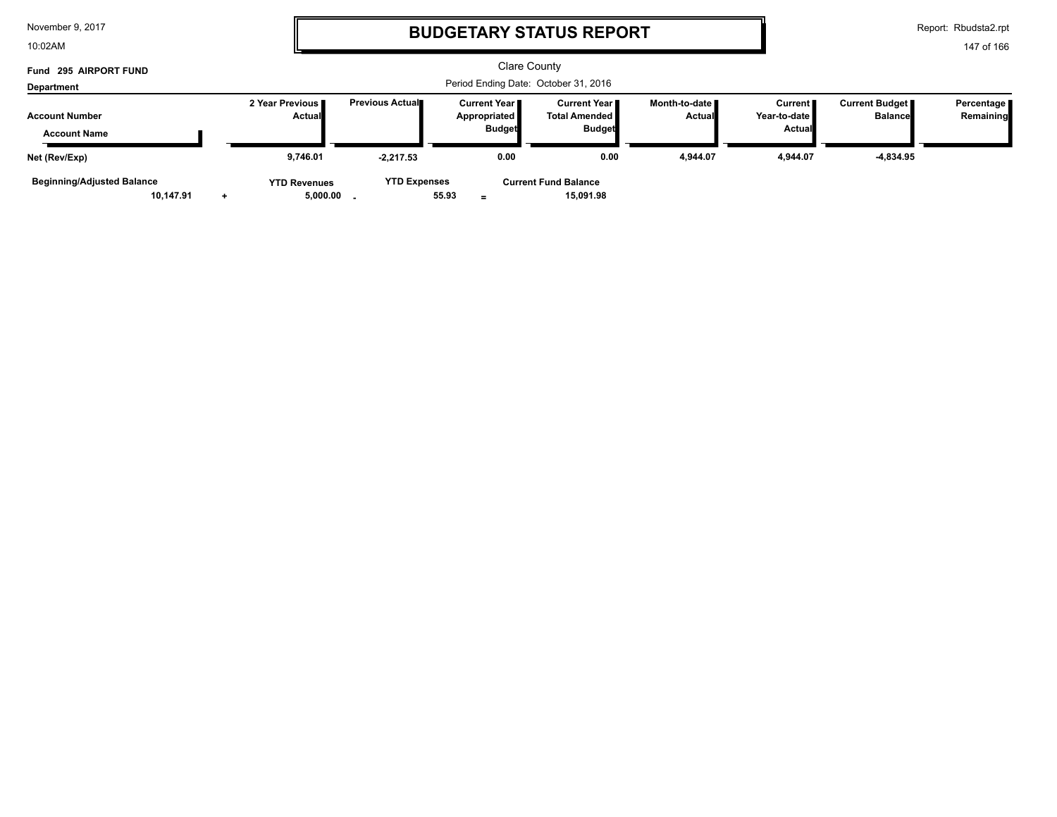# BUDGETARY STATUS REPORT

Clare County

**Fund 295 AIRPORT FUND**

**Department**

Period Ending Date: October 31, 2016

| Account Number / Account Name | 2 Year Previous Actual | Previous Actual | Current Year Appropriated Budget | Current Year Total Amended Budget | Month-to-date Actual | Current Year-to-date Actual | Current Budget Balance | Percentage Remaining |
|---|---|---|---|---|---|---|---|---|
| **Net (Rev/Exp)** | 9,746.01 | -2,217.53 | 0.00 | 0.00 | 4,944.07 | 4,944.07 | -4,834.95 | |

| Beginning/Adjusted Balance | | YTD Revenues | | YTD Expenses | | Current Fund Balance |
|---|---|---|---|---|---|---|
| 10,147.91 | + | 5,000.00 | - | 55.93 | = | 15,091.98 |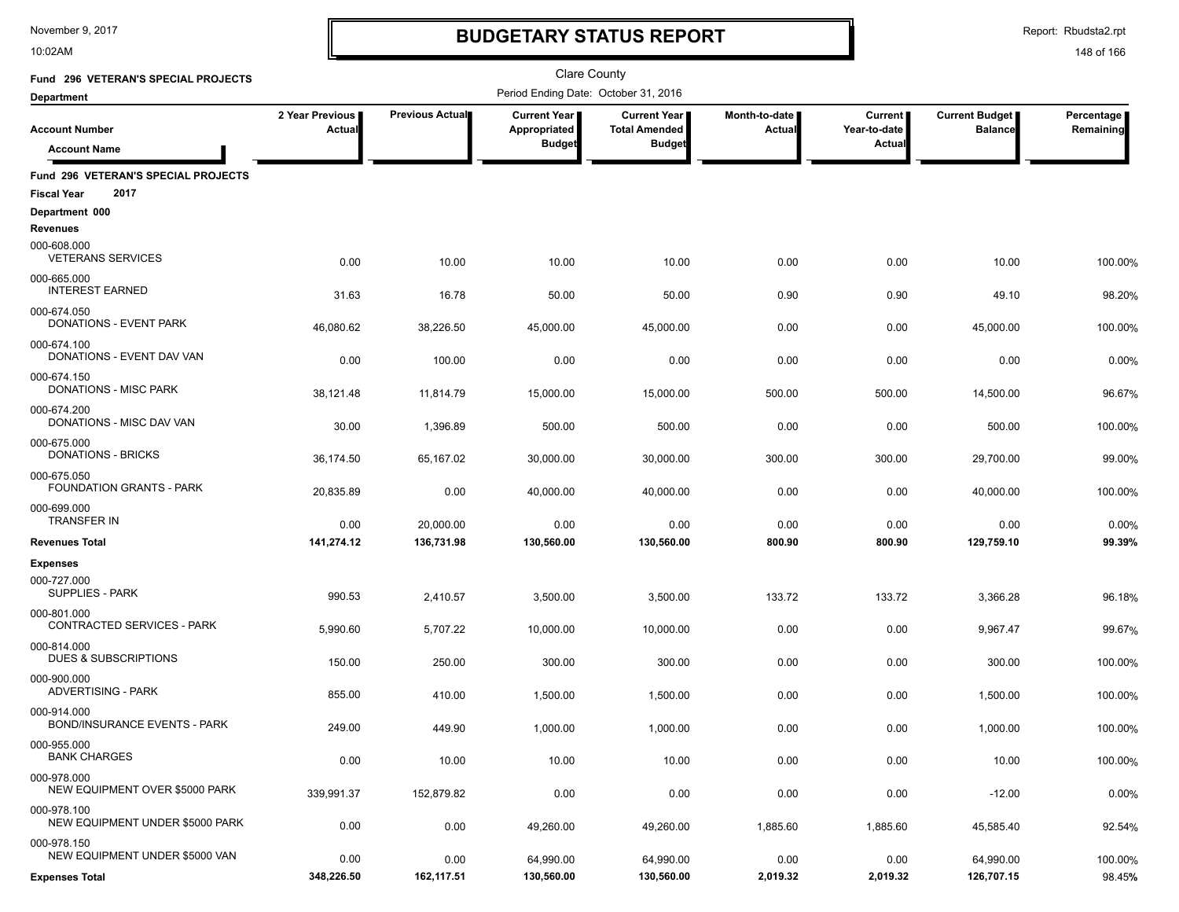# BUDGETARY STATUS REPORT

Clare County

Fund 296 VETERAN'S SPECIAL PROJECTS

Department

Period Ending Date: October 31, 2016

| Account Number / Account Name | 2 Year Previous Actual | Previous Actual | Current Year Appropriated Budget | Current Year Total Amended Budget | Month-to-date Actual | Current Year-to-date Actual | Current Budget Balance | Percentage Remaining |
|---|---|---|---|---|---|---|---|---|
| **Fund 296 VETERAN'S SPECIAL PROJECTS** | | | | | | | | |
| **Fiscal Year 2017** | | | | | | | | |
| **Department 000** | | | | | | | | |
| **Revenues** | | | | | | | | |
| 000-608.000 VETERANS SERVICES | 0.00 | 10.00 | 10.00 | 10.00 | 0.00 | 0.00 | 10.00 | 100.00% |
| 000-665.000 INTEREST EARNED | 31.63 | 16.78 | 50.00 | 50.00 | 0.90 | 0.90 | 49.10 | 98.20% |
| 000-674.050 DONATIONS - EVENT PARK | 46,080.62 | 38,226.50 | 45,000.00 | 45,000.00 | 0.00 | 0.00 | 45,000.00 | 100.00% |
| 000-674.100 DONATIONS - EVENT DAV VAN | 0.00 | 100.00 | 0.00 | 0.00 | 0.00 | 0.00 | 0.00 | 0.00% |
| 000-674.150 DONATIONS - MISC PARK | 38,121.48 | 11,814.79 | 15,000.00 | 15,000.00 | 500.00 | 500.00 | 14,500.00 | 96.67% |
| 000-674.200 DONATIONS - MISC DAV VAN | 30.00 | 1,396.89 | 500.00 | 500.00 | 0.00 | 0.00 | 500.00 | 100.00% |
| 000-675.000 DONATIONS - BRICKS | 36,174.50 | 65,167.02 | 30,000.00 | 30,000.00 | 300.00 | 300.00 | 29,700.00 | 99.00% |
| 000-675.050 FOUNDATION GRANTS - PARK | 20,835.89 | 0.00 | 40,000.00 | 40,000.00 | 0.00 | 0.00 | 40,000.00 | 100.00% |
| 000-699.000 TRANSFER IN | 0.00 | 20,000.00 | 0.00 | 0.00 | 0.00 | 0.00 | 0.00 | 0.00% |
| **Revenues Total** | **141,274.12** | **136,731.98** | **130,560.00** | **130,560.00** | **800.90** | **800.90** | **129,759.10** | **99.39%** |
| **Expenses** | | | | | | | | |
| 000-727.000 SUPPLIES - PARK | 990.53 | 2,410.57 | 3,500.00 | 3,500.00 | 133.72 | 133.72 | 3,366.28 | 96.18% |
| 000-801.000 CONTRACTED SERVICES - PARK | 5,990.60 | 5,707.22 | 10,000.00 | 10,000.00 | 0.00 | 0.00 | 9,967.47 | 99.67% |
| 000-814.000 DUES & SUBSCRIPTIONS | 150.00 | 250.00 | 300.00 | 300.00 | 0.00 | 0.00 | 300.00 | 100.00% |
| 000-900.000 ADVERTISING - PARK | 855.00 | 410.00 | 1,500.00 | 1,500.00 | 0.00 | 0.00 | 1,500.00 | 100.00% |
| 000-914.000 BOND/INSURANCE EVENTS - PARK | 249.00 | 449.90 | 1,000.00 | 1,000.00 | 0.00 | 0.00 | 1,000.00 | 100.00% |
| 000-955.000 BANK CHARGES | 0.00 | 10.00 | 10.00 | 10.00 | 0.00 | 0.00 | 10.00 | 100.00% |
| 000-978.000 NEW EQUIPMENT OVER $5000 PARK | 339,991.37 | 152,879.82 | 0.00 | 0.00 | 0.00 | 0.00 | -12.00 | 0.00% |
| 000-978.100 NEW EQUIPMENT UNDER $5000 PARK | 0.00 | 0.00 | 49,260.00 | 49,260.00 | 1,885.60 | 1,885.60 | 45,585.40 | 92.54% |
| 000-978.150 NEW EQUIPMENT UNDER $5000 VAN | 0.00 | 0.00 | 64,990.00 | 64,990.00 | 0.00 | 0.00 | 64,990.00 | 100.00% |
| **Expenses Total** | **348,226.50** | **162,117.51** | **130,560.00** | **130,560.00** | **2,019.32** | **2,019.32** | **126,707.15** | **98.45%** |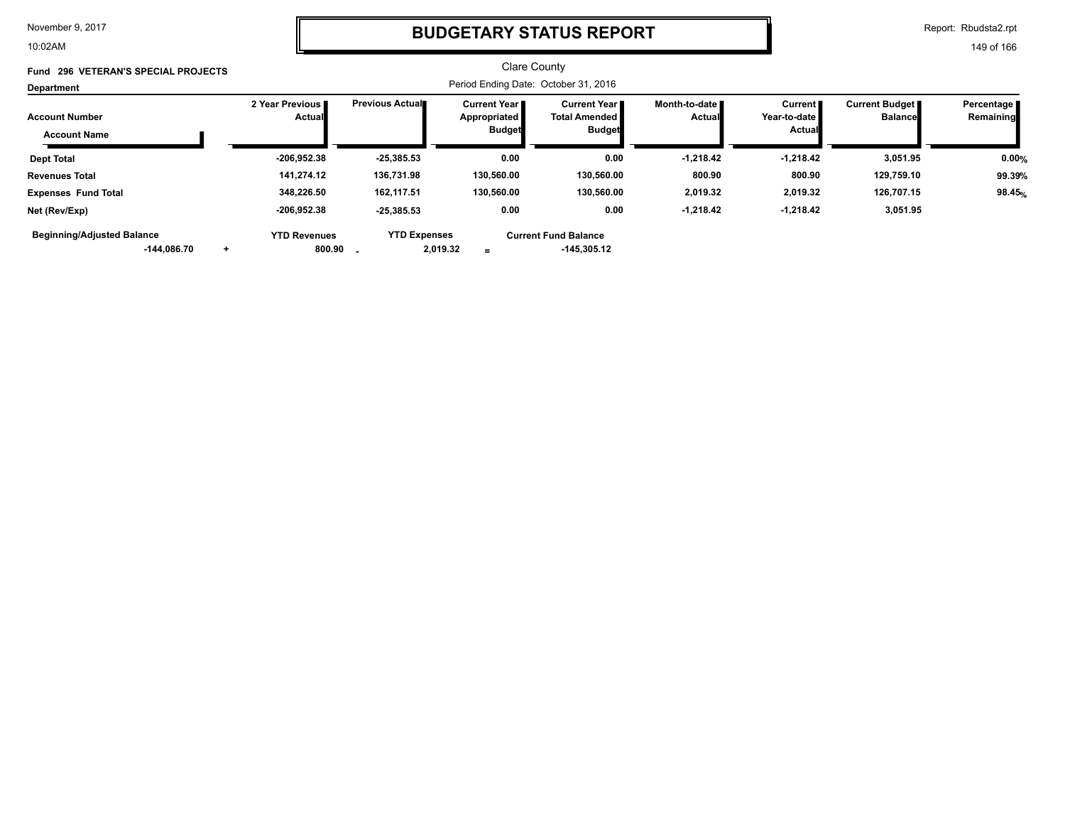# BUDGETARY STATUS REPORT

November 9, 2017
10:02AM

Report: Rbudsta2.rpt

Clare County

**Fund 296 VETERAN'S SPECIAL PROJECTS**

**Department**

Period Ending Date: October 31, 2016

| Account Number / Account Name | 2 Year Previous Actual | Previous Actual | Current Year Appropriated Budget | Current Year Total Amended Budget | Month-to-date Actual | Current Year-to-date Actual | Current Budget Balance | Percentage Remaining |
|---|---|---|---|---|---|---|---|---|
| **Dept Total** | -206,952.38 | -25,385.53 | 0.00 | 0.00 | -1,218.42 | -1,218.42 | 3,051.95 | 0.00% |
| **Revenues Total** | 141,274.12 | 136,731.98 | 130,560.00 | 130,560.00 | 800.90 | 800.90 | 129,759.10 | 99.39% |
| **Expenses Fund Total** | 348,226.50 | 162,117.51 | 130,560.00 | 130,560.00 | 2,019.32 | 2,019.32 | 126,707.15 | 98.45% |
| **Net (Rev/Exp)** | -206,952.38 | -25,385.53 | 0.00 | 0.00 | -1,218.42 | -1,218.42 | 3,051.95 | |

| Beginning/Adjusted Balance | | YTD Revenues | | YTD Expenses | | Current Fund Balance |
|---|---|---|---|---|---|---|
| -144,086.70 | + | 800.90 | - | 2,019.32 | = | -145,305.12 |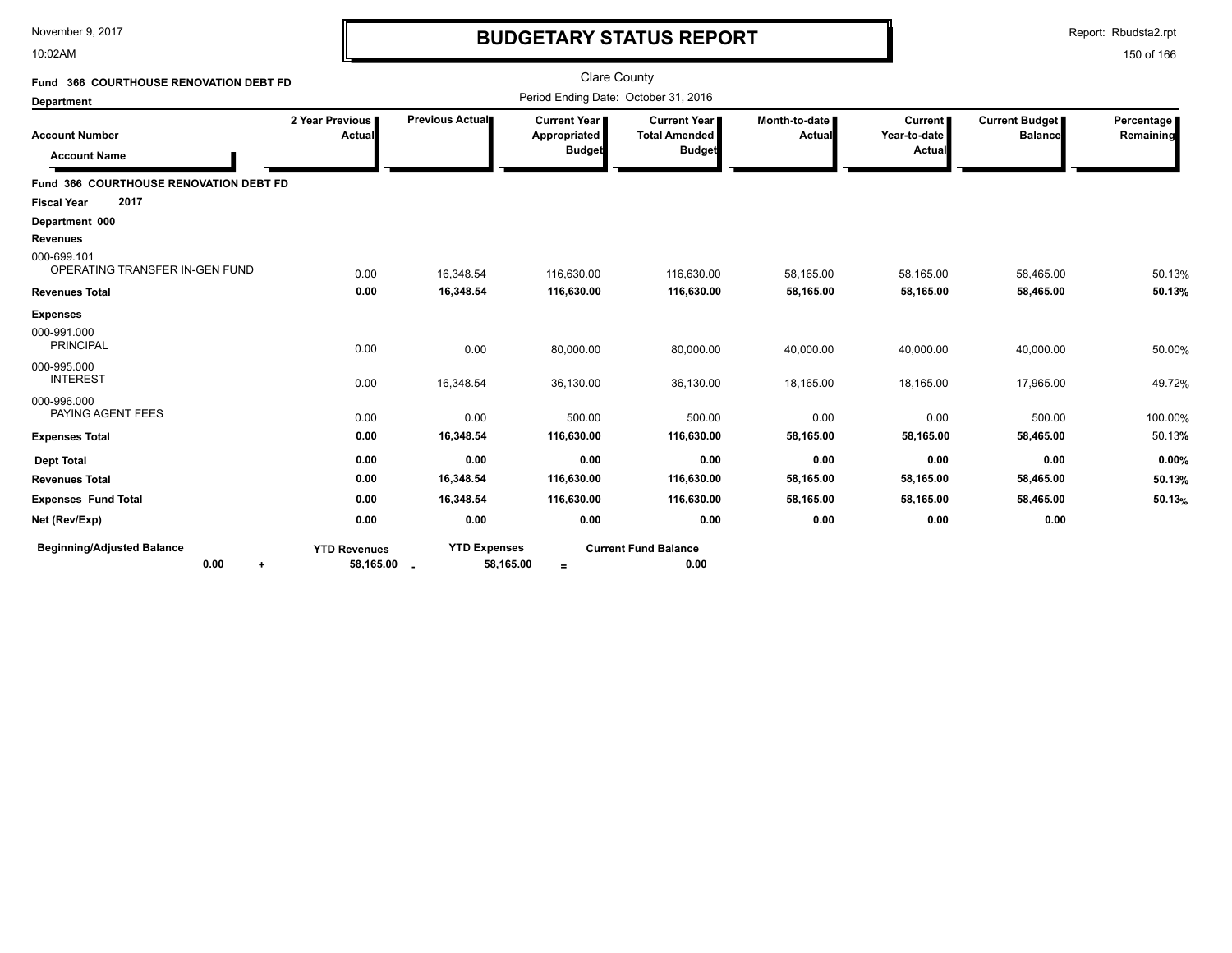November 9, 2017
10:02AM

# BUDGETARY STATUS REPORT

Report: Rbudsta2.rpt

Clare County
Period Ending Date: October 31, 2016

**Fund 366 COURTHOUSE RENOVATION DEBT FD**
**Department**

| Account Number / Account Name | 2 Year Previous Actual | Previous Actual | Current Year Appropriated Budget | Current Year Total Amended Budget | Month-to-date Actual | Current Year-to-date Actual | Current Budget Balance | Percentage Remaining |
|---|---|---|---|---|---|---|---|---|
| **Fund 366 COURTHOUSE RENOVATION DEBT FD** | | | | | | | | |
| **Fiscal Year 2017** | | | | | | | | |
| **Department 000** | | | | | | | | |
| **Revenues** | | | | | | | | |
| 000-699.101 OPERATING TRANSFER IN-GEN FUND | 0.00 | 16,348.54 | 116,630.00 | 116,630.00 | 58,165.00 | 58,165.00 | 58,465.00 | 50.13% |
| **Revenues Total** | **0.00** | **16,348.54** | **116,630.00** | **116,630.00** | **58,165.00** | **58,165.00** | **58,465.00** | **50.13%** |
| **Expenses** | | | | | | | | |
| 000-991.000 PRINCIPAL | 0.00 | 0.00 | 80,000.00 | 80,000.00 | 40,000.00 | 40,000.00 | 40,000.00 | 50.00% |
| 000-995.000 INTEREST | 0.00 | 16,348.54 | 36,130.00 | 36,130.00 | 18,165.00 | 18,165.00 | 17,965.00 | 49.72% |
| 000-996.000 PAYING AGENT FEES | 0.00 | 0.00 | 500.00 | 500.00 | 0.00 | 0.00 | 500.00 | 100.00% |
| **Expenses Total** | **0.00** | **16,348.54** | **116,630.00** | **116,630.00** | **58,165.00** | **58,165.00** | **58,465.00** | 50.13% |
| **Dept Total** | **0.00** | **0.00** | **0.00** | **0.00** | **0.00** | **0.00** | **0.00** | **0.00%** |
| **Revenues Total** | **0.00** | **16,348.54** | **116,630.00** | **116,630.00** | **58,165.00** | **58,165.00** | **58,465.00** | **50.13%** |
| **Expenses Fund Total** | **0.00** | **16,348.54** | **116,630.00** | **116,630.00** | **58,165.00** | **58,165.00** | **58,465.00** | **50.13%** |
| **Net (Rev/Exp)** | **0.00** | **0.00** | **0.00** | **0.00** | **0.00** | **0.00** | **0.00** | |

| Beginning/Adjusted Balance | | YTD Revenues | | YTD Expenses | | Current Fund Balance |
|---|---|---|---|---|---|---|
| 0.00 | + | 58,165.00 | - | 58,165.00 | = | 0.00 |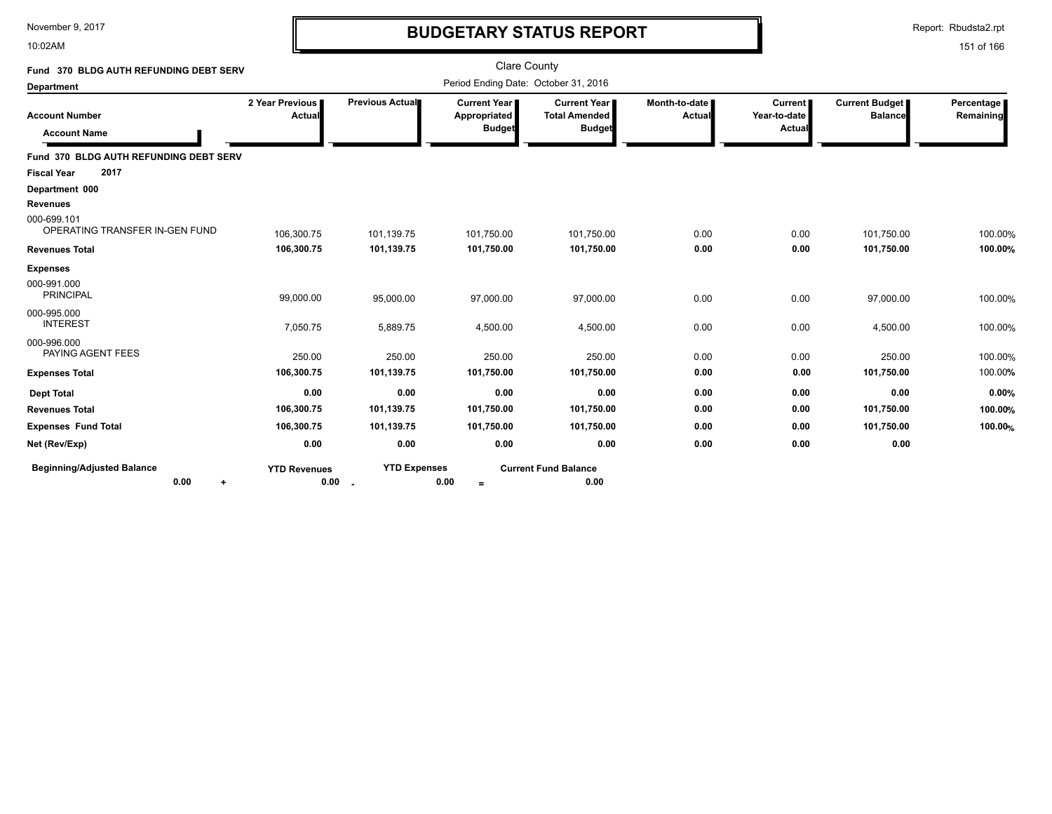November 9, 2017
10:02AM

# BUDGETARY STATUS REPORT

Report: Rbudsta2.rpt

Clare County

Period Ending Date: October 31, 2016

**Fund 370 BLDG AUTH REFUNDING DEBT SERV**

**Department**

| Account Number / Account Name | 2 Year Previous Actual | Previous Actual | Current Year Appropriated Budget | Current Year Total Amended Budget | Month-to-date Actual | Current Year-to-date Actual | Current Budget Balance | Percentage Remaining |
|---|---|---|---|---|---|---|---|---|
| **Fund 370 BLDG AUTH REFUNDING DEBT SERV** | | | | | | | | |
| **Fiscal Year 2017** | | | | | | | | |
| **Department 000** | | | | | | | | |
| **Revenues** | | | | | | | | |
| 000-699.101 OPERATING TRANSFER IN-GEN FUND | 106,300.75 | 101,139.75 | 101,750.00 | 101,750.00 | 0.00 | 0.00 | 101,750.00 | 100.00% |
| **Revenues Total** | **106,300.75** | **101,139.75** | **101,750.00** | **101,750.00** | **0.00** | **0.00** | **101,750.00** | **100.00%** |
| **Expenses** | | | | | | | | |
| 000-991.000 PRINCIPAL | 99,000.00 | 95,000.00 | 97,000.00 | 97,000.00 | 0.00 | 0.00 | 97,000.00 | 100.00% |
| 000-995.000 INTEREST | 7,050.75 | 5,889.75 | 4,500.00 | 4,500.00 | 0.00 | 0.00 | 4,500.00 | 100.00% |
| 000-996.000 PAYING AGENT FEES | 250.00 | 250.00 | 250.00 | 250.00 | 0.00 | 0.00 | 250.00 | 100.00% |
| **Expenses Total** | **106,300.75** | **101,139.75** | **101,750.00** | **101,750.00** | **0.00** | **0.00** | **101,750.00** | 100.00% |
| **Dept Total** | **0.00** | **0.00** | **0.00** | **0.00** | **0.00** | **0.00** | **0.00** | **0.00%** |
| **Revenues Total** | **106,300.75** | **101,139.75** | **101,750.00** | **101,750.00** | **0.00** | **0.00** | **101,750.00** | **100.00%** |
| **Expenses Fund Total** | **106,300.75** | **101,139.75** | **101,750.00** | **101,750.00** | **0.00** | **0.00** | **101,750.00** | **100.00%** |
| **Net (Rev/Exp)** | **0.00** | **0.00** | **0.00** | **0.00** | **0.00** | **0.00** | **0.00** | |

| Beginning/Adjusted Balance | | YTD Revenues | | YTD Expenses | | Current Fund Balance |
|---|---|---|---|---|---|---|
| **0.00** | + | **0.00** | - | **0.00** | = | **0.00** |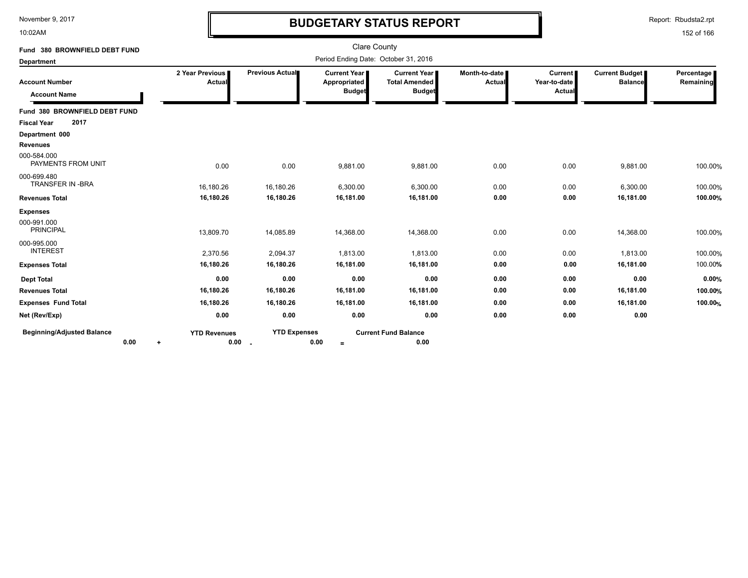# BUDGETARY STATUS REPORT

November 9, 2017
10:02AM

Report: Rbudsta2.rpt

Clare County

**Fund 380 BROWNFIELD DEBT FUND**

**Department**

Period Ending Date: October 31, 2016

| Account Number / Account Name | 2 Year Previous Actual | Previous Actual | Current Year Appropriated Budget | Current Year Total Amended Budget | Month-to-date Actual | Current Year-to-date Actual | Current Budget Balance | Percentage Remaining |
|---|---|---|---|---|---|---|---|---|
| **Fund 380 BROWNFIELD DEBT FUND** | | | | | | | | |
| **Fiscal Year 2017** | | | | | | | | |
| **Department 000** | | | | | | | | |
| **Revenues** | | | | | | | | |
| 000-584.000 PAYMENTS FROM UNIT | 0.00 | 0.00 | 9,881.00 | 9,881.00 | 0.00 | 0.00 | 9,881.00 | 100.00% |
| 000-699.480 TRANSFER IN -BRA | 16,180.26 | 16,180.26 | 6,300.00 | 6,300.00 | 0.00 | 0.00 | 6,300.00 | 100.00% |
| **Revenues Total** | **16,180.26** | **16,180.26** | **16,181.00** | **16,181.00** | **0.00** | **0.00** | **16,181.00** | **100.00%** |
| **Expenses** | | | | | | | | |
| 000-991.000 PRINCIPAL | 13,809.70 | 14,085.89 | 14,368.00 | 14,368.00 | 0.00 | 0.00 | 14,368.00 | 100.00% |
| 000-995.000 INTEREST | 2,370.56 | 2,094.37 | 1,813.00 | 1,813.00 | 0.00 | 0.00 | 1,813.00 | 100.00% |
| **Expenses Total** | **16,180.26** | **16,180.26** | **16,181.00** | **16,181.00** | **0.00** | **0.00** | **16,181.00** | 100.00% |
| **Dept Total** | **0.00** | **0.00** | **0.00** | **0.00** | **0.00** | **0.00** | **0.00** | **0.00%** |
| **Revenues Total** | **16,180.26** | **16,180.26** | **16,181.00** | **16,181.00** | **0.00** | **0.00** | **16,181.00** | **100.00%** |
| **Expenses Fund Total** | **16,180.26** | **16,180.26** | **16,181.00** | **16,181.00** | **0.00** | **0.00** | **16,181.00** | **100.00%** |
| **Net (Rev/Exp)** | **0.00** | **0.00** | **0.00** | **0.00** | **0.00** | **0.00** | **0.00** | |

| Beginning/Adjusted Balance | | YTD Revenues | | YTD Expenses | | Current Fund Balance |
|---|---|---|---|---|---|---|
| **0.00** | + | **0.00** | - | **0.00** | = | **0.00** |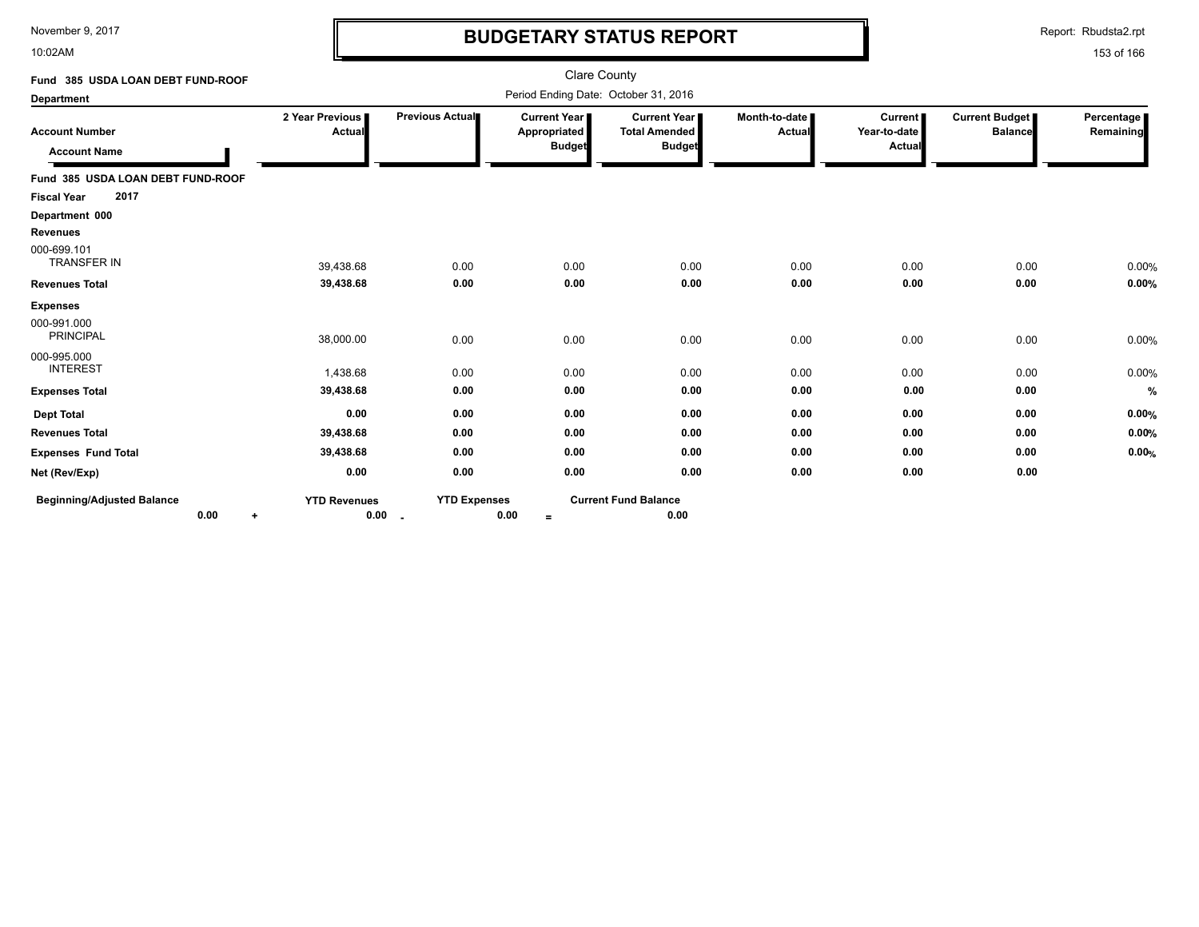# BUDGETARY STATUS REPORT

Clare County

Period Ending Date: October 31, 2016

**Fund 385 USDA LOAN DEBT FUND-ROOF**

**Department**

| Account Number / Account Name | 2 Year Previous Actual | Previous Actual | Current Year Appropriated Budget | Current Year Total Amended Budget | Month-to-date Actual | Current Year-to-date Actual | Current Budget Balance | Percentage Remaining |
|---|---|---|---|---|---|---|---|---|
| **Fund 385 USDA LOAN DEBT FUND-ROOF** | | | | | | | | |
| **Fiscal Year 2017** | | | | | | | | |
| **Department 000** | | | | | | | | |
| **Revenues** | | | | | | | | |
| 000-699.101 TRANSFER IN | 39,438.68 | 0.00 | 0.00 | 0.00 | 0.00 | 0.00 | 0.00 | 0.00% |
| **Revenues Total** | **39,438.68** | **0.00** | **0.00** | **0.00** | **0.00** | **0.00** | **0.00** | **0.00%** |
| **Expenses** | | | | | | | | |
| 000-991.000 PRINCIPAL | 38,000.00 | 0.00 | 0.00 | 0.00 | 0.00 | 0.00 | 0.00 | 0.00% |
| 000-995.000 INTEREST | 1,438.68 | 0.00 | 0.00 | 0.00 | 0.00 | 0.00 | 0.00 | 0.00% |
| **Expenses Total** | **39,438.68** | **0.00** | **0.00** | **0.00** | **0.00** | **0.00** | **0.00** | **%** |
| **Dept Total** | **0.00** | **0.00** | **0.00** | **0.00** | **0.00** | **0.00** | **0.00** | **0.00%** |
| **Revenues Total** | **39,438.68** | **0.00** | **0.00** | **0.00** | **0.00** | **0.00** | **0.00** | **0.00%** |
| **Expenses Fund Total** | **39,438.68** | **0.00** | **0.00** | **0.00** | **0.00** | **0.00** | **0.00** | **0.00%** |
| **Net (Rev/Exp)** | **0.00** | **0.00** | **0.00** | **0.00** | **0.00** | **0.00** | **0.00** | |

| Beginning/Adjusted Balance | | YTD Revenues | | YTD Expenses | | Current Fund Balance |
|---|---|---|---|---|---|---|
| 0.00 | + | 0.00 | - | 0.00 | = | 0.00 |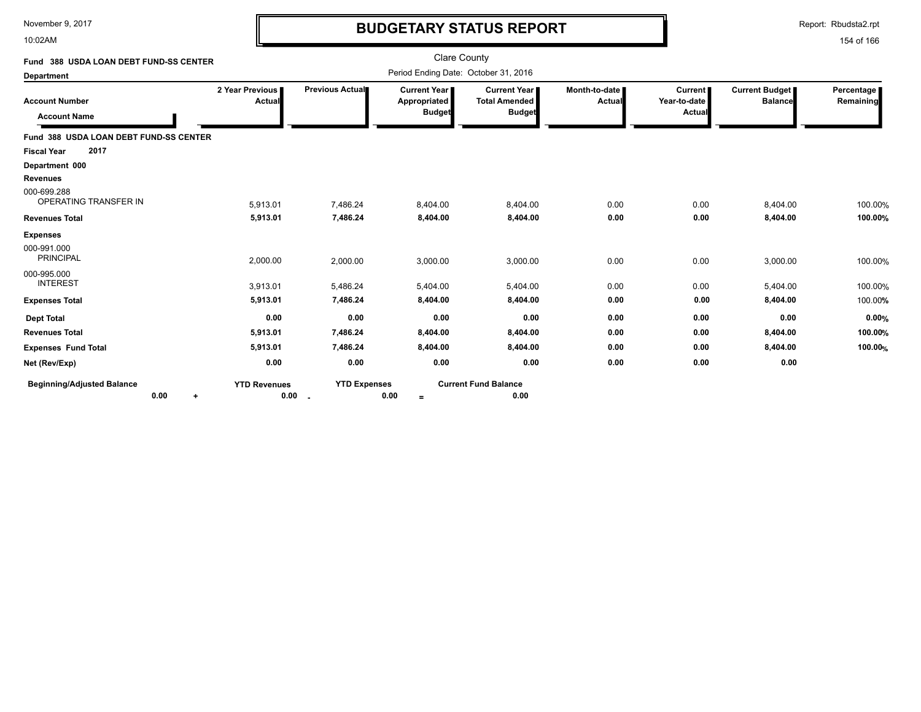# BUDGETARY STATUS REPORT

Clare County

Period Ending Date: October 31, 2016

**Fund 388 USDA LOAN DEBT FUND-SS CENTER**

**Department**

| Account Number / Account Name | 2 Year Previous Actual | Previous Actual | Current Year Appropriated Budget | Current Year Total Amended Budget | Month-to-date Actual | Current Year-to-date Actual | Current Budget Balance | Percentage Remaining |
|---|---|---|---|---|---|---|---|---|
| **Fund 388 USDA LOAN DEBT FUND-SS CENTER** | | | | | | | | |
| **Fiscal Year 2017** | | | | | | | | |
| **Department 000** | | | | | | | | |
| **Revenues** | | | | | | | | |
| 000-699.288 OPERATING TRANSFER IN | 5,913.01 | 7,486.24 | 8,404.00 | 8,404.00 | 0.00 | 0.00 | 8,404.00 | 100.00% |
| **Revenues Total** | **5,913.01** | **7,486.24** | **8,404.00** | **8,404.00** | **0.00** | **0.00** | **8,404.00** | **100.00%** |
| **Expenses** | | | | | | | | |
| 000-991.000 PRINCIPAL | 2,000.00 | 2,000.00 | 3,000.00 | 3,000.00 | 0.00 | 0.00 | 3,000.00 | 100.00% |
| 000-995.000 INTEREST | 3,913.01 | 5,486.24 | 5,404.00 | 5,404.00 | 0.00 | 0.00 | 5,404.00 | 100.00% |
| **Expenses Total** | **5,913.01** | **7,486.24** | **8,404.00** | **8,404.00** | **0.00** | **0.00** | **8,404.00** | 100.00% |
| **Dept Total** | **0.00** | **0.00** | **0.00** | **0.00** | **0.00** | **0.00** | **0.00** | **0.00%** |
| **Revenues Total** | **5,913.01** | **7,486.24** | **8,404.00** | **8,404.00** | **0.00** | **0.00** | **8,404.00** | **100.00%** |
| **Expenses Fund Total** | **5,913.01** | **7,486.24** | **8,404.00** | **8,404.00** | **0.00** | **0.00** | **8,404.00** | **100.00%** |
| **Net (Rev/Exp)** | **0.00** | **0.00** | **0.00** | **0.00** | **0.00** | **0.00** | **0.00** | |

| Beginning/Adjusted Balance | | YTD Revenues | | YTD Expenses | | Current Fund Balance |
|---|---|---|---|---|---|---|
| 0.00 | + | 0.00 | - | 0.00 | = | 0.00 |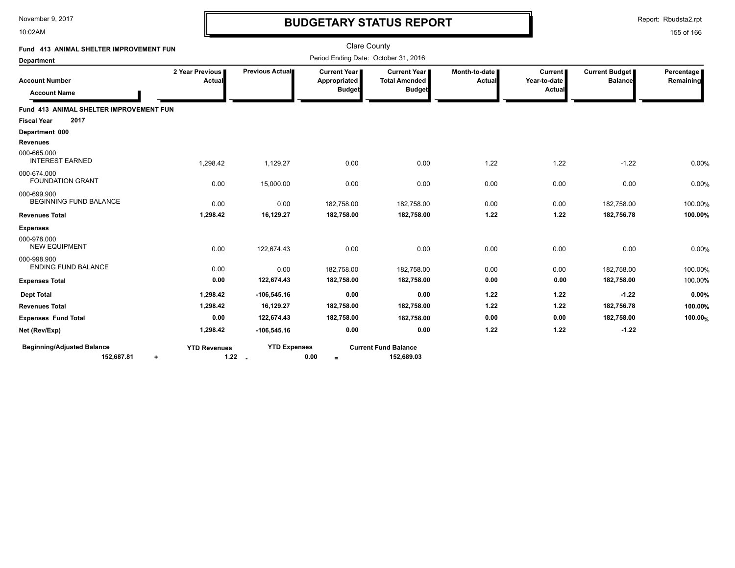# BUDGETARY STATUS REPORT

Clare County

Period Ending Date: October 31, 2016

Fund 413 ANIMAL SHELTER IMPROVEMENT FUN

Department

| Account Number / Account Name | 2 Year Previous Actual | Previous Actual | Current Year Appropriated Budget | Current Year Total Amended Budget | Month-to-date Actual | Current Year-to-date Actual | Current Budget Balance | Percentage Remaining |
|---|---|---|---|---|---|---|---|---|
| **Fund 413 ANIMAL SHELTER IMPROVEMENT FUN** | | | | | | | | |
| **Fiscal Year 2017** | | | | | | | | |
| **Department 000** | | | | | | | | |
| **Revenues** | | | | | | | | |
| 000-665.000 INTEREST EARNED | 1,298.42 | 1,129.27 | 0.00 | 0.00 | 1.22 | 1.22 | -1.22 | 0.00% |
| 000-674.000 FOUNDATION GRANT | 0.00 | 15,000.00 | 0.00 | 0.00 | 0.00 | 0.00 | 0.00 | 0.00% |
| 000-699.900 BEGINNING FUND BALANCE | 0.00 | 0.00 | 182,758.00 | 182,758.00 | 0.00 | 0.00 | 182,758.00 | 100.00% |
| **Revenues Total** | **1,298.42** | **16,129.27** | **182,758.00** | **182,758.00** | **1.22** | **1.22** | **182,756.78** | **100.00%** |
| **Expenses** | | | | | | | | |
| 000-978.000 NEW EQUIPMENT | 0.00 | 122,674.43 | 0.00 | 0.00 | 0.00 | 0.00 | 0.00 | 0.00% |
| 000-998.900 ENDING FUND BALANCE | 0.00 | 0.00 | 182,758.00 | 182,758.00 | 0.00 | 0.00 | 182,758.00 | 100.00% |
| **Expenses Total** | **0.00** | **122,674.43** | **182,758.00** | **182,758.00** | **0.00** | **0.00** | **182,758.00** | 100.00% |
| **Dept Total** | **1,298.42** | **-106,545.16** | **0.00** | **0.00** | **1.22** | **1.22** | **-1.22** | **0.00%** |
| **Revenues Total** | **1,298.42** | **16,129.27** | **182,758.00** | **182,758.00** | **1.22** | **1.22** | **182,756.78** | **100.00%** |
| **Expenses Fund Total** | **0.00** | **122,674.43** | **182,758.00** | **182,758.00** | **0.00** | **0.00** | **182,758.00** | **100.00%** |
| **Net (Rev/Exp)** | **1,298.42** | **-106,545.16** | **0.00** | **0.00** | **1.22** | **1.22** | **-1.22** | |

| Beginning/Adjusted Balance | | YTD Revenues | | YTD Expenses | | Current Fund Balance |
|---|---|---|---|---|---|---|
| 152,687.81 | + | 1.22 | - | 0.00 | = | 152,689.03 |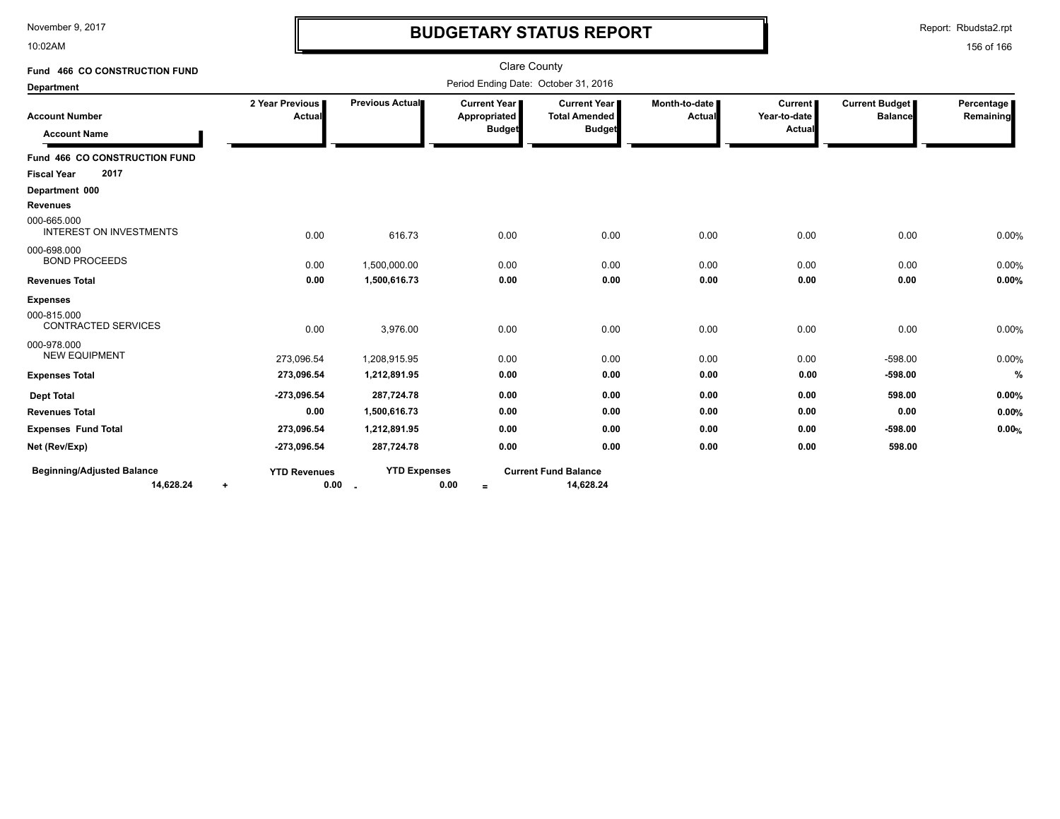November 9, 2017
10:02AM

# BUDGETARY STATUS REPORT

Report: Rbudsta2.rpt

Clare County

**Fund 466 CO CONSTRUCTION FUND**

**Department**

Period Ending Date: October 31, 2016

| Account Number / Account Name | 2 Year Previous Actual | Previous Actual | Current Year Appropriated Budget | Current Year Total Amended Budget | Month-to-date Actual | Current Year-to-date Actual | Current Budget Balance | Percentage Remaining |
|---|---|---|---|---|---|---|---|---|
| **Fund 466 CO CONSTRUCTION FUND** | | | | | | | | |
| **Fiscal Year 2017** | | | | | | | | |
| **Department 000** | | | | | | | | |
| **Revenues** | | | | | | | | |
| 000-665.000 INTEREST ON INVESTMENTS | 0.00 | 616.73 | 0.00 | 0.00 | 0.00 | 0.00 | 0.00 | 0.00% |
| 000-698.000 BOND PROCEEDS | 0.00 | 1,500,000.00 | 0.00 | 0.00 | 0.00 | 0.00 | 0.00 | 0.00% |
| **Revenues Total** | **0.00** | **1,500,616.73** | **0.00** | **0.00** | **0.00** | **0.00** | **0.00** | **0.00%** |
| **Expenses** | | | | | | | | |
| 000-815.000 CONTRACTED SERVICES | 0.00 | 3,976.00 | 0.00 | 0.00 | 0.00 | 0.00 | 0.00 | 0.00% |
| 000-978.000 NEW EQUIPMENT | 273,096.54 | 1,208,915.95 | 0.00 | 0.00 | 0.00 | 0.00 | -598.00 | 0.00% |
| **Expenses Total** | **273,096.54** | **1,212,891.95** | **0.00** | **0.00** | **0.00** | **0.00** | **-598.00** | **%** |
| **Dept Total** | **-273,096.54** | **287,724.78** | **0.00** | **0.00** | **0.00** | **0.00** | **598.00** | **0.00%** |
| **Revenues Total** | **0.00** | **1,500,616.73** | **0.00** | **0.00** | **0.00** | **0.00** | **0.00** | **0.00%** |
| **Expenses Fund Total** | **273,096.54** | **1,212,891.95** | **0.00** | **0.00** | **0.00** | **0.00** | **-598.00** | **0.00%** |
| **Net (Rev/Exp)** | **-273,096.54** | **287,724.78** | **0.00** | **0.00** | **0.00** | **0.00** | **598.00** | |

| Beginning/Adjusted Balance | | YTD Revenues | | YTD Expenses | | Current Fund Balance |
|---|---|---|---|---|---|---|
| **14,628.24** | + | **0.00** | - | **0.00** | = | **14,628.24** |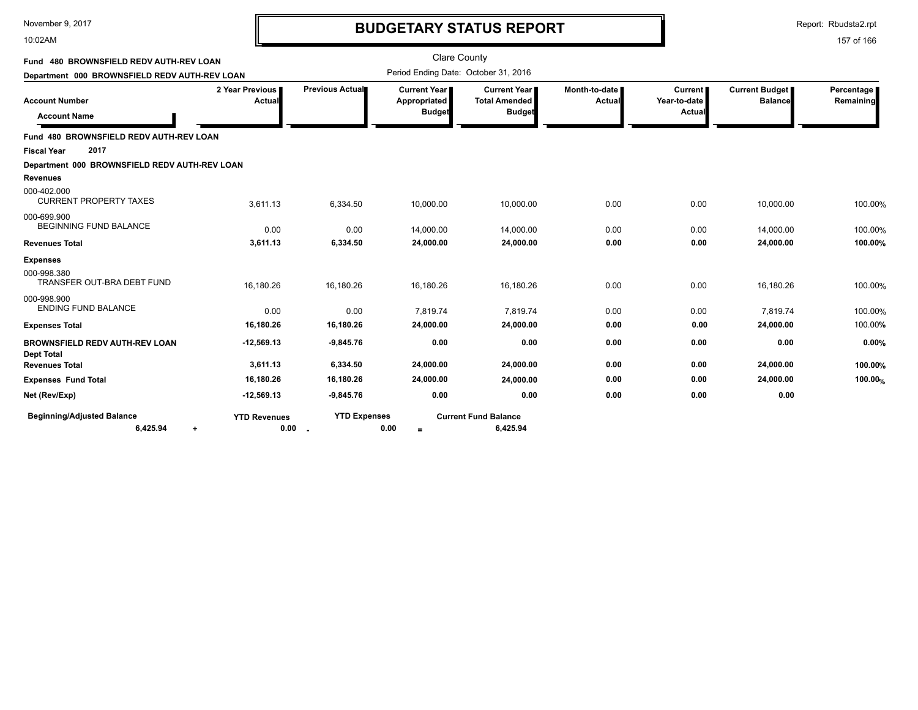# BUDGETARY STATUS REPORT

Clare County

Period Ending Date: October 31, 2016

November 9, 2017
10:02AM

Report: Rbudsta2.rpt

**Fund 480 BROWNSFIELD REDV AUTH-REV LOAN**
**Department 000 BROWNSFIELD REDV AUTH-REV LOAN**

| Account Number / Account Name | 2 Year Previous Actual | Previous Actual | Current Year Appropriated Budget | Current Year Total Amended Budget | Month-to-date Actual | Current Year-to-date Actual | Current Budget Balance | Percentage Remaining |
|---|---|---|---|---|---|---|---|---|
| **Fund 480 BROWNSFIELD REDV AUTH-REV LOAN** | | | | | | | | |
| **Fiscal Year 2017** | | | | | | | | |
| **Department 000 BROWNSFIELD REDV AUTH-REV LOAN** | | | | | | | | |
| **Revenues** | | | | | | | | |
| 000-402.000 CURRENT PROPERTY TAXES | 3,611.13 | 6,334.50 | 10,000.00 | 10,000.00 | 0.00 | 0.00 | 10,000.00 | 100.00% |
| 000-699.900 BEGINNING FUND BALANCE | 0.00 | 0.00 | 14,000.00 | 14,000.00 | 0.00 | 0.00 | 14,000.00 | 100.00% |
| **Revenues Total** | **3,611.13** | **6,334.50** | **24,000.00** | **24,000.00** | **0.00** | **0.00** | **24,000.00** | **100.00%** |
| **Expenses** | | | | | | | | |
| 000-998.380 TRANSFER OUT-BRA DEBT FUND | 16,180.26 | 16,180.26 | 16,180.26 | 16,180.26 | 0.00 | 0.00 | 16,180.26 | 100.00% |
| 000-998.900 ENDING FUND BALANCE | 0.00 | 0.00 | 7,819.74 | 7,819.74 | 0.00 | 0.00 | 7,819.74 | 100.00% |
| **Expenses Total** | **16,180.26** | **16,180.26** | **24,000.00** | **24,000.00** | **0.00** | **0.00** | **24,000.00** | 100.00% |
| **BROWNSFIELD REDV AUTH-REV LOAN Dept Total** | **-12,569.13** | **-9,845.76** | **0.00** | **0.00** | **0.00** | **0.00** | **0.00** | **0.00%** |
| **Revenues Total** | **3,611.13** | **6,334.50** | **24,000.00** | **24,000.00** | **0.00** | **0.00** | **24,000.00** | **100.00%** |
| **Expenses Fund Total** | **16,180.26** | **16,180.26** | **24,000.00** | **24,000.00** | **0.00** | **0.00** | **24,000.00** | **100.00%** |
| **Net (Rev/Exp)** | **-12,569.13** | **-9,845.76** | **0.00** | **0.00** | **0.00** | **0.00** | **0.00** | |

| Beginning/Adjusted Balance | | YTD Revenues | | YTD Expenses | | Current Fund Balance |
|---|---|---|---|---|---|---|
| 6,425.94 | + | 0.00 | - | 0.00 | = | 6,425.94 |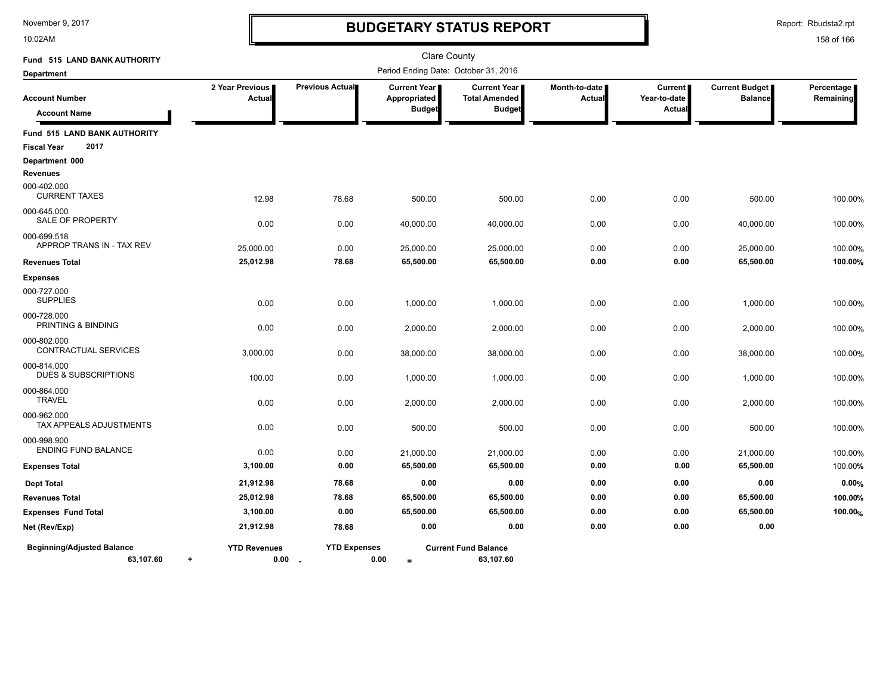November 9, 2017
10:02AM

# BUDGETARY STATUS REPORT

Report: Rbudsta2.rpt

Clare County

Period Ending Date: October 31, 2016

**Fund 515 LAND BANK AUTHORITY**

**Department**

| Account Number / Account Name | 2 Year Previous Actual | Previous Actual | Current Year Appropriated Budget | Current Year Total Amended Budget | Month-to-date Actual | Current Year-to-date Actual | Current Budget Balance | Percentage Remaining |
|---|---|---|---|---|---|---|---|---|
| **Fund 515 LAND BANK AUTHORITY** | | | | | | | | |
| **Fiscal Year 2017** | | | | | | | | |
| **Department 000** | | | | | | | | |
| **Revenues** | | | | | | | | |
| 000-402.000 CURRENT TAXES | 12.98 | 78.68 | 500.00 | 500.00 | 0.00 | 0.00 | 500.00 | 100.00% |
| 000-645.000 SALE OF PROPERTY | 0.00 | 0.00 | 40,000.00 | 40,000.00 | 0.00 | 0.00 | 40,000.00 | 100.00% |
| 000-699.518 APPROP TRANS IN - TAX REV | 25,000.00 | 0.00 | 25,000.00 | 25,000.00 | 0.00 | 0.00 | 25,000.00 | 100.00% |
| **Revenues Total** | **25,012.98** | **78.68** | **65,500.00** | **65,500.00** | **0.00** | **0.00** | **65,500.00** | **100.00%** |
| **Expenses** | | | | | | | | |
| 000-727.000 SUPPLIES | 0.00 | 0.00 | 1,000.00 | 1,000.00 | 0.00 | 0.00 | 1,000.00 | 100.00% |
| 000-728.000 PRINTING & BINDING | 0.00 | 0.00 | 2,000.00 | 2,000.00 | 0.00 | 0.00 | 2,000.00 | 100.00% |
| 000-802.000 CONTRACTUAL SERVICES | 3,000.00 | 0.00 | 38,000.00 | 38,000.00 | 0.00 | 0.00 | 38,000.00 | 100.00% |
| 000-814.000 DUES & SUBSCRIPTIONS | 100.00 | 0.00 | 1,000.00 | 1,000.00 | 0.00 | 0.00 | 1,000.00 | 100.00% |
| 000-864.000 TRAVEL | 0.00 | 0.00 | 2,000.00 | 2,000.00 | 0.00 | 0.00 | 2,000.00 | 100.00% |
| 000-962.000 TAX APPEALS ADJUSTMENTS | 0.00 | 0.00 | 500.00 | 500.00 | 0.00 | 0.00 | 500.00 | 100.00% |
| 000-998.900 ENDING FUND BALANCE | 0.00 | 0.00 | 21,000.00 | 21,000.00 | 0.00 | 0.00 | 21,000.00 | 100.00% |
| **Expenses Total** | **3,100.00** | **0.00** | **65,500.00** | **65,500.00** | **0.00** | **0.00** | **65,500.00** | 100.00% |
| **Dept Total** | **21,912.98** | **78.68** | **0.00** | **0.00** | **0.00** | **0.00** | **0.00** | **0.00%** |
| **Revenues Total** | **25,012.98** | **78.68** | **65,500.00** | **65,500.00** | **0.00** | **0.00** | **65,500.00** | **100.00%** |
| **Expenses Fund Total** | **3,100.00** | **0.00** | **65,500.00** | **65,500.00** | **0.00** | **0.00** | **65,500.00** | **100.00%** |
| **Net (Rev/Exp)** | **21,912.98** | **78.68** | **0.00** | **0.00** | **0.00** | **0.00** | **0.00** | |

| Beginning/Adjusted Balance | | YTD Revenues | | YTD Expenses | | Current Fund Balance |
|---|---|---|---|---|---|---|
| 63,107.60 | + | 0.00 | - | 0.00 | = | 63,107.60 |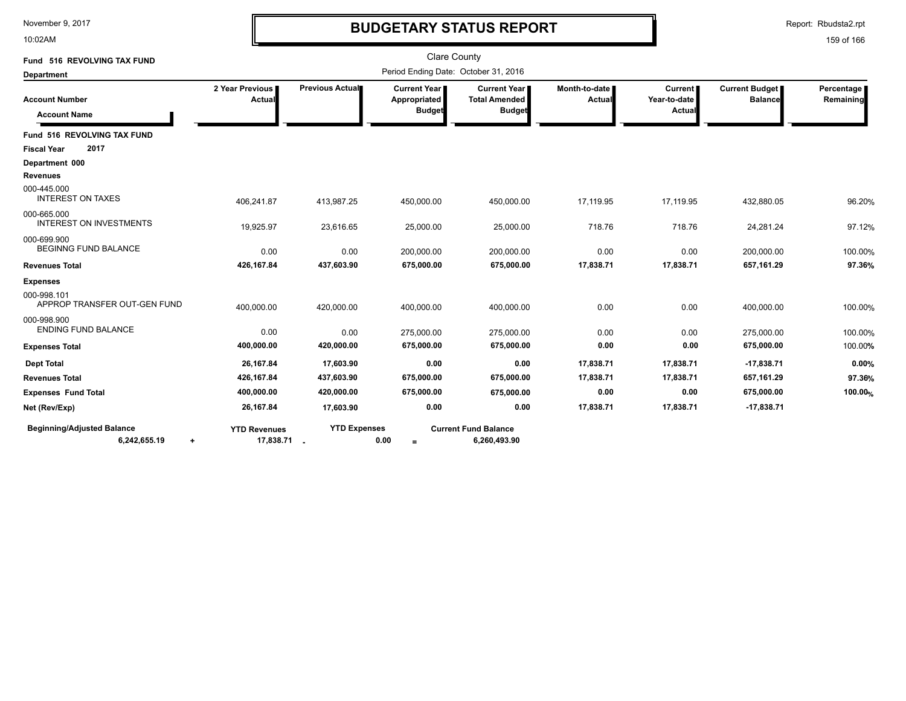# BUDGETARY STATUS REPORT

November 9, 2017
10:02AM

Report: Rbudsta2.rpt

Clare County

**Fund 516 REVOLVING TAX FUND**

**Department**

Period Ending Date: October 31, 2016

| Account Number / Account Name | 2 Year Previous Actual | Previous Actual | Current Year Appropriated Budget | Current Year Total Amended Budget | Month-to-date Actual | Current Year-to-date Actual | Current Budget Balance | Percentage Remaining |
|---|---|---|---|---|---|---|---|---|
| **Fund 516 REVOLVING TAX FUND** | | | | | | | | |
| **Fiscal Year 2017** | | | | | | | | |
| **Department 000** | | | | | | | | |
| **Revenues** | | | | | | | | |
| 000-445.000 INTEREST ON TAXES | 406,241.87 | 413,987.25 | 450,000.00 | 450,000.00 | 17,119.95 | 17,119.95 | 432,880.05 | 96.20% |
| 000-665.000 INTEREST ON INVESTMENTS | 19,925.97 | 23,616.65 | 25,000.00 | 25,000.00 | 718.76 | 718.76 | 24,281.24 | 97.12% |
| 000-699.900 BEGINNG FUND BALANCE | 0.00 | 0.00 | 200,000.00 | 200,000.00 | 0.00 | 0.00 | 200,000.00 | 100.00% |
| **Revenues Total** | **426,167.84** | **437,603.90** | **675,000.00** | **675,000.00** | **17,838.71** | **17,838.71** | **657,161.29** | **97.36%** |
| **Expenses** | | | | | | | | |
| 000-998.101 APPROP TRANSFER OUT-GEN FUND | 400,000.00 | 420,000.00 | 400,000.00 | 400,000.00 | 0.00 | 0.00 | 400,000.00 | 100.00% |
| 000-998.900 ENDING FUND BALANCE | 0.00 | 0.00 | 275,000.00 | 275,000.00 | 0.00 | 0.00 | 275,000.00 | 100.00% |
| **Expenses Total** | **400,000.00** | **420,000.00** | **675,000.00** | **675,000.00** | **0.00** | **0.00** | **675,000.00** | 100.00% |
| **Dept Total** | **26,167.84** | **17,603.90** | **0.00** | **0.00** | **17,838.71** | **17,838.71** | **-17,838.71** | **0.00%** |
| **Revenues Total** | **426,167.84** | **437,603.90** | **675,000.00** | **675,000.00** | **17,838.71** | **17,838.71** | **657,161.29** | **97.36%** |
| **Expenses Fund Total** | **400,000.00** | **420,000.00** | **675,000.00** | **675,000.00** | **0.00** | **0.00** | **675,000.00** | **100.00%** |
| **Net (Rev/Exp)** | **26,167.84** | **17,603.90** | **0.00** | **0.00** | **17,838.71** | **17,838.71** | **-17,838.71** | |

| Beginning/Adjusted Balance | | YTD Revenues | | YTD Expenses | | Current Fund Balance |
|---|---|---|---|---|---|---|
| 6,242,655.19 | + | 17,838.71 | - | 0.00 | = | 6,260,493.90 |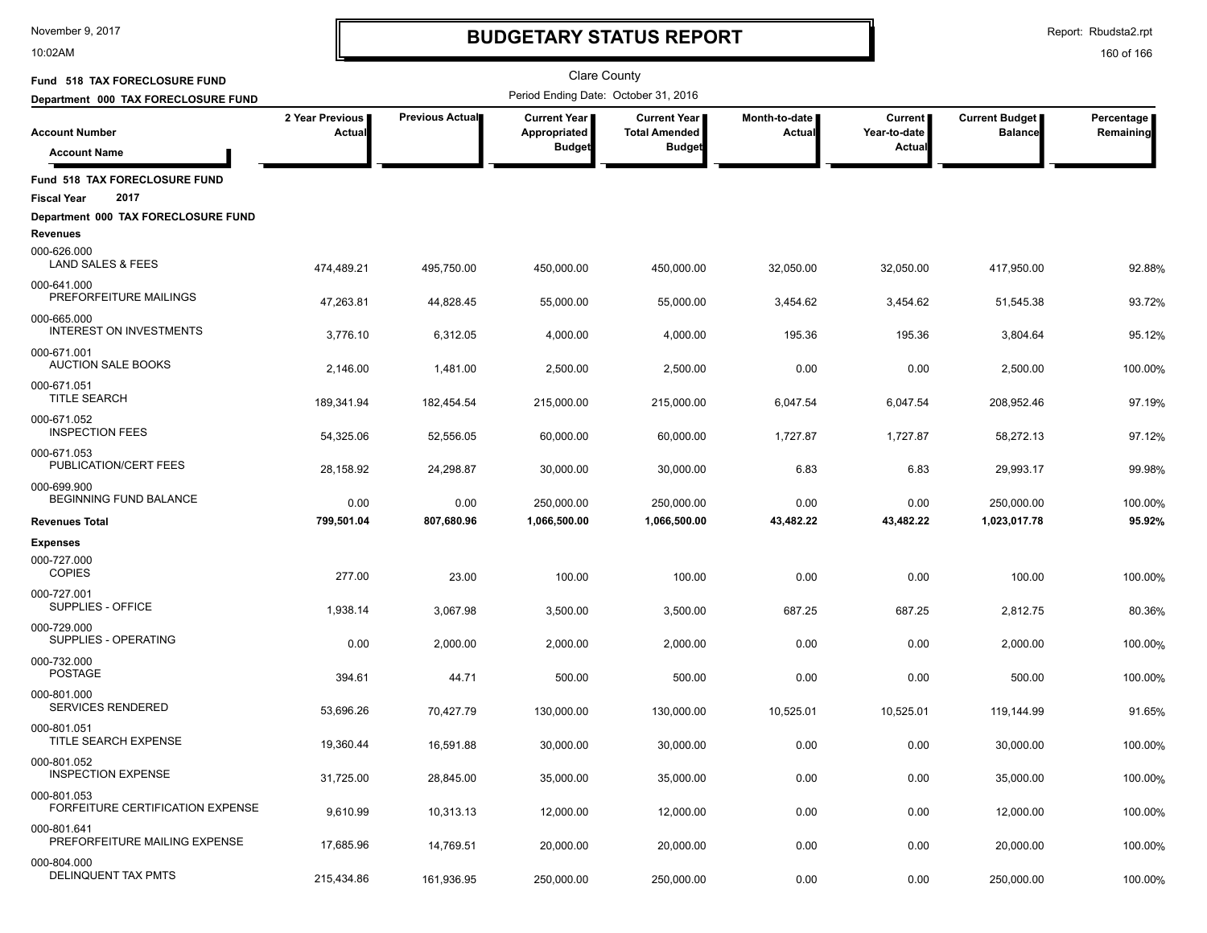# BUDGETARY STATUS REPORT

Clare County

Fund 518 TAX FORECLOSURE FUND

Department 000 TAX FORECLOSURE FUND

Period Ending Date: October 31, 2016

| Account Number / Account Name | 2 Year Previous Actual | Previous Actual | Current Year Appropriated Budget | Current Year Total Amended Budget | Month-to-date Actual | Current Year-to-date Actual | Current Budget Balance | Percentage Remaining |
|---|---|---|---|---|---|---|---|---|
| **Fund 518 TAX FORECLOSURE FUND** | | | | | | | | |
| **Fiscal Year 2017** | | | | | | | | |
| **Department 000 TAX FORECLOSURE FUND** | | | | | | | | |
| **Revenues** | | | | | | | | |
| 000-626.000 LAND SALES & FEES | 474,489.21 | 495,750.00 | 450,000.00 | 450,000.00 | 32,050.00 | 32,050.00 | 417,950.00 | 92.88% |
| 000-641.000 PREFORFEITURE MAILINGS | 47,263.81 | 44,828.45 | 55,000.00 | 55,000.00 | 3,454.62 | 3,454.62 | 51,545.38 | 93.72% |
| 000-665.000 INTEREST ON INVESTMENTS | 3,776.10 | 6,312.05 | 4,000.00 | 4,000.00 | 195.36 | 195.36 | 3,804.64 | 95.12% |
| 000-671.001 AUCTION SALE BOOKS | 2,146.00 | 1,481.00 | 2,500.00 | 2,500.00 | 0.00 | 0.00 | 2,500.00 | 100.00% |
| 000-671.051 TITLE SEARCH | 189,341.94 | 182,454.54 | 215,000.00 | 215,000.00 | 6,047.54 | 6,047.54 | 208,952.46 | 97.19% |
| 000-671.052 INSPECTION FEES | 54,325.06 | 52,556.05 | 60,000.00 | 60,000.00 | 1,727.87 | 1,727.87 | 58,272.13 | 97.12% |
| 000-671.053 PUBLICATION/CERT FEES | 28,158.92 | 24,298.87 | 30,000.00 | 30,000.00 | 6.83 | 6.83 | 29,993.17 | 99.98% |
| 000-699.900 BEGINNING FUND BALANCE | 0.00 | 0.00 | 250,000.00 | 250,000.00 | 0.00 | 0.00 | 250,000.00 | 100.00% |
| **Revenues Total** | **799,501.04** | **807,680.96** | **1,066,500.00** | **1,066,500.00** | **43,482.22** | **43,482.22** | **1,023,017.78** | **95.92%** |
| **Expenses** | | | | | | | | |
| 000-727.000 COPIES | 277.00 | 23.00 | 100.00 | 100.00 | 0.00 | 0.00 | 100.00 | 100.00% |
| 000-727.001 SUPPLIES - OFFICE | 1,938.14 | 3,067.98 | 3,500.00 | 3,500.00 | 687.25 | 687.25 | 2,812.75 | 80.36% |
| 000-729.000 SUPPLIES - OPERATING | 0.00 | 2,000.00 | 2,000.00 | 2,000.00 | 0.00 | 0.00 | 2,000.00 | 100.00% |
| 000-732.000 POSTAGE | 394.61 | 44.71 | 500.00 | 500.00 | 0.00 | 0.00 | 500.00 | 100.00% |
| 000-801.000 SERVICES RENDERED | 53,696.26 | 70,427.79 | 130,000.00 | 130,000.00 | 10,525.01 | 10,525.01 | 119,144.99 | 91.65% |
| 000-801.051 TITLE SEARCH EXPENSE | 19,360.44 | 16,591.88 | 30,000.00 | 30,000.00 | 0.00 | 0.00 | 30,000.00 | 100.00% |
| 000-801.052 INSPECTION EXPENSE | 31,725.00 | 28,845.00 | 35,000.00 | 35,000.00 | 0.00 | 0.00 | 35,000.00 | 100.00% |
| 000-801.053 FORFEITURE CERTIFICATION EXPENSE | 9,610.99 | 10,313.13 | 12,000.00 | 12,000.00 | 0.00 | 0.00 | 12,000.00 | 100.00% |
| 000-801.641 PREFORFEITURE MAILING EXPENSE | 17,685.96 | 14,769.51 | 20,000.00 | 20,000.00 | 0.00 | 0.00 | 20,000.00 | 100.00% |
| 000-804.000 DELINQUENT TAX PMTS | 215,434.86 | 161,936.95 | 250,000.00 | 250,000.00 | 0.00 | 0.00 | 250,000.00 | 100.00% |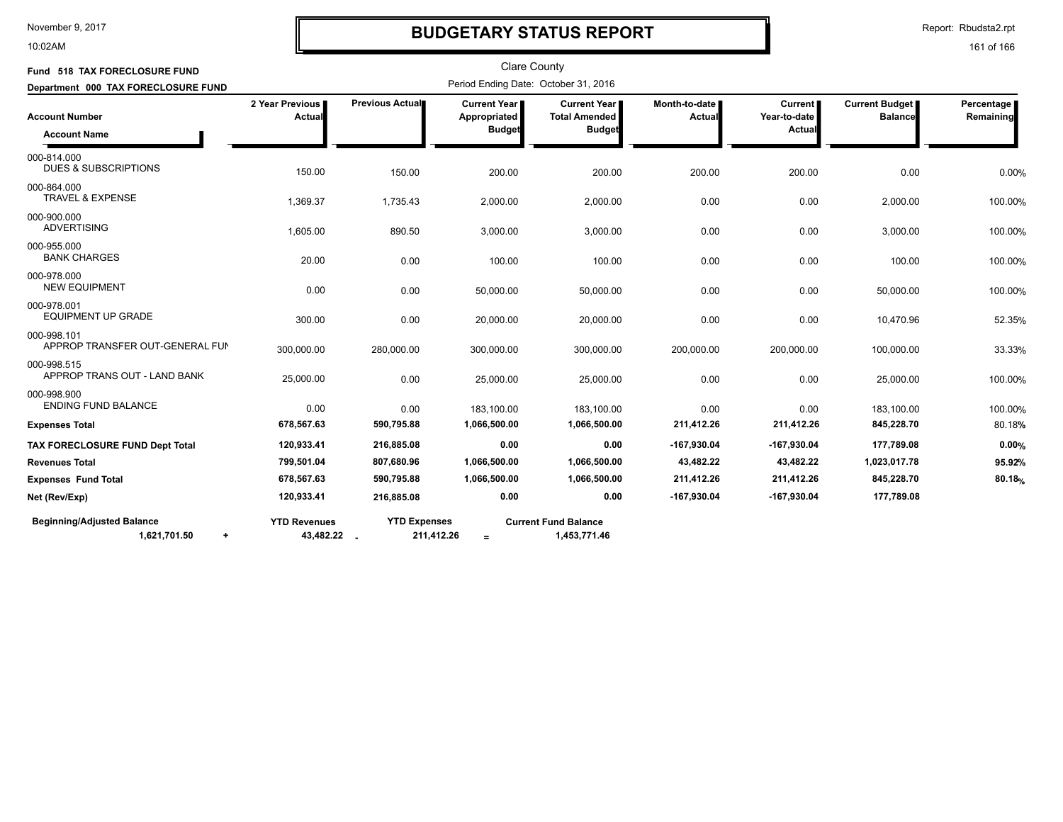# BUDGETARY STATUS REPORT

Clare County

**Fund 518 TAX FORECLOSURE FUND**

**Department 000 TAX FORECLOSURE FUND**

Period Ending Date: October 31, 2016

| Account Number / Account Name | 2 Year Previous Actual | Previous Actual | Current Year Appropriated Budget | Current Year Total Amended Budget | Month-to-date Actual | Current Year-to-date Actual | Current Budget Balance | Percentage Remaining |
|---|---|---|---|---|---|---|---|---|
| 000-814.000 DUES & SUBSCRIPTIONS | 150.00 | 150.00 | 200.00 | 200.00 | 200.00 | 200.00 | 0.00 | 0.00% |
| 000-864.000 TRAVEL & EXPENSE | 1,369.37 | 1,735.43 | 2,000.00 | 2,000.00 | 0.00 | 0.00 | 2,000.00 | 100.00% |
| 000-900.000 ADVERTISING | 1,605.00 | 890.50 | 3,000.00 | 3,000.00 | 0.00 | 0.00 | 3,000.00 | 100.00% |
| 000-955.000 BANK CHARGES | 20.00 | 0.00 | 100.00 | 100.00 | 0.00 | 0.00 | 100.00 | 100.00% |
| 000-978.000 NEW EQUIPMENT | 0.00 | 0.00 | 50,000.00 | 50,000.00 | 0.00 | 0.00 | 50,000.00 | 100.00% |
| 000-978.001 EQUIPMENT UP GRADE | 300.00 | 0.00 | 20,000.00 | 20,000.00 | 0.00 | 0.00 | 10,470.96 | 52.35% |
| 000-998.101 APPROP TRANSFER OUT-GENERAL FUN | 300,000.00 | 280,000.00 | 300,000.00 | 300,000.00 | 200,000.00 | 200,000.00 | 100,000.00 | 33.33% |
| 000-998.515 APPROP TRANS OUT - LAND BANK | 25,000.00 | 0.00 | 25,000.00 | 25,000.00 | 0.00 | 0.00 | 25,000.00 | 100.00% |
| 000-998.900 ENDING FUND BALANCE | 0.00 | 0.00 | 183,100.00 | 183,100.00 | 0.00 | 0.00 | 183,100.00 | 100.00% |
| **Expenses Total** | **678,567.63** | **590,795.88** | **1,066,500.00** | **1,066,500.00** | **211,412.26** | **211,412.26** | **845,228.70** | 80.18% |
| **TAX FORECLOSURE FUND Dept Total** | **120,933.41** | **216,885.08** | **0.00** | **0.00** | **-167,930.04** | **-167,930.04** | **177,789.08** | **0.00%** |
| **Revenues Total** | **799,501.04** | **807,680.96** | **1,066,500.00** | **1,066,500.00** | **43,482.22** | **43,482.22** | **1,023,017.78** | **95.92%** |
| **Expenses Fund Total** | **678,567.63** | **590,795.88** | **1,066,500.00** | **1,066,500.00** | **211,412.26** | **211,412.26** | **845,228.70** | **80.18%** |
| **Net (Rev/Exp)** | **120,933.41** | **216,885.08** | **0.00** | **0.00** | **-167,930.04** | **-167,930.04** | **177,789.08** | |

| Beginning/Adjusted Balance | | YTD Revenues | | YTD Expenses | | Current Fund Balance |
|---|---|---|---|---|---|---|
| 1,621,701.50 | + | 43,482.22 | - | 211,412.26 | = | 1,453,771.46 |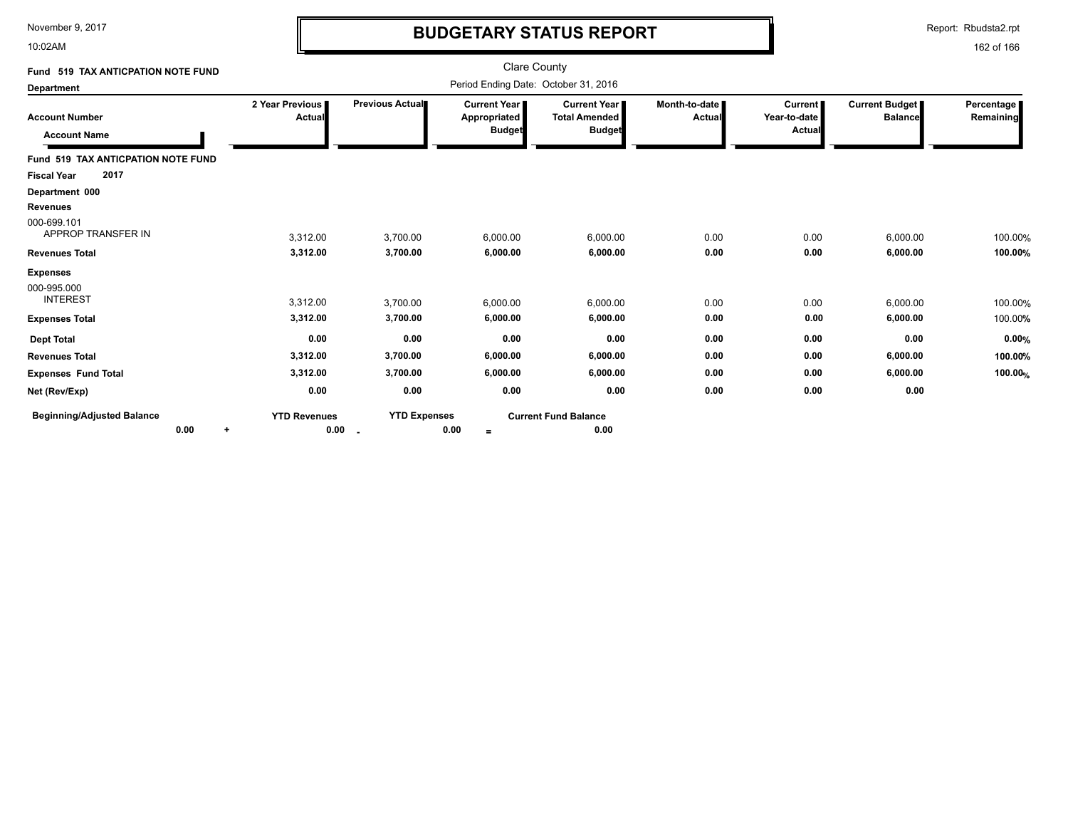# BUDGETARY STATUS REPORT

November 9, 2017
10:02AM

Report: Rbudsta2.rpt

Clare County

Fund 519 TAX ANTICPATION NOTE FUND

Department

Period Ending Date: October 31, 2016

| Account Number / Account Name | 2 Year Previous Actual | Previous Actual | Current Year Appropriated Budget | Current Year Total Amended Budget | Month-to-date Actual | Current Year-to-date Actual | Current Budget Balance | Percentage Remaining |
|---|---|---|---|---|---|---|---|---|
| **Fund 519 TAX ANTICPATION NOTE FUND** | | | | | | | | |
| **Fiscal Year 2017** | | | | | | | | |
| **Department 000** | | | | | | | | |
| **Revenues** | | | | | | | | |
| 000-699.101 APPROP TRANSFER IN | 3,312.00 | 3,700.00 | 6,000.00 | 6,000.00 | 0.00 | 0.00 | 6,000.00 | 100.00% |
| **Revenues Total** | **3,312.00** | **3,700.00** | **6,000.00** | **6,000.00** | **0.00** | **0.00** | **6,000.00** | **100.00%** |
| **Expenses** | | | | | | | | |
| 000-995.000 INTEREST | 3,312.00 | 3,700.00 | 6,000.00 | 6,000.00 | 0.00 | 0.00 | 6,000.00 | 100.00% |
| **Expenses Total** | **3,312.00** | **3,700.00** | **6,000.00** | **6,000.00** | **0.00** | **0.00** | **6,000.00** | 100.00% |
| **Dept Total** | **0.00** | **0.00** | **0.00** | **0.00** | **0.00** | **0.00** | **0.00** | **0.00%** |
| **Revenues Total** | **3,312.00** | **3,700.00** | **6,000.00** | **6,000.00** | **0.00** | **0.00** | **6,000.00** | **100.00%** |
| **Expenses Fund Total** | **3,312.00** | **3,700.00** | **6,000.00** | **6,000.00** | **0.00** | **0.00** | **6,000.00** | **100.00%** |
| **Net (Rev/Exp)** | **0.00** | **0.00** | **0.00** | **0.00** | **0.00** | **0.00** | **0.00** | |

| Beginning/Adjusted Balance | | YTD Revenues | | YTD Expenses | | Current Fund Balance |
|---|---|---|---|---|---|---|
| 0.00 | + | 0.00 | - | 0.00 | = | 0.00 |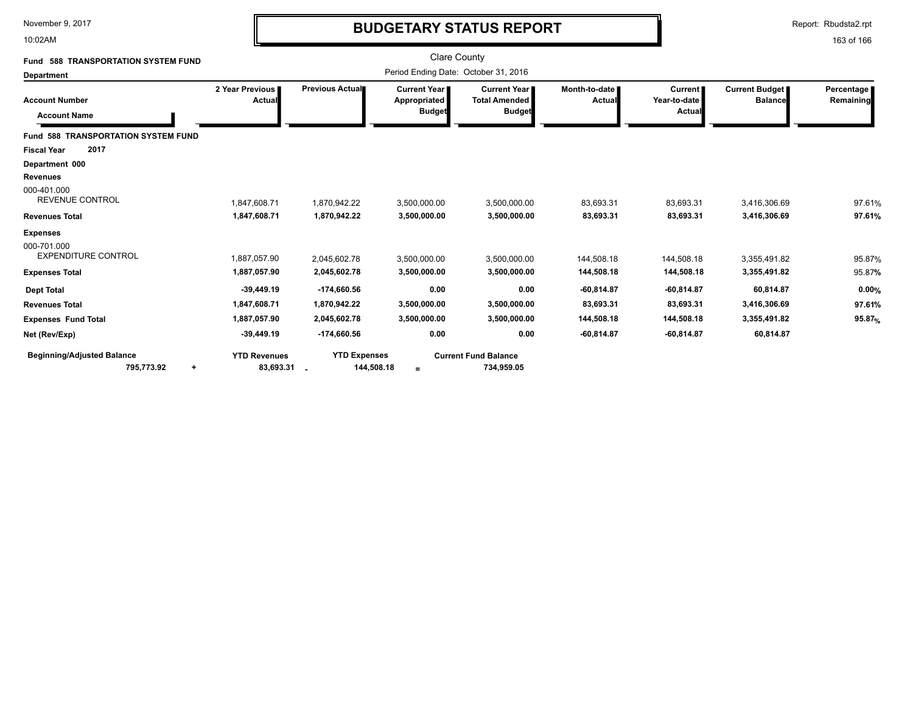# BUDGETARY STATUS REPORT

Clare County

Period Ending Date: October 31, 2016

**Fund 588 TRANSPORTATION SYSTEM FUND**

**Department**

| Account Number / Account Name | 2 Year Previous Actual | Previous Actual | Current Year Appropriated Budget | Current Year Total Amended Budget | Month-to-date Actual | Current Year-to-date Actual | Current Budget Balance | Percentage Remaining |
|---|---|---|---|---|---|---|---|---|
| **Fund 588 TRANSPORTATION SYSTEM FUND** | | | | | | | | |
| **Fiscal Year 2017** | | | | | | | | |
| **Department 000** | | | | | | | | |
| **Revenues** | | | | | | | | |
| 000-401.000 REVENUE CONTROL | 1,847,608.71 | 1,870,942.22 | 3,500,000.00 | 3,500,000.00 | 83,693.31 | 83,693.31 | 3,416,306.69 | 97.61% |
| **Revenues Total** | **1,847,608.71** | **1,870,942.22** | **3,500,000.00** | **3,500,000.00** | **83,693.31** | **83,693.31** | **3,416,306.69** | **97.61%** |
| **Expenses** | | | | | | | | |
| 000-701.000 EXPENDITURE CONTROL | 1,887,057.90 | 2,045,602.78 | 3,500,000.00 | 3,500,000.00 | 144,508.18 | 144,508.18 | 3,355,491.82 | 95.87% |
| **Expenses Total** | **1,887,057.90** | **2,045,602.78** | **3,500,000.00** | **3,500,000.00** | **144,508.18** | **144,508.18** | **3,355,491.82** | 95.87% |
| **Dept Total** | **-39,449.19** | **-174,660.56** | **0.00** | **0.00** | **-60,814.87** | **-60,814.87** | **60,814.87** | **0.00%** |
| **Revenues Total** | **1,847,608.71** | **1,870,942.22** | **3,500,000.00** | **3,500,000.00** | **83,693.31** | **83,693.31** | **3,416,306.69** | **97.61%** |
| **Expenses Fund Total** | **1,887,057.90** | **2,045,602.78** | **3,500,000.00** | **3,500,000.00** | **144,508.18** | **144,508.18** | **3,355,491.82** | **95.87%** |
| **Net (Rev/Exp)** | **-39,449.19** | **-174,660.56** | **0.00** | **0.00** | **-60,814.87** | **-60,814.87** | **60,814.87** | |

| Beginning/Adjusted Balance | | YTD Revenues | | YTD Expenses | | Current Fund Balance |
|---|---|---|---|---|---|---|
| 795,773.92 | + | 83,693.31 | - | 144,508.18 | = | 734,959.05 |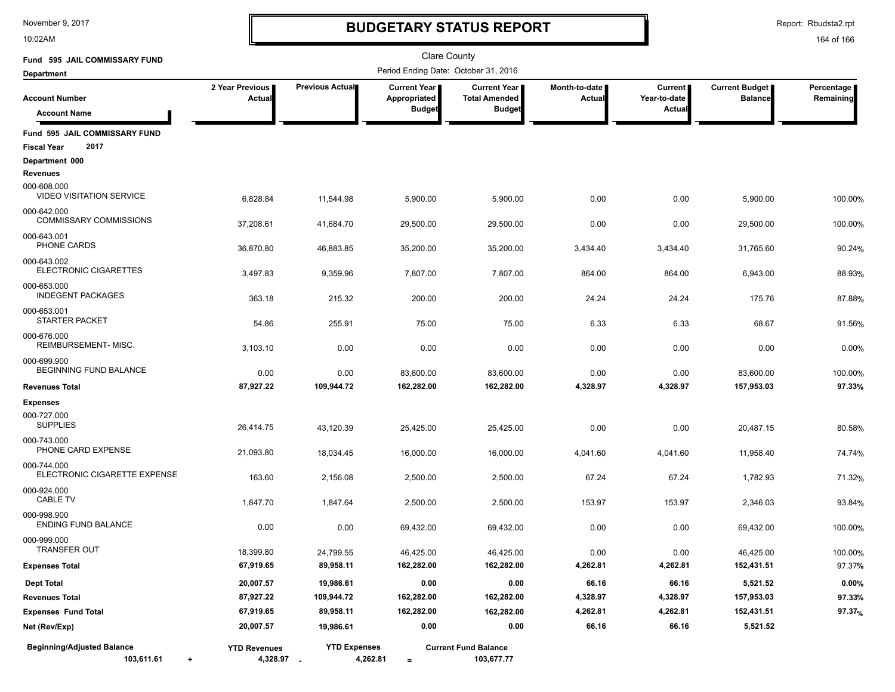November 9, 2017
10:02AM

# BUDGETARY STATUS REPORT

Report: Rbudsta2.rpt

Clare County

Fund 595 JAIL COMMISSARY FUND
Department

Period Ending Date: October 31, 2016

| Account Number / Account Name | 2 Year Previous Actual | Previous Actual | Current Year Appropriated Budget | Current Year Total Amended Budget | Month-to-date Actual | Current Year-to-date Actual | Current Budget Balance | Percentage Remaining |
|---|---|---|---|---|---|---|---|---|
| **Fund 595 JAIL COMMISSARY FUND** | | | | | | | | |
| **Fiscal Year 2017** | | | | | | | | |
| **Department 000** | | | | | | | | |
| **Revenues** | | | | | | | | |
| 000-608.000 VIDEO VISITATION SERVICE | 6,828.84 | 11,544.98 | 5,900.00 | 5,900.00 | 0.00 | 0.00 | 5,900.00 | 100.00% |
| 000-642.000 COMMISSARY COMMISSIONS | 37,208.61 | 41,684.70 | 29,500.00 | 29,500.00 | 0.00 | 0.00 | 29,500.00 | 100.00% |
| 000-643.001 PHONE CARDS | 36,870.80 | 46,883.85 | 35,200.00 | 35,200.00 | 3,434.40 | 3,434.40 | 31,765.60 | 90.24% |
| 000-643.002 ELECTRONIC CIGARETTES | 3,497.83 | 9,359.96 | 7,807.00 | 7,807.00 | 864.00 | 864.00 | 6,943.00 | 88.93% |
| 000-653.000 INDEGENT PACKAGES | 363.18 | 215.32 | 200.00 | 200.00 | 24.24 | 24.24 | 175.76 | 87.88% |
| 000-653.001 STARTER PACKET | 54.86 | 255.91 | 75.00 | 75.00 | 6.33 | 6.33 | 68.67 | 91.56% |
| 000-676.000 REIMBURSEMENT- MISC. | 3,103.10 | 0.00 | 0.00 | 0.00 | 0.00 | 0.00 | 0.00 | 0.00% |
| 000-699.900 BEGINNING FUND BALANCE | 0.00 | 0.00 | 83,600.00 | 83,600.00 | 0.00 | 0.00 | 83,600.00 | 100.00% |
| **Revenues Total** | **87,927.22** | **109,944.72** | **162,282.00** | **162,282.00** | **4,328.97** | **4,328.97** | **157,953.03** | **97.33%** |
| **Expenses** | | | | | | | | |
| 000-727.000 SUPPLIES | 26,414.75 | 43,120.39 | 25,425.00 | 25,425.00 | 0.00 | 0.00 | 20,487.15 | 80.58% |
| 000-743.000 PHONE CARD EXPENSE | 21,093.80 | 18,034.45 | 16,000.00 | 16,000.00 | 4,041.60 | 4,041.60 | 11,958.40 | 74.74% |
| 000-744.000 ELECTRONIC CIGARETTE EXPENSE | 163.60 | 2,156.08 | 2,500.00 | 2,500.00 | 67.24 | 67.24 | 1,782.93 | 71.32% |
| 000-924.000 CABLE TV | 1,847.70 | 1,847.64 | 2,500.00 | 2,500.00 | 153.97 | 153.97 | 2,346.03 | 93.84% |
| 000-998.900 ENDING FUND BALANCE | 0.00 | 0.00 | 69,432.00 | 69,432.00 | 0.00 | 0.00 | 69,432.00 | 100.00% |
| 000-999.000 TRANSFER OUT | 18,399.80 | 24,799.55 | 46,425.00 | 46,425.00 | 0.00 | 0.00 | 46,425.00 | 100.00% |
| **Expenses Total** | **67,919.65** | **89,958.11** | **162,282.00** | **162,282.00** | **4,262.81** | **4,262.81** | **152,431.51** | 97.37% |
| **Dept Total** | **20,007.57** | **19,986.61** | **0.00** | **0.00** | **66.16** | **66.16** | **5,521.52** | **0.00%** |
| **Revenues Total** | **87,927.22** | **109,944.72** | **162,282.00** | **162,282.00** | **4,328.97** | **4,328.97** | **157,953.03** | **97.33%** |
| **Expenses Fund Total** | **67,919.65** | **89,958.11** | **162,282.00** | **162,282.00** | **4,262.81** | **4,262.81** | **152,431.51** | **97.37%** |
| **Net (Rev/Exp)** | **20,007.57** | **19,986.61** | **0.00** | **0.00** | **66.16** | **66.16** | **5,521.52** | |

| Beginning/Adjusted Balance | | YTD Revenues | | YTD Expenses | | Current Fund Balance |
|---|---|---|---|---|---|---|
| 103,611.61 | + | 4,328.97 | - | 4,262.81 | = | 103,677.77 |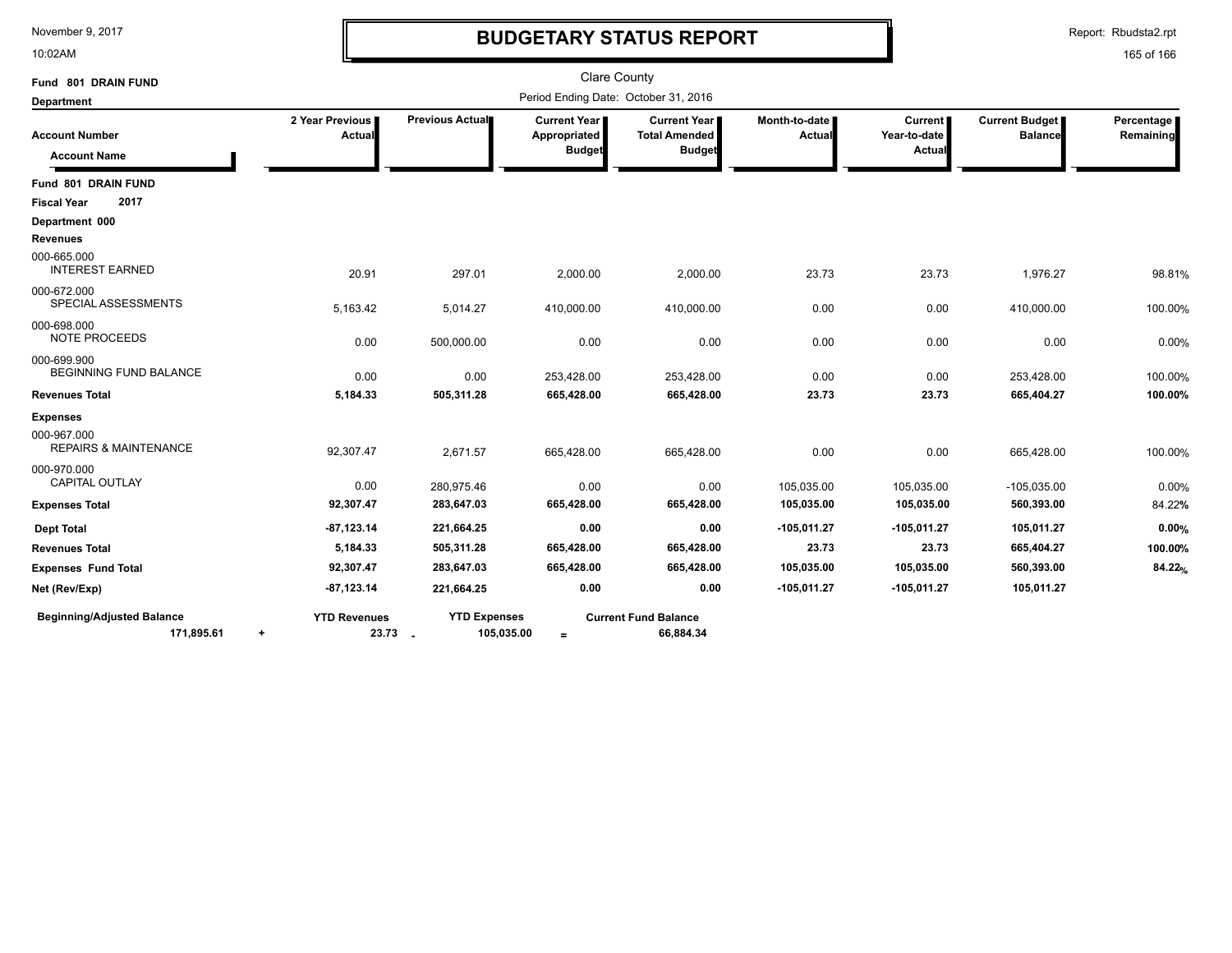# BUDGETARY STATUS REPORT

Clare County

Period Ending Date: October 31, 2016

**Fund 801 DRAIN FUND**

**Department**

| Account Number / Account Name | 2 Year Previous Actual | Previous Actual | Current Year Appropriated Budget | Current Year Total Amended Budget | Month-to-date Actual | Current Year-to-date Actual | Current Budget Balance | Percentage Remaining |
|---|---|---|---|---|---|---|---|---|
| **Fund 801 DRAIN FUND** | | | | | | | | |
| **Fiscal Year 2017** | | | | | | | | |
| **Department 000** | | | | | | | | |
| **Revenues** | | | | | | | | |
| 000-665.000 INTEREST EARNED | 20.91 | 297.01 | 2,000.00 | 2,000.00 | 23.73 | 23.73 | 1,976.27 | 98.81% |
| 000-672.000 SPECIAL ASSESSMENTS | 5,163.42 | 5,014.27 | 410,000.00 | 410,000.00 | 0.00 | 0.00 | 410,000.00 | 100.00% |
| 000-698.000 NOTE PROCEEDS | 0.00 | 500,000.00 | 0.00 | 0.00 | 0.00 | 0.00 | 0.00 | 0.00% |
| 000-699.900 BEGINNING FUND BALANCE | 0.00 | 0.00 | 253,428.00 | 253,428.00 | 0.00 | 0.00 | 253,428.00 | 100.00% |
| **Revenues Total** | **5,184.33** | **505,311.28** | **665,428.00** | **665,428.00** | **23.73** | **23.73** | **665,404.27** | **100.00%** |
| **Expenses** | | | | | | | | |
| 000-967.000 REPAIRS & MAINTENANCE | 92,307.47 | 2,671.57 | 665,428.00 | 665,428.00 | 0.00 | 0.00 | 665,428.00 | 100.00% |
| 000-970.000 CAPITAL OUTLAY | 0.00 | 280,975.46 | 0.00 | 0.00 | 105,035.00 | 105,035.00 | -105,035.00 | 0.00% |
| **Expenses Total** | **92,307.47** | **283,647.03** | **665,428.00** | **665,428.00** | **105,035.00** | **105,035.00** | **560,393.00** | 84.22% |
| **Dept Total** | **-87,123.14** | **221,664.25** | **0.00** | **0.00** | **-105,011.27** | **-105,011.27** | **105,011.27** | **0.00%** |
| **Revenues Total** | **5,184.33** | **505,311.28** | **665,428.00** | **665,428.00** | **23.73** | **23.73** | **665,404.27** | **100.00%** |
| **Expenses Fund Total** | **92,307.47** | **283,647.03** | **665,428.00** | **665,428.00** | **105,035.00** | **105,035.00** | **560,393.00** | **84.22%** |
| **Net (Rev/Exp)** | **-87,123.14** | **221,664.25** | **0.00** | **0.00** | **-105,011.27** | **-105,011.27** | **105,011.27** | |

| Beginning/Adjusted Balance | | YTD Revenues | | YTD Expenses | | Current Fund Balance |
|---|---|---|---|---|---|---|
| 171,895.61 | + | 23.73 | - | 105,035.00 | = | 66,884.34 |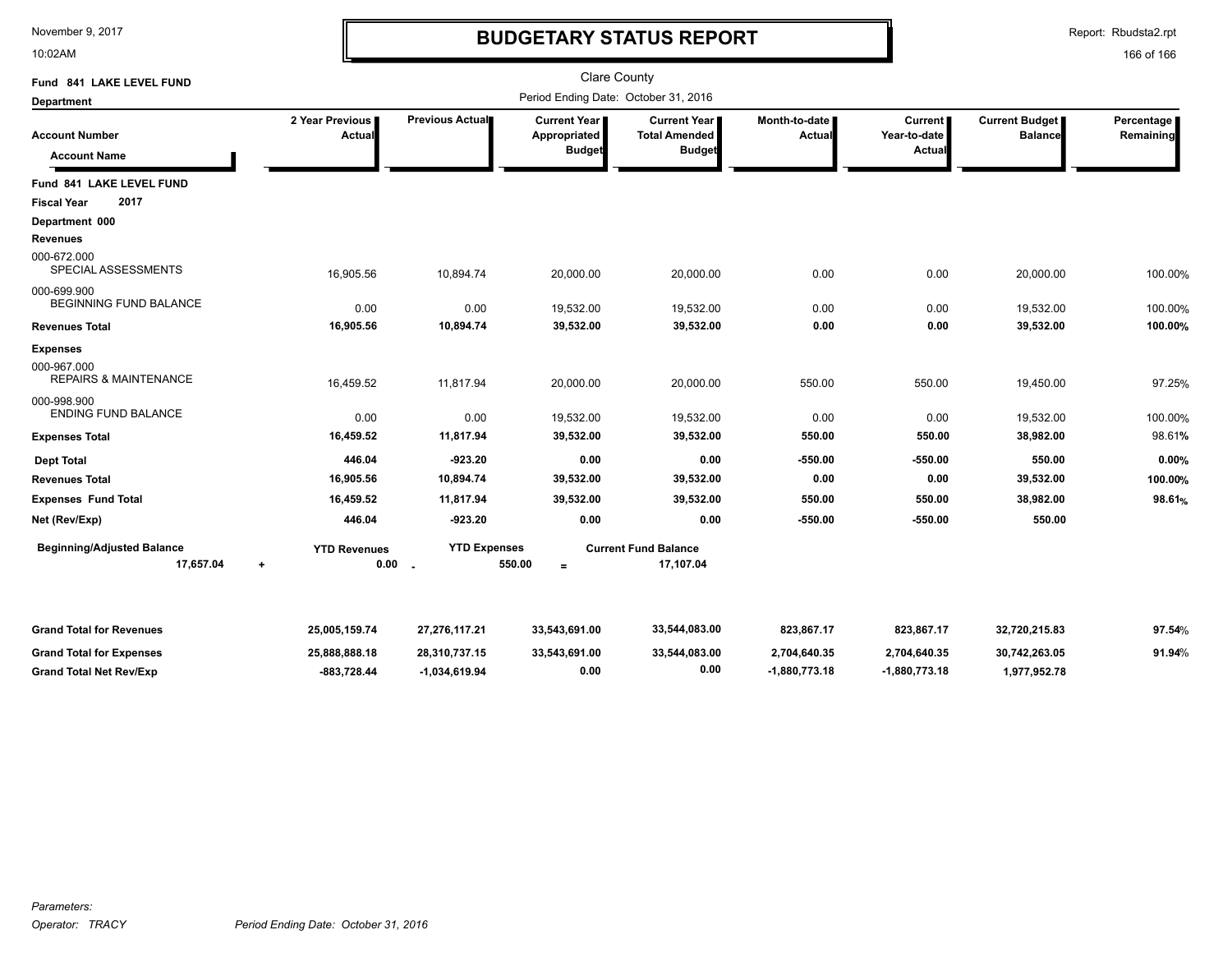# BUDGETARY STATUS REPORT

November 9, 2017
10:02AM

Report: Rbudsta2.rpt

Clare County

Period Ending Date: October 31, 2016

**Fund 841 LAKE LEVEL FUND**

**Department**

| Account Number / Account Name | 2 Year Previous Actual | Previous Actual | Current Year Appropriated Budget | Current Year Total Amended Budget | Month-to-date Actual | Current Year-to-date Actual | Current Budget Balance | Percentage Remaining |
|---|---|---|---|---|---|---|---|---|
| **Fund 841 LAKE LEVEL FUND** | | | | | | | | |
| **Fiscal Year 2017** | | | | | | | | |
| **Department 000** | | | | | | | | |
| **Revenues** | | | | | | | | |
| 000-672.000 SPECIAL ASSESSMENTS | 16,905.56 | 10,894.74 | 20,000.00 | 20,000.00 | 0.00 | 0.00 | 20,000.00 | 100.00% |
| 000-699.900 BEGINNING FUND BALANCE | 0.00 | 0.00 | 19,532.00 | 19,532.00 | 0.00 | 0.00 | 19,532.00 | 100.00% |
| **Revenues Total** | **16,905.56** | **10,894.74** | **39,532.00** | **39,532.00** | **0.00** | **0.00** | **39,532.00** | **100.00%** |
| **Expenses** | | | | | | | | |
| 000-967.000 REPAIRS & MAINTENANCE | 16,459.52 | 11,817.94 | 20,000.00 | 20,000.00 | 550.00 | 550.00 | 19,450.00 | 97.25% |
| 000-998.900 ENDING FUND BALANCE | 0.00 | 0.00 | 19,532.00 | 19,532.00 | 0.00 | 0.00 | 19,532.00 | 100.00% |
| **Expenses Total** | **16,459.52** | **11,817.94** | **39,532.00** | **39,532.00** | **550.00** | **550.00** | **38,982.00** | 98.61% |
| **Dept Total** | **446.04** | **-923.20** | **0.00** | **0.00** | **-550.00** | **-550.00** | **550.00** | **0.00%** |
| **Revenues Total** | **16,905.56** | **10,894.74** | **39,532.00** | **39,532.00** | **0.00** | **0.00** | **39,532.00** | **100.00%** |
| **Expenses Fund Total** | **16,459.52** | **11,817.94** | **39,532.00** | **39,532.00** | **550.00** | **550.00** | **38,982.00** | **98.61%** |
| **Net (Rev/Exp)** | **446.04** | **-923.20** | **0.00** | **0.00** | **-550.00** | **-550.00** | **550.00** | |

| Beginning/Adjusted Balance | | YTD Revenues | | YTD Expenses | | Current Fund Balance |
|---|---|---|---|---|---|---|
| 17,657.04 | + | 0.00 | - | 550.00 | = | 17,107.04 |

| | 2 Year Previous Actual | Previous Actual | Current Year Appropriated Budget | Current Year Total Amended Budget | Month-to-date Actual | Current Year-to-date Actual | Current Budget Balance | Percentage Remaining |
|---|---|---|---|---|---|---|---|---|
| **Grand Total for Revenues** | **25,005,159.74** | **27,276,117.21** | **33,543,691.00** | **33,544,083.00** | **823,867.17** | **823,867.17** | **32,720,215.83** | **97.54%** |
| **Grand Total for Expenses** | **25,888,888.18** | **28,310,737.15** | **33,543,691.00** | **33,544,083.00** | **2,704,640.35** | **2,704,640.35** | **30,742,263.05** | **91.94%** |
| **Grand Total Net Rev/Exp** | **-883,728.44** | **-1,034,619.94** | **0.00** | **0.00** | **-1,880,773.18** | **-1,880,773.18** | **1,977,952.78** | |

*Parameters:*

*Operator: TRACY* *Period Ending Date: October 31, 2016*